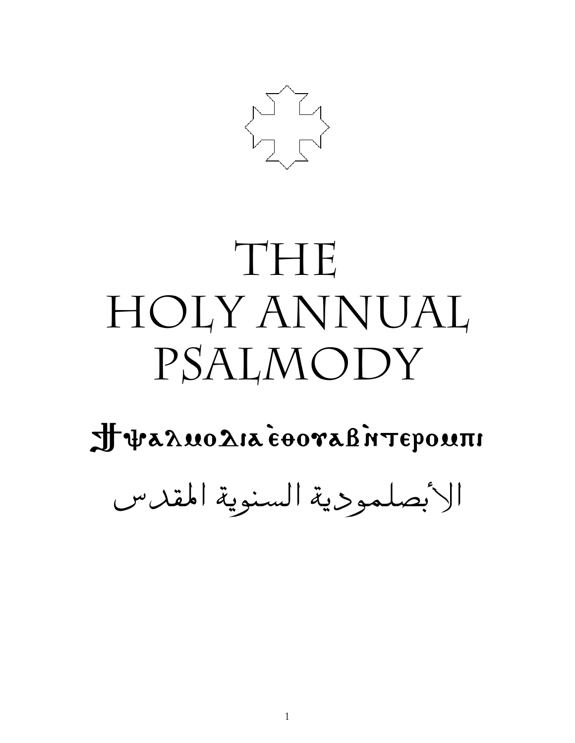# THE HOLY ANNUAL PSALMODY

ϮⲮⲁⲗⲙⲟⲇⲓⲁ ⲉ̀ⲑⲟⲩⲁⲃ ⲛ̀ⲧⲉⲣⲟⲙⲡⲓ

الأبصلمودية السنوية المقدس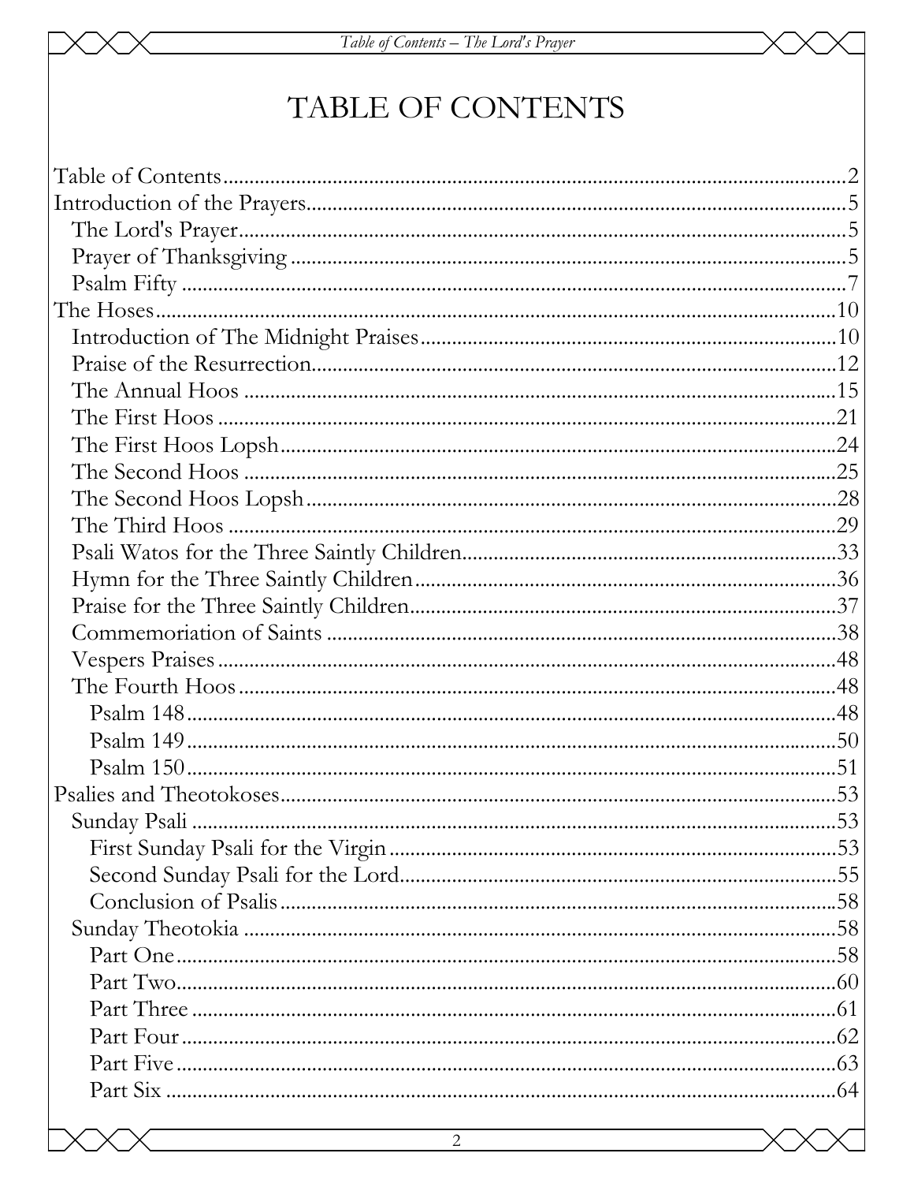# TABLE OF CONTENTS

- Table of Contents ..... 2
- Introduction of the Prayers ..... 5
  - The Lord's Prayer ..... 5
  - Prayer of Thanksgiving ..... 5
  - Psalm Fifty ..... 7
- The Hoses ..... 10
  - Introduction of The Midnight Praises ..... 10
  - Praise of the Resurrection ..... 12
  - The Annual Hoos ..... 15
  - The First Hoos ..... 21
  - The First Hoos Lopsh ..... 24
  - The Second Hoos ..... 25
  - The Second Hoos Lopsh ..... 28
  - The Third Hoos ..... 29
  - Psali Watos for the Three Saintly Children ..... 33
  - Hymn for the Three Saintly Children ..... 36
  - Praise for the Three Saintly Children ..... 37
  - Commemoriation of Saints ..... 38
  - Vespers Praises ..... 48
  - The Fourth Hoos ..... 48
    - Psalm 148 ..... 48
    - Psalm 149 ..... 50
    - Psalm 150 ..... 51
- Psalies and Theotokoses ..... 53
  - Sunday Psali ..... 53
    - First Sunday Psali for the Virgin ..... 53
    - Second Sunday Psali for the Lord ..... 55
    - Conclusion of Psalis ..... 58
  - Sunday Theotokia ..... 58
    - Part One ..... 58
    - Part Two ..... 60
    - Part Three ..... 61
    - Part Four ..... 62
    - Part Five ..... 63
    - Part Six ..... 64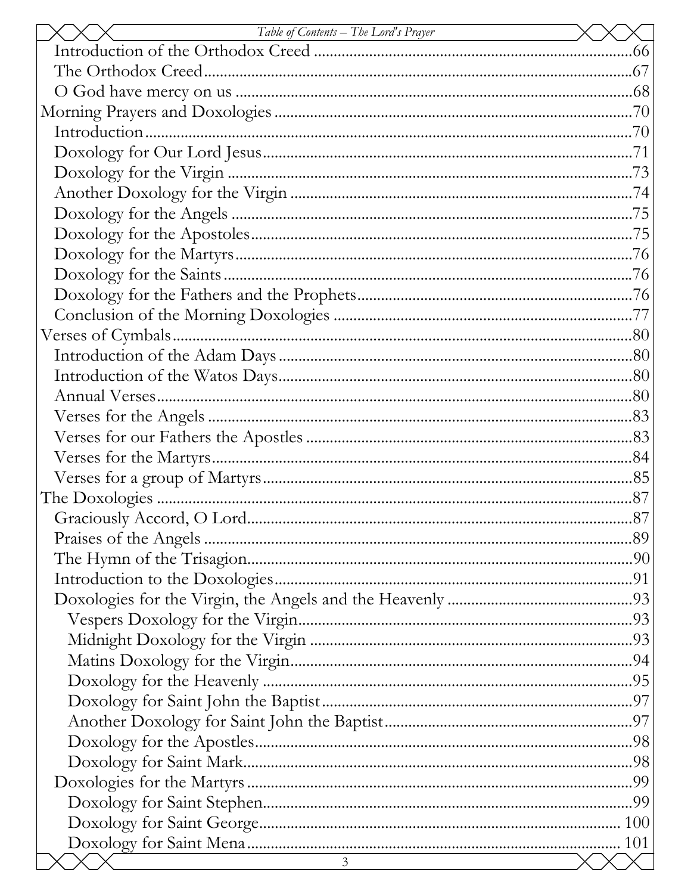- Introduction of the Orthodox Creed ............................................................66
- The Orthodox Creed ......................................................................................67
- O God have mercy on us ...............................................................................68

Morning Prayers and Doxologies ......................................................................70

- Introduction ....................................................................................................70
- Doxology for Our Lord Jesus ........................................................................71
- Doxology for the Virgin .................................................................................73
- Another Doxology for the Virgin .................................................................74
- Doxology for the Angels ................................................................................75
- Doxology for the Apostoles ...........................................................................75
- Doxology for the Martyrs ...............................................................................76
- Doxology for the Saints ..................................................................................76
- Doxology for the Fathers and the Prophets ..................................................76
- Conclusion of the Morning Doxologies ........................................................77

Verses of Cymbals ...............................................................................................80

- Introduction of the Adam Days .....................................................................80
- Introduction of the Watos Days .....................................................................80
- Annual Verses ..................................................................................................80
- Verses for the Angels .......................................................................................83
- Verses for our Fathers the Apostles ...............................................................83
- Verses for the Martyrs ......................................................................................84
- Verses for a group of Martyrs .........................................................................85

The Doxologies ....................................................................................................87

- Graciously Accord, O Lord .............................................................................87
- Praises of the Angels ........................................................................................89
- The Hymn of the Trisagion .............................................................................90
- Introduction to the Doxologies .......................................................................91
- Doxologies for the Virgin, the Angels and the Heavenly .............................93
  - Vespers Doxology for the Virgin ...............................................................93
  - Midnight Doxology for the Virgin .............................................................93
  - Matins Doxology for the Virgin .................................................................94
  - Doxology for the Heavenly ........................................................................95
  - Doxology for Saint John the Baptist ..........................................................97
  - Another Doxology for Saint John the Baptist ...........................................97
  - Doxology for the Apostles ..........................................................................98
  - Doxology for Saint Mark .............................................................................98
- Doxologies for the Martyrs ...............................................................................99
  - Doxology for Saint Stephen .........................................................................99
  - Doxology for Saint George ........................................................................100
  - Doxology for Saint Mena ...........................................................................101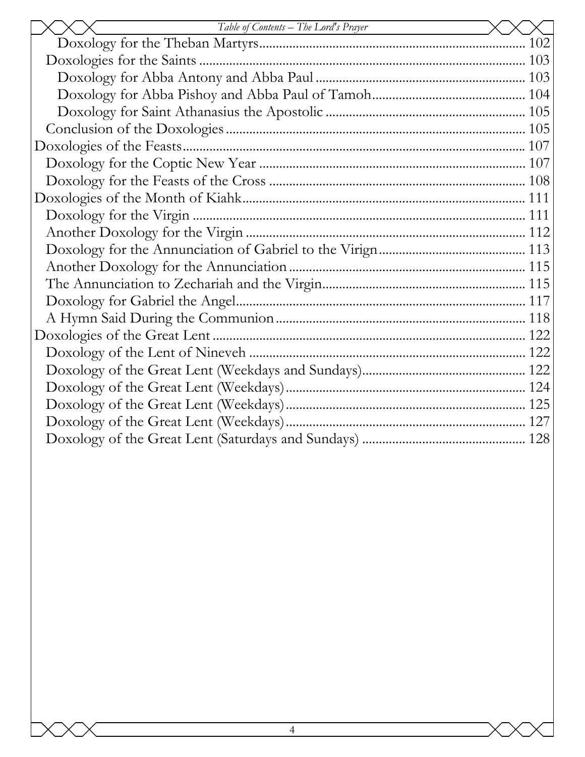Doxology for the Theban Martyrs ........ 102
Doxologies for the Saints ........ 103
Doxology for Abba Antony and Abba Paul ........ 103
Doxology for Abba Pishoy and Abba Paul of Tamoh ........ 104
Doxology for Saint Athanasius the Apostolic ........ 105
Conclusion of the Doxologies ........ 105
Doxologies of the Feasts ........ 107
Doxology for the Coptic New Year ........ 107
Doxology for the Feasts of the Cross ........ 108
Doxologies of the Month of Kiahk ........ 111
Doxology for the Virgin ........ 111
Another Doxology for the Virgin ........ 112
Doxology for the Annunciation of Gabriel to the Virign ........ 113
Another Doxology for the Annunciation ........ 115
The Annunciation to Zechariah and the Virgin ........ 115
Doxology for Gabriel the Angel ........ 117
A Hymn Said During the Communion ........ 118
Doxologies of the Great Lent ........ 122
Doxology of the Lent of Nineveh ........ 122
Doxology of the Great Lent (Weekdays and Sundays) ........ 122
Doxology of the Great Lent (Weekdays) ........ 124
Doxology of the Great Lent (Weekdays) ........ 125
Doxology of the Great Lent (Weekdays) ........ 127
Doxology of the Great Lent (Saturdays and Sundays) ........ 128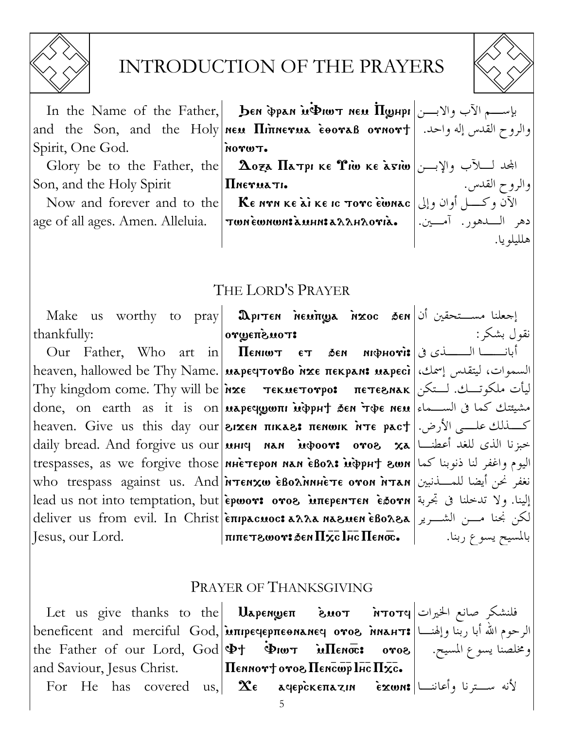# INTRODUCTION OF THE PRAYERS

| English | Coptic | Arabic |
|---|---|---|
| In the Name of the Father, and the Son, and the Holy Spirit, One God. | Ϧⲉⲛ ⲫ̀ⲣⲁⲛ ⲙ̀Ⲫⲓⲱⲧ ⲛⲉⲙ Ⲡ̀ϣⲏⲣⲓ ⲛⲉⲙ Ⲡⲓⲡ̀ⲛⲉⲩⲙⲁ ⲉ̅ⲑⲟⲩⲁⲃ ⲟⲩⲛⲟⲩϯ ⲛ̀ⲟⲩⲱⲧ. | بإسم الآب والابن والروح القدس إله واحد. |
| Glory be to the Father, the Son, and the Holy Spirit | Ⲇⲟⲝⲁ Ⲡⲁⲧⲣⲓ ⲕⲉ Ⲩⲓⲱ ⲕⲉ ⲁ̀ⲅⲓⲱ Ⲡⲛⲉⲩⲙⲁⲧⲓ. | المجد للآب والإبن والروح القدس. |
| Now and forever and to the age of all ages. Amen. Alleluia. | Ⲕⲉ ⲛⲩⲛ ⲕⲉ ⲁ̀ⲓ ⲕⲉ ⲓⲥ ⲧⲟⲩⲥ ⲉ̀ⲱⲛⲁⲥ ⲧⲱⲛ ⲉ̀ⲱⲛⲱⲛ: ⲁ̀ⲙⲏⲛ: ⲁⲗⲗⲏⲗⲟⲩⲓⲁ̀. | الآن وكل أوان وإلى دهر الدهور. آمين. هلليلويا. |

## THE LORD'S PRAYER

| English | Coptic | Arabic |
|---|---|---|
| Make us worthy to pray thankfully: | Ⲁⲣⲓⲧⲉⲛ ⲛ̀ⲉⲙⲡ̀ϣⲁ ⲛ̀ϫⲟⲥ ϧⲉⲛ ⲟⲩϣⲉⲡ̀ϩⲙⲟⲧ: | إجعلنا مستحقين أن نقول بشكر: |
| Our Father, Who art in heaven, hallowed be Thy Name. Thy kingdom come. Thy will be done, on earth as it is on heaven. Give us this day our daily bread. And forgive us our trespasses, as we forgive those who trespass against us. And lead us not into temptation, but deliver us from evil. In Christ Jesus, our Lord. | Ⲡⲉⲛⲓⲱⲧ ⲉⲧ ϧⲉⲛ ⲛⲓⲫⲏⲟⲩⲓ̀: ⲙⲁⲣⲉϥⲧⲟⲩⲃⲟ ⲛ̀ϫⲉ ⲡⲉⲕⲣⲁⲛ: ⲙⲁⲣⲉⲥⲓ̀ ⲛ̀ϫⲉ ⲧⲉⲕⲙⲉⲧⲟⲩⲣⲟ: ⲡⲉⲧⲉϩⲛⲁⲕ ⲙⲁⲣⲉϥϣⲱⲡⲓ ⲙ̀ⲫ̀ⲣⲏϯ ϧⲉⲛ ⲧ̀ⲫⲉ ⲛⲉⲙ ϩⲓϫⲉⲛ ⲡⲓⲕⲁϩ: ⲡⲉⲛⲱⲓⲕ ⲛ̀ⲧⲉ ⲣⲁⲥϯ ⲙⲏⲓϥ ⲛⲁⲛ ⲙ̀ⲫⲟⲟⲩ: ⲟⲩⲟϩ ⲭⲁ ⲛⲏⲉ̀ⲧⲉⲣⲟⲛ ⲛⲁⲛ ⲉ̀ⲃⲟⲗ: ⲙ̀ⲫ̀ⲣⲏϯ ϩⲱⲛ ⲛ̀ⲧⲉⲛⲭⲱ ⲉ̀ⲃⲟⲗ ⲛ̀ⲛⲏⲉ̀ⲧⲉ ⲟⲩⲟⲛ ⲛ̀ⲧⲁⲛ ⲉ̀ⲣⲱⲟⲩ: ⲟⲩⲟϩ ⲙ̀ⲡⲉⲣⲉⲛⲧⲉⲛ ⲉ̀ϧⲟⲩⲛ ⲉ̀ⲡⲓⲣⲁⲥⲙⲟⲥ: ⲁⲗⲗⲁ ⲛⲁϩⲙⲉⲛ ⲉ̀ⲃⲟⲗϩⲁ ⲡⲓⲡⲉⲧϩⲱⲟⲩ: ϧⲉⲛ Ⲡⲭ̅ⲥ̅ Ⲓⲏ̅ⲥ̅ Ⲡⲉⲛⲟ̅ⲥ̅. | أبانا الذي في السموات، ليتقدس إسمك، ليأت ملكوتك. لتكن مشيئتك كما في السماء كذلك على الأرض. خبزنا الذي للغد أعطنا اليوم واغفر لنا ذنوبنا كما نغفر نحن أيضا للمذنبين إلينا. ولا تدخلنا في تجربة لكن نجنا من الشرير بالمسيح يسوع ربنا. |

## PRAYER OF THANKSGIVING

| English | Coptic | Arabic |
|---|---|---|
| Let us give thanks to the beneficent and merciful God, the Father of our Lord, God and Saviour, Jesus Christ. | Ⲙⲁⲣⲉⲛϣⲉⲡ ϩ̀ⲙⲟⲧ ⲛ̀ⲧⲟⲧϥ ⲙ̀ⲡⲓⲣⲉϥⲉⲣⲡⲉⲑⲛⲁⲛⲉϥ ⲟⲩⲟϩ ⲛ̀ⲛⲁⲏⲧ: Ⲫϯ Ⲫ̀ⲓⲱⲧ ⲙ̀Ⲡⲉⲛⲟ̅ⲥ̅: ⲟⲩⲟϩ Ⲡⲉⲛⲛⲟⲩϯ ⲟⲩⲟϩ Ⲡⲉⲛⲥ̅ⲱ̅ⲣ̅ Ⲓⲏ̅ⲥ̅ Ⲡⲭ̅ⲥ̅. | فلنشكر صانع الخيرات الرحوم الله أبا ربنا وإلهنا ومخلصنا يسوع المسيح. |
| For He has covered us, | Ϫⲉ ⲁϥⲉⲣ̀ⲥⲕⲉⲡⲁⲍⲓⲛ ⲉ̀ϫⲱⲛ: | لأنه سترنا وأعاننا |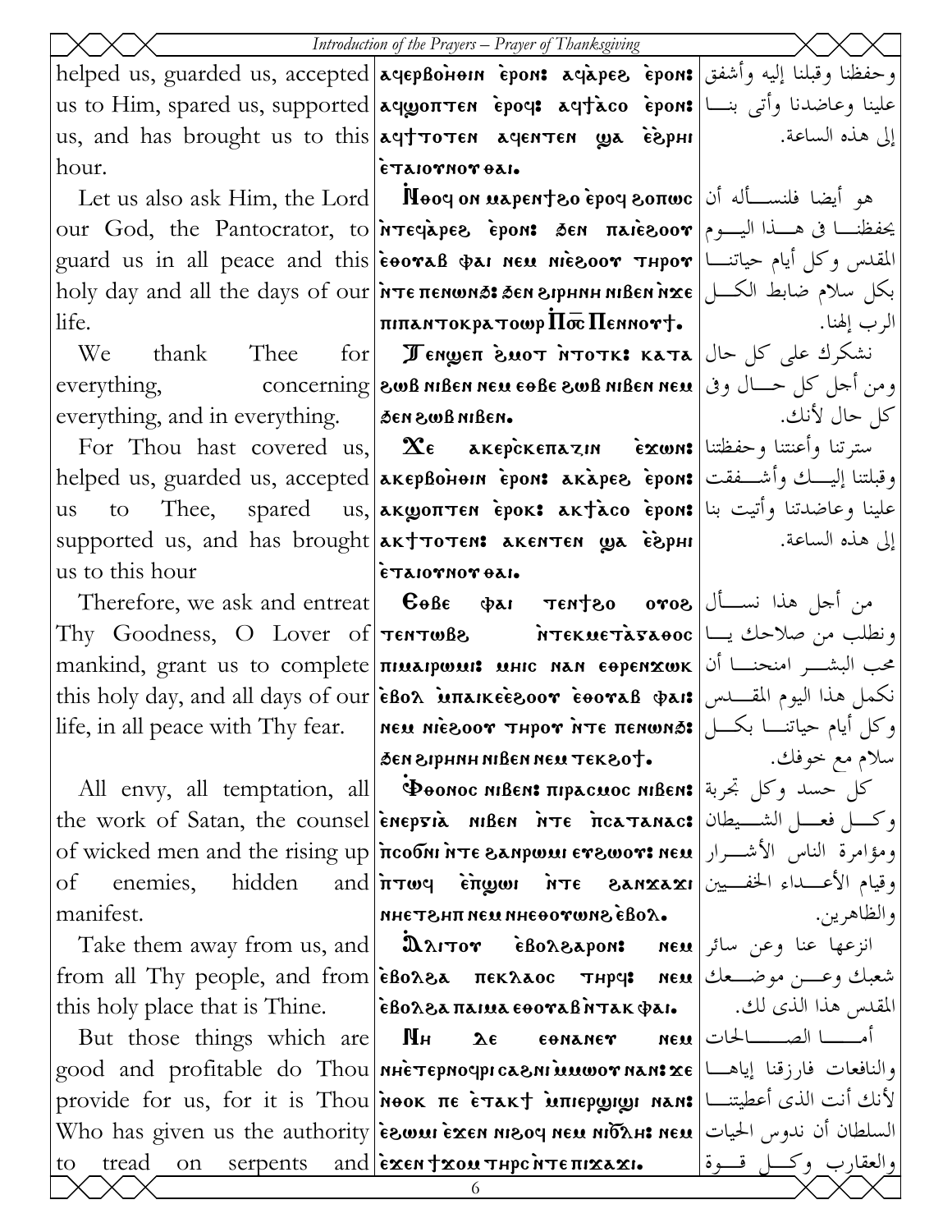| | | |
|---|---|---|
| helped us, guarded us, accepted us to Him, spared us, supported us, and has brought us to this hour. | ⲁϥⲉⲣⲃⲟⲏⲑⲓⲛ ⲉ̀ⲣⲟⲛ: ⲁϥⲁ̀ⲣⲉϩ ⲉ̀ⲣⲟⲛ: ⲁϥϣⲟⲡⲧⲉⲛ ⲉ̀ⲣⲟϥ: ⲁϥϯⲁ̀ⲥⲟ ⲉ̀ⲣⲟⲛ: ⲁϥϯⲧⲟⲧⲉⲛ ⲁϥⲉⲛⲧⲉⲛ ϣⲁ ⲉ̀ϩⲣⲏⲓ ⲉ̀ⲧⲁⲓⲟⲩⲛⲟⲩ ⲑⲁⲓ. | وحفظنا وقبلنا إليه وأشفق علينا وعاضدنا وأتى بنا إلى هذه الساعة. |
| Let us also ask Him, the Lord our God, the Pantocrator, to guard us in all peace and this holy day and all the days of our life. | Ⲛ̀ⲑⲟϥ ⲟⲛ ⲙⲁⲣⲉⲛϯϩⲟ ⲉ̀ⲣⲟϥ ϩⲟⲡⲱⲥ ⲛ̀ⲧⲉϥⲁ̀ⲣⲉϩ ⲉ̀ⲣⲟⲛ: ϧⲉⲛ ⲡⲁⲓⲉ̀ϩⲟⲟⲩ ⲉ̀ⲑⲟⲩⲁⲃ ⲫⲁⲓ ⲛⲉⲙ ⲛⲓⲉ̀ϩⲟⲟⲩ ⲧⲏⲣⲟⲩ ⲛ̀ⲧⲉ ⲡⲉⲛⲱⲛϧ: ϧⲉⲛ ϩⲓⲣⲏⲛⲏ ⲛⲓⲃⲉⲛ ⲛ̀ϫⲉ ⲡⲓⲡⲁⲛⲧⲟⲕⲣⲁⲧⲱⲣ Ⲡ̀ⲟ̅ⲥ̅ Ⲡⲉⲛⲛⲟⲩϯ. | هو أيضا فلنسأله أن يحفظنا في هذا اليوم المقدس وكل أيام حياتنا بكل سلام ضابط الكل الرب إلهنا. |
| We thank Thee for everything, concerning everything, and in everything. | Ⲧⲉⲛϣⲉⲡ ϩ̀ⲙⲟⲧ ⲛ̀ⲧⲟⲧⲕ: ⲕⲁⲧⲁ ϩⲱⲃ ⲛⲓⲃⲉⲛ ⲛⲉⲙ ⲉⲑⲃⲉ ϩⲱⲃ ⲛⲓⲃⲉⲛ ⲛⲉⲙ ϧⲉⲛ ϩⲱⲃ ⲛⲓⲃⲉⲛ. | نشكرك على كل حال ومن أجل كل حال وفي كل حال لأنك. |
| For Thou hast covered us, helped us, guarded us, accepted us to Thee, spared us, supported us, and has brought us to this hour | Ϫⲉ ⲁⲕⲉⲣⲥ̀ⲕⲉⲡⲁⲍⲓⲛ ⲉ̀ϫⲱⲛ: ⲁⲕⲉⲣⲃⲟⲏⲑⲓⲛ ⲉ̀ⲣⲟⲛ: ⲁⲕⲁ̀ⲣⲉϩ ⲉ̀ⲣⲟⲛ: ⲁⲕϣⲟⲡⲧⲉⲛ ⲉ̀ⲣⲟⲕ: ⲁⲕϯⲁ̀ⲥⲟ ⲉ̀ⲣⲟⲛ: ⲁⲕϯⲧⲟⲧⲉⲛ: ⲁⲕⲉⲛⲧⲉⲛ ϣⲁ ⲉ̀ϩⲣⲏⲓ ⲉ̀ⲧⲁⲓⲟⲩⲛⲟⲩ ⲑⲁⲓ. | سترتنا وأعنتنا وحفظتنا وقبلتنا إليك وأشفقت علينا وعاضدتنا وأتيت بنا إلى هذه الساعة. |
| Therefore, we ask and entreat Thy Goodness, O Lover of mankind, grant us to complete this holy day, and all days of our life, in all peace with Thy fear. | Ⲉⲑⲃⲉ ⲫⲁⲓ ⲧⲉⲛϯϩⲟ ⲟⲩⲟϩ ⲧⲉⲛⲧⲱⲃϩ ⲛ̀ⲧⲉⲕⲙⲉⲧⲁ̀ⲅⲁⲑⲟⲥ ⲡⲓⲙⲁⲓⲣⲱⲙⲓ: ⲙⲏⲓⲥ ⲛⲁⲛ ⲉⲑⲣⲉⲛϫⲱⲕ ⲉ̀ⲃⲟⲗ ⲙ̀ⲡⲁⲓⲕⲉⲉ̀ϩⲟⲟⲩ ⲉ̀ⲑⲟⲩⲁⲃ ⲫⲁⲓ: ⲛⲉⲙ ⲛⲓⲉ̀ϩⲟⲟⲩ ⲧⲏⲣⲟⲩ ⲛ̀ⲧⲉ ⲡⲉⲛⲱⲛϧ: ϧⲉⲛ ϩⲓⲣⲏⲛⲏ ⲛⲓⲃⲉⲛ ⲛⲉⲙ ⲧⲉⲕϩⲟϯ. | من أجل هذا نسأل ونطلب من صلاحك يا محب البشر امنحنا أن نكمل هذا اليوم المقدس وكل أيام حياتنا بكل سلام مع خوفك. |
| All envy, all temptation, all the work of Satan, the counsel of wicked men and the rising up of enemies, hidden and manifest. | Ⲫ̀ⲑⲟⲛⲟⲥ ⲛⲓⲃⲉⲛ: ⲡⲓⲣⲁⲥⲙⲟⲥ ⲛⲓⲃⲉⲛ: ⲉ̀ⲛⲉⲣⲅⲓⲁ̀ ⲛⲓⲃⲉⲛ ⲛ̀ⲧⲉ ⲡ̀ⲥⲁⲧⲁⲛⲁⲥ: ⲡ̀ⲥⲟϭⲛⲓ ⲛ̀ⲧⲉ ϩⲁⲛⲣⲱⲙⲓ ⲉⲩϩⲱⲟⲩ: ⲛⲉⲙ ⲡ̀ⲧⲱⲟⲩⲛ ⲉ̀ⲡ̀ϣⲱⲓ ⲛ̀ⲧⲉ ϩⲁⲛϫⲁϫⲓ ⲛⲏⲉⲧϩⲏⲡ ⲛⲉⲙ ⲛⲏⲉⲑⲟⲩⲱⲛϩ ⲉ̀ⲃⲟⲗ. | كل حسد وكل تجربة وكل فعل الشيطان ومؤامرة الناس الأشرار وقيام الأعداء الخفيين والظاهرين. |
| Take them away from us, and from all Thy people, and from this holy place that is Thine. | Ⲁ̀ⲗⲓⲧⲟⲩ ⲉ̀ⲃⲟⲗϩⲁⲣⲟⲛ: ⲛⲉⲙ ⲉ̀ⲃⲟⲗϩⲁ ⲡⲉⲕⲗⲁⲟⲥ ⲧⲏⲣϥ: ⲛⲉⲙ ⲉ̀ⲃⲟⲗϩⲁ ⲡⲁⲓⲙⲁ ⲉⲑⲟⲩⲁⲃ ⲛ̀ⲧⲁⲕ ⲫⲁⲓ. | انزعها عنا وعن سائر شعبك وعن موضعك المقدس هذا الذى لك. |
| But those things which are good and profitable do Thou provide for us, for it is Thou Who has given us the authority to tread on serpents and | Ⲛⲏ ⲇⲉ ⲉⲑⲛⲁⲛⲉⲩ ⲛⲉⲙ ⲛⲏⲉ̀ⲧⲉⲣⲛⲟϥⲣⲓ ⲥⲁϩⲛⲓ ⲙ̀ⲙⲱⲟⲩ ⲛⲁⲛ: ϫⲉ ⲛ̀ⲑⲟⲕ ⲡⲉ ⲉ̀ⲧⲁⲕϯ ⲙ̀ⲡⲓⲉⲣϣⲓϣⲓ ⲛⲁⲛ: ⲉ̀ϩⲱⲙⲓ ⲉ̀ϫⲉⲛ ⲛⲓϩⲟϥ ⲛⲉⲙ ⲛⲓϭ̀ⲗⲏ: ⲛⲉⲙ ⲉ̀ϫⲉⲛ ϯϫⲟⲙ ⲧⲏⲣⲥ ⲛ̀ⲧⲉ ⲡⲓϫⲁϫⲓ. | أما الصالحات والنافعات فارزقنا إياها لأنك أنت الذى أعطيتنا السلطان أن ندوس الحيات والعقارب وكل قوة |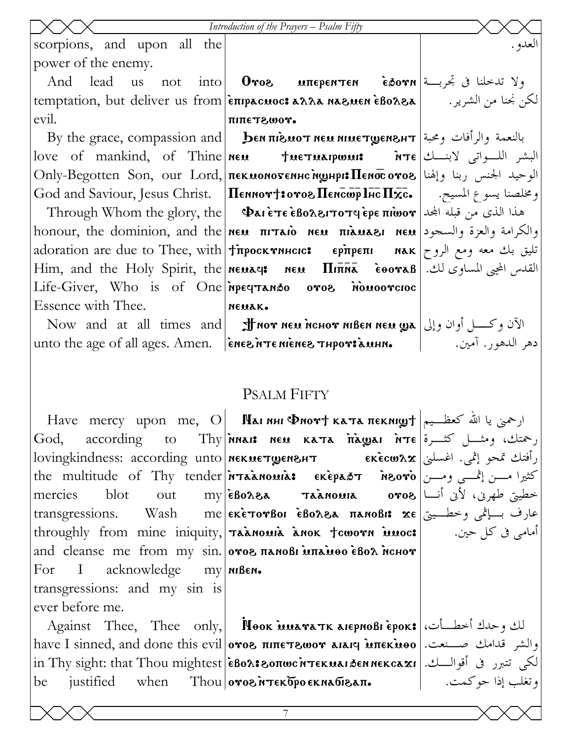| | | |
|---|---|---|
| scorpions, and upon all the power of the enemy. | | العدو. |
| And lead us not into temptation, but deliver us from evil. | Ⲟⲩⲟϩ ⲙ̀ⲡⲉⲣⲉⲛⲧⲉⲛ ⲉ̀ϧⲟⲩⲛ ⲉ̀ⲡⲓⲣⲁⲥⲙⲟⲥ: ⲁⲗⲗⲁ ⲛⲁϩⲙⲉⲛ ⲉ̀ⲃⲟⲗϩⲁ ⲡⲓⲡⲉⲧϩⲱⲟⲩ. | ولا تدخلنا فى تجربة لكن نجنا من الشرير. |
| By the grace, compassion and love of mankind, of Thine Only-Begotten Son, our Lord, God and Saviour, Jesus Christ. | Ϧⲉⲛ ⲡⲓϩ̀ⲙⲟⲧ ⲛⲉⲙ ⲛⲓⲙⲉⲧϣⲉⲛϩⲏⲧ ⲛⲉⲙ ϯⲙⲉⲧⲙⲁⲓⲣⲱⲙⲓ: ⲛ̀ⲧⲉ ⲡⲉⲕⲙⲟⲛⲟⲅⲉⲛⲏⲥ ⲛ̀ϣⲏⲣⲓ: Ⲡⲉⲛⲟ̅ⲥ̅ ⲟⲩⲟϩ Ⲡⲉⲛⲛⲟⲩϯ: ⲟⲩⲟϩ Ⲡⲉⲛⲥ̅ⲱ̅ⲣ̅ Ⲓⲏ̅ⲥ̅ Ⲡⲭ̅ⲥ̅. | بالنعمة والرأفات ومحبة البشر اللواتى لابنك الوحيد الجنس ربنا وإلهنا ومخلصنا يسوع المسيح. |
| Through Whom the glory, the honour, the dominion, and the adoration are due to Thee, with Him, and the Holy Spirit, the Life-Giver, Who is of One Essence with Thee. | Ⲫⲁⲓ ⲉ̀ⲧⲉ ⲉ̀ⲃⲟⲗϩⲓⲧⲟⲧϥ ⲉ̀ⲣⲉ ⲡⲓⲱ̀ⲟⲩ ⲛⲉⲙ ⲡⲓⲧⲁⲓⲟ̀ ⲛⲉⲙ ⲡⲓⲁ̀ⲙⲁϩⲓ ⲛⲉⲙ ϯⲡ̀ⲣⲟⲥⲕⲩⲛⲏⲥⲓⲥ: ⲉⲣ̀ⲡ̀ⲣⲉⲡⲓ ⲛⲁⲕ ⲛⲉⲙⲁϥ: ⲛⲉⲙ Ⲡⲓⲡ̅ⲛ̅ⲁ̅ ⲉ̅ⲑ̅ⲟⲩⲁⲃ ⲛ̀ⲣⲉϥⲧⲁⲛϧⲟ ⲟⲩⲟϩ ⲛ̀ⲟⲙⲟⲟⲩⲥⲓⲟⲥ ⲛⲉⲙⲁⲕ. | هذا الذى من قبله المجد والكرامة والعزة والسجود تليق بك معه ومع الروح القدس المحيى المساوى لك. |
| Now and at all times and unto the age of all ages. Amen. | Ϯⲛⲟⲩ ⲛⲉⲙ ⲛ̀ⲥⲏⲟⲩ ⲛⲓⲃⲉⲛ ⲛⲉⲙ ϣⲁ ⲉ̀ⲛⲉϩ ⲛ̀ⲧⲉ ⲛⲓⲉ̀ⲛⲉϩ ⲧⲏⲣⲟⲩ: ⲁ̀ⲙⲏⲛ. | الآن وكل أوان وإلى دهر الدهور. آمين. |

## Psalm Fifty

| | | |
|---|---|---|
| Have mercy upon me, O God, according to Thy lovingkindness: according unto the multitude of Thy tender mercies blot out my transgressions. Wash me throughly from mine iniquity, and cleanse me from my sin. For I acknowledge my transgressions: and my sin is ever before me. | Ⲛⲁⲓ ⲛⲏⲓ Ⲫⲛⲟⲩϯ ⲕⲁⲧⲁ ⲡⲉⲕⲛⲓϣϯ ⲛ̀ⲛⲁⲓ: ⲛⲉⲙ ⲕⲁⲧⲁ ⲡ̀ⲁ̀ϣⲁⲓ ⲛ̀ⲧⲉ ⲛⲉⲕⲙⲉⲧϣⲉⲛϩⲏⲧ ⲉⲕⲉ̀ⲥⲱⲗϫ ⲛ̀ⲧⲁⲁ̀ⲛⲟⲙⲓⲁ̀: ⲉⲕⲉ̀ⲣⲁϩⲧ ⲛ̀ϩⲟⲩⲟ̀ ⲉ̀ⲃⲟⲗϩⲁ ⲧⲁⲁ̀ⲛⲟⲙⲓⲁ ⲟⲩⲟϩ ⲉⲕⲉ̀ⲧⲟⲩⲃⲟⲓ ⲉ̀ⲃⲟⲗϩⲁ ⲡⲁⲛⲟⲃⲓ: ϫⲉ ⲧⲁⲁ̀ⲛⲟⲙⲓⲁ̀ ⲁ̀ⲛⲟⲕ ϯⲥⲱⲟⲩⲛ ⲙ̀ⲙⲟⲥ: ⲟⲩⲟϩ ⲡⲁⲛⲟⲃⲓ ⲙ̀ⲡⲁ̀ⲙ̀ⲑⲟ ⲉ̀ⲃⲟⲗ ⲛ̀ⲥⲏⲟⲩ ⲛⲓⲃⲉⲛ. | ارحمنى يا الله كعظيم رحمتك، ومثل كثرة رأفتك تمحو إثمى. اغسلنى كثيرا من إثمى ومن خطيتى طهرنى، لأنى أنا عارف بإثمى وخطيتى أمامى فى كل حين. |
| Against Thee, Thee only, have I sinned, and done this evil in Thy sight: that Thou mightest be justified when Thou | Ⲛ̀ⲑⲟⲕ ⲙ̀ⲙⲁⲩⲁⲧⲕ ⲁⲓⲉⲣⲛⲟⲃⲓ ⲉ̀ⲣⲟⲕ: ⲟⲩⲟϩ ⲡⲓⲡⲉⲧϩⲱⲟⲩ ⲁⲓⲁⲓϥ ⲙ̀ⲡⲉⲕⲙ̀ⲑⲟ ⲉ̀ⲃⲟⲗ: ϩⲟⲡⲱⲥ ⲛ̀ⲧⲉⲕⲙⲁⲓ ϧⲉⲛ ⲛⲉⲕⲥⲁϫⲓ ⲟⲩⲟϩ ⲛ̀ⲧⲉⲕϭ̀ⲣⲟ ⲉⲕⲛⲁϭⲓϩⲁⲡ. | لك وحدك أخطأت، والشر قدامك صنعت. لكى تتبرر فى أقوالك. وتغلب إذا حوكمت. |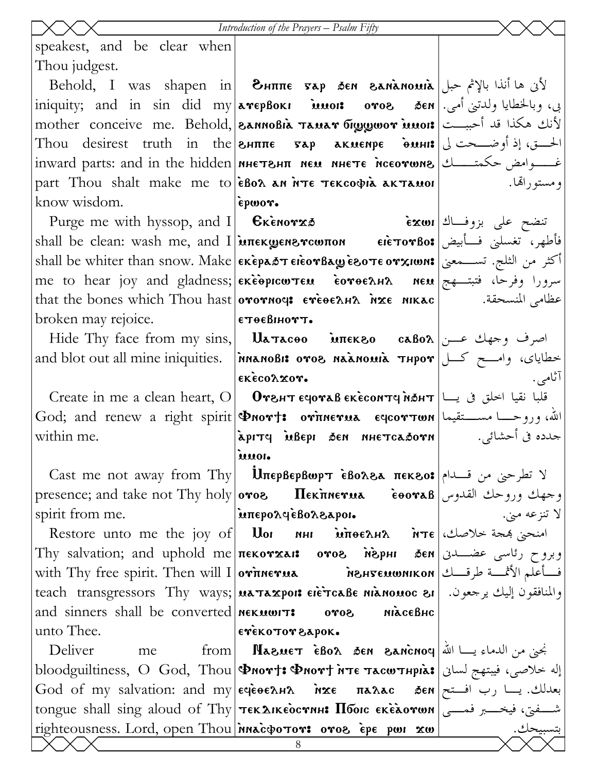| English | Coptic | Arabic |
|---|---|---|
| speakest, and be clear when Thou judgest. | | |
| Behold, I was shapen in iniquity; and in sin did my mother conceive me. Behold, Thou desirest truth in the inward parts: and in the hidden part Thou shalt make me to know wisdom. | Ϩⲏⲡⲡⲉ ⲅⲁⲣ ϧⲉⲛ ϩⲁⲛⲁ̀ⲛⲟⲙⲓⲁ̀ ⲁⲩⲉⲣⲃⲟⲕⲓ ⲙ̀ⲙⲟⲓ: ⲟⲩⲟϩ ϧⲉⲛ ϩⲁⲛⲛⲟⲃⲓ̀ ⲧⲁⲙⲁⲩ ϭⲓϣϣⲱⲟⲩ ⲙ̀ⲙⲟⲓ: ϩⲏⲡⲡⲉ ⲅⲁⲣ ⲁⲕⲙⲉⲛⲣⲉ ⲑ̀ⲙⲏⲓ: ⲛⲏⲉⲧϩⲏⲡ ⲛⲉⲙ ⲛⲏⲉⲧⲉ ⲛ̀ⲥⲉⲟⲩⲱⲛϩ ⲉ̀ⲃⲟⲗ ⲁⲛ ⲛ̀ⲧⲉ ⲧⲉⲕⲥⲟⲫⲓⲁ̀ ⲁⲕⲧⲁⲙⲟⲓ ⲉ̀ⲣⲱⲟⲩ. | لأني ها أنذا بالإثم حبل بي، وبالخطايا ولدتني أمي. لأنك هكذا قد أحببت الحق، إذ أوضحت لي غوامض حكمتك ومستوراتها. |
| Purge me with hyssop, and I shall be clean: wash me, and I shall be whiter than snow. Make me to hear joy and gladness; that the bones which Thou hast broken may rejoice. | Ⲉⲕⲉ̀ⲛⲟⲩϫϧ ⲉ̀ϫⲱⲓ ⲙ̀ⲡⲉⲕϣⲉⲛϩⲩⲥⲱⲡⲟⲛ ⲉⲓⲉ̀ⲧⲟⲩⲃⲟ: ⲉⲕⲉ̀ⲣⲁϧⲧ ⲉⲓⲉ̀ⲟⲩⲃⲁϣ ⲉ̀ϩⲟⲧⲉ ⲟⲩⲭⲓⲱⲛ: ⲉⲕⲉ̀ⲑⲣⲓⲥⲱⲧⲉⲙ ⲉ̀ⲟⲩⲑⲉⲗⲏⲗ ⲛⲉⲙ ⲟⲩⲟⲩⲛⲟϥ: ⲉⲩⲉ̀ⲑⲉⲗⲏⲗ ⲛ̀ϫⲉ ⲛⲓⲕⲁⲥ ⲉⲧⲑⲉⲃⲓⲏⲟⲩⲧ. | تنضح على بزوفاك فأطهر، تغسلني فأبيض أكثر من الثلج. تسمعني سرورا وفرحا، فتبتهج عظامي المنسحقة. |
| Hide Thy face from my sins, and blot out all mine iniquities. | Ⲙⲁⲧⲁⲥⲑⲟ ⲙ̀ⲡⲉⲕϩⲟ ⲥⲁⲃⲟⲗ ⲛ̀ⲛⲁⲛⲟⲃⲓ: ⲟⲩⲟϩ ⲛⲁⲁ̀ⲛⲟⲙⲓⲁ̀ ⲧⲏⲣⲟⲩ ⲉⲕⲉ̀ⲥⲟⲗϫⲟⲩ. | اصرف وجهك عن خطاياي، وامح كل آثامي. |
| Create in me a clean heart, O God; and renew a right spirit within me. | Ⲟⲩϩⲏⲧ ⲉϥⲟⲩⲁⲃ ⲉⲕⲉ̀ⲥⲟⲛⲧϥ ⲛ̀ϧⲏⲧ Ⲫⲛⲟⲩϯ: ⲟⲩⲡ̀ⲛⲉⲩⲙⲁ ⲉϥⲥⲟⲩⲧⲱⲛ ⲁ̀ⲣⲓⲧϥ ⲙ̀ⲃⲉⲣⲓ ϧⲉⲛ ⲛⲏⲉⲧⲥⲁϧⲟⲩⲛ ⲙ̀ⲙⲟⲓ. | قلبا نقيا اخلق في يا الله، وروحا مستقيما جدده في أحشائي. |
| Cast me not away from Thy presence; and take not Thy holy spirit from me. | Ⲙ̀ⲡⲉⲣⲃⲉⲣⲃⲱⲣⲧ ⲉ̀ⲃⲟⲗϩⲁ ⲡⲉⲕϩⲟ: ⲟⲩⲟϩ Ⲡⲉⲕⲡ̀ⲛⲉⲩⲙⲁ ⲉ̀ⲑⲟⲩⲁⲃ ⲙ̀ⲡⲉⲣⲟⲗϥⲉ̀ⲃⲟⲗϩⲁⲣⲟⲓ. | لا تطرحني من قدام وجهك وروحك القدوس لا تنزعه مني. |
| Restore unto me the joy of Thy salvation; and uphold me with Thy free spirit. Then will I teach transgressors Thy ways; and sinners shall be converted unto Thee. | Ⲙⲟⲓ ⲛⲏⲓ ⲙ̀ⲡⲑⲉⲗⲏⲗ ⲛ̀ⲧⲉ ⲡⲉⲕⲟⲩϫⲁⲓ: ⲟⲩⲟϩ ⲛ̀ϩ̀ⲣⲏⲓ ϧⲉⲛ ⲟⲩⲡ̀ⲛⲉⲩⲙⲁ ⲛ̀ϩⲏⲅⲉⲙⲱⲛⲓⲕⲟⲛ ⲙⲁⲧⲁϫⲣⲟⲓ: ⲉⲓⲉ̀ⲧⲥⲁⲃⲉ ⲛⲓⲁ̀ⲛⲟⲙⲟⲥ ϩⲓ ⲛⲉⲕⲙⲱⲓⲧ: ⲟⲩⲟϩ ⲛⲓⲁ̀ⲥⲉⲃⲏⲥ ⲉⲩⲉ̀ⲕⲟⲧⲟⲩ ϩⲁⲣⲟⲕ. | امنحني بهجة خلاصك، وبروح رئاسي عضدني فأعلم الأثمة طرقك والمنافقون إليك يرجعون. |
| Deliver me from bloodguiltiness, O God, Thou God of my salvation: and my tongue shall sing aloud of Thy righteousness. Lord, open Thou | Ⲛⲁϩⲙⲉⲧ ⲉ̀ⲃⲟⲗ ϧⲉⲛ ϩⲁⲛⲥ̀ⲛⲟϥ Ⲫⲛⲟⲩϯ: Ⲫⲛⲟⲩϯ ⲛ̀ⲧⲉ ⲧⲁⲥⲱⲧⲏⲣⲓⲁ̀: ⲉϥⲉ̀ⲑⲉⲗⲏⲗ ⲛ̀ϫⲉ ⲡⲁⲗⲁⲥ ϧⲉⲛ ⲧⲉⲕⲇⲓⲕⲉ̀ⲟⲥⲩⲛⲏ: Ⲡϭⲟⲓⲥ ⲉⲕⲉ̀ⲁ̀ⲟⲩⲱⲛ ⲛ̀ⲛⲁⲥ̀ⲫⲟⲧⲟⲩ: ⲟⲩⲟϩ ⲉ̀ⲣⲉ ⲣⲱⲓ ϫⲱ | نجني من الدماء يا الله إله خلاصي، فيبتهج لساني بعدلك. يا رب افتح شفتي، فيخبر فمي بتسبيحك. |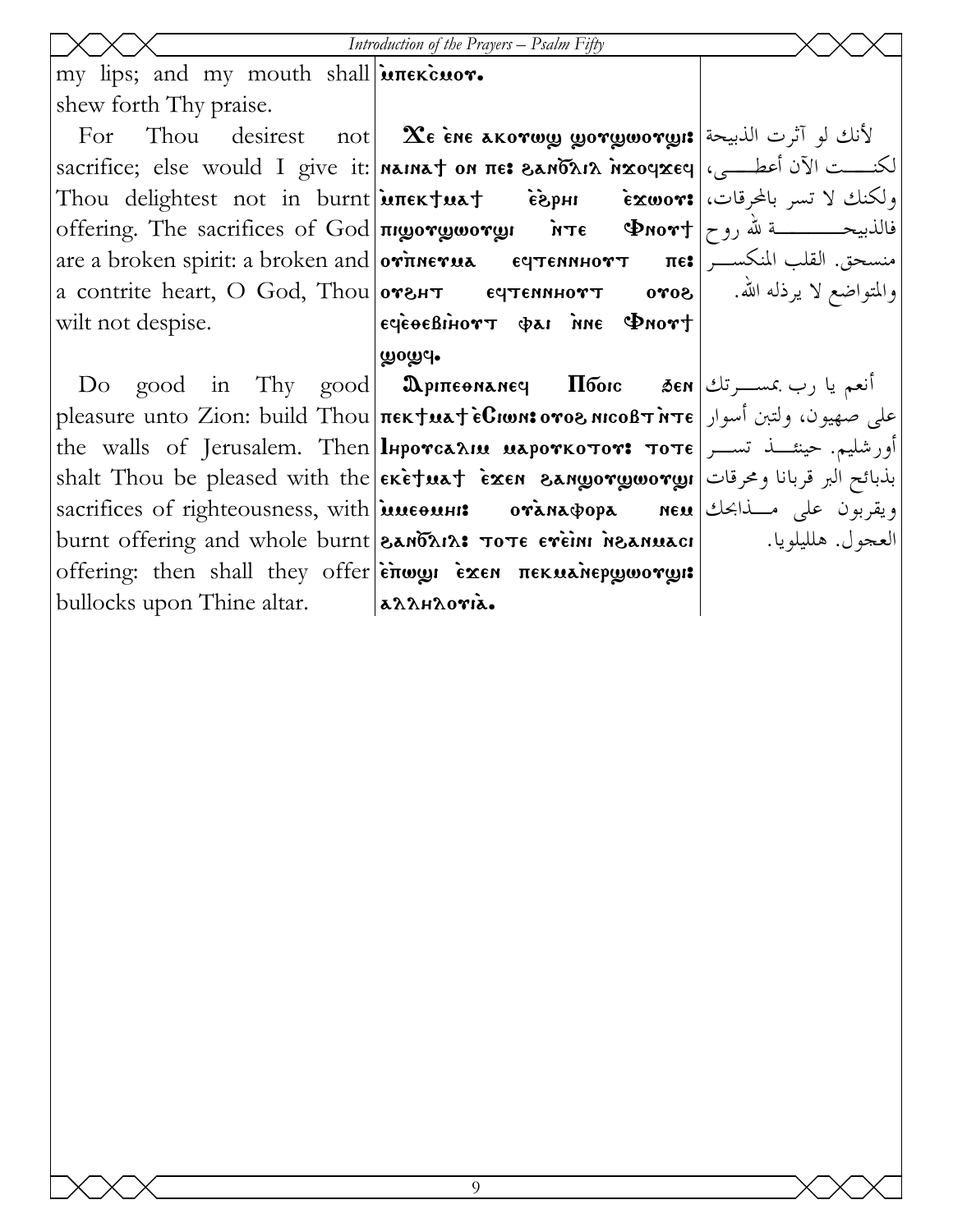| | | |
|---|---|---|
| my lips; and my mouth shall shew forth Thy praise. | ⲙ̀ⲡⲉⲕ̀ⲥⲙⲟⲩ. | |
| For Thou desirest not sacrifice; else would I give it: Thou delightest not in burnt offering. The sacrifices of God are a broken spirit: a broken and a contrite heart, O God, Thou wilt not despise. | Ϫⲉ ⲉ̀ⲛⲉ ⲁⲕⲟⲩⲱϣ ϣⲟⲩϣⲱⲟⲩϣⲓ: ⲛⲁⲓⲛⲁϯ ⲟⲛ ⲡⲉ: ϩⲁⲛϭ̀ⲗⲓⲗ ⲛ̀ϫⲟϥϫⲉϥ ⲙ̀ⲡⲉⲕϯⲙⲁϯ ⲉ̀ϩ̀ⲣⲏⲓ ⲉ̀ϫⲱⲟⲩ: ⲡⲓϣⲟⲩϣⲱⲟⲩϣⲓ ⲛ̀ⲧⲉ Ⲫⲛⲟⲩϯ ⲟⲩ̀ⲡⲛⲉⲩⲙⲁ ⲉϥⲧⲉⲛⲛⲏⲟⲩⲧ ⲡⲉ: ⲟⲩϩⲏⲧ ⲉϥⲧⲉⲛⲛⲏⲟⲩⲧ ⲟⲩⲟϩ ⲉϥⲉ̀ⲑⲉⲃⲓ̀ⲏⲟⲩⲧ ⲫⲁⲓ ⲛ̀ⲛⲉ Ⲫⲛⲟⲩϯ ϣⲟϣϥ. | لأنك لو آثرت الذبيحة لكنت الآن أعطي، ولكنك لا تسر بالمحرقات، فالذبيحة لله روح منسحق. القلب المنكسر والمتواضع لا يرذله الله. |
| Do good in Thy good pleasure unto Zion: build Thou the walls of Jerusalem. Then shalt Thou be pleased with the sacrifices of righteousness, with burnt offering and whole burnt offering: then shall they offer bullocks upon Thine altar. | Ⲁ̀ⲣⲓⲡⲉⲑⲛⲁⲛⲉϥ Ⲡ̀ϭⲟⲓⲥ ϧⲉⲛ ⲡⲉⲕϯⲙⲁϯ ⲉ̀Ⲥⲓⲱⲛ: ⲟⲩⲟϩ ⲛⲓⲥⲟⲃⲧ ⲛ̀ⲧⲉ Ⲓⲏⲣⲟⲩⲥⲁⲗⲏⲙ ⲙⲁⲣⲟⲩⲕⲟⲧⲟⲩ: ⲧⲟⲧⲉ ⲉⲕⲉ̀ϯⲙⲁϯ ⲉ̀ϫⲉⲛ ϩⲁⲛϣⲟⲩϣⲱⲟⲩϣⲓ ⲙ̀ⲙⲉⲑⲙⲏⲓ: ⲟⲩ̀ⲁⲛⲁⲫⲟⲣⲁ ⲛⲉⲙ ϩⲁⲛϭ̀ⲗⲓⲗ: ⲧⲟⲧⲉ ⲉⲩⲉ̀ⲓⲛⲓ ⲛ̀ϩⲁⲛⲙⲁⲥⲓ ⲉ̀ⲡ̀ϣⲱⲓ ⲉ̀ϫⲉⲛ ⲡⲉⲕⲙⲁ̀ⲛⲉⲣϣⲱⲟⲩϣⲓ: ⲁⲗⲗⲏⲗⲟⲩⲓ̀ⲁ. | أنعم يا رب بمسرتك على صهيون، ولتبن أسوار أورشليم. حينئذ تسر بذبائح البر قربانا ومحرقات ويقربون على مذابحك العجول. هلليلويا. |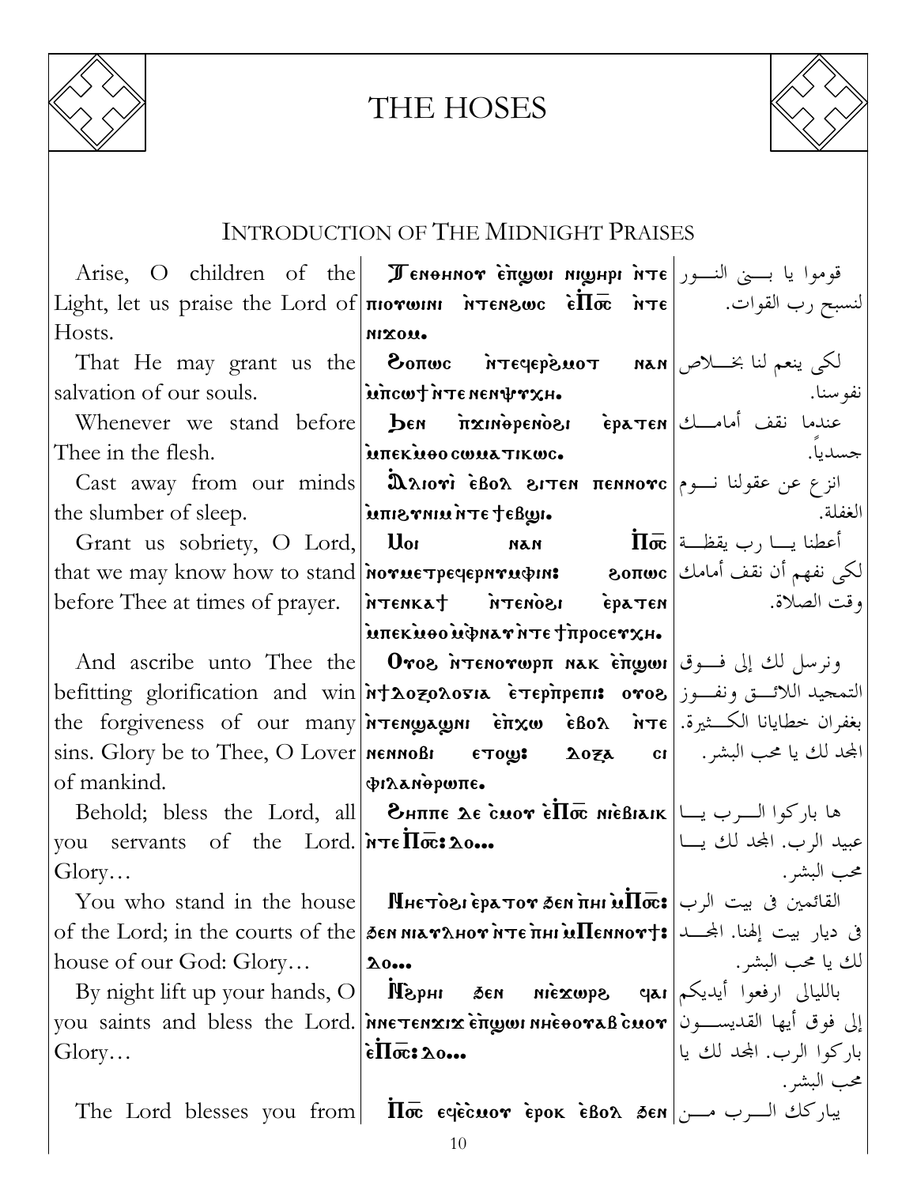# THE HOSES

## INTRODUCTION OF THE MIDNIGHT PRAISES

| English | Coptic | Arabic |
|---|---|---|
| Arise, O children of the Light, let us praise the Lord of Hosts. | Ⲧⲉⲛⲑⲏⲛⲟⲩ ⲉ̀ⲡ̀ϣⲱⲓ ⲛⲓϣⲏⲣⲓ ⲛ̀ⲧⲉ ⲡⲓⲟⲩⲱⲓⲛⲓ ⲛ̀ⲧⲉⲛϩⲱⲥ ⲉ̀Ⲡ̅ⲟ̅ⲥ̅ ⲛ̀ⲧⲉ ⲛⲓϫⲟⲙ. | قوموا يا بني النور لنسبح رب القوات. |
| That He may grant us the salvation of our souls. | Ϩⲟⲡⲱⲥ ⲛ̀ⲧⲉϥⲉⲣϩ̀ⲙⲟⲧ ⲛⲁⲛ ⲙ̀ⲡ̀ⲥⲱϯ ⲛ̀ⲧⲉ ⲛⲉⲛⲯⲩⲭⲏ. | لكي ينعم لنا بخلاص نفوسنا. |
| Whenever we stand before Thee in the flesh. | Ϧⲉⲛ ⲡ̀ϫⲓⲛⲑ̀ⲣⲉⲛⲟ̀ϩⲓ ⲉ̀ⲣⲁⲧⲉⲛ ⲙ̀ⲡⲉⲕⲙ̀ⲑⲟ ⲥⲱⲙⲁⲧⲓⲕⲱⲥ. | عندما نقف أمامك جسدياً. |
| Cast away from our minds the slumber of sleep. | Ⲁ̀ⲗⲓⲟⲩⲓ ⲉ̀ⲃⲟⲗ ϩⲓⲧⲉⲛ ⲡⲉⲛⲛⲟⲩⲥ ⲙ̀ⲡⲓϩⲩⲡⲛⲟⲥ ⲛ̀ⲧⲉ ϯϩⲉⲃϣⲓ. | انزع عن عقولنا نوم الغفلة. |
| Grant us sobriety, O Lord, that we may know how to stand before Thee at times of prayer. | Ⲙⲟⲓ ⲛⲁⲛ Ⲡ̅ⲟ̅ⲥ̅ ⲛ̀ⲟⲩⲙⲉⲧⲣⲉϥⲉⲣⲛⲏⲫⲓⲛ: ϩⲟⲡⲱⲥ ⲛ̀ⲧⲉⲛⲕⲁϯ ⲛ̀ⲧⲉⲛⲟ̀ϩⲓ ⲉ̀ⲣⲁⲧⲉⲛ ⲙ̀ⲡⲉⲕⲙ̀ⲑⲟ ⲙ̀ⲫ̀ⲛⲁⲩ ⲛ̀ⲧⲉ ϯⲡ̀ⲣⲟⲥⲉⲩⲭⲏ. | أعطنا يا رب يقظة لكي نفهم أن نقف أمامك وقت الصلاة. |
| And ascribe unto Thee the befitting glorification and win the forgiveness of our many sins. Glory be to Thee, O Lover of mankind. | Ⲟⲩⲟϩ ⲛ̀ⲧⲉⲛⲟⲩⲱⲣⲡ ⲛⲁⲕ ⲉ̀ⲡ̀ϣⲱⲓ ⲛ̀ϯⲇⲟⲝⲟⲗⲟⲅⲓⲁ ⲉ̀ⲧⲉⲣⲡ̀ⲣⲉⲡⲓ: ⲟⲩⲟϩ ⲛ̀ⲧⲉⲛϣⲁϣⲛⲓ ⲉ̀ⲡ̀ⲭⲱ ⲉ̀ⲃⲟⲗ ⲛ̀ⲧⲉ ⲛⲉⲛⲛⲟⲃⲓ ⲉⲧⲟϣ: Ⲇⲟⲝⲁ ⲥⲓ ⲫⲓⲗⲁⲛⲑ̀ⲣⲱⲡⲉ. | ونرسل لك إلى فوق التمجيد اللائق ونفوز بغفران خطايانا الكثيرة. المجد لك يا محب البشر. |
| Behold; bless the Lord, all you servants of the Lord. Glory… | Ϩⲏⲡⲡⲉ ⲇⲉ ⲥ̀ⲙⲟⲩ ⲉ̀Ⲡ̅ⲟ̅ⲥ̅ ⲛⲓⲉ̀ⲃⲓⲁⲓⲕ ⲛ̀ⲧⲉ Ⲡ̅ⲟ̅ⲥ̅: Ⲇⲟ… | ها باركوا الرب يا عبيد الرب. المجد لك يا محب البشر. |
| You who stand in the house of the Lord; in the courts of the house of our God: Glory… | Ⲛⲏⲉⲧⲟ̀ϩⲓ ⲉ̀ⲣⲁⲧⲟⲩ ϧⲉⲛ ⲡ̀ⲏⲓ ⲙ̀Ⲡ̅ⲟ̅ⲥ̅: ϧⲉⲛ ⲛⲓⲁⲩⲗⲏⲟⲩ ⲛ̀ⲧⲉ ⲡ̀ⲏⲓ ⲙ̀Ⲡⲉⲛⲛⲟⲩϯ: Ⲇⲟ… | القائمين في بيت الرب في ديار بيت إلهنا. المجد لك يا محب البشر. |
| By night lift up your hands, O you saints and bless the Lord. Glory… | Ⲛ̀ϩ̀ⲣⲏⲓ ϧⲉⲛ ⲛⲓⲉ̀ϫⲱⲣϩ ϥⲁⲓ ⲛ̀ⲛⲉⲧⲉⲛϫⲓϫ ⲉ̀ⲡ̀ϣⲱⲓ ⲛⲏⲉ̀ⲑⲟⲩⲁⲃ ⲥ̀ⲙⲟⲩ ⲉ̀Ⲡ̅ⲟ̅ⲥ̅: Ⲇⲟ… | بالليالي ارفعوا أيديكم إلى فوق أيها القديسون باركوا الرب. المجد لك يا محب البشر. |
| The Lord blesses you from | Ⲡ̅ⲟ̅ⲥ̅ ⲉϥⲉ̀ⲥ̀ⲙⲟⲩ ⲉ̀ⲣⲟⲕ ⲉ̀ⲃⲟⲗ ϧⲉⲛ | يباركك الرب من |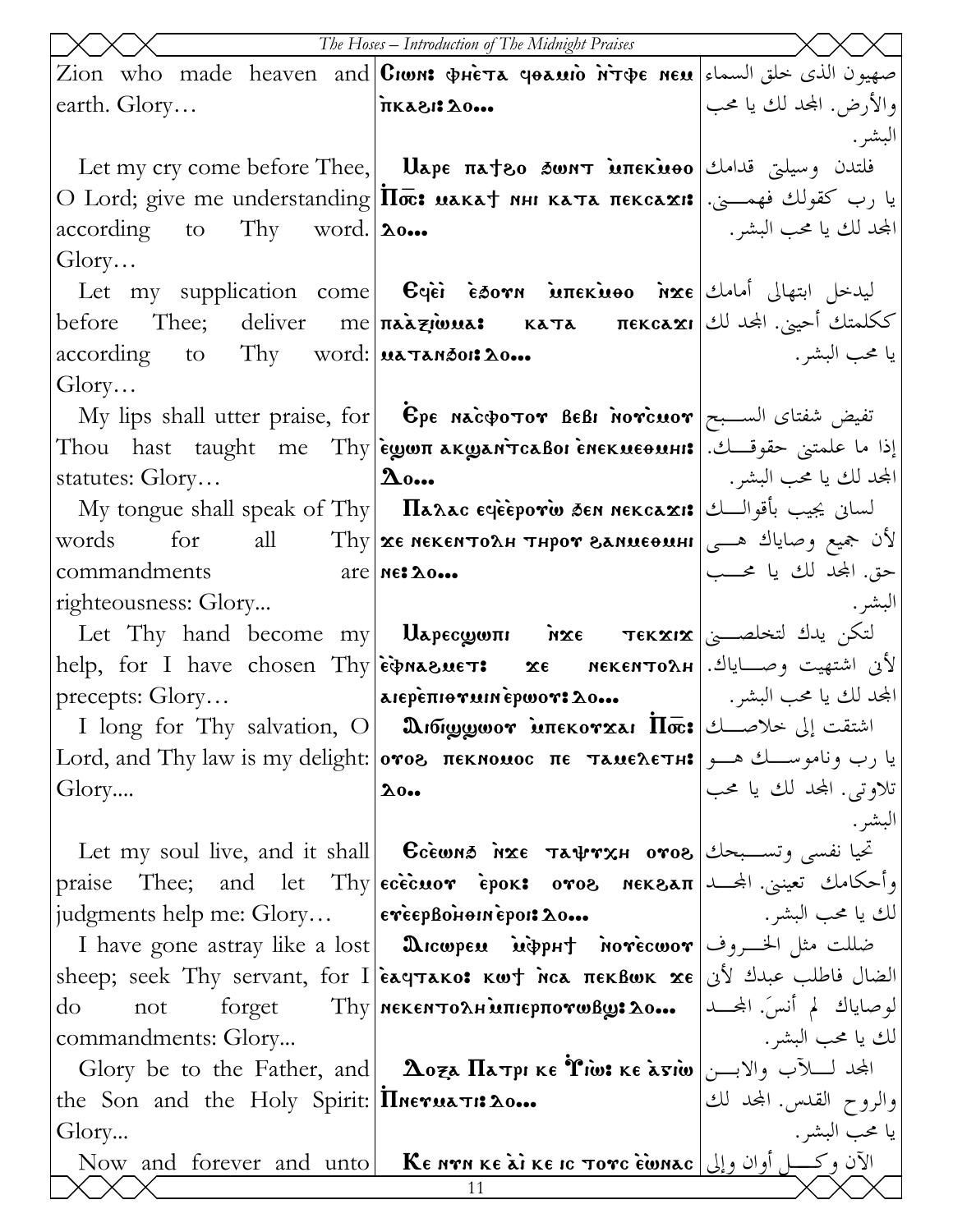| English | Coptic | Arabic |
|---|---|---|
| Zion who made heaven and earth. Glory… | Ⲥⲓⲱⲛ: ⲫⲏⲉ̀ⲧⲁ ϥⲑⲁⲙⲓⲟ ⲛ̀ⲧⲫⲉ ⲛⲉⲙ ⲡ̀ⲕⲁϩⲓ: Ⲇⲟ… | صهيون الذى خلق السماء والأرض. المجد لك يا محب البشر. |
| Let my cry come before Thee, O Lord; give me understanding according to Thy word. Glory… | Ⲙⲁⲣⲉ ⲡⲁϯϩⲟ ϧⲱⲛⲧ ⲙ̀ⲡⲉⲕⲙ̀ⲑⲟ Ⲡⲟ̅ⲥ̅: ⲙⲁⲕⲁϯ ⲛⲏⲓ ⲕⲁⲧⲁ ⲡⲉⲕⲥⲁϫⲓ: Ⲇⲟ… | فلتدن وسيلتى قدامك يا رب كقولك فهمنى. المجد لك يا محب البشر. |
| Let my supplication come before Thee; deliver me according to Thy word: Glory… | Ⲉϥⲉ̀ⲓ̀ ⲉ̀ϧⲟⲩⲛ ⲙ̀ⲡⲉⲕⲙ̀ⲑⲟ ⲛ̀ϫⲉ ⲡⲁⲁ̀ⲍⲓⲱⲙⲁ: ⲕⲁⲧⲁ ⲡⲉⲕⲥⲁϫⲓ ⲙⲁⲧⲁⲛϧⲟⲓ: Ⲇⲟ… | ليدخل ابتهالى أمامك ككلمتك أحينى. المجد لك يا محب البشر. |
| My lips shall utter praise, for Thou hast taught me Thy statutes: Glory… | Ⲉ̀ⲣⲉ ⲛⲁⲥ̀ⲫⲟⲧⲟⲩ ⲃⲉⲃⲓ ⲛ̀ⲟⲩⲥ̀ⲙⲟⲩ ⲉ̀ϣⲱⲡ ⲁⲕϣⲁⲛ̀ⲧⲥⲁⲃⲟⲓ ⲉ̀ⲛⲉⲕⲙⲉⲑⲙⲏⲓ: Ⲇⲟ… | تفيض شفتاى السبح إذا ما علمتنى حقوقك. المجد لك يا محب البشر. |
| My tongue shall speak of Thy words for all Thy commandments are righteousness: Glory... | Ⲡⲁⲗⲁⲥ ⲉϥⲉ̀ⲉ̀ⲣⲟⲩⲱ̀ ϧⲉⲛ ⲛⲉⲕⲥⲁϫⲓ: ϫⲉ ⲛⲉⲕⲉⲛⲧⲟⲗⲏ ⲧⲏⲣⲟⲩ ϩⲁⲛⲙⲉⲑⲙⲏⲓ ⲛⲉ: Ⲇⲟ… | لسانى يجيب بأقوالك لأن جميع وصاياك هى حق. المجد لك يا محب البشر. |
| Let Thy hand become my help, for I have chosen Thy precepts: Glory… | Ⲙⲁⲣⲉⲥϣⲱⲡⲓ ⲛ̀ϫⲉ ⲧⲉⲕϫⲓϫ ⲉ̀ⲫⲛⲁϩⲙⲉⲧ: ϫⲉ ⲛⲉⲕⲉⲛⲧⲟⲗⲏ ⲁⲓⲉⲣⲉ̀ⲡⲓⲑⲩⲙⲓⲛ ⲉ̀ⲣⲱⲟⲩ: Ⲇⲟ… | لتكن يدك لتخلصنى لأنى اشتهيت وصاياك. المجد لك يا محب البشر. |
| I long for Thy salvation, O Lord, and Thy law is my delight: Glory.... | Ⲁⲓϭⲓϣϣⲱⲟⲩ ⲙ̀ⲡⲉⲕⲟⲩϫⲁⲓ Ⲡⲟ̅ⲥ̅: ⲟⲩⲟϩ ⲡⲉⲕⲛⲟⲙⲟⲥ ⲡⲉ ⲧⲁⲙⲉⲗⲉⲧⲏ: Ⲇⲟ.. | اشتقت إلى خلاصك يا رب وناموسك هو تلاوتى. المجد لك يا محب البشر. |
| Let my soul live, and it shall praise Thee; and let Thy judgments help me: Glory… | Ⲉⲥⲉ̀ⲱⲛϧ ⲛ̀ϫⲉ ⲧⲁⲯⲩⲭⲏ ⲟⲩⲟϩ ⲉⲥⲉ̀ⲥ̀ⲙⲟⲩ ⲉ̀ⲣⲟⲕ: ⲟⲩⲟϩ ⲛⲉⲕϩⲁⲡ ⲉⲩⲉ̀ⲉⲣⲃⲟⲏⲑⲓⲛ ⲉ̀ⲣⲟⲓ: Ⲇⲟ… | تحيا نفسى وتسبحك وأحكامك تعيننى. المجد لك يا محب البشر. |
| I have gone astray like a lost sheep; seek Thy servant, for I do not forget Thy commandments: Glory... | Ⲁⲓⲥⲱⲣⲉⲙ ⲙ̀ⲫⲣⲏϯ ⲛ̀ⲟⲩⲉ̀ⲥⲱⲟⲩ ⲉ̀ⲁϥⲧⲁⲕⲟ: ⲕⲱϯ ⲛ̀ⲥⲁ ⲡⲉⲕⲃⲱⲕ ϫⲉ ⲛⲉⲕⲉⲛⲧⲟⲗⲏ ⲙ̀ⲡⲓⲉⲣⲡⲟⲩⲱⲃϣ: Ⲇⲟ… | ضللت مثل الخروف الضال فاطلب عبدك لأنى لوصاياك لم أنسَ. المجد لك يا محب البشر. |
| Glory be to the Father, and the Son and the Holy Spirit: Glory... | Ⲇⲟⲝⲁ Ⲡⲁⲧⲣⲓ ⲕⲉ Ⲩ̀ⲓⲱ: ⲕⲉ ⲁ̀ⲅⲓⲱ Ⲡ̀ⲛⲉⲩⲙⲁⲧⲓ: Ⲇⲟ… | المجد للآب والابن والروح القدس. المجد لك يا محب البشر. |
| Now and forever and unto | Ⲕⲉ ⲛⲩⲛ ⲕⲉ ⲁ̀ⲓ ⲕⲉ ⲓⲥ ⲧⲟⲩⲥ ⲉ̀ⲱ̀ⲛⲁⲥ | الآن وكل أوان وإلى |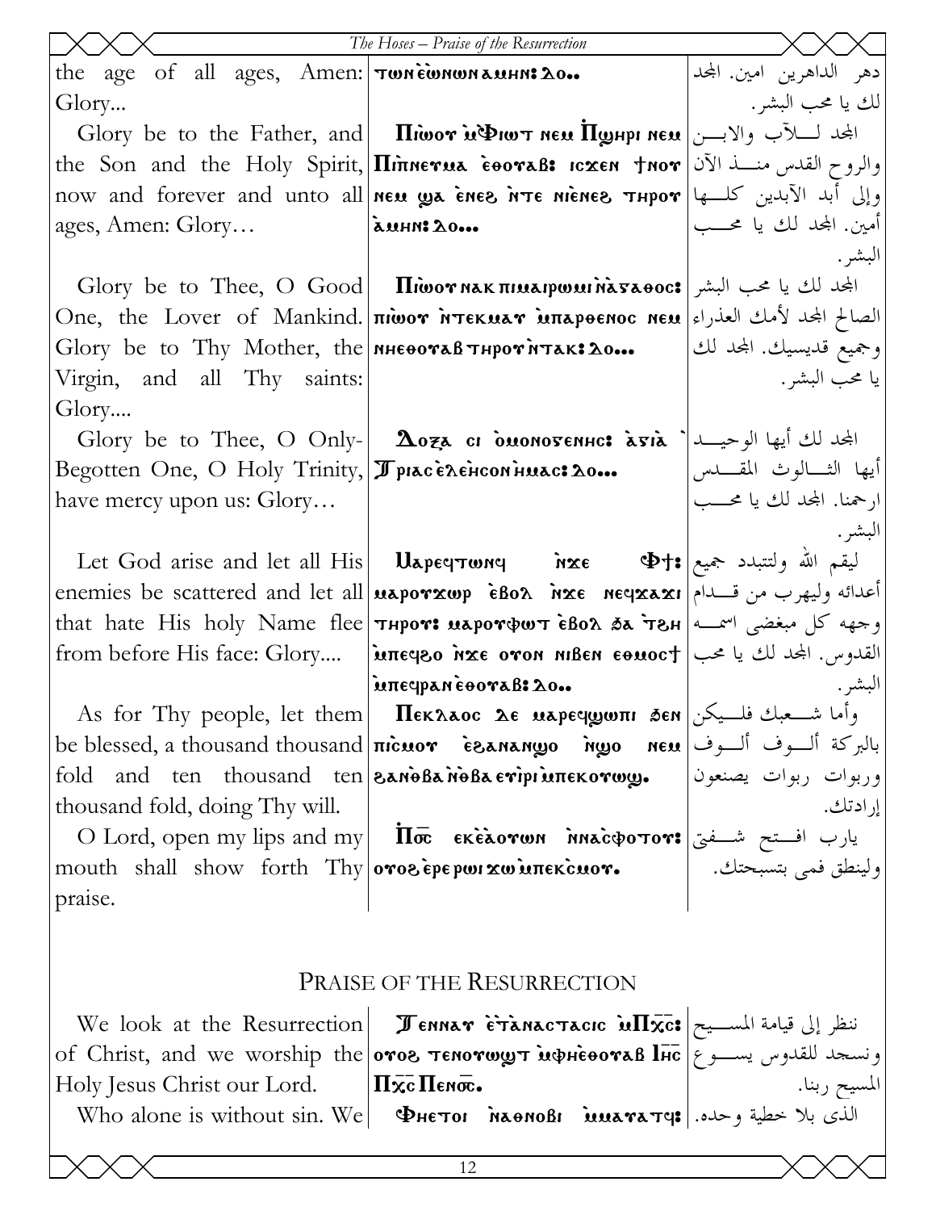| | | |
|---|---|---|
| the age of all ages, Amen: Glory... | ⲧⲱⲛ ⲉ̀ⲱⲛⲱⲛ ⲁⲙⲏⲛ: ⲁⲟ.. | دهر الداهرين امين. المجد لك يا محب البشر. |
| Glory be to the Father, and the Son and the Holy Spirit, now and forever and unto all ages, Amen: Glory… | Ⲡⲓⲱⲟⲩ ⲙ̀Ⲫⲓⲱⲧ ⲛⲉⲙ Ⲡϣⲏⲣⲓ ⲛⲉⲙ Ⲡⲓⲡ̀ⲛⲉⲩⲙⲁ ⲉ̀ⲑⲟⲩⲁⲃ: ⲓⲥϫⲉⲛ ϯⲛⲟⲩ ⲛⲉⲙ ϣⲁ ⲉ̀ⲛⲉϩ ⲛ̀ⲧⲉ ⲛⲓⲉ̀ⲛⲉϩ ⲧⲏⲣⲟⲩ ⲁ̀ⲙⲏⲛ: ⲁⲟ... | المجد للآب والابن والروح القدس منذ الآن وإلى أبد الآبدين كلها أمين. المجد لك يا محب البشر. |
| Glory be to Thee, O Good One, the Lover of Mankind. Glory be to Thy Mother, the Virgin, and all Thy saints: Glory.... | Ⲡⲓⲱⲟⲩ ⲛⲁⲕ ⲡⲓⲙⲁⲓⲣⲱⲙⲓ ⲛ̀ⲁ̀ⲅⲁⲑⲟⲥ: ⲡⲓⲱⲟⲩ ⲛ̀ⲧⲉⲕⲙⲁⲩ ⲙ̀ⲡⲁⲣⲑⲉⲛⲟⲥ ⲛⲉⲙ ⲛⲏⲉⲑⲟⲩⲁⲃ ⲧⲏⲣⲟⲩ ⲛ̀ⲧⲁⲕ: ⲁⲟ... | المجد لك يا محب البشر الصالح المجد لأمك العذراء وجميع قديسيك. المجد لك يا محب البشر. |
| Glory be to Thee, O Only-Begotten One, O Holy Trinity, have mercy upon us: Glory… | Ⲇⲟⲝⲁ ⲥⲓ ⲟ̀ⲙⲟⲛⲟⲅⲉⲛⲏⲥ: ⲁ̀ⲅⲓⲁ ̀Ⲧⲣⲓⲁⲥ ⲉ̀ⲗⲉⲏ̀ⲥⲟⲛ ⲏ̀ⲙⲁⲥ: ⲁⲟ... | المجد لك أيها الوحيد أيها الثالوث المقدس ارحمنا. المجد لك يا محب البشر. |
| Let God arise and let all His enemies be scattered and let all that hate His holy Name flee from before His face: Glory.... | Ⲙⲁⲣⲉϥⲧⲱⲛϥ ⲛ̀ϫⲉ Ⲫϯ: ⲙⲁⲣⲟⲩϫⲱⲣ ⲉ̀ⲃⲟⲗ ⲛ̀ϫⲉ ⲛⲉϥϫⲁϫⲓ ⲧⲏⲣⲟⲩ: ⲙⲁⲣⲟⲩⲫⲱⲧ ⲉ̀ⲃⲟⲗ ϧⲁ ⲧ̀ϩⲏ ⲙ̀ⲡⲉϥϩⲟ ⲛ̀ϫⲉ ⲟⲩⲟⲛ ⲛⲓⲃⲉⲛ ⲉⲑⲙⲟⲥϯ ⲙ̀ⲡⲉϥⲣⲁⲛ ⲉ̀ⲑⲟⲩⲁⲃ: ⲁⲟ.. | ليقم الله ولتتبدد جميع أعدائه وليهرب من قدام وجهه كل مبغضى اسمه القدوس. المجد لك يا محب البشر. |
| As for Thy people, let them be blessed, a thousand thousand fold and ten thousand ten thousand fold, doing Thy will. | Ⲡⲉⲕⲗⲁⲟⲥ ⲇⲉ ⲙⲁⲣⲉϥϣⲱⲡⲓ ϧⲉⲛ ⲡⲓⲥ̀ⲙⲟⲩ ⲉ̀ϩⲁⲛⲁⲛϣⲟ ⲛ̀ϣⲟ ⲛⲉⲙ ϩⲁⲛ̀ⲑⲃⲁ ⲛ̀ⲑⲃⲁ ⲉⲩ̀ⲓⲣⲓ ⲙ̀ⲡⲉⲕⲟⲩⲱϣ. | وأما شعبك فليكن بالبركة ألوف ألوف وربوات ربوات يصنعون إرادتك. |
| O Lord, open my lips and my mouth shall show forth Thy praise. | Ⲡ̀ⲟ̅ⲥ̅ ⲉⲕⲉ̀ⲁ̀ⲟⲩⲱⲛ ⲛ̀ⲛⲁ̀ⲥⲫⲟⲧⲟⲩ: ⲟⲩⲟϩ ⲉ̀ⲣⲉ ⲣⲱⲓ ϫⲱ ⲙ̀ⲡⲉⲕ̀ⲥⲙⲟⲩ. | يارب افتح شفتى ولينطق فمى بتسبحتك. |

## Praise of the Resurrection

| | | |
|---|---|---|
| We look at the Resurrection of Christ, and we worship the Holy Jesus Christ our Lord. | Ⲧⲉⲛⲛⲁⲩ ⲉ̀ⲧ̀ⲁⲛⲁⲥⲧⲁⲥⲓⲥ ⲙ̀Ⲡ̅ⲭ̅ⲥ̅: ⲟⲩⲟϩ ⲧⲉⲛⲟⲩⲱϣⲧ ⲙ̀ⲫⲏⲉ̀ⲑⲟⲩⲁⲃ Ⲓ̅ⲏ̅ⲥ̅ Ⲡ̅ⲭ̅ⲥ̅ Ⲡⲉⲛ̅ⲟ̅ⲥ̅. | ننظر إلى قيامة المسيح ونسجد للقدوس يسوع المسيح ربنا. |
| Who alone is without sin. We | Ⲫⲏⲉⲧⲟⲓ ⲛ̀ⲁⲑⲛⲟⲃⲓ ⲙ̀ⲙⲁⲩⲁⲧϥ: | الذى بلا خطية وحده. |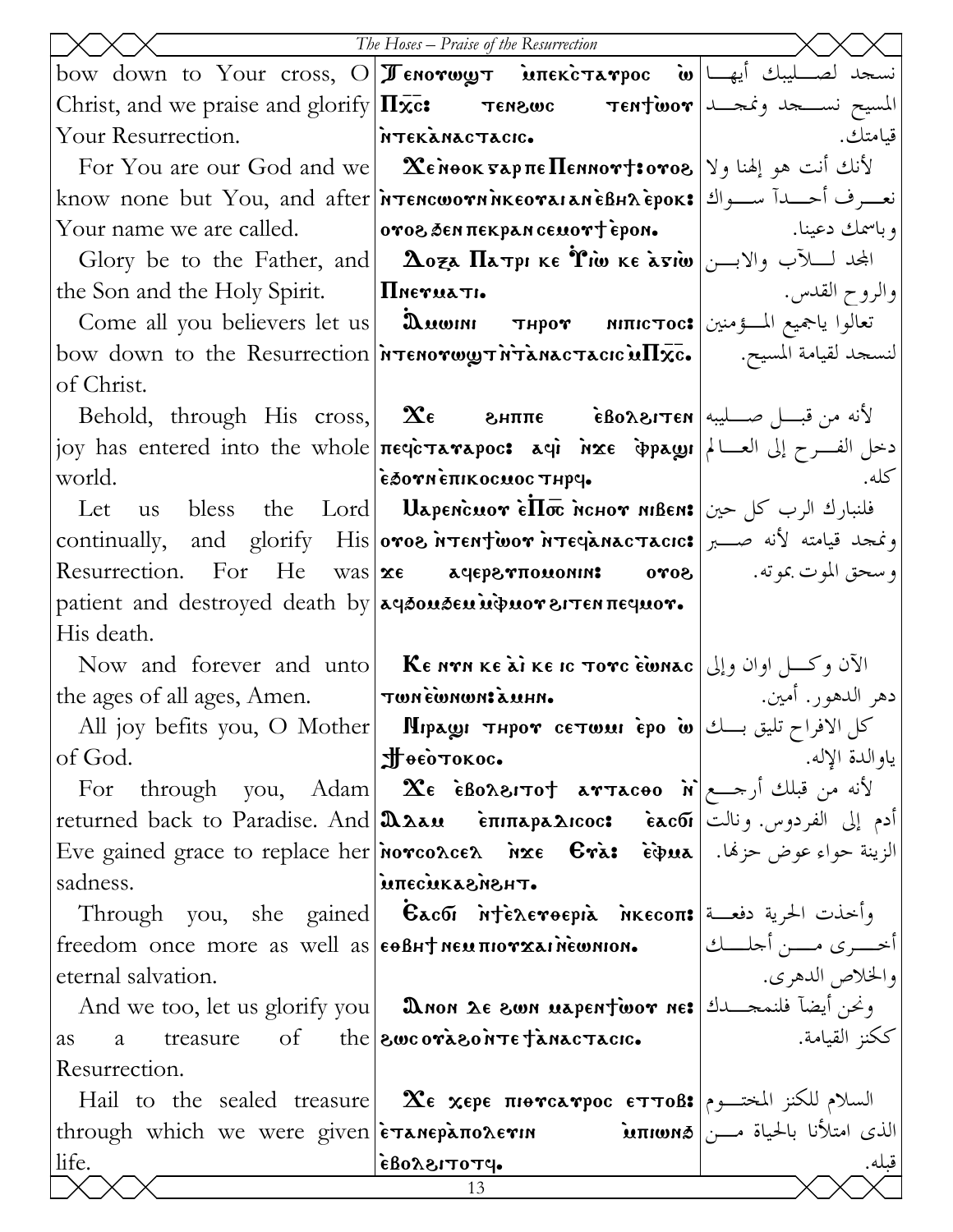| | | |
|---|---|---|
| bow down to Your cross, O Christ, and we praise and glorify Your Resurrection. | Ⲧⲉⲛⲟⲩⲱϣⲧ ⲙ̀ⲡⲉⲕ̀ⲥⲧⲁⲩⲣⲟⲥ ⲱ̀ Ⲡⲭ̅ⲥ̅: ⲧⲉⲛϩⲱⲥ ⲧⲉⲛϯⲱ̀ⲟⲩ ⲛ̀ⲧⲉⲕ̀ⲁⲛⲁⲥⲧⲁⲥⲓⲥ. | نسجد لصليبك أيها المسيح نسجد ونمجد قيامتك. |
| For You are our God and we know none but You, and after Your name we are called. | Ϫⲉ ⲛ̀ⲑⲟⲕ ⲅⲁⲣ ⲡⲉ Ⲡⲉⲛⲛⲟⲩϯ: ⲟⲩⲟϩ ⲛ̀ⲧⲉⲛⲥⲱⲟⲩⲛ ⲛ̀ⲕⲉⲟⲩⲁⲓ ⲁⲛ ⲉ̀ⲃⲏⲗ ⲉ̀ⲣⲟⲕ: ⲟⲩⲟϩ ϧⲉⲛ ⲡⲉⲕⲣⲁⲛ ⲥⲉⲙⲟⲩϯ ⲉ̀ⲣⲟⲛ. | لأنك أنت هو إلهنا ولا نعرف أحداً سواك وباسمك دعينا. |
| Glory be to the Father, and the Son and the Holy Spirit. | Ⲇⲟⲝⲁ Ⲡⲁⲧⲣⲓ ⲕⲉ Ⲩ̀ⲓⲱ ⲕⲉ ⲁ̀ⲅⲓⲱ Ⲡⲛⲉⲩⲙⲁⲧⲓ. | المجد للآب والابن والروح القدس. |
| Come all you believers let us bow down to the Resurrection of Christ. | Ⲁ̀ⲙⲱⲓⲛⲓ ⲧⲏⲣⲟⲩ ⲛⲓⲡⲓⲥⲧⲟⲥ: ⲛ̀ⲧⲉⲛⲟⲩⲱϣⲧ ⲛ̀ⲧ̀ⲁⲛⲁⲥⲧⲁⲥⲓⲥ ⲙ̀Ⲡⲭ̅ⲥ̅. | تعالوا ياجميع المؤمنين لنسجد لقيامة المسيح. |
| Behold, through His cross, joy has entered into the whole world. | Ϫⲉ ϩⲏⲡⲡⲉ ⲉ̀ⲃⲟⲗϩⲓⲧⲉⲛ ⲡⲉϥ̀ⲥⲧⲁⲩⲣⲟⲥ: ⲁϥ̀ⲓ ⲛ̀ϫⲉ ⲫ̀ⲣⲁϣⲓ ⲉ̀ϧⲟⲩⲛ ⲉ̀ⲡⲓⲕⲟⲥⲙⲟⲥ ⲧⲏⲣϥ. | لأنه من قبل صليبه دخل الفرح إلى العالم كله. |
| Let us bless the Lord continually, and glorify His Resurrection. For He was patient and destroyed death by His death. | Ⲙⲁⲣⲉⲛ̀ⲥⲙⲟⲩ ⲉ̀Ⲡ⳪ ⲛ̀ⲥⲏⲟⲩ ⲛⲓⲃⲉⲛ: ⲟⲩⲟϩ ⲛ̀ⲧⲉⲛϯⲱ̀ⲟⲩ ⲛ̀ⲧⲉϥ̀ⲁⲛⲁⲥⲧⲁⲥⲓⲥ: ϫⲉ ⲁϥⲉⲣϩⲩⲡⲟⲙⲟⲛⲓⲛ: ⲟⲩⲟϩ ⲁϥϧⲟⲙϧⲉⲙ ⲙ̀ⲫ̀ⲙⲟⲩ ϩⲓⲧⲉⲛ ⲡⲉϥⲙⲟⲩ. | فلنبارك الرب كل حين ونمجد قيامته لأنه صبر وسحق الموت بموته. |
| Now and forever and unto the ages of all ages, Amen. | Ⲕⲉ ⲛⲩⲛ ⲕⲉ ⲁ̀ⲓ ⲕⲉ ⲓⲥ ⲧⲟⲩⲥ ⲉ̀ⲱⲛⲁⲥ ⲧⲱⲛ ⲉ̀ⲱⲛⲱⲛ: ⲁ̀ⲙⲏⲛ. | الآن وكل اوان وإلى دهر الدهور. أمين. |
| All joy befits you, O Mother of God. | Ⲛⲓⲣⲁϣⲓ ⲧⲏⲣⲟⲩ ⲥⲉⲧⲱⲙⲓ ⲉ̀ⲣⲟ ⲱ̀ ϯⲑⲉⲟ̀ⲧⲟⲕⲟⲥ. | كل الافراح تليق بك ياوالدة الإله. |
| For through you, Adam returned back to Paradise. And Eve gained grace to replace her sadness. | Ϫⲉ ⲉ̀ⲃⲟⲗϩⲓⲧⲟϯ ⲁⲩⲧⲁⲥⲑⲟ ⲛ̀Ⲁ̀ⲇⲁⲙ ⲉ̀ⲡⲓⲡⲁⲣⲁⲇⲓⲥⲟⲥ: ⲉ̀ⲁⲥϭⲓ ⲛ̀ⲟⲩⲥⲟⲗⲥⲉⲗ ⲛ̀ϫⲉ Ⲉⲩ̀ⲁ: ⲉ̀ⲫ̀ⲙⲁ ⲙ̀ⲡⲉⲥ̀ⲙⲕⲁϩ ⲛ̀ϩⲏⲧ. | لأنه من قبلك أرجع أدم إلى الفردوس. ونالت الزينة حواء عوض حزنها. |
| Through you, she gained freedom once more as well as eternal salvation. | Ⲉⲁⲥϭⲓ ⲛ̀ϯⲉ̀ⲗⲉⲩⲑⲉⲣⲓⲁ̀ ⲛ̀ⲕⲉⲥⲟⲡ: ⲉⲑⲃⲏϯ ⲛⲉⲙ ⲡⲓⲟⲩϫⲁⲓ ⲛ̀ⲉ̀ⲱⲛⲓⲟⲛ. | وأخذت الحرية دفعة أخرى من أجلك والخلاص الدهرى. |
| And we too, let us glorify you as a treasure of the Resurrection. | Ⲁ̀ⲛⲟⲛ ⲇⲉ ϩⲱⲛ ⲙⲁⲣⲉⲛϯⲱ̀ⲟⲩ ⲛⲉ: ϩⲱⲥ ⲟⲩⲁ̀ϩⲟ ⲛ̀ⲧⲉ ϯⲁⲛⲁⲥⲧⲁⲥⲓⲥ. | ونحن أيضاً فلنمجدك ككنز القيامة. |
| Hail to the sealed treasure through which we were given life. | Ϫⲉ ⲭⲉⲣⲉ ⲡⲓⲑⲏⲥⲁⲩⲣⲟⲥ ⲉⲧⲧⲟⲃ: ⲉ̀ⲧⲁⲛⲉⲣⲁ̀ⲡⲟⲗⲁⲩⲓⲛ ⲙ̀ⲡⲓⲱⲛϧ ⲉ̀ⲃⲟⲗϩⲓⲧⲟⲧϥ. | السلام للكنز المختوم الذى امتلأنا بالحياة من قبله. |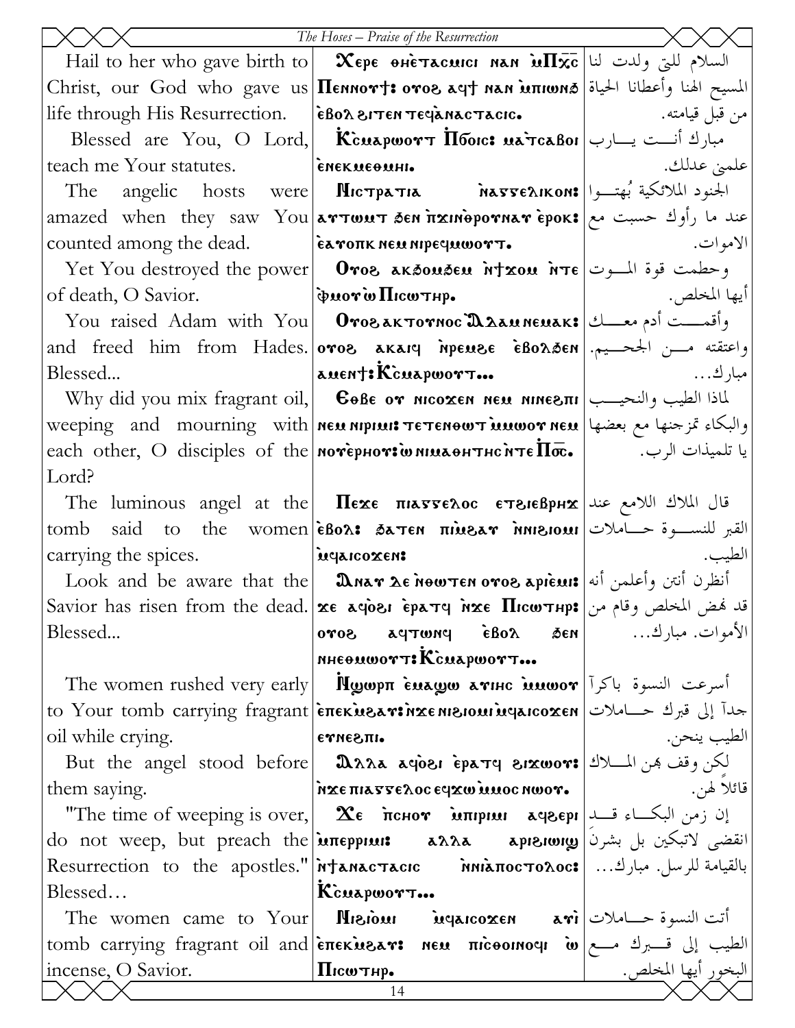| English | Coptic | Arabic |
|---|---|---|
| Hail to her who gave birth to Christ, our God who gave us life through His Resurrection. | Ⲭⲉⲣⲉ ⲑⲏⲉⲧⲁⲥⲙⲓⲥⲓ ⲛⲁⲛ ⲙ̀Ⲡⲭ̅ⲥ̅ Ⲡⲉⲛⲛⲟⲩϯ: ⲟⲩⲟϩ ⲁϥϯ ⲛⲁⲛ ⲙ̀ⲡⲓⲱⲛϧ ⲉ̀ⲃⲟⲗ ϩⲓⲧⲉⲛ ⲧⲉϥⲁ̀ⲛⲁⲥⲧⲁⲥⲓⲥ. | السلام للتي ولدت لنا المسيح الهنا وأعطانا الحياة من قبل قيامته. |
| Blessed are You, O Lord, teach me Your statutes. | Ⲕ̇ⲥ̀ⲙⲁⲣⲱⲟⲩⲧ Ⲡ̀ϭⲟⲓⲥ: ⲙⲁ̀ⲧⲥⲁⲃⲟⲓ ⲉ̀ⲛⲉⲕⲙⲉⲑⲙⲏⲓ. | مبارك أنت يارب علمني عدلك. |
| The angelic hosts were amazed when they saw You counted among the dead. | Ⲛⲓⲥⲧⲣⲁⲧⲓⲁ ⲛ̀ⲁⲅⲅⲉⲗⲓⲕⲟⲛ: ⲁⲩⲧⲱⲙⲧ ϧⲉⲛ ⲡ̀ϫⲓⲛ̀ⲑⲣⲟⲩⲛⲁⲩ ⲉ̀ⲣⲟⲕ: ⲉ̀ⲁⲩⲟⲡⲕ ⲛⲉⲙ ⲛⲓⲣⲉϥⲙⲱⲟⲩⲧ. | الجنود الملائكية بُهتوا عند ما رأوك حسبت مع الاموات. |
| Yet You destroyed the power of death, O Savior. | Ⲟⲩⲟϩ ⲁⲕϧⲟⲙϧⲉⲙ ⲛ̀ϯϫⲟⲙ ⲛ̀ⲧⲉ ⲫ̀ⲙⲟⲩ ⲱ̀ Ⲡⲓⲥⲱⲧⲏⲣ. | وحطمت قوة الموت أيها المخلص. |
| You raised Adam with You and freed him from Hades. Blessed... | Ⲟⲩⲟϩ ⲁⲕⲧⲟⲩⲛⲟⲥ Ⲁⲇⲁⲙ ⲛⲉⲙⲁⲕ: ⲟⲩⲟϩ ⲁⲕⲁⲓϥ ⲛ̀ⲣⲉⲙϩⲉ ⲉ̀ⲃⲟⲗϧⲉⲛ ⲁⲙⲉⲛϯ: Ⲕ̇ⲥ̀ⲙⲁⲣⲱⲟⲩⲧ... | وأقمت أدم معك واعتقته من الجحيم. مبارك... |
| Why did you mix fragrant oil, weeping and mourning with each other, O disciples of the Lord? | Ⲉⲑⲃⲉ ⲟⲩ ⲛⲓⲥⲟϫⲉⲛ ⲛⲉⲙ ⲛⲓⲛⲉϩⲡⲓ ⲛⲉⲙ ⲛⲓⲣⲓⲙⲓ: ⲧⲉⲧⲉⲛⲑⲱⲧ ⲙ̀ⲙⲱⲟⲩ ⲛⲉⲙ ⲛⲟⲩⲉ̀ⲣⲏⲟⲩ: ⲱ ⲛⲓⲙⲁⲑⲏⲧⲏⲥ ⲛ̀ⲧⲉ Ⲡ̅ⲟ̅ⲥ̅. | لماذا الطيب والنحيب والبكاء تمزجنها مع بعضها يا تلميذات الرب. |
| The luminous angel at the tomb said to the women carrying the spices. | Ⲡⲉϫⲉ ⲡⲓⲁⲅⲅⲉⲗⲟⲥ ⲉⲧϩⲓⲉⲃⲣⲏϫ ⲉ̀ⲃⲟⲗ: ϧⲁⲧⲉⲛ ⲡⲓⲙ̀ϩⲁⲩ ⲛ̀ⲛⲓϩⲓⲟⲙⲓ ⲙ̀ϥⲁⲓⲥⲟϫⲉⲛ: | قال الملاك اللامع عند القبر للنسوة حاملات الطيب. |
| Look and be aware that the Savior has risen from the dead. Blessed... | Ⲁⲛⲁⲩ ⲇⲉ ⲛ̀ⲑⲱⲧⲉⲛ ⲟⲩⲟϩ ⲁⲣⲓⲉ̀ⲙⲓ: ϫⲉ ⲁϥⲟ̀ϩⲓ ⲉ̀ⲣⲁⲧϥ ⲛ̀ϫⲉ Ⲡⲓⲥⲱⲧⲏⲣ: ⲟⲩⲟϩ ⲁϥⲧⲱⲛϥ ⲉ̀ⲃⲟⲗ ϧⲉⲛ ⲛⲏⲉⲑⲙⲱⲟⲩⲧ: Ⲕ̇ⲥ̀ⲙⲁⲣⲱⲟⲩⲧ... | أنظرن أنتن وأعلمن أنه قد نهض المخلص وقام من الأموات. مبارك... |
| The women rushed very early to Your tomb carrying fragrant oil while crying. | Ⲁ̇ϣⲱⲣⲡ ⲉ̀ⲙⲁϣⲱ ⲁⲩⲓⲛⲓ ⲙ̀ⲙⲱⲟⲩ ⲉ̀ⲡⲉⲕⲙ̀ϩⲁⲩ: ⲛ̀ϫⲉ ⲛⲓϩⲓⲟⲙⲓ ⲙ̀ϥⲁⲓⲥⲟϫⲉⲛ ⲉⲩⲛⲉϩⲡⲓ. | أسرعت النسوة باكراً جداً إلى قبرك حاملات الطيب ينحن. |
| But the angel stood before them saying. | Ⲁⲗⲗⲁ ⲁϥⲟ̀ϩⲓ ⲉ̀ⲣⲁⲧϥ ϩⲓϫⲱⲟⲩ: ⲛ̀ϫⲉ ⲡⲓⲁⲅⲅⲉⲗⲟⲥ ⲉϥϫⲱ ⲙ̀ⲙⲟⲥ ⲛⲱⲟⲩ. | لكن وقف بهن الملاك قائلاً لهن. |
| "The time of weeping is over, do not weep, but preach the Resurrection to the apostles." Blessed... | Ϫⲉ ⲡ̀ⲥⲛⲟⲩ ⲙ̀ⲡⲓⲣⲓⲙⲓ ⲁϥϩⲉⲣⲓ ⲙ̀ⲡⲉⲣⲣⲓⲙⲓ: ⲁⲗⲗⲁ ⲁⲣⲓϩⲓⲱⲓϣ ⲛ̀ϯⲁⲛⲁⲥⲧⲁⲥⲓⲥ ⲛ̀ⲛⲓⲁ̀ⲡⲟⲥⲧⲟⲗⲟⲥ: Ⲕ̇ⲥ̀ⲙⲁⲣⲱⲟⲩⲧ... | إن زمن البكاء قد انقضى لاتبكين بل بشرن بالقيامة للرسل. مبارك... |
| The women came to Your tomb carrying fragrant oil and incense, O Savior. | Ⲛⲓϩⲓⲟⲙⲓ ⲙ̀ϥⲁⲓⲥⲟϫⲉⲛ ⲁⲩⲓ ⲉ̀ⲡⲉⲕⲙ̀ϩⲁⲩ: ⲛⲉⲙ ⲡⲓⲥ̀ⲑⲟⲓⲛⲟϥⲓ ⲱ̀ Ⲡⲓⲥⲱⲧⲏⲣ. | أتت النسوة حاملات الطيب إلى قبرك مع البخور أيها المخلص. |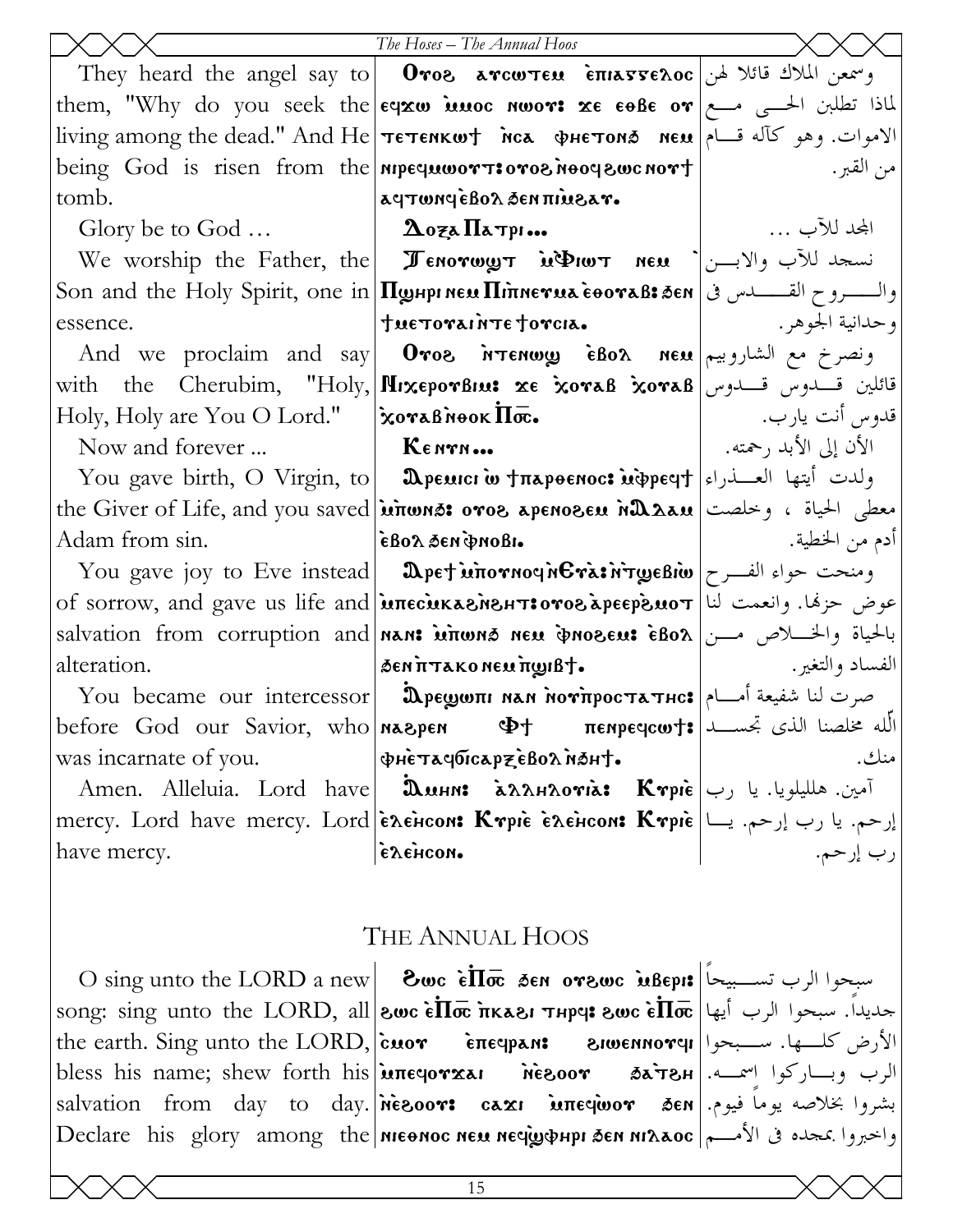| | | |
|---|---|---|
| They heard the angel say to them, "Why do you seek the living among the dead." And He being God is risen from the tomb. | Ⲟⲩⲟϩ ⲁⲩⲥⲱⲧⲉⲙ ⲉ̀ⲡⲓⲁⲅⲅⲉⲗⲟⲥ ⲉϥϫⲱ ⲙ̀ⲙⲟⲥ ⲛⲱⲟⲩ: ϫⲉ ⲉⲑⲃⲉ ⲟⲩ ⲧⲉⲧⲉⲛⲕⲱϯ ⲛ̀ⲥⲁ ⲫⲏⲉⲧⲟⲛϧ ⲛⲉⲙ ⲛⲓⲣⲉϥⲙⲱⲟⲩⲧ: ⲟⲩⲟϩ ⲛ̀ⲑⲟϥ ϩⲱⲥ ⲛⲟⲩϯ ⲁϥⲧⲱⲛϥ ⲉ̀ⲃⲟⲗ ϧⲉⲛ ⲡⲓⲙ̀ϩⲁⲩ. | وسمعن الملاك قائلا لهن لماذا تطلبن الحى مع الاموات. وهو كآله قام من القبر. |
| Glory be to God … | Ⲇⲟⲝⲁ Ⲡⲁⲧⲣⲓ… | المجد للآب … |
| We worship the Father, the Son and the Holy Spirit, one in essence. | Ⲧⲉⲛⲟⲩⲱϣⲧ ⲙ̀Ⲫⲓⲱⲧ ⲛⲉⲙ Ⲡϣⲏⲣⲓ ⲛⲉⲙ Ⲡⲓⲡ̀ⲛⲉⲩⲙⲁ ⲉ̀ⲑⲟⲩⲁⲃ: ϧⲉⲛ ϯⲙⲉⲧⲟⲩⲁⲓ ⲛ̀ⲧⲉ ϯⲟⲩⲥⲓⲁ. | نسجد للآب والابن والروح القدس فى وحدانية الجوهر. |
| And we proclaim and say with the Cherubim, "Holy, Holy, Holy are You O Lord." | Ⲟⲩⲟϩ ⲛ̀ⲧⲉⲛⲱϣ ⲉ̀ⲃⲟⲗ ⲛⲉⲙ Ⲛⲓⲭⲉⲣⲟⲩⲃⲓⲙ: ϫⲉ ⲭ̀ⲟⲩⲁⲃ ⲭ̀ⲟⲩⲁⲃ ⲭ̀ⲟⲩⲁⲃ ⲛ̀ⲑⲟⲕ Ⲡⲟ̅ⲥ̅. | ونصرخ مع الشاروبيم قائلين قدوس قدوس قدوس أنت يارب. |
| Now and forever ... | Ⲕⲉⲛⲩⲛ… | الأن إلى الأبد رحمته. |
| You gave birth, O Virgin, to the Giver of Life, and you saved Adam from sin. | Ⲁ̀ⲣⲉⲙⲓⲥⲓ ⲱ̀ ϯⲡⲁⲣⲑⲉⲛⲟⲥ: ⲙ̀ⲫⲣⲉϥϯ ⲙ̀ⲡⲱⲛϧ: ⲟⲩⲟϩ ⲁⲣⲉⲛⲟϩⲉⲙ ⲛ̀Ⲁ̀ⲇⲁⲙ ⲉ̀ⲃⲟⲗ ϧⲉⲛ ⲫ̀ⲛⲟⲃⲓ. | ولدت أيتها العذراء معطى الحياة ، وخلصت أدم من الخطية. |
| You gave joy to Eve instead of sorrow, and gave us life and salvation from corruption and alteration. | Ⲁ̀ⲣⲉϯ ⲙ̀ⲡⲟⲩⲛⲟϥ ⲛ̀Ⲉⲩⲁ̀: ⲛ̀ⲧϣⲉⲃⲓⲱ ⲙ̀ⲡⲉⲥⲙ̀ⲕⲁϩ ⲛ̀ϩⲏⲧ: ⲟⲩⲟϩ ⲁ̀ⲣⲉⲣ̀ϩⲙⲟⲧ ⲛⲁⲛ: ⲙ̀ⲡⲱⲛϧ ⲛⲉⲙ ⲫ̀ⲛⲟϩⲉⲙ: ⲉ̀ⲃⲟⲗ ϧⲉⲛ ⲡ̀ⲧⲁⲕⲟ ⲛⲉⲙ ⲡ̀ϣⲓⲃϯ. | ومنحت حواء الفرح عوض حزنها. وانعمت لنا بالحياة والخلاص من الفساد والتغير. |
| You became our intercessor before God our Savior, who was incarnate of you. | Ⲁ̀ⲣⲉϣⲱⲡⲓ ⲛⲁⲛ ⲛ̀ⲟⲩⲡ̀ⲣⲟⲥⲧⲁⲧⲏⲥ: ⲛⲁϩⲣⲉⲛ Ⲫ̀ϯ ⲡⲉⲛⲣⲉϥⲥⲱϯ: ⲫⲏⲉ̀ⲧⲁϥϭⲓⲥⲁⲣⲝ ⲉ̀ⲃⲟⲗ ⲛ̀ϧⲏϯ. | صرت لنا شفيعة أمام الّله مخلصنا الذى تجسد منك. |
| Amen. Alleluia. Lord have mercy. Lord have mercy. Lord have mercy. | Ⲁ̀ⲙⲏⲛ: ⲁ̀ⲗⲗⲏⲗⲟⲩⲓⲁ̀: Ⲕⲩⲣⲓⲉ̀ ⲉ̀ⲗⲉ̀ⲏⲥⲟⲛ: Ⲕⲩⲣⲓⲉ̀ ⲉ̀ⲗⲉ̀ⲏⲥⲟⲛ: Ⲕⲩⲣⲓⲉ̀ ⲉ̀ⲗⲉ̀ⲏⲥⲟⲛ. | آمين. هلليلويا. يا رب إرحم. يا رب إرحم. يا رب إرحم. |

## The Annual Hoos

| | | |
|---|---|---|
| O sing unto the LORD a new song: sing unto the LORD, all the earth. Sing unto the LORD, bless his name; shew forth his salvation from day to day. Declare his glory among the | Ϩⲱⲥ ⲉ̀Ⲡⲟ̅ⲥ̅ ϧⲉⲛ ⲟⲩϩⲱⲥ ⲙ̀ⲃⲉⲣⲓ: ϩⲱⲥ ⲉ̀Ⲡⲟ̅ⲥ̅ ⲡ̀ⲕⲁϩⲓ ⲧⲏⲣϥ: ϩⲱⲥ ⲉ̀Ⲡⲟ̅ⲥ̅ ⲥ̀ⲙⲟⲩ ⲉ̀ⲡⲉϥⲣⲁⲛ: ϩⲓⲱⲉⲛⲛⲟⲩϥⲓ ⲙ̀ⲡⲉϥⲟⲩϫⲁⲓ ⲛ̀ⲉ̀ϩⲟⲟⲩ ϧⲁ̀ⲧⲉϩ ⲛ̀ⲉ̀ϩⲟⲟⲩ: ⲥⲁϫⲓ ⲙ̀ⲡⲉϥⲱ̀ⲟⲩ ϧⲉⲛ ⲛⲓⲉⲑⲛⲟⲥ ⲛⲉⲙ ⲛⲉϥϣ̀ⲫⲏⲣⲓ ϧⲉⲛ ⲛⲓⲗⲁⲟⲥ | سبحوا الرب تسبيحاً جديداً. سبحوا الرب أيها الأرض كلها. سبحوا الرب وباركوا إسمه. بشروا بخلاصه يوماً فيوم. واخبروا بمجده فى الأمم |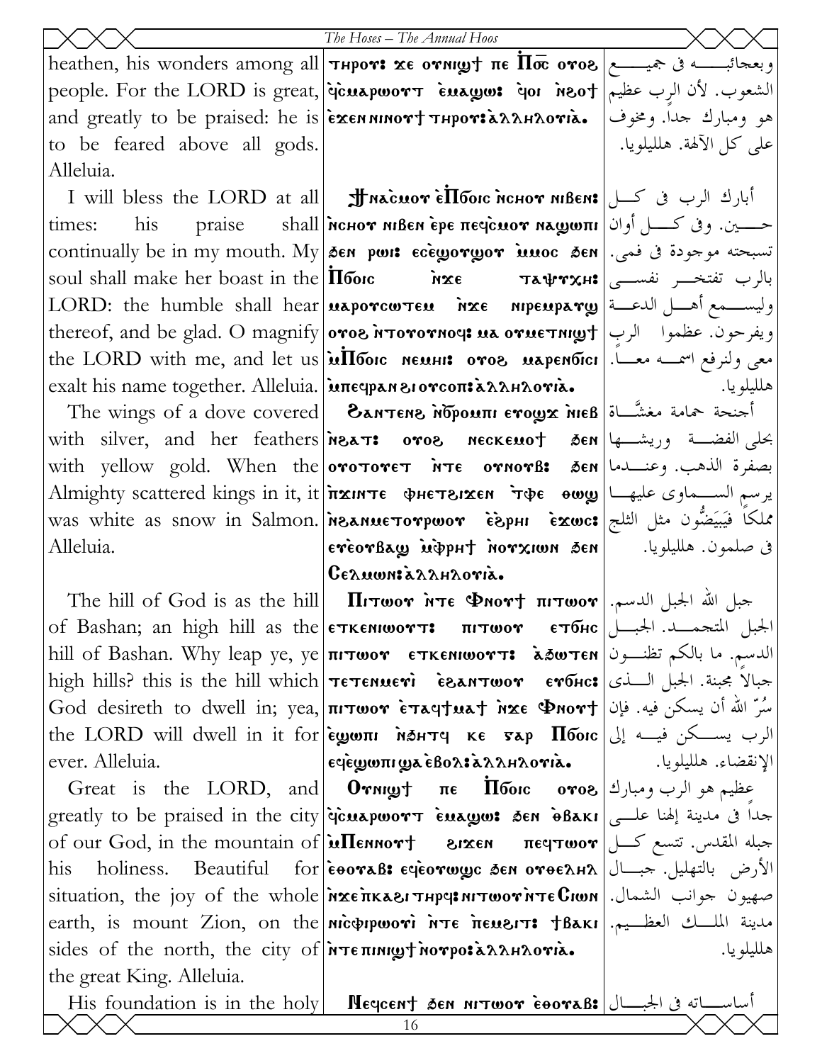| English | Coptic | Arabic |
| --- | --- | --- |
| heathen, his wonders among all people. For the LORD is great, and greatly to be praised: he is to be feared above all gods. Alleluia. | ⲧⲏⲣⲟⲩ: ϫⲉ ⲟⲩⲛⲓϣϯ ⲡⲉ Ⲡ̅ⲟ̅ⲥ̅ ⲟⲩⲟϩ ϥ̀ⲥⲙⲁⲣⲱⲟⲩⲧ ⲉ̀ⲙⲁϣⲱ: ϥ̀ⲟⲓ ⲛ̀ϩⲟϯ ⲉ̀ϫⲉⲛ ⲛⲓⲛⲟⲩϯ ⲧⲏⲣⲟⲩ:ⲁ̀ⲗⲗⲏⲗⲟⲩⲓⲁ. | وبعجائبه في جميع الشعوب. لأن الرب عظيم هو ومبارك جداً. ومخوف على كل الآلهة. هلليلويا. |
| I will bless the LORD at all times: his praise shall continually be in my mouth. My soul shall make her boast in the LORD: the humble shall hear thereof, and be glad. O magnify the LORD with me, and let us exalt his name together. Alleluia. | Ϯⲛⲁⲥ̀ⲙⲟⲩ ⲉ̀Ⲡϭⲟⲓⲥ ⲛ̀ⲥⲏⲟⲩ ⲛⲓⲃⲉⲛ: ⲛ̀ⲥⲏⲟⲩ ⲛⲓⲃⲉⲛ ⲉ̀ⲣⲉ ⲡⲉϥ̀ⲥⲙⲟⲩ ⲛⲁϣⲱⲡⲓ ϧⲉⲛ ⲣⲱⲓ: ⲉⲥⲉ̀ϣⲟⲩϣⲟⲩ ⲙ̀ⲙⲟⲥ ϧⲉⲛ Ⲡϭⲟⲓⲥ ⲛ̀ϫⲉ ⲧⲁⲯⲩⲭⲏ: ⲙⲁⲣⲟⲩⲥⲱⲧⲉⲙ ⲛ̀ϫⲉ ⲛⲓⲣⲉⲙⲣⲁⲩϣ ⲟⲩⲟϩ ⲛ̀ⲧⲟⲩⲟⲩⲛⲟϥ: ⲙⲁ ⲟⲩⲙⲉⲧⲛⲓϣϯ ⲙ̀Ⲡϭⲟⲓⲥ ⲛⲉⲙⲏⲓ: ⲟⲩⲟϩ ⲙⲁⲣⲉⲛϭⲓⲥⲓ ⲙ̀ⲡⲉϥⲣⲁⲛ ϩⲓⲟⲩⲥⲟⲡ:ⲁ̀ⲗⲗⲏⲗⲟⲩⲓⲁ. | أبارك الرب في كل حين. وفي كل أوان تسبحته موجودة في فمي. بالرب تفتخر نفسي وليسمع أهل الدعة ويفرحون. عظموا الرب معي ولنرفع اسمه معاً. هلليلويا. |
| The wings of a dove covered with silver, and her feathers with yellow gold. When the Almighty scattered kings in it, it was white as snow in Salmon. Alleluia. | Ϩⲁⲛⲧⲉⲛϩ ⲛ̀ϭⲣⲟⲙⲡⲓ ⲉⲩⲟϣϫ ⲛ̀ⲛⲓⲉⲃ ⲛ̀ϩⲁⲧ: ⲟⲩⲟϩ ⲛⲉⲥⲕⲉⲙⲟϯ ϧⲉⲛ ⲟⲩⲟⲩⲟⲧⲉⲧ ⲛ̀ⲧⲉ ⲟⲩⲛⲟⲩⲃ: ϧⲉⲛ ⲡ̀ϫⲓⲛⲧⲉ ⲫⲏⲉⲧϩⲓϫⲉⲛ ⲧ̀ⲫⲉ ⲑⲱϣ ⲛ̀ϩⲁⲛⲙⲉⲧⲟⲩⲣⲱⲟⲩ ⲉ̀ϩ̀ⲣⲏⲓ ⲉ̀ϫⲱⲥ: ⲉⲩⲉ̀ⲟⲩⲃⲁϣ ⲙ̀ⲫ̀ⲣⲏϯ ⲛ̀ⲟⲩⲭⲓⲱⲛ ϧⲉⲛ Ⲥⲉⲗⲙⲱⲛ:ⲁ̀ⲗⲗⲏⲗⲟⲩⲓⲁ. | أجنحة حمامة مغشَّاة بحلى الفضة وريشها بصفرة الذهب. وعندما يرسم السماوي عليها ملكاً فَيَبيَضُّون مثل الثلج في صلمون. هلليلويا. |
| The hill of God is as the hill of Bashan; an high hill as the hill of Bashan. Why leap ye, ye high hills? this is the hill which God desireth to dwell in; yea, the LORD will dwell in it for ever. Alleluia. | Ⲡⲓⲧⲱⲟⲩ ⲛ̀ⲧⲉ Ⲫⲛⲟⲩϯ ⲡⲓⲧⲱⲟⲩ ⲉⲧⲕⲉⲛⲓⲱⲟⲩⲧ: ⲡⲓⲧⲱⲟⲩ ⲉⲧϭⲏⲥ ⲡⲓⲧⲱⲟⲩ ⲉⲧⲕⲉⲛⲓⲱⲟⲩⲧ: ⲁ̀ϧⲱⲧⲉⲛ ⲧⲉⲧⲉⲛⲙⲉⲩⲓ̀ ⲉ̀ϩⲁⲛⲧⲱⲟⲩ ⲉⲩϭⲏⲥ: ⲡⲓⲧⲱⲟⲩ ⲉ̀ⲧⲁϥϯⲙⲁϯ ⲛ̀ϫⲉ Ⲫⲛⲟⲩϯ ⲉ̀ϣⲱⲡⲓ ⲛ̀ϧⲏⲧϥ ⲕⲉ ⲅⲁⲣ Ⲡϭⲟⲓⲥ ⲉϥⲉ̀ϣⲱⲡⲓ ϣⲁ ⲉ̀ⲃⲟⲗ:ⲁ̀ⲗⲗⲏⲗⲟⲩⲓⲁ. | جبل الله الجبل الدسم. الجبل المتجمد. الجبل الدسم. ما بالكم تظنون جبالاً مجبنة. الجبل الذي سُرّ الله أن يسكن فيه. فإن الرب يسكن فيه إلى الإنقضاء. هلليلويا. |
| Great is the LORD, and greatly to be praised in the city of our God, in the mountain of his holiness. Beautiful for situation, the joy of the whole earth, is mount Zion, on the sides of the north, the city of the great King. Alleluia. | Ⲟⲩⲛⲓϣϯ ⲡⲉ Ⲡϭⲟⲓⲥ ⲟⲩⲟϩ ϥ̀ⲥⲙⲁⲣⲱⲟⲩⲧ ⲉ̀ⲙⲁϣⲱ: ϧⲉⲛ ⲑ̀ⲃⲁⲕⲓ ⲙ̀Ⲡⲉⲛⲛⲟⲩϯ ϩⲓϫⲉⲛ ⲡⲉϥⲧⲱⲟⲩ ⲉ̀ⲑⲟⲩⲁⲃ: ⲉϥⲉ̀ⲟⲩⲱϣⲥ ϧⲉⲛ ⲟⲩⲑⲉⲗⲏⲗ ⲛ̀ϫⲉ ⲡ̀ⲕⲁϩⲓ ⲧⲏⲣϥ: ⲛⲓⲧⲱⲟⲩ ⲛ̀ⲧⲉ Ⲥⲓⲱⲛ ⲛⲓⲥ̀ⲫⲓⲣⲱⲟⲩⲓ̀ ⲛ̀ⲧⲉ ⲡⲉⲙϩⲓⲧ: ϯⲃⲁⲕⲓ ⲛ̀ⲧⲉ ⲡⲓⲛⲓϣϯ ⲛ̀ⲟⲩⲣⲟ:ⲁ̀ⲗⲗⲏⲗⲟⲩⲓⲁ. | عظيم هو الرب ومبارك جداً في مدينة إلهنا على جبله المقدس. تتسع كل الأرض بالتهليل. جبال صهيون جوانب الشمال. مدينة الملك العظيم. هلليلويا. |
| His foundation is in the holy | Ⲛⲉϥⲥⲉⲛϯ ϧⲉⲛ ⲛⲓⲧⲱⲟⲩ ⲉ̀ⲑⲟⲩⲁⲃ: | أساساته في الجبال |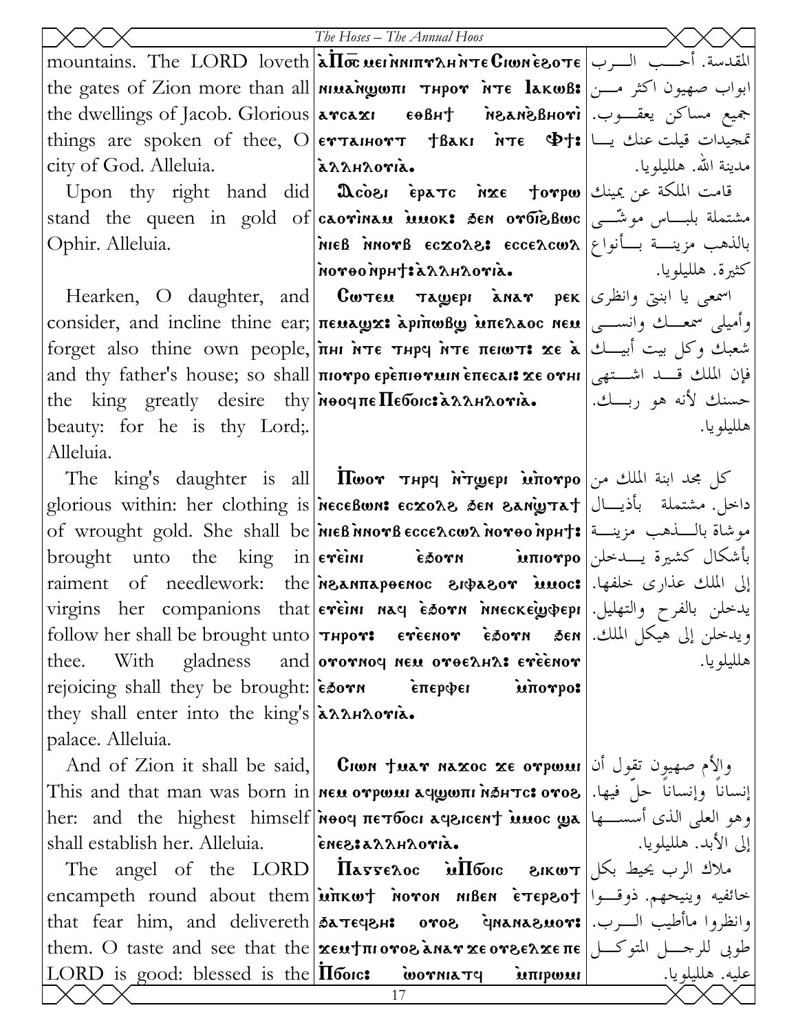| | | |
|---|---|---|
| mountains. The LORD loveth the gates of Zion more than all the dwellings of Jacob. Glorious things are spoken of thee, O city of God. Alleluia. | ⲁ̀Ⲡⲟ̅ⲥ̅ ⲙⲉⲓ ⲛ̀ⲛⲓⲡⲩⲗⲏ ⲛ̀ⲧⲉ Ⲥⲓⲱⲛ ⲉ̀ϩⲟⲧⲉ ⲛⲓⲙⲁⲛ̀ϣⲱⲡⲓ ⲧⲏⲣⲟⲩ ⲛ̀ⲧⲉ Ⲓⲁⲕⲱⲃ: ⲁⲩⲥⲁϫⲓ ⲉⲑⲃⲏϯ ⲛ̀ϩⲁⲛ̀ϩⲃⲏⲟⲩⲓ̀ ⲉⲩⲧⲁⲓⲏⲟⲩⲧ ϯⲃⲁⲕⲓ ⲛ̀ⲧⲉ Ⲫϯ: ⲁⲗⲗⲏⲗⲟⲩⲓⲁ. | المقدسة. أحب الرب ابواب صهيون اكثر من جميع مساكن يعقوب. تمجيدات قيلت عنك يا مدينة الله. هلليلويا. |
| Upon thy right hand did stand the queen in gold of Ophir. Alleluia. | Ⲁⲥⲟϩⲓ ⲉ̀ⲣⲁⲧⲥ ⲛ̀ϫⲉ ϯⲟⲩⲣⲱ ⲥⲁⲟⲩⲓ̀ⲛⲁⲙ ⲙ̀ⲙⲟⲕ: ϧⲉⲛ ⲟⲩϭⲓ̀ϩⲃⲱⲥ ⲛ̀ⲓⲉⲃ ⲛ̀ⲛⲟⲩⲃ ⲉⲥϫⲟⲗϩ: ⲉⲥⲥⲉⲗⲥⲱⲗ ⲛ̀ⲟⲩⲑⲟ ⲛ̀ⲣⲏϯ: ⲁⲗⲗⲏⲗⲟⲩⲓⲁ. | قامت الملكة عن يمينك مشتملة بلباس موشّى بالذهب مزينة بأنواع كثيرة. هلليلويا. |
| Hearken, O daughter, and consider, and incline thine ear; forget also thine own people, and thy father's house; so shall the king greatly desire thy beauty: for he is thy Lord;. Alleluia. | Ⲥⲱⲧⲉⲙ ⲧⲁϣⲉⲣⲓ ⲁ̀ⲛⲁⲩ ⲣⲉⲕ ⲡⲉⲙⲁϣϫ: ⲁ̀ⲣⲓ̀ⲡⲱⲃϣ ⲙ̀ⲡⲉⲗⲁⲟⲥ ⲛⲉⲙ ⲡ̀ⲏⲓ ⲛ̀ⲧⲉ ⲧⲏⲣϥ ⲛ̀ⲧⲉ ⲡⲉⲓⲱⲧ: ϫⲉ ⲁ̀ ⲡⲓⲟⲩⲣⲟ ⲉⲣⲉ̀ⲡⲓⲑⲩⲙⲓⲛ ⲉ̀ⲡⲉⲥⲁⲓ: ϫⲉ ⲟⲩⲏⲓ ⲛ̀ⲑⲟϥ ⲡⲉ Ⲡⲉϭⲟⲓⲥ: ⲁⲗⲗⲏⲗⲟⲩⲓⲁ. | اسمعي يا ابنتي وانظرى وأميلي سمعك وانسى شعبك وكل بيت أبيك فإن الملك قد اشتهى حسنك لأنه هو ربك. هلليلويا. |
| The king's daughter is all glorious within: her clothing is of wrought gold. She shall be brought unto the king in raiment of needlework: the virgins her companions that follow her shall be brought unto thee. With gladness and rejoicing shall they be brought: they shall enter into the king's palace. Alleluia. | Ⲡ̀ⲱⲟⲩ ⲧⲏⲣϥ ⲛ̀ⲧϣⲉⲣⲓ ⲙ̀ⲡⲟⲩⲣⲟ ⲛ̀ⲉⲥⲉⲃⲱⲛ: ⲉⲥϫⲟⲗϩ ϧⲉⲛ ϩⲁⲛ̀ϣⲧⲁϯ ⲛ̀ⲓⲉⲃ ⲛ̀ⲛⲟⲩⲃ ⲉⲥⲥⲉⲗⲥⲱⲗ ⲛ̀ⲟⲩⲑⲟ ⲛ̀ⲣⲏϯ: ⲉⲩⲉ̀ⲓ̀ⲛⲓ ⲉ̀ϧⲟⲩⲛ ⲙ̀ⲡⲓⲟⲩⲣⲟ ⲛ̀ϩⲁⲛⲡⲁⲣⲑⲉⲛⲟⲥ ϩⲓⲫⲁϩⲟⲩ ⲙ̀ⲙⲟⲥ: ⲉⲩⲉ̀ⲓ̀ⲛⲓ ⲛⲁϥ ⲉ̀ϧⲟⲩⲛ ⲛ̀ⲛⲉⲥⲕⲉ̀ϣⲫⲉⲣⲓ ⲧⲏⲣⲟⲩ: ⲉⲩⲉ̀ⲉ̀ⲛⲟⲩ ⲉ̀ϧⲟⲩⲛ ϧⲉⲛ ⲟⲩⲟⲩⲛⲟϥ ⲛⲉⲙ ⲟⲩⲑⲉⲗⲏⲗ: ⲉⲩⲉ̀ⲉ̀ⲛⲟⲩ ⲉ̀ϧⲟⲩⲛ ⲉ̀ⲡⲉⲣⲫⲉⲓ ⲙ̀ⲡⲟⲩⲣⲟ: ⲁⲗⲗⲏⲗⲟⲩⲓⲁ. | كل مجد ابنة الملك من داخل. مشتملة بأذيال موشاة بالذهب مزينة بأشكال كثيرة يدخلن إلى الملك عذارى خلفها. يدخلن بالفرح والتهليل. ويدخلن إلى هيكل الملك. هلليلويا. |
| And of Zion it shall be said, This and that man was born in her: and the highest himself shall establish her. Alleluia. | Ⲥⲓⲱⲛ ϯⲙⲁⲩ ⲛⲁϫⲟⲥ ϫⲉ ⲟⲩⲣⲱⲙⲓ ⲛⲉⲙ ⲟⲩⲣⲱⲙⲓ ⲁϥϣⲱⲡⲓ ⲛ̀ϧⲏⲧⲥ: ⲟⲩⲟϩ ⲛ̀ⲑⲟϥ ⲡⲉⲧϭⲟⲥⲓ ⲁϥϩⲓⲥⲉⲛϯ ⲙ̀ⲙⲟⲥ ϣⲁ ⲉ̀ⲛⲉϩ: ⲁⲗⲗⲏⲗⲟⲩⲓⲁ. | والأم صهيون تقول أن إنساناً وإنساناً حلّ فيها. وهو العلى الذى أسسها إلى الأبد. هلليلويا. |
| The angel of the LORD encampeth round about them that fear him, and delivereth them. O taste and see that the LORD is good: blessed is the | Ⲡⲁⲅⲅⲉⲗⲟⲥ ⲙ̀Ⲡϭⲟⲓⲥ ϩⲓⲕⲱⲧ ⲙ̀ⲡⲕⲱϯ ⲛ̀ⲟⲩⲟⲛ ⲛⲓⲃⲉⲛ ⲉ̀ⲧⲉⲣϩⲟϯ ϧⲁⲧⲉϥϩⲏ: ⲟⲩⲟϩ ϥ̀ⲛⲁⲛⲁϩⲙⲟⲩ: ϫⲉⲙϯⲡⲓ ⲟⲩⲟϩ ⲁ̀ⲛⲁⲩ ϫⲉ ⲟⲩϩⲉⲗϫⲉ ⲡⲉ Ⲡϭⲟⲓⲥ: ⲱ̀ⲟⲩⲛⲓⲁⲧϥ ⲙ̀ⲡⲓⲣⲱⲙⲓ | ملاك الرب يحيط بكل خائفيه وينيحهم. ذوقوا وانظروا ماأطيب الرب. طوبى للرجل المتوكل عليه. هلليلويا. |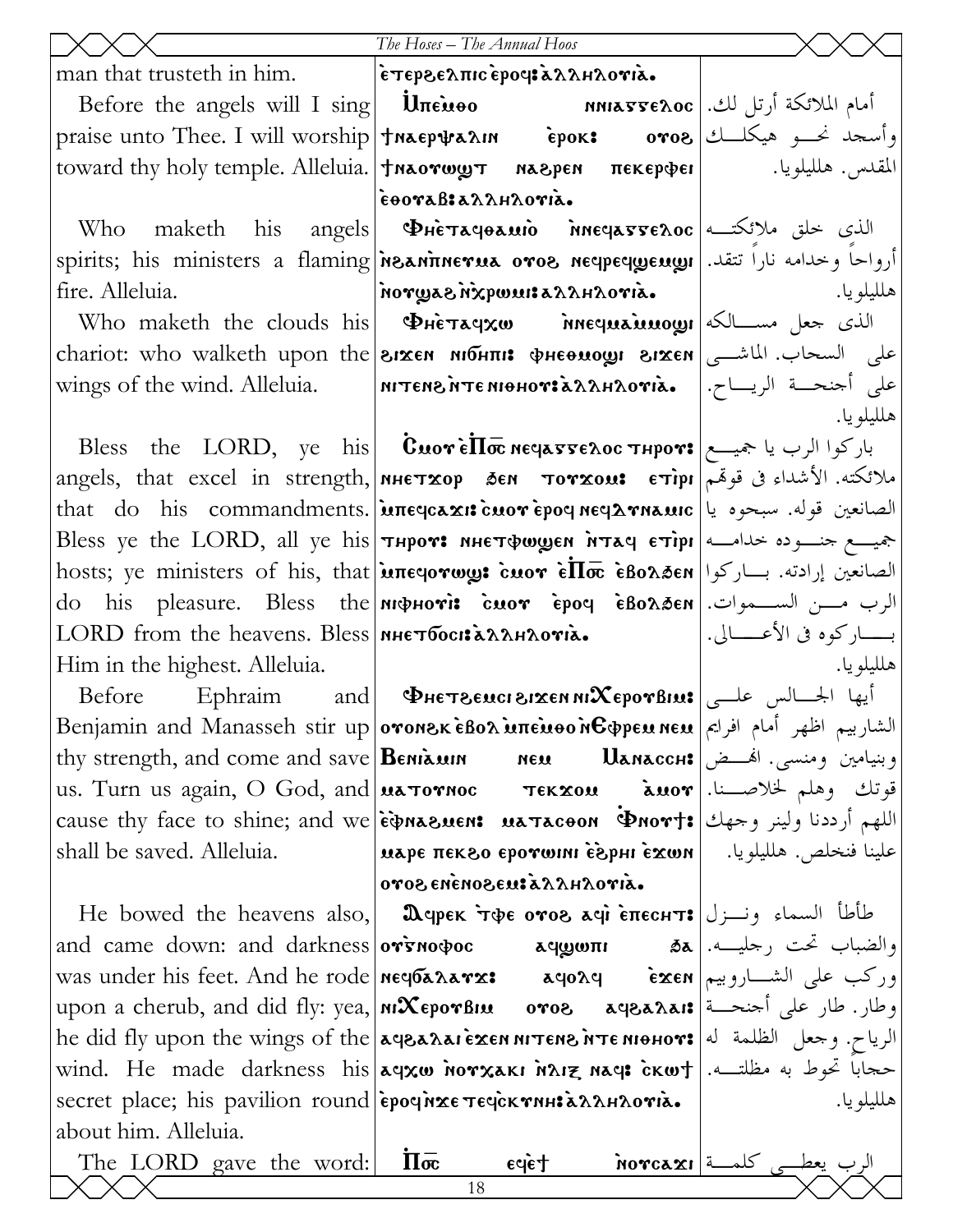| | | |
|---|---|---|
| man that trusteth in him. | ⲉⲧⲉⲣϩⲉⲗⲡⲓⲥ ⲉⲣⲟϥ: ⲁⲗⲗⲏⲗⲟⲩⲓⲁ. | |
| Before the angels will I sing praise unto Thee. I will worship toward thy holy temple. Alleluia. | Ⲙ̀ⲡⲉⲙ̀ⲑⲟ ⲛ̀ⲛⲓⲁⲅⲅⲉⲗⲟⲥ ϯⲛⲁⲉⲣⲯⲁⲗⲓⲛ ⲉ̀ⲣⲟⲕ: ⲟⲩⲟϩ ϯⲛⲁⲟⲩⲱϣⲧ ⲛⲁϩⲣⲉⲛ ⲡⲉⲕⲉⲣⲫⲉⲓ ⲉ̀ⲑⲟⲩⲁⲃ: ⲁⲗⲗⲏⲗⲟⲩⲓⲁ. | أمام الملائكة أرتل لك. وأسجد نحو هيكلك المقدس. هلليلويا. |
| Who maketh his angels spirits; his ministers a flaming fire. Alleluia. | Ⲫⲏⲉⲧⲁϥⲑⲁⲙⲓⲟ ⲛ̀ⲛⲉϥⲁⲅⲅⲉⲗⲟⲥ ⲛ̀ϩⲁⲛⲡ̀ⲛⲉⲩⲙⲁ ⲟⲩⲟϩ ⲛⲉϥⲣⲉϥϣⲉⲙϣⲓ ⲛ̀ⲟⲩϣⲁϩ ⲛ̀ⲭ̀ⲣⲱⲙ: ⲁⲗⲗⲏⲗⲟⲩⲓⲁ. | الذى خلق ملائكته أرواحاً وخدامه ناراً تتقد. هلليلويا. |
| Who maketh the clouds his chariot: who walketh upon the wings of the wind. Alleluia. | Ⲫⲏⲉⲧⲁϥⲭⲱ ⲛ̀ⲛⲉϥⲙⲁⲙ̀ⲙⲟϣⲓ ϩⲓϫⲉⲛ ⲛⲓϭⲏⲡⲓ: ⲫⲏⲉⲑⲙⲟϣⲓ ϩⲓϫⲉⲛ ⲛⲓⲧⲉⲛϩ ⲛ̀ⲧⲉ ⲛⲓⲑⲏⲟⲩ: ⲁⲗⲗⲏⲗⲟⲩⲓⲁ. | الذى جعل مسالكه على السحاب. الماشى على أجنحة الرياح. هلليلويا. |
| Bless the LORD, ye his angels, that excel in strength, that do his commandments. Bless ye the LORD, all ye his hosts; ye ministers of his, that do his pleasure. Bless the LORD from the heavens. Bless Him in the highest. Alleluia. | Ⲥ̀ⲙⲟⲩ ⲉ̀Ⲡ̅ⲟ̅ⲥ̅ ⲛⲉϥⲁⲅⲅⲉⲗⲟⲥ ⲧⲏⲣⲟⲩ: ⲛⲏⲉⲧϫⲟⲣ ϧⲉⲛ ⲧⲟⲩϫⲟⲙ: ⲉⲧⲓ̀ⲣⲓ ⲙ̀ⲡⲉϥⲥⲁϫⲓ: ⲥ̀ⲙⲟⲩ ⲉ̀ⲣⲟϥ ⲛⲉϥⲇⲩⲛⲁⲙⲓⲥ ⲧⲏⲣⲟⲩ: ⲛⲏⲉⲧϥⲱϣⲉⲛ ⲛ̀ⲧⲁϥ ⲉⲧⲓ̀ⲣⲓ ⲙ̀ⲡⲉϥⲟⲩⲱϣ: ⲥ̀ⲙⲟⲩ ⲉ̀Ⲡ̅ⲟ̅ⲥ̅ ⲉ̀ⲃⲟⲗϧⲉⲛ ⲛⲓⲫⲏⲟⲩⲓ̀: ⲥ̀ⲙⲟⲩ ⲉ̀ⲣⲟϥ ⲉ̀ⲃⲟⲗϧⲉⲛ ⲛⲏⲉⲧϭⲟⲥⲓ: ⲁⲗⲗⲏⲗⲟⲩⲓⲁ. | باركوا الرب يا جميع ملائكته. الأشداء فى قوتهم الصانعين قوله. سبحوه يا جميع جنوده خدامه الصانعين إرادته. باركوا الرب من السموات. باركوه فى الأعالى. هلليلويا. |
| Before Ephraim and Benjamin and Manasseh stir up thy strength, and come and save us. Turn us again, O God, and cause thy face to shine; and we shall be saved. Alleluia. | Ⲫⲏⲉⲧϩⲉⲙⲥⲓ ϩⲓϫⲉⲛ ⲛⲓⲬⲉⲣⲟⲩⲃⲓⲙ: ⲟⲩⲟⲛϩⲕ ⲉ̀ⲃⲟⲗ ⲙ̀ⲡⲉⲙ̀ⲑⲟ ⲛ̀Ⲉ̀ⲫⲣⲉⲙ ⲛⲉⲙ Ⲃⲉⲛⲓⲁ̀ⲙⲓⲛ ⲛⲉⲙ Ⲙⲁⲛⲁⲥⲥⲏ: ⲙⲁⲧⲟⲩⲛⲟⲥ ⲧⲉⲕϫⲟⲙ ⲁ̀ⲙⲟⲩ ⲉ̀ⲫⲛⲁϩⲙⲉⲛ: ⲙⲁⲧⲁⲥⲑⲟⲛ Ⲫ̀ⲛⲟⲩϯ: ⲙⲁⲣⲉ ⲡⲉⲕϩⲟ ⲉⲣⲟⲩⲱⲓⲛⲓ ⲉ̀ϩ̀ⲣⲏⲓ ⲉ̀ϫⲱⲛ ⲟⲩⲟϩ ⲉⲛⲉ̀ⲛⲟϩⲉⲙ: ⲁⲗⲗⲏⲗⲟⲩⲓⲁ. | أيها الجالس على الشاربيم اظهر أمام افرايم وبنيامين ومنسى. انهض قوتك وهلم لخلاصنا. اللهم أردنا ولينر وجهك علينا فنخلص. هلليلويا. |
| He bowed the heavens also, and came down: and darkness was under his feet. And he rode upon a cherub, and did fly: yea, he did fly upon the wings of the wind. He made darkness his secret place; his pavilion round about him. Alleluia. | Ⲁϥⲣⲉⲕ ⲧ̀ⲫⲉ ⲟⲩⲟϩ ⲁϥⲓ̀ ⲉ̀ⲡⲉⲥⲏⲧ: ⲟⲩⲅ̀ⲛⲟⲫⲟⲥ ⲁϥϣⲱⲡⲓ ϧⲁ ⲛⲉϥϭⲁⲗⲁⲩϫ: ⲁϥⲟⲗϥ ⲉ̀ϫⲉⲛ ⲛⲓⲬⲉⲣⲟⲩⲃⲓⲙ ⲟⲩⲟϩ ⲁϥϩⲁⲗⲁⲓ: ⲁϥϩⲁⲗⲁⲓ ⲉ̀ϫⲉⲛ ⲛⲓⲧⲉⲛϩ ⲛ̀ⲧⲉ ⲛⲓⲑⲏⲟⲩ: ⲁϥⲭⲱ ⲛ̀ⲟⲩⲭⲁⲕⲓ ⲛ̀ϩⲓⲍ ⲛⲁϥ: ⲥ̀ⲕⲱϯ ⲉ̀ⲣⲟϥ ⲛ̀ϫⲉ ⲧⲉϥⲥ̀ⲕⲩⲛⲏ: ⲁⲗⲗⲏⲗⲟⲩⲓⲁ. | طأطأ السماء ونزل والضباب تحت رجليه. وركب على الشاروبيم وطار. طار على أجنحة الرياح. وجعل الظلمة له حجاباً تحوط به مظلته. هلليلويا. |
| The LORD gave the word: | Ⲡ̅ⲟ̅ⲥ̅ ⲉϥⲉ̀ϯ ⲛ̀ⲟⲩⲥⲁϫⲓ | الرب يعطى كلمة |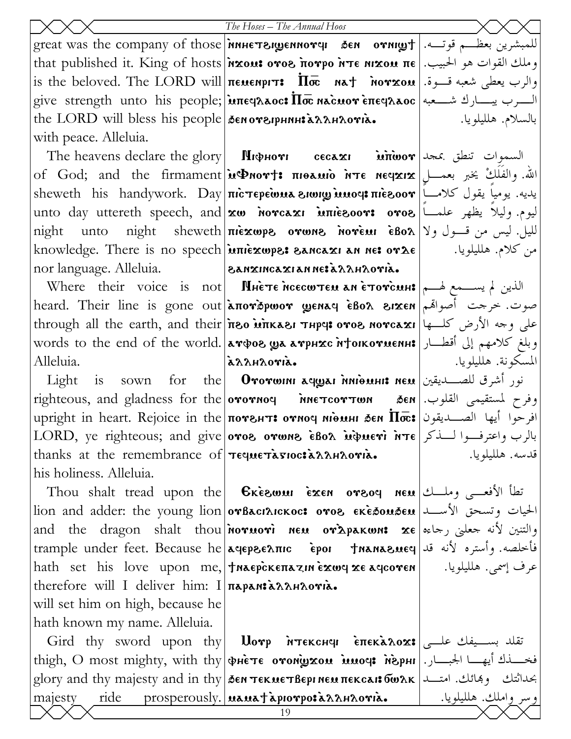| | | |
|---|---|---|
| great was the company of those that published it. King of hosts is the beloved. The LORD will give strength unto his people; the LORD will bless his people with peace. Alleluia. | ⲛ̀ⲛⲏⲉⲧϩⲓϣⲉⲛⲛⲟⲩϥⲓ ϧⲉⲛ ⲟⲩⲛⲓϣϯ ⲛ̀ϫⲟⲙ: ⲟⲩⲟϩ ⲡ̀ⲟⲩⲣⲟ ⲛ̀ⲧⲉ ⲛⲓϫⲟⲙ ⲡⲉ ⲡⲉⲙⲉⲛⲣⲓⲧ: Ⲡ̅ⲟ̅ⲥ̅ ⲛⲁϯ ⲛ̀ⲟⲩϫⲟⲙ ⲙ̀ⲡⲉϥⲗⲁⲟⲥ: Ⲡ̅ⲟ̅ⲥ̅ ⲛⲁⲥ̀ⲙⲟⲩ ⲉ̀ⲡⲉϥⲗⲁⲟⲥ ϧⲉⲛ ⲟⲩϩⲓⲣⲏⲛⲏ: ⲁ̀ⲗⲗⲏⲗⲟⲩⲓ̀ⲁ. | للمبشرين بعظم قوته. وملك القوات هو الحبيب. والرب يعطي شعبه قوة. الرب يبارك شعبه بالسلام. هلليلويا. |
| The heavens declare the glory of God; and the firmament sheweth his handywork. Day unto day uttereth speech, and night unto night sheweth knowledge. There is no speech nor language. Alleluia. | Ⲛⲓⲫⲏⲟⲩⲓ ⲥⲉⲥⲁϫⲓ ⲙ̀ⲡ̀ⲱ̀ⲟⲩ ⲙ̀Ⲫⲛⲟⲩϯ: ⲡⲓⲑⲁⲙⲓⲟ ⲛ̀ⲧⲉ ⲛⲉϥϫⲓϫ ⲡⲓⲥ̀ⲧⲉⲣⲉⲱ̀ⲙⲁ ϩⲓⲱⲓϣ ⲙ̀ⲙⲟϥ: ⲡⲓⲉ̀ϩⲟⲟⲩ ϫⲱ ⲛ̀ⲟⲩⲥⲁϫⲓ ⲙ̀ⲡⲓⲉ̀ϩⲟⲟⲩ: ⲟⲩⲟϩ ⲡⲓⲉ̀ϫⲱⲣϩ ⲟⲩⲱⲛϩ ⲛ̀ⲟⲩⲉ̀ⲙⲓ ⲉ̀ⲃⲟⲗ ⲙ̀ⲡⲓⲉ̀ϫⲱⲣϩ: ϩⲁⲛⲥⲁϫⲓ ⲁⲛ ⲛⲉ: ⲟⲩⲇⲉ ϩⲁⲛϫⲓⲛⲥⲁϫⲓ ⲁⲛ ⲛⲉ: ⲁ̀ⲗⲗⲏⲗⲟⲩⲓ̀ⲁ. | السموات تنطق بمجد الله. والفلَكْ يخبر بعمل يديه. يوماً يقول كلاماً ليوم. وليلاً يظهر علماً لليل. ليس من قول ولا من كلام. هلليلويا. |
| Where their voice is not heard. Their line is gone out through all the earth, and their words to the end of the world. Alleluia. | Ⲛⲏⲉ̀ⲧⲉ ⲛ̀ⲥⲉⲥⲱⲧⲉⲙ ⲁⲛ ⲉ̀ⲧⲟⲩⲥ̀ⲙⲏ: ⲁ̀ⲡⲟⲩϧ̀ⲣⲱⲟⲩ ϣⲉⲛⲁϥ ⲉ̀ⲃⲟⲗ ϩⲓϫⲉⲛ ⲡ̀ϩⲟ ⲙ̀ⲡⲕⲁϩⲓ ⲧⲏⲣϥ: ⲟⲩⲟϩ ⲛⲟⲩⲥⲁϫⲓ ⲁⲩⲫⲟϩ ϣⲁ ⲁⲩⲣⲏϫⲥ ⲛ̀ϯⲟⲓⲕⲟⲩⲙⲉⲛⲏ: ⲁ̀ⲗⲗⲏⲗⲟⲩⲓ̀ⲁ. | الذين لم يسمع لهم صوت. خرجت أصواتهم على وجه الأرض كلها وبلغ كلامهم إلى أقطار المسكونة. هلليلويا. |
| Light is sown for the righteous, and gladness for the upright in heart. Rejoice in the LORD, ye righteous; and give thanks at the remembrance of his holiness. Alleluia. | Ⲟⲩⲟⲩⲱⲓⲛⲓ ⲁϥϣⲁⲓ ⲛ̀ⲛⲓⲑ̀ⲙⲏⲓ: ⲛⲉⲙ ⲟⲩⲟⲩⲛⲟϥ ⲛ̀ⲛⲉⲧⲥⲟⲩⲧⲱⲛ ϧⲉⲛ ⲡⲟⲩϩⲏⲧ: ⲟⲩⲛⲟϥ ⲛⲓⲑ̀ⲙⲏⲓ ϧⲉⲛ Ⲡ̅ⲟ̅ⲥ̅: ⲟⲩⲟϩ ⲟⲩⲱⲛϩ ⲉ̀ⲃⲟⲗ ⲙ̀ⲫ̀ⲙⲉⲩⲓ̀ ⲛ̀ⲧⲉ ⲡⲉϥⲙⲉⲧⲁ̀ⲅⲓⲟⲥ: ⲁ̀ⲗⲗⲏⲗⲟⲩⲓ̀ⲁ. | نور أشرق للصديقين وفرح لمستقيمي القلوب. افرحوا أيها الصديقون بالرب واعترفوا لذكر قدسه. هلليلويا. |
| Thou shalt tread upon the lion and adder: the young lion and the dragon shalt thou trample under feet. Because he hath set his love upon me, therefore will I deliver him: I will set him on high, because he hath known my name. Alleluia. | Ⲉⲕⲉ̀ϩⲱⲙⲓ ⲉ̀ϫⲉⲛ ⲟⲩϩⲟϥ ⲛⲉⲙ ⲟⲩⲃⲁⲥⲓⲗⲓⲥⲕⲟⲥ: ⲟⲩⲟϩ ⲉⲕⲉ̀ϧⲟⲙϧⲉⲙ ⲛ̀ⲟⲩⲙⲟⲩⲓ̀ ⲛⲉⲙ ⲟⲩⲇ̀ⲣⲁⲕⲱⲛ: ϫⲉ ⲁϥⲉⲣϩⲉⲗⲡⲓⲥ ⲉ̀ⲣⲟⲓ ϯⲛⲁⲛⲁϩⲙⲉϥ ϯⲛⲁⲉⲣⲥ̀ⲕⲉⲡⲁⲍⲓⲛ ⲉ̀ϫⲱϥ ϫⲉ ⲁϥⲥⲟⲩⲉⲛ ⲡⲁⲣⲁⲛ: ⲁ̀ⲗⲗⲏⲗⲟⲩⲓ̀ⲁ. | تطأ الأفعى وملك الحيات وتسحق الأسد والتنين لأنه جعلني رجاءه فأخلصه. وأستره لأنه قد عرف إسمي. هلليلويا. |
| Gird thy sword upon thy thigh, O most mighty, with thy glory and thy majesty and in thy majesty ride prosperously. | Ⲙⲟⲣⲡ ⲛ̀ⲧⲉⲕⲥⲏϥⲓ ⲉ̀ⲡⲉⲕⲁ̀ⲗⲟϫ: ⲫⲏⲉ̀ⲧⲉ ⲟⲩⲟⲛϣ̀ϫⲟⲙ ⲙ̀ⲙⲟϥ: ⲛ̀ϩ̀ⲣⲏⲓ ϧⲉⲛ ⲧⲉⲕⲙⲉⲧⲃⲉⲣⲓ ⲛⲉⲙ ⲡⲉⲕⲥⲁⲓ: ϭⲱⲗⲕ ⲙⲁⲙⲁϯ ⲁ̀ⲣⲓⲟⲩⲣⲟ: ⲁ̀ⲗⲗⲏⲗⲟⲩⲓ̀ⲁ. | تقلد بسيفك على فخذك أيها الجبار. بحداثتك وبهائك. امتد وسر واملك. هلليلويا. |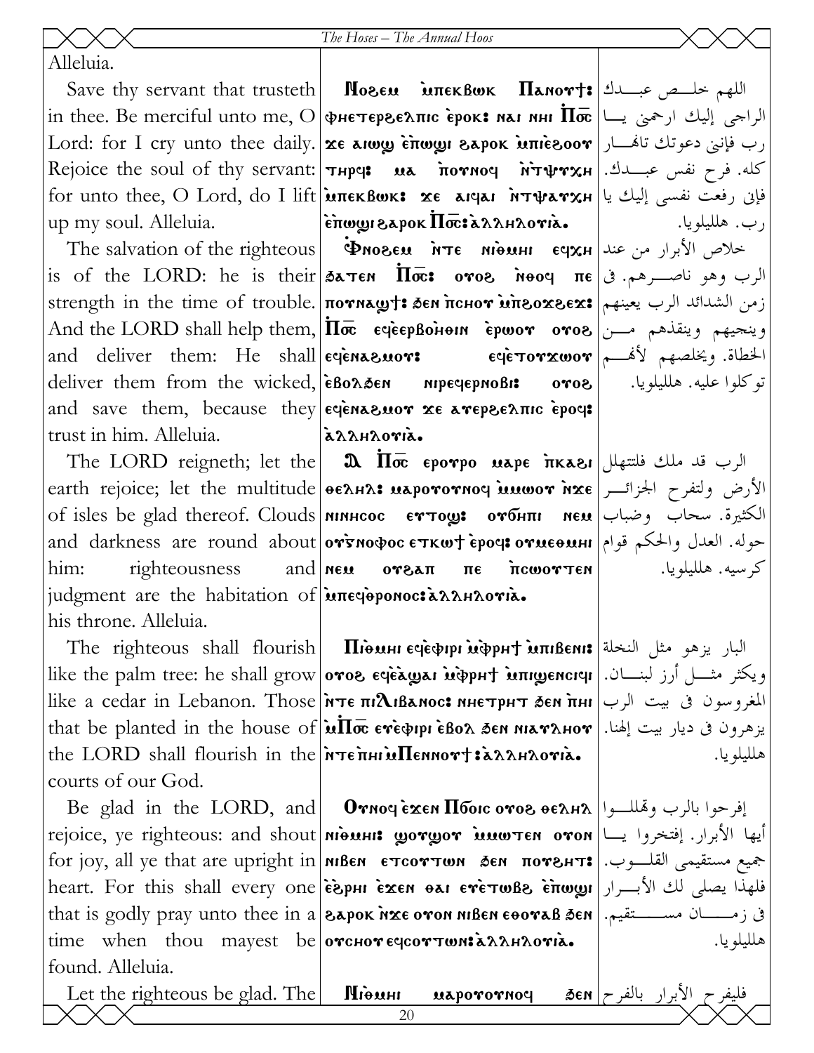Alleluia.

| | | |
|---|---|---|
| Save thy servant that trusteth in thee. Be merciful unto me, O Lord: for I cry unto thee daily. Rejoice the soul of thy servant: for unto thee, O Lord, do I lift up my soul. Alleluia. | Ⲛⲟϩⲉⲙ ⲙ̀ⲡⲉⲕⲃⲱⲕ Ⲡⲁⲛⲟⲩϯ: ⲫⲏⲉⲧⲉⲣϩⲉⲗⲡⲓⲥ ⲉ̀ⲣⲟⲕ: ⲛⲁⲓ ⲛⲏⲓ Ⲡ̀ⲟ̅ⲥ̅ ϫⲉ ⲁⲓⲱϣ ⲉ̀ⲡⲱϣⲓ ϩⲁⲣⲟⲕ ⲙ̀ⲡⲓⲉ̀ϩⲟⲟⲩ ⲧⲏⲣϥ: ⲙⲁ ⲡ̀ⲟⲩⲛⲟϥ ⲛ̀ⲧⲯⲩⲭⲏ ⲙ̀ⲡⲉⲕⲃⲱⲕ: ϫⲉ ⲁⲓϥⲁⲓ ⲛ̀ⲧⲯⲁⲩⲭⲏ ⲉ̀ⲡⲱϣⲓ ϩⲁⲣⲟⲕ Ⲡ̀ⲟ̅ⲥ̅: ⲁ̀ⲗⲗⲏⲗⲟⲩⲓ̀ⲁ. | اللهم خلص عبدك الراجي إليك ارحمني يا رب فإنني دعوتك تالنهار كله. فرح نفس عبدك. فإني رفعت نفسي إليك يا رب. هلليلويا. |
| The salvation of the righteous is of the LORD: he is their strength in the time of trouble. And the LORD shall help them, and deliver them: He shall deliver them from the wicked, and save them, because they trust in him. Alleluia. | Ⲫⲛⲟϩⲉⲙ ⲛ̀ⲧⲉ ⲛⲓⲑⲙⲏⲓ ⲉϥⲭⲏ ϧⲁⲧⲉⲛ Ⲡ̀ⲟ̅ⲥ̅: ⲟⲩⲟϩ ⲛ̀ⲑⲟϥ ⲡⲉ ⲡⲟⲩⲛⲁϣϯ: ϧⲉⲛ ⲡ̀ⲥⲏⲟⲩ ⲙ̀ⲡϩⲟϫϩⲉϫ: Ⲡ̀ⲟ̅ⲥ̅ ⲉϥⲉ̀ⲉⲣⲃⲟⲏⲑⲓⲛ ⲉ̀ⲣⲱⲟⲩ ⲟⲩⲟϩ ⲉϥⲉ̀ⲛⲁϩⲙⲟⲩ: ⲉϥⲉ̀ⲧⲟⲩϫⲱⲟⲩ ⲉ̀ⲃⲟⲗϧⲉⲛ ⲛⲓⲣⲉϥⲉⲣⲛⲟⲃⲓ: ⲟⲩⲟϩ ⲉϥⲉ̀ⲛⲁϩⲙⲟⲩ ϫⲉ ⲁⲩⲉⲣϩⲉⲗⲡⲓⲥ ⲉ̀ⲣⲟϥ: ⲁ̀ⲗⲗⲏⲗⲟⲩⲓ̀ⲁ. | خلاص الأبرار من عند الرب وهو ناصرهم. في زمن الشدائد الرب يعينهم وينجيهم وينقذهم من الخطاة. ويخلصهم لأنهم توكلوا عليه. هلليلويا. |
| The LORD reigneth; let the earth rejoice; let the multitude of isles be glad thereof. Clouds and darkness are round about him: righteousness and judgment are the habitation of his throne. Alleluia. | Ⲁ Ⲡ̀ⲟ̅ⲥ̅ ⲉⲣⲟⲩⲣⲟ ⲙⲁⲣⲉ ⲡ̀ⲕⲁϩⲓ ⲑⲉⲗⲏⲗ: ⲙⲁⲣⲟⲩⲟⲩⲛⲟϥ ⲙ̀ⲙⲱⲟⲩ ⲛ̀ϫⲉ ⲛⲓⲛⲏⲥⲟⲥ ⲉⲩⲧⲟϣ: ⲟⲩϭⲏⲡⲓ ⲛⲉⲙ ⲟⲩⲅ̀ⲛⲟⲫⲟⲥ ⲉⲧⲕⲱϯ ⲉ̀ⲣⲟϥ: ⲟⲩⲙⲉⲑⲙⲏⲓ ⲛⲉⲙ ⲟⲩϩⲁⲡ ⲡⲉ ⲡ̀ⲥⲱⲟⲩⲧⲉⲛ ⲙ̀ⲡⲉϥⲑ̀ⲣⲟⲛⲟⲥ: ⲁ̀ⲗⲗⲏⲗⲟⲩⲓ̀ⲁ. | الرب قد ملك فلتتهلل الأرض ولتفرح الجزائر الكثيرة. سحاب وضباب حوله. العدل والحكم قوام كرسيه. هلليلويا. |
| The righteous shall flourish like the palm tree: he shall grow like a cedar in Lebanon. Those that be planted in the house of the LORD shall flourish in the courts of our God. | Ⲡⲓⲑⲙⲏⲓ ⲉϥⲉ̀ⲫⲓⲣⲓ ⲙ̀ⲫ̀ⲣⲏϯ ⲙ̀ⲡⲓⲃⲉⲛⲓ: ⲟⲩⲟϩ ⲉϥⲉ̀ⲁϣⲁⲓ ⲙ̀ⲫ̀ⲣⲏϯ ⲙ̀ⲡⲓϣⲉⲛⲥⲓϥⲓ ⲛ̀ⲧⲉ ⲡⲓⲖⲓⲃⲁⲛⲟⲥ: ⲛⲏⲉⲧⲣⲏⲧ ϧⲉⲛ ⲡ̀ⲏⲓ ⲙ̀Ⲡ̀ⲟ̅ⲥ̅ ⲉⲩⲉ̀ⲫⲓⲣⲓ ⲉ̀ⲃⲟⲗ ϧⲉⲛ ⲛⲓⲁⲩⲗⲏⲟⲩ ⲛ̀ⲧⲉ ⲡ̀ⲏⲓ ⲙ̀Ⲡⲉⲛⲛⲟⲩϯ: ⲁ̀ⲗⲗⲏⲗⲟⲩⲓ̀ⲁ. | البار يزهو مثل النخلة ويكثر مثل أرز لبنان. المغروسون في بيت الرب يزهرون في ديار بيت إلهنا. هلليلويا. |
| Be glad in the LORD, and rejoice, ye righteous: and shout for joy, all ye that are upright in heart. For this shall every one that is godly pray unto thee in a time when thou mayest be found. Alleluia. | Ⲟⲩⲛⲟϥ ⲉ̀ϫⲉⲛ Ⲡ̀ϭ̅ⲥ̅ ⲟⲩⲟϩ ⲑⲉⲗⲏⲗ ⲛⲓⲑⲙⲏⲓ: ϣⲟⲩϣⲟⲩ ⲙ̀ⲙⲱⲧⲉⲛ ⲟⲩⲟⲛ ⲛⲓⲃⲉⲛ ⲉⲧⲥⲟⲩⲧⲱⲛ ϧⲉⲛ ⲡⲟⲩϩⲏⲧ: ⲉ̀ϩ̀ⲣⲏⲓ ⲉ̀ϫⲉⲛ ⲑⲁⲓ ⲉⲣⲉ̀ⲧⲱⲃϩ ⲉ̀ⲡⲱϣⲓ ϩⲁⲣⲟⲕ ⲛ̀ϫⲉ ⲟⲩⲟⲛ ⲛⲓⲃⲉⲛ ⲉⲑⲟⲩⲁⲃ ϧⲉⲛ ⲟⲩⲥⲏⲟⲩ ⲉϥⲥⲟⲩⲧⲱⲛ: ⲁ̀ⲗⲗⲏⲗⲟⲩⲓ̀ⲁ. | إفرحوا بالرب وتهللوا أيها الأبرار. إفتخروا يا جميع مستقيمي القلوب. فلهذا يصلي لك الأبرار في زمان مستقيم. هلليلويا. |
| Let the righteous be glad. The | Ⲛⲓⲑⲙⲏⲓ ⲙⲁⲣⲟⲩⲟⲩⲛⲟϥ ϧⲉⲛ | فليفرح الأبرار بالفرح |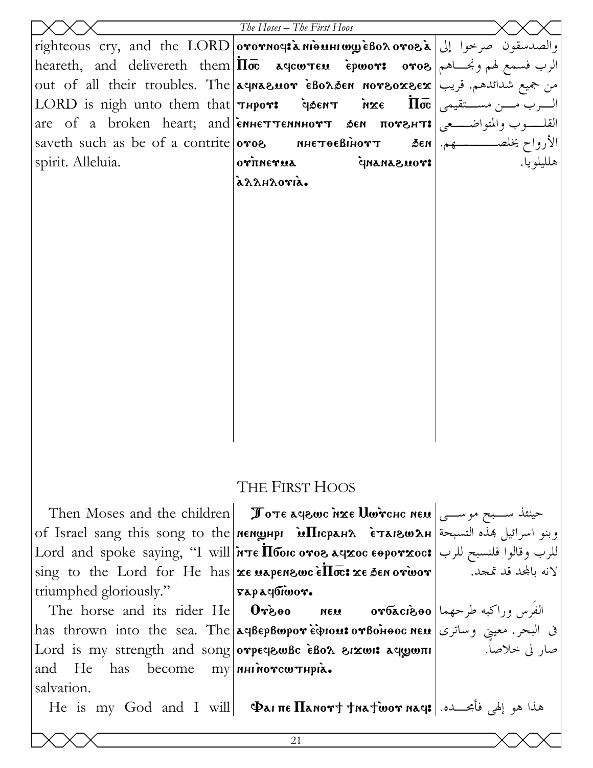| | | |
|---|---|---|
| righteous cry, and the LORD heareth, and delivereth them out of all their troubles. The LORD is nigh unto them that are of a broken heart; and saveth such as be of a contrite spirit. Alleluia. | ⲟⲩⲟⲩⲛⲟϥ: ⲁ ⲛⲓⲑⲙⲏⲓ ⲱϣ ⲉ̀ⲃⲟⲗ ⲟⲩⲟϩ ⲁ̀ Ⲡⲟ̅ⲥ̅ ⲁϥⲥⲱⲧⲉⲙ ⲉ̀ⲣⲱⲟⲩ: ⲟⲩⲟϩ ⲁϥⲛⲁϩⲙⲟⲩ ⲉ̀ⲃⲟⲗϧⲉⲛ ⲛⲟⲩϩⲟϫϩⲉϫ ⲧⲏⲣⲟⲩ: ϥ̀ϧⲉⲛⲧ ⲛ̀ϫⲉ Ⲡⲟ̅ⲥ̅ ⲉ̀ⲛⲏⲉⲧⲧⲉⲛⲛⲏⲟⲩⲧ ϧⲉⲛ ⲡⲟⲩϩⲏⲧ: ⲟⲩⲟϩ ⲛⲏⲉⲧⲑⲉⲃⲓⲏⲟⲩⲧ ϧⲉⲛ ⲟⲩⲡ̀ⲛⲉⲩⲙⲁ ϥ̀ⲛⲁⲛⲁϩⲙⲟⲩ: ⲁ̀ⲗⲗⲏⲗⲟⲩⲓⲁ̀. | والصدسقون صرخوا إلى الرب فسمع لهم ونجـــاهم من جميع شدائدهم. قريب الـــرب مـــن مســـتقيمى القلـــوب والمتواضـــعى الأرواح يخلصـــــــــهم. هلليلويا. |

## THE FIRST HOOS

| | | |
|---|---|---|
| Then Moses and the children of Israel sang this song to the Lord and spoke saying, "I will sing to the Lord for He has triumphed gloriously." | Ⲧⲟⲧⲉ ⲁϥϩⲱⲥ ⲛ̀ϫⲉ Ⲙⲱ̀ⲩⲥⲏⲥ ⲛⲉⲙ ⲛⲉⲛϣⲏⲣⲓ ⲙ̀Ⲡⲓⲥⲣⲁⲏⲗ ⲉ̀ⲧⲁⲓϩⲱⲇⲏ ⲛ̀ⲧⲉ Ⲡϭⲟⲓⲥ ⲟⲩⲟϩ ⲁϥϫⲟⲥ ⲉⲑⲣⲟⲩϫⲟⲥ: ϫⲉ ⲙⲁⲣⲉⲛϩⲱⲥ ⲉ̀Ⲡⲟ̅ⲥ̅: ϫⲉ ϧⲉⲛ ⲟⲩⲱ̀ⲟⲩ ⲅⲁⲣ ⲁϥϭⲓⲱ̀ⲟⲩ. | حينئذ ســبح موســى وبنو اسرائيل بهذه التسبحة للرب وقالوا فلنسبح للرب لانه بالمجد قد تمجد. |
| The horse and its rider He has thrown into the sea. The Lord is my strength and song and He has become my salvation. | Ⲟⲩϩⲑⲟ ⲛⲉⲙ ⲟⲩϭⲁⲥⲓϩⲑⲟ ⲁϥⲃⲉⲣⲃⲱⲣⲟⲩ ⲉ̀ⲫⲓⲟⲙ: ⲟⲩⲃⲟⲏⲑⲟⲥ ⲛⲉⲙ ⲟⲩⲣⲉϥϩⲱⲃⲥ ⲉ̀ⲃⲟⲗ ϩⲓϫⲱⲓ: ⲁϥϣⲱⲡⲓ ⲛⲏⲓ ⲛ̀ⲟⲩⲥⲱⲧⲏⲣⲓⲁ̀. | الفَرس وراكبه طرحهما فى البحر. معينى وساترى صار لى خلاصاً. |
| He is my God and I will | Ⲫⲁⲓ ⲡⲉ Ⲡⲁⲛⲟⲩϯ ϯⲛⲁϯⲱ̀ⲟⲩ ⲛⲁϥ: | هذا هو إلهى فأمجـــده. |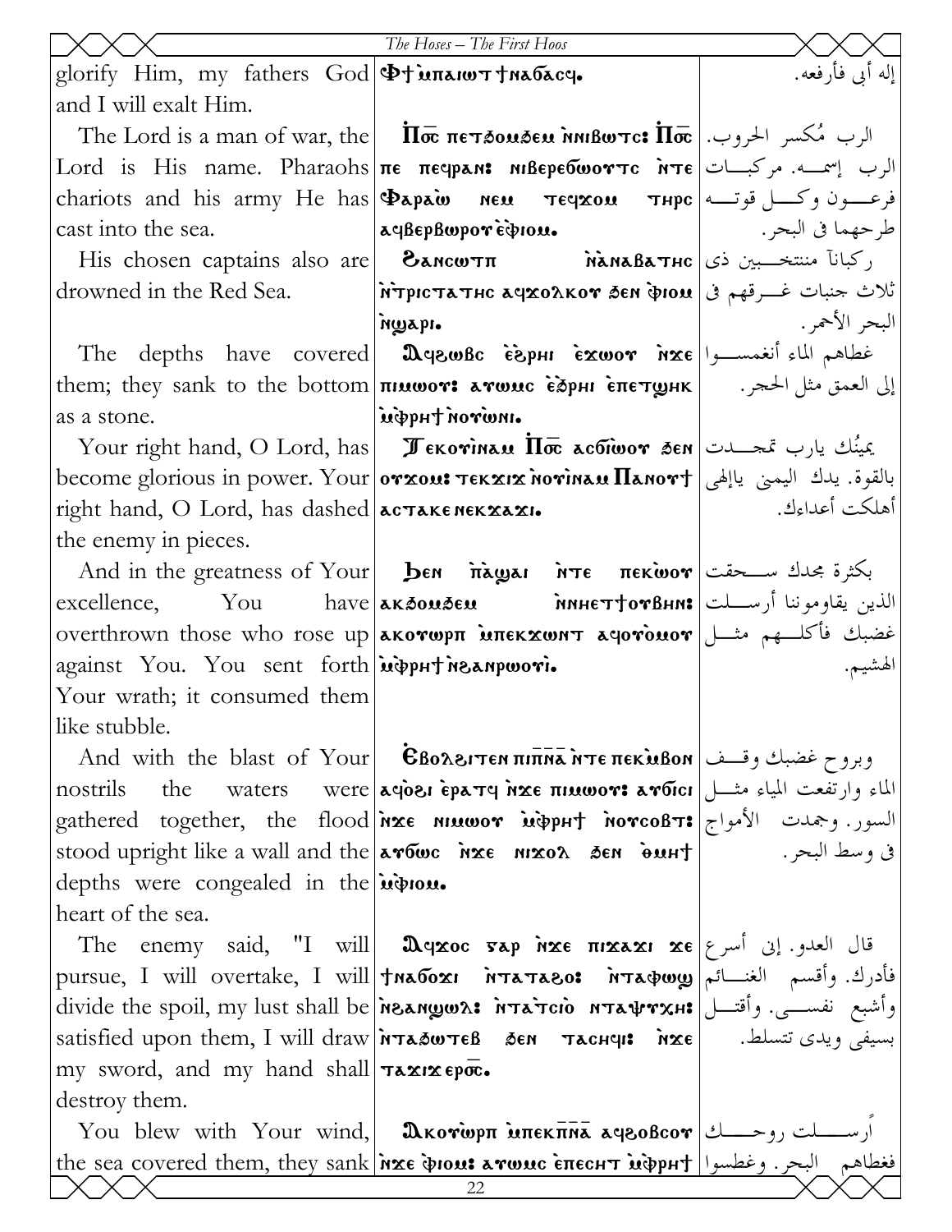| | | |
|---|---|---|
| glorify Him, my fathers God and I will exalt Him. | Ⲫϯ ⲙ̀ⲡⲁⲓⲱⲧ ϯⲛⲁϭⲁⲥϥ. | إله أبى فأرفعه. |
| The Lord is a man of war, the Lord is His name. Pharaohs chariots and his army He has cast into the sea. | Ⲡ̅ⲟ̅ⲥ̅ ⲡⲉⲧϧⲟⲙϧⲉⲙ ⲛ̀ⲛⲓⲃⲱⲧⲥ: Ⲡ̅ⲟ̅ⲥ̅ ⲡⲉ ⲡⲉϥⲣⲁⲛ: ⲛⲓⲃⲉⲣⲉϭⲱⲟⲩⲧⲥ ⲛ̀ⲧⲉ Ⲫⲁⲣⲁⲱ ⲛⲉⲙ ⲧⲉϥϫⲟⲙ ⲧⲏⲣⲥ ⲁϥⲃⲉⲣⲃⲱⲣⲟⲩ ⲉ̀ⲫⲓⲟⲙ. | الرب مُكسر الحروب. الرب إسمه. مركبات فرعون وكل قوته طرحهما فى البحر. |
| His chosen captains also are drowned in the Red Sea. | Ϩⲁⲛⲥⲱⲧⲡ ⲛ̀ⲁ̀ⲛⲁⲃⲁⲧⲏⲥ ⲛ̀ⲧⲣⲓⲥⲧⲁⲧⲏⲥ ⲁϥϫⲟⲗⲕⲟⲩ ϧⲉⲛ ⲫⲓⲟⲙ ⲛ̀ϣⲁⲣⲓ. | ركباناً منتخبين ذى ثلاث جنبات غرقهم فى البحر الأحمر. |
| The depths have covered them; they sank to the bottom as a stone. | Ⲁϥϩⲱⲃⲥ ⲉ̀ϩⲣⲏⲓ ⲉ̀ϫⲱⲟⲩ ⲛ̀ϫⲉ ⲡⲓⲙⲱⲟⲩ: ⲁⲩⲱⲙⲥ ⲉ̀ϩⲣⲏⲓ ⲉ̀ⲡⲉⲧϣⲏⲕ ⲙ̀ⲫⲣⲏϯ ⲛ̀ⲟⲩⲱ̀ⲛⲓ. | غطاهم الماء أنغمسوا إلى العمق مثل الحجر. |
| Your right hand, O Lord, has become glorious in power. Your right hand, O Lord, has dashed the enemy in pieces. | Ⲧⲉⲕⲟⲩⲓ̀ⲛⲁⲙ Ⲡ̅ⲟ̅ⲥ̅ ⲁⲥϭⲓⲱ̀ⲟⲩ ϧⲉⲛ ⲟⲩϫⲟⲙ: ⲧⲉⲕϫⲓϫ ⲛ̀ⲟⲩⲓ̀ⲛⲁⲙ Ⲡⲁⲛⲟⲩϯ ⲁⲥⲧⲁⲕⲉ ⲛⲉⲕϫⲁϫⲓ. | يمينُك يارب تمجدت بالقوة. يدك اليمن ياإلهى أهلكت أعداءك. |
| And in the greatness of Your excellence, You have overthrown those who rose up against You. You sent forth Your wrath; it consumed them like stubble. | Ϧⲉⲛ ⲡ̀ⲁ̀ϣⲁⲓ ⲛ̀ⲧⲉ ⲡⲉⲕⲱ̀ⲟⲩ ⲁⲕϧⲟⲙϧⲉⲙ ⲛ̀ⲛⲏⲉⲧϯⲟⲩⲃⲏⲛ: ⲁⲕⲟⲩⲱⲣⲡ ⲙ̀ⲡⲉⲕϫⲱⲛⲧ ⲁϥⲟⲩⲟ̀ⲙⲟⲩ ⲙ̀ⲫⲣⲏϯ ⲛ̀ϩⲁⲛⲣⲱⲟⲩⲓ̀. | بكثرة مجدك سحقت الذين يقاوموننا أرسلت غضبك فأكلهم مثل الهشيم. |
| And with the blast of Your nostrils the waters were gathered together, the flood stood upright like a wall and the depths were congealed in the heart of the sea. | Ⲉ̀ⲃⲟⲗϩⲓⲧⲉⲛ ⲡⲓⲡ̅ⲛ̅ⲁ̅ ⲛ̀ⲧⲉ ⲡⲉⲕⲙ̀ⲃⲟⲛ ⲁϥⲟ̀ϩⲓ ⲉ̀ⲣⲁⲧϥ ⲛ̀ϫⲉ ⲡⲓⲙⲱⲟⲩ: ⲁⲩϭⲓⲥⲓ ⲛ̀ϫⲉ ⲛⲓⲙⲱⲟⲩ ⲙ̀ⲫⲣⲏϯ ⲛ̀ⲟⲩⲥⲟⲃⲧ: ⲁⲩϭⲱⲥ ⲛ̀ϫⲉ ⲛⲓϫⲟⲗ ϧⲉⲛ ⲑ̀ⲙⲏϯ ⲙ̀ⲫⲓⲟⲙ. | وبروح غضبك وقف الماء وارتفعت المياه مثل السور. وجمدت الأمواج فى وسط البحر. |
| The enemy said, "I will pursue, I will overtake, I will divide the spoil, my lust shall be satisfied upon them, I will draw my sword, and my hand shall destroy them. | Ⲁϥϫⲟⲥ ⲅⲁⲣ ⲛ̀ϫⲉ ⲡⲓϫⲁϫⲓ ϫⲉ ϯⲛⲁϭⲟϫⲓ ⲛ̀ⲧⲁⲧⲁϩⲟ: ⲛ̀ⲧⲁⲫⲱϣ ⲛ̀ϩⲁⲛϣⲱⲗ: ⲛ̀ⲧⲁⲧ̀ⲥⲓⲟ ⲛⲧⲁⲯⲩⲭⲏ: ⲛ̀ⲧⲁϧⲱⲧⲉⲃ ϧⲉⲛ ⲧⲁⲥⲏϥⲓ: ⲛ̀ϫⲉ ⲧⲁϫⲓϫ ⲉⲣⲟ̅ⲥ̅. | قال العدو. إنى أسرع فأدرك. وأقسم الغنائم وأشبع نفسى. وأقتل بسيفى ويدى تتسلط. |
| You blew with Your wind, the sea covered them, they sank | Ⲁⲕⲟⲩⲱ̀ⲣⲡ ⲙ̀ⲡⲉⲕⲡ̅ⲛ̅ⲁ̅ ⲁϥϩⲟⲃⲥⲟⲩ ⲛ̀ϫⲉ ⲫⲓⲟⲙ: ⲁⲩⲱⲙⲥ ⲉ̀ⲡⲉⲥⲏⲧ ⲙ̀ⲫⲣⲏϯ | أرسلت روحك فغطاهم البحر. وغطسوا |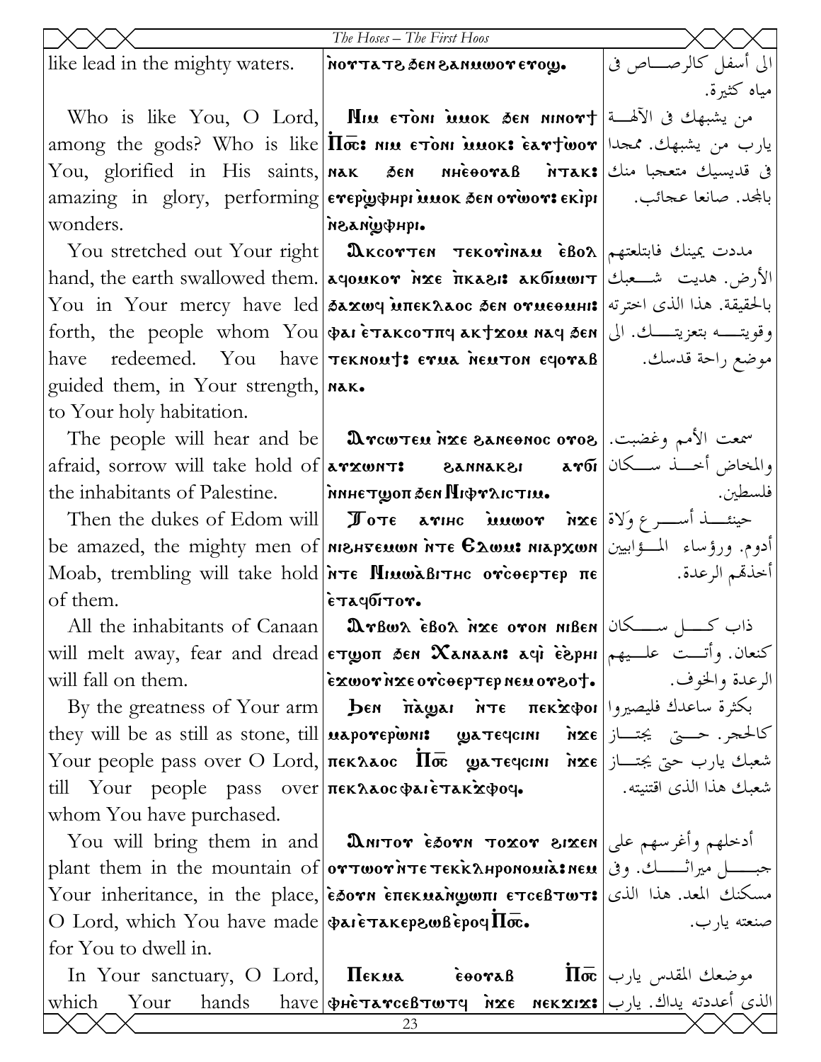| | | |
|---|---|---|
| like lead in the mighty waters. | ⲛ̀ⲟⲩⲧⲁⲧϩ ϧⲉⲛ ϩⲁⲛⲙⲱⲟⲩ ⲉⲩⲟϣ. | الى أسفل كالرصاص فى مياه كثيرة. |
| Who is like You, O Lord, among the gods? Who is like You, glorified in His saints, amazing in glory, performing wonders. | Ⲛⲓⲙ ⲉⲧⲟⲛⲓ ⲙ̀ⲙⲟⲕ ϧⲉⲛ ⲛⲓⲛⲟⲩϯ Ⲡ̀ⲟ̅ⲥ̅: ⲛⲓⲙ ⲉⲧⲟⲛⲓ ⲙ̀ⲙⲟⲕ: ⲉ̀ⲁⲩϯⲱ̀ⲟⲩ ⲛⲁⲕ ϧⲉⲛ ⲛⲏⲉ̀ⲑⲟⲩⲁⲃ ⲛ̀ⲧⲁⲕ: ⲉⲧⲉⲣϣ̀ⲫⲏⲣⲓ ⲙ̀ⲙⲟⲕ ϧⲉⲛ ⲟⲩⲱ̀ⲟⲩ: ⲉⲕⲓ̀ⲣⲓ ⲛ̀ϩⲁⲛϣ̀ⲫⲏⲣⲓ. | من يشبهك فى الآلهة يارب من يشبهك. ممجدا فى قديسيك متعجبا منك بالمجد. صانعا عجائب. |
| You stretched out Your right hand, the earth swallowed them. You in Your mercy have led forth, the people whom You have redeemed. You have guided them, in Your strength, to Your holy habitation. | Ⲁⲕⲥⲟⲩⲧⲉⲛ ⲧⲉⲕⲟⲩⲓ̀ⲛⲁⲙ ⲉ̀ⲃⲟⲗ ⲁϥⲟⲙⲕⲟⲩ ⲛ̀ϫⲉ ⲡ̀ⲕⲁϩⲓ: ⲁⲕϭⲓⲙⲱⲓⲧ ϧⲁϫⲱϥ ⲙ̀ⲡⲉⲕⲗⲁⲟⲥ ϧⲉⲛ ⲟⲩⲙⲉⲑⲙⲏⲓ: ⲫⲁⲓ ⲉ̀ⲧⲁⲕⲥⲟⲧⲡϥ ⲁⲕϯϫⲟⲙ ⲛⲁϥ ϧⲉⲛ ⲧⲉⲕⲛⲟⲙϯ: ⲉⲩⲙⲁ ⲙ̀ⲙⲧⲟⲛ ⲉϥⲟⲩⲁⲃ ⲛⲁⲕ. | مددت يمينك فابتلعتهم الأرض. هديت شعبك بالحقيقة. هذا الذى اخترته وقويته بتعزيتك. الى موضع راحة قدسك. |
| The people will hear and be afraid, sorrow will take hold of the inhabitants of Palestine. | Ⲁⲩⲥⲱⲧⲉⲙ ⲛ̀ϫⲉ ϩⲁⲛⲉⲑⲛⲟⲥ ⲟⲩⲟϩ ⲁⲩϫⲱⲛⲧ: ϩⲁⲛⲛⲁⲕϩⲓ ⲁⲩϭⲓ ⲛ̀ⲛⲏⲉⲧϣⲟⲡ ϧⲉⲛ Ⲛⲓⲫⲩⲗⲓⲥⲧⲓⲙ. | سمعت الأمم وغضبت. والمخاض أخذ سكان فلسطين. |
| Then the dukes of Edom will be amazed, the mighty men of Moab, trembling will take hold of them. | Ⲧⲟⲧⲉ ⲁⲩⲓⲏⲥ ⲙ̀ⲙⲱⲟⲩ ⲛ̀ϫⲉ ⲛⲓϩⲏⲅⲉⲙⲱⲛ ⲛ̀ⲧⲉ Ⲉⲇⲱⲙ: ⲛⲓⲁⲣⲭⲱⲛ ⲛ̀ⲧⲉ Ⲛⲓⲙⲱⲁ̀ⲃⲓⲧⲏⲥ ⲟⲩⲥ̀ⲑⲉⲣⲧⲉⲣ ⲡⲉ ⲉ̀ⲧⲁϥϭⲓⲧⲟⲩ. | حينئذ أسرع وَلاة أدوم. ورؤساء المؤابيين أخذتهم الرعدة. |
| All the inhabitants of Canaan will melt away, fear and dread will fall on them. | Ⲁⲩⲃⲱⲗ ⲉ̀ⲃⲟⲗ ⲛ̀ϫⲉ ⲟⲩⲟⲛ ⲛⲓⲃⲉⲛ ⲉⲧϣⲟⲡ ϧⲉⲛ Ⲭⲁⲛⲁⲁⲛ: ⲁϥⲓ̀ ⲉ̀ϩ̀ⲣⲏⲓ ⲉ̀ϫⲱⲟⲩ ⲛ̀ϫⲉ ⲟⲩⲥ̀ⲑⲉⲣⲧⲉⲣ ⲛⲉⲙ ⲟⲩϩⲟϯ. | ذاب كل سكان كنعان. وأتت عليهم الرعدة والخوف. |
| By the greatness of Your arm they will be as still as stone, till Your people pass over O Lord, till Your people pass over whom You have purchased. | Ϧⲉⲛ ⲡ̀ⲁϣⲁⲓ ⲛ̀ⲧⲉ ⲡⲉⲕϫ̀ⲫⲟⲓ ⲙⲁⲣⲟⲩⲉⲣⲱ̀ⲛⲓ: ϣⲁⲧⲉϥⲥⲓⲛⲓ ⲛ̀ϫⲉ ⲡⲉⲕⲗⲁⲟⲥ Ⲡ̀ⲟ̅ⲥ̅ ϣⲁⲧⲉϥⲥⲓⲛⲓ ⲛ̀ϫⲉ ⲡⲉⲕⲗⲁⲟⲥ ⲫⲁⲓ ⲉ̀ⲧⲁⲕϫ̀ⲫⲟϥ. | بكثرة ساعدك فليصيروا كالحجر. حتى يجتاز شعبك يارب حتى يجتاز شعبك هذا الذى اقتنيته. |
| You will bring them in and plant them in the mountain of Your inheritance, in the place, O Lord, which You have made for You to dwell in. | Ⲁⲛⲓⲧⲟⲩ ⲉ̀ϧⲟⲩⲛ ⲧⲟϫⲟⲩ ϩⲓϫⲉⲛ ⲟⲩⲧⲱⲟⲩ ⲛ̀ⲧⲉ ⲧⲉⲕⲕ̀ⲗⲏⲣⲟⲛⲟⲙⲓⲁ̀: ⲛⲉⲙ ⲉ̀ϧⲟⲩⲛ ⲉ̀ⲡⲉⲕⲙⲁ̀ⲛϣⲱⲡⲓ ⲉⲧⲥⲉⲃⲧⲱⲧ: ⲫⲁⲓ ⲉ̀ⲧⲁⲕⲉⲣϩⲱⲃ ⲉ̀ⲣⲟϥ Ⲡ̀ⲟ̅ⲥ̅. | أدخلهم وأغرسهم على جبل ميراثك. وفى مسكنك المعد. هذا الذى صنعته يارب. |
| In Your sanctuary, O Lord, which Your hands have | Ⲡⲉⲕⲙⲁ ⲉ̀ⲑⲟⲩⲁⲃ Ⲡ̀ⲟ̅ⲥ̅ ⲫⲏⲉ̀ⲧⲁⲩⲥⲉⲃⲧⲱⲧϥ ⲛ̀ϫⲉ ⲛⲉⲕϫⲓϫ: | موضعك المقدس يارب الذى أعددته يداك. يارب |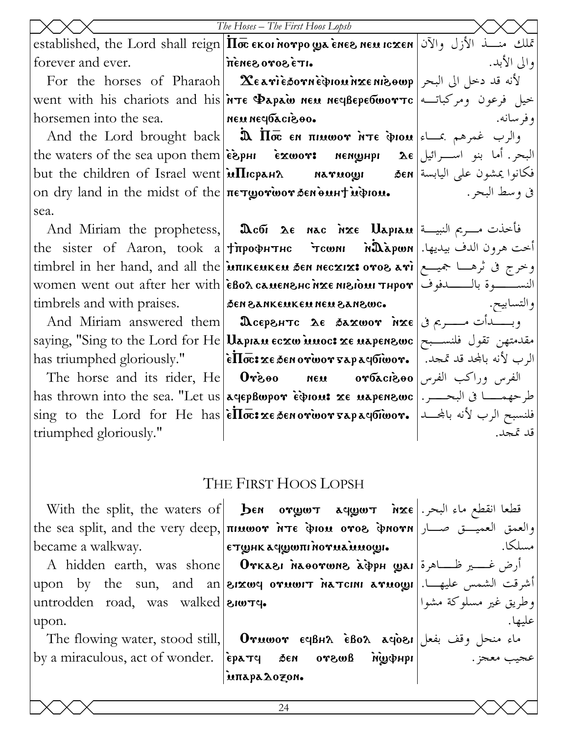| | | |
|---|---|---|
| established, the Lord shall reign forever and ever. | Ⲡⲟ̅ⲥ̅ ⲉⲕⲟⲓ ⲛ̀ⲟⲩⲣⲟ ϣⲁ ⲉ̀ⲛⲉϩ ⲛⲉⲙ ⲓⲥϫⲉⲛ ⲡ̀ⲉⲛⲉϩ ⲟⲩⲟϩ ⲉ̀ⲧⲓ. | تملك منـذ الأزل والآن والى الأبد. |
| For the horses of Pharaoh went with his chariots and his horsemen into the sea. | Ϫⲉ ⲁⲩⲓ̀ ⲉ̀ϩⲟⲩⲛ ⲉ̀ⲫⲓⲟⲙ ⲛ̀ϫⲉ ⲛⲓϩⲑⲱⲣ ⲛ̀ⲧⲉ Ⲫⲁⲣⲁⲱ ⲛⲉⲙ ⲛⲉϥⲃⲉⲣⲉϭⲱⲟⲩⲧⲥ ⲛⲉⲙ ⲛⲉϥϭⲁⲥⲓϩⲑⲟ. | لأنه قد دخل الى البحر خيل فرعون ومركباتــه وفرسانه. |
| And the Lord brought back the waters of the sea upon them but the children of Israel went on dry land in the midst of the sea. | Ⲁ̀ Ⲡⲟ̅ⲥ̅ ⲉⲛ ⲡⲓⲙⲱⲟⲩ ⲛ̀ⲧⲉ ⲫ̀ⲓⲟⲙ ⲉ̀ϩ̀ⲣⲏⲓ ⲉ̀ϫⲱⲟⲩ: ⲛⲉⲛϣⲏⲣⲓ ⲇⲉ ⲙ̀Ⲡⲓⲥⲣⲁⲏⲗ ⲛⲁⲩⲙⲟϣⲓ ϧⲉⲛ ⲡⲉⲧϣⲟⲩⲱⲟⲩ ϧⲉⲛ ⲑ̀ⲙⲏϯ ⲙ̀ⲫ̀ⲓⲟⲙ. | والرب غمرهم بمـاء البحر. أما بنو اسـرائيل فكانوا يمشون على اليابسة فى وسط البحر. |
| And Miriam the prophetess, the sister of Aaron, took a timbrel in her hand, and all the women went out after her with timbrels and with praises. | Ⲁⲥϭⲓ ⲇⲉ ⲛⲁⲥ ⲛ̀ϫⲉ Ⲙⲁⲣⲓⲁⲙ ϯⲡ̀ⲣⲟⲫⲏⲧⲏⲥ ⲧ̀ⲥⲱⲛⲓ ⲛ̀Ⲁ̀ⲁⲣⲱⲛ ⲙ̀ⲡⲓⲕⲉⲙⲕⲉⲙ ϧⲉⲛ ⲛⲉⲥϫⲓϫ: ⲟⲩⲟϩ ⲁⲩⲓ̀ ⲉ̀ⲃⲟⲗ ⲥⲁⲙⲉⲛϩⲏⲥ ⲛ̀ϫⲉ ⲛⲓϩⲓⲟⲙⲓ ⲧⲏⲣⲟⲩ ϧⲉⲛ ϩⲁⲛⲕⲉⲙⲕⲉⲙ ⲛⲉⲙ ϩⲁⲛϩⲱⲥ. | فأخذت مـريم النبيـة أخت هرون الدف بيديها. وخرج فى ثرهـا جميـع النســوة بالــدفوف والتسابيح. |
| And Miriam answered them saying, "Sing to the Lord for He has triumphed gloriously." | Ⲁⲥⲉⲣϩⲏⲧⲥ ⲇⲉ ϧⲁϫⲱⲟⲩ ⲛ̀ϫⲉ Ⲙⲁⲣⲓⲁⲙ ⲉⲥϫⲱ ⲙ̀ⲙⲟⲥ: ϫⲉ ⲙⲁⲣⲉⲛϩⲱⲥ ⲉ̀Ⲡⲟ̅ⲥ̅: ϫⲉ ϧⲉⲛ ⲟⲩⲱ̀ⲟⲩ ⲅⲁⲣ ⲁϥϭⲓⲱ̀ⲟⲩ. | وبــدأت مــريم فى مقدمتهن تقول فلنسـبح الرب لأنه بالمجد قد تمجد. |
| The horse and its rider, He has thrown into the sea. "Let us sing to the Lord for He has triumphed gloriously." | Ⲟⲩϩⲑⲟ ⲛⲉⲙ ⲟⲩϭⲁⲥⲓϩⲑⲟ ⲁϥⲉⲣⲃⲱⲣⲟⲩ ⲉ̀ⲫ̀ⲓⲟⲙ: ϫⲉ ⲙⲁⲣⲉⲛϩⲱⲥ ⲉ̀Ⲡⲟ̅ⲥ̅: ϫⲉ ϧⲉⲛ ⲟⲩⲱ̀ⲟⲩ ⲅⲁⲣ ⲁϥϭⲓⲱ̀ⲟⲩ. | الفرس وراكب الفرس طرحهمـا فى البحــر. فلنسبح الرب لأنه بالمجـد قد تمجد. |

# THE FIRST HOOS LOPSH

| | | |
|---|---|---|
| With the split, the waters of the sea split, and the very deep, became a walkway. | Ϧⲉⲛ ⲟⲩϣⲱⲧ ⲁϥϣⲱⲧ ⲛ̀ϫⲉ ⲡⲓⲙⲱⲟⲩ ⲛ̀ⲧⲉ ⲫ̀ⲓⲟⲙ ⲟⲩⲟϩ ⲫ̀ⲛⲟⲩⲛ ⲉⲧϣⲏⲕ ⲁϥϣⲱⲡⲓ ⲛ̀ⲟⲩⲙⲁ̀ⲙ̀ⲙⲟϣⲓ. | قطعا انقطع ماء البحر. والعمق العميــق صــار مسلكا. |
| A hidden earth, was shone upon by the sun, and an untrodden road, was walked upon. | Ⲟⲩⲕⲁϩⲓ ⲛ̀ⲁⲑⲟⲩⲱⲛϩ ⲁ̀ⲫ̀ⲣⲏ ϣⲁⲓ ϩⲓϫⲱϥ ⲟⲩⲙⲱⲓⲧ ⲛ̀ⲁⲧⲥⲓⲛⲓ ⲁⲩⲙⲟϣⲓ ϩⲓⲱⲧϥ. | أرض غــير ظــاهرة أشرقت الشمس عليهــا. وطريق غير مسلوكة مشوا عليها. |
| The flowing water, stood still, by a miraculous, act of wonder. | Ⲟⲩⲙⲱⲟⲩ ⲉϥⲃⲏⲗ ⲉ̀ⲃⲟⲗ ⲁϥⲟ̀ϩⲓ ⲉ̀ⲣⲁⲧϥ ϧⲉⲛ ⲟⲩϩⲱⲃ ⲛ̀ϣ̀ⲫⲏⲣⲓ ⲙ̀ⲡⲁⲣⲁⲇⲟⲝⲟⲛ. | ماء منحل وقف بفعل عجيب معجز. |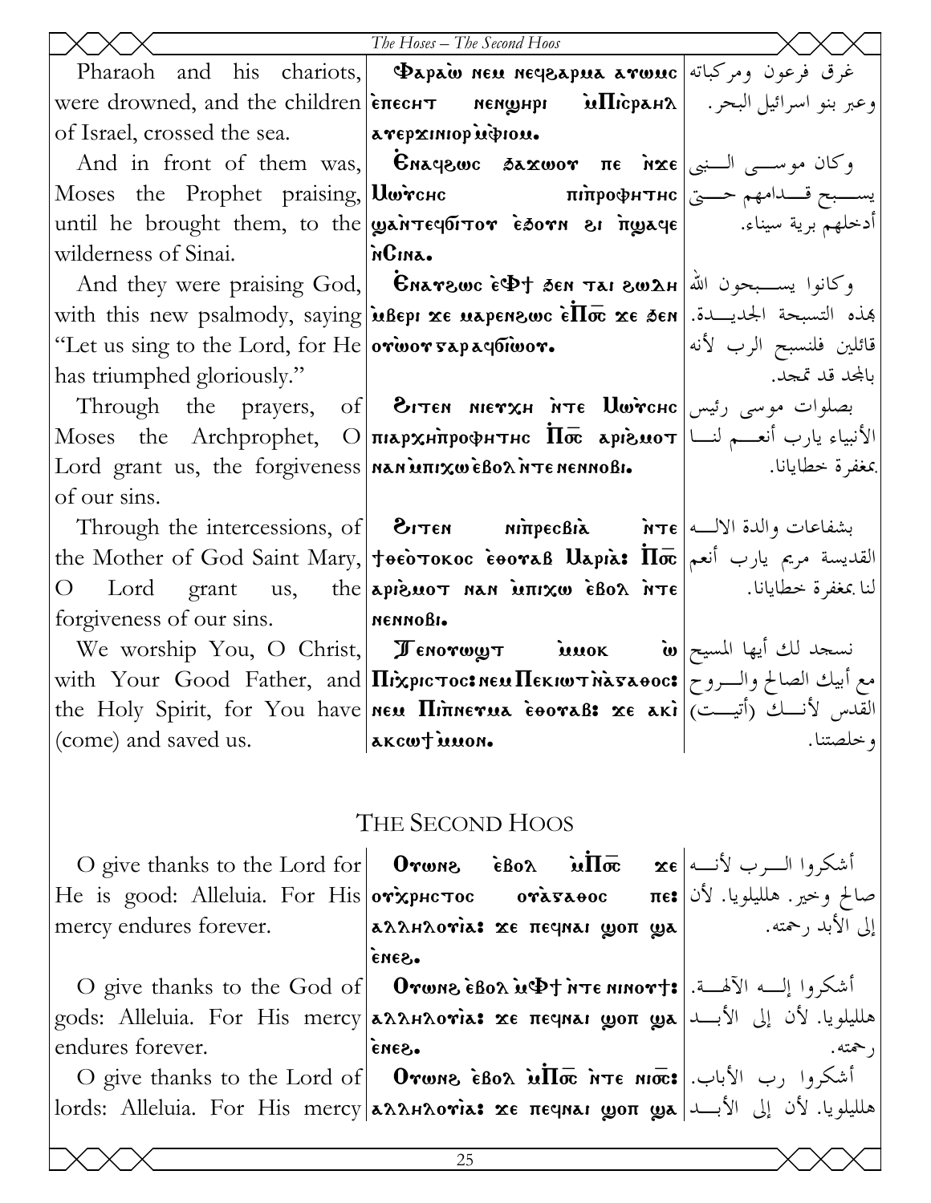| | | |
|---|---|---|
| Pharaoh and his chariots, were drowned, and the children of Israel, crossed the sea. | Ⲫⲁⲣⲁⲱ ⲛⲉⲙ ⲛⲉϥϩⲁⲣⲙⲁ ⲁⲩⲱⲙⲥ ⲉ̀ⲡⲉⲥⲏⲧ ⲛⲉⲛϣⲏⲣⲓ ⲙ̀Ⲡⲓⲥ̄ⲣⲁⲏⲗ ⲁⲩⲉⲣϫⲓⲛⲓⲟⲣ ⲙ̀ⲫⲓⲟⲙ. | غرق فرعون ومركباته وعبر بنو اسرائيل البحر. |
| And in front of them was, Moses the Prophet praising, until he brought them, to the wilderness of Sinai. | Ⲉ̀ⲛⲁϥϩⲱⲥ ϧⲁϫⲱⲟⲩ ⲡⲉ ⲛ̀ϫⲉ Ⲙⲱⲩ̀ⲥⲏⲥ ⲡⲓⲡ̀ⲣⲟⲫⲏⲧⲏⲥ ϣⲁⲛ̀ⲧⲉϥϭⲓⲧⲟⲩ ⲉ̀ϧⲟⲩⲛ ϩⲓ ⲡ̀ϣⲁϥⲉ ⲛ̀Ⲥⲓⲛⲁ. | وكان موسى النبى يسبح قدامهم حتى أدخلهم برية سيناء. |
| And they were praising God, with this new psalmody, saying "Let us sing to the Lord, for He has triumphed gloriously." | Ⲉ̀ⲛⲁⲩϩⲱⲥ ⲉ̀Ⲫϯ ϧⲉⲛ ⲧⲁⲓ ϩⲱⲇⲏ ⲙ̀ⲃⲉⲣⲓ ϫⲉ ⲙⲁⲣⲉⲛϩⲱⲥ ⲉ̀Ⲡ̅ⲟ̅ⲥ̅ ϫⲉ ϧⲉⲛ ⲟⲩⲱ̀ⲟⲩ ⲅⲁⲣ ⲁϥϭⲓⲱ̀ⲟⲩ. | وكانوا يسبحون الله بهذه التسبحة الجديدة. قائلين فلنسبح الرب لأنه بالمجد قد تمجد. |
| Through the prayers, of Moses the Archprophet, O Lord grant us, the forgiveness of our sins. | Ϩⲓⲧⲉⲛ ⲛⲓⲉⲩⲭⲏ ⲛ̀ⲧⲉ Ⲙⲱⲩ̀ⲥⲏⲥ ⲡⲓⲁⲣⲭⲏⲡ̀ⲣⲟⲫⲏⲧⲏⲥ Ⲡ̅ⲟ̅ⲥ̅ ⲁ̀ⲣⲓϩ̀ⲙⲟⲧ ⲛⲁⲛ ⲙ̀ⲡⲓⲭⲱ ⲉ̀ⲃⲟⲗ ⲛ̀ⲧⲉ ⲛⲉⲛⲛⲟⲃⲓ. | بصلوات موسى رئيس الأنبياء يارب أنعم لنا بمغفرة خطايانا. |
| Through the intercessions, of the Mother of God Saint Mary, O Lord grant us, the forgiveness of our sins. | Ϩⲓⲧⲉⲛ ⲛⲓⲡ̀ⲣⲉⲥⲃⲓⲁ ⲛ̀ⲧⲉ ϯⲑⲉⲟ̀ⲧⲟⲕⲟⲥ ⲉ̀ⲑⲟⲩⲁⲃ Ⲙⲁⲣⲓⲁ: Ⲡ̅ⲟ̅ⲥ̅ ⲁ̀ⲣⲓϩ̀ⲙⲟⲧ ⲛⲁⲛ ⲙ̀ⲡⲓⲭⲱ ⲉ̀ⲃⲟⲗ ⲛ̀ⲧⲉ ⲛⲉⲛⲛⲟⲃⲓ. | بشفاعات والدة الاله القديسة مريم يارب أنعم لنا بمغفرة خطايانا. |
| We worship You, O Christ, with Your Good Father, and the Holy Spirit, for You have (come) and saved us. | Ⲧⲉⲛⲟⲩⲱϣⲧ ⲙ̀ⲙⲟⲕ ⲱ̀ Ⲡⲓⲭ̀ⲣⲓⲥⲧⲟⲥ: ⲛⲉⲙ Ⲡⲉⲕⲓⲱⲧ ⲛ̀ⲁ̀ⲅⲁⲑⲟⲥ: ⲛⲉⲙ Ⲡⲓⲡ̀ⲛⲉⲩⲙⲁ ⲉ̀ⲑⲟⲩⲁⲃ: ϫⲉ ⲁⲕⲓ̀ ⲁⲕⲥⲱϯ ⲙ̀ⲙⲟⲛ. | نسجد لك أيها المسيح مع أبيك الصالح والروح القدس لأنك (أتيت) وخلصتنا. |

## THE SECOND HOOS

| | | |
|---|---|---|
| O give thanks to the Lord for He is good: Alleluia. For His mercy endures forever. | Ⲟⲩⲱⲛϩ ⲉ̀ⲃⲟⲗ ⲙ̀Ⲡ̅ⲟ̅ⲥ̅ ϫⲉ ⲟⲩⲭ̀ⲣⲏⲥⲧⲟⲥ ⲟⲩⲁ̀ⲅⲁⲑⲟⲥ ⲡⲉ: ⲁⲗⲗⲏⲗⲟⲩⲓⲁ: ϫⲉ ⲡⲉϥⲛⲁⲓ ϣⲟⲡ ϣⲁ ⲉ̀ⲛⲉϩ. | أشكروا الرب لأنه صالح وخير. هلليلويا. لأن إلى الأبد رحمته. |
| O give thanks to the God of gods: Alleluia. For His mercy endures forever. | Ⲟⲩⲱⲛϩ ⲉ̀ⲃⲟⲗ ⲙ̀Ⲫϯ ⲛ̀ⲧⲉ ⲛⲓⲛⲟⲩϯ: ⲁⲗⲗⲏⲗⲟⲩⲓⲁ: ϫⲉ ⲡⲉϥⲛⲁⲓ ϣⲟⲡ ϣⲁ ⲉ̀ⲛⲉϩ. | أشكروا إله الآلهة. هلليلويا. لأن إلى الأبد رحمته. |
| O give thanks to the Lord of lords: Alleluia. For His mercy | Ⲟⲩⲱⲛϩ ⲉ̀ⲃⲟⲗ ⲙ̀Ⲡ̅ⲟ̅ⲥ̅ ⲛ̀ⲧⲉ ⲛⲓⲟ̅ⲥ̅: ⲁⲗⲗⲏⲗⲟⲩⲓⲁ: ϫⲉ ⲡⲉϥⲛⲁⲓ ϣⲟⲡ ϣⲁ | أشكروا رب الأرباب. هلليلويا. لأن إلى الأبد |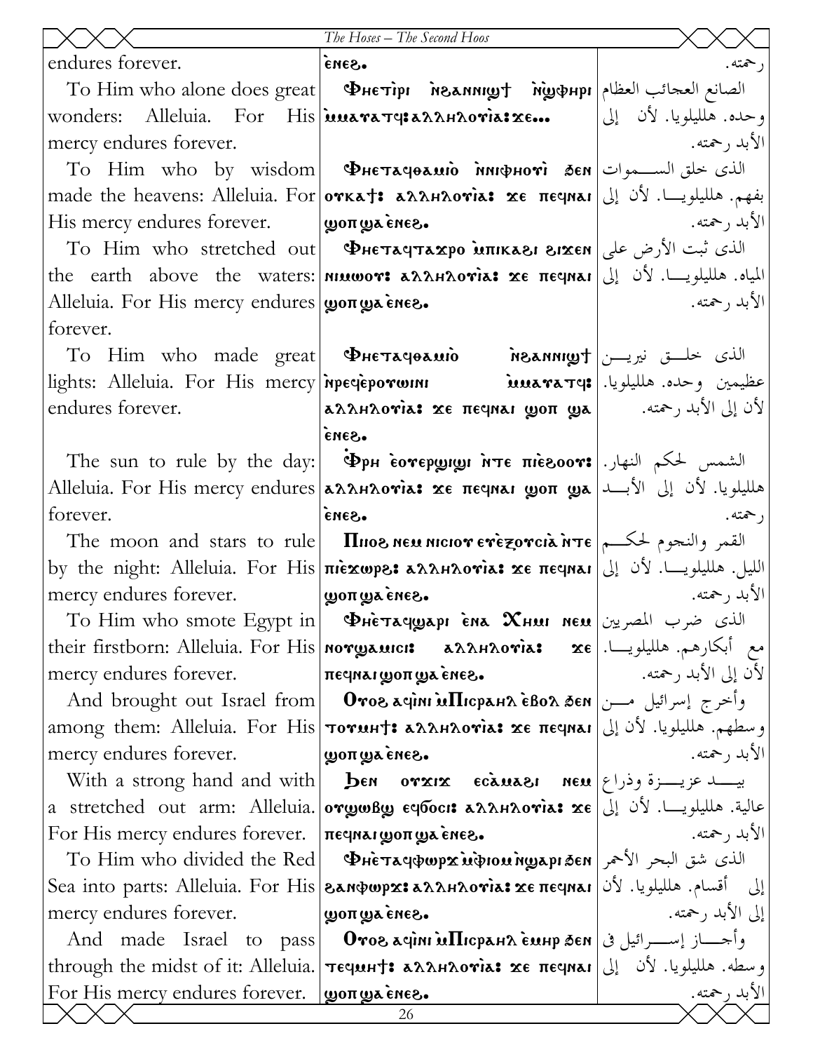| | | |
|---|---|---|
| endures forever. | ⲉ̀ⲛⲉϩ. | رحمته. |
| To Him who alone does great wonders: Alleluia. For His mercy endures forever. | Ⲫⲏⲉⲧⲓ̀ⲣⲓ ⲛ̀ϩⲁⲛⲛⲓϣϯ ⲛ̀ϣ̀ⲫⲏⲣⲓ ⲙ̀ⲙⲁⲩⲁⲧϥ: ⲁⲗⲗⲏⲗⲟⲩⲓⲁ: ϫⲉ... | الصانع العجائب العظام وحده. هلليلويا. لأن إلى الأبد رحمته. |
| To Him who by wisdom made the heavens: Alleluia. For His mercy endures forever. | Ⲫⲏⲉⲧⲁϥⲑⲁⲙⲓⲟ̀ ⲛ̀ⲛⲓⲫⲏⲟⲩⲓ̀ ϧⲉⲛ ⲟⲩⲕⲁϯ: ⲁⲗⲗⲏⲗⲟⲩⲓ̀ⲁ: ϫⲉ ⲡⲉϥⲛⲁⲓ ϣⲟⲡ ϣⲁ ⲉ̀ⲛⲉϩ. | الذى خلق السموات بفهم. هلليلويا. لأن إلى الأبد رحمته. |
| To Him who stretched out the earth above the waters: Alleluia. For His mercy endures forever. | Ⲫⲏⲉⲧⲁϥⲧⲁϫⲣⲟ ⲙ̀ⲡⲓⲕⲁϩⲓ ϩⲓϫⲉⲛ ⲛⲓⲙⲱⲟⲩ: ⲁⲗⲗⲏⲗⲟⲩⲓ̀ⲁ: ϫⲉ ⲡⲉϥⲛⲁⲓ ϣⲟⲡ ϣⲁ ⲉ̀ⲛⲉϩ. | الذى ثبت الأرض على المياه. هلليلويا. لأن إلى الأبد رحمته. |
| To Him who made great lights: Alleluia. For His mercy endures forever. | Ⲫⲏⲉⲧⲁϥⲑⲁⲙⲓⲟ̀ ⲛ̀ϩⲁⲛⲛⲓϣϯ ⲛ̀ⲣⲉϥⲉ̀ⲣⲟⲩⲱⲓⲛⲓ ⲙ̀ⲙⲁⲩⲁⲧϥ: ⲁⲗⲗⲏⲗⲟⲩⲓ̀ⲁ: ϫⲉ ⲡⲉϥⲛⲁⲓ ϣⲟⲡ ϣⲁ ⲉ̀ⲛⲉϩ. | الذى خلق نيرين عظيمين وحده. هلليلويا. لأن إلى الأبد رحمته. |
| The sun to rule by the day: Alleluia. For His mercy endures forever. | Ⲫ̀ⲣⲏ ⲉ̀ⲟⲩⲉⲣϣⲓϣⲓ ⲛ̀ⲧⲉ ⲡⲓⲉ̀ϩⲟⲟⲩ: ⲁⲗⲗⲏⲗⲟⲩⲓ̀ⲁ: ϫⲉ ⲡⲉϥⲛⲁⲓ ϣⲟⲡ ϣⲁ ⲉ̀ⲛⲉϩ. | الشمس لحكم النهار. هلليلويا. لأن إلى الأبد رحمته. |
| The moon and stars to rule by the night: Alleluia. For His mercy endures forever. | Ⲡⲓⲓⲟϩ ⲛⲉⲙ ⲛⲓⲥⲓⲟⲩ ⲉⲩⲉ̀ⲍⲟⲩⲥⲓⲁ̀ ⲛ̀ⲧⲉ ⲡⲓⲉ̀ϫⲱⲣϩ: ⲁⲗⲗⲏⲗⲟⲩⲓ̀ⲁ: ϫⲉ ⲡⲉϥⲛⲁⲓ ϣⲟⲡ ϣⲁ ⲉ̀ⲛⲉϩ. | القمر والنجوم لحكم الليل. هلليلويا. لأن إلى الأبد رحمته. |
| To Him who smote Egypt in their firstborn: Alleluia. For His mercy endures forever. | Ⲫⲏⲉ̀ⲧⲁϥϣⲁⲣⲓ ⲉ̀ⲛⲁ Ⲭⲏⲙⲓ ⲛⲉⲙ ⲛⲟⲩϣⲁⲙⲓⲥⲓ: ⲁⲗⲗⲏⲗⲟⲩⲓ̀ⲁ: ϫⲉ ⲡⲉϥⲛⲁⲓ ϣⲟⲡ ϣⲁ ⲉ̀ⲛⲉϩ. | الذى ضرب المصريين مع أبكارهم. هلليلويا. لأن إلى الأبد رحمته. |
| And brought out Israel from among them: Alleluia. For His mercy endures forever. | Ⲟⲩⲟϩ ⲁϥⲓ̀ⲛⲓ ⲙ̀Ⲡⲓⲥⲣⲁⲏⲗ ⲉ̀ⲃⲟⲗ ϧⲉⲛ ⲧⲟⲩⲙⲏϯ: ⲁⲗⲗⲏⲗⲟⲩⲓ̀ⲁ: ϫⲉ ⲡⲉϥⲛⲁⲓ ϣⲟⲡ ϣⲁ ⲉ̀ⲛⲉϩ. | وأخرج إسرائيل من وسطهم. هلليلويا. لأن إلى الأبد رحمته. |
| With a strong hand and with a stretched out arm: Alleluia. For His mercy endures forever. | Ϧⲉⲛ ⲟⲩϫⲓϫ ⲉⲥⲁ̀ⲙⲁϩⲓ ⲛⲉⲙ ⲟⲩϣⲱⲃϣ ⲉϥϭⲟⲥⲓ: ⲁⲗⲗⲏⲗⲟⲩⲓ̀ⲁ: ϫⲉ ⲡⲉϥⲛⲁⲓ ϣⲟⲡ ϣⲁ ⲉ̀ⲛⲉϩ. | بيد عزيزة وذراع عالية. هلليلويا. لأن إلى الأبد رحمته. |
| To Him who divided the Red Sea into parts: Alleluia. For His mercy endures forever. | Ⲫⲏⲉ̀ⲧⲁϥⲫⲱⲣϫ ⲙ̀ⲫⲓⲟⲙ ⲛ̀ϣⲁⲣⲓ ϧⲉⲛ ϩⲁⲛⲫⲱⲣϫ: ⲁⲗⲗⲏⲗⲟⲩⲓ̀ⲁ: ϫⲉ ⲡⲉϥⲛⲁⲓ ϣⲟⲡ ϣⲁ ⲉ̀ⲛⲉϩ. | الذى شق البحر الأحمر إلى أقسام. هلليلويا. لأن إلى الأبد رحمته. |
| And made Israel to pass through the midst of it: Alleluia. For His mercy endures forever. | Ⲟⲩⲟϩ ⲁϥⲓ̀ⲛⲓ ⲙ̀Ⲡⲓⲥⲣⲁⲏⲗ ⲉ̀ⲙⲏⲣ ϧⲉⲛ ⲧⲉϥⲙⲏϯ: ⲁⲗⲗⲏⲗⲟⲩⲓ̀ⲁ: ϫⲉ ⲡⲉϥⲛⲁⲓ ϣⲟⲡ ϣⲁ ⲉ̀ⲛⲉϩ. | وأجاز إسرائيل فى وسطه. هلليلويا. لأن إلى الأبد رحمته. |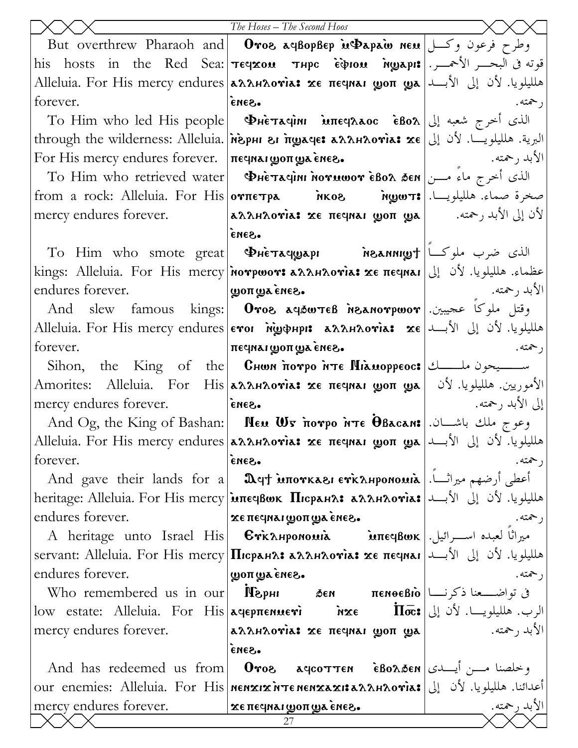| English | Coptic | Arabic |
|---|---|---|
| But overthrew Pharaoh and his hosts in the Red Sea: Alleluia. For His mercy endures forever. | Ⲟⲩⲟϩ ⲁϥⲃⲟⲣⲃⲉⲣ ⲙ̀Ⲫⲁⲣⲁⲱ ⲛⲉⲙ ⲧⲉϥϫⲟⲙ ⲧⲏⲣⲥ ⲉ̀ⲫⲓⲟⲙ ⲛ̀ϣⲁⲣⲓ: ⲁⲗⲗⲏⲗⲟⲩⲓⲁ: ϫⲉ ⲡⲉϥⲛⲁⲓ ϣⲟⲡ ϣⲁ ⲉ̀ⲛⲉϩ. | وطرح فرعون وكل قوته في البحر الأحمر. هلليلويا. لأن إلى الأبد رحمته. |
| To Him who led His people through the wilderness: Alleluia. For His mercy endures forever. | Ⲫⲏⲉ̀ⲧⲁϥⲓⲛⲓ ⲙ̀ⲡⲉϥⲗⲁⲟⲥ ⲉ̀ⲃⲟⲗ ⲛ̀ϧⲣⲏⲓ ϩⲓ ⲡ̀ϣⲁϥⲉ: ⲁⲗⲗⲏⲗⲟⲩⲓⲁ: ϫⲉ ⲡⲉϥⲛⲁⲓ ϣⲟⲡ ϣⲁ ⲉ̀ⲛⲉϩ. | الذي أخرج شعبه إلى البرية. هلليلويا. لأن إلى الأبد رحمته. |
| To Him who retrieved water from a rock: Alleluia. For His mercy endures forever. | Ⲫⲏⲉ̀ⲧⲁϥⲓⲛⲓ ⲛ̀ⲟⲩⲙⲱⲟⲩ ⲉ̀ⲃⲟⲗ ϧⲉⲛ ⲟⲩⲡⲉⲧⲣⲁ ⲛ̀ⲕⲟϩ ⲛ̀ϣⲱⲧ: ⲁⲗⲗⲏⲗⲟⲩⲓⲁ: ϫⲉ ⲡⲉϥⲛⲁⲓ ϣⲟⲡ ϣⲁ ⲉ̀ⲛⲉϩ. | الذي أخرج ماءً من صخرة صماء. هلليلويا. لأن إلى الأبد رحمته. |
| To Him who smote great kings: Alleluia. For His mercy endures forever. | Ⲫⲏⲉ̀ⲧⲁϥϣⲁⲣⲓ ⲛ̀ϩⲁⲛⲛⲓϣϯ ⲛ̀ⲟⲩⲣⲱⲟⲩ: ⲁⲗⲗⲏⲗⲟⲩⲓⲁ: ϫⲉ ⲡⲉϥⲛⲁⲓ ϣⲟⲡ ϣⲁ ⲉ̀ⲛⲉϩ. | الذي ضرب ملوكاً عظماء. هلليلويا. لأن إلى الأبد رحمته. |
| And slew famous kings: Alleluia. For His mercy endures forever. | Ⲟⲩⲟϩ ⲁϥϧⲱⲧⲉⲃ ⲛ̀ϩⲁⲛⲟⲩⲣⲱⲟⲩ ⲉⲩⲟⲓ ⲛ̀ϣⲫⲏⲣⲓ: ⲁⲗⲗⲏⲗⲟⲩⲓⲁ: ϫⲉ ⲡⲉϥⲛⲁⲓ ϣⲟⲡ ϣⲁ ⲉ̀ⲛⲉϩ. | وقتل ملوكاً عجيبين. هلليلويا. لأن إلى الأبد رحمته. |
| Sihon, the King of the Amorites: Alleluia. For His mercy endures forever. | Ⲥⲏⲱⲛ ⲡ̀ⲟⲩⲣⲟ ⲛ̀ⲧⲉ Ⲛⲓⲁ̀ⲙⲟⲣⲣⲉⲟⲥ: ⲁⲗⲗⲏⲗⲟⲩⲓⲁ: ϫⲉ ⲡⲉϥⲛⲁⲓ ϣⲟⲡ ϣⲁ ⲉ̀ⲛⲉϩ. | سيحون ملك الأموريين. هلليلويا. لأن إلى الأبد رحمته. |
| And Og, the King of Bashan: Alleluia. For His mercy endures forever. | Ⲛⲉⲙ Ⲱⲅ ⲡ̀ⲟⲩⲣⲟ ⲛ̀ⲧⲉ Ⲑ̀ⲃⲁⲥⲁⲛ: ⲁⲗⲗⲏⲗⲟⲩⲓⲁ: ϫⲉ ⲡⲉϥⲛⲁⲓ ϣⲟⲡ ϣⲁ ⲉ̀ⲛⲉϩ. | وعوج ملك باشان. هلليلويا. لأن إلى الأبد رحمته. |
| And gave their lands for a heritage: Alleluia. For His mercy endures forever. | Ⲁϥϯ ⲙ̀ⲡⲟⲩⲕⲁϩⲓ ⲉⲩⲕ̀ⲗⲏⲣⲟⲛⲟⲙⲓⲁ̀ ⲙ̀ⲡⲉϥⲃⲱⲕ Ⲡⲓⲥ̀ⲣⲁⲏⲗ: ⲁⲗⲗⲏⲗⲟⲩⲓⲁ: ϫⲉ ⲡⲉϥⲛⲁⲓ ϣⲟⲡ ϣⲁ ⲉ̀ⲛⲉϩ. | أعطى أرضهم ميراثاً. هلليلويا. لأن إلى الأبد رحمته. |
| A heritage unto Israel His servant: Alleluia. For His mercy endures forever. | Ⲉⲩⲕ̀ⲗⲏⲣⲟⲛⲟⲙⲓⲁ̀ ⲙ̀ⲡⲉϥⲃⲱⲕ Ⲡⲓⲥ̀ⲣⲁⲏⲗ: ⲁⲗⲗⲏⲗⲟⲩⲓⲁ: ϫⲉ ⲡⲉϥⲛⲁⲓ ϣⲟⲡ ϣⲁ ⲉ̀ⲛⲉϩ. | ميراثاً لعبده اسرائيل. هلليلويا. لأن إلى الأبد رحمته. |
| Who remembered us in our low estate: Alleluia. For His mercy endures forever. | Ⲛ̀ϧⲣⲏⲓ ϧⲉⲛ ⲡⲉⲛⲑⲉⲃⲓⲟ̀ ⲁϥⲉⲣⲡⲉⲛⲙⲉⲩⲓ̀ ⲛ̀ϫⲉ Ⲡ̀ⲟ̅ⲥ̅: ⲁⲗⲗⲏⲗⲟⲩⲓⲁ: ϫⲉ ⲡⲉϥⲛⲁⲓ ϣⲟⲡ ϣⲁ ⲉ̀ⲛⲉϩ. | في تواضعنا ذكرنا الرب. هلليلويا. لأن إلى الأبد رحمته. |
| And has redeemed us from our enemies: Alleluia. For His mercy endures forever. | Ⲟⲩⲟϩ ⲁϥⲥⲟⲧⲧⲉⲛ ⲉ̀ⲃⲟⲗϧⲉⲛ ⲛⲉⲛϫⲓϫ ⲛ̀ⲧⲉ ⲛⲉⲛϫⲁϫⲓ: ⲁⲗⲗⲏⲗⲟⲩⲓⲁ: ϫⲉ ⲡⲉϥⲛⲁⲓ ϣⲟⲡ ϣⲁ ⲉ̀ⲛⲉϩ. | وخلصنا من أيدي أعدائنا. هلليلويا. لأن إلى الأبد رحمته. |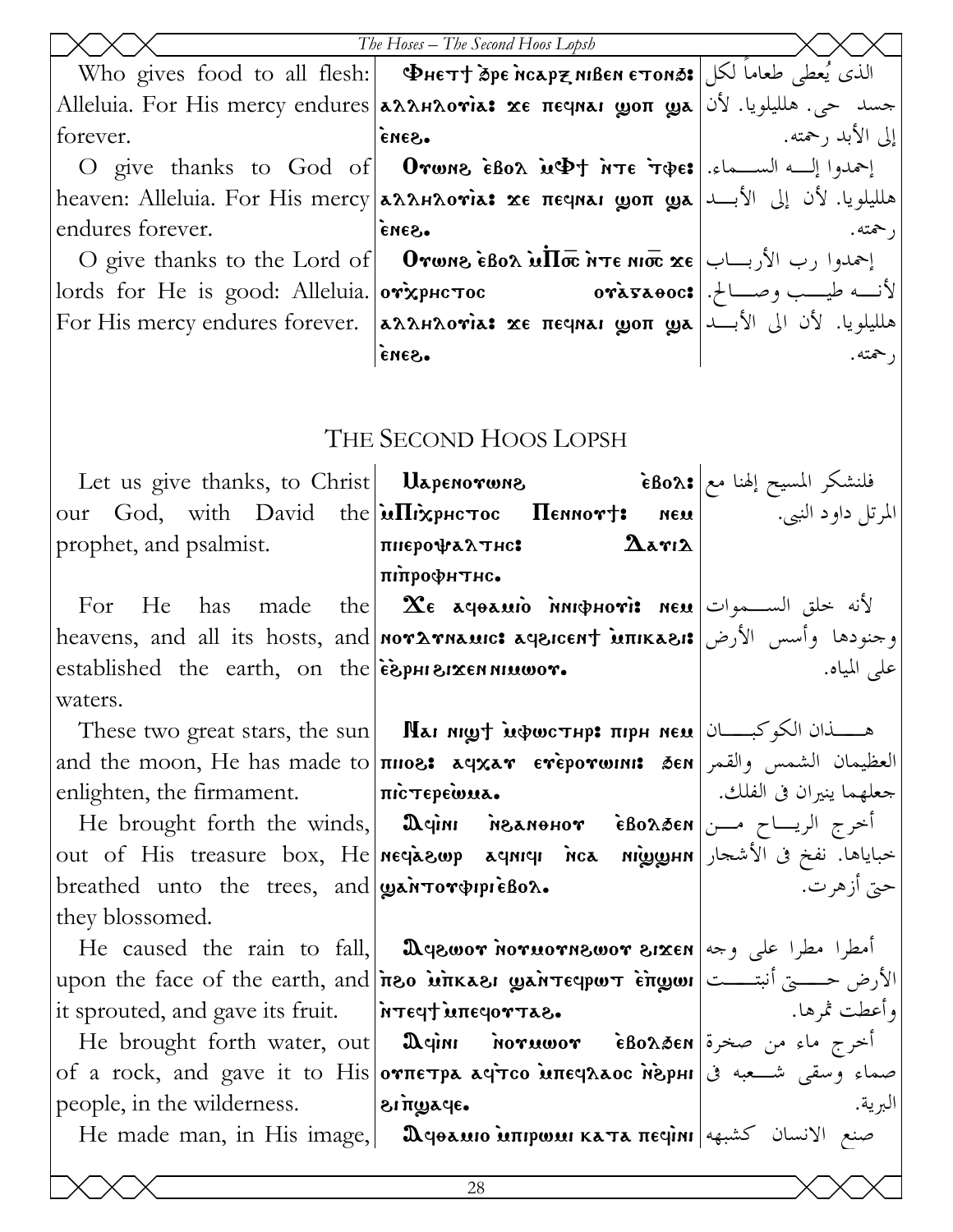| | | |
|---|---|---|
| Who gives food to all flesh: Alleluia. For His mercy endures forever. | Ⲫⲏⲉⲧϯ ⲉ̀ⲣⲉ ⲛ̀ⲥⲁⲣⲝ ⲛⲓⲃⲉⲛ ⲉⲧⲟⲛϧ: ⲁⲗⲗⲏⲗⲟⲩⲓⲁ: ϫⲉ ⲡⲉϥⲛⲁⲓ ϣⲟⲡ ϣⲁ ⲉ̀ⲛⲉϩ. | الذى يُعطى طعاماً لكل جسد حى. هلليلويا. لأن إلى الأبد رحمته. |
| O give thanks to God of heaven: Alleluia. For His mercy endures forever. | Ⲟⲩⲱⲛϩ ⲉ̀ⲃⲟⲗ ⲙ̀Ⲫϯ ⲛ̀ⲧⲉ ⲧ̀ⲫⲉ: ⲁⲗⲗⲏⲗⲟⲩⲓⲁ: ϫⲉ ⲡⲉϥⲛⲁⲓ ϣⲟⲡ ϣⲁ ⲉ̀ⲛⲉϩ. | إحمدوا إله السماء. هلليلويا. لأن إلى الأبد رحمته. |
| O give thanks to the Lord of lords for He is good: Alleluia. For His mercy endures forever. | Ⲟⲩⲱⲛϩ ⲉ̀ⲃⲟⲗ ⲙ̀Ⲡⲟ̄ⲥ̄ ⲛ̀ⲧⲉ ⲛⲓⲟ̄ⲥ̄ ϫⲉ ⲟⲩⲭ̀ⲣⲏⲥⲧⲟⲥ ⲟⲩⲁ̀ⲅⲁⲑⲟⲥ: ⲁⲗⲗⲏⲗⲟⲩⲓⲁ: ϫⲉ ⲡⲉϥⲛⲁⲓ ϣⲟⲡ ϣⲁ ⲉ̀ⲛⲉϩ. | إحمدوا رب الأرباب لأنه طيب وصالح. هلليلويا. لأن الى الأبد رحمته. |

## The Second Hoos Lopsh

| | | |
|---|---|---|
| Let us give thanks, to Christ our God, with David the prophet, and psalmist. | Ⲙⲁⲣⲉⲛⲟⲩⲱⲛϩ ⲉ̀ⲃⲟⲗ: ⲙ̀Ⲡⲓⲭ̀ⲣⲏⲥⲧⲟⲥ Ⲡⲉⲛⲛⲟⲩϯ: ⲛⲉⲙ ⲡⲓⲓⲉⲣⲟⲯⲁⲗⲧⲏⲥ: Ⲇⲁⲩⲓⲇ ⲡⲓⲡ̀ⲣⲟⲫⲏⲧⲏⲥ. | فلنشكر المسيح إلهنا مع المرتل داود النبى. |
| For He has made the heavens, and all its hosts, and established the earth, on the waters. | Ϫⲉ ⲁϥⲑⲁⲙⲓⲟ ⲛ̀ⲛⲓⲫⲏⲟⲩⲓ: ⲛⲉⲙ ⲛⲟⲩⲇⲩⲛⲁⲙⲓⲥ: ⲁϥϩⲓⲥⲉⲛϯ ⲙ̀ⲡⲓⲕⲁϩⲓ: ⲉ̀ϩ̀ⲣⲏⲓ ϩⲓϫⲉⲛ ⲛⲓⲙⲱⲟⲩ. | لأنه خلق السموات وجنودها وأسس الأرض على المياه. |
| These two great stars, the sun and the moon, He has made to enlighten, the firmament. | Ⲛⲁⲓ ⲛⲓϣϯ ⲙ̀ⲫⲱⲥⲧⲏⲣ: ⲡⲓⲣⲏ ⲛⲉⲙ ⲡⲓⲓⲟϩ: ⲁϥⲭⲁⲩ ⲉⲩⲉ̀ⲣⲟⲩⲱⲓⲛⲓ: ϧⲉⲛ ⲡⲓⲥ̀ⲧⲉⲣⲉⲱ̀ⲙⲁ. | هذان الكوكبان العظيمان الشمس والقمر جعلهما ينيران فى الفلك. |
| He brought forth the winds, out of His treasure box, He breathed unto the trees, and they blossomed. | Ⲁϥⲓ̀ⲛⲓ ⲛ̀ϩⲁⲛⲑⲏⲟⲩ ⲉ̀ⲃⲟⲗϧⲉⲛ ⲛⲉϥⲁ̀ϩⲱⲣ ⲁϥⲛⲓϥⲓ ⲛ̀ⲥⲁ ⲛⲓϣ̀ϣⲏⲛ ϣⲁⲛ̀ⲧⲟⲩⲫⲓⲣⲓ ⲉ̀ⲃⲟⲗ. | أخرج الرياح من خباياها. نفخ فى الأشجار حتى أزهرت. |
| He caused the rain to fall, upon the face of the earth, and it sprouted, and gave its fruit. | Ⲁϥϩⲱⲟⲩ ⲛ̀ⲟⲩⲙⲟⲩⲛϩⲱⲟⲩ ϩⲓϫⲉⲛ ⲡ̀ϩⲟ ⲙ̀ⲡⲕⲁϩⲓ ϣⲁⲛ̀ⲧⲉϥⲣⲱⲧ ⲉ̀ⲡ̀ϣⲱⲓ ⲛ̀ⲧⲉϥϯ ⲙ̀ⲡⲉϥⲟⲩⲧⲁϩ. | أمطر مطرا على وجه الأرض حتى أنبتت وأعطت ثمرها. |
| He brought forth water, out of a rock, and gave it to His people, in the wilderness. | Ⲁϥⲓ̀ⲛⲓ ⲛ̀ⲟⲩⲙⲱⲟⲩ ⲉ̀ⲃⲟⲗϧⲉⲛ ⲟⲩⲡⲉⲧⲣⲁ ⲁϥ̀ⲧⲥⲟ ⲙ̀ⲡⲉϥⲗⲁⲟⲥ ⲛ̀ϩ̀ⲣⲏⲓ ϩⲓ ⲡ̀ϣⲁϥⲉ. | أخرج ماء من صخرة صماء وسقى شعبه فى البرية. |
| He made man, in His image, | Ⲁϥⲑⲁⲙⲓⲟ ⲙ̀ⲡⲓⲣⲱⲙⲓ ⲕⲁⲧⲁ ⲡⲉϥⲓ̀ⲛⲓ | صنع الانسان كشبهه |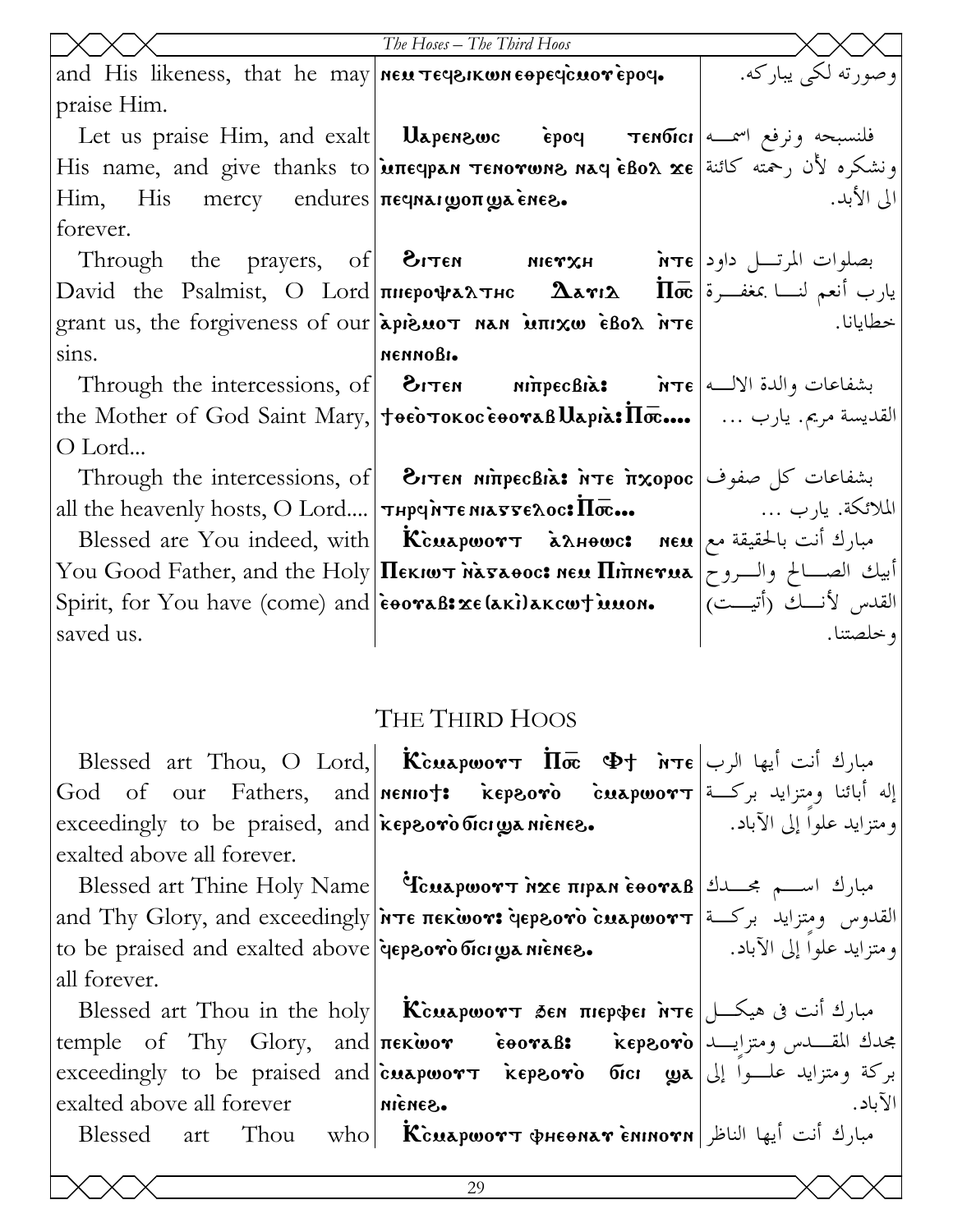| | | |
|---|---|---|
| and His likeness, that he may praise Him. | ⲛⲉⲙ ⲧⲉϥϩⲓⲕⲱⲛ ⲉⲑⲣⲉϥⲥ̀ⲙⲟⲩ ⲉ̀ⲣⲟϥ. | وصورته لكي يباركه. |
| Let us praise Him, and exalt His name, and give thanks to Him, His mercy endures forever. | Ⲙⲁⲣⲉⲛϩⲱⲥ ⲉ̀ⲣⲟϥ ⲧⲉⲛϭⲓⲥⲓ ⲙ̀ⲡⲉϥⲣⲁⲛ ⲧⲉⲛⲟⲩⲱⲛϩ ⲛⲁϥ ⲉ̀ⲃⲟⲗ ϫⲉ ⲡⲉϥⲛⲁⲓ ϣⲟⲡ ϣⲁ ⲉ̀ⲛⲉϩ. | فلنسبحه ونرفع اسمه ونشكره لأن رحمته كائنة الى الأبد. |
| Through the prayers, of David the Psalmist, O Lord grant us, the forgiveness of our sins. | Ϩⲓⲧⲉⲛ ⲛⲓⲉⲩⲭⲏ ⲛ̀ⲧⲉ ⲡⲓⲉⲣⲟⲯⲁⲗⲧⲏⲥ Ⲇⲁⲩⲓⲇ Ⲡ̇ⲟ̅ⲥ̅ ⲁ̀ⲣⲓϩ̀ⲙⲟⲧ ⲛⲁⲛ ⲙ̀ⲡⲓⲭⲱ ⲉ̀ⲃⲟⲗ ⲛ̀ⲧⲉ ⲛⲉⲛⲛⲟⲃⲓ. | بصلوات المرتل داود يارب أنعم لنا بمغفرة خطايانا. |
| Through the intercessions, of the Mother of God Saint Mary, O Lord... | Ϩⲓⲧⲉⲛ ⲛⲓⲡ̀ⲣⲉⲥⲃⲓⲁ̀: ⲛ̀ⲧⲉ ϯⲑⲉⲟ̀ⲧⲟⲕⲟⲥ ⲉ̀ⲑⲟⲩⲁⲃ Ⲙⲁⲣⲓⲁ̀: Ⲡ̇ⲟ̅ⲥ̅.... | بشفاعات والدة الاله القديسة مريم. يارب ... |
| Through the intercessions, of all the heavenly hosts, O Lord.... | Ϩⲓⲧⲉⲛ ⲛⲓⲡ̀ⲣⲉⲥⲃⲓⲁ̀: ⲛ̀ⲧⲉ ⲡ̀ⲭⲟⲣⲟⲥ ⲧⲏⲣϥ ⲛ̀ⲧⲉ ⲛⲓⲁⲅⲅⲉⲗⲟⲥ: Ⲡ̇ⲟ̅ⲥ̅... | بشفاعات كل صفوف الملائكة. يارب ... |
| Blessed are You indeed, with You Good Father, and the Holy Spirit, for You have (come) and saved us. | Ⲕ̇ⲥ̀ⲙⲁⲣⲱⲟⲩⲧ ⲁ̀ⲗⲏⲑⲱⲥ: ⲛⲉⲙ Ⲡⲉⲕⲓⲱⲧ ⲛ̀ⲁ̀ⲅⲁⲑⲟⲥ: ⲛⲉⲙ Ⲡⲓⲡ̀ⲛⲉⲩⲙⲁ ⲉ̀ⲑⲟⲩⲁⲃ: ϫⲉ (ⲁⲕⲓ̀) ⲁⲕⲥⲱϯ ⲙ̀ⲙⲟⲛ. | مبارك أنت بالحقيقة مع أبيك الصالح والروح القدس لأنك (أتيت) وخلصتنا. |

## THE THIRD HOOS

| | | |
|---|---|---|
| Blessed art Thou, O Lord, God of our Fathers, and exceedingly to be praised, and exalted above all forever. | Ⲕ̇ⲥ̀ⲙⲁⲣⲱⲟⲩⲧ Ⲡ̇ⲟ̅ⲥ̅ Ⲫϯ ⲛ̀ⲧⲉ ⲛⲉⲛⲓⲟϯ: ⲕⲉⲣϩⲟⲩⲟ̀ ⲉ̀ⲥ̀ⲙⲁⲣⲱⲟⲩⲧ ⲕⲉⲣϩⲟⲩⲟ̀ ϭⲓⲥⲓ ϣⲁ ⲛⲓⲉ̀ⲛⲉϩ. | مبارك أنت أيها الرب إله أبائنا ومتزايد بركة ومتزايد علواً إلى الآباد. |
| Blessed art Thine Holy Name and Thy Glory, and exceedingly to be praised and exalted above all forever. | Ϥ̇ⲥ̀ⲙⲁⲣⲱⲟⲩⲧ ⲛ̀ϫⲉ ⲡⲓⲣⲁⲛ ⲉ̀ⲑⲟⲩⲁⲃ ⲛ̀ⲧⲉ ⲡⲉⲕⲱ̀ⲟⲩ: ϥ̀ⲉⲣϩⲟⲩⲟ̀ ⲉ̀ⲥ̀ⲙⲁⲣⲱⲟⲩⲧ ϥ̀ⲉⲣϩⲟⲩⲟ̀ ϭⲓⲥⲓ ϣⲁ ⲛⲓⲉ̀ⲛⲉϩ. | مبارك اسم مجدك القدوس ومتزايد بركة ومتزايد علواً إلى الآباد. |
| Blessed art Thou in the holy temple of Thy Glory, and exceedingly to be praised and exalted above all forever | Ⲕ̇ⲥ̀ⲙⲁⲣⲱⲟⲩⲧ ϧⲉⲛ ⲡⲓⲉⲣⲫⲉⲓ ⲛ̀ⲧⲉ ⲡⲉⲕⲱ̀ⲟⲩ ⲉ̀ⲑⲟⲩⲁⲃ: ⲕⲉⲣϩⲟⲩⲟ̀ ⲉ̀ⲥ̀ⲙⲁⲣⲱⲟⲩⲧ ⲕⲉⲣϩⲟⲩⲟ̀ ϭⲓⲥⲓ ϣⲁ ⲛⲓⲉ̀ⲛⲉϩ. | مبارك أنت في هيكل مجدك المقدس ومتزايد بركة ومتزايد علواً إلى الآباد. |
| Blessed art Thou who | Ⲕ̇ⲥ̀ⲙⲁⲣⲱⲟⲩⲧ ⲫⲏⲉⲑⲛⲁⲩ ⲉ̀ⲛⲓⲛⲟⲩⲛ | مبارك أنت أيها الناظر |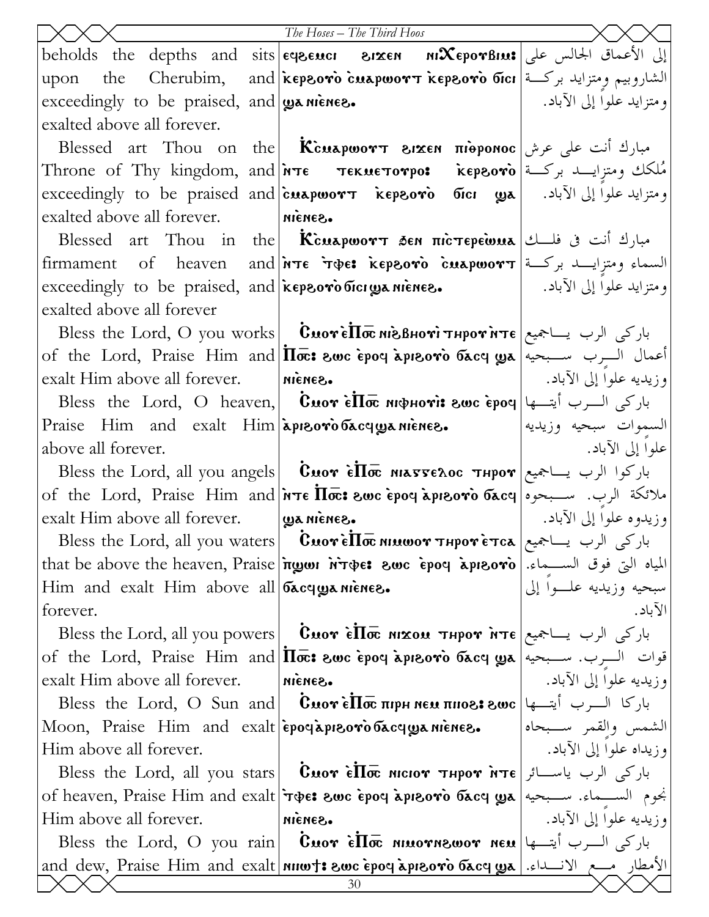| English | Coptic | Arabic |
|---|---|---|
| beholds the depths and sits upon the Cherubim, and exceedingly to be praised, and exalted above all forever. | ⲉϥϩⲉⲙⲥⲓ ϩⲓϫⲉⲛ ⲛⲓⲬⲉⲣⲟⲩⲃⲓⲙ: ⲕⲉⲣϩⲟⲩⲟ ⲥ̀ⲙⲁⲣⲱⲟⲩⲧ ⲕⲉⲣϩⲟⲩⲟ ϭⲓⲥⲓ ϣⲁ ⲛⲓⲉ̀ⲛⲉϩ. | إلى الأعماق الجالس على الشاروبيم ومتزايد بركة ومتزايد علواً إلى الآباد. |
| Blessed art Thou on the Throne of Thy kingdom, and exceedingly to be praised and exalted above all forever. | Ⲕ̀ⲥⲙⲁⲣⲱⲟⲩⲧ ϩⲓϫⲉⲛ ⲡⲓⲑⲣⲟⲛⲟⲥ ⲛ̀ⲧⲉ ⲧⲉⲕⲙⲉⲧⲟⲩⲣⲟ: ⲕⲉⲣϩⲟⲩⲟ ⲥ̀ⲙⲁⲣⲱⲟⲩⲧ ⲕⲉⲣϩⲟⲩⲟ ϭⲓⲥⲓ ϣⲁ ⲛⲓⲉ̀ⲛⲉϩ. | مبارك أنت على عرش مُلكك ومتزايد بركة ومتزايد علواً إلى الآباد. |
| Blessed art Thou in the firmament of heaven and exceedingly to be praised, and exalted above all forever | Ⲕ̀ⲥⲙⲁⲣⲱⲟⲩⲧ ϧⲉⲛ ⲡⲓⲥ̀ⲧⲉⲣⲉⲱ̀ⲙⲁ ⲛ̀ⲧⲉ ⲧ̀ⲫⲉ: ⲕⲉⲣϩⲟⲩⲟ ⲥ̀ⲙⲁⲣⲱⲟⲩⲧ ⲕⲉⲣϩⲟⲩⲟ ϭⲓⲥⲓ ϣⲁ ⲛⲓⲉ̀ⲛⲉϩ. | مبارك أنت في فلك السماء ومتزايد بركة ومتزايد علواً إلى الآباد. |
| Bless the Lord, O you works of the Lord, Praise Him and exalt Him above all forever. | Ⲥ̀ⲙⲟⲩ ⲉ̀Ⲡⲟ̅ⲥ̅ ⲛⲓϩ̀ⲃⲏⲟⲩⲓ̀ ⲧⲏⲣⲟⲩ ⲛ̀ⲧⲉ Ⲡⲟ̅ⲥ̅: ϩⲱⲥ ⲉ̀ⲣⲟϥ ⲁ̀ⲣⲓϩⲟⲩⲟ ϭⲁⲥϥ ϣⲁ ⲛⲓⲉ̀ⲛⲉϩ. | باركي الرب ياجميع أعمال الرب سبحيه وزيديه علواً إلى الآباد. |
| Bless the Lord, O heaven, Praise Him and exalt Him above all forever. | Ⲥ̀ⲙⲟⲩ ⲉ̀Ⲡⲟ̅ⲥ̅ ⲛⲓⲫⲏⲟⲩⲓ̀: ϩⲱⲥ ⲉ̀ⲣⲟϥ ⲁ̀ⲣⲓϩⲟⲩⲟ ϭⲁⲥϥ ϣⲁ ⲛⲓⲉ̀ⲛⲉϩ. | باركي الرب أيتها السموات سبحيه وزيديه علواً إلى الآباد. |
| Bless the Lord, all you angels of the Lord, Praise Him and exalt Him above all forever. | Ⲥ̀ⲙⲟⲩ ⲉ̀Ⲡⲟ̅ⲥ̅ ⲛⲓⲁⲅⲅⲉⲗⲟⲥ ⲧⲏⲣⲟⲩ ⲛ̀ⲧⲉ Ⲡⲟ̅ⲥ̅: ϩⲱⲥ ⲉ̀ⲣⲟϥ ⲁ̀ⲣⲓϩⲟⲩⲟ ϭⲁⲥϥ ϣⲁ ⲛⲓⲉ̀ⲛⲉϩ. | باركوا الرب ياجميع ملائكة الرب. سبحوه وزيدوه علواً إلى الآباد. |
| Bless the Lord, all you waters that be above the heaven, Praise Him and exalt Him above all forever. | Ⲥ̀ⲙⲟⲩ ⲉ̀Ⲡⲟ̅ⲥ̅ ⲛⲓⲙⲱⲟⲩ ⲧⲏⲣⲟⲩ ⲉ̀ⲧⲥⲁ ⲡ̀ϣⲱⲓ ⲛ̀ⲧ̀ⲫⲉ: ϩⲱⲥ ⲉ̀ⲣⲟϥ ⲁ̀ⲣⲓϩⲟⲩⲟ ϭⲁⲥϥ ϣⲁ ⲛⲓⲉ̀ⲛⲉϩ. | باركي الرب ياجميع المياه التي فوق السماء. سبحيه وزيديه علواً إلى الآباد. |
| Bless the Lord, all you powers of the Lord, Praise Him and exalt Him above all forever. | Ⲥ̀ⲙⲟⲩ ⲉ̀Ⲡⲟ̅ⲥ̅ ⲛⲓϫⲟⲙ ⲧⲏⲣⲟⲩ ⲛ̀ⲧⲉ Ⲡⲟ̅ⲥ̅: ϩⲱⲥ ⲉ̀ⲣⲟϥ ⲁ̀ⲣⲓϩⲟⲩⲟ ϭⲁⲥϥ ϣⲁ ⲛⲓⲉ̀ⲛⲉϩ. | باركي الرب ياجميع قوات الرب. سبحيه وزيديه علواً إلى الآباد. |
| Bless the Lord, O Sun and Moon, Praise Him and exalt Him above all forever. | Ⲥ̀ⲙⲟⲩ ⲉ̀Ⲡⲟ̅ⲥ̅ ⲡⲓⲣⲏ ⲛⲉⲙ ⲡⲓⲓⲟϩ: ϩⲱⲥ ⲉ̀ⲣⲟϥ ⲁ̀ⲣⲓϩⲟⲩⲟ ϭⲁⲥϥ ϣⲁ ⲛⲓⲉ̀ⲛⲉϩ. | باركا الرب أيتها الشمس والقمر سبحاه وزيداه علواً إلى الآباد. |
| Bless the Lord, all you stars of heaven, Praise Him and exalt Him above all forever. | Ⲥ̀ⲙⲟⲩ ⲉ̀Ⲡⲟ̅ⲥ̅ ⲛⲓⲥⲓⲟⲩ ⲧⲏⲣⲟⲩ ⲛ̀ⲧⲉ ⲧ̀ⲫⲉ: ϩⲱⲥ ⲉ̀ⲣⲟϥ ⲁ̀ⲣⲓϩⲟⲩⲟ ϭⲁⲥϥ ϣⲁ ⲛⲓⲉ̀ⲛⲉϩ. | باركي الرب ياسائر نجوم السماء. سبحيه وزيديه علواً إلى الآباد. |
| Bless the Lord, O you rain and dew, Praise Him and exalt | Ⲥ̀ⲙⲟⲩ ⲉ̀Ⲡⲟ̅ⲥ̅ ⲛⲓⲙⲟⲩⲛϩⲱⲟⲩ ⲛⲉⲙ ⲛⲓⲓⲱϯ: ϩⲱⲥ ⲉ̀ⲣⲟϥ ⲁ̀ⲣⲓϩⲟⲩⲟ ϭⲁⲥϥ ϣⲁ | باركي الرب أيتها الأمطار مع الانداء. |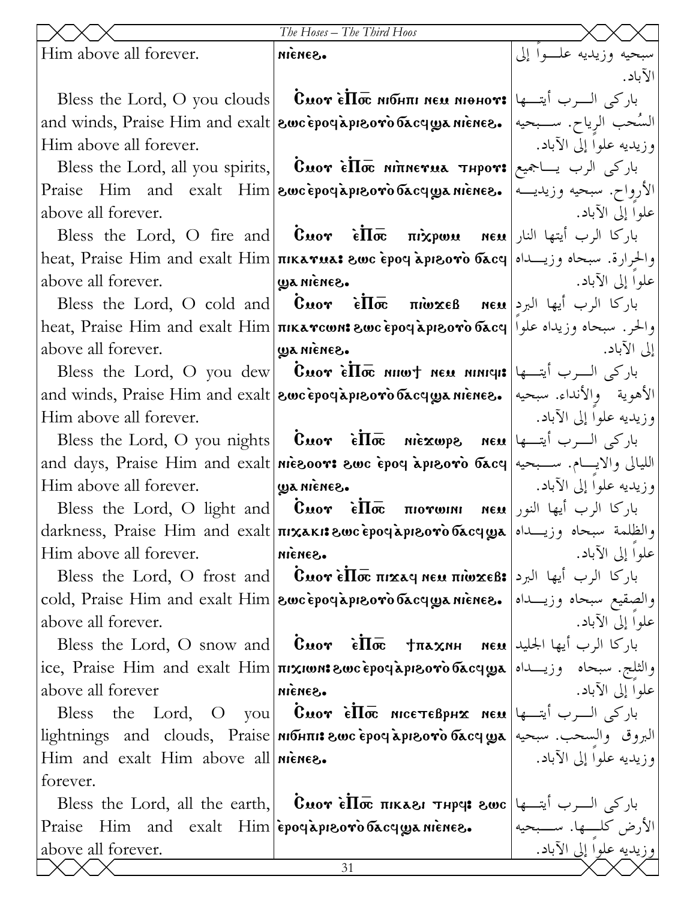| | | |
|---|---|---|
| Him above all forever. | ⲛⲓⲉ̀ⲛⲉϩ. | سبحيه وزيديه علـــواً إلى الآباد. |
| Bless the Lord, O you clouds and winds, Praise Him and exalt Him above all forever. | Ⲥ̀ⲙⲟⲩ ⲉ̀Ⲡⲟ̅ⲥ̅ ⲛⲓϭⲏⲡⲓ ⲛⲉⲙ ⲛⲓⲑⲏⲟⲩ: ϩⲱⲥ ⲉ̀ⲣⲟϥ ⲁ̀ⲣⲓϩⲟⲩⲟ̀ ϭⲁⲥϥ ϣⲁ ⲛⲓⲉ̀ⲛⲉϩ. | باركي الـــرب أيتـــها السُحب الرياح. ســـبحيه وزيديه علواً إلى الآباد. |
| Bless the Lord, all you spirits, Praise Him and exalt Him above all forever. | Ⲥ̀ⲙⲟⲩ ⲉ̀Ⲡⲟ̅ⲥ̅ ⲛⲓⲡ̀ⲛⲉⲩⲙⲁ ⲧⲏⲣⲟⲩ: ϩⲱⲥ ⲉ̀ⲣⲟϥ ⲁ̀ⲣⲓϩⲟⲩⲟ̀ ϭⲁⲥϥ ϣⲁ ⲛⲓⲉ̀ⲛⲉϩ. | باركي الرب يـــاجميع الأرواح. سبحيه وزيديـــه علواً إلى الآباد. |
| Bless the Lord, O fire and heat, Praise Him and exalt Him above all forever. | Ⲥ̀ⲙⲟⲩ ⲉ̀Ⲡⲟ̅ⲥ̅ ⲡⲓⲭ̀ⲣⲱⲙ ⲛⲉⲙ ⲡⲓⲕⲁⲩⲙⲁ: ϩⲱⲥ ⲉ̀ⲣⲟϥ ⲁ̀ⲣⲓϩⲟⲩⲟ̀ ϭⲁⲥϥ ϣⲁ ⲛⲓⲉ̀ⲛⲉϩ. | باركا الرب أيتها النار والحرارة. سبحاه وزيـــداه علواً إلى الآباد. |
| Bless the Lord, O cold and heat, Praise Him and exalt Him above all forever. | Ⲥ̀ⲙⲟⲩ ⲉ̀Ⲡⲟ̅ⲥ̅ ⲡⲓⲱ̀ϫⲉⲃ ⲛⲉⲙ ⲡⲓⲕⲁⲩⲥⲱⲛ: ϩⲱⲥ ⲉ̀ⲣⲟϥ ⲁ̀ⲣⲓϩⲟⲩⲟ̀ ϭⲁⲥϥ ϣⲁ ⲛⲓⲉ̀ⲛⲉϩ. | باركا الرب أيها البرد والحر. سبحاه وزيداه علواً إلى الآباد. |
| Bless the Lord, O you dew and winds, Praise Him and exalt Him above all forever. | Ⲥ̀ⲙⲟⲩ ⲉ̀Ⲡⲟ̅ⲥ̅ ⲛⲓⲓⲱϯ ⲛⲉⲙ ⲛⲓⲛⲓϥⲓ: ϩⲱⲥ ⲉ̀ⲣⲟϥ ⲁ̀ⲣⲓϩⲟⲩⲟ̀ ϭⲁⲥϥ ϣⲁ ⲛⲓⲉ̀ⲛⲉϩ. | باركي الـــرب أيتـــها الأهوية والأنداء. سبحيه وزيديه علواً إلى الآباد. |
| Bless the Lord, O you nights and days, Praise Him and exalt Him above all forever. | Ⲥ̀ⲙⲟⲩ ⲉ̀Ⲡⲟ̅ⲥ̅ ⲛⲓⲉ̀ϫⲱⲣϩ ⲛⲉⲙ ⲛⲓⲉ̀ϩⲟⲟⲩ: ϩⲱⲥ ⲉ̀ⲣⲟϥ ⲁ̀ⲣⲓϩⲟⲩⲟ̀ ϭⲁⲥϥ ϣⲁ ⲛⲓⲉ̀ⲛⲉϩ. | باركي الـــرب أيتـــها الليالي والايـــام. ســـبحيه وزيديه علواً إلى الآباد. |
| Bless the Lord, O light and darkness, Praise Him and exalt Him above all forever. | Ⲥ̀ⲙⲟⲩ ⲉ̀Ⲡⲟ̅ⲥ̅ ⲡⲓⲟⲩⲱⲓⲛⲓ ⲛⲉⲙ ⲡⲓⲭⲁⲕⲓ: ϩⲱⲥ ⲉ̀ⲣⲟϥ ⲁ̀ⲣⲓϩⲟⲩⲟ̀ ϭⲁⲥϥ ϣⲁ ⲛⲓⲉ̀ⲛⲉϩ. | باركا الرب أيها النور والظلمة سبحاه وزيـــداه علواً إلى الآباد. |
| Bless the Lord, O frost and cold, Praise Him and exalt Him above all forever. | Ⲥ̀ⲙⲟⲩ ⲉ̀Ⲡⲟ̅ⲥ̅ ⲡⲓϫⲁϥ ⲛⲉⲙ ⲡⲓⲱ̀ϫⲉⲃ: ϩⲱⲥ ⲉ̀ⲣⲟϥ ⲁ̀ⲣⲓϩⲟⲩⲟ̀ ϭⲁⲥϥ ϣⲁ ⲛⲓⲉ̀ⲛⲉϩ. | باركا الرب أيها البرد والصقيع سبحاه وزيـــداه علواً إلى الآباد. |
| Bless the Lord, O snow and ice, Praise Him and exalt Him above all forever | Ⲥ̀ⲙⲟⲩ ⲉ̀Ⲡⲟ̅ⲥ̅ ϯⲡⲁⲭⲛⲏ ⲛⲉⲙ ⲡⲓⲭⲓⲱⲛ: ϩⲱⲥ ⲉ̀ⲣⲟϥ ⲁ̀ⲣⲓϩⲟⲩⲟ̀ ϭⲁⲥϥ ϣⲁ ⲛⲓⲉ̀ⲛⲉϩ. | باركا الرب أيها الجليد والثلج. سبحاه وزيـــداه علواً إلى الآباد. |
| Bless the Lord, O you lightnings and clouds, Praise Him and exalt Him above all forever. | Ⲥ̀ⲙⲟⲩ ⲉ̀Ⲡⲟ̅ⲥ̅ ⲛⲓⲥⲉⲧⲉⲃⲣⲏϫ ⲛⲉⲙ ⲛⲓϭⲏⲡⲓ: ϩⲱⲥ ⲉ̀ⲣⲟϥ ⲁ̀ⲣⲓϩⲟⲩⲟ̀ ϭⲁⲥϥ ϣⲁ ⲛⲓⲉ̀ⲛⲉϩ. | باركي الـــرب أيتـــها البروق والسحب. سبحيه وزيديه علواً إلى الآباد. |
| Bless the Lord, all the earth, Praise Him and exalt Him above all forever. | Ⲥ̀ⲙⲟⲩ ⲉ̀Ⲡⲟ̅ⲥ̅ ⲡⲓⲕⲁϩⲓ ⲧⲏⲣϥ: ϩⲱⲥ ⲉ̀ⲣⲟϥ ⲁ̀ⲣⲓϩⲟⲩⲟ̀ ϭⲁⲥϥ ϣⲁ ⲛⲓⲉ̀ⲛⲉϩ. | باركي الـــرب أيتـــها الأرض كلـــها. ســـبحيه وزيديه علواً إلى الآباد. |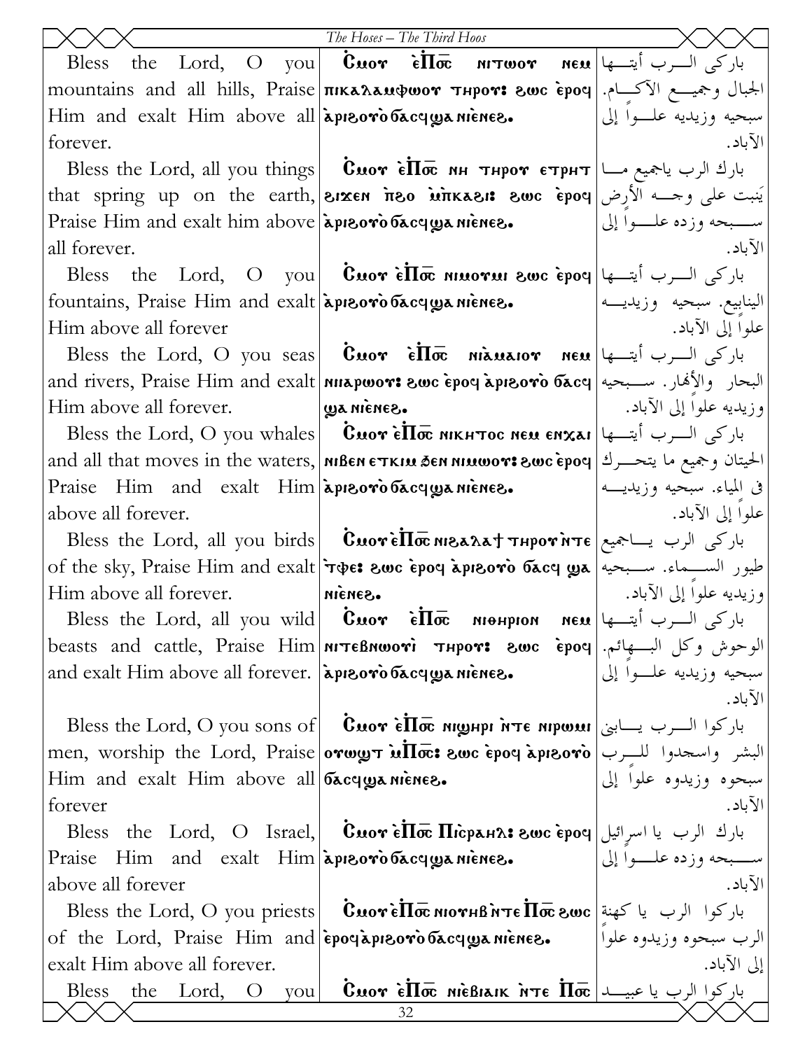| English | Coptic | Arabic |
|---|---|---|
| Bless the Lord, O you mountains and all hills, Praise Him and exalt Him above all forever. | Ⲥⲙⲟⲩ ⲉ̀Ⲡⲟ̅ⲥ̅ ⲛⲓⲧⲱⲟⲩ ⲛⲉⲙ ⲡⲓⲕⲁⲗⲁⲙⲫⲱⲟⲩ ⲧⲏⲣⲟⲩ: ϩⲱⲥ ⲉ̀ⲣⲟϥ ⲁ̀ⲣⲓϩⲟⲩⲟ̀ ϭⲁⲥϥ ϣⲁ ⲛⲓⲉ̀ⲛⲉϩ. | باركي الرب أيتها الجبال وجميع الآكام. سبحيه وزيديه علواً إلى الآباد. |
| Bless the Lord, all you things that spring up on the earth, Praise Him and exalt him above all forever. | Ⲥⲙⲟⲩ ⲉ̀Ⲡⲟ̅ⲥ̅ ⲛⲏ ⲧⲏⲣⲟⲩ ⲉⲧⲣⲏⲧ ϩⲓϫⲉⲛ ⲡ̀ϩⲟ ⲙ̀ⲡⲕⲁϩⲓ: ϩⲱⲥ ⲉ̀ⲣⲟϥ ⲁ̀ⲣⲓϩⲟⲩⲟ̀ ϭⲁⲥϥ ϣⲁ ⲛⲓⲉ̀ⲛⲉϩ. | بارك الرب ياجميع ما ينبت على وجه الأرض سبحه وزده علواً إلى الآباد. |
| Bless the Lord, O you fountains, Praise Him and exalt Him above all forever | Ⲥⲙⲟⲩ ⲉ̀Ⲡⲟ̅ⲥ̅ ⲛⲓⲙⲟⲩⲙⲓ ϩⲱⲥ ⲉ̀ⲣⲟϥ ⲁ̀ⲣⲓϩⲟⲩⲟ̀ ϭⲁⲥϥ ϣⲁ ⲛⲓⲉ̀ⲛⲉϩ. | باركي الرب أيتها الينابيع. سبحيه وزيديه علواً إلى الآباد. |
| Bless the Lord, O you seas and rivers, Praise Him and exalt Him above all forever. | Ⲥⲙⲟⲩ ⲉ̀Ⲡⲟ̅ⲥ̅ ⲛⲓⲁ̀ⲙⲁⲓⲟⲩ ⲛⲉⲙ ⲛⲓⲁⲣⲱⲟⲩ: ϩⲱⲥ ⲉ̀ⲣⲟϥ ⲁ̀ⲣⲓϩⲟⲩⲟ̀ ϭⲁⲥϥ ϣⲁ ⲛⲓⲉ̀ⲛⲉϩ. | باركي الرب أيتها البحار والأنهار. سبحيه وزيديه علواً إلى الآباد. |
| Bless the Lord, O you whales and all that moves in the waters, Praise Him and exalt Him above all forever. | Ⲥⲙⲟⲩ ⲉ̀Ⲡⲟ̅ⲥ̅ ⲛⲓⲕⲏⲧⲟⲥ ⲛⲉⲙ ⲉⲛϫⲁⲓ ⲛⲓⲃⲉⲛ ⲉⲧⲕⲓⲙ ϧⲉⲛ ⲛⲓⲙⲱⲟⲩ: ϩⲱⲥ ⲉ̀ⲣⲟϥ ⲁ̀ⲣⲓϩⲟⲩⲟ̀ ϭⲁⲥϥ ϣⲁ ⲛⲓⲉ̀ⲛⲉϩ. | باركي الرب أيتها الحيتان وجميع ما يتحرك في المياه. سبحيه وزيديه علواً إلى الآباد. |
| Bless the Lord, all you birds of the sky, Praise Him and exalt Him above all forever. | Ⲥⲙⲟⲩ ⲉ̀Ⲡⲟ̅ⲥ̅ ⲛⲓϩⲁⲗⲁϯ ⲧⲏⲣⲟⲩ ⲛ̀ⲧⲉ ⲧ̀ⲫⲉ: ϩⲱⲥ ⲉ̀ⲣⲟϥ ⲁ̀ⲣⲓϩⲟⲩⲟ̀ ϭⲁⲥϥ ϣⲁ ⲛⲓⲉ̀ⲛⲉϩ. | باركي الرب ياجميع طيور السماء. سبحيه وزيديه علواً إلى الآباد. |
| Bless the Lord, all you wild beasts and cattle, Praise Him and exalt Him above all forever. | Ⲥⲙⲟⲩ ⲉ̀Ⲡⲟ̅ⲥ̅ ⲛⲓⲑⲏⲣⲓⲟⲛ ⲛⲉⲙ ⲛⲓⲧⲉⲃⲛⲱⲟⲩⲓ̀ ⲧⲏⲣⲟⲩ: ϩⲱⲥ ⲉ̀ⲣⲟϥ ⲁ̀ⲣⲓϩⲟⲩⲟ̀ ϭⲁⲥϥ ϣⲁ ⲛⲓⲉ̀ⲛⲉϩ. | باركي الرب أيتها الوحوش وكل البهائم. سبحيه وزيديه علواً إلى الآباد. |
| Bless the Lord, O you sons of men, worship the Lord, Praise Him and exalt Him above all forever | Ⲥⲙⲟⲩ ⲉ̀Ⲡⲟ̅ⲥ̅ ⲛⲓϣⲏⲣⲓ ⲛ̀ⲧⲉ ⲛⲓⲣⲱⲙⲓ ⲟⲩⲱϣⲧ ⲙ̀Ⲡⲟ̅ⲥ̅: ϩⲱⲥ ⲉ̀ⲣⲟϥ ⲁ̀ⲣⲓϩⲟⲩⲟ̀ ϭⲁⲥϥ ϣⲁ ⲛⲓⲉ̀ⲛⲉϩ. | باركوا الرب يابني البشر واسجدوا للرب سبحوه وزيدوه علواً إلى الآباد. |
| Bless the Lord, O Israel, Praise Him and exalt Him above all forever | Ⲥⲙⲟⲩ ⲉ̀Ⲡⲟ̅ⲥ̅ Ⲡⲓⲥ̀ⲣⲁⲏⲗ: ϩⲱⲥ ⲉ̀ⲣⲟϥ ⲁ̀ⲣⲓϩⲟⲩⲟ̀ ϭⲁⲥϥ ϣⲁ ⲛⲓⲉ̀ⲛⲉϩ. | بارك الرب يا اسرائيل سبحه وزده علواً إلى الآباد. |
| Bless the Lord, O you priests of the Lord, Praise Him and exalt Him above all forever. | Ⲥⲙⲟⲩ ⲉ̀Ⲡⲟ̅ⲥ̅ ⲛⲓⲟⲩⲏⲃ ⲛ̀ⲧⲉ Ⲡⲟ̅ⲥ̅ ϩⲱⲥ ⲉ̀ⲣⲟϥ ⲁ̀ⲣⲓϩⲟⲩⲟ̀ ϭⲁⲥϥ ϣⲁ ⲛⲓⲉ̀ⲛⲉϩ. | باركوا الرب يا كهنة الرب سبحوه وزيدوه علواً إلى الآباد. |
| Bless the Lord, O you | Ⲥⲙⲟⲩ ⲉ̀Ⲡⲟ̅ⲥ̅ ⲛⲓⲉ̀ⲃⲓⲁⲓⲕ ⲛ̀ⲧⲉ Ⲡⲟ̅ⲥ̅ | باركوا الرب يا عبيد |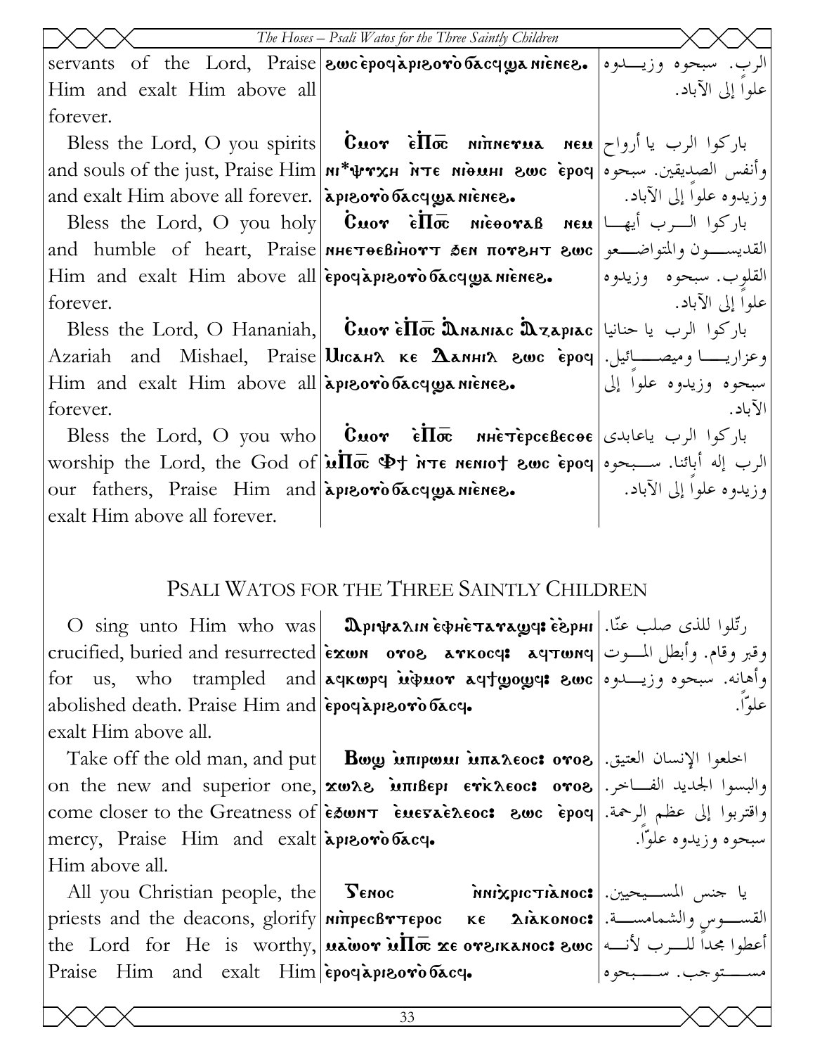| | | |
|---|---|---|
| servants of the Lord, Praise Him and exalt Him above all forever. | ϩⲱⲥ ⲉ̀ⲣⲟϥ ⲁ̀ⲣⲓϩⲟⲩⲟ̀ ϭⲁⲥϥ ϣⲁ ⲛⲓⲉ̀ⲛⲉϩ. | الرب. سبحوه وزيدوه علواً إلى الآباد. |
| Bless the Lord, O you spirits and souls of the just, Praise Him and exalt Him above all forever. | Ⲥ̀ⲙⲟⲩ ⲉ̀Ⲡ̅ⲟ̅ⲥ̅ ⲛⲓⲡ̀ⲛⲉⲩⲙⲁ ⲛⲉⲙ ⲛⲓ*ⲯⲩⲭⲏ ⲛ̀ⲧⲉ ⲛⲓⲑ̀ⲙⲏⲓ ϩⲱⲥ ⲉ̀ⲣⲟϥ ⲁ̀ⲣⲓϩⲟⲩⲟ̀ ϭⲁⲥϥ ϣⲁ ⲛⲓⲉ̀ⲛⲉϩ. | باركوا الرب يا أرواح وأنفس الصديقين. سبحوه وزيدوه علواً إلى الآباد. |
| Bless the Lord, O you holy and humble of heart, Praise Him and exalt Him above all forever. | Ⲥ̀ⲙⲟⲩ ⲉ̀Ⲡ̅ⲟ̅ⲥ̅ ⲛⲓⲉ̀ⲑⲟⲩⲁⲃ ⲛⲉⲙ ⲛⲏⲉⲧⲑⲉⲃⲓⲏⲟⲩⲧ ϧⲉⲛ ⲡⲟⲩϩⲏⲧ ϩⲱⲥ ⲉ̀ⲣⲟϥ ⲁ̀ⲣⲓϩⲟⲩⲟ̀ ϭⲁⲥϥ ϣⲁ ⲛⲓⲉ̀ⲛⲉϩ. | باركوا الرب أيها القديسون والمتواضعو القلوب. سبحوه وزيدوه علواً إلى الآباد. |
| Bless the Lord, O Hananiah, Azariah and Mishael, Praise Him and exalt Him above all forever. | Ⲥ̀ⲙⲟⲩ ⲉ̀Ⲡ̅ⲟ̅ⲥ̅ Ⲁ̀ⲛⲁⲛⲓⲁⲥ Ⲁ̀ⲍⲁⲣⲓⲁⲥ Ⲙⲓⲥⲁⲏⲗ ⲕⲉ Ⲇⲁⲛⲓⲏⲗ ϩⲱⲥ ⲉ̀ⲣⲟϥ ⲁ̀ⲣⲓϩⲟⲩⲟ̀ ϭⲁⲥϥ ϣⲁ ⲛⲓⲉ̀ⲛⲉϩ. | باركوا الرب يا حنانيا وعزاريا وميصائيل. سبحوه وزيدوه علواً إلى الآباد. |
| Bless the Lord, O you who worship the Lord, the God of our fathers, Praise Him and exalt Him above all forever. | Ⲥ̀ⲙⲟⲩ ⲉ̀Ⲡ̅ⲟ̅ⲥ̅ ⲛⲏⲉ̀ⲧⲉⲣⲥⲉⲃⲉⲥⲑⲉ ⲙ̀Ⲡ̅ⲟ̅ⲥ̅ Ⲫϯ ⲛ̀ⲧⲉ ⲛⲉⲛⲓⲟϯ ϩⲱⲥ ⲉ̀ⲣⲟϥ ⲁ̀ⲣⲓϩⲟⲩⲟ̀ ϭⲁⲥϥ ϣⲁ ⲛⲓⲉ̀ⲛⲉϩ. | باركوا الرب ياعابدى الرب إله أبائنا. سبحوه وزيدوه علواً إلى الآباد. |

## Psali Watos for the Three Saintly Children

| | | |
|---|---|---|
| O sing unto Him who was crucified, buried and resurrected for us, who trampled and abolished death. Praise Him and exalt Him above all. | Ⲁ̀ⲣⲓⲯⲁⲗⲓⲛ ⲉ̀ⲫⲏⲉ̀ⲧⲁⲩⲁϣϥ: ⲉ̀ϩ̀ⲣⲏⲓ ⲉ̀ϫⲱⲛ ⲟⲩⲟϩ ⲁⲩⲕⲟⲥϥ: ⲁϥⲧⲱⲛϥ ⲁϥⲕⲱⲣϥ ⲙ̀ⲫ̀ⲙⲟⲩ ⲁϥϯϣⲟϣϥ: ϩⲱⲥ ⲉ̀ⲣⲟϥ ⲁ̀ⲣⲓϩⲟⲩⲟ̀ ϭⲁⲥϥ. | رتّلوا للذى صلب عنّا. وقبر وقام. وأبطل الموت وأهانه. سبحوه وزيدوه علوّاً. |
| Take off the old man, and put on the new and superior one, come closer to the Greatness of mercy, Praise Him and exalt Him above all. | Ⲃⲱϣ ⲙ̀ⲡⲓⲣⲱⲙⲓ ⲙ̀ⲡⲁⲗⲉⲟⲥ: ⲟⲩⲟϩ ϫⲱⲗϩ ⲙ̀ⲡⲓⲃⲉⲣⲓ ⲉⲩⲕ̀ⲗⲉⲟⲥ: ⲟⲩⲟϩ ⲉ̀ϧⲱⲛⲧ ⲉ̀ⲙⲉⲅⲁⲉ̀ⲗⲉⲟⲥ: ϩⲱⲥ ⲉ̀ⲣⲟϥ ⲁ̀ⲣⲓϩⲟⲩⲟ̀ ϭⲁⲥϥ. | اخلعوا الإنسان العتيق. والبسوا الجديد الفاخر. واقتربوا إلى عظم الرحمة. سبحوه وزيدوه علوّاً. |
| All you Christian people, the priests and the deacons, glorify the Lord for He is worthy, Praise Him and exalt Him | Ⲅⲉⲛⲟⲥ ⲛ̀ⲛⲓⲭ̀ⲣⲓⲥⲧⲓⲁ̀ⲛⲟⲥ: ⲛⲓⲡ̀ⲣⲉⲥⲃⲩⲧⲉⲣⲟⲥ ⲕⲉ ⲇⲓⲁ̀ⲕⲟⲛⲟⲥ: ⲙⲁⲱⲟⲩ ⲙ̀Ⲡ̅ⲟ̅ⲥ̅ ϫⲉ ⲟⲩϩⲓⲕⲁⲛⲟⲥ: ϩⲱⲥ ⲉ̀ⲣⲟϥ ⲁ̀ⲣⲓϩⲟⲩⲟ̀ ϭⲁⲥϥ. | يا جنس المسيحيين. القسوس والشمامسة. أعطوا مجداً للرب لأنه مستوجب. سبحوه |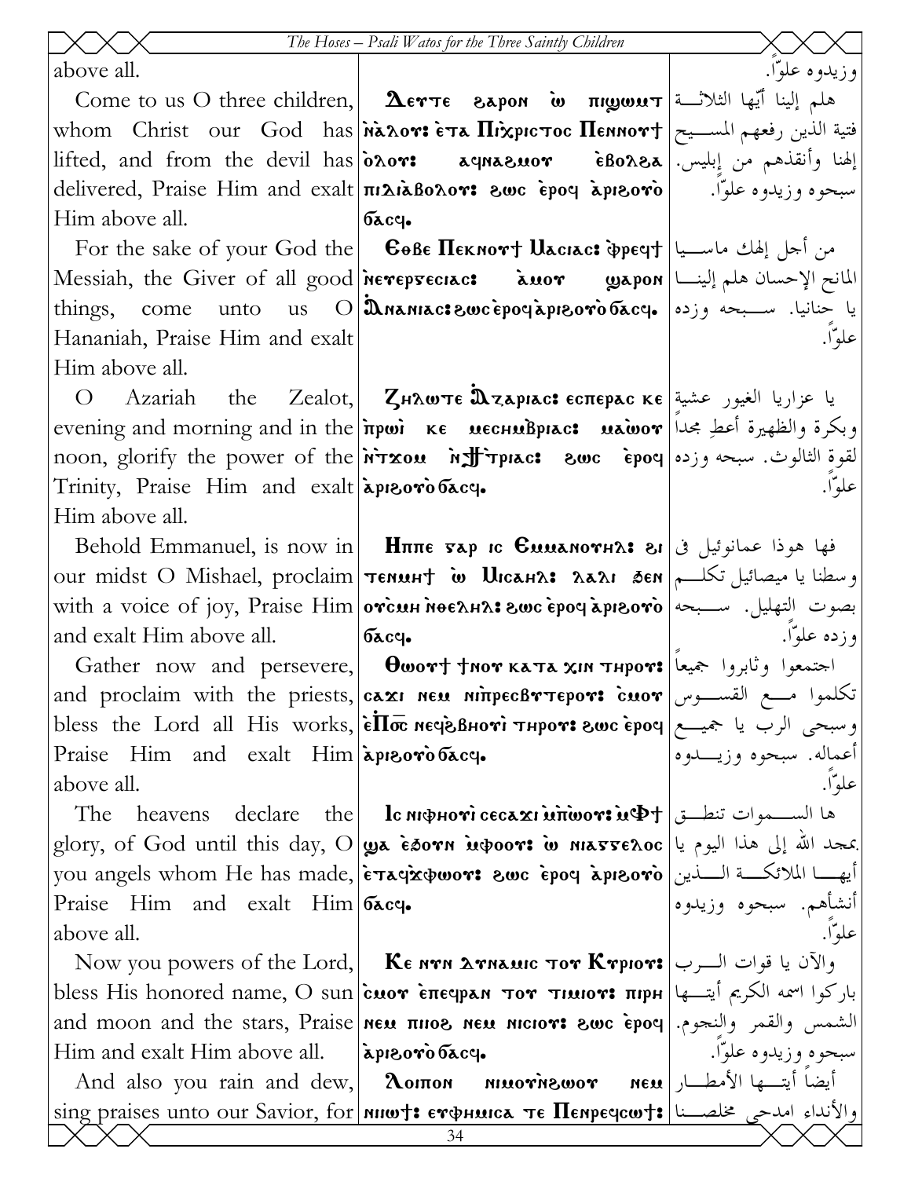| English | Coptic | Arabic |
|---|---|---|
| above all. | | وزيدوه علواً. |
| Come to us O three children, whom Christ our God has lifted, and from the devil has delivered, Praise Him and exalt Him above all. | Ⲇⲉⲩⲧⲉ ϩⲁⲣⲟⲛ ⲱ̀ ⲡⲓϣⲟⲙⲧ ⲛ̀ⲁ̀ⲗⲟⲩ: ⲉ̀ⲧⲁ Ⲡⲓⲭ̀ⲣⲓⲥⲧⲟⲥ Ⲡⲉⲛⲛⲟⲩϯ ⲟ̀ⲗⲟⲩ: ⲁϥⲛⲁϩⲙⲟⲩ ⲉ̀ⲃⲟⲗϩⲁ ⲡⲓⲆⲓⲁ̀ⲃⲟⲗⲟⲩ: ϩⲱⲥ ⲉ̀ⲣⲟϥ ⲁ̀ⲣⲓϩⲟⲩⲟ̀ ϭⲁⲥϥ. | هلم إلينا أيّها الثلاثة فتية الذين رفعهم المسيح إلهنا وأنقذهم من إبليس. سبحوه وزيدوه علواً. |
| For the sake of your God the Messiah, the Giver of all good things, come unto us O Hananiah, Praise Him and exalt Him above all. | Ⲉⲑⲃⲉ Ⲡⲉⲕⲛⲟⲩϯ Ⲙⲁⲥⲓⲁⲥ: ⲫ̀ⲣⲉϥϯ ⲛⲉⲩⲉⲣⲅⲉⲥⲓⲁⲥ: ⲁ̀ⲙⲟⲩ ϣⲁⲣⲟⲛ Ⲁ̀ⲛⲁⲛⲓⲁⲥ: ϩⲱⲥ ⲉ̀ⲣⲟϥ ⲁ̀ⲣⲓϩⲟⲩⲟ̀ ϭⲁⲥϥ. | من أجل إلهك ماسيا المانح الإحسان هلم إلينا يا حنانيا. سبحه وزده علواً. |
| O Azariah the Zealot, evening and morning and in the noon, glorify the power of the Trinity, Praise Him and exalt Him above all. | Ⲍⲏⲗⲱⲧⲉ Ⲁ̀ⲍⲁⲣⲓⲁⲥ: ⲉⲥⲡⲉⲣⲁⲥ ⲕⲉ ⲡ̀ⲣⲱⲓ̀ ⲕⲉ ⲙⲉⲥⲏⲙⲃⲣⲓⲁⲥ: ⲙⲁⲱ̀ⲟⲩ ⲛ̀ϯϫⲟⲙ ⲛ̀ϯⲧ̀ⲣⲓⲁⲥ: ϩⲱⲥ ⲉ̀ⲣⲟϥ ⲁ̀ⲣⲓϩⲟⲩⲟ̀ ϭⲁⲥϥ. | يا عزاريا الغيور عشية وبكرة والظهيرة أعطِ مجداً لقوة الثالوث. سبحه وزده علواً. |
| Behold Emmanuel, is now in our midst O Mishael, proclaim with a voice of joy, Praise Him and exalt Him above all. | Ⲏⲡⲡⲉ ⲅⲁⲣ ⲓⲥ Ⲉⲙⲙⲁⲛⲟⲩⲏⲗ: ϧⲉⲛ ⲧⲉⲛⲙⲏϯ ⲱ̀ Ⲙⲓⲥⲁⲏⲗ: ⲗⲁⲗⲓ ϧⲉⲛ ⲟⲩⲥ̀ⲙⲏ ⲛ̀ⲑⲉⲗⲏⲗ: ϩⲱⲥ ⲉ̀ⲣⲟϥ ⲁ̀ⲣⲓϩⲟⲩⲟ̀ ϭⲁⲥϥ. | فها هوذا عمانوئيل في وسطنا يا ميصائيل تكلم بصوت التهليل. سبحه وزده علواً. |
| Gather now and persevere, and proclaim with the priests, bless the Lord all His works, Praise Him and exalt Him above all. | Ⲑⲱⲟⲩϯ ϯⲛⲟⲩ ⲕⲁⲧⲁ ϫⲓⲛ ⲧⲏⲣⲟⲩ: ⲥⲁϫⲓ ⲛⲉⲙ ⲛⲓⲡ̀ⲣⲉⲥⲃⲩⲧⲉⲣⲟⲥ: ⲥ̀ⲙⲟⲩ ⲉ̀Ⲡ̅ⲟ̅ⲥ̅ ⲛⲉϥϩ̀ⲃⲏⲟⲩⲓ̀ ⲧⲏⲣⲟⲩ: ϩⲱⲥ ⲉ̀ⲣⲟϥ ⲁ̀ⲣⲓϩⲟⲩⲟ̀ ϭⲁⲥϥ. | اجتمعوا وثابروا جميعاً تكلموا مع القسوس وسبحي الرب يا جميع أعماله. سبحوه وزيدوه علواً. |
| The heavens declare the glory, of God until this day, O you angels whom He has made, Praise Him and exalt Him above all. | Ⲓⲥ ⲛⲓⲫⲏⲟⲩⲓ̀ ⲥⲉⲥⲁϫⲓ ⲙ̀ⲡ̀ⲱⲟⲩ ⲙ̀Ⲫϯ: ϣⲁ ⲉ̀ϧⲟⲩⲛ ⲙ̀ⲫⲟⲟⲩ: ⲱ ⲛⲓⲁⲅⲅⲉⲗⲟⲥ ⲉ̀ⲧⲁϥⲭ̀ⲫⲱⲟⲩ: ϩⲱⲥ ⲉ̀ⲣⲟϥ ⲁ̀ⲣⲓϩⲟⲩⲟ̀ ϭⲁⲥϥ. | ها السموات تنطق بمجد الله إلى هذا اليوم يا أيها الملائكة الذين أنشأهم. سبحوه وزيدوه علواً. |
| Now you powers of the Lord, bless His honored name, O sun and moon and the stars, Praise Him and exalt Him above all. | Ⲕⲉ ⲛⲩⲛ ⲇⲩⲛⲁⲙⲓⲥ ⲧⲟⲩ Ⲕⲩⲣⲓⲟⲩ: ⲥ̀ⲙⲟⲩ ⲉ̀ⲡⲉϥⲣⲁⲛ ⲧⲟⲩ ⲧⲓⲙⲓⲟⲩ: ⲡⲓⲣⲏ ⲛⲉⲙ ⲡⲓⲓⲟϩ ⲛⲉⲙ ⲛⲓⲥⲓⲟⲩ: ϩⲱⲥ ⲉ̀ⲣⲟϥ ⲁ̀ⲣⲓϩⲟⲩⲟ̀ ϭⲁⲥϥ. | والآن يا قوات الرب باركوا اسمه الكريم أيتها الشمس والقمر والنجوم. سبحوه وزيدوه علواً. |
| And also you rain and dew, sing praises unto our Savior, for | Ⲗⲟⲓⲡⲟⲛ ⲛⲓⲙⲟⲩⲛ̀ϩⲱⲟⲩ ⲛⲉⲙ ⲛⲓⲓⲱϯ: ⲉⲩⲫⲏⲙⲓⲥⲁ ⲧⲉ Ⲡⲉⲛⲣⲉϥⲥⲱϯ: | أيضاً أيتها الأمطار والأنداء امدحي مخلصنا |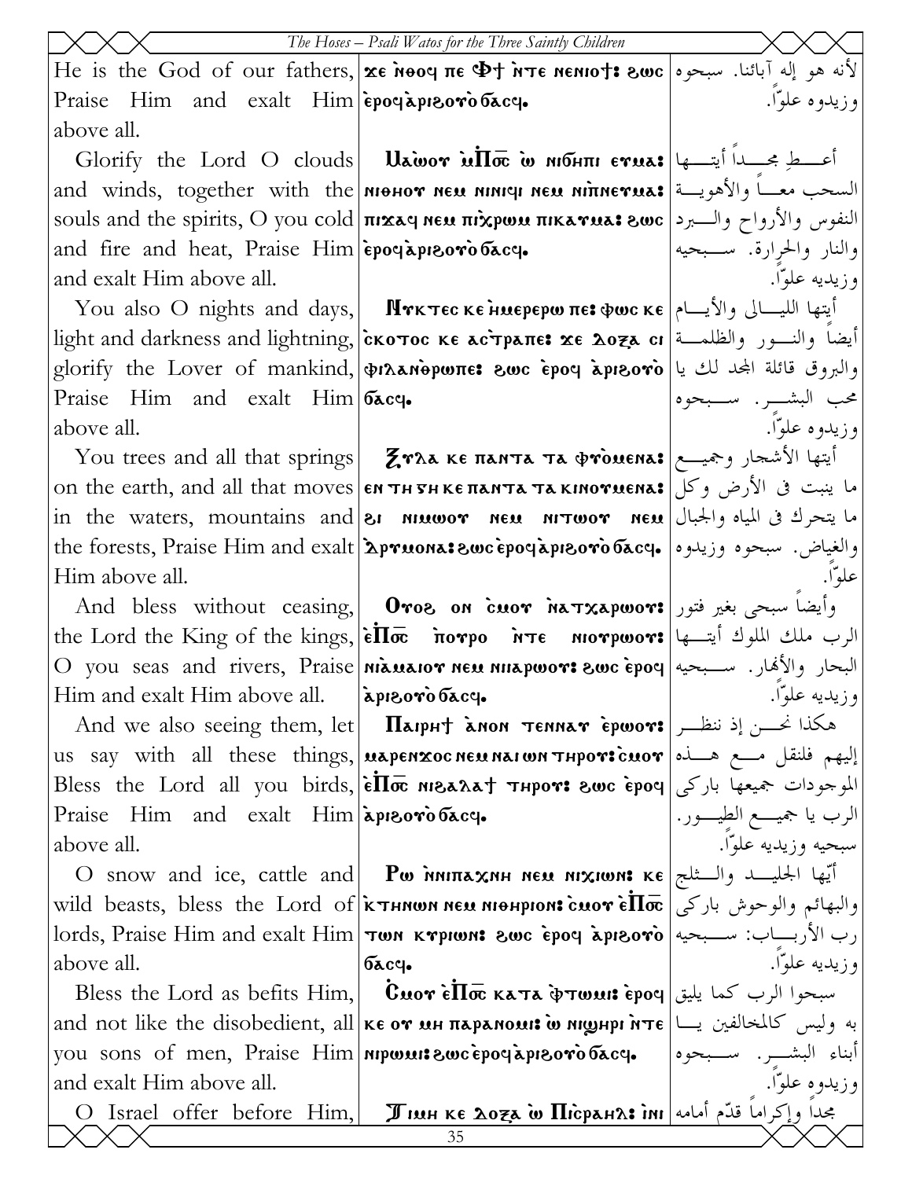| English | Coptic | Arabic |
|---|---|---|
| He is the God of our fathers, Praise Him and exalt Him above all. | ϫⲉ ⲛ̀ⲑⲟϥ ⲡⲉ Ⲫϯ ⲛ̀ⲧⲉ ⲛⲉⲛⲓⲟϯ: ϩⲱⲥ ⲉ̀ⲣⲟϥ ⲁ̀ⲣⲓϩⲟⲩⲟ̀ ϭⲁⲥϥ. | لأنه هو إله آبائنا. سبحوه وزيدوه علوّاً. |
| Glorify the Lord O clouds and winds, together with the souls and the spirits, O you cold and fire and heat, Praise Him and exalt Him above all. | Ⲙⲁ̀ⲱⲟⲩ ⲙ̀Ⲡⲟ̄ⲥ̄ ⲱ ⲛⲓϭⲏⲡⲓ ⲉⲩⲙⲁ: ⲛⲓⲑⲏⲟⲩ ⲛⲉⲙ ⲛⲓⲛⲓϥⲓ ⲛⲉⲙ ⲛⲓⲡ̀ⲛⲉⲩⲙⲁ: ⲡⲓϫⲁϥ ⲛⲉⲙ ⲡⲓ̀ⲭⲣⲱⲙ ⲡⲓⲕⲁⲩⲙⲁ: ϩⲱⲥ ⲉ̀ⲣⲟϥ ⲁ̀ⲣⲓϩⲟⲩⲟ̀ ϭⲁⲥϥ. | أعطِ مجداً أيتها السحب معاً والأهوية النفوس والأرواح والبرد والنار والحرارة. سبحيه وزيديه علوّاً. |
| You also O nights and days, light and darkness and lightning, glorify the Lover of mankind, Praise Him and exalt Him above all. | Ⲛⲩⲕⲧⲉⲥ ⲕⲉ ⲏ̀ⲙⲉⲣⲉⲣⲱ ⲡⲉ: ⲫⲱⲥ ⲕⲉ ⲥ̀ⲕⲟⲧⲟⲥ ⲕⲉ ⲁⲥ̀ⲧⲣⲁⲡⲉ: ϫⲉ Ⲇⲟⲝⲁ ⲥⲓ ⲫⲓⲗⲁⲛ̀ⲑⲣⲱⲡⲉ: ϩⲱⲥ ⲉ̀ⲣⲟϥ ⲁ̀ⲣⲓϩⲟⲩⲟ̀ ϭⲁⲥϥ. | أيتها الليالى والأيام أيضاً والنور والظلمة والبروق قائلة المجد لك يا محب البشر. سبحوه وزيدوه علوّاً. |
| You trees and all that springs on the earth, and all that moves in the waters, mountains and the forests, Praise Him and exalt Him above all. | Ⲍⲩⲗⲁ ⲕⲉ ⲡⲁⲛⲧⲁ ⲧⲁ ⲫⲩ̀ⲟⲙⲉⲛⲁ: ⲉⲛ ⲧⲏ ⲅⲏ ⲕⲉ ⲡⲁⲛⲧⲁ ⲧⲁ ⲕⲓⲛⲟⲩⲙⲉⲛⲁ: ϩⲓ ⲛⲓⲙⲱⲟⲩ ⲛⲉⲙ ⲛⲓⲧⲱⲟⲩ ⲛⲉⲙ ⲇ̀ⲣⲩⲙⲟⲛⲁ: ϩⲱⲥ ⲉ̀ⲣⲟϥ ⲁ̀ⲣⲓϩⲟⲩⲟ̀ ϭⲁⲥϥ. | أيتها الأشجار وجميع ما ينبت فى الأرض وكل ما يتحرك فى المياه والجبال والغياض. سبحوه وزيدوه علوّاً. |
| And bless without ceasing, the Lord the King of the kings, O you seas and rivers, Praise Him and exalt Him above all. | Ⲟⲩⲟϩ ⲟⲛ ⲥ̀ⲙⲟⲩ ⲛ̀ⲁⲧϫⲁⲣⲱⲟⲩ: ⲉ̀Ⲡⲟ̄ⲥ̄ ⲡ̀ⲟⲩⲣⲟ ⲛ̀ⲧⲉ ⲛⲓⲟⲩⲣⲱⲟⲩ: ⲛⲓ̀ⲁⲙⲁⲓⲟⲩ ⲛⲉⲙ ⲛⲓⲓⲁⲣⲱⲟⲩ: ϩⲱⲥ ⲉ̀ⲣⲟϥ ⲁ̀ⲣⲓϩⲟⲩⲟ̀ ϭⲁⲥϥ. | وأيضاً سبحي بغير فتور الرب ملك الملوك أيتها البحار والأنهار. سبحيه وزيديه علوّاً. |
| And we also seeing them, let us say with all these things, Bless the Lord all you birds, Praise Him and exalt Him above all. | Ⲡⲁⲓⲣⲏϯ ⲁ̀ⲛⲟⲛ ⲧⲉⲛⲛⲁⲩ ⲉ̀ⲣⲱⲟⲩ: ⲙⲁⲣⲉⲛϫⲟⲥ ⲛⲉⲙ ⲛⲁⲓ ⲱⲛ ⲧⲏⲣⲟⲩ: ⲥ̀ⲙⲟⲩ ⲉ̀Ⲡⲟ̄ⲥ̄ ⲛⲓϩⲁⲗⲁϯ ⲧⲏⲣⲟⲩ: ϩⲱⲥ ⲉ̀ⲣⲟϥ ⲁ̀ⲣⲓϩⲟⲩⲟ̀ ϭⲁⲥϥ. | هكذا نحن إذ ننظر إليهم فلنقل مع هذه الموجودات جميعها باركى الرب يا جميع الطيور. سبحيه وزيديه علوّاً. |
| O snow and ice, cattle and wild beasts, bless the Lord of lords, Praise Him and exalt Him above all. | Ⲣⲱ ⲛ̀ⲛⲓⲡⲁⲭⲛⲏ ⲛⲉⲙ ⲛⲓⲭⲓⲱⲛ: ⲕⲉ ⲕ̀ⲧⲏⲛⲱⲛ ⲛⲉⲙ ⲛⲓⲑⲏⲣⲓⲟⲛ: ⲥ̀ⲙⲟⲩ ⲉ̀Ⲡⲟ̄ⲥ̄ ⲧⲱⲛ ⲕⲩⲣⲓⲱⲛ: ϩⲱⲥ ⲉ̀ⲣⲟϥ ⲁ̀ⲣⲓϩⲟⲩⲟ̀ ϭⲁⲥϥ. | أيها الجليد والثلج والبهائم والوحوش باركى رب الأرباب: سبحيه وزيديه علوّاً. |
| Bless the Lord as befits Him, and not like the disobedient, all you sons of men, Praise Him and exalt Him above all. | Ⲥ̀ⲙⲟⲩ ⲉ̀Ⲡⲟ̄ⲥ̄ ⲕⲁⲧⲁ ⲫ̀ⲧⲱⲙ: ⲉ̀ⲣⲟϥ ⲕⲉ ⲟⲩ ⲙⲏ ⲡⲁⲣⲁⲛⲟⲙ: ⲱ ⲛⲓϣⲏⲣⲓ ⲛ̀ⲧⲉ ⲛⲓⲣⲱⲙⲓ: ϩⲱⲥ ⲉ̀ⲣⲟϥ ⲁ̀ⲣⲓϩⲟⲩⲟ̀ ϭⲁⲥϥ. | سبحوا الرب كما يليق به وليس كالمخالفين يا أبناء البشر. سبحوه وزيدوه علوّاً. |
| O Israel offer before Him, | Ⲧⲓⲙⲏ ⲕⲉ Ⲇⲟⲝⲁ ⲱ Ⲡⲓ̀ⲥⲣⲁⲏⲗ: ⲓ̀ⲛⲓ | مجداً وإكراماً قدّم أمامه |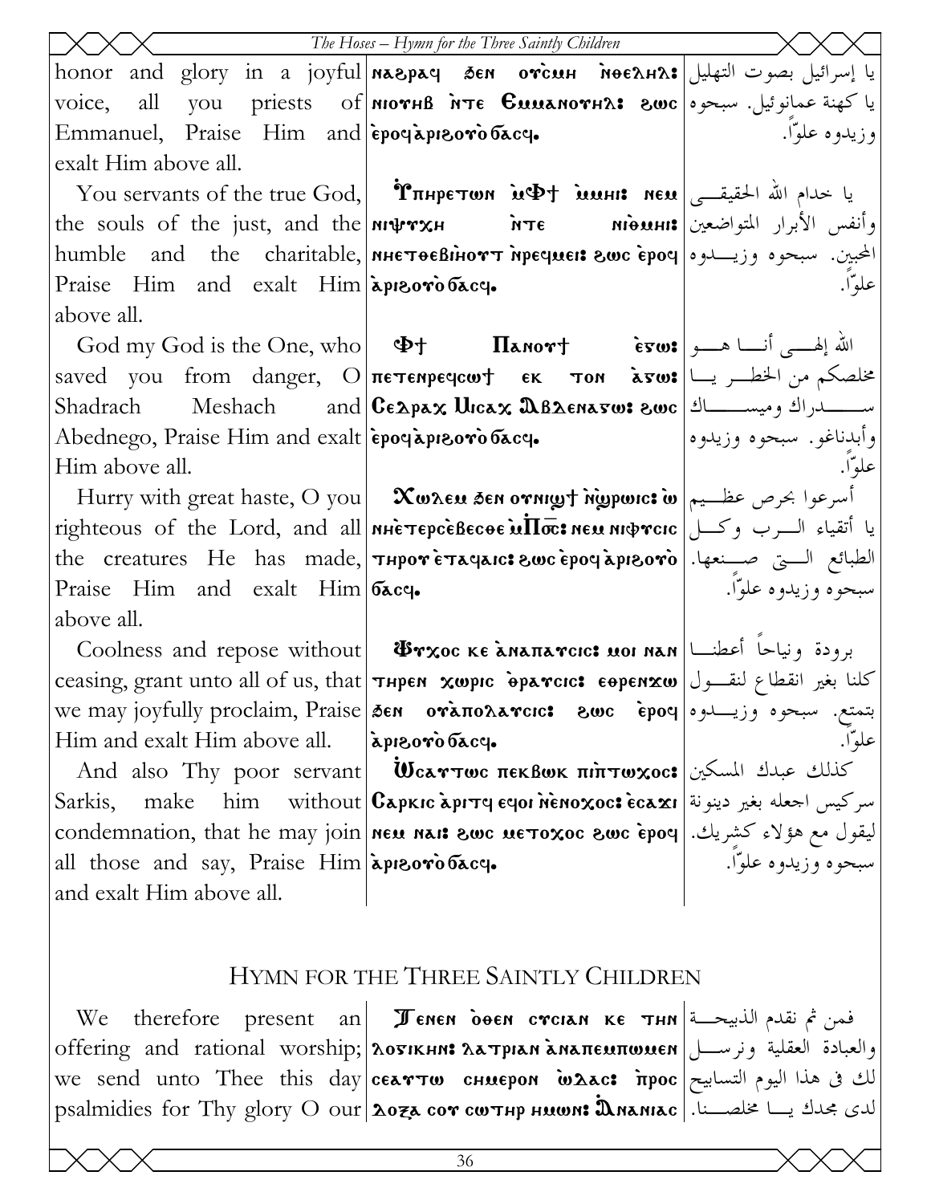| | | |
|---|---|---|
| honor and glory in a joyful voice, all you priests of Emmanuel, Praise Him and exalt Him above all. | ⲛⲁϩⲣⲁϥ ϧⲉⲛ ⲟⲩⲥ̀ⲙⲏ ⲛ̀ⲑⲉⲗⲏⲗ: ⲛⲓⲟⲩⲏⲃ ⲛ̀ⲧⲉ Ⲉⲙⲙⲁⲛⲟⲩⲏⲗ: ϩⲱⲥ ⲉ̀ⲣⲟϥ ⲁ̀ⲣⲓϩⲟⲩⲟ̀ ϭⲁⲥϥ. | يا إسرائيل بصوت التهليل يا كهنة عمانوئيل. سبحوه وزيدوه علواً. |
| You servants of the true God, the souls of the just, and the humble and the charitable, Praise Him and exalt Him above all. | Ⲩ̀ⲡⲏⲣⲉⲧⲱⲛ ⲙ̀Ⲫϯ ⲙ̀ⲙⲏⲓ: ⲛⲉⲙ ⲛⲓⲯⲩⲭⲏ ⲛ̀ⲧⲉ ⲛⲓⲑ̀ⲙⲏⲓ: ⲛⲏⲉⲧⲑⲉⲃⲓⲏⲟⲩⲧ ⲛ̀ⲣⲉϥⲙⲉⲓ: ϩⲱⲥ ⲉ̀ⲣⲟϥ ⲁ̀ⲣⲓϩⲟⲩⲟ̀ ϭⲁⲥϥ. | يا خدام الله الحقيقي وأنفس الأبرار المتواضعين المحبين. سبحوه وزيدوه علواً. |
| God my God is the One, who saved you from danger, O Shadrach Meshach and Abednego, Praise Him and exalt Him above all. | Ⲫϯ Ⲡⲁⲛⲟⲩϯ ⲉ̀ⲥⲱ: ⲡⲉⲧⲉⲛⲣⲉϥⲥⲱϯ ⲉⲕ ⲧⲟⲛ ⲁ̀ⲥⲱ: Ⲥⲉⲇⲣⲁⲭ Ⲙⲓⲥⲁⲭ Ⲁⲃⲇⲉⲛⲁⲅⲱ: ϩⲱⲥ ⲉ̀ⲣⲟϥ ⲁ̀ⲣⲓϩⲟⲩⲟ̀ ϭⲁⲥϥ. | الله إلهي أنا هو مخلصكم من الخطر يا سدراك وميساك وأبدناغو. سبحوه وزيدوه علواً. |
| Hurry with great haste, O you righteous of the Lord, and all the creatures He has made, Praise Him and exalt Him above all. | Ⲭⲱⲗⲉⲙ ϧⲉⲛ ⲟⲩⲛⲓϣϯ ⲛ̀ϣ̀ⲣⲱⲓⲥ: ⲱ ⲛⲏⲉ̀ⲧⲉⲣⲥⲉ̀ⲃⲉⲥⲑⲉ ⲙ̀Ⲡ̅ⲟ̅ⲥ̅: ⲛⲉⲙ ⲛⲓⲫⲩⲥⲓⲥ ⲧⲏⲣⲟⲩ ⲉ̀ⲧⲁϥⲁⲓⲥ: ϩⲱⲥ ⲉ̀ⲣⲟϥ ⲁ̀ⲣⲓϩⲟⲩⲟ̀ ϭⲁⲥϥ. | أسرعوا بحرص عظيم يا أتقياء الرب وكل الطبائع التي صنعها. سبحوه وزيدوه علواً. |
| Coolness and repose without ceasing, grant unto all of us, that we may joyfully proclaim, Praise Him and exalt Him above all. | Ⲯⲩⲭⲟⲥ ⲕⲉ ⲁ̀ⲛⲁⲡⲁⲩⲥⲓⲥ: ⲙⲟⲓ ⲛⲁⲛ ⲧⲏⲣⲉⲛ ⲭⲱⲣⲓⲥ ⲉ̀ⲡⲁⲩⲥⲓⲥ: ⲉⲑⲣⲉⲛϫⲱ ϧⲉⲛ ⲟⲩⲁ̀ⲡⲟⲗⲁⲩⲥⲓⲥ: ϩⲱⲥ ⲉ̀ⲣⲟϥ ⲁ̀ⲣⲓϩⲟⲩⲟ̀ ϭⲁⲥϥ. | برودة ونياحاً أعطنا كلنا بغير انقطاع لنقول بتمتع. سبحوه وزيدوه علواً. |
| And also Thy poor servant Sarkis, make him without condemnation, that he may join all those and say, Praise Him and exalt Him above all. | Ⲱ̀ⲥⲁⲩⲧⲱⲥ ⲡⲉⲕⲃⲱⲕ ⲡⲓⲡ̀ⲧⲱⲭⲟⲥ: Ⲥⲁⲣⲕⲓⲥ ⲁ̀ⲣⲓⲧϥ ⲉϥⲟⲓ ⲛ̀ⲉ̀ⲛⲟⲭⲟⲥ: ⲉ̀ⲥⲁϫⲓ ⲛⲉⲙ ⲛⲁⲓ: ϩⲱⲥ ⲙⲉⲧⲟⲭⲟⲥ ϩⲱⲥ ⲉ̀ⲣⲟϥ ⲁ̀ⲣⲓϩⲟⲩⲟ̀ ϭⲁⲥϥ. | كذلك عبدك المسكين سركيس اجعله بغير دينونة ليقول مع هؤلاء كشريك. سبحوه وزيدوه علواً. |

## Hymn for the Three Saintly Children

| | | |
|---|---|---|
| We therefore present an offering and rational worship; we send unto Thee this day psalmidies for Thy glory O our | Ⲧⲉⲛⲉⲛ ⲟ̀ⲑⲉⲛ ⲥⲩⲥⲓⲁⲛ ⲕⲉ ⲧⲏⲛ ⲗⲟⲅⲓⲕⲏⲛ: ⲗⲁⲧⲣⲓⲁⲛ ⲁ̀ⲛⲁⲡⲉⲙⲡⲱⲙⲉⲛ ⲥⲉⲁⲩⲧⲱ ⲥⲏⲙⲉⲣⲟⲛ ⲱ̀ⲇⲁⲥ: ⲡ̀ⲣⲟⲥ ⲇⲟⲝⲁ ⲥⲟⲩ ⲥⲱⲧⲏⲣ ⲏⲙⲱⲛ: Ⲁ̀ⲛⲁⲛⲓⲁⲥ | فمن ثم نقدم الذبيحة والعبادة العقلية ونرسل لك في هذا اليوم التسابيح لدى مجدك يا مخلصنا. |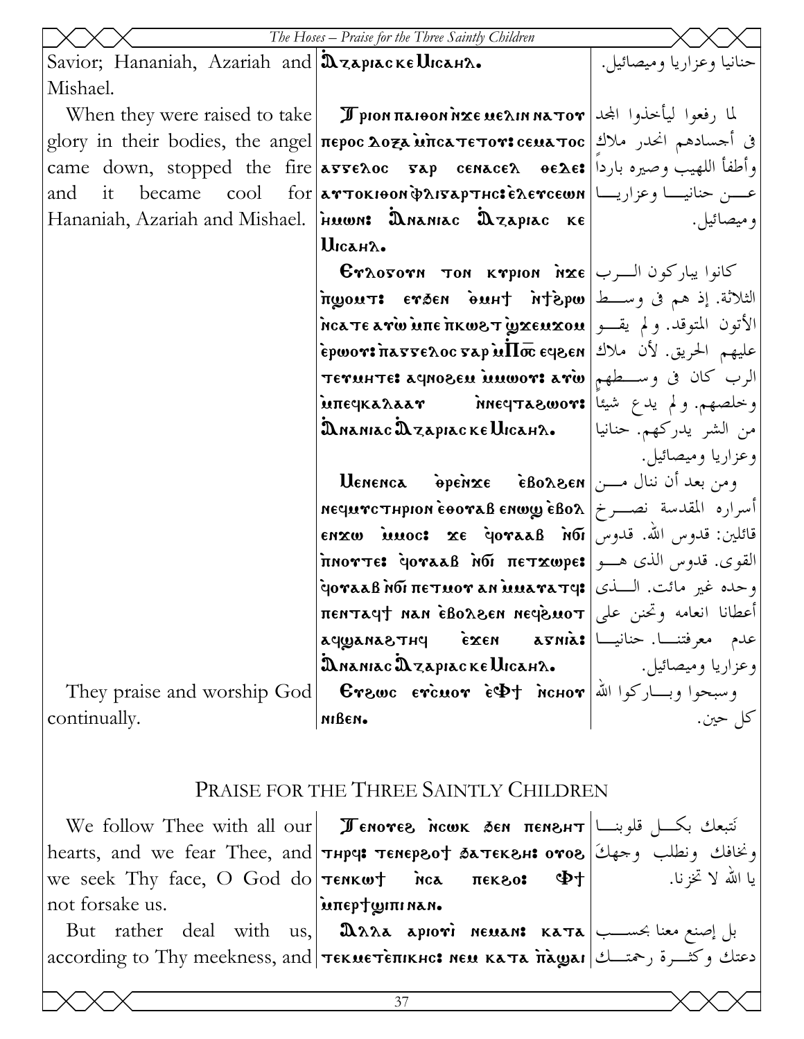| | | |
|---|---|---|
| Savior; Hananiah, Azariah and Mishael. | Ⲁⲍⲁⲣⲓⲁⲥ ⲕⲉ Ⲙⲓⲥⲁⲏⲗ. | حنانيا وعزاريا وميصائيل. |
| When they were raised to take glory in their bodies, the angel came down, stopped the fire and it became cool for Hananiah, Azariah and Mishael. | Ⲧⲣⲓⲟⲛ ⲡⲁⲓⲑⲟⲛ ⲛ̀ϫⲉ ⲙⲉⲗⲓⲛ ⲛⲁⲧⲟⲩ ⲡⲉⲣⲟⲥ ⲇⲟⲝⲁ ⲙ̀ⲡⲥⲁⲧⲉⲧⲟⲩ: ⲥⲉⲙⲁⲧⲟⲥ ⲁⲅⲅⲉⲗⲟⲥ ⲅⲁⲣ ⲥⲉⲛⲁⲥⲉⲗ ⲑⲉⲗⲉ: ⲁⲩⲧⲟⲕⲓⲑⲟⲛ ⲫ̀ⲗⲓⲅⲁⲣⲧⲏⲥ: ⲉ̀ⲗⲉⲩⲥⲉⲱⲛ ⲏ̀ⲙⲱⲛ: Ⲁⲛⲁⲛⲓⲁⲥ Ⲁⲍⲁⲣⲓⲁⲥ ⲕⲉ Ⲙⲓⲥⲁⲏⲗ. | لما رفعوا ليأخذوا المجد في أجسادهم انحدر ملاك وأطفأ اللهيب وصيره بارداً عن حنانيا وعزاريا وميصائيل. |
| | Ⲉⲩⲗⲟⲅⲟⲩⲛ ⲧⲟⲛ ⲕⲩⲣⲓⲟⲛ ⲛ̀ϫⲉ ⲡ̀ϣⲟⲙⲧ: ⲉⲩϧⲉⲛ ⲑ̀ⲙⲏϯ ⲛ̀ϯϩ̀ⲣⲱ ⲛ̀ⲥⲁⲧⲉ ⲁⲩⲱ ⲙ̀ⲡⲉ ⲡ̀ⲕⲱϩⲧ ϣ̀ϫⲉⲙϫⲟⲙ ⲉ̀ⲣⲱⲟⲩ: ⲡ̀ⲁⲅⲅⲉⲗⲟⲥ ⲅⲁⲣ ⲙ̀Ⲡⲟ̅ⲥ̅ ⲉϥϧⲉⲛ ⲧⲉⲩⲙⲏⲧⲉ: ⲁϥⲛⲟϩⲉⲙ ⲙ̀ⲙⲱⲟⲩ: ⲁⲩⲱ ⲙ̀ⲡⲉϥⲕⲁⲗⲁⲁⲩ ⲛ̀ⲛⲉϥⲧⲁϩⲱⲟⲩ: Ⲁⲛⲁⲛⲓⲁⲥ Ⲁⲍⲁⲣⲓⲁⲥ ⲕⲉ Ⲙⲓⲥⲁⲏⲗ. | كانوا يباركون الرب الثلاثة. إذ هم في وسط الأتون المتوقد. ولم يقو عليهم الحريق. لأن ملاك الرب كان في وسطهم وخلصهم. ولم يدع شيئاً من الشر يدركهم. حنانيا وعزاريا وميصائيل. |
| | Ⲙⲉⲛⲉⲛⲥⲁ ⲑ̀ⲣⲉⲛϫⲉ ⲉ̀ⲃⲟⲗϧⲉⲛ ⲛⲉϥⲙⲩⲥⲧⲏⲣⲓⲟⲛ ⲉ̀ⲑⲟⲩⲁⲃ ⲉⲛⲱϣ ⲉ̀ⲃⲟⲗ ⲉⲛϫⲱ ⲙ̀ⲙⲟⲥ: ϫⲉ ϥⲟⲩⲁⲁⲃ ⲛ̀ϫⲉ ⲡ̀ⲛⲟⲩⲧⲉ: ϥⲟⲩⲁⲁⲃ ⲛ̀ϫⲉ ⲡⲉⲧϫⲱⲣⲉ: ϥⲟⲩⲁⲁⲃ ⲛ̀ϫⲉ ⲡⲉⲧⲙⲟⲩ ⲁⲛ ⲙ̀ⲙⲁⲩⲁⲧϥ: ⲡⲉⲛⲧⲁϥϯ ⲛⲁⲛ ⲉ̀ⲃⲟⲗϧⲉⲛ ⲛⲉϥϩ̀ⲙⲟⲧ ⲁϥϣⲁⲛⲁϩⲧⲏϥ ⲉ̀ϫⲉⲛ ⲁⲅⲛⲓⲁ: Ⲁⲛⲁⲛⲓⲁⲥ Ⲁⲍⲁⲣⲓⲁⲥ ⲕⲉ Ⲙⲓⲥⲁⲏⲗ. | ومن بعد أن ننال من أسراره المقدسة نصرخ قائلين: قدوس الله. قدوس القوى. قدوس الذى هو وحده غير مائت. الذى أعطانا انعامه وتحنن على عدم معرفتنا. حنانيا وعزاريا وميصائيل. |
| They praise and worship God continually. | Ⲉⲩϩⲱⲥ ⲉⲩⲥ̀ⲙⲟⲩ ⲉ̀Ⲫϯ ⲛ̀ⲥⲛⲟⲩ ⲛⲓⲃⲉⲛ. | وسبحوا وباركوا الله كل حين. |

## PRAISE FOR THE THREE SAINTLY CHILDREN

| | | |
|---|---|---|
| We follow Thee with all our hearts, and we fear Thee, and we seek Thy face, O God do not forsake us. | Ⲧⲉⲛⲟⲩⲉϩ ⲛ̀ⲥⲱⲕ ϧⲉⲛ ⲡⲉⲛϩⲏⲧ ⲧⲏⲣϥ: ⲧⲉⲛⲉⲣϩⲟϯ ϧⲁⲧⲉⲕϩⲏ: ⲟⲩⲟϩ ⲧⲉⲛⲕⲱϯ ⲛ̀ⲥⲁ ⲡⲉⲕϩⲟ: Ⲫϯ ⲙ̀ⲡⲉⲣϯϣⲓⲡⲓ ⲛⲁⲛ. | نتبعك بكل قلوبنا ونخافك ونطلب وجهكَ يا الله لا تخزنا. |
| But rather deal with us, according to Thy meekness, and | Ⲁⲗⲗⲁ ⲁⲣⲓⲟⲩⲓ ⲛⲉⲙⲁⲛ: ⲕⲁⲧⲁ ⲧⲉⲕⲙⲉⲧⲉ̀ⲡⲓⲕⲏⲥ: ⲛⲉⲙ ⲕⲁⲧⲁ ⲡ̀ⲁϣⲁⲓ | بل إصنع معنا بحسب دعتك وكثرة رحمتك |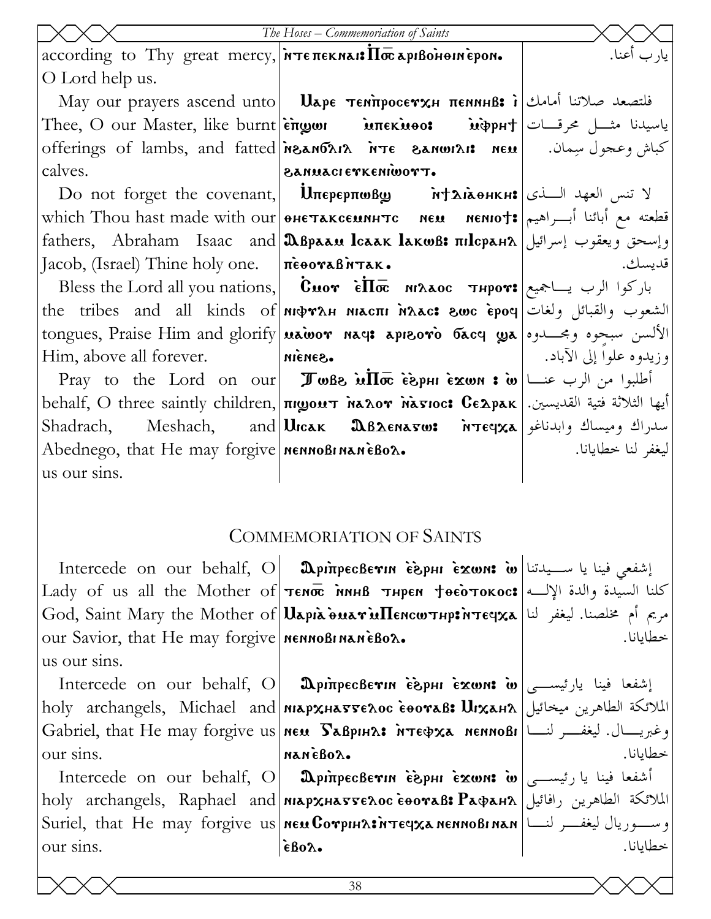| | | |
|---|---|---|
| according to Thy great mercy, O Lord help us. | ⲛ̀ⲧⲉ ⲡⲉⲕⲛⲁⲓ: Ⲡⲟ̅ⲥ̅ ⲁⲣⲓⲃⲟⲏⲑⲓⲛ ⲉ̀ⲣⲟⲛ. | يارب أعنا. |
| May our prayers ascend unto Thee, O our Master, like burnt offerings of lambs, and fatted calves. | Ⲙⲁⲣⲉ ⲧⲉⲛⲡ̀ⲣⲟⲥⲉⲩⲭⲏ ⲡⲉⲛⲛⲏⲃ: ⲓ̀ ⲉ̀ⲡ̀ϣⲱⲓ ⲙ̀ⲡⲉⲕⲙ̀ⲑⲟ: ⲙ̀ⲫ̀ⲣⲏϯ ⲛ̀ϩⲁⲛϭ̀ⲗⲓⲗ ⲛ̀ⲧⲉ ϩⲁⲛⲱⲓⲗⲓ: ⲛⲉⲙ ϩⲁⲛⲙⲁⲥⲓ ⲉⲩⲕⲉⲛⲓⲱⲟⲩⲧ. | فلتصعد صلاتنا أمامك ياسيدنا مثـل محرقـات كباش وعجول سِمان. |
| Do not forget the covenant, which Thou hast made with our fathers, Abraham Isaac and Jacob, (Israel) Thine holy one. | Ⲙ̀ⲡⲉⲣⲉⲣⲡⲱⲃϣ ⲛ̀ϯⲇⲓⲁ̀ⲑⲏⲕⲏ: ⲑⲏⲉⲧⲁⲕⲥⲉⲙⲛⲏⲧⲥ ⲛⲉⲙ ⲛⲉⲛⲓⲟϯ: Ⲁⲃⲣⲁⲁⲙ Ⲓⲥⲁⲁⲕ Ⲓⲁⲕⲱⲃ: ⲡⲓⲒⲥⲣⲁⲏⲗ ⲡⲉ̀ⲑⲟⲩⲁⲃ ⲛ̀ⲧⲁⲕ. | لا تنس العهد الـذى قطعته مع أبائنا أبـراهيم وإسحق ويعقوب إسرائيل قديسك. |
| Bless the Lord all you nations, the tribes and all kinds of tongues, Praise Him and glorify Him, above all forever. | Ⲥ̀ⲙⲟⲩ ⲉ̀Ⲡⲟ̅ⲥ̅ ⲛⲓⲗⲁⲟⲥ ⲧⲏⲣⲟⲩ: ⲛⲓⲫⲩⲗⲏ ⲛⲓⲁⲥⲡⲓ ⲛ̀ⲗⲁⲥ: ϩⲱⲥ ⲉ̀ⲣⲟϥ ⲙⲁⲱⲟⲩ ⲛⲁϥ: ⲁⲣⲓϩⲟⲩⲟ̀ ϭⲁⲥϥ ϣⲁ ⲛⲓⲉ̀ⲛⲉϩ. | باركوا الرب يـاجميع الشعوب والقبائل ولغات الألسن سبحوه ومجـدوه وزيدوه علواً إلى الآباد. |
| Pray to the Lord on our behalf, O three saintly children, Shadrach, Meshach, and Abednego, that He may forgive us our sins. | Ⲧⲱⲃϩ ⲙ̀Ⲡⲟ̅ⲥ̅ ⲉ̀ϩ̀ⲣⲏⲓ ⲉ̀ϫⲱⲛ : ⲱ̀ ⲡⲓϣⲟⲙⲧ ⲛ̀ⲁ̀ⲗⲟⲩ ⲛ̀ⲁ̀ⲅⲓⲟⲥ: Ⲥⲉⲇⲣⲁⲕ Ⲙⲓⲥⲁⲕ Ⲁⲃⲇⲉⲛⲁⲅⲱ: ⲛ̀ⲧⲉϥⲭⲁ ⲛⲉⲛⲛⲟⲃⲓ ⲛⲁⲛ ⲉ̀ⲃⲟⲗ. | أطلبوا من الرب عنـا أيها الثلاثة فتية القديسين. سدراك وميساك وابدناغو ليغفر لنا خطايانا. |

## Commemoriation of Saints

| | | |
|---|---|---|
| Intercede on our behalf, O Lady of us all the Mother of God, Saint Mary the Mother of our Savior, that He may forgive us our sins. | Ⲁⲣⲓⲡ̀ⲣⲉⲥⲃⲉⲩⲓⲛ ⲉ̀ϩ̀ⲣⲏⲓ ⲉ̀ϫⲱⲛ: ⲱ̀ ⲧⲉⲛⲟ̅ⲥ̅ ⲛ̀ⲛⲏⲃ ⲧⲏⲣⲉⲛ ϯⲑⲉⲟ̀ⲧⲟⲕⲟⲥ: Ⲙⲁⲣⲓⲁ̀ ⲑ̀ⲙⲁⲩ ⲙ̀Ⲡⲉⲛⲥⲱⲧⲏⲣ: ⲛ̀ⲧⲉϥⲭⲁ ⲛⲉⲛⲛⲟⲃⲓ ⲛⲁⲛ ⲉ̀ⲃⲟⲗ. | إشفعي فينا يا سـيدتنا كلنا السيدة والدة الإلـه مريم أم مخلصنا. ليغفر لنا خطايانا. |
| Intercede on our behalf, O holy archangels, Michael and Gabriel, that He may forgive us our sins. | Ⲁⲣⲓⲡ̀ⲣⲉⲥⲃⲉⲩⲓⲛ ⲉ̀ϩ̀ⲣⲏⲓ ⲉ̀ϫⲱⲛ: ⲱ̀ ⲛⲓⲁⲣⲭⲏⲁⲅⲅⲉⲗⲟⲥ ⲉ̀ⲑⲟⲩⲁⲃ: Ⲙⲓⲭⲁⲏⲗ ⲛⲉⲙ Ⲅⲁⲃⲣⲓⲏⲗ: ⲛ̀ⲧⲉϥⲭⲁ ⲛⲉⲛⲛⲟⲃⲓ ⲛⲁⲛ ⲉ̀ⲃⲟⲗ. | إشفعا فينا يارئيسـى الملائكة الطاهرين ميخائيل وغبريـال. ليغفـر لنـا خطايانا. |
| Intercede on our behalf, O holy archangels, Raphael and Suriel, that He may forgive us our sins. | Ⲁⲣⲓⲡ̀ⲣⲉⲥⲃⲉⲩⲓⲛ ⲉ̀ϩ̀ⲣⲏⲓ ⲉ̀ϫⲱⲛ: ⲱ̀ ⲛⲓⲁⲣⲭⲏⲁⲅⲅⲉⲗⲟⲥ ⲉ̀ⲑⲟⲩⲁⲃ: Ⲣⲁⲫⲁⲏⲗ ⲛⲉⲙ Ⲥⲟⲩⲣⲓⲏⲗ: ⲛ̀ⲧⲉϥⲭⲁ ⲛⲉⲛⲛⲟⲃⲓ ⲛⲁⲛ ⲉ̀ⲃⲟⲗ. | أشفعا فينا يا رئيسـى الملائكة الطاهرين رافائيل وسـوريال ليغفـر لنـا خطايانا. |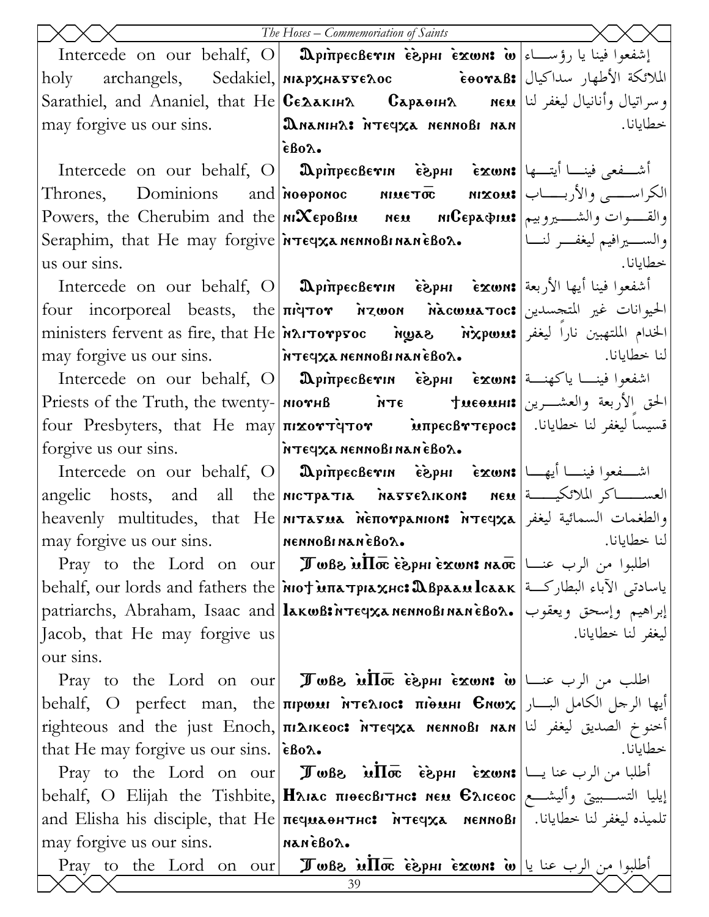| | | |
|---|---|---|
| Intercede on our behalf, O holy archangels, Sedakiel, Sarathiel, and Ananiel, that He may forgive us our sins. | Ⲁⲣⲓⲡ̀ⲣⲉⲥⲃⲉⲩⲓⲛ ⲉ̀ϩ̀ⲣⲏⲓ ⲉ̀ϫⲱⲛ: ⲱ ⲛⲓⲁⲣⲭⲏⲁⲅⲅⲉⲗⲟⲥ ⲉ̅ⲑ̅ⲟ̅ⲩ̅ⲁⲃ: Ⲥⲉⲇⲁⲕⲓⲏⲗ Ⲥⲁⲣⲁⲑⲓⲏⲗ ⲛⲉⲙ Ⲁⲛⲁⲛⲓⲏⲗ: ⲛ̀ⲧⲉϥⲭⲁ ⲛⲉⲛⲛⲟⲃⲓ ⲛⲁⲛ ⲉ̀ⲃⲟⲗ. | إشفعوا فينا يا رؤساء الملائكة الأطهار سداكيال وسراتيال وأنانيال ليغفر لنا خطايانا. |
| Intercede on our behalf, O Thrones, Dominions and Powers, the Cherubim and the Seraphim, that He may forgive us our sins. | Ⲁⲣⲓⲡ̀ⲣⲉⲥⲃⲉⲩⲓⲛ ⲉ̀ϩ̀ⲣⲏⲓ ⲉ̀ϫⲱⲛ: ⲛⲓⲑⲣⲟⲛⲟⲥ ⲛⲓⲙⲉⲧϭ̅ⲥ̅ ⲛⲓϫⲟⲙ: ⲛⲓⲬⲉⲣⲟⲃⲓⲙ ⲛⲉⲙ ⲛⲓⲤⲉⲣⲁⲫⲓⲙ: ⲛ̀ⲧⲉϥⲭⲁ ⲛⲉⲛⲛⲟⲃⲓ ⲛⲁⲛ ⲉ̀ⲃⲟⲗ. | أشفعي فينا أيتها الكراسي والأرباب والقوات والشيروبيم والسيرافيم ليغفر لنا خطايانا. |
| Intercede on our behalf, O four incorporeal beasts, the ministers fervent as fire, that He may forgive us our sins. | Ⲁⲣⲓⲡ̀ⲣⲉⲥⲃⲉⲩⲓⲛ ⲉ̀ϩ̀ⲣⲏⲓ ⲉ̀ϫⲱⲛ: ⲡⲓϥ̀ⲧⲟⲩ ⲛ̀ⲍⲱⲟⲛ ⲛ̀ⲁ̀ⲥⲱⲙⲁⲧⲟⲥ: ⲛ̀ⲗⲓⲧⲟⲩⲣⲅⲟⲥ ⲛ̀ϣⲁϩ ⲛ̀ⲭ̀ⲣⲱⲙ: ⲛ̀ⲧⲉϥⲭⲁ ⲛⲉⲛⲛⲟⲃⲓ ⲛⲁⲛ ⲉ̀ⲃⲟⲗ. | أشفعوا فينا أيها الأربعة الحيوانات غير المتجسدين الخدام الملتهبين ناراً ليغفر لنا خطايانا. |
| Intercede on our behalf, O Priests of the Truth, the twenty-four Presbyters, that He may forgive us our sins. | Ⲁⲣⲓⲡ̀ⲣⲉⲥⲃⲉⲩⲓⲛ ⲉ̀ϩ̀ⲣⲏⲓ ⲉ̀ϫⲱⲛ: ⲛⲓⲟⲩⲏⲃ ⲛ̀ⲧⲉ ϯⲙⲉⲑⲙⲏⲓ: ⲡⲓϫⲟⲩⲧ̀ϥ̀ⲧⲟⲩ ⲙ̀ⲡ̀ⲣⲉⲥⲃⲩⲧⲉⲣⲟⲥ: ⲛ̀ⲧⲉϥⲭⲁ ⲛⲉⲛⲛⲟⲃⲓ ⲛⲁⲛ ⲉ̀ⲃⲟⲗ. | اشفعوا فينا ياكهنة الحق الأربعة والعشرين قسيساً ليغفر لنا خطايانا. |
| Intercede on our behalf, O angelic hosts, and all the heavenly multitudes, that He may forgive us our sins. | Ⲁⲣⲓⲡ̀ⲣⲉⲥⲃⲉⲩⲓⲛ ⲉ̀ϩ̀ⲣⲏⲓ ⲉ̀ϫⲱⲛ: ⲛⲓⲥ̀ⲧⲣⲁⲧⲓⲁ ⲛ̀ⲁⲅⲅⲉⲗⲓⲕⲟⲛ: ⲛⲉⲙ ⲛⲓⲧⲁⲅⲙⲁ ⲛ̀ⲉ̀ⲡⲟⲩⲣⲁⲛⲓⲟⲛ: ⲛ̀ⲧⲉϥⲭⲁ ⲛⲉⲛⲛⲟⲃⲓ ⲛⲁⲛ ⲉ̀ⲃⲟⲗ. | اشفعوا فينا أيها العساكر الملائكية والطغمات السمائية ليغفر لنا خطايانا. |
| Pray to the Lord on our behalf, our lords and fathers the patriarchs, Abraham, Isaac and Jacob, that He may forgive us our sins. | Ⲧⲱⲃϩ ⲙ̀Ⲡ̀ⲟ̅ⲥ̅ ⲉ̀ϩ̀ⲣⲏⲓ ⲉ̀ϫⲱⲛ: ⲛⲁϭ̅ⲥ̅ ⲛ̀ⲓⲟϯ ⲙ̀ⲡⲁⲧⲣⲓⲁⲣⲭⲏⲥ: Ⲁⲃⲣⲁⲁⲙ Ⲓⲥⲁⲁⲕ Ⲓⲁⲕⲱⲃ: ⲛ̀ⲧⲉϥⲭⲁ ⲛⲉⲛⲛⲟⲃⲓ ⲛⲁⲛ ⲉ̀ⲃⲟⲗ. | اطلبوا من الرب عنا ياسادتي الآباء البطاركة إبراهيم وإسحق ويعقوب ليغفر لنا خطايانا. |
| Pray to the Lord on our behalf, O perfect man, the righteous and the just Enoch, that He may forgive us our sins. | Ⲧⲱⲃϩ ⲙ̀Ⲡ̀ⲟ̅ⲥ̅ ⲉ̀ϩ̀ⲣⲏⲓ ⲉ̀ϫⲱⲛ: ⲱ ⲡⲓⲣⲱⲙⲓ ⲛ̀ⲧⲉⲗⲓⲟⲥ: ⲡⲓⲑⲙⲏⲓ Ⲉⲛⲱⲭ ⲡⲓⲇⲓⲕⲉⲟⲥ: ⲛ̀ⲧⲉϥⲭⲁ ⲛⲉⲛⲛⲟⲃⲓ ⲛⲁⲛ ⲉ̀ⲃⲟⲗ. | اطلب من الرب عنا أيها الرجل الكامل البار أخنوخ الصديق ليغفر لنا خطايانا. |
| Pray to the Lord on our behalf, O Elijah the Tishbite, and Elisha his disciple, that He may forgive us our sins. | Ⲧⲱⲃϩ ⲙ̀Ⲡ̀ⲟ̅ⲥ̅ ⲉ̀ϩ̀ⲣⲏⲓ ⲉ̀ϫⲱⲛ: Ⲏⲗⲓⲁⲥ ⲡⲓⲑⲉⲥⲃⲓⲧⲏⲥ: ⲛⲉⲙ Ⲉⲗⲓⲥⲉⲟⲥ ⲡⲉϥⲙⲁⲑⲏⲧⲏⲥ: ⲛ̀ⲧⲉϥⲭⲁ ⲛⲉⲛⲛⲟⲃⲓ ⲛⲁⲛ ⲉ̀ⲃⲟⲗ. | أطلبا من الرب عنا يا إيليا التسبيتي وأليشع تلميذه ليغفر لنا خطايانا. |
| Pray to the Lord on our | Ⲧⲱⲃϩ ⲙ̀Ⲡ̀ⲟ̅ⲥ̅ ⲉ̀ϩ̀ⲣⲏⲓ ⲉ̀ϫⲱⲛ: ⲱ | أطلبوا من الرب عنا يا |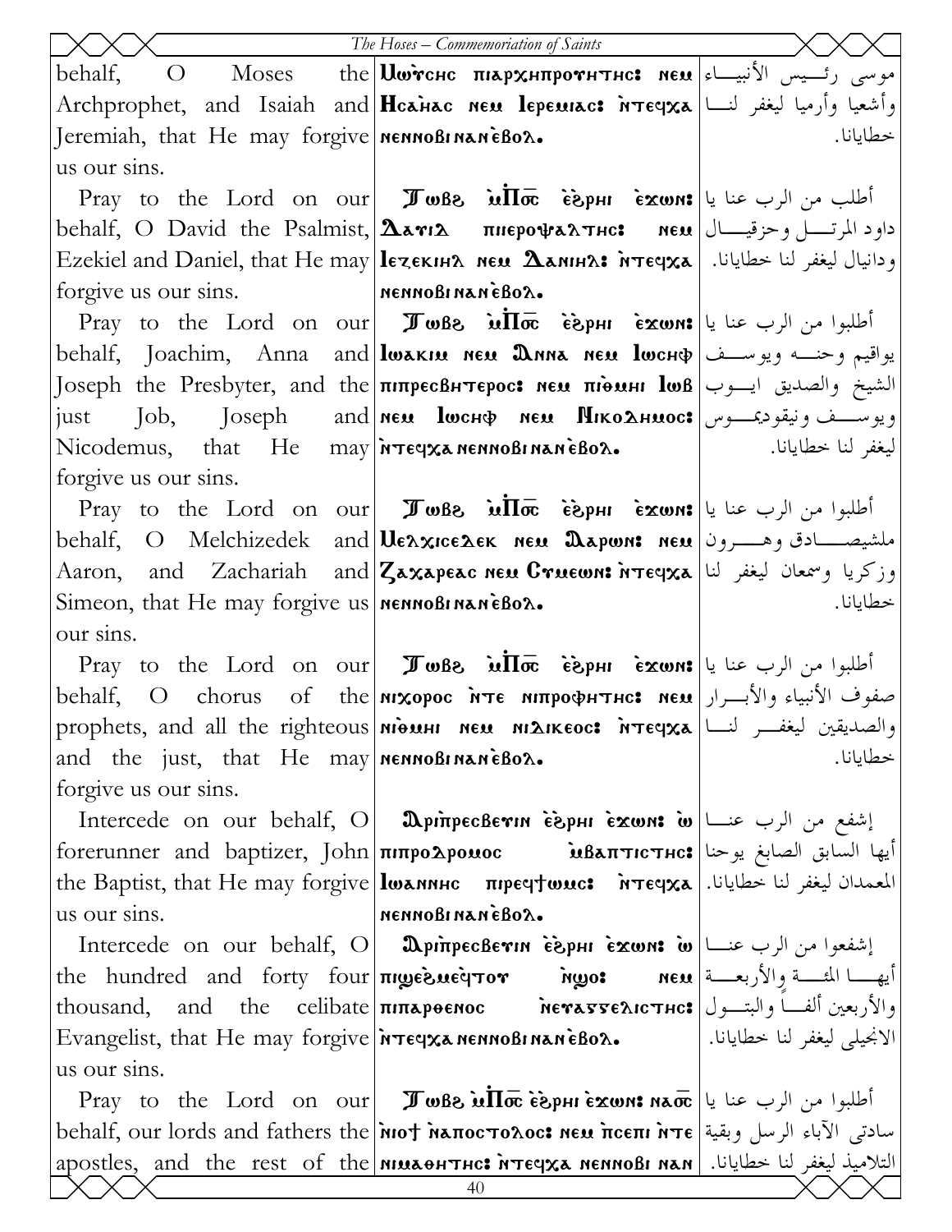| | | |
|---|---|---|
| behalf, O Moses the Archprophet, and Isaiah and Jeremiah, that He may forgive us our sins. | Ⲙⲱⲩ̀ⲥⲏⲥ ⲡⲓⲁⲣⲭⲏⲡⲣⲟⲫⲏⲧⲏⲥ: ⲛⲉⲙ Ⲏⲥⲁ̀ⲏⲁⲥ ⲛⲉⲙ Ⲓⲉⲣⲉⲙⲓⲁⲥ: ⲛ̀ⲧⲉϥⲭⲁ ⲛⲉⲛⲛⲟⲃⲓ ⲛⲁⲛ ⲉ̀ⲃⲟⲗ. | موسى رئيس الأنبياء وأشعيا وأرميا ليغفر لنا خطايانا. |
| Pray to the Lord on our behalf, O David the Psalmist, Ezekiel and Daniel, that He may forgive us our sins. | Ⲧⲱⲃϩ ⲙ̀Ⲡ︦ⲟ︦ⲥ︦ ⲉ̀ϩⲣⲏⲓ ⲉ̀ϫⲱⲛ: Ⲇⲁⲩⲓⲇ ⲡⲓⲉⲣⲟⲯⲁⲗⲧⲏⲥ: ⲛⲉⲙ Ⲓⲉⲍⲉⲕⲓⲏⲗ ⲛⲉⲙ Ⲇⲁⲛⲓⲏⲗ: ⲛ̀ⲧⲉϥⲭⲁ ⲛⲉⲛⲛⲟⲃⲓ ⲛⲁⲛ ⲉ̀ⲃⲟⲗ. | أطلب من الرب عنا يا داود المرتل وحزقيال ودانيال ليغفر لنا خطايانا. |
| Pray to the Lord on our behalf, Joachim, Anna and Joseph the Presbyter, and the just Job, Joseph and Nicodemus, that He may forgive us our sins. | Ⲧⲱⲃϩ ⲙ̀Ⲡ︦ⲟ︦ⲥ︦ ⲉ̀ϩⲣⲏⲓ ⲉ̀ϫⲱⲛ: Ⲓⲱⲁⲕⲓⲙ ⲛⲉⲙ Ⲁⲛⲛⲁ ⲛⲉⲙ Ⲓⲱⲥⲏⲫ ⲡⲓⲡⲣⲉⲥⲃⲏⲧⲉⲣⲟⲥ: ⲛⲉⲙ ⲡⲓⲑ̀ⲙⲏⲓ Ⲓⲱⲃ ⲛⲉⲙ Ⲓⲱⲥⲏⲫ ⲛⲉⲙ Ⲛⲓⲕⲟⲇⲏⲙⲟⲥ: ⲛ̀ⲧⲉϥⲭⲁ ⲛⲉⲛⲛⲟⲃⲓ ⲛⲁⲛ ⲉ̀ⲃⲟⲗ. | أطلبوا من الرب عنا يا يواقيم وحنه ويوسف الشيخ والصديق ايوب ويوسف ونيقوديموس ليغفر لنا خطايانا. |
| Pray to the Lord on our behalf, O Melchizedek and Aaron, and Zachariah and Simeon, that He may forgive us our sins. | Ⲧⲱⲃϩ ⲙ̀Ⲡ︦ⲟ︦ⲥ︦ ⲉ̀ϩⲣⲏⲓ ⲉ̀ϫⲱⲛ: Ⲙⲉⲗⲭⲓⲥⲉⲇⲉⲕ ⲛⲉⲙ Ⲁⲁⲣⲱⲛ: ⲛⲉⲙ Ⲍⲁⲭⲁⲣⲉⲁⲥ ⲛⲉⲙ Ⲥⲩⲙⲉⲱⲛ: ⲛ̀ⲧⲉϥⲭⲁ ⲛⲉⲛⲛⲟⲃⲓ ⲛⲁⲛ ⲉ̀ⲃⲟⲗ. | أطلبوا من الرب عنا يا ملشيصادق وهرون وزكريا وسمعان ليغفر لنا خطايانا. |
| Pray to the Lord on our behalf, O chorus of the prophets, and all the righteous and the just, that He may forgive us our sins. | Ⲧⲱⲃϩ ⲙ̀Ⲡ︦ⲟ︦ⲥ︦ ⲉ̀ϩⲣⲏⲓ ⲉ̀ϫⲱⲛ: ⲛⲓⲭⲟⲣⲟⲥ ⲛ̀ⲧⲉ ⲛⲓⲡⲣⲟⲫⲏⲧⲏⲥ: ⲛⲉⲙ ⲛⲓⲑ̀ⲙⲏⲓ ⲛⲉⲙ ⲛⲓⲇⲓⲕⲉⲟⲥ: ⲛ̀ⲧⲉϥⲭⲁ ⲛⲉⲛⲛⲟⲃⲓ ⲛⲁⲛ ⲉ̀ⲃⲟⲗ. | أطلبوا من الرب عنا يا صفوف الأنبياء والأبرار والصديقين ليغفر لنا خطايانا. |
| Intercede on our behalf, O forerunner and baptizer, John the Baptist, that He may forgive us our sins. | Ⲁⲣⲓⲡ̀ⲣⲉⲥⲃⲉⲩⲓⲛ ⲉ̀ϩⲣⲏⲓ ⲉ̀ϫⲱⲛ: ⲱ̀ ⲡⲓⲡⲣⲟⲇⲣⲟⲙⲟⲥ ⲙ̀ⲃⲁⲡⲧⲓⲥⲧⲏⲥ: Ⲓⲱⲁⲛⲛⲏⲥ ⲡⲓⲣⲉϥϯⲱⲙⲥ: ⲛ̀ⲧⲉϥⲭⲁ ⲛⲉⲛⲛⲟⲃⲓ ⲛⲁⲛ ⲉ̀ⲃⲟⲗ. | إشفع من الرب عنا أيها السابق الصابغ يوحنا المعمدان ليغفر لنا خطايانا. |
| Intercede on our behalf, O the hundred and forty four thousand, and the celibate Evangelist, that He may forgive us our sins. | Ⲁⲣⲓⲡ̀ⲣⲉⲥⲃⲉⲩⲓⲛ ⲉ̀ϩⲣⲏⲓ ⲉ̀ϫⲱⲛ: ⲱ̀ ⲡⲓϣⲉϩⲙⲉ̀ϥⲧⲟⲩ ⲛ̀ϣⲟ: ⲛⲉⲙ ⲡⲓⲡⲁⲣⲑⲉⲛⲟⲥ ⲛ̀ⲉⲩⲁⲅⲅⲉⲗⲓⲥⲧⲏⲥ: ⲛ̀ⲧⲉϥⲭⲁ ⲛⲉⲛⲛⲟⲃⲓ ⲛⲁⲛ ⲉ̀ⲃⲟⲗ. | إشفعوا من الرب عنا أيها المئة والأربعة والأربعين ألفاً والبتول الانجيلي ليغفر لنا خطايانا. |
| Pray to the Lord on our behalf, our lords and fathers the apostles, and the rest of the | Ⲧⲱⲃϩ ⲙ̀Ⲡ︦ⲟ︦ⲥ︦ ⲉ̀ϩⲣⲏⲓ ⲉ̀ϫⲱⲛ: ⲛⲁⲟ︦ⲥ︦ ⲛ̀ⲓⲟϯ ⲛ̀ⲁⲡⲟⲥⲧⲟⲗⲟⲥ: ⲛⲉⲙ ⲡ̀ⲥⲉⲡⲓ ⲛ̀ⲧⲉ ⲛⲓⲙⲁⲑⲏⲧⲏⲥ: ⲛ̀ⲧⲉϥⲭⲁ ⲛⲉⲛⲛⲟⲃⲓ ⲛⲁⲛ | أطلبوا من الرب عنا يا سادتي الآباء الرسل وبقية التلاميذ ليغفر لنا خطايانا. |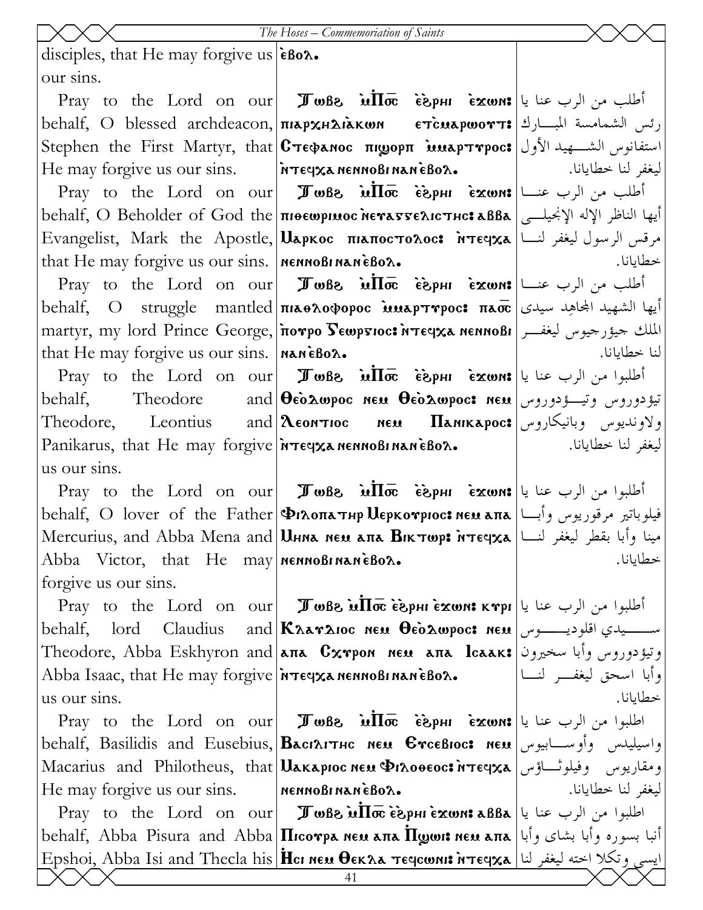| | | |
|---|---|---|
| disciples, that He may forgive us our sins. | ⲉ̀ⲃⲟⲗ. | |
| Pray to the Lord on our behalf, O blessed archdeacon, Stephen the First Martyr, that He may forgive us our sins. | Ⲧⲱⲃϩ ⲙ̀Ⲡ̀ⲟ̅ⲥ̅ ⲉ̀ϩ̀ⲣⲏⲓ ⲉ̀ϫⲱⲛ: ⲡⲓⲁⲣⲭⲏⲇⲓⲁ̀ⲕⲱⲛ ⲉⲧ̀ⲥⲙⲁⲣⲱⲟⲩⲧ: Ⲥⲧⲉⲫⲁⲛⲟⲥ ⲡⲓϣⲟⲣⲡ ⲙ̀ⲙⲁⲣⲧⲩⲣⲟⲥ: ⲛ̀ⲧⲉϥⲭⲁ ⲛⲉⲛⲛⲟⲃⲓ ⲛⲁⲛ ⲉ̀ⲃⲟⲗ. | أطلب من الرب عنا يا رئس الشمامسة المبـــارك استفانوس الشـــهيد الأول ليغفر لنا خطايانا. |
| Pray to the Lord on our behalf, O Beholder of God the Evangelist, Mark the Apostle, that He may forgive us our sins. | Ⲧⲱⲃϩ ⲙ̀Ⲡ̀ⲟ̅ⲥ̅ ⲉ̀ϩ̀ⲣⲏⲓ ⲉ̀ϫⲱⲛ: ⲡⲓⲑⲉⲱⲣⲓⲙⲟⲥ ⲛ̀ⲉⲩⲁⲅⲅⲉⲗⲓⲥⲧⲏⲥ: ⲁⲃⲃⲁ Ⲙⲁⲣⲕⲟⲥ ⲡⲓⲁⲡⲟⲥⲧⲟⲗⲟⲥ: ⲛ̀ⲧⲉϥⲭⲁ ⲛⲉⲛⲛⲟⲃⲓ ⲛⲁⲛ ⲉ̀ⲃⲟⲗ. | أطلب من الرب عنـــا أيها الناظر الإله الإنجيلـــي مرقس الرسول ليغفر لنـــا خطايانا. |
| Pray to the Lord on our behalf, O struggle mantled martyr, my lord Prince George, that He may forgive us our sins. | Ⲧⲱⲃϩ ⲙ̀Ⲡ̀ⲟ̅ⲥ̅ ⲉ̀ϩ̀ⲣⲏⲓ ⲉ̀ϫⲱⲛ: ⲡⲓⲁⲑⲗⲟⲫⲟⲣⲟⲥ ⲙ̀ⲙⲁⲣⲧⲩⲣⲟⲥ: ⲡⲁⲟ̅ⲥ̅ ⲡ̀ⲟⲩⲣⲟ Ⲅⲉⲱⲣⲅⲓⲟⲥ: ⲛ̀ⲧⲉϥⲭⲁ ⲛⲉⲛⲛⲟⲃⲓ ⲛⲁⲛ ⲉ̀ⲃⲟⲗ. | أطلب من الرب عنـــا أيها الشهيد المجاهِد سيدى الملك جيؤرجيوس ليغفـــر لنا خطايانا. |
| Pray to the Lord on our behalf, Theodore and Theodore, Leontius and Panikarus, that He may forgive us our sins. | Ⲧⲱⲃϩ ⲙ̀Ⲡ̀ⲟ̅ⲥ̅ ⲉ̀ϩ̀ⲣⲏⲓ ⲉ̀ϫⲱⲛ: Ⲑⲉⲟ̀ⲇⲱⲣⲟⲥ ⲛⲉⲙ Ⲑⲉⲟ̀ⲇⲱⲣⲟⲥ: ⲛⲉⲙ Ⲗⲉⲟⲛⲧⲓⲟⲥ ⲛⲉⲙ Ⲡⲁⲛⲓⲕⲁⲣⲟⲥ: ⲛ̀ⲧⲉϥⲭⲁ ⲛⲉⲛⲛⲟⲃⲓ ⲛⲁⲛ ⲉ̀ⲃⲟⲗ. | أطلبوا من الرب عنا يا تيؤدوروس وتيـــؤدوروس ولاونديوس وبانيكاروس ليغفر لنا خطايانا. |
| Pray to the Lord on our behalf, O lover of the Father Mercurius, and Abba Mena and Abba Victor, that He may forgive us our sins. | Ⲧⲱⲃϩ ⲙ̀Ⲡ̀ⲟ̅ⲥ̅ ⲉ̀ϩ̀ⲣⲏⲓ ⲉ̀ϫⲱⲛ: Ⲫⲓⲗⲟⲡⲁⲧⲏⲣ Ⲙⲉⲣⲕⲟⲩⲣⲓⲟⲥ: ⲛⲉⲙ ⲁⲡⲁ Ⲙⲏⲛⲁ ⲛⲉⲙ ⲁⲡⲁ Ⲃⲓⲕⲧⲱⲣ: ⲛ̀ⲧⲉϥⲭⲁ ⲛⲉⲛⲛⲟⲃⲓ ⲛⲁⲛ ⲉ̀ⲃⲟⲗ. | أطلبوا من الرب عنا يا فيلوباتير مرقوريوس وأبـــا مينا وأبا بقطر ليغفر لنـــا خطايانا. |
| Pray to the Lord on our behalf, lord Claudius and Theodore, Abba Eskhyron and Abba Isaac, that He may forgive us our sins. | Ⲧⲱⲃϩ ⲙ̀Ⲡ̀ⲟ̅ⲥ̅ ⲉ̀ϩ̀ⲣⲏⲓ ⲉ̀ϫⲱⲛ: ⲕⲩⲣⲓ Ⲕⲗⲁⲩⲇⲓⲟⲥ ⲛⲉⲙ Ⲑⲉⲟ̀ⲇⲱⲣⲟⲥ: ⲛⲉⲙ ⲁⲡⲁ Ⲥⲭⲩⲣⲟⲛ ⲛⲉⲙ ⲁⲡⲁ Ⲓⲥⲁⲁⲕ: ⲛ̀ⲧⲉϥⲭⲁ ⲛⲉⲛⲛⲟⲃⲓ ⲛⲁⲛ ⲉ̀ⲃⲟⲗ. | أطلبوا من الرب عنا يا ســـيدي اقلوديـــوس وتيؤدوروس وأبا سخيرون وأبا اسحق ليغفـــر لنـــا خطايانا. |
| Pray to the Lord on our behalf, Basilidis and Eusebius, Macarius and Philotheus, that He may forgive us our sins. | Ⲧⲱⲃϩ ⲙ̀Ⲡ̀ⲟ̅ⲥ̅ ⲉ̀ϩ̀ⲣⲏⲓ ⲉ̀ϫⲱⲛ: Ⲃⲁⲥⲓⲗⲓⲧⲏⲥ ⲛⲉⲙ Ⲉⲩⲥⲉⲃⲓⲟⲥ: ⲛⲉⲙ Ⲙⲁⲕⲁⲣⲓⲟⲥ ⲛⲉⲙ Ⲫⲓⲗⲟⲑⲉⲟⲥ: ⲛ̀ⲧⲉϥⲭⲁ ⲛⲉⲛⲛⲟⲃⲓ ⲛⲁⲛ ⲉ̀ⲃⲟⲗ. | اطلبوا من الرب عنا يا واسيليدس وأوســـابيوس ومقاريوس وفيلوثـــاؤس ليغفر لنا خطايانا. |
| Pray to the Lord on our behalf, Abba Pisura and Abba Epshoi, Abba Isi and Thecla his | Ⲧⲱⲃϩ ⲙ̀Ⲡ̀ⲟ̅ⲥ̅ ⲉ̀ϩ̀ⲣⲏⲓ ⲉ̀ϫⲱⲛ: ⲁⲃⲃⲁ Ⲡⲓⲥⲟⲩⲣⲁ ⲛⲉⲙ ⲁⲡⲁ Ⲡ̀ϣⲱⲓ: ⲛⲉⲙ ⲁⲡⲁ Ⲏ̀ⲥⲓ ⲛⲉⲙ Ⲑⲉⲕⲗⲁ ⲧⲉϥⲥⲱⲛⲓ: ⲛ̀ⲧⲉϥⲭⲁ | اطلبوا من الرب عنا يا أنبا بسوره وأبا بشاى وأبا ايسى وتكلا اخته ليغفر لنا |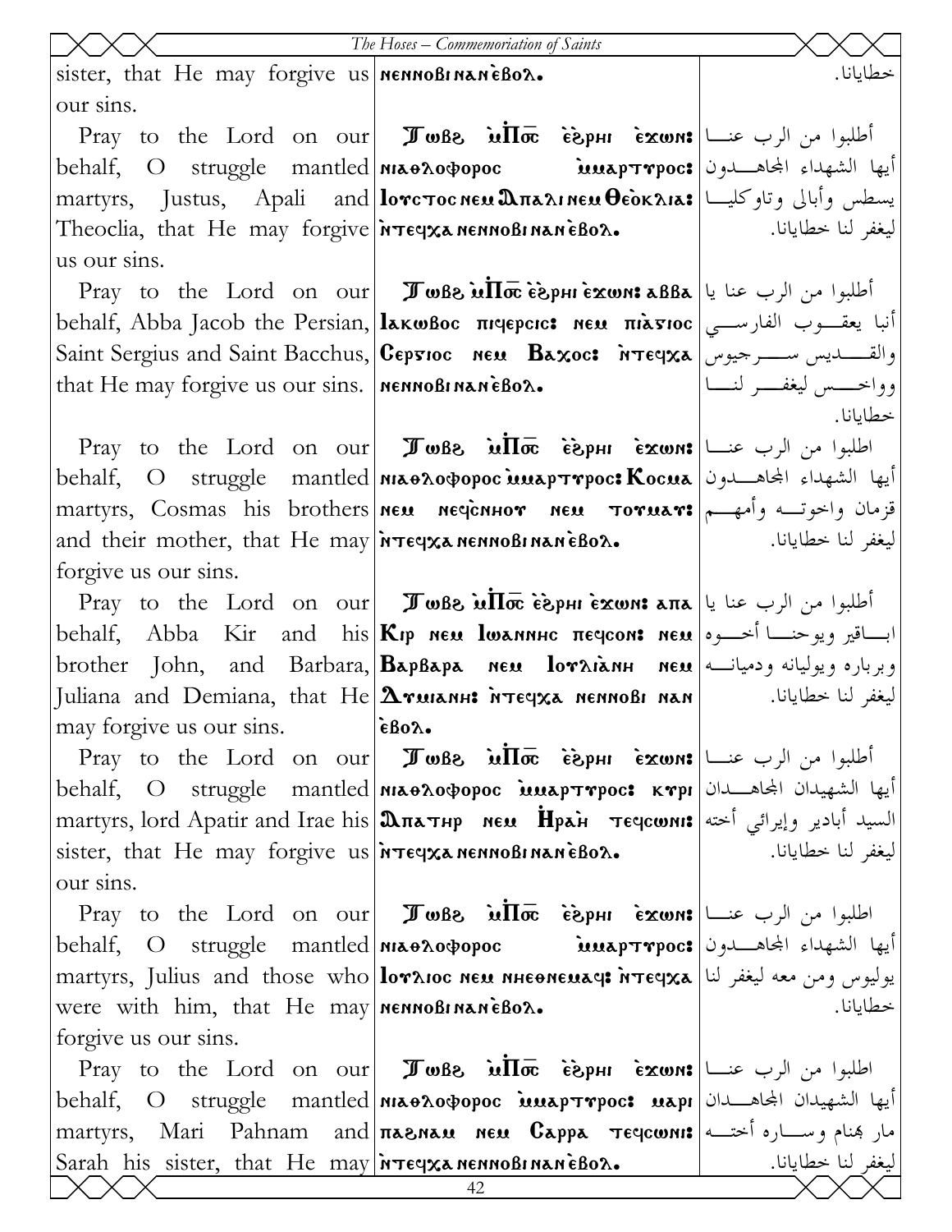| | | |
|---|---|---|
| sister, that He may forgive us our sins. | ⲛⲉⲛⲛⲟⲃⲓ ⲛⲁⲛ ⲉ̀ⲃⲟⲗ. | خطايانا. |
| Pray to the Lord on our behalf, O struggle mantled martyrs, Justus, Apali and Theoclia, that He may forgive us our sins. | Ⲧⲱⲃϩ ⲙ̀Ⲡⲟ̅ⲥ̅ ⲉ̀ϩⲣⲏⲓ ⲉ̀ϫⲱⲛ: ⲛⲓⲁⲑⲗⲟⲫⲟⲣⲟⲥ ⲙ̀ⲙⲁⲣⲧⲩⲣⲟⲥ: Ⲓⲟⲩⲥⲧⲟⲥ ⲛⲉⲙ Ⲁⲡⲁⲗⲓ ⲛⲉⲙ Ⲑⲉⲟ̀ⲕⲗⲓⲁ: ⲛ̀ⲧⲉϥⲭⲁ ⲛⲉⲛⲛⲟⲃⲓ ⲛⲁⲛ ⲉ̀ⲃⲟⲗ. | أطلبوا من الرب عنا أيها الشهداء المجاهدون يسطس وأبالي وتاوكليا ليغفر لنا خطايانا. |
| Pray to the Lord on our behalf, Abba Jacob the Persian, Saint Sergius and Saint Bacchus, that He may forgive us our sins. | Ⲧⲱⲃϩ ⲙ̀Ⲡⲟ̅ⲥ̅ ⲉ̀ϩⲣⲏⲓ ⲉ̀ϫⲱⲛ: ⲁⲃⲃⲁ Ⲓⲁⲕⲱⲃⲟⲥ ⲡⲓⲡⲉⲣⲥⲓⲥ: ⲛⲉⲙ ⲡⲓⲁ̀ⲅⲓⲟⲥ Ⲥⲉⲣⲅⲓⲟⲥ ⲛⲉⲙ Ⲃⲁⲭⲟⲥ: ⲛ̀ⲧⲉϥⲭⲁ ⲛⲉⲛⲛⲟⲃⲓ ⲛⲁⲛ ⲉ̀ⲃⲟⲗ. | أطلبوا من الرب عنا يا أنبا يعقوب الفارسي والقديس سرجيوس وواخس ليغفر لنا خطايانا. |
| Pray to the Lord on our behalf, O struggle mantled martyrs, Cosmas his brothers and their mother, that He may forgive us our sins. | Ⲧⲱⲃϩ ⲙ̀Ⲡⲟ̅ⲥ̅ ⲉ̀ϩⲣⲏⲓ ⲉ̀ϫⲱⲛ: ⲛⲓⲁⲑⲗⲟⲫⲟⲣⲟⲥ ⲙ̀ⲙⲁⲣⲧⲩⲣⲟⲥ: Ⲕⲟⲥⲙⲁ ⲛⲉⲙ ⲛⲉϥⲥ̀ⲛⲏⲟⲩ ⲛⲉⲙ ⲧⲟⲩⲙⲁⲩ: ⲛ̀ⲧⲉϥⲭⲁ ⲛⲉⲛⲛⲟⲃⲓ ⲛⲁⲛ ⲉ̀ⲃⲟⲗ. | اطلبوا من الرب عنا أيها الشهداء المجاهدون قزمان واخوته وأمهم ليغفر لنا خطايانا. |
| Pray to the Lord on our behalf, Abba Kir and his brother John, and Barbara, Juliana and Demiana, that He may forgive us our sins. | Ⲧⲱⲃϩ ⲙ̀Ⲡⲟ̅ⲥ̅ ⲉ̀ϩⲣⲏⲓ ⲉ̀ϫⲱⲛ: ⲁⲡⲁ Ⲕⲩⲣ ⲛⲉⲙ Ⲓⲱⲁⲛⲛⲏⲥ ⲡⲉϥⲥⲟⲛ: ⲛⲉⲙ Ⲃⲁⲣⲃⲁⲣⲁ ⲛⲉⲙ Ⲓⲟⲩⲗⲓⲁ̀ⲛⲏ ⲛⲉⲙ Ⲇⲩⲙⲓⲁⲛⲏ: ⲛ̀ⲧⲉϥⲭⲁ ⲛⲉⲛⲛⲟⲃⲓ ⲛⲁⲛ ⲉ̀ⲃⲟⲗ. | أطلبوا من الرب عنا يا اباقير ويوحنا أخوه وبربارة ويوليانه ودميانه ليغفر لنا خطايانا. |
| Pray to the Lord on our behalf, O struggle mantled martyrs, lord Apatir and Irae his sister, that He may forgive us our sins. | Ⲧⲱⲃϩ ⲙ̀Ⲡⲟ̅ⲥ̅ ⲉ̀ϩⲣⲏⲓ ⲉ̀ϫⲱⲛ: ⲛⲓⲁⲑⲗⲟⲫⲟⲣⲟⲥ ⲙ̀ⲙⲁⲣⲧⲩⲣⲟⲥ: ⲕⲩⲣⲓ Ⲁⲡⲁⲧⲏⲣ ⲛⲉⲙ Ⲏⲣⲁⲏ̀ ⲧⲉϥⲥⲱⲛⲓ: ⲛ̀ⲧⲉϥⲭⲁ ⲛⲉⲛⲛⲟⲃⲓ ⲛⲁⲛ ⲉ̀ⲃⲟⲗ. | أطلبوا من الرب عنا أيها الشهيدان المجاهدان السيد أبادير وإيرائي أخته ليغفر لنا خطايانا. |
| Pray to the Lord on our behalf, O struggle mantled martyrs, Julius and those who were with him, that He may forgive us our sins. | Ⲧⲱⲃϩ ⲙ̀Ⲡⲟ̅ⲥ̅ ⲉ̀ϩⲣⲏⲓ ⲉ̀ϫⲱⲛ: ⲛⲓⲁⲑⲗⲟⲫⲟⲣⲟⲥ ⲙ̀ⲙⲁⲣⲧⲩⲣⲟⲥ: Ⲓⲟⲩⲗⲓⲟⲥ ⲛⲉⲙ ⲛⲏⲉⲑⲛⲉⲙⲁϥ: ⲛ̀ⲧⲉϥⲭⲁ ⲛⲉⲛⲛⲟⲃⲓ ⲛⲁⲛ ⲉ̀ⲃⲟⲗ. | اطلبوا من الرب عنا أيها الشهداء المجاهدون يوليوس ومن معه ليغفر لنا خطايانا. |
| Pray to the Lord on our behalf, O struggle mantled martyrs, Mari Pahnam and Sarah his sister, that He may | Ⲧⲱⲃϩ ⲙ̀Ⲡⲟ̅ⲥ̅ ⲉ̀ϩⲣⲏⲓ ⲉ̀ϫⲱⲛ: ⲛⲓⲁⲑⲗⲟⲫⲟⲣⲟⲥ ⲙ̀ⲙⲁⲣⲧⲩⲣⲟⲥ: ⲙⲁⲣⲓ ⲡⲁϩⲛⲁⲙ ⲛⲉⲙ Ⲥⲁⲣⲣⲁ ⲧⲉϥⲥⲱⲛⲓ: ⲛ̀ⲧⲉϥⲭⲁ ⲛⲉⲛⲛⲟⲃⲓ ⲛⲁⲛ ⲉ̀ⲃⲟⲗ. | اطلبوا من الرب عنا أيها الشهيدان المجاهدان مار بهنام وساره أخته ليغفر لنا خطايانا. |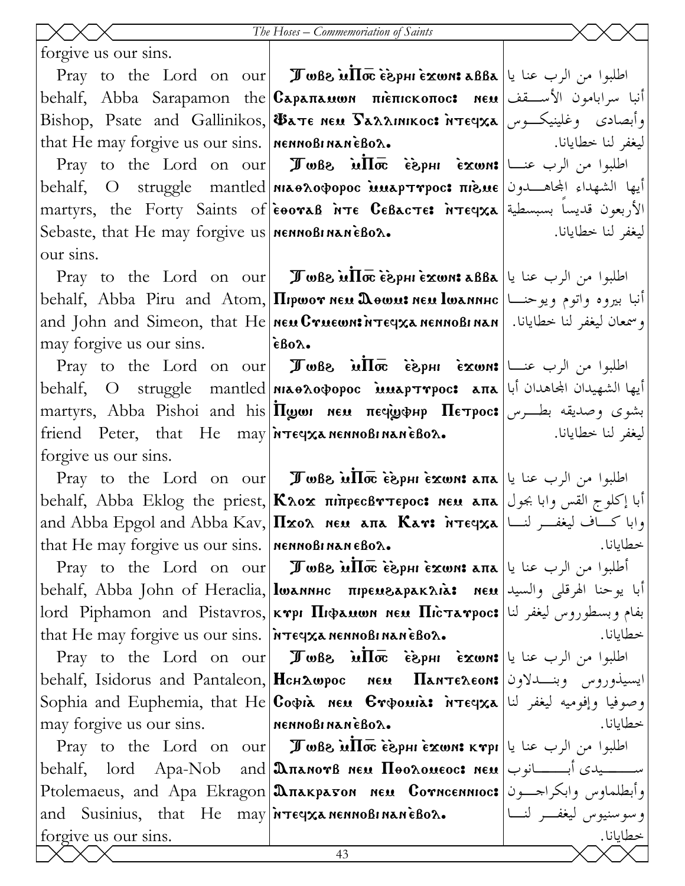| English | Coptic | Arabic |
|---|---|---|
| forgive us our sins. | | |
| Pray to the Lord on our behalf, Abba Sarapamon the Bishop, Psate and Gallinikos, that He may forgive us our sins. | Ⲧⲱⲃϩ ⲙ̀Ⲡⲟ̅ⲥ̅ ⲉ̀ϩ̀ⲣⲏⲓ ⲉ̀ϫⲱⲛ: ⲁⲃⲃⲁ Ⲥⲁⲣⲁⲡⲁⲙⲱⲛ ⲡⲓⲉ̀ⲡⲓⲥⲕⲟⲡⲟⲥ: ⲛⲉⲙ Ⲫⲁⲧⲉ ⲛⲉⲙ Ⲅⲁⲗⲗⲓⲛⲓⲕⲟⲥ: ⲛ̀ⲧⲉϥⲭⲁ ⲛⲉⲛⲛⲟⲃⲓ ⲛⲁⲛ ⲉ̀ⲃⲟⲗ. | اطلبوا من الرب عنا يا أنبا سرابامون الأسقف وأبصادى وغلينيكوس ليغفر لنا خطايانا. |
| Pray to the Lord on our behalf, O struggle mantled martyrs, the Forty Saints of Sebaste, that He may forgive us our sins. | Ⲧⲱⲃϩ ⲙ̀Ⲡⲟ̅ⲥ̅ ⲉ̀ϩ̀ⲣⲏⲓ ⲉ̀ϫⲱⲛ: ⲛⲓⲁⲑⲗⲟⲫⲟⲣⲟⲥ ⲙ̀ⲙⲁⲣⲧⲩⲣⲟⲥ: ⲡⲓϩⲙⲉ ⲉ̀ⲑⲟⲩⲁⲃ ⲛ̀ⲧⲉ Ⲥⲉⲃⲁⲥⲧⲉ: ⲛ̀ⲧⲉϥⲭⲁ ⲛⲉⲛⲛⲟⲃⲓ ⲛⲁⲛ ⲉ̀ⲃⲟⲗ. | اطلبوا من الرب عنا أيها الشهداء المجاهدون الأربعون قديساً بسبسطية ليغفر لنا خطايانا. |
| Pray to the Lord on our behalf, Abba Piru and Atom, and John and Simeon, that He may forgive us our sins. | Ⲧⲱⲃϩ ⲙ̀Ⲡⲟ̅ⲥ̅ ⲉ̀ϩ̀ⲣⲏⲓ ⲉ̀ϫⲱⲛ: ⲁⲃⲃⲁ Ⲡⲓⲣⲱⲟⲩ ⲛⲉⲙ Ⲁⲑⲱⲙ: ⲛⲉⲙ Ⲓⲱⲁⲛⲛⲏⲥ ⲛⲉⲙ Ⲥⲩⲙⲉⲱⲛ: ⲛ̀ⲧⲉϥⲭⲁ ⲛⲉⲛⲛⲟⲃⲓ ⲛⲁⲛ ⲉ̀ⲃⲟⲗ. | اطلبوا من الرب عنا يا أنبا بيروه واتوم ويوحنا وسمعان ليغفر لنا خطايانا. |
| Pray to the Lord on our behalf, O struggle mantled martyrs, Abba Pishoi and his friend Peter, that He may forgive us our sins. | Ⲧⲱⲃϩ ⲙ̀Ⲡⲟ̅ⲥ̅ ⲉ̀ϩ̀ⲣⲏⲓ ⲉ̀ϫⲱⲛ: ⲛⲓⲁⲑⲗⲟⲫⲟⲣⲟⲥ ⲙ̀ⲙⲁⲣⲧⲩⲣⲟⲥ: ⲁⲡⲁ Ⲡ̀ϣⲱⲓ ⲛⲉⲙ ⲡⲉϥϣ̀ⲫⲏⲣ Ⲡⲉⲧⲣⲟⲥ: ⲛ̀ⲧⲉϥⲭⲁ ⲛⲉⲛⲛⲟⲃⲓ ⲛⲁⲛ ⲉ̀ⲃⲟⲗ. | اطلبوا من الرب عنا أيها الشهيدان المجاهدان أبا بشوى وصديقه بطرس ليغفر لنا خطايانا. |
| Pray to the Lord on our behalf, Abba Eklog the priest, and Abba Epgol and Abba Kav, that He may forgive us our sins. | Ⲧⲱⲃϩ ⲙ̀Ⲡⲟ̅ⲥ̅ ⲉ̀ϩ̀ⲣⲏⲓ ⲉ̀ϫⲱⲛ: ⲁⲡⲁ Ⲕⲗⲟϫ ⲡⲓⲡ̀ⲣⲉⲥⲃⲩⲧⲉⲣⲟⲥ: ⲛⲉⲙ ⲁⲡⲁ Ⲡϫⲟⲗ ⲛⲉⲙ ⲁⲡⲁ Ⲕⲁⲩ: ⲛ̀ⲧⲉϥⲭⲁ ⲛⲉⲛⲛⲟⲃⲓ ⲛⲁⲛ ⲉ̀ⲃⲟⲗ. | اطلبوا من الرب عنا يا أبا إكلوج القس وابا بجول وابا كاف ليغفر لنا خطايانا. |
| Pray to the Lord on our behalf, Abba John of Heraclia, lord Piphamon and Pistavros, that He may forgive us our sins. | Ⲧⲱⲃϩ ⲙ̀Ⲡⲟ̅ⲥ̅ ⲉ̀ϩ̀ⲣⲏⲓ ⲉ̀ϫⲱⲛ: ⲁⲡⲁ Ⲓⲱⲁⲛⲛⲏⲥ ⲡⲓⲣⲉⲙϩⲁⲣⲁⲕⲗⲓⲁ: ⲛⲉⲙ ⲕⲩⲣⲓ Ⲡⲓⲫⲁⲙⲱⲛ ⲛⲉⲙ Ⲡⲓⲥⲧⲁⲩⲣⲟⲥ: ⲛ̀ⲧⲉϥⲭⲁ ⲛⲉⲛⲛⲟⲃⲓ ⲛⲁⲛ ⲉ̀ⲃⲟⲗ. | أطلبوا من الرب عنا يا أبا يوحنا الهرقلى والسيد بفام وبسطوروس ليغفر لنا خطايانا. |
| Pray to the Lord on our behalf, Isidorus and Pantaleon, Sophia and Euphemia, that He may forgive us our sins. | Ⲧⲱⲃϩ ⲙ̀Ⲡⲟ̅ⲥ̅ ⲉ̀ϩ̀ⲣⲏⲓ ⲉ̀ϫⲱⲛ: Ⲏⲥⲏⲇⲱⲣⲟⲥ ⲛⲉⲙ Ⲡⲁⲛⲧⲉⲗⲉⲟⲛ: Ⲥⲟⲫⲓⲁ ⲛⲉⲙ Ⲉⲩⲫⲟⲙⲓⲁ: ⲛ̀ⲧⲉϥⲭⲁ ⲛⲉⲛⲛⲟⲃⲓ ⲛⲁⲛ ⲉ̀ⲃⲟⲗ. | اطلبوا من الرب عنا يا ايسيذوروس وبندلاون وصوفيا وإفوميه ليغفر لنا خطايانا. |
| Pray to the Lord on our behalf, lord Apa-Nob and Ptolemaeus, and Apa Ekragon and Susinius, that He may forgive us our sins. | Ⲧⲱⲃϩ ⲙ̀Ⲡⲟ̅ⲥ̅ ⲉ̀ϩ̀ⲣⲏⲓ ⲉ̀ϫⲱⲛ: ⲕⲩⲣⲓ Ⲁⲡⲁⲛⲟⲩⲃ ⲛⲉⲙ Ⲡⲑⲟⲗⲟⲙⲉⲟⲥ: ⲛⲉⲙ Ⲁⲡⲁⲕⲣⲁⲅⲟⲛ ⲛⲉⲙ Ⲥⲟⲩⲥⲉⲛⲛⲓⲟⲥ: ⲛ̀ⲧⲉϥⲭⲁ ⲛⲉⲛⲛⲟⲃⲓ ⲛⲁⲛ ⲉ̀ⲃⲟⲗ. | اطلبوا من الرب عنا يا سيدى أبانوب وأبطلماوس وابكراجون وسوسنيوس ليغفر لنا خطايانا. |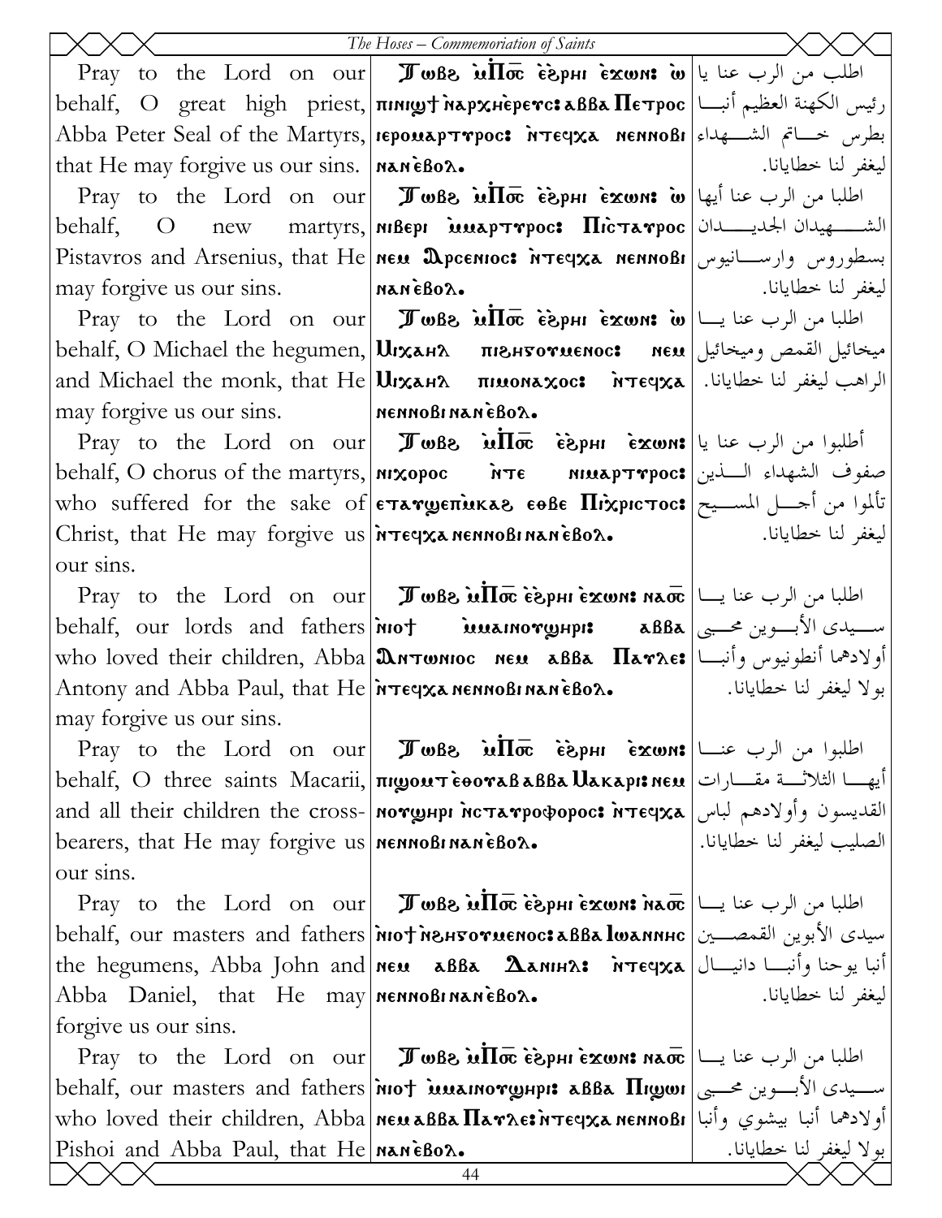| English | Coptic | Arabic |
| --- | --- | --- |
| Pray to the Lord on our behalf, O great high priest, Abba Peter Seal of the Martyrs, that He may forgive us our sins. | Ⲧⲱⲃϩ ⲙ̀Ⲡⲟ̅ⲥ̅ ⲉ̀ϩⲣⲏⲓ ⲉ̀ϫⲱⲛ: ⲱ ⲡⲓⲛⲓϣϯ ⲛ̀ⲁⲣⲭⲏⲉ̀ⲣⲉⲩⲥ: ⲁⲃⲃⲁ Ⲡⲉⲧⲣⲟⲥ ⲓⲉⲣⲟⲙⲁⲣⲧⲩⲣⲟⲥ: ⲛ̀ⲧⲉϥⲭⲁ ⲛⲉⲛⲛⲟⲃⲓ ⲛⲁⲛ ⲉ̀ⲃⲟⲗ. | اطلب من الرب عنا يا رئيس الكهنة العظيم أنبا بطرس خاتم الشهداء ليغفر لنا خطايانا. |
| Pray to the Lord on our behalf, O new martyrs, Pistavros and Arsenius, that He may forgive us our sins. | Ⲧⲱⲃϩ ⲙ̀Ⲡⲟ̅ⲥ̅ ⲉ̀ϩⲣⲏⲓ ⲉ̀ϫⲱⲛ: ⲱ ⲛⲓⲃⲉⲣⲓ ⲙ̀ⲙⲁⲣⲧⲩⲣⲟⲥ: Ⲡⲓⲥⲧⲁⲩⲣⲟⲥ ⲛⲉⲙ Ⲁⲣⲥⲉⲛⲓⲟⲥ: ⲛ̀ⲧⲉϥⲭⲁ ⲛⲉⲛⲛⲟⲃⲓ ⲛⲁⲛ ⲉ̀ⲃⲟⲗ. | اطلبا من الرب عنا أيها الشهيدان الجديدان بسطوروس وارسانيوس ليغفر لنا خطايانا. |
| Pray to the Lord on our behalf, O Michael the hegumen, and Michael the monk, that He may forgive us our sins. | Ⲧⲱⲃϩ ⲙ̀Ⲡⲟ̅ⲥ̅ ⲉ̀ϩⲣⲏⲓ ⲉ̀ϫⲱⲛ: ⲱ Ⲙⲓⲭⲁⲏⲗ ⲡⲓϩⲏⲅⲟⲩⲙⲉⲛⲟⲥ: ⲛⲉⲙ Ⲙⲓⲭⲁⲏⲗ ⲡⲓⲙⲟⲛⲁⲭⲟⲥ: ⲛ̀ⲧⲉϥⲭⲁ ⲛⲉⲛⲛⲟⲃⲓ ⲛⲁⲛ ⲉ̀ⲃⲟⲗ. | اطلبا من الرب عنا يا ميخائيل القمص وميخائيل الراهب ليغفر لنا خطايانا. |
| Pray to the Lord on our behalf, O chorus of the martyrs, who suffered for the sake of Christ, that He may forgive us our sins. | Ⲧⲱⲃϩ ⲙ̀Ⲡⲟ̅ⲥ̅ ⲉ̀ϩⲣⲏⲓ ⲉ̀ϫⲱⲛ: ⲛⲓⲭⲟⲣⲟⲥ ⲛ̀ⲧⲉ ⲛⲓⲙⲁⲣⲧⲩⲣⲟⲥ: ⲉⲧⲁⲩϣⲉⲡⲙ̀ⲕⲁϩ ⲉⲑⲃⲉ Ⲡⲓⲭⲣⲓⲥⲧⲟⲥ: ⲛ̀ⲧⲉϥⲭⲁ ⲛⲉⲛⲛⲟⲃⲓ ⲛⲁⲛ ⲉ̀ⲃⲟⲗ. | أطلبوا من الرب عنا يا صفوف الشهداء الذين تألموا من أجل المسيح ليغفر لنا خطايانا. |
| Pray to the Lord on our behalf, our lords and fathers who loved their children, Abba Antony and Abba Paul, that He may forgive us our sins. | Ⲧⲱⲃϩ ⲙ̀Ⲡⲟ̅ⲥ̅ ⲉ̀ϩⲣⲏⲓ ⲉ̀ϫⲱⲛ: ⲛⲁⲟ̅ⲥ̅ ⲛ̀ⲓⲟϯ ⲙ̀ⲙⲁⲓⲛⲟⲩϣⲏⲣⲓ: ⲁⲃⲃⲁ Ⲁⲛⲧⲱⲛⲓⲟⲥ ⲛⲉⲙ ⲁⲃⲃⲁ Ⲡⲁⲩⲗⲉ: ⲛ̀ⲧⲉϥⲭⲁ ⲛⲉⲛⲛⲟⲃⲓ ⲛⲁⲛ ⲉ̀ⲃⲟⲗ. | اطلبا من الرب عنا يا سيدى الأبوين محبي أولادهما أنطونيوس وأنبا بولا ليغفر لنا خطايانا. |
| Pray to the Lord on our behalf, O three saints Macarii, and all their children the cross-bearers, that He may forgive us our sins. | Ⲧⲱⲃϩ ⲙ̀Ⲡⲟ̅ⲥ̅ ⲉ̀ϩⲣⲏⲓ ⲉ̀ϫⲱⲛ: ⲡⲓϣⲟⲙⲧ ⲉ̀ⲑⲟⲩⲁⲃ ⲁⲃⲃⲁ Ⲙⲁⲕⲁⲣⲓ: ⲛⲉⲙ ⲛⲟⲩϣⲏⲣⲓ ⲛ̀ⲥⲧⲁⲩⲣⲟⲫⲟⲣⲟⲥ: ⲛ̀ⲧⲉϥⲭⲁ ⲛⲉⲛⲛⲟⲃⲓ ⲛⲁⲛ ⲉ̀ⲃⲟⲗ. | اطلبوا من الرب عنا أيها الثلاثة مقارات القديسون وأولادهم لباس الصليب ليغفر لنا خطايانا. |
| Pray to the Lord on our behalf, our masters and fathers the hegumens, Abba John and Abba Daniel, that He may forgive us our sins. | Ⲧⲱⲃϩ ⲙ̀Ⲡⲟ̅ⲥ̅ ⲉ̀ϩⲣⲏⲓ ⲉ̀ϫⲱⲛ: ⲛ̀ⲁⲟ̅ⲥ̅ ⲛ̀ⲓⲟϯ ⲛ̀ϩⲏⲅⲟⲩⲙⲉⲛⲟⲥ: ⲁⲃⲃⲁ Ⲓⲱⲁⲛⲛⲏⲥ ⲛⲉⲙ ⲁⲃⲃⲁ Ⲇⲁⲛⲓⲏⲗ: ⲛ̀ⲧⲉϥⲭⲁ ⲛⲉⲛⲛⲟⲃⲓ ⲛⲁⲛ ⲉ̀ⲃⲟⲗ. | اطلبا من الرب عنا يا سيدى الأبوين القمصين أنبا يوحنا وأنبا دانيال ليغفر لنا خطايانا. |
| Pray to the Lord on our behalf, our masters and fathers who loved their children, Abba Pishoi and Abba Paul, that He | Ⲧⲱⲃϩ ⲙ̀Ⲡⲟ̅ⲥ̅ ⲉ̀ϩⲣⲏⲓ ⲉ̀ϫⲱⲛ: ⲛⲁⲟ̅ⲥ̅ ⲛ̀ⲓⲟϯ ⲙ̀ⲙⲁⲓⲛⲟⲩϣⲏⲣⲓ: ⲁⲃⲃⲁ Ⲡⲓϣⲱⲓ ⲛⲉⲙ ⲁⲃⲃⲁ Ⲡⲁⲩⲗⲉ: ⲛ̀ⲧⲉϥⲭⲁ ⲛⲉⲛⲛⲟⲃⲓ ⲛⲁⲛ ⲉ̀ⲃⲟⲗ. | اطلبا من الرب عنا يا سيدى الأبوين محبي أولادهما أنبا بيشوي وأنبا بولا ليغفر لنا خطايانا. |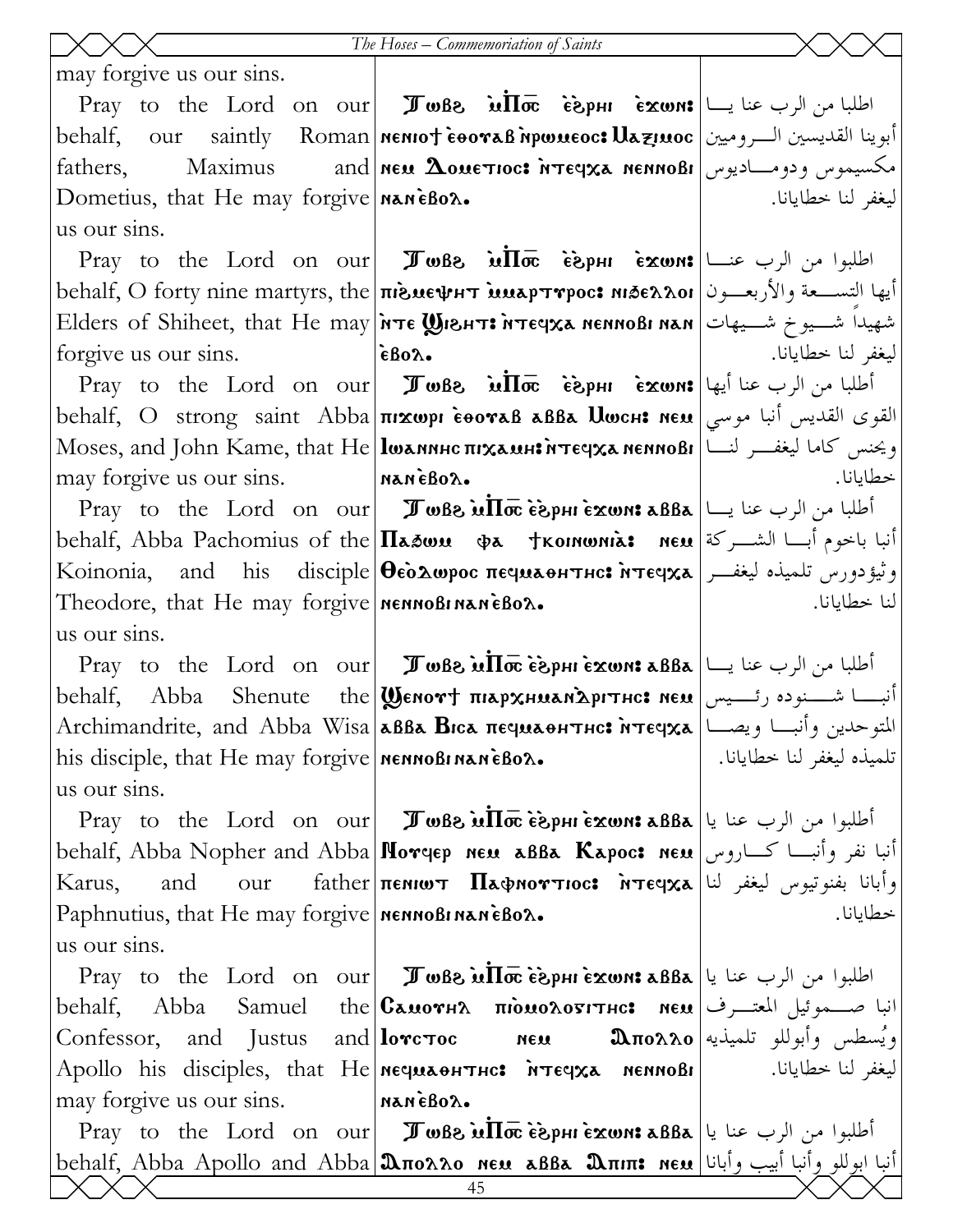| | | |
|---|---|---|
| may forgive us our sins. | | |
| Pray to the Lord on our behalf, our saintly Roman fathers, Maximus and Dometius, that He may forgive us our sins. | Ⲧⲱⲃϩ ⲙ̀Ⲡ⳪ ⲉ̀ϩⲣⲏⲓ ⲉ̀ϫⲱⲛ: ⲛⲉⲛⲓⲟϯ ⲉ̀ⲑⲟⲩⲁⲃ ⲛ̀ⲣⲱⲙⲉⲟⲥ: Ⲙⲁⲝⲓⲙⲟⲥ ⲛⲉⲙ Ⲇⲟⲙⲉⲧⲓⲟⲥ: ⲛ̀ⲧⲉϥⲭⲁ ⲛⲉⲛⲛⲟⲃⲓ ⲛⲁⲛ ⲉ̀ⲃⲟⲗ. | اطلبا من الرب عنا يـــا أبوينا القديسين الـــروميين مكسيموس ودومـــاديوس ليغفر لنا خطايانا. |
| Pray to the Lord on our behalf, O forty nine martyrs, the Elders of Shiheet, that He may forgive us our sins. | Ⲧⲱⲃϩ ⲙ̀Ⲡ⳪ ⲉ̀ϩⲣⲏⲓ ⲉ̀ϫⲱⲛ: ⲡⲓϩⲙⲉⲯⲏⲧ ⲙ̀ⲙⲁⲣⲧⲩⲣⲟⲥ: ⲛⲓϩⲉⲗⲗⲟⲓ ⲛ̀ⲧⲉ Ϣⲓϩⲏⲧ: ⲛ̀ⲧⲉϥⲭⲁ ⲛⲉⲛⲛⲟⲃⲓ ⲛⲁⲛ ⲉ̀ⲃⲟⲗ. | اطلبوا من الرب عنـــا أيها التســـعة والأربعـــون شهيداً شـــيوخ شـــيهات ليغفر لنا خطايانا. |
| Pray to the Lord on our behalf, O strong saint Abba Moses, and John Kame, that He may forgive us our sins. | Ⲧⲱⲃϩ ⲙ̀Ⲡ⳪ ⲉ̀ϩⲣⲏⲓ ⲉ̀ϫⲱⲛ: ⲡⲓϫⲱⲣⲓ ⲉ̀ⲑⲟⲩⲁⲃ ⲁⲃⲃⲁ Ⲙⲱⲥⲏ: ⲛⲉⲙ Ⲓⲱⲁⲛⲛⲏⲥ ⲡⲓⲭⲁⲙⲏ: ⲛ̀ⲧⲉϥⲭⲁ ⲛⲉⲛⲛⲟⲃⲓ ⲛⲁⲛ ⲉ̀ⲃⲟⲗ. | أطلبا من الرب عنا أيها القوى القديس أنبا موسي ويحنس كاما ليغفـــر لنـــا خطايانا. |
| Pray to the Lord on our behalf, Abba Pachomius of the Koinonia, and his disciple Theodore, that He may forgive us our sins. | Ⲧⲱⲃϩ ⲙ̀Ⲡ⳪ ⲉ̀ϩⲣⲏⲓ ⲉ̀ϫⲱⲛ: ⲁⲃⲃⲁ Ⲡⲁϩⲱⲙ ⲫⲁ ϯⲕⲟⲓⲛⲱⲛⲓⲁ̀: ⲛⲉⲙ Ⲑⲉⲟ̀ⲇⲱⲣⲟⲥ ⲡⲉϥⲙⲁⲑⲏⲧⲏⲥ: ⲛ̀ⲧⲉϥⲭⲁ ⲛⲉⲛⲛⲟⲃⲓ ⲛⲁⲛ ⲉ̀ⲃⲟⲗ. | أطلبا من الرب عنا يـــا أنبا باخوم أبـــا الشـــركة وثيؤدورس تلميذه ليغفـــر لنا خطايانا. |
| Pray to the Lord on our behalf, Abba Shenute the Archimandrite, and Abba Wisa his disciple, that He may forgive us our sins. | Ⲧⲱⲃϩ ⲙ̀Ⲡ⳪ ⲉ̀ϩⲣⲏⲓ ⲉ̀ϫⲱⲛ: ⲁⲃⲃⲁ Ϣⲉⲛⲟⲩϯ ⲡⲓⲁⲣⲭⲏⲙⲁⲛ̀ⲇⲣⲓⲧⲏⲥ: ⲛⲉⲙ ⲁⲃⲃⲁ Ⲃⲓⲥⲁ ⲡⲉϥⲙⲁⲑⲏⲧⲏⲥ: ⲛ̀ⲧⲉϥⲭⲁ ⲛⲉⲛⲛⲟⲃⲓ ⲛⲁⲛ ⲉ̀ⲃⲟⲗ. | أطلبا من الرب عنا يـــا أنبـــا شـــنوده رئـــيس المتوحدين وأنبـــا ويصـــا تلميذه ليغفر لنا خطايانا. |
| Pray to the Lord on our behalf, Abba Nopher and Abba Karus, and our father Paphnutius, that He may forgive us our sins. | Ⲧⲱⲃϩ ⲙ̀Ⲡ⳪ ⲉ̀ϩⲣⲏⲓ ⲉ̀ϫⲱⲛ: ⲁⲃⲃⲁ Ⲛⲟⲩϥⲉⲣ ⲛⲉⲙ ⲁⲃⲃⲁ Ⲕⲁⲣⲟⲥ: ⲛⲉⲙ ⲡⲉⲛⲓⲱⲧ Ⲡⲁⲫⲛⲟⲩⲧⲓⲟⲥ: ⲛ̀ⲧⲉϥⲭⲁ ⲛⲉⲛⲛⲟⲃⲓ ⲛⲁⲛ ⲉ̀ⲃⲟⲗ. | أطلبوا من الرب عنا يا أنبا نفر وأنبـــا كـــاروس وأبانا بفنوتيوس ليغفر لنا خطايانا. |
| Pray to the Lord on our behalf, Abba Samuel the Confessor, and Justus and Apollo his disciples, that He may forgive us our sins. | Ⲧⲱⲃϩ ⲙ̀Ⲡ⳪ ⲉ̀ϩⲣⲏⲓ ⲉ̀ϫⲱⲛ: ⲁⲃⲃⲁ Ⲥⲁⲙⲟⲩⲏⲗ ⲡⲓⲟ̀ⲙⲟⲗⲟⲅⲓⲧⲏⲥ: ⲛⲉⲙ Ⲓⲟⲩⲥⲧⲟⲥ ⲛⲉⲙ Ⲁⲡⲟⲗⲗⲟ ⲛⲉϥⲙⲁⲑⲏⲧⲏⲥ: ⲛ̀ⲧⲉϥⲭⲁ ⲛⲉⲛⲛⲟⲃⲓ ⲛⲁⲛ ⲉ̀ⲃⲟⲗ. | اطلبوا من الرب عنا يا انبا صـــموئيل المعتـــرف ويُسطس وأبوللو تلميذيه ليغفر لنا خطايانا. |
| Pray to the Lord on our behalf, Abba Apollo and Abba | Ⲧⲱⲃϩ ⲙ̀Ⲡ⳪ ⲉ̀ϩⲣⲏⲓ ⲉ̀ϫⲱⲛ: ⲁⲃⲃⲁ Ⲁⲡⲟⲗⲗⲟ ⲛⲉⲙ ⲁⲃⲃⲁ Ⲁⲡⲓⲡ: ⲛⲉⲙ | أطلبوا من الرب عنا يا أنبا ابوللو وأنبا أبيب وأبانا |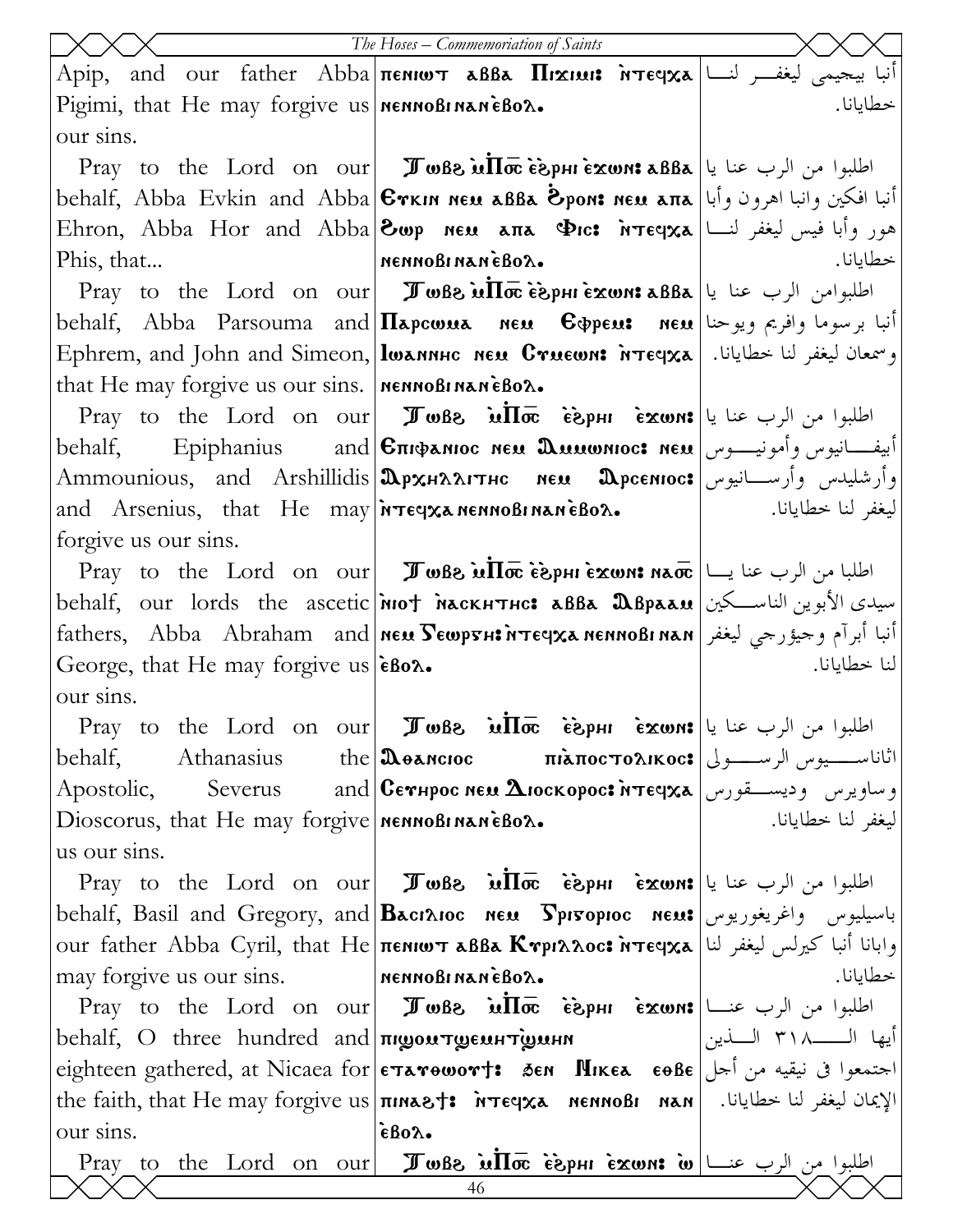| English | Coptic | Arabic |
|---|---|---|
| Apip, and our father Abba Pigimi, that He may forgive us our sins. | ⲡⲉⲛⲓⲱⲧ ⲁⲃⲃⲁ Ⲡⲓϫⲓⲙⲓ: ⲛ̀ⲧⲉϥⲭⲁ ⲛⲉⲛⲛⲟⲃⲓ ⲛⲁⲛ ⲉ̀ⲃⲟⲗ. | أنبا بيجيمى ليغفر لنا خطايانا. |
| Pray to the Lord on our behalf, Abba Evkin and Abba Ehron, Abba Hor and Abba Phis, that... | Ⲧⲱⲃϩ ⲙ̀Ⲡ︦ⲟ︦ⲥ︦ ⲉ̀ϩⲣⲏⲓ ⲉ̀ϫⲱⲛ: ⲁⲃⲃⲁ Ⲉⲩⲕⲓⲛ ⲛⲉⲙ ⲁⲃⲃⲁ Ϩ̀ⲣⲟⲛ: ⲛⲉⲙ ⲁⲡⲁ Ϩⲱⲣ ⲛⲉⲙ ⲁⲡⲁ Ⲫⲓⲥ: ⲛ̀ⲧⲉϥⲭⲁ ⲛⲉⲛⲛⲟⲃⲓ ⲛⲁⲛ ⲉ̀ⲃⲟⲗ. | اطلبوا من الرب عنا يا أنبا افكين وانبا اهرون وأبا هور وأبا فيس ليغفر لنا خطايانا. |
| Pray to the Lord on our behalf, Abba Parsouma and Ephrem, and John and Simeon, that He may forgive us our sins. | Ⲧⲱⲃϩ ⲙ̀Ⲡ︦ⲟ︦ⲥ︦ ⲉ̀ϩⲣⲏⲓ ⲉ̀ϫⲱⲛ: ⲁⲃⲃⲁ Ⲡⲁⲣⲥⲱⲙⲁ ⲛⲉⲙ Ⲉⲫⲣⲉⲙ: ⲛⲉⲙ Ⲓⲱⲁⲛⲛⲏⲥ ⲛⲉⲙ Ⲥⲩⲙⲉⲱⲛ: ⲛ̀ⲧⲉϥⲭⲁ ⲛⲉⲛⲛⲟⲃⲓ ⲛⲁⲛ ⲉ̀ⲃⲟⲗ. | اطلبوامن الرب عنا يا أنبا برسوما وافريم ويوحنا وسمعان ليغفر لنا خطايانا. |
| Pray to the Lord on our behalf, Epiphanius and Ammounious, and Arshillidis and Arsenius, that He may forgive us our sins. | Ⲧⲱⲃϩ ⲙ̀Ⲡ︦ⲟ︦ⲥ︦ ⲉ̀ϩⲣⲏⲓ ⲉ̀ϫⲱⲛ: Ⲉⲡⲓⲫⲁⲛⲓⲟⲥ ⲛⲉⲙ Ⲁⲙⲙⲱⲛⲓⲟⲥ: ⲛⲉⲙ Ⲁⲣⲭⲏⲗⲗⲓⲧⲏⲥ ⲛⲉⲙ Ⲁⲣⲥⲉⲛⲓⲟⲥ: ⲛ̀ⲧⲉϥⲭⲁ ⲛⲉⲛⲛⲟⲃⲓ ⲛⲁⲛ ⲉ̀ⲃⲟⲗ. | اطلبوا من الرب عنا يا أبيفانيوس وأمونيوس وأرشليدس وأرسانيوس ليغفر لنا خطايانا. |
| Pray to the Lord on our behalf, our lords the ascetic fathers, Abba Abraham and George, that He may forgive us our sins. | Ⲧⲱⲃϩ ⲙ̀Ⲡ︦ⲟ︦ⲥ︦ ⲉ̀ϩⲣⲏⲓ ⲉ̀ϫⲱⲛ: ⲛⲁⲟ︦ⲥ︦ ⲛⲓⲟϯ ⲛ̀ⲁⲥⲕⲏⲧⲏⲥ: ⲁⲃⲃⲁ Ⲁⲃⲣⲁⲁⲙ ⲛⲉⲙ Ⲅⲉⲱⲣⲅⲏ: ⲛ̀ⲧⲉϥⲭⲁ ⲛⲉⲛⲛⲟⲃⲓ ⲛⲁⲛ ⲉ̀ⲃⲟⲗ. | اطلبا من الرب عنا يا سيدى الأبوين الناسكين أنبا أبرآم وجيؤرجي ليغفر لنا خطايانا. |
| Pray to the Lord on our behalf, Athanasius the Apostolic, Severus and Dioscorus, that He may forgive us our sins. | Ⲧⲱⲃϩ ⲙ̀Ⲡ︦ⲟ︦ⲥ︦ ⲉ̀ϩⲣⲏⲓ ⲉ̀ϫⲱⲛ: Ⲁⲑⲁⲛⲁⲥⲓⲟⲥ ⲡⲓⲁ̀ⲡⲟⲥⲧⲟⲗⲓⲕⲟⲥ: Ⲥⲉⲩⲏⲣⲟⲥ ⲛⲉⲙ Ⲇⲓⲟⲥⲕⲟⲣⲟⲥ: ⲛ̀ⲧⲉϥⲭⲁ ⲛⲉⲛⲛⲟⲃⲓ ⲛⲁⲛ ⲉ̀ⲃⲟⲗ. | اطلبوا من الرب عنا يا اثناسيوس الرسولى وساويرس وديسقورس ليغفر لنا خطايانا. |
| Pray to the Lord on our behalf, Basil and Gregory, and our father Abba Cyril, that He may forgive us our sins. | Ⲧⲱⲃϩ ⲙ̀Ⲡ︦ⲟ︦ⲥ︦ ⲉ̀ϩⲣⲏⲓ ⲉ̀ϫⲱⲛ: Ⲃⲁⲥⲓⲗⲓⲟⲥ ⲛⲉⲙ Ⲅⲣⲏⲅⲟⲣⲓⲟⲥ ⲛⲉⲙ: ⲡⲉⲛⲓⲱⲧ ⲁⲃⲃⲁ Ⲕⲩⲣⲓⲗⲗⲟⲥ: ⲛ̀ⲧⲉϥⲭⲁ ⲛⲉⲛⲛⲟⲃⲓ ⲛⲁⲛ ⲉ̀ⲃⲟⲗ. | اطلبوا من الرب عنا يا باسيليوس واغريغوريوس وابانا أنبا كيرلس ليغفر لنا خطايانا. |
| Pray to the Lord on our behalf, O three hundred and eighteen gathered, at Nicaea for the faith, that He may forgive us our sins. | Ⲧⲱⲃϩ ⲙ̀Ⲡ︦ⲟ︦ⲥ︦ ⲉ̀ϩⲣⲏⲓ ⲉ̀ϫⲱⲛ: ⲡⲓϣⲟⲙⲧϣⲉⲙⲏⲧϣ̀ⲙⲏⲛ ⲉⲧⲁⲩⲑⲱⲟⲩϯ: ϧⲉⲛ Ⲛⲓⲕⲉⲁ ⲉⲑⲃⲉ ⲡⲓⲛⲁϩϯ: ⲛ̀ⲧⲉϥⲭⲁ ⲛⲉⲛⲛⲟⲃⲓ ⲛⲁⲛ ⲉ̀ⲃⲟⲗ. | اطلبوا من الرب عنا أيها الـ ٣١٨ الذين اجتمعوا فى نيقيه من أجل الإيمان ليغفر لنا خطايانا. |
| Pray to the Lord on our | Ⲧⲱⲃϩ ⲙ̀Ⲡ︦ⲟ︦ⲥ︦ ⲉ̀ϩⲣⲏⲓ ⲉ̀ϫⲱⲛ: ⲱ̀ | اطلبوا من الرب عنا |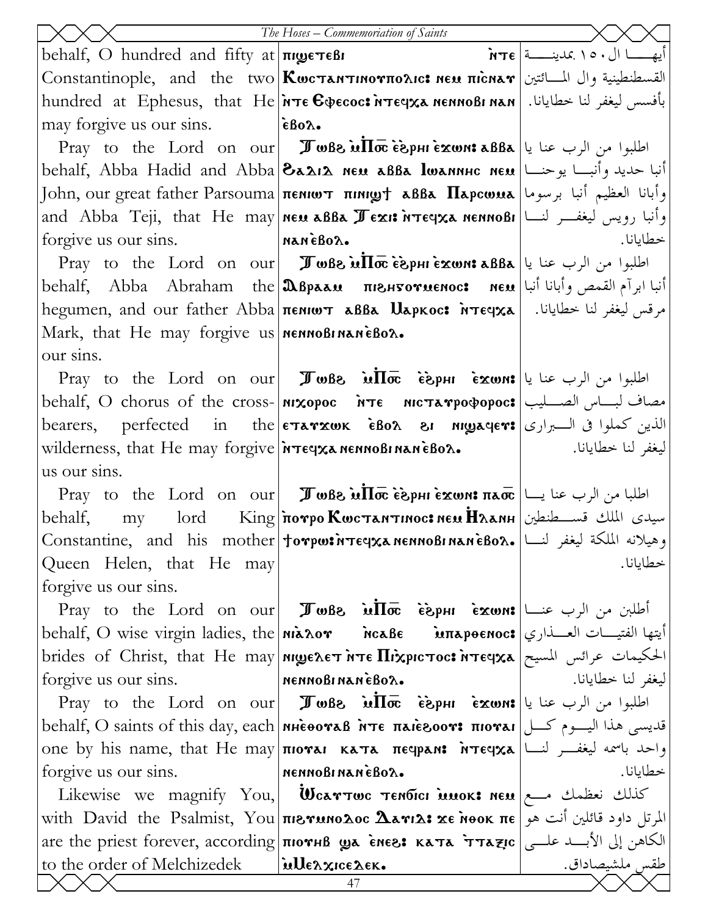| | | |
|---|---|---|
| behalf, O hundred and fifty at Constantinople, and the two hundred at Ephesus, that He may forgive us our sins. | πιϣετεβι ⲛ̀ⲧⲉ Ⲕⲱⲥⲧⲁⲛⲧⲓⲛⲟⲩⲡⲟⲗⲓⲥ: ⲛⲉⲙ ⲡⲓⲥ̀ⲛⲁⲩ ⲛ̀ⲧⲉ Ⲉⲫⲉⲥⲟⲥ: ⲛ̀ⲧⲉϥⲭⲁ ⲛⲉⲛⲛⲟⲃⲓ ⲛⲁⲛ ⲉ̀ⲃⲟⲗ. | أيهـــا ال ١٥٠ بمدينـــة القسطنطينية وال المـــائتين بأفسس ليغفر لنا خطايانا. |
| Pray to the Lord on our behalf, Abba Hadid and Abba John, our great father Parsouma and Abba Teji, that He may forgive us our sins. | Ⲧⲱⲃϩ ⲙ̀Ⲡ⳪ ⲉ̀ϩⲣⲏⲓ ⲉ̀ϫⲱⲛ: ⲁⲃⲃⲁ Ϩⲁⲇⲓⲇ ⲛⲉⲙ ⲁⲃⲃⲁ Ⲓⲱⲁⲛⲛⲏⲥ ⲛⲉⲙ ⲡⲉⲛⲓⲱⲧ ⲡⲓⲛⲓϣϯ ⲁⲃⲃⲁ Ⲡⲁⲣⲥⲱⲙⲁ ⲛⲉⲙ ⲁⲃⲃⲁ Ⲧⲉϫⲓ: ⲛ̀ⲧⲉϥⲭⲁ ⲛⲉⲛⲛⲟⲃⲓ ⲛⲁⲛ ⲉ̀ⲃⲟⲗ. | اطلبوا من الرب عنا يا أنبا حديد وأنبـــا يوحنـــا وأبانا العظيم أنبا برسوما وأنبا رويس ليغفـــر لنـــا خطايانا. |
| Pray to the Lord on our behalf, Abba Abraham the hegumen, and our father Abba Mark, that He may forgive us our sins. | Ⲧⲱⲃϩ ⲙ̀Ⲡ⳪ ⲉ̀ϩⲣⲏⲓ ⲉ̀ϫⲱⲛ: ⲁⲃⲃⲁ Ⲁⲃⲣⲁⲁⲙ ⲡⲓϩⲏⲅⲟⲩⲙⲉⲛⲟⲥ: ⲛⲉⲙ ⲡⲉⲛⲓⲱⲧ ⲁⲃⲃⲁ Ⲙⲁⲣⲕⲟⲥ: ⲛ̀ⲧⲉϥⲭⲁ ⲛⲉⲛⲛⲟⲃⲓ ⲛⲁⲛ ⲉ̀ⲃⲟⲗ. | اطلبوا من الرب عنا يا أنبا ابرآم القمص وأبانا أنبا مرقس ليغفر لنا خطايانا. |
| Pray to the Lord on our behalf, O chorus of the cross-bearers, perfected in the wilderness, that He may forgive us our sins. | Ⲧⲱⲃϩ ⲙ̀Ⲡ⳪ ⲉ̀ϩⲣⲏⲓ ⲉ̀ϫⲱⲛ: ⲛⲓⲭⲟⲣⲟⲥ ⲛ̀ⲧⲉ ⲛⲓⲥⲧⲁⲩⲣⲟⲫⲟⲣⲟⲥ: ⲉⲧⲁⲩϫⲱⲕ ⲉ̀ⲃⲟⲗ ϩⲓ ⲛⲓϣⲁϥⲉⲩ: ⲛ̀ⲧⲉϥⲭⲁ ⲛⲉⲛⲛⲟⲃⲓ ⲛⲁⲛ ⲉ̀ⲃⲟⲗ. | اطلبوا من الرب عنا يا مصاف لبـــاس الصـــليب الذين كملوا فى الـــبرارى ليغفر لنا خطايانا. |
| Pray to the Lord on our behalf, my lord King Constantine, and his mother Queen Helen, that He may forgive us our sins. | Ⲧⲱⲃϩ ⲙ̀Ⲡ⳪ ⲉ̀ϩⲣⲏⲓ ⲉ̀ϫⲱⲛ: ⲡⲁ⳪ ⲡ̀ⲟⲩⲣⲟ Ⲕⲱⲥⲧⲁⲛⲧⲓⲛⲟⲥ: ⲛⲉⲙ Ⲏ̇ⲗⲁⲛⲏ ϯⲟⲩⲣⲱ: ⲛ̀ⲧⲉϥⲭⲁ ⲛⲉⲛⲛⲟⲃⲓ ⲛⲁⲛ ⲉ̀ⲃⲟⲗ. | اطلبا من الرب عنا يـــا سيدى الملك قســـطنطين وهيلانه الملكة ليغفر لنـــا خطايانا. |
| Pray to the Lord on our behalf, O wise virgin ladies, the brides of Christ, that He may forgive us our sins. | Ⲧⲱⲃϩ ⲙ̀Ⲡ⳪ ⲉ̀ϩⲣⲏⲓ ⲉ̀ϫⲱⲛ: ⲛⲓⲁ̀ⲗⲟⲩ ⲛ̀ⲥⲁⲃⲉ ⲙ̀ⲡⲁⲣⲑⲉⲛⲟⲥ: ⲛⲓϣⲉⲗⲉⲧ ⲛ̀ⲧⲉ Ⲡⲓ̀Ⲭⲣⲓⲥⲧⲟⲥ: ⲛ̀ⲧⲉϥⲭⲁ ⲛⲉⲛⲛⲟⲃⲓ ⲛⲁⲛ ⲉ̀ⲃⲟⲗ. | أطلبن من الرب عنـــا أيتها الفتيـــات العـــذاري الحكيمات عرائس المسيح ليغفر لنا خطايانا. |
| Pray to the Lord on our behalf, O saints of this day, each one by his name, that He may forgive us our sins. | Ⲧⲱⲃϩ ⲙ̀Ⲡ⳪ ⲉ̀ϩⲣⲏⲓ ⲉ̀ϫⲱⲛ: ⲛⲏⲉ̀ⲑⲟⲩⲁⲃ ⲛ̀ⲧⲉ ⲡⲁⲓⲉ̀ϩⲟⲟⲩ: ⲡⲓⲟⲩⲁⲓ ⲡⲓⲟⲩⲁⲓ ⲕⲁⲧⲁ ⲡⲉϥⲣⲁⲛ: ⲛ̀ⲧⲉϥⲭⲁ ⲛⲉⲛⲛⲟⲃⲓ ⲛⲁⲛ ⲉ̀ⲃⲟⲗ. | اطلبوا من الرب عنا يا قديسى هذا اليـــوم كـــل واحد باسمه ليغفـــر لنـــا خطايانا. |
| Likewise we magnify You, with David the Psalmist, You are the priest forever, according to the order of Melchizedek | Ⲱ̇ⲥⲁⲩⲧⲱⲥ ⲧⲉⲛϭⲓⲥⲓ ⲙ̀ⲙⲟⲕ: ⲛⲉⲙ ⲡⲓϩⲩⲙⲛⲟⲗⲟⲥ Ⲇⲁⲩⲓⲇ: ϫⲉ ⲛ̀ⲑⲟⲕ ⲡⲉ ⲡⲓⲟⲩⲏⲃ ϣⲁ ⲉ̀ⲛⲉϩ: ⲕⲁⲧⲁ ϯⲧⲁⲝⲓⲥ ⲙ̀Ⲙⲉⲗⲭⲓⲥⲉⲇⲉⲕ. | كذلك نعظمك مـــع المرتل داود قائلين أنت هو الكاهن إلى الأبـــد علـــى طقس ملشيصاداق. |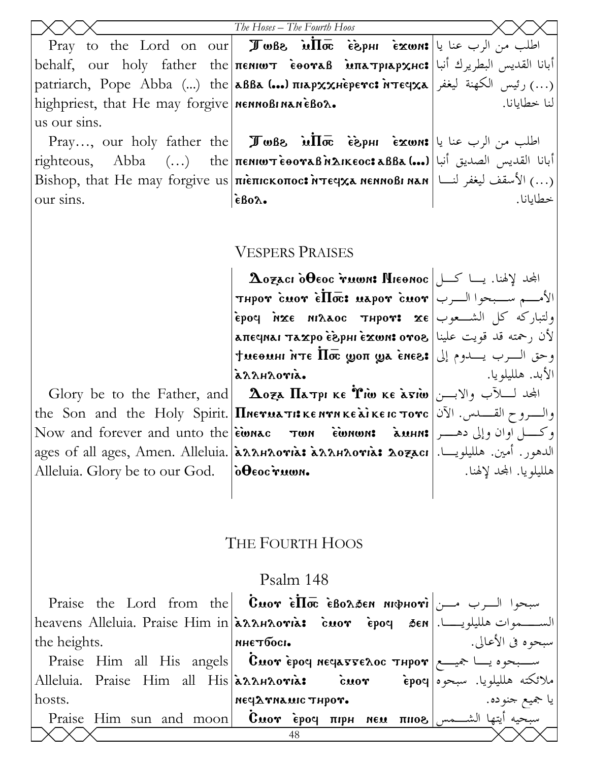| | | |
|---|---|---|
| Pray to the Lord on our behalf, our holy father the patriarch, Pope Abba (...) the highpriest, that He may forgive us our sins. | Ⲧⲱⲃϩ ⲙ̀Ⲡ̀ⲟ̅ⲥ̅ ⲉ̀ϩⲣⲏⲓ ⲉ̀ϫⲱⲛ: ⲡⲉⲛⲓⲱⲧ ⲉ̀ⲑⲟⲩⲁⲃ ⲙ̀ⲡⲁⲧⲣⲓⲁⲣⲭⲏⲥ: ⲁⲃⲃⲁ (...) ⲡⲓⲁⲣⲭⲭⲏⲉ̀ⲣⲉⲩⲥ: ⲛ̀ⲧⲉϥⲭⲁ ⲛⲉⲛⲛⲟⲃⲓ ⲛⲁⲛ ⲉ̀ⲃⲟⲗ. | اطلب من الرب عنا يا أبانا القديس البطريرك أنبا (...) رئيس الكهنة ليغفر لنا خطايانا. |
| Pray..., our holy father the righteous, Abba (...) the Bishop, that He may forgive us our sins. | Ⲧⲱⲃϩ ⲙ̀Ⲡ̀ⲟ̅ⲥ̅ ⲉ̀ϩⲣⲏⲓ ⲉ̀ϫⲱⲛ: ⲡⲉⲛⲓⲱⲧ ⲉ̀ⲑⲟⲩⲁⲃ ⲛ̀ⲇⲓⲕⲉⲟⲥ: ⲁⲃⲃⲁ (...) ⲡⲓⲉ̀ⲡⲓⲥⲕⲟⲡⲟⲥ: ⲛ̀ⲧⲉϥⲭⲁ ⲛⲉⲛⲛⲟⲃⲓ ⲛⲁⲛ ⲉ̀ⲃⲟⲗ. | اطلب من الرب عنا يا أبانا القديس الصديق أنبا (...) الأسقف ليغفر لنا خطايانا. |

## Vespers Praises

| | | |
|---|---|---|
| | Ⲇⲟⲝⲁⲥⲓ ⲟ̀Ⲑⲉⲟⲥ ⲏ̀ⲙⲱⲛ: Ⲛⲓⲉⲑⲛⲟⲥ ⲧⲏⲣⲟⲩ ⲥ̀ⲙⲟⲩ ⲉ̀Ⲡ̀ⲟ̅ⲥ̅: ⲙⲁⲣⲟⲩ ⲥ̀ⲙⲟⲩ ⲉ̀ⲣⲟϥ ⲛ̀ϫⲉ ⲛⲓⲗⲁⲟⲥ ⲧⲏⲣⲟⲩ: ϫⲉ ⲁⲡⲉϥⲛⲁⲓ ⲧⲁϫⲣⲟ ⲉ̀ϩⲣⲏⲓ ⲉ̀ϫⲱⲛ: ⲟⲩⲟϩ ϯⲙⲉⲑⲙⲏⲓ ⲛ̀ⲧⲉ Ⲡ̀ⲟ̅ⲥ̅ ϣⲟⲡ ϣⲁ ⲉ̀ⲛⲉϩ: ⲁ̀ⲗⲗⲏⲗⲟⲩⲓⲁ̀. | المجد لإلهنا. يا كل الأمم سبحوا الرب ولتباركه كل الشعوب لأن رحمته قد قويت علينا وحق الرب يدوم إلى الأبد. هلليلويا. |
| Glory be to the Father, and the Son and the Holy Spirit. Now and forever and unto the ages of all ages, Amen. Alleluia. Alleluia. Glory be to our God. | Ⲇⲟⲝⲁ Ⲡⲁⲧⲣⲓ ⲕⲉ Ⲩⲓⲱ ⲕⲉ ⲁ̀ⲅⲓⲱ Ⲡⲛⲉⲩⲙⲁⲧⲓ: ⲕⲉ ⲛⲩⲛ ⲕⲉ ⲁ̀ⲓ ⲕⲉ ⲓⲥ ⲧⲟⲩⲥ ⲉ̀ⲱⲛⲁⲥ ⲧⲱⲛ ⲉ̀ⲱⲛⲱⲛ: ⲁ̀ⲙⲏⲛ: ⲁ̀ⲗⲗⲏⲗⲟⲩⲓⲁ̀: ⲁ̀ⲗⲗⲏⲗⲟⲩⲓⲁ̀: Ⲇⲟⲝⲁⲥⲓ ⲟ̀Ⲑⲉⲟⲥ ⲏ̀ⲙⲱⲛ. | المجد للآب والابن والروح القدس. الآن وكل اوان وإلى دهر الدهور. أمين. هلليلويا. هلليلويا. المجد لإلهنا. |

## The Fourth Hoos

### Psalm 148

| | | |
|---|---|---|
| Praise the Lord from the heavens Alleluia. Praise Him in the heights. | Ⲥ̀ⲙⲟⲩ ⲉ̀Ⲡ̀ⲟ̅ⲥ̅ ⲉ̀ⲃⲟⲗϧⲉⲛ ⲛⲓⲫⲏⲟⲩⲓ̀ ⲁ̀ⲗⲗⲏⲗⲟⲩⲓⲁ̀: ⲥ̀ⲙⲟⲩ ⲉ̀ⲣⲟϥ ϧⲉⲛ ⲛⲏⲉⲧϭⲟⲥⲓ. | سبحوا الرب من السموات هلليلويا. سبحوه في الأعالي. |
| Praise Him all His angels Alleluia. Praise Him all His hosts. | Ⲥ̀ⲙⲟⲩ ⲉ̀ⲣⲟϥ ⲛⲉϥⲁⲅⲅⲉⲗⲟⲥ ⲧⲏⲣⲟⲩ ⲁ̀ⲗⲗⲏⲗⲟⲩⲓⲁ̀: ⲥ̀ⲙⲟⲩ ⲉ̀ⲣⲟϥ ⲛⲉϥⲇⲩⲛⲁⲙⲓⲥ ⲧⲏⲣⲟⲩ. | سبحوه يا جميع ملائكته هلليلويا. سبحوه يا جميع جنوده. |
| Praise Him sun and moon | Ⲥ̀ⲙⲟⲩ ⲉ̀ⲣⲟϥ ⲡⲓⲣⲏ ⲛⲉⲙ ⲡⲓⲓⲟϩ | سبحيه أيتها الشمس |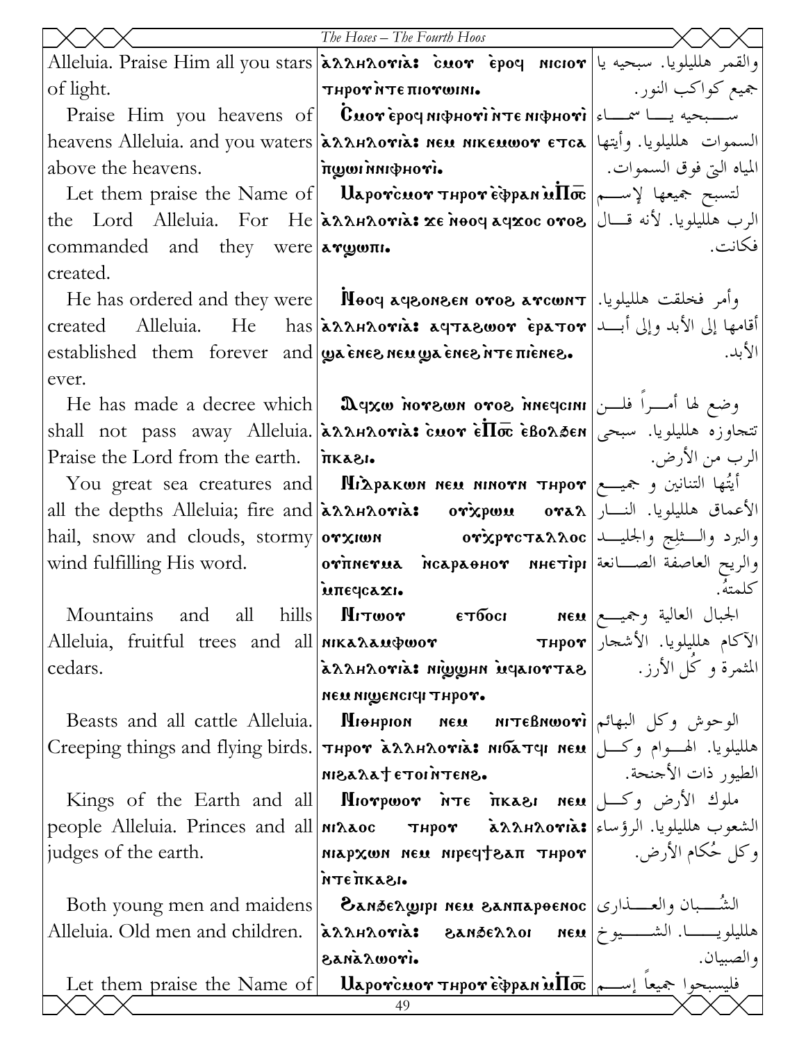| English | Coptic | Arabic |
|---|---|---|
| Alleluia. Praise Him all you stars of light. | ⲁⲗⲗⲏⲗⲟⲩⲓⲁ: ⲥ̀ⲙⲟⲩ ⲉ̀ⲣⲟϥ ⲛⲓⲥⲓⲟⲩ ⲧⲏⲣⲟⲩ ⲛ̀ⲧⲉ ⲡⲓⲟⲩⲱⲓⲛⲓ. | والقمر هلليلويا. سبحيه يا جميع كواكب النور. |
| Praise Him you heavens of heavens Alleluia. and you waters above the heavens. | Ⲥ̀ⲙⲟⲩ ⲉ̀ⲣⲟϥ ⲛⲓⲫⲏⲟⲩⲓ̀ ⲛ̀ⲧⲉ ⲛⲓⲫⲏⲟⲩⲓ̀ ⲁⲗⲗⲏⲗⲟⲩⲓⲁ: ⲛⲉⲙ ⲛⲓⲕⲉⲙⲱⲟⲩ ⲉⲧⲥⲁ ⲡ̀ϣⲱⲓ ⲛ̀ⲛⲓⲫⲏⲟⲩⲓ̀. | ســبحيه يـــا سمـــاء السموات هلليلويا. وأيتها المياه التي فوق السموات. |
| Let them praise the Name of the Lord Alleluia. For He commanded and they were created. | Ⲙⲁⲣⲟⲩⲥ̀ⲙⲟⲩ ⲧⲏⲣⲟⲩ ⲉ̀ⲫⲣⲁⲛ ⲙ̀Ⲡⲟ̄ⲥ̄ ⲁⲗⲗⲏⲗⲟⲩⲓⲁ: ϫⲉ ⲛ̀ⲑⲟϥ ⲁϥϫⲟⲥ ⲟⲩⲟϩ ⲁⲩϣⲱⲡⲓ. | لتسبح جميعها لإســـم الرب هلليلويا. لأنه قـــال فكانت. |
| He has ordered and they were created Alleluia. He has established them forever and ever. | Ⲛ̀ⲑⲟϥ ⲁϥϩⲟⲛϩⲉⲛ ⲟⲩⲟϩ ⲁⲩⲥⲱⲛⲧ ⲁⲗⲗⲏⲗⲟⲩⲓⲁ: ⲁϥⲧⲁϩⲱⲟⲩ ⲉ̀ⲣⲁⲧⲟⲩ ϣⲁ ⲉ̀ⲛⲉϩ ⲛⲉⲙ ϣⲁ ⲉ̀ⲛⲉϩ ⲛ̀ⲧⲉ ⲡⲓⲉ̀ⲛⲉϩ. | وأمر فخلقت هلليلويا. أقامها إلى الأبد وإلى أبـــد الأبد. |
| He has made a decree which shall not pass away Alleluia. Praise the Lord from the earth. | Ⲁϥⲭⲱ ⲛ̀ⲟⲩϩⲱⲛ ⲟⲩⲟϩ ⲛ̀ⲛⲉϥⲥⲓⲛⲓ ⲁⲗⲗⲏⲗⲟⲩⲓⲁ: ⲥ̀ⲙⲟⲩ ⲉ̀Ⲡⲟ̄ⲥ̄ ⲉ̀ⲃⲟⲗϧⲉⲛ ⲡ̀ⲕⲁϩⲓ. | وضع لها أمـــراً فلـــن تتجاوزه هلليلويا. سبحي الرب من الأرض. |
| You great sea creatures and all the depths Alleluia; fire and hail, snow and clouds, stormy wind fulfilling His word. | Ⲛⲓ̀ⲇⲣⲁⲕⲱⲛ ⲛⲉⲙ ⲛⲓⲛⲟⲩⲛ ⲧⲏⲣⲟⲩ ⲁⲗⲗⲏⲗⲟⲩⲓⲁ: ⲟⲩⲭ̀ⲣⲱⲙ ⲟⲩⲁⲗ ⲟⲩⲭⲓⲱⲛ ⲟⲩⲭ̀ⲣⲩⲥⲧⲁⲗⲗⲟⲥ ⲟⲩⲡ̀ⲛⲉⲩⲙⲁ ⲛ̀ⲥⲁⲣⲁⲑⲏⲟⲩ ⲛⲏⲉⲧⲓ̀ⲣⲓ ⲙ̀ⲡⲉϥⲥⲁϫⲓ. | أيتُها التنانين و جميـــع الأعماق هلليلويا. النـــار والبرد والـــثلج والجليـــد والريح العاصفة الصـــانعة كلمتهُ. |
| Mountains and all hills Alleluia, fruitful trees and all cedars. | Ⲛⲓⲧⲱⲟⲩ ⲉⲧϭⲟⲥⲓ ⲛⲉⲙ ⲛⲓⲕⲁⲗⲁⲙⲫⲱⲟⲩ ⲧⲏⲣⲟⲩ ⲁⲗⲗⲏⲗⲟⲩⲓⲁ: ⲛⲓϣϣⲏⲛ ⲙ̀ⲙⲁⲓⲟⲩⲧⲁϩ ⲛⲉⲙ ⲛⲓϣⲉⲛⲥⲓϥⲓ ⲧⲏⲣⲟⲩ. | الجبال العالية وجميـــع الآكام هلليلويا. الأشجار المثمرة و كُل الأرز. |
| Beasts and all cattle Alleluia. Creeping things and flying birds. | Ⲛⲓⲑⲏⲣⲓⲟⲛ ⲛⲉⲙ ⲛⲓⲧⲉⲃⲛⲱⲟⲩⲓ̀ ⲧⲏⲣⲟⲩ ⲁⲗⲗⲏⲗⲟⲩⲓⲁ: ⲛⲓϭⲁⲧϥⲓ ⲛⲉⲙ ⲛⲓϩⲁⲗⲁϯ ⲉⲧⲟⲓ ⲛ̀ⲧⲉⲛϩ. | الوحوش وكل البهائم هلليلويا. الهـــوام وكـــل الطيور ذات الأجنحة. |
| Kings of the Earth and all people Alleluia. Princes and all judges of the earth. | Ⲛⲓⲟⲩⲣⲱⲟⲩ ⲛ̀ⲧⲉ ⲡ̀ⲕⲁϩⲓ ⲛⲉⲙ ⲛⲓⲗⲁⲟⲥ ⲧⲏⲣⲟⲩ ⲁⲗⲗⲏⲗⲟⲩⲓⲁ: ⲛⲓⲁⲣⲭⲱⲛ ⲛⲉⲙ ⲛⲓⲣⲉϥϯϩⲁⲡ ⲧⲏⲣⲟⲩ ⲛ̀ⲧⲉ ⲡ̀ⲕⲁϩⲓ. | ملوك الأرض وكـــل الشعوب هلليلويا. الرؤساء وكل حُكام الأرض. |
| Both young men and maidens Alleluia. Old men and children. | Ϩⲁⲛϧⲉⲗϣⲓⲣⲓ ⲛⲉⲙ ϩⲁⲛⲡⲁⲣⲑⲉⲛⲟⲥ ⲁⲗⲗⲏⲗⲟⲩⲓⲁ: ϩⲁⲛϧⲉⲗⲗⲟⲓ ⲛⲉⲙ ϩⲁⲛⲁ̀ⲗⲱⲟⲩⲓ. | الشُـــبان والعـــذارى هلليلويـــا. الشـــيوخ والصبيان. |
| Let them praise the Name of | Ⲙⲁⲣⲟⲩⲥ̀ⲙⲟⲩ ⲧⲏⲣⲟⲩ ⲉ̀ⲫⲣⲁⲛ ⲙ̀Ⲡⲟ̄ⲥ̄ | فليسبحوا جميعاً إســـم |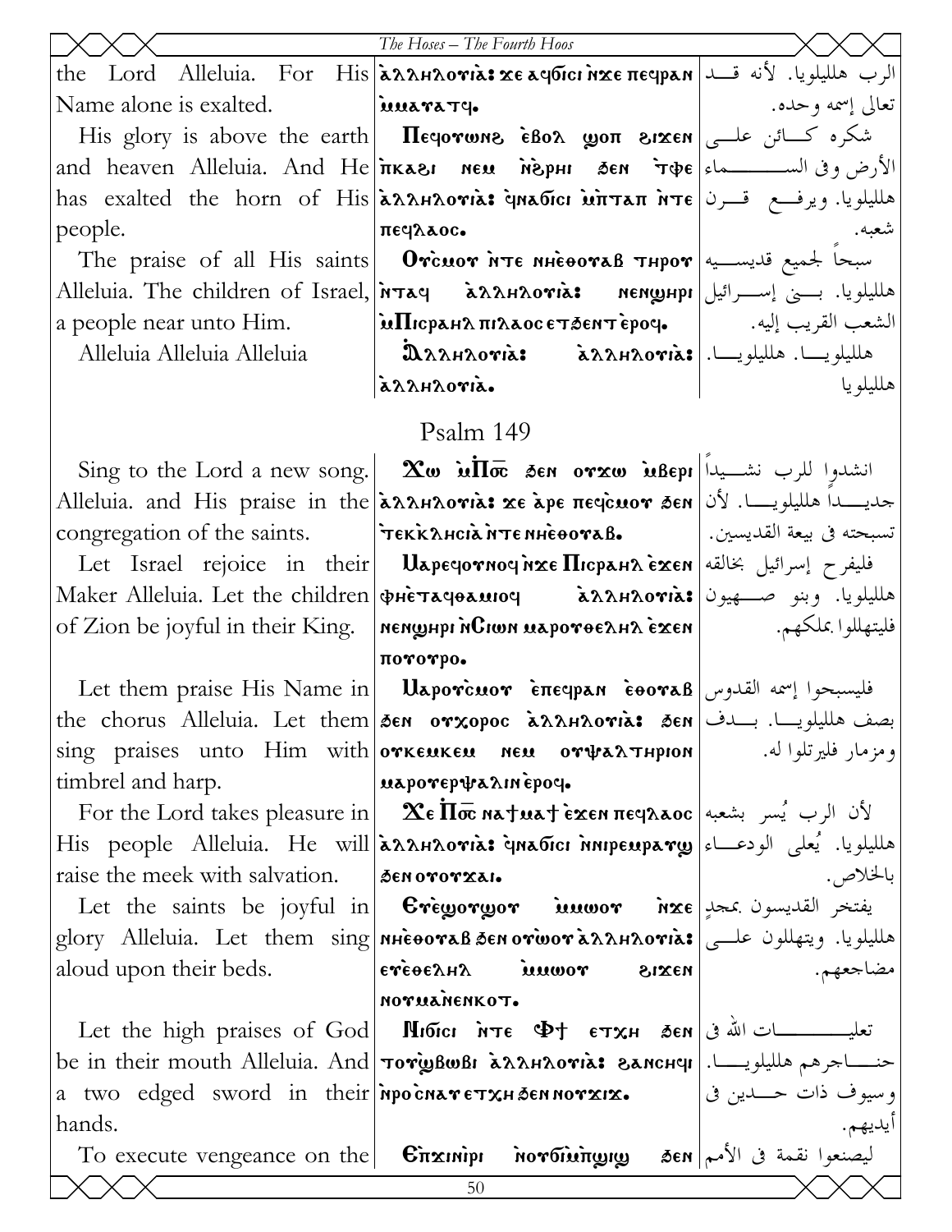| | | |
|---|---|---|
| the Lord Alleluia. For His Name alone is exalted. | ⲁⲗⲗⲏⲗⲟⲩⲓⲁ: ϫⲉ ⲁϥϭⲓⲥⲓ ⲛϫⲉ ⲡⲉϥⲣⲁⲛ ⲙ̀ⲙⲁⲩⲁⲧϥ. | الرب هلليلويا. لأنه قد تعالى إسمه وحده. |
| His glory is above the earth and heaven Alleluia. And He has exalted the horn of His people. | Ⲡⲉϥⲟⲩⲱⲛϩ ⲉ̀ⲃⲟⲗ ϣⲟⲡ ϩⲓϫⲉⲛ ⲡ̀ⲕⲁϩⲓ ⲛⲉⲙ ⲛ̀ϩ̀ⲣⲏⲓ ϧⲉⲛ ⲧ̀ⲫⲉ ⲁⲗⲗⲏⲗⲟⲩⲓⲁ: ϥ̀ⲛⲁϭⲓⲥⲓ ⲙ̀ⲡ̀ⲧⲁⲡ ⲛ̀ⲧⲉ ⲡⲉϥⲗⲁⲟⲥ. | شكره كـائن علـى الأرض وفى السـماء هلليلويا. ويرفـع قـرن شعبه. |
| The praise of all His saints Alleluia. The children of Israel, a people near unto Him. | Ⲟⲩ̀ⲥⲙⲟⲩ ⲛ̀ⲧⲉ ⲛⲏⲉ̀ⲑⲟⲩⲁⲃ ⲧⲏⲣⲟⲩ ⲛ̀ⲧⲁϥ ⲁⲗⲗⲏⲗⲟⲩⲓⲁ: ⲛⲉⲛϣⲏⲣⲓ ⲙ̀Ⲡⲓⲥⲣⲁⲏⲗ ⲡⲓⲗⲁⲟⲥ ⲉⲧϧⲉⲛⲧ ⲉ̀ⲣⲟϥ. | سبحاً لجميع قديسيه هلليلويا. بنى إسرائيل الشعب القريب إليه. |
| Alleluia Alleluia Alleluia | Ⲁⲗⲗⲏⲗⲟⲩⲓⲁ: ⲁⲗⲗⲏⲗⲟⲩⲓⲁ: ⲁⲗⲗⲏⲗⲟⲩⲓⲁ. | هلليلويا. هلليلويا. هلليلويا |

## Psalm 149

| | | |
|---|---|---|
| Sing to the Lord a new song. Alleluia. and His praise in the congregation of the saints. | Ϫⲱ ⲙ̀Ⲡ̅ⲟ̅ⲥ̅ ϧⲉⲛ ⲟⲩϫⲱ ⲙ̀ⲃⲉⲣⲓ ⲁⲗⲗⲏⲗⲟⲩⲓⲁ: ϫⲉ ⲁ̀ⲣⲉ ⲡⲉϥ̀ⲥⲙⲟⲩ ϧⲉⲛ ⲧ̀ⲉⲕ̀ⲕⲗⲏⲥⲓⲁ ⲛ̀ⲧⲉ ⲛⲏⲉ̀ⲑⲟⲩⲁⲃ. | انشدوا للرب نشيداً جديداً هلليلويا. لأن تسبحته فى بيعة القديسين. |
| Let Israel rejoice in their Maker Alleluia. Let the children of Zion be joyful in their King. | Ⲙⲁⲣⲉϥⲟⲩⲛⲟϥ ⲛ̀ϫⲉ Ⲡⲓⲥⲣⲁⲏⲗ ⲉ̀ϫⲉⲛ ⲫⲏⲉ̀ⲧⲁϥⲑⲁⲙⲓⲟϥ ⲁⲗⲗⲏⲗⲟⲩⲓⲁ: ⲛⲉⲛϣⲏⲣⲓ ⲛ̀Ⲥⲓⲱⲛ ⲙⲁⲣⲟⲩⲑⲉⲗⲏⲗ ⲉ̀ϫⲉⲛ ⲡⲟⲩⲟⲩⲣⲟ. | فليفرح إسرائيل بخالقه هلليلويا. وبنو صهيون فليتهللوا بملكهم. |
| Let them praise His Name in the chorus Alleluia. Let them sing praises unto Him with timbrel and harp. | Ⲙⲁⲣⲟⲩ̀ⲥⲙⲟⲩ ⲉ̀ⲡⲉϥⲣⲁⲛ ⲉ̀ⲑⲟⲩⲁⲃ ϧⲉⲛ ⲟⲩⲭⲟⲣⲟⲥ ⲁⲗⲗⲏⲗⲟⲩⲓⲁ: ϧⲉⲛ ⲟⲩⲕⲉⲙⲕⲉⲙ ⲛⲉⲙ ⲟⲩⲯⲁⲗⲧⲏⲣⲓⲟⲛ ⲙⲁⲣⲟⲩⲉⲣⲯⲁⲗⲓⲛ ⲉ̀ⲣⲟϥ. | فليسبحوا إسمه القدوس بصف هلليلويا. بدف ومزمار فليرتلوا له. |
| For the Lord takes pleasure in His people Alleluia. He will raise the meek with salvation. | Ϫⲉ Ⲡ̅ⲟ̅ⲥ̅ ⲛⲁϯⲙⲁϯ ⲉ̀ϫⲉⲛ ⲡⲉϥⲗⲁⲟⲥ ⲁⲗⲗⲏⲗⲟⲩⲓⲁ: ϥ̀ⲛⲁϭⲓⲥⲓ ⲛ̀ⲛⲓⲣⲉⲙⲣⲁⲩϣ ϧⲉⲛ ⲟⲩⲟⲩϫⲁⲓ. | لأن الرب يُسر بشعبه هلليلويا. يُعلى الودعاء بالخلاص. |
| Let the saints be joyful in glory Alleluia. Let them sing aloud upon their beds. | Ⲉⲩⲉ̀ϣⲟⲩϣⲟⲩ ⲙ̀ⲙⲱⲟⲩ ⲛ̀ϫⲉ ⲛⲏⲉ̀ⲑⲟⲩⲁⲃ ϧⲉⲛ ⲟⲩⲱ̀ⲟⲩ ⲁⲗⲗⲏⲗⲟⲩⲓⲁ: ⲉⲩⲉ̀ⲑⲉⲗⲏⲗ ⲙ̀ⲙⲱⲟⲩ ϩⲓϫⲉⲛ ⲛⲟⲩⲙⲁⲛ̀ⲉⲛⲕⲟⲧ. | يفتخر القديسون بمجد هلليلويا. ويتهللون على مضاجعهم. |
| Let the high praises of God be in their mouth Alleluia. And a two edged sword in their hands. | Ⲛⲓϭⲓⲥⲓ ⲛ̀ⲧⲉ Ⲫ̀ϯ ⲉⲧⲭⲏ ϧⲉⲛ ⲧⲟⲩ̀ϣⲃⲱⲃⲓ ⲁⲗⲗⲏⲗⲟⲩⲓⲁ: ϩⲁⲛⲥⲏϥⲓ ⲛ̀ⲣⲟ̀ⲥⲛⲁⲩ ⲉⲧⲭⲏ ϧⲉⲛ ⲛⲟⲩϫⲓϫ. | تعليـــات الله فى حنــاجرهم هلليلويــا. وسيوف ذات حــدين فى أيديهم. |
| To execute vengeance on the | Ⲉ̀ⲡ̀ϫⲓⲛⲓⲣⲓ ⲛ̀ⲟⲩϭⲓⲙ̀ⲡ̀ϣⲓϣ ϧⲉⲛ | ليصنعوا نقمة فى الأمم |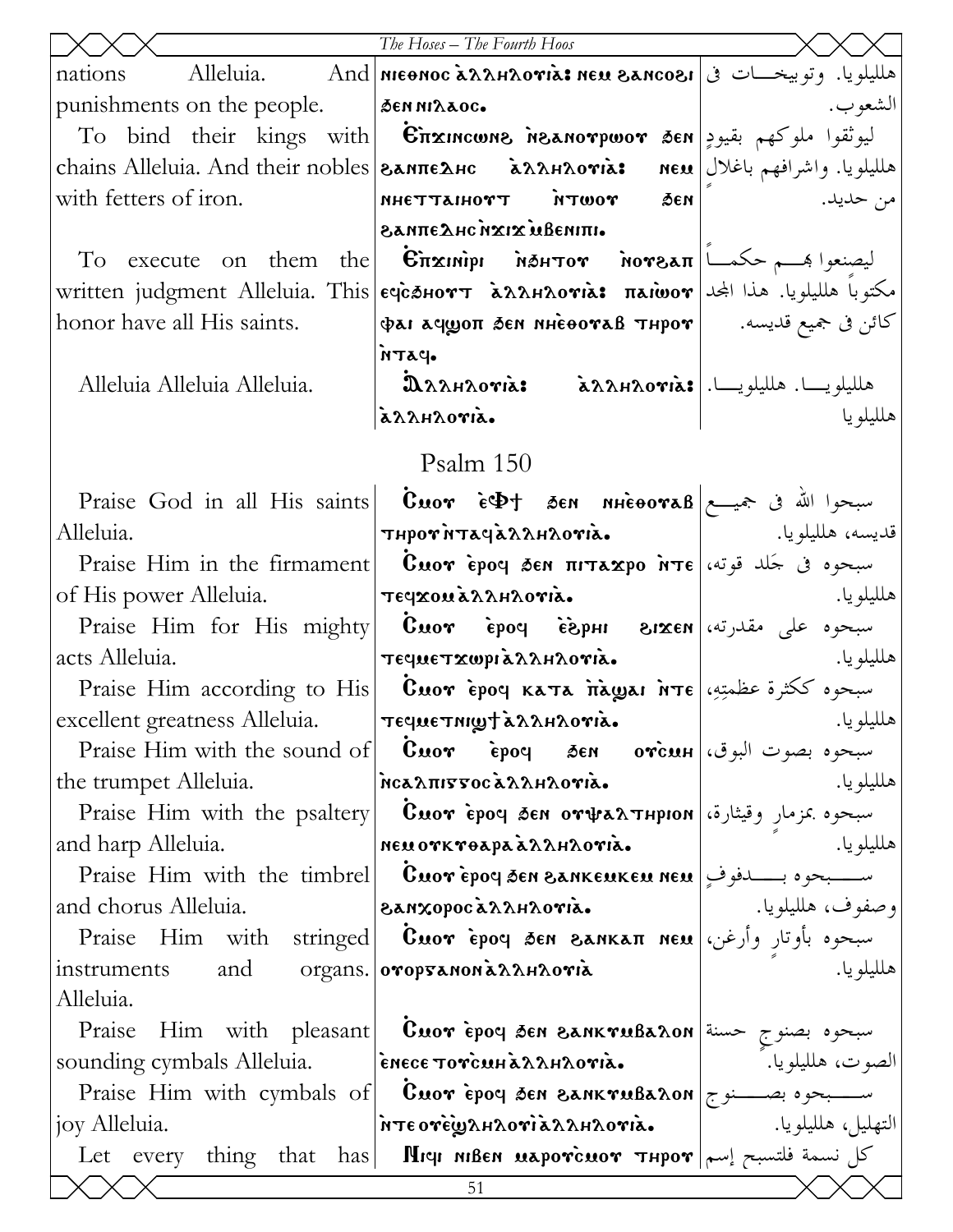| | | |
|---|---|---|
| nations Alleluia. And punishments on the people. | ⲛⲓⲉⲑⲛⲟⲥ ⲁⲗⲗⲏⲗⲟⲩⲓⲁ: ⲛⲉⲙ ϩⲁⲛⲥⲟϩⲓ ϧⲉⲛ ⲛⲓⲗⲁⲟⲥ. | هلليويا. وتوبيخـــات فى الشعوب. |
| To bind their kings with chains Alleluia. And their nobles with fetters of iron. | Ⲉⲡϫⲓⲛⲥⲱⲛϩ ⲛ̀ⲛⲟⲩⲟⲩⲣⲱⲟⲩ ϧⲉⲛ ϩⲁⲛⲡⲉⲇⲏⲥ ⲁⲗⲗⲏⲗⲟⲩⲓⲁ: ⲛⲉⲙ ⲛⲏⲉⲧⲧⲁⲓⲏⲟⲩⲧ ⲛ̀ⲧⲱⲟⲩ ϧⲉⲛ ϩⲁⲛⲡⲉⲇⲏⲥ ⲛ̀ϫⲓϫ ⲙ̀ⲃⲉⲛⲓⲡⲓ. | ليوثقوا ملوكهم بقيودٍ هلليويا. واشرافهم باغلال من حديد. |
| To execute on them the written judgment Alleluia. This honor have all His saints. | Ⲉⲡϫⲓⲛⲓⲣⲓ ⲛ̀ϧⲏⲧⲟⲩ ⲛ̀ⲟⲩϩⲁⲡ ⲉϥⲥ̀ϧⲏⲟⲩⲧ ⲁⲗⲗⲏⲗⲟⲩⲓⲁ: ⲡⲁⲓⲱⲟⲩ ⲫⲁⲓ ⲁϥϣⲱⲡ ϧⲉⲛ ⲛⲏⲉ̀ⲑⲟⲩⲁⲃ ⲧⲏⲣⲟⲩ ⲛ̀ⲧⲁϥ. | ليصنعوا بهـــم حكمـــاً مكتوباً هلليويا. هذا المجد كائن فى جميع قديسه. |
| Alleluia Alleluia Alleluia. | Ⲁⲗⲗⲏⲗⲟⲩⲓⲁ: ⲁⲗⲗⲏⲗⲟⲩⲓⲁ: ⲁⲗⲗⲏⲗⲟⲩⲓⲁ. | هلليويـــا. هلليويـــا. هلليويا |

## Psalm 150

| | | |
|---|---|---|
| Praise God in all His saints Alleluia. | Ⲥⲙⲟⲩ ⲉ̀Ⲫϯ ϧⲉⲛ ⲛⲏⲉ̀ⲑⲟⲩⲁⲃ ⲧⲏⲣⲟⲩ ⲛ̀ⲧⲁϥ ⲁⲗⲗⲏⲗⲟⲩⲓⲁ. | سبحوا الله فى جميـــع قديسه، هلليويا. |
| Praise Him in the firmament of His power Alleluia. | Ⲥⲙⲟⲩ ⲉ̀ⲣⲟϥ ϧⲉⲛ ⲡⲓⲧⲁϫⲣⲟ ⲛ̀ⲧⲉ ⲧⲉϥϫⲟⲙ ⲁⲗⲗⲏⲗⲟⲩⲓⲁ. | سبحوه فى جَلد قوته، هلليويا. |
| Praise Him for His mighty acts Alleluia. | Ⲥⲙⲟⲩ ⲉ̀ⲣⲟϥ ⲉ̀ϩⲣⲏⲓ ϩⲓϫⲉⲛ ⲧⲉϥⲙⲉⲧϫⲱⲣⲓ ⲁⲗⲗⲏⲗⲟⲩⲓⲁ. | سبحوه على مقدرته، هلليويا. |
| Praise Him according to His excellent greatness Alleluia. | Ⲥⲙⲟⲩ ⲉ̀ⲣⲟϥ ⲕⲁⲧⲁ ⲡ̀ⲁϣⲁⲓ ⲛ̀ⲧⲉ ⲧⲉϥⲙⲉⲧⲛⲓϣϯ ⲁⲗⲗⲏⲗⲟⲩⲓⲁ. | سبحوه ككثرة عظمتِهِ، هلليويا. |
| Praise Him with the sound of the trumpet Alleluia. | Ⲥⲙⲟⲩ ⲉ̀ⲣⲟϥ ϧⲉⲛ ⲟⲩⲥ̀ⲙⲏ ⲛ̀ⲥⲁⲗⲡⲓⲅⲅⲟⲥ ⲁⲗⲗⲏⲗⲟⲩⲓⲁ. | سبحوه بصوت البوق، هلليويا. |
| Praise Him with the psaltery and harp Alleluia. | Ⲥⲙⲟⲩ ⲉ̀ⲣⲟϥ ϧⲉⲛ ⲟⲩⲯⲁⲗⲧⲏⲣⲓⲟⲛ ⲛⲉⲙ ⲟⲩⲕⲩⲑⲁⲣⲁ ⲁⲗⲗⲏⲗⲟⲩⲓⲁ. | سبحوه بمزمارٍ وقيثارة، هلليويا. |
| Praise Him with the timbrel and chorus Alleluia. | Ⲥⲙⲟⲩ ⲉ̀ⲣⲟϥ ϧⲉⲛ ϩⲁⲛⲕⲉⲙⲕⲉⲙ ⲛⲉⲙ ϩⲁⲛⲭⲟⲣⲟⲥ ⲁⲗⲗⲏⲗⲟⲩⲓⲁ. | ســــبحوه بـــــدفوفٍ وصفوف، هلليويا. |
| Praise Him with stringed instruments and organs. Alleluia. | Ⲥⲙⲟⲩ ⲉ̀ⲣⲟϥ ϧⲉⲛ ϩⲁⲛⲕⲁⲡ ⲛⲉⲙ ⲟⲩⲟⲣⲅⲁⲛⲟⲛ ⲁⲗⲗⲏⲗⲟⲩⲓⲁ | سبحوه بأوتارٍ وأرغن، هلليويا. |
| Praise Him with pleasant sounding cymbals Alleluia. | Ⲥⲙⲟⲩ ⲉ̀ⲣⲟϥ ϧⲉⲛ ϩⲁⲛⲕⲩⲙⲃⲁⲗⲟⲛ ⲉ̀ⲛⲉⲥⲉ ⲧⲟⲩⲥ̀ⲙⲏ ⲁⲗⲗⲏⲗⲟⲩⲓⲁ. | سبحوه بصنوجٍ حسنة الصوت، هلليويا. |
| Praise Him with cymbals of joy Alleluia. | Ⲥⲙⲟⲩ ⲉ̀ⲣⲟϥ ϧⲉⲛ ϩⲁⲛⲕⲩⲙⲃⲁⲗⲟⲛ ⲛ̀ⲧⲉ ⲟⲩⲉ̀ϣⲗⲏⲗⲟⲩⲓ ⲁⲗⲗⲏⲗⲟⲩⲓⲁ. | ســـبحوه بصـــنوج التهليل، هلليويا. |
| Let every thing that has | Ⲛⲓϥⲓ ⲛⲓⲃⲉⲛ ⲙⲁⲣⲟⲩⲥ̀ⲙⲟⲩ ⲧⲏⲣⲟⲩ | كل نسمة فلتسبح إسم |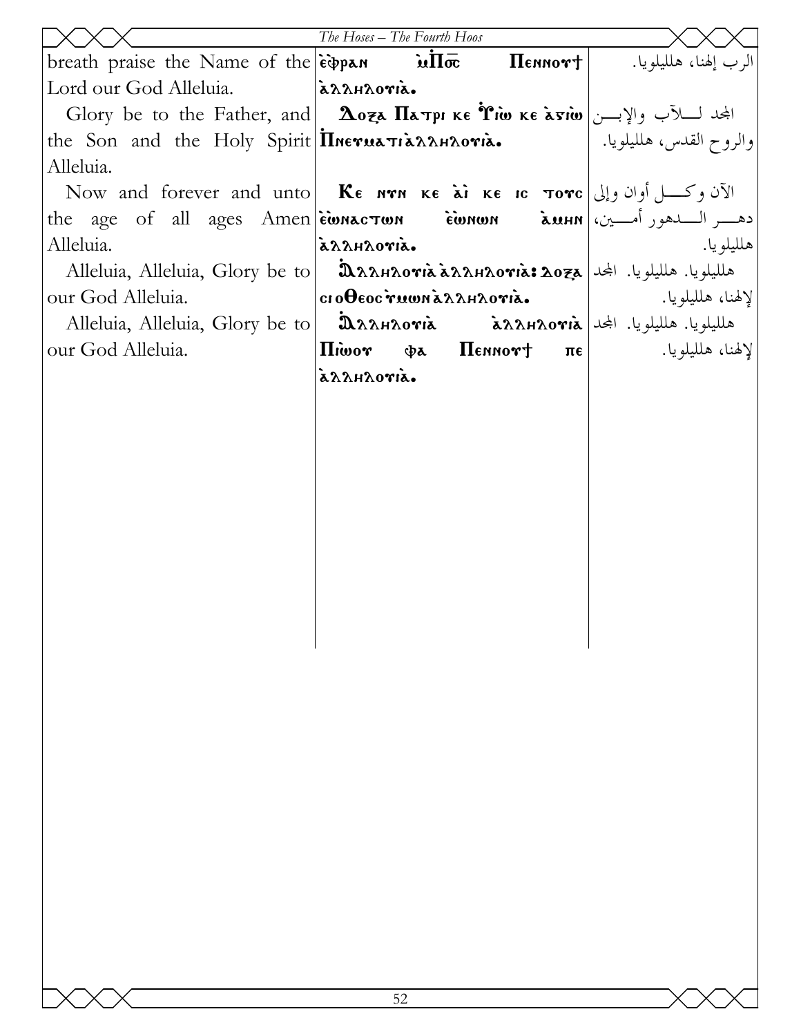| | | |
|---|---|---|
| breath praise the Name of the Lord our God Alleluia. | ⲉ̀ⲫⲣⲁⲛ ⲙ̀Ⲡⲟ̅ⲥ̅ Ⲡⲉⲛⲛⲟⲩϯ ⲁ̀ⲗⲗⲏⲗⲟⲩⲓⲁ̀. | الرب إلهنا، هلليلويا. |
| Glory be to the Father, and the Son and the Holy Spirit Alleluia. | Ⲇⲟⲝⲁ Ⲡⲁⲧⲣⲓ ⲕⲉ Ⲩ̀ⲓⲱ ⲕⲉ ⲁ̀ⲅⲓⲱ Ⲡ̀ⲛⲉⲩⲙⲁⲧⲓⲁ̀ⲗⲗⲏⲗⲟⲩⲓⲁ̀. | المجد للآب والإبن والروح القدس، هلليلويا. |
| Now and forever and unto the age of all ages Amen Alleluia. | Ⲕⲉ ⲛⲩⲛ ⲕⲉ ⲁ̀ⲓ ⲕⲉ ⲓⲥ ⲧⲟⲩⲥ ⲉ̀ⲱⲛⲁⲥⲧⲱⲛ ⲉ̀ⲱⲛⲱⲛ ⲁ̀ⲙⲏⲛ ⲁ̀ⲗⲗⲏⲗⲟⲩⲓⲁ̀. | الآن وكل أوان وإلى دهر الدهور أمين، هلليلويا. |
| Alleluia, Alleluia, Glory be to our God Alleluia. | Ⲁ̀ⲗⲗⲏⲗⲟⲩⲓⲁ̀ ⲁ̀ⲗⲗⲏⲗⲟⲩⲓⲁ̀: Ⲇⲟⲝⲁ ⲥⲓ ⲟⲐⲉⲟⲥ ⲏ̀ⲙⲱⲛ ⲁ̀ⲗⲗⲏⲗⲟⲩⲓⲁ̀. | هلليلويا. هلليلويا. المجد لإلهنا، هلليلويا. |
| Alleluia, Alleluia, Glory be to our God Alleluia. | Ⲁ̀ⲗⲗⲏⲗⲟⲩⲓⲁ̀ ⲁ̀ⲗⲗⲏⲗⲟⲩⲓⲁ̀ Ⲡⲓⲱ̀ⲟⲩ ⲫⲁ Ⲡⲉⲛⲛⲟⲩϯ ⲡⲉ ⲁ̀ⲗⲗⲏⲗⲟⲩⲓⲁ̀. | هلليلويا. هلليلويا. المجد لإلهنا، هلليلويا. |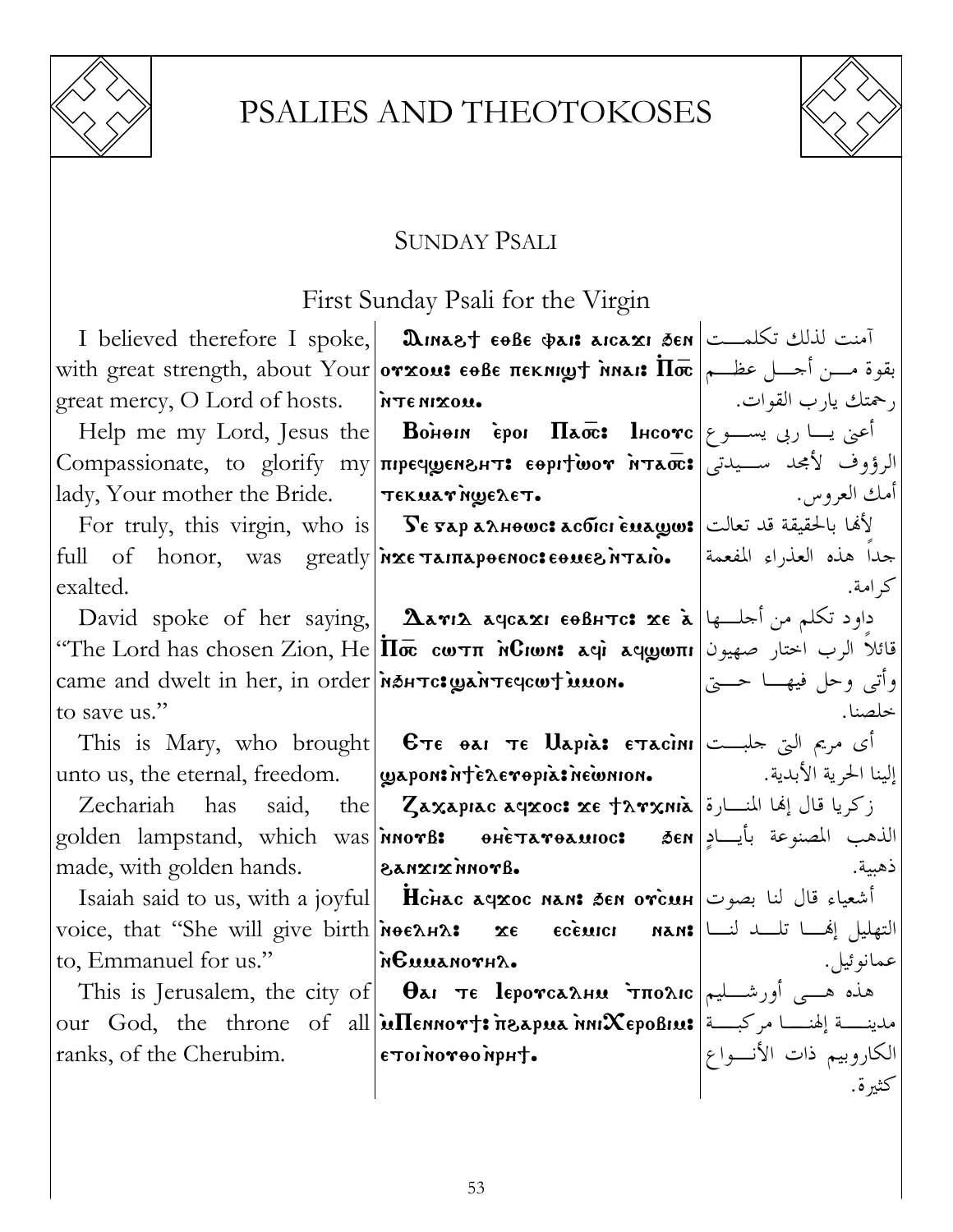## SUNDAY PSALI

### First Sunday Psali for the Virgin

| | | |
|---|---|---|
| I believed therefore I spoke, with great strength, about Your great mercy, O Lord of hosts. | Ⲁⲓⲛⲁϩϯ ⲉⲑⲃⲉ ⲫⲁⲓ: ⲁⲓⲥⲁϫⲓ ϧⲉⲛ ⲟⲩϫⲟⲙ: ⲉⲑⲃⲉ ⲡⲉⲕⲛⲓϣϯ ⲛ̀ⲛⲁⲓ: Ⲡ̀⳪ ⲛ̀ⲧⲉ ⲛⲓϫⲟⲙ. | آمنت لذلك تكلمت بقوة من أجل عظم رحمتك يارب القوات. |
| Help me my Lord, Jesus the Compassionate, to glorify my lady, Your mother the Bride. | Ⲃⲟⲏ̀ⲑⲓⲛ ⲉ̀ⲣⲟⲓ Ⲡⲁ⳪: Ⲓⲏⲥⲟⲩⲥ ⲡⲓⲣⲉϥϣⲉⲛϩⲏⲧ: ⲉⲑⲣⲓϯⲱ̀ⲟⲩ ⲛ̀ⲧⲁ⳪: ⲧⲉⲕⲙⲁⲩ ⲛ̀ϣⲉⲗⲉⲧ. | أعني يا ربي يسوع الرؤوف لأمجد سيدتي أمك العروس. |
| For truly, this virgin, who is full of honor, was greatly exalted. | Ϫⲉ ⲅⲁⲣ ⲁⲗⲏⲑⲱⲥ: ⲁⲥϭⲓⲥⲓ ⲉ̀ⲙⲁϣⲱ: ⲛ̀ϫⲉ ⲧⲁⲓⲡⲁⲣⲑⲉⲛⲟⲥ: ⲉⲑⲙⲉϩ ⲛ̀ⲧⲁⲓⲟ̀. | لأنها بالحقيقة قد تعالت جداً هذه العذراء المفعمة كرامة. |
| David spoke of her saying, "The Lord has chosen Zion, He came and dwelt in her, in order to save us." | Ⲇⲁⲩⲓⲇ ⲁϥⲥⲁϫⲓ ⲉⲑⲃⲏⲧⲥ: ϫⲉ ⲁ̀ Ⲡ̀⳪ ⲥⲱⲧⲡ ⲛ̀Ⲥⲓⲱⲛ: ⲁϥⲓ̀ ⲁϥϣⲱⲡⲓ ⲛ̀ϧⲏⲧⲥ: ϣⲁⲛ̀ⲧⲉϥⲥⲱϯ ⲙ̀ⲙⲟⲛ. | داود تكلم من أجلها قائلاً الرب اختار صهيون وأتى وحل فيها حتى خلصنا. |
| This is Mary, who brought unto us, the eternal, freedom. | Ⲉⲧⲉ ⲑⲁⲓ ⲧⲉ Ⲙⲁⲣⲓⲁ̀: ⲉⲧⲁⲥⲓ̀ⲛⲓ ϣⲁⲣⲟⲛ: ⲛ̀ϯⲉ̀ⲗⲉⲩⲑⲉⲣⲓⲁ̀: ⲛ̀ⲉ̀ⲱⲛⲓⲟⲛ. | أي مريم التي جلبت إلينا الحرية الأبدية. |
| Zechariah has said, the golden lampstand, which was made, with golden hands. | Ⲍⲁⲭⲁⲣⲓⲁⲥ ⲁϥϫⲟⲥ: ϫⲉ ϯⲗⲩⲭⲛⲓⲁ̀ ⲛ̀ⲛⲟⲩⲃ: ⲑⲏⲉ̀ⲧⲁⲩⲑⲁⲙⲓⲟⲥ: ϧⲉⲛ ϩⲁⲛϫⲓϫ ⲛ̀ⲛⲟⲩⲃ. | زكريا قال إنها المنارة الذهب المصنوعة بأيادٍ ذهبية. |
| Isaiah said to us, with a joyful voice, that "She will give birth to, Emmanuel for us." | Ⲏ̀ⲥⲁⲏ̀ⲁⲥ ⲁϥϫⲟⲥ ⲛⲁⲛ: ϧⲉⲛ ⲟⲩ̀ⲥⲙⲏ ⲛ̀ⲑⲉⲗⲏⲗ: ϫⲉ ⲉⲥⲉ̀ⲙⲓⲥⲓ ⲛⲁⲛ: ⲛ̀Ⲉⲙⲙⲁⲛⲟⲩⲏⲗ. | أشعياء قال لنا بصوت التهليل إنها تلد لنا عمانوئيل. |
| This is Jerusalem, the city of our God, the throne of all ranks, of the Cherubim. | Ⲑⲁⲓ ⲧⲉ Ⲓⲉⲣⲟⲩⲥⲁⲗⲏⲙ: ϯⲡⲟⲗⲓⲥ ⲙ̀Ⲡⲉⲛⲛⲟⲩϯ: ⲡ̀ϩⲁⲣⲙⲁ ⲛ̀ⲛⲓⲬⲉⲣⲟⲩⲃⲓⲙ: ⲉⲧⲟⲓ ⲛ̀ⲟⲩⲑⲟ ⲛ̀ⲣⲏϯ. | هذه هي أورشليم مدينة إلهنا مركبة الكاروبيم ذات الأنواع كثيرة. |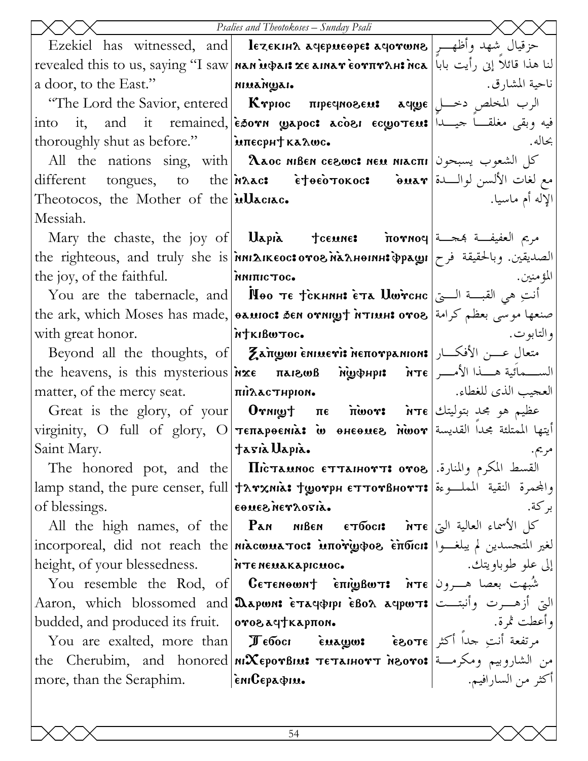| | | |
|---|---|---|
| Ezekiel has witnessed, and revealed this to us, saying "I saw a door, to the East." | Ⲓⲉⲍⲉⲕⲓⲏⲗ ⲁϥⲉⲣⲙⲉⲑⲣⲉ: ⲁϥⲟⲩⲱⲛϩ ⲛⲁⲛ ⲙ̀ⲫⲁⲓ: ϫⲉ ⲁⲓⲛⲁⲩ ⲉ̀ⲟⲩⲡⲩⲗⲏ: ⲛ̀ⲥⲁ ⲛⲓⲙⲁⲛ̀ϣⲁⲓ. | حزقيال شهد وأظهر لنا هذا قائلاً إني رأيت باباً ناحية المشارق. |
| "The Lord the Savior, entered into it, and it remained, thoroughly shut as before." | Ⲕⲩⲣⲓⲟⲥ ⲡⲓⲣⲉϥⲛⲟϩⲉⲙ: ⲁϥϣⲉ ⲉ̀ϧⲟⲩⲛ ϣⲁⲣⲟϥ: ⲁⲥⲟ̀ϩⲓ ⲉⲥϣⲟⲧⲉⲙ: ⲙ̀ⲡⲉⲥⲣⲏϯ ⲕⲁⲗⲱⲥ. | الرب المخلص دخل فيه وبقى مغلقاً جيداً بحاله. |
| All the nations sing, with different tongues, to the Theotocos, the Mother of the Messiah. | Ⲗⲁⲟⲥ ⲛⲓⲃⲉⲛ ⲥⲉϩⲱⲥ: ⲛⲉⲙ ⲛⲓⲁⲥⲡⲓ ⲛ̀ⲗⲁⲥ: ⲉ̀ϯⲑⲉⲟ̀ⲧⲟⲕⲟⲥ: ⲑ̀ⲙⲁⲩ ⲙ̀Ⲙⲁⲥⲓⲁⲥ. | كل الشعوب يسبحون مع لغات الألسن لوالدة الإله أم ماسيا. |
| Mary the chaste, the joy of the righteous, and truly she is the joy, of the faithful. | Ⲙⲁⲣⲓⲁ̀ ϯⲥⲉⲙⲛⲏ: ⲡ̀ⲟⲩⲛⲟϥ ⲛ̀ⲛⲓⲇⲓⲕⲉⲟⲥ: ⲟⲩⲟϩ ⲛ̀ⲁ̀ⲗⲏⲑⲓⲛⲏ: ⲫ̀ⲣⲁϣⲓ ⲛ̀ⲛⲓⲡⲓⲥⲧⲟⲥ. | مريم العفيفة بهجة الصديقين. وبالحقيقة فرح المؤمنين. |
| You are the tabernacle, and the ark, which Moses has made, with great honor. | Ⲛ̀ⲑⲟ ⲧⲉ ϯⲥ̀ⲕⲏⲛⲏ: ⲉ̀ⲧⲁ Ⲙⲱⲩ̀ⲥⲏⲥ ⲑⲁⲙⲓⲟⲥ: ϧⲉⲛ ⲟⲩⲛⲓϣϯ ⲛ̀ⲧⲓⲙⲏ: ⲟⲩⲟϩ ⲛ̀ϯⲕⲓⲃⲱⲧⲟⲥ. | أنتِ هي القبة التي صنعها موسى بعظم كرامة والتابوت. |
| Beyond all the thoughts, of the heavens, is this mysterious matter, of the mercy seat. | Ϩⲁ̀ⲡ̀ϣⲱⲓ ⲉ̀ⲛⲓⲙⲉⲩⲓ̀: ⲛ̀ⲉⲡⲟⲩⲣⲁⲛⲓⲟⲛ: ⲛ̀ϫⲉ ⲡⲁⲓϩⲱⲃ ⲛ̀ϣ̀ⲫⲏⲣⲓ: ⲛ̀ⲧⲉ ⲡⲓ̀ⲓ̀ⲗⲁⲥⲧⲏⲣⲓⲟⲛ. | متعالٍ عن الأفكار السمائية هذا الأمر العجيب الذى للغطاء. |
| Great is the glory, of your virginity, O full of glory, O Saint Mary. | Ⲟⲩⲛⲓϣϯ ⲡⲉ ⲡ̀ⲱⲟⲩ: ⲛ̀ⲧⲉ ⲧⲉⲡⲁⲣⲑⲉⲛⲓⲁ̀: ⲱ̀ ⲑⲏⲉⲑⲙⲉϩ ⲛ̀ⲱⲟⲩ ϯⲁ̀ⲅⲓⲁ̀ Ⲙⲁⲣⲓⲁ̀. | عظيم هو مجد بتوليتك أيتها الممتلئة مجداً القديسة مريم. |
| The honored pot, and the lamp stand, the pure censer, full of blessings. | Ⲡⲓⲥ̀ⲧⲁⲙⲛⲟⲥ ⲉⲧⲧⲁⲓⲏⲟⲩⲧ: ⲟⲩⲟϩ ϯⲗⲩⲭⲛⲓⲁ̀: ϯϣⲟⲩⲣⲏ ⲉⲧⲧⲟⲩⲃⲏⲟⲩⲧ: ⲉⲑⲙⲉϩ ⲛ̀ⲉⲩⲗⲟⲅⲓⲁ̀. | القسط المكرم والمنارة. والمجمرة النقية المملوءة بركة. |
| All the high names, of the incorporeal, did not reach the height, of your blessedness. | Ⲡⲁⲛ ⲛⲓⲃⲉⲛ ⲉⲧϭⲟⲥⲓ: ⲛ̀ⲧⲉ ⲛⲓⲁ̀ⲥⲱⲙⲁⲧⲟⲥ: ⲙ̀ⲡⲟⲩ̀ϣ̀ⲫⲟϩ ⲉ̀ⲡ̀ϭⲓⲥⲓ: ⲛ̀ⲧⲉ ⲛⲉⲙⲁⲕⲁⲣⲓⲥⲙⲟⲥ. | كل الأسماء العالية التي لغير المتجسدين لم يبلغوا إلى علو طوباويتك. |
| You resemble the Rod, of Aaron, which blossomed and budded, and produced its fruit. | Ⲥⲉⲧⲉⲛⲑⲱⲛϯ ⲉ̀ⲡⲓ̀ϣ̀ⲃⲱⲧ: ⲛ̀ⲧⲉ Ⲁⲁⲣⲱⲛ: ⲉ̀ⲧⲁϥⲫⲓⲣⲓ ⲉ̀ⲃⲟⲗ ⲁϥⲣⲱⲧ: ⲟⲩⲟϩ ⲁϥϯⲕⲁⲣⲡⲟⲛ. | شُبهت بعصا هرون التي أزهرت وأنبتت وأعطت ثمرة. |
| You are exalted, more than the Cherubim, and honored more, than the Seraphim. | Ⲧⲉϭⲟⲥⲓ ⲉ̀ⲙⲁϣⲱ: ⲉ̀ϩⲟⲧⲉ ⲛⲓⲬⲉⲣⲟⲩⲃⲓⲙ: ⲧⲉⲧⲁⲓⲏⲟⲩⲧ ⲛ̀ϩⲟⲩⲟ: ⲉ̀ⲛⲓⲤⲉⲣⲁⲫⲓⲙ. | مرتفعة أنتِ جداً أكثر من الشاروبيم ومكرمة أكثر من السارافيم. |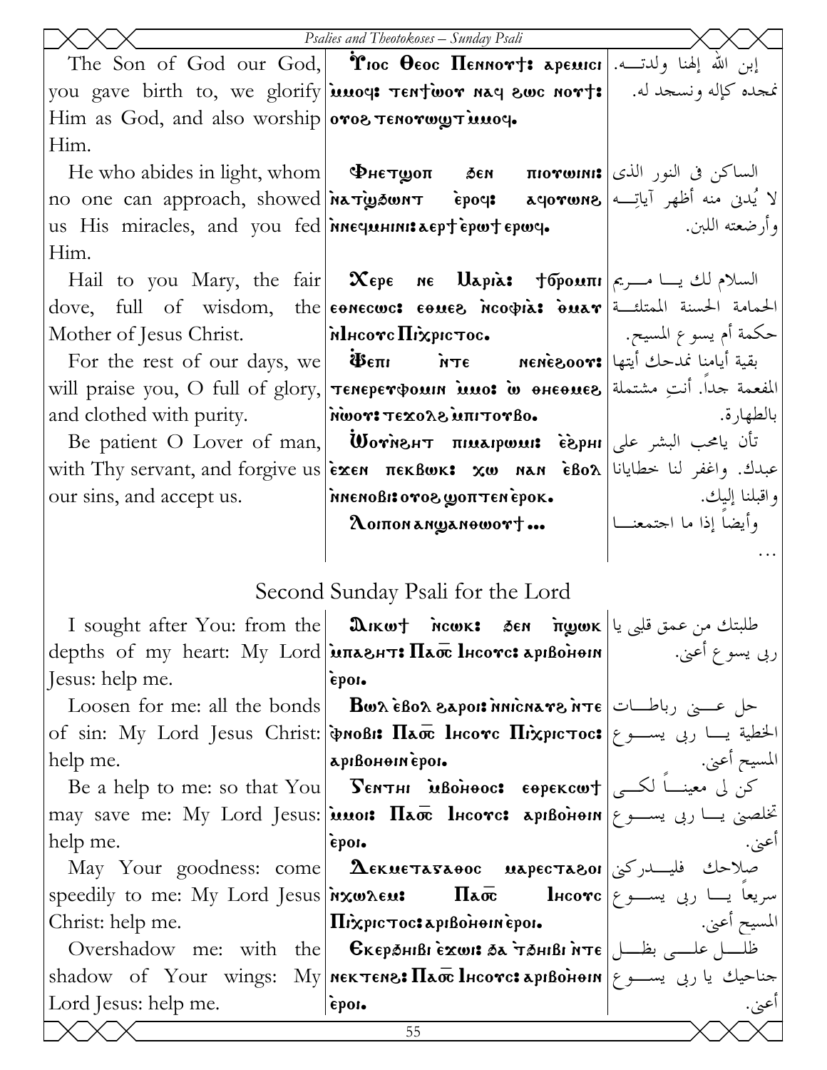| | | |
|---|---|---|
| The Son of God our God, you gave birth to, we glorify Him as God, and also worship Him. | Ὑιος Θεος Πεννουϯ: αρεμισι ⲙ̀ⲙⲟϥ: ⲧⲉⲛϯⲱⲟⲩ ⲛⲁϥ ϩⲱⲥ ⲛⲟⲩϯ: ⲟⲩⲟϩ ⲧⲉⲛⲟⲩⲱϣⲧ ⲙ̀ⲙⲟϥ. | إبن الله إلهنا ولدتــه. نمجده كإله ونسجد له. |
| He who abides in light, whom no one can approach, showed us His miracles, and you fed Him. | Ⲫⲏⲉⲧϣⲟⲡ ϧⲉⲛ ⲡⲓⲟⲩⲱⲓⲛⲓ: ⲛⲁⲧϣ̀ϧⲱⲛⲧ ⲉ̀ⲣⲟϥ: ⲁϥⲟⲩⲱⲛϩ ⲛ̀ⲛⲉϥⲙⲏⲓⲛⲓ: ⲁⲉⲣϯⲉ̀ⲣⲱϯ ⲉⲣⲱϥ. | الساكن فى النور الذى لا يُدنى منه أظهر آياتــه وأرضعته اللبن. |
| Hail to you Mary, the fair dove, full of wisdom, the Mother of Jesus Christ. | Ⲭⲉⲣⲉ ⲛⲉ Ⲙⲁⲣⲓⲁ̀: ϯϭ̀ⲣⲟⲙⲡⲓ ⲉⲑⲛⲉⲥⲱⲥ: ⲉⲑⲙⲉϩ ⲛ̀ⲥⲟⲫⲓⲁ̀: ⲑ̀ⲙⲁⲩ ⲛ̀Ⲓⲏⲥⲟⲩⲥ Ⲡⲓⲭ̀ⲣⲓⲥⲧⲟⲥ. | السلام لك يـــا مـــريم الحمامة الحسنة الممتلئــة حكمة أم يسوع المسيح. |
| For the rest of our days, we will praise you, O full of glory, and clothed with purity. | Ⲫ̀ⲉⲡⲓ ⲛ̀ⲧⲉ ⲛⲉⲛⲉ̀ϩⲟⲟⲩ: ⲧⲉⲛⲉⲣⲉⲩⲫⲟⲙⲓⲛ ⲙ̀ⲙⲟ: ⲱ̀ ⲑⲏⲉⲑⲙⲉϩ ⲛ̀ⲱⲟⲩ: ⲧⲉϫⲟⲗϩ ⲙ̀ⲡⲓⲧⲟⲩⲃⲟ. | بقية أيامنا نمدحك أيتها المفعمة جداً. أنتِ مشتملة بالطهارة. |
| Be patient O Lover of man, with Thy servant, and forgive us our sins, and accept us. | Ⲱ̀ⲟⲩⲛ̀ϩⲏⲧ ⲡⲓⲙⲁⲓⲣⲱⲙⲓ: ⲉ̀ϩ̀ⲣⲏⲓ ⲉ̀ϫⲉⲛ ⲡⲉⲕⲃⲱⲕ: ⲭⲱ ⲛⲁⲛ ⲉ̀ⲃⲟⲗ ⲛ̀ⲛⲉⲛⲟⲃⲓ: ⲟⲩⲟϩ ϣⲟⲡⲧⲉⲛ ⲉ̀ⲣⲟⲕ. | تأن يامحب البشر على عبدك. واغفر لنا خطايانا واقبلنا إليك. |
| | Ⲗⲟⲓⲡⲟⲛ ⲁⲛϣⲁⲛⲑⲱⲟⲩϯ ... | وأيضاً إذا ما اجتمعنــا ... |

## Second Sunday Psali for the Lord

| | | |
|---|---|---|
| I sought after You: from the depths of my heart: My Lord Jesus: help me. | Ⲁⲓⲕⲱϯ ⲛ̀ⲥⲱⲕ: ϧⲉⲛ ⲡ̀ϣⲱⲕ ⲙ̀ⲡⲁϩⲏⲧ: Ⲡⲁⲟ̅ⲥ̅ Ⲓⲏⲥⲟⲩⲥ: ⲁⲣⲓⲃⲟⲏ̀ⲑⲓⲛ ⲉ̀ⲣⲟⲓ. | طلبتك من عمق قلبى يا ربى يسوع أعنى. |
| Loosen for me: all the bonds of sin: My Lord Jesus Christ: help me. | Ⲃⲱⲗ ⲉ̀ⲃⲟⲗ ϩⲁⲣⲟⲓ: ⲛ̀ⲛⲓ̀ⲥⲛⲁⲩϩ ⲛ̀ⲧⲉ ⲫ̀ⲛⲟⲃⲓ: Ⲡⲁⲟ̅ⲥ̅ Ⲓⲏⲥⲟⲩⲥ Ⲡⲓⲭ̀ⲣⲓⲥⲧⲟⲥ: ⲁⲣⲓⲃⲟⲏⲑⲓⲛ ⲉ̀ⲣⲟⲓ. | حل عـــن رباطــات الخطية يـــا ربى يســـوع المسيح أعنى. |
| Be a help to me: so that You may save me: My Lord Jesus: help me. | Ⲅⲉⲛⲑⲏⲓ ⲙ̀ⲃⲟⲏ̀ⲑⲟⲥ: ⲉⲑⲣⲉⲕⲥⲱϯ ⲙ̀ⲙⲟⲓ: Ⲡⲁⲟ̅ⲥ̅ Ⲓⲏⲥⲟⲩⲥ: ⲁⲣⲓⲃⲟⲏ̀ⲑⲓⲛ ⲉ̀ⲣⲟⲓ. | كن لى معينــاً لكـــى تخلصنى يـــا ربى يســـوع أعنى. |
| May Your goodness: come speedily to me: My Lord Jesus Christ: help me. | Ⲇⲉⲕⲙⲉⲧⲁⲅⲁⲑⲟⲥ ⲙⲁⲣⲉⲥⲧⲁϩⲟⲓ ⲛ̀ⲭⲱⲗⲉⲙ: Ⲡⲁⲟ̅ⲥ̅ Ⲓⲏⲥⲟⲩⲥ Ⲡⲓⲭ̀ⲣⲓⲥⲧⲟⲥ: ⲁⲣⲓⲃⲟⲏ̀ⲑⲓⲛ ⲉ̀ⲣⲟⲓ. | صلاحك فليـــدركنى سريعاً يـــا ربى يســـوع المسيح أعنى. |
| Overshadow me: with the shadow of Your wings: My Lord Jesus: help me. | Ⲉⲕⲉⲣϧⲏⲓⲃⲓ ⲉ̀ϫⲱⲓ: ϧⲁ ⲧ̀ϧⲏⲓⲃⲓ ⲛ̀ⲧⲉ ⲛⲉⲕⲧⲉⲛϩ: Ⲡⲁⲟ̅ⲥ̅ Ⲓⲏⲥⲟⲩⲥ: ⲁⲣⲓⲃⲟⲏ̀ⲑⲓⲛ ⲉ̀ⲣⲟⲓ. | ظلـــل علـــى بظـــل جناحيك يا ربى يســـوع أعنى. |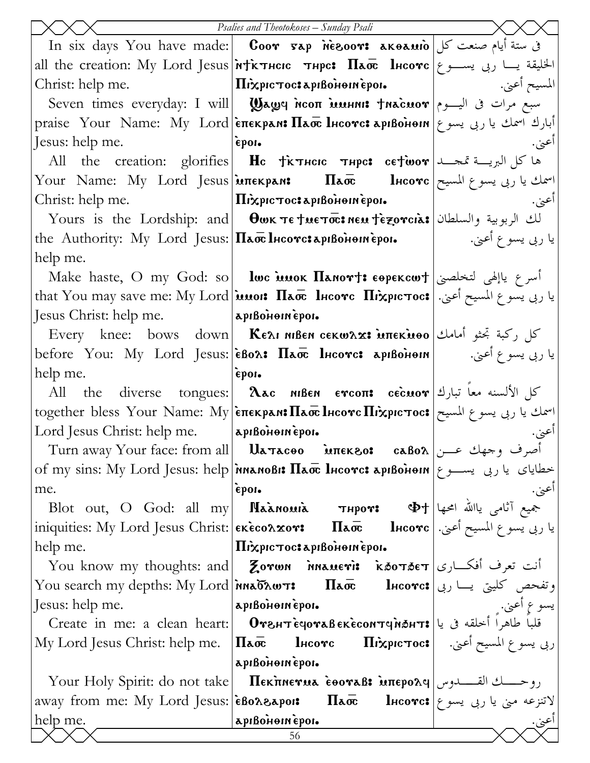| English | Coptic | Arabic |
|---|---|---|
| In six days You have made: all the creation: My Lord Jesus Christ: help me. | Ⲥⲟⲟⲩ ⲅⲁⲣ ⲛ̀ⲉϩⲟⲟⲩ: ⲁⲕⲑⲁⲙⲓⲟ ⲛ̀ϯⲕⲧⲏⲥⲓⲥ ⲧⲏⲣⲥ: Ⲡⲁⲟ̅ⲥ̅ Ⲓⲏⲥⲟⲩⲥ Ⲡⲓⲭ̀ⲣⲓⲥⲧⲟⲥ: ⲁⲣⲓⲃⲟⲏ̀ⲑⲓⲛ ⲉ̀ⲣⲟⲓ. | فى ستة أيام صنعت كل الخليقة يـــا ربى يســـوع المسيح أعنى. |
| Seven times everyday: I will praise Your Name: My Lord Jesus: help me. | Ϣⲁϣϥ ⲛ̀ⲥⲟⲡ ⲙ̀ⲙⲏⲛⲓ: ϯⲛⲁ̀ⲥⲙⲟⲩ ⲉ̀ⲡⲉⲕⲣⲁⲛ: Ⲡⲁⲟ̅ⲥ̅ Ⲓⲏⲥⲟⲩⲥ: ⲁⲣⲓⲃⲟⲏ̀ⲑⲓⲛ ⲉ̀ⲣⲟⲓ. | سبع مرات فى اليـــوم أبارك اسمك يا ربى يسوع أعنى. |
| All the creation: glorifies Your Name: My Lord Jesus Christ: help me. | Ⲏⲥ ϯⲕⲧⲏⲥⲓⲥ ⲧⲏⲣⲥ: ⲥⲉϯⲱ̀ⲟⲩ ⲙ̀ⲡⲉⲕⲣⲁⲛ: Ⲡⲁⲟ̅ⲥ̅ Ⲓⲏⲥⲟⲩⲥ Ⲡⲓⲭ̀ⲣⲓⲥⲧⲟⲥ: ⲁⲣⲓⲃⲟⲏ̀ⲑⲓⲛ ⲉ̀ⲣⲟⲓ. | ها كل البريـــة تمجـــد اسمك يا ربى يسوع المسيح أعنى. |
| Yours is the Lordship: and the Authority: My Lord Jesus: help me. | Ⲑⲱⲕ ⲧⲉ ϯⲙⲉⲧⲟ̅ⲥ̅: ⲛⲉⲙ ϯⲉ̀ⲝⲟⲩⲥⲓⲁ̀: Ⲡⲁⲟ̅ⲥ̅ Ⲓⲏⲥⲟⲩⲥ: ⲁⲣⲓⲃⲟⲏ̀ⲑⲓⲛ ⲉ̀ⲣⲟⲓ. | لك الربوبية والسلطان يا ربى يسوع أعنى. |
| Make haste, O my God: so that You may save me: My Lord Jesus Christ: help me. | Ⲓⲱⲥ ⲙ̀ⲙⲟⲕ Ⲡⲁⲛⲟⲩϯ: ⲉⲑⲣⲉⲕⲥⲱϯ ⲙ̀ⲙⲟⲓ: Ⲡⲁⲟ̅ⲥ̅ Ⲓⲏⲥⲟⲩⲥ Ⲡⲓⲭ̀ⲣⲓⲥⲧⲟⲥ: ⲁⲣⲓⲃⲟⲏ̀ⲑⲓⲛ ⲉ̀ⲣⲟⲓ. | أسرع ياإلهى لتخلصنى يا ربى يسوع المسيح أعنى. |
| Every knee: bows down before You: My Lord Jesus: help me. | Ⲕⲉⲗⲓ ⲛⲓⲃⲉⲛ ⲥⲉⲕⲱⲗϫ: ⲙ̀ⲡⲉⲕⲙ̀ⲑⲟ ⲉ̀ⲃⲟⲗ: Ⲡⲁⲟ̅ⲥ̅ Ⲓⲏⲥⲟⲩⲥ: ⲁⲣⲓⲃⲟⲏ̀ⲑⲓⲛ ⲉ̀ⲣⲟⲓ. | كل ركبة تجثو أمامك يا ربى يسوع أعنى. |
| All the diverse tongues: together bless Your Name: My Lord Jesus Christ: help me. | Ⲗⲁⲥ ⲛⲓⲃⲉⲛ ⲉⲩⲥⲟⲡ: ⲥⲉⲥ̀ⲙⲟⲩ ⲉ̀ⲡⲉⲕⲣⲁⲛ: Ⲡⲁⲟ̅ⲥ̅ Ⲓⲏⲥⲟⲩⲥ Ⲡⲓⲭ̀ⲣⲓⲥⲧⲟⲥ: ⲁⲣⲓⲃⲟⲏ̀ⲑⲓⲛ ⲉ̀ⲣⲟⲓ. | كل الألسنه معاً تبارك اسمك يا ربى يسوع المسيح أعنى. |
| Turn away Your face: from all of my sins: My Lord Jesus: help me. | Ⲙⲁⲧⲁⲥⲑⲟ ⲙ̀ⲡⲉⲕϩⲟ: ⲥⲁⲃⲟⲗ ⲛ̀ⲛⲁⲛⲟⲃⲓ: Ⲡⲁⲟ̅ⲥ̅ Ⲓⲏⲥⲟⲩⲥ: ⲁⲣⲓⲃⲟⲏ̀ⲑⲓⲛ ⲉ̀ⲣⲟⲓ. | أصرف وجهك عـــن خطاياى يا ربى يســـوع أعنى. |
| Blot out, O God: all my iniquities: My Lord Jesus Christ: help me. | Ⲛⲁⲁ̀ⲛⲟⲙⲓⲁ̀ ⲧⲏⲣⲟⲩ: Ⲫϯ ⲉⲕⲉ̀ⲥⲟⲗϫⲟⲩ: Ⲡⲁⲟ̅ⲥ̅ Ⲓⲏⲥⲟⲩⲥ Ⲡⲓⲭ̀ⲣⲓⲥⲧⲟⲥ: ⲁⲣⲓⲃⲟⲏ̀ⲑⲓⲛ ⲉ̀ⲣⲟⲓ. | جميع آثامى ياالله امحها يا ربى يسوع المسيح أعنى. |
| You know my thoughts: and You search my depths: My Lord Jesus: help me. | Ⲍⲟⲩⲱⲛ ⲛ̀ⲛⲁⲙⲉⲩⲓ: ⲕ̀ϭⲟⲧϭⲉⲧ ⲛ̀ⲛⲁϭ̅ⲗⲱⲧ: Ⲡⲁⲟ̅ⲥ̅ Ⲓⲏⲥⲟⲩⲥ: ⲁⲣⲓⲃⲟⲏ̀ⲑⲓⲛ ⲉ̀ⲣⲟⲓ. | أنت تعرف أفكـــارى وتفحص كليتى يـــا ربى يسوع أعنى. |
| Create in me: a clean heart: My Lord Jesus Christ: help me. | Ⲟⲩϩⲏⲧ ⲉ̀ϥⲟⲩⲁⲃ ⲉⲕⲉ̀ⲥⲟⲛⲧϥ ⲛ̀ϧⲏⲧ: Ⲡⲁⲟ̅ⲥ̅ Ⲓⲏⲥⲟⲩⲥ Ⲡⲓⲭ̀ⲣⲓⲥⲧⲟⲥ: ⲁⲣⲓⲃⲟⲏ̀ⲑⲓⲛ ⲉ̀ⲣⲟⲓ. | قلباً طاهراً أخلقه فى يا ربى يسوع المسيح أعنى. |
| Your Holy Spirit: do not take away from me: My Lord Jesus: help me. | Ⲡⲉⲕⲡ̀ⲛⲉⲩⲙⲁ ⲉ̀ⲑⲟⲩⲁⲃ: ⲙ̀ⲡⲉⲣⲟⲗϥ ⲉ̀ⲃⲟⲗϩⲁⲣⲟⲓ: Ⲡⲁⲟ̅ⲥ̅ Ⲓⲏⲥⲟⲩⲥ: ⲁⲣⲓⲃⲟⲏ̀ⲑⲓⲛ ⲉ̀ⲣⲟⲓ. | روحـــك القـــدوس لاتنزعه منى يا ربى يسوع أعنى. |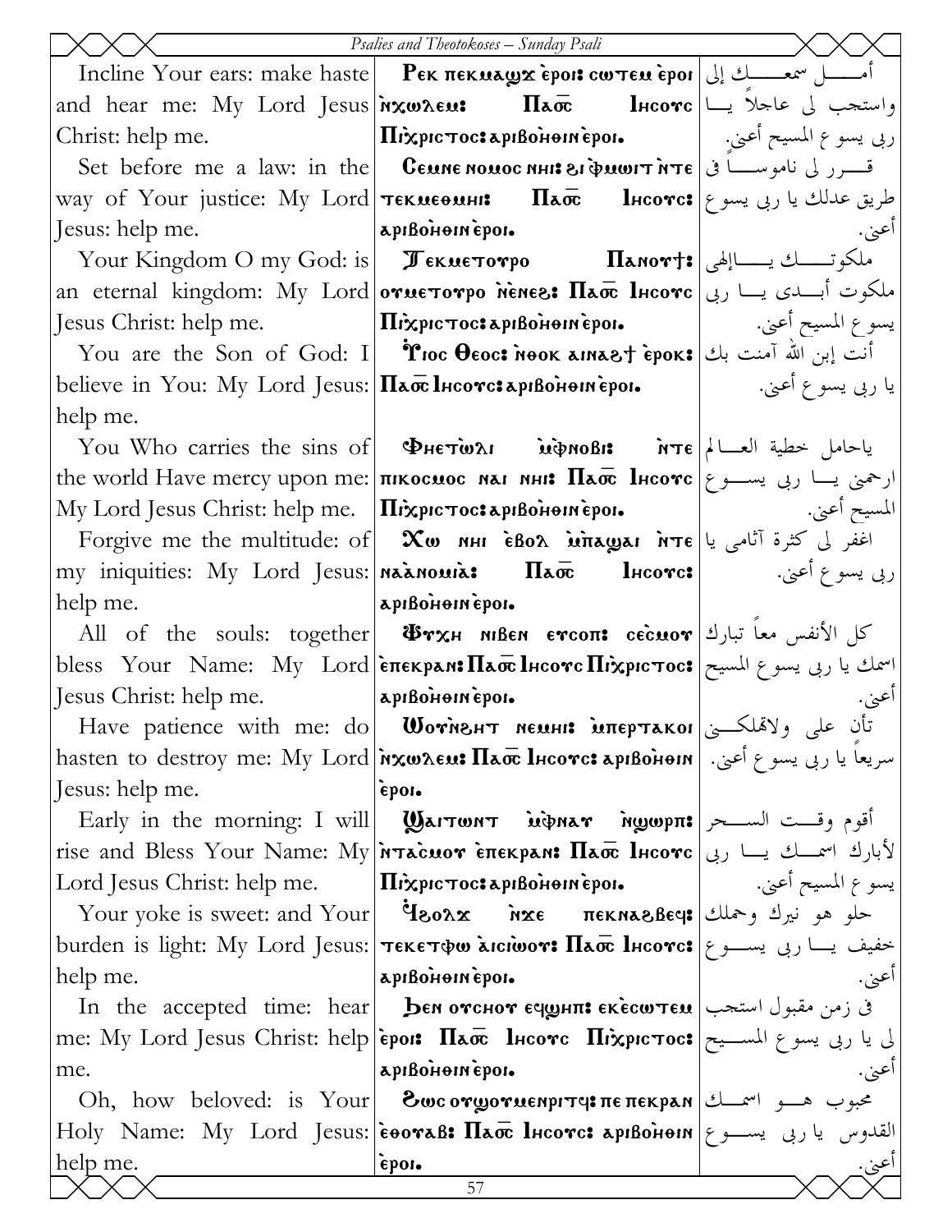| English | Coptic | Arabic |
|---|---|---|
| Incline Your ears: make haste and hear me: My Lord Jesus Christ: help me. | Ⲣⲉⲕ ⲡⲉⲕⲙⲁϣϫ ⲉ̀ⲣⲟⲓ: ⲥⲱⲧⲉⲙ ⲉ̀ⲣⲟⲓ ⲛ̀ϫⲱⲗⲉⲙ: Ⲡⲁⲟ̅ⲥ̅ Ⲓⲏⲥⲟⲩⲥ Ⲡⲓⲭⲣⲓⲥⲧⲟⲥ: ⲁ̀ⲣⲓⲃⲟⲏ̀ⲑⲓⲛ ⲉ̀ⲣⲟⲓ. | أمـــل سمعـــك إلى واستجب لى عاجلاً يــا ربى يسوع المسيح أعنى. |
| Set before me a law: in the way of Your justice: My Lord Jesus: help me. | Ⲥⲉⲙⲛⲉ ⲛⲟⲙⲟⲥ ⲛⲏⲓ: ϩⲓ ⲫ̀ⲙⲱⲓⲧ ⲛ̀ⲧⲉ ⲧⲉⲕⲙⲉⲑⲙⲏⲓ: Ⲡⲁⲟ̅ⲥ̅ Ⲓⲏⲥⲟⲩⲥ: ⲁ̀ⲣⲓⲃⲟⲏ̀ⲑⲓⲛ ⲉ̀ⲣⲟⲓ. | قـــرر لى ناموســـاً فى طريق عدلك يا ربى يسوع أعنى. |
| Your Kingdom O my God: is an eternal kingdom: My Lord Jesus Christ: help me. | Ⲧⲉⲕⲙⲉⲧⲟⲩⲣⲟ Ⲡⲁⲛⲟⲩϯ: ⲟⲩⲙⲉⲧⲟⲩⲣⲟ ⲛ̀ⲉⲛⲉϩ: Ⲡⲁⲟ̅ⲥ̅ Ⲓⲏⲥⲟⲩⲥ Ⲡⲓⲭⲣⲓⲥⲧⲟⲥ: ⲁ̀ⲣⲓⲃⲟⲏ̀ⲑⲓⲛ ⲉ̀ⲣⲟⲓ. | ملكوتـــك يـــاإلهى ملكوت أبـــدى يـــا ربى يسوع المسيح أعنى. |
| You are the Son of God: I believe in You: My Lord Jesus: help me. | Ⲩⲓⲟⲥ Ⲑⲉⲟⲥ: ⲛ̀ⲑⲟⲕ ⲁⲓⲛⲁϩϯ ⲉ̀ⲣⲟⲕ: Ⲡⲁⲟ̅ⲥ̅ Ⲓⲏⲥⲟⲩⲥ: ⲁ̀ⲣⲓⲃⲟⲏ̀ⲑⲓⲛ ⲉ̀ⲣⲟⲓ. | أنت إبن الله آمنت بك يا ربى يسوع أعنى. |
| You Who carries the sins of the world Have mercy upon me: My Lord Jesus Christ: help me. | Ⲫⲏⲉⲧⲱ̀ⲗⲓ ⲙ̀ⲫ̀ⲛⲟⲃⲓ: ⲛ̀ⲧⲉ ⲡⲓⲕⲟⲥⲙⲟⲥ ⲛⲁⲓ ⲛⲏⲓ: Ⲡⲁⲟ̅ⲥ̅ Ⲓⲏⲥⲟⲩⲥ Ⲡⲓⲭⲣⲓⲥⲧⲟⲥ: ⲁ̀ⲣⲓⲃⲟⲏ̀ⲑⲓⲛ ⲉ̀ⲣⲟⲓ. | ياحامل خطية العـــالم ارحمنى يـــا ربى يســـوع المسيح أعنى. |
| Forgive me the multitude: of my iniquities: My Lord Jesus: help me. | Ⲭⲱ ⲛⲏⲓ ⲉ̀ⲃⲟⲗ ⲙ̀ⲡⲁϣⲁⲓ ⲛ̀ⲧⲉ ⲛⲁⲁ̀ⲛⲟⲙⲓⲁ̀: Ⲡⲁⲟ̅ⲥ̅ Ⲓⲏⲥⲟⲩⲥ: ⲁ̀ⲣⲓⲃⲟⲏ̀ⲑⲓⲛ ⲉ̀ⲣⲟⲓ. | اغفر لى كثرة آثامى يا ربى يسوع أعنى. |
| All of the souls: together bless Your Name: My Lord Jesus Christ: help me. | Ⲯⲩⲭⲏ ⲛⲓⲃⲉⲛ ⲉⲩⲥⲟⲡ: ⲥⲉⲥ̀ⲙⲟⲩ ⲉ̀ⲡⲉⲕⲣⲁⲛ: Ⲡⲁⲟ̅ⲥ̅ Ⲓⲏⲥⲟⲩⲥ Ⲡⲓⲭⲣⲓⲥⲧⲟⲥ: ⲁ̀ⲣⲓⲃⲟⲏ̀ⲑⲓⲛ ⲉ̀ⲣⲟⲓ. | كل الأنفس معاً تبارك اسمك يا ربى يسوع المسيح أعنى. |
| Have patience with me: do hasten to destroy me: My Lord Jesus: help me. | Ⲱⲟⲩⲛ̀ϩⲏⲧ ⲛⲉⲙⲏⲓ: ⲙ̀ⲡⲉⲣⲧⲁⲕⲟⲓ ⲛ̀ϫⲱⲗⲉⲙ: Ⲡⲁⲟ̅ⲥ̅ Ⲓⲏⲥⲟⲩⲥ: ⲁ̀ⲣⲓⲃⲟⲏ̀ⲑⲓⲛ ⲉ̀ⲣⲟⲓ. | تأن على ولاتهلكـــنى سريعاً يا ربى يسوع أعنى. |
| Early in the morning: I will rise and Bless Your Name: My Lord Jesus Christ: help me. | Ϣⲁⲓⲧⲱⲛⲧ ⲙ̀ⲫ̀ⲛⲁⲩ ⲛ̀ϣⲱⲣⲡ: ⲛ̀ⲧⲁⲥ̀ⲙⲟⲩ ⲉ̀ⲡⲉⲕⲣⲁⲛ: Ⲡⲁⲟ̅ⲥ̅ Ⲓⲏⲥⲟⲩⲥ Ⲡⲓⲭⲣⲓⲥⲧⲟⲥ: ⲁ̀ⲣⲓⲃⲟⲏ̀ⲑⲓⲛ ⲉ̀ⲣⲟⲓ. | أقوم وقـــت الســـحر لأبارك اســـمك يـــا ربى يسوع المسيح أعنى. |
| Your yoke is sweet: and Your burden is light: My Lord Jesus: help me. | Ϥϩⲟⲗϫ ⲛ̀ϫⲉ ⲡⲉⲕⲛⲁϩⲃⲉϥ: ⲧⲉⲕⲉⲧⲫⲱ ⲁ̀ⲥⲓⲱ̀ⲟⲩ: Ⲡⲁⲟ̅ⲥ̅ Ⲓⲏⲥⲟⲩⲥ: ⲁ̀ⲣⲓⲃⲟⲏ̀ⲑⲓⲛ ⲉ̀ⲣⲟⲓ. | حلو هو نيرك وحملك خفيف يـــا ربى يســـوع أعنى. |
| In the accepted time: hear me: My Lord Jesus Christ: help me. | Ϧⲉⲛ ⲟⲩⲥⲏⲟⲩ ⲉϥϣⲏⲡ: ⲉⲕⲉ̀ⲥⲱⲧⲉⲙ ⲉ̀ⲣⲟⲓ: Ⲡⲁⲟ̅ⲥ̅ Ⲓⲏⲥⲟⲩⲥ Ⲡⲓⲭⲣⲓⲥⲧⲟⲥ: ⲁ̀ⲣⲓⲃⲟⲏ̀ⲑⲓⲛ ⲉ̀ⲣⲟⲓ. | فى زمن مقبول استجب لى يا ربى يسوع المســـيح أعنى. |
| Oh, how beloved: is Your Holy Name: My Lord Jesus: help me. | Ϩⲱⲥ ⲟⲩϣⲟⲩⲙⲉⲛⲣⲓⲧϥ: ⲡⲉ ⲡⲉⲕⲣⲁⲛ ⲉ̀ⲑⲟⲩⲁⲃ: Ⲡⲁⲟ̅ⲥ̅ Ⲓⲏⲥⲟⲩⲥ: ⲁ̀ⲣⲓⲃⲟⲏ̀ⲑⲓⲛ ⲉ̀ⲣⲟⲓ. | محبوب هـــو اسمـــك القدوس يا ربى يســـوع أعنى. |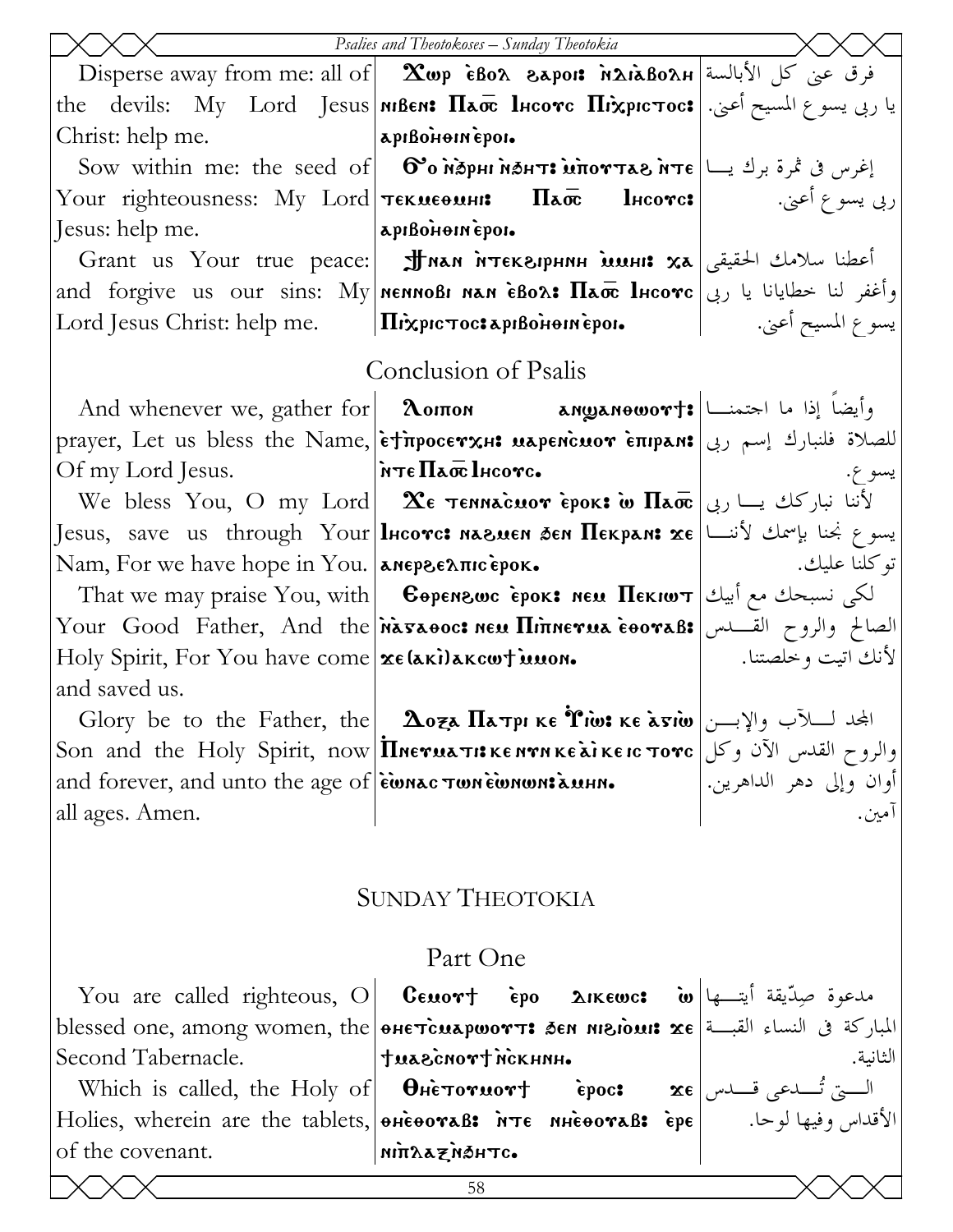| | | |
|---|---|---|
| Disperse away from me: all of the devils: My Lord Jesus Christ: help me. | Ⲭⲱⲣ ⲉ̀ⲃⲟⲗ ϩⲁⲣⲟⲓ: ⲛ̀ⲛⲓⲇⲓⲁⲃⲟⲗⲏ ⲛⲓⲃⲉⲛ: Ⲡⲁⲟ̅ⲥ̅ Ⲓⲏⲥⲟⲩⲥ Ⲡⲓⲭ̀ⲣⲓⲥⲧⲟⲥ: ⲁⲣⲓⲃⲟⲏ̀ⲑⲓⲛ ⲉ̀ⲣⲟⲓ. | فرق عني كل الأبالسة يا ربي يسوع المسيح أعني. |
| Sow within me: the seed of Your righteousness: My Lord Jesus: help me. | Ϭⲟ ⲛ̀ϧⲣⲏⲓ ⲛ̀ϧⲏⲧ: ⲙ̀ⲡⲟⲩⲧⲁϩ ⲛ̀ⲧⲉ ⲧⲉⲕⲙⲉⲑⲙⲏⲓ: Ⲡⲁⲟ̅ⲥ̅ Ⲓⲏⲥⲟⲩⲥ: ⲁⲣⲓⲃⲟⲏ̀ⲑⲓⲛ ⲉ̀ⲣⲟⲓ. | إغرس في ثمرة برك يا ربي يسوع أعني. |
| Grant us Your true peace: and forgive us our sins: My Lord Jesus Christ: help me. | Ⲙⲟⲓ ⲛⲁⲛ ⲛ̀ⲧⲉⲕϩⲓⲣⲏⲛⲏ ⲙ̀ⲙⲏⲓ: ⲭⲁ ⲛⲉⲛⲛⲟⲃⲓ ⲛⲁⲛ ⲉ̀ⲃⲟⲗ: Ⲡⲁⲟ̅ⲥ̅ Ⲓⲏⲥⲟⲩⲥ Ⲡⲓⲭ̀ⲣⲓⲥⲧⲟⲥ: ⲁⲣⲓⲃⲟⲏ̀ⲑⲓⲛ ⲉ̀ⲣⲟⲓ. | أعطنا سلامك الحقيقي وأغفر لنا خطايانا يا ربي يسوع المسيح أعني. |

## Conclusion of Psalis

| | | |
|---|---|---|
| And whenever we, gather for prayer, Let us bless the Name, Of my Lord Jesus. | Ⲗⲟⲓⲡⲟⲛ ⲁⲛϣⲁⲛⲑⲱⲟⲩⲧ: ⲉ̀ⲧ̀ⲡⲣⲟⲥⲉⲩⲭⲏ: ⲙⲁⲣⲉⲛ̀ⲥⲙⲟⲩ ⲉ̀ⲡⲓⲣⲁⲛ: ⲛ̀ⲧⲉ Ⲡⲁⲟ̅ⲥ̅ Ⲓⲏⲥⲟⲩⲥ. | وأيضاً إذا ما اجتمعنا للصلاة فلنبارك إسم ربي يسوع. |
| We bless You, O my Lord Jesus, save us through Your Nam, For we have hope in You. | Ⲭⲉ ⲧⲉⲛⲛⲁ̀ⲥⲙⲟⲩ ⲉ̀ⲣⲟⲕ: ⲱ Ⲡⲁⲟ̅ⲥ̅ Ⲓⲏⲥⲟⲩⲥ: ⲛⲁϩⲙⲉⲛ ϧⲉⲛ Ⲡⲉⲕⲣⲁⲛ: ϫⲉ ⲁⲛⲉⲣϩⲉⲗⲡⲓⲥ ⲉ̀ⲣⲟⲕ. | لأننا نباركك يا ربي يسوع نجنا بإسمك لأننا توكلنا عليك. |
| That we may praise You, with Your Good Father, And the Holy Spirit, For You have come and saved us. | Ⲉⲑⲣⲉⲛϩⲱⲥ ⲉ̀ⲣⲟⲕ: ⲛⲉⲙ Ⲡⲉⲕⲓⲱⲧ ⲛ̀ⲁ̀ⲅⲁⲑⲟⲥ: ⲛⲉⲙ Ⲡⲓⲡ̀ⲛⲉⲩⲙⲁ ⲉ̀ⲑⲟⲩⲁⲃ: ϫⲉ (ⲁⲕⲓ) ⲁⲕⲥⲱϯ ⲙ̀ⲙⲟⲛ. | لكي نسبحك مع أبيك الصالح والروح القدس لأنك اتيت وخلصتنا. |
| Glory be to the Father, the Son and the Holy Spirit, now and forever, and unto the age of all ages. Amen. | Ⲇⲟⲝⲁ Ⲡⲁⲧⲣⲓ ⲕⲉ Ⲩⲓⲱ: ⲕⲉ ⲁ̀ⲅⲓⲱ Ⲡⲛⲉⲩⲙⲁⲧⲓ: ⲕⲉ ⲛⲩⲛ ⲕⲉ ⲁ̀ⲓ ⲕⲉ ⲓⲥ ⲧⲟⲩⲥ ⲉ̀ⲱⲛⲁⲥ ⲧⲱⲛ ⲉ̀ⲱⲛⲱⲛ: ⲁ̀ⲙⲏⲛ. | المجد للآب والإبن والروح القدس الآن وكل أوان وإلى دهر الداهرين. آمين. |

# SUNDAY THEOTOKIA

## Part One

| | | |
|---|---|---|
| You are called righteous, O blessed one, among women, the Second Tabernacle. | Ⲥⲉⲙⲟⲩϯ ⲉ̀ⲣⲟ ⲇⲓⲕⲉⲱⲥ: ⲱ̀ ⲑⲏⲉ̀ⲧⲥⲙⲁⲣⲱⲟⲩⲧ: ϧⲉⲛ ⲛⲓϩⲓⲟⲙⲓ: ϫⲉ ϯⲙⲁϩ̀ⲥⲛⲟⲩϯ ⲛ̀ⲥⲕⲏⲛⲏ. | مدعوة صدّيقة أيتها المباركة في النساء القبة الثانية. |
| Which is called, the Holy of Holies, wherein are the tablets, of the covenant. | Ⲑⲏⲉ̀ⲧⲟⲩⲙⲟⲩϯ ⲉ̀ⲣⲟⲥ: ϫⲉ ⲑⲏⲉ̀ⲑⲟⲩⲁⲃ: ⲛ̀ⲧⲉ ⲛⲏⲉ̀ⲑⲟⲩⲁⲃ: ⲉ̀ⲣⲉ ⲛⲓⲡ̀ⲗⲁⲝ ⲛ̀ϧⲏⲧⲥ. | التي تُدعى قدس الأقداس وفيها لوحا. |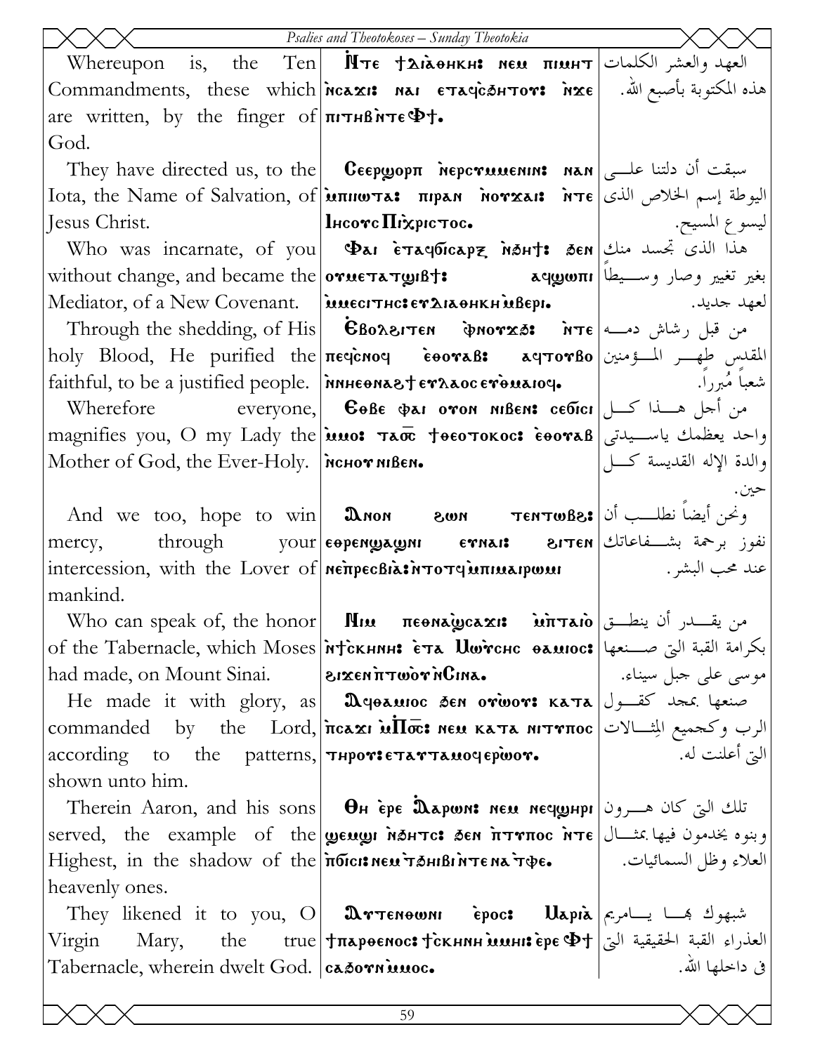| English | Coptic | Arabic |
|---|---|---|
| Whereupon is, the Ten Commandments, these which are written, by the finger of God. | Ⲛ̀ⲧⲉ ϯⲇⲓⲁⲑⲏⲕⲏ: ⲛⲉⲙ ⲡⲓⲙⲏⲧ ⲛ̀ⲥⲁϫⲓ: ⲛⲁⲓ ⲉⲧⲁϥⲥ̀ϧⲏⲧⲟⲩ: ⲛ̀ϫⲉ ⲡⲓⲧⲏⲃ ⲛ̀ⲧⲉ Ⲫϯ. | العهد والعشر الكلمات هذه المكتوبة بأصبع الله. |
| They have directed us, to the Iota, the Name of Salvation, of Jesus Christ. | Ⲥⲉⲉⲣϣⲟⲣⲡ ⲛ̀ⲉⲣⲥⲩⲙⲉⲛⲓⲛ: ⲛⲁⲛ ⲙ̀ⲡⲓⲓⲱⲧⲁ: ⲡⲓⲣⲁⲛ ⲛ̀ⲟⲩϫⲁⲓ: ⲛ̀ⲧⲉ Ⲓⲏⲥⲟⲩⲥ Ⲡⲭ̄ⲣⲓⲥⲧⲟⲥ. | سبقت أن دلتنا على اليوطة إسم الخلاص الذى ليسوع المسيح. |
| Who was incarnate, of you without change, and became the Mediator, of a New Covenant. | Ⲫⲁⲓ ⲉ̀ⲧⲁϥϭⲓⲥⲁⲣⲝ ⲛ̀ϧⲏϯ: ϧⲉⲛ ⲟⲩⲙⲉⲧⲁⲧϣⲓⲃϯ: ⲁϥϣⲱⲡⲓ ⲙ̀ⲙⲉⲥⲓⲧⲏⲥ: ⲉⲩⲇⲓⲁⲑⲏⲕⲏ ⲙ̀ⲃⲉⲣⲓ. | هذا الذى تجسد منك بغير تغيير وصار وسيطاً لعهد جديد. |
| Through the shedding, of His holy Blood, He purified the faithful, to be a justified people. | Ⲉ̀ⲃⲟⲗϩⲓⲧⲉⲛ ⲫ̀ⲛⲟⲩϫϩ: ⲛ̀ⲧⲉ ⲡⲉϥⲥ̀ⲛⲟϥ ⲉ̀ⲑⲟⲩⲁⲃ: ⲁϥⲧⲟⲩⲃⲟ ⲛ̀ⲛⲏⲉⲑⲛⲁϩϯ ⲉⲩⲗⲁⲟⲥ ⲉⲩⲑ̀ⲙⲁⲓⲟϥ. | من قبل رشاش دمه المقدس طهر المؤمنين شعباً مُبرراً. |
| Wherefore everyone, magnifies you, O my Lady the Mother of God, the Ever-Holy. | Ⲉⲑⲃⲉ ⲫⲁⲓ ⲟⲩⲟⲛ ⲛⲓⲃⲉⲛ: ⲥⲉϭⲓⲥⲓ ⲙ̀ⲙⲟ: ⲧⲁⲟ̄ⲥ̄ ϯⲑⲉⲟⲧⲟⲕⲟⲥ: ⲉ̀ⲑⲟⲩⲁⲃ ⲛ̀ⲥⲏⲟⲩ ⲛⲓⲃⲉⲛ. | من أجل هذا كل واحد يعظمك ياسيدتى والدة الإله القديسة كل حين. |
| And we too, hope to win mercy, through your intercession, with the Lover of mankind. | Ⲁ̀ⲛⲟⲛ ϩⲱⲛ ⲧⲉⲛⲧⲱⲃϩ: ⲉⲑⲣⲉⲛϣⲁϣⲛⲓ ⲉⲩⲛⲁⲓ: ϩⲓⲧⲉⲛ ⲛⲉⲡ̀ⲣⲉⲥⲃⲓⲁ: ⲛ̀ⲧⲟⲧϥ ⲙ̀ⲡⲓⲙⲁⲓⲣⲱⲙⲓ. | ونحن أيضاً نطلب أن نفوز برحمة بشفاعاتك عند محب البشر. |
| Who can speak of, the honor of the Tabernacle, which Moses had made, on Mount Sinai. | Ⲛⲓⲙ ⲡⲉⲑⲛⲁϣ̀ⲥⲁϫⲓ: ⲙ̀ⲡ̀ⲧⲁⲓⲟ ⲛ̀ϯⲥⲕⲏⲛⲏ: ⲉ̀ⲧⲁ Ⲙⲱⲩ̀ⲥⲏⲥ ⲑⲁⲙⲓⲟⲥ: ϩⲓϫⲉⲛ ⲡ̀ⲧⲱⲟⲩ ⲛ̀Ⲥⲓⲛⲁ. | من يقدر أن ينطق بكرامة القبة التى صنعها موسى على جبل سيناء. |
| He made it with glory, as commanded by the Lord, according to the patterns, shown unto him. | Ⲁϥⲑⲁⲙⲓⲟⲥ ϧⲉⲛ ⲟⲩⲱ̀ⲟⲩ: ⲕⲁⲧⲁ ⲡ̀ⲥⲁϫⲓ ⲙ̀Ⲡⲟ̄ⲥ̄: ⲛⲉⲙ ⲕⲁⲧⲁ ⲛⲓⲧⲩⲡⲟⲥ ⲧⲏⲣⲟⲩ: ⲉⲧⲁⲩⲧⲁⲙⲟϥ ⲉⲣⲱⲟⲩ. | صنعها بمجد كقول الرب وكجميع المثالات التى أعلنت له. |
| Therein Aaron, and his sons served, the example of the Highest, in the shadow of the heavenly ones. | Ⲑⲏ ⲉ̀ⲣⲉ Ⲁ̀ⲁⲣⲱⲛ: ⲛⲉⲙ ⲛⲉϥϣⲏⲣⲓ ϣⲉⲙϣⲓ ⲛ̀ϧⲏⲧⲥ: ϧⲉⲛ ⲡ̀ⲧⲩⲡⲟⲥ ⲛ̀ⲧⲉ ⲛ̀ϭⲓⲥⲓ: ⲛⲉⲙ ⲧ̀ϧⲏⲓⲃⲓ ⲛ̀ⲧⲉ ⲛⲁ ⲧ̀ⲫⲉ. | تلك التى كان هرون وبنوه يخدمون فيها بمثال العلاء وظل السمائيات. |
| They likened it to you, O Virgin Mary, the true Tabernacle, wherein dwelt God. | Ⲁⲩⲧⲉⲛⲑⲱⲛⲓ ⲉ̀ⲣⲟⲥ: Ⲙⲁⲣⲓⲁ ϯⲡⲁⲣⲑⲉⲛⲟⲥ: ϯⲥⲕⲏⲛⲏ ⲙ̀ⲙⲏⲓ: ⲉ̀ⲣⲉ Ⲫϯ ⲥⲁϧⲟⲩⲛ ⲙ̀ⲙⲟⲥ. | شبهوك بها يامريم العذراء القبة الحقيقية التى فى داخلها الله. |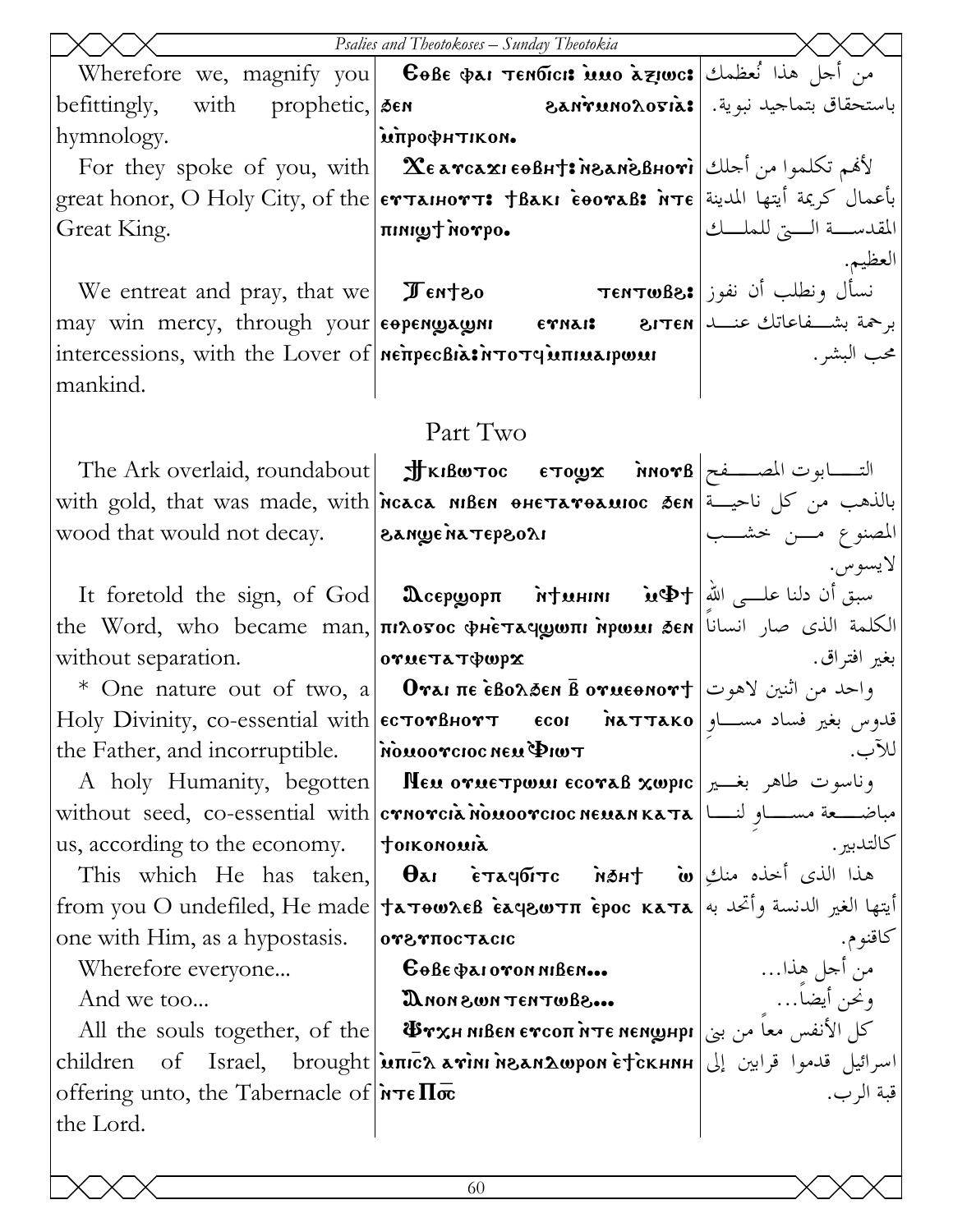| | | |
|---|---|---|
| Wherefore we, magnify you befittingly, with prophetic, hymnology. | Ⲉⲑⲃⲉ ⲫⲁⲓ ⲧⲉⲛϭⲓⲥⲓ: ⲙ̀ⲙⲟ ⲁ̀ⲝⲓⲱⲥ: ϧⲉⲛ ϩⲁⲛⲩ̀ⲙⲛⲟⲗⲟⲅⲓⲁ: ⲙ̀ⲡⲣⲟⲫⲏⲧⲓⲕⲟⲛ. | من أجل هذا نُعظمك باستحقاق بتماجيد نبوية. |
| For they spoke of you, with great honor, O Holy City, of the Great King. | Ⲭⲉ ⲁⲩⲥⲁϫⲓ ⲉⲑⲃⲏϯ: ⲛ̀ϩⲁⲛϩ̀ⲃⲏⲟⲩⲓ̀ ⲉⲩⲧⲁⲓⲏⲟⲩⲧ: ϯⲃⲁⲕⲓ ⲉ̀ⲑⲟⲩⲁⲃ: ⲛ̀ⲧⲉ ⲡⲓⲛⲓϣϯ ⲛ̀ⲟⲩⲣⲟ. | لأنهم تكلموا من أجلك بأعمال كريمة أيتها المدينة المقدسة التي للملك العظيم. |
| We entreat and pray, that we may win mercy, through your intercessions, with the Lover of mankind. | Ⲧⲉⲛϯϩⲟ ⲧⲉⲛⲧⲱⲃϩ: ⲉⲑⲣⲉⲛϣⲁϣⲛⲓ ⲉⲩⲛⲁⲓ: ϩⲓⲧⲉⲛ ⲛⲉⲡ̀ⲣⲉⲥⲃⲓⲁ: ⲛ̀ⲧⲟⲧϥ ⲙ̀ⲡⲓⲙⲁⲓⲣⲱⲙⲓ | نسأل ونطلب أن نفوز برحمة بشفاعاتك عند محب البشر. |

## Part Two

| | | |
|---|---|---|
| The Ark overlaid, roundabout with gold, that was made, with wood that would not decay. | Ϯⲕⲓⲃⲱⲧⲟⲥ ⲉⲧⲟϣϫ ⲛ̀ⲛⲟⲩⲃ ⲛ̀ⲥⲁⲥⲁ ⲛⲓⲃⲉⲛ ⲑⲏⲉⲧⲁⲩⲑⲁⲙⲓⲟⲥ ϧⲉⲛ ϩⲁⲛϣⲉ ⲛ̀ⲁⲧⲉⲣϩⲟⲗⲓ | التابوت المصفح بالذهب من كل ناحية المصنوع من خشب لايسوس. |
| It foretold the sign, of God the Word, who became man, without separation. | Ⲁⲥⲉⲣϣⲟⲣⲡ ⲛ̀ϯⲙⲏⲛⲓ ⲙ̀Ⲫϯ ⲡⲓⲗⲟⲅⲟⲥ ⲫⲏⲉ̀ⲧⲁϥϣⲱⲡⲓ ⲛ̀ⲣⲱⲙⲓ ϧⲉⲛ ⲟⲩⲙⲉⲧⲁⲧⲫⲱⲣϫ | سبق أن دلنا على الله الكلمة الذى صار انساناً بغير افتراق. |
| * One nature out of two, a Holy Divinity, co-essential with the Father, and incorruptible. | Ⲟⲩⲁⲓ ⲡⲉ ⲉ̀ⲃⲟⲗϧⲉⲛ ⲃ̅ ⲟⲩⲙⲉⲑⲛⲟⲩϯ ⲉⲥⲧⲟⲩⲃⲏⲟⲩⲧ ⲉⲥⲟⲓ ⲛ̀ⲁⲧⲧⲁⲕⲟ ⲛ̀ⲟⲙⲟⲟⲩⲥⲓⲟⲥ ⲛⲉⲙ Ⲫⲓⲱⲧ | واحد من اثنين لاهوت قدوس بغير فساد مساوِ للآب. |
| A holy Humanity, begotten without seed, co-essential with us, according to the economy. | Ⲛⲉⲙ ⲟⲩⲙⲉⲧⲣⲱⲙⲓ ⲉⲥⲟⲩⲁⲃ ⲭⲱⲣⲓⲥ ⲥⲩⲛⲟⲩⲥⲓⲁ ⲛ̀ⲟⲙⲟⲟⲩⲥⲓⲟⲥ ⲛⲉⲙⲁⲛ ⲕⲁⲧⲁ ϯⲟⲓⲕⲟⲛⲟⲙⲓⲁ | وناسوت طاهر بغير مباضعة مساوِ لنا كالتدبير. |
| This which He has taken, from you O undefiled, He made one with Him, as a hypostasis. | Ⲑⲁⲓ ⲉ̀ⲧⲁϥϭⲓⲧⲥ ⲛ̀ϧⲏϯ ⲱ̀ ϯⲁⲧⲑⲱⲗⲉⲃ ⲉ̀ⲁϥϩⲱⲧⲡ ⲉ̀ⲣⲟⲥ ⲕⲁⲧⲁ ⲟⲩϩⲩⲡⲟⲥⲧⲁⲥⲓⲥ | هذا الذى أخذه منكِ أيتها الغير الدنسة وأتحد به كاقنوم. |
| Wherefore everyone... | Ⲉⲑⲃⲉ ⲫⲁⲓ ⲟⲩⲟⲛ ⲛⲓⲃⲉⲛ... | من أجل هذا... |
| And we too... | Ⲁⲛⲟⲛ ϩⲱⲛ ⲧⲉⲛⲧⲱⲃϩ... | ونحن أيضاً... |
| All the souls together, of the children of Israel, brought offering unto, the Tabernacle of the Lord. | Ⲯⲩⲭⲏ ⲛⲓⲃⲉⲛ ⲉⲩⲥⲟⲡ ⲛ̀ⲧⲉ ⲛⲉⲛϣⲏⲣⲓ ⲙ̀ⲡⲓⲥ̅ⲗ ⲁⲩⲓⲛⲓ ⲛ̀ϩⲁⲛⲇⲱⲣⲟⲛ ⲉ̀ϯⲥⲕⲏⲛⲏ ⲛ̀ⲧⲉ Ⲡⲟ̅ⲥ̅ | كل الأنفس معاً من بنى اسرائيل قدموا قرابين إلى قبة الرب. |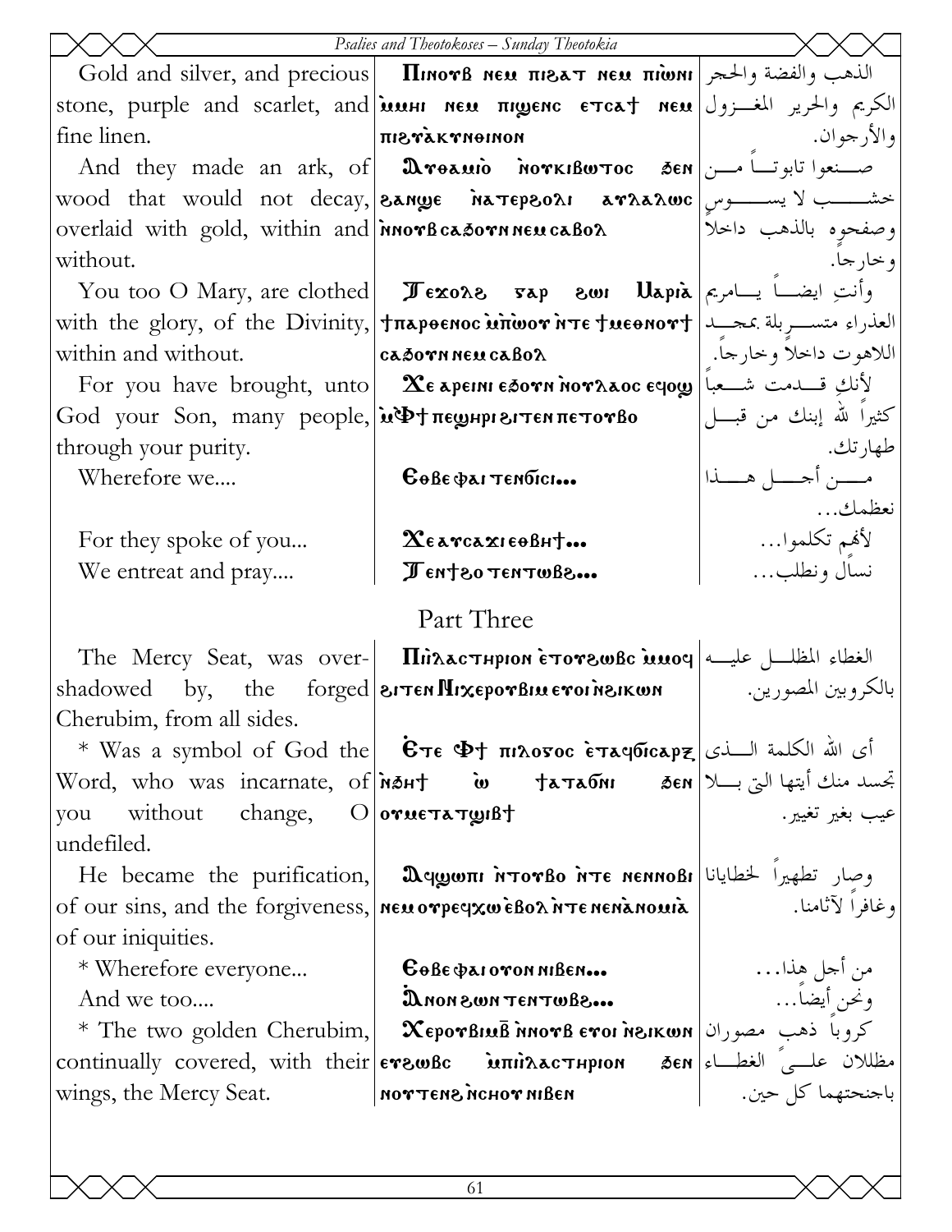| | | |
|---|---|---|
| Gold and silver, and precious stone, purple and scarlet, and fine linen. | Ⲡⲓⲛⲟⲩⲃ ⲛⲉⲙ ⲡⲓϩⲁⲧ ⲛⲉⲙ ⲡⲓⲱⲛⲓ ⲙ̀ⲙⲏⲓ ⲛⲉⲙ ⲡⲓϣⲉⲛⲥ ⲉⲧⲥⲁϯ ⲛⲉⲙ ⲡⲓϩⲩⲁ̀ⲕⲩⲛⲑⲓⲛⲟⲛ | الذهب والفضة والحجر الكريم والحرير المغـــزول والأرجوان. |
| And they made an ark, of wood that would not decay, overlaid with gold, within and without. | Ⲁⲩⲑⲁⲙⲓⲟ ⲛ̀ⲟⲩⲕⲓⲃⲱⲧⲟⲥ ϧⲉⲛ ϩⲁⲛϣⲉ ⲛ̀ⲁⲧⲉⲣϩⲟⲗⲓ ⲁⲩⲗⲁⲗⲱⲥ ⲛ̀ⲛⲟⲩⲃ ⲥⲁϧⲟⲩⲛ ⲛⲉⲙ ⲥⲁⲃⲟⲗ | صـــنعوا تابوتـــاً مـــن خشـــــب لا يســــوس وصفحوه بالذهب داخلاً وخارجاً. |
| You too O Mary, are clothed with the glory, of the Divinity, within and without. | Ⲛ̀ⲑⲟ ϩⲱⲓ ⲱ Ⲙⲁⲣⲓⲁ̀ ϯⲡⲁⲣⲑⲉⲛⲟⲥ ⲙ̀ⲡ̀ⲱⲟⲩ ⲛ̀ⲧⲉ ϯⲙⲉⲑⲛⲟⲩϯ ⲥⲁϧⲟⲩⲛ ⲛⲉⲙ ⲥⲁⲃⲟⲗ | وأنتِ ايضـــاً يـــامريم العذراء متســـربلة بمجـــد اللاهوت داخلاً وخارجاً. |
| For you have brought, unto God your Son, many people, through your purity. | Ⲭⲉ ⲁⲣⲉⲓⲛⲓ ⲉϧⲟⲩⲛ ⲛ̀ⲟⲩⲗⲁⲟⲥ ⲉϥⲟϣ ⲙ̀Ⲫϯ ⲡⲉϣⲏⲣⲓ ϩⲓⲧⲉⲛ ⲡⲉⲧⲟⲩⲃⲟ | لأنكِ قـــدمت شـــعباً كثيراً لله إبنك من قبـــل طهارتك. |
| Wherefore we.... | Ⲉⲑⲃⲉ ⲫⲁⲓ ⲧⲉⲛϭⲓⲥⲓ... | مـــن أجـــل هـــذا نعظمك... |
| For they spoke of you... | Ⲭⲉ ⲁⲩⲥⲁϫⲓ ⲉⲑⲃⲏϯ... | لأنهم تكلموا... |
| We entreat and pray.... | Ⲧⲉⲛϯϩⲟ ⲧⲉⲛⲧⲱⲃϩ... | نسأل ونطلب... |

## Part Three

| | | |
|---|---|---|
| The Mercy Seat, was overshadowed by, the forged Cherubim, from all sides. | Ⲡⲓⲓ̀ⲗⲁⲥⲧⲏⲣⲓⲟⲛ ⲉ̀ⲧⲟⲩϩⲱⲃⲥ ⲙ̀ⲙⲟϥ ϩⲓⲧⲉⲛ Ⲛⲓⲭⲉⲣⲟⲩⲃⲓⲙ ⲉⲩⲟⲓ ⲛ̀ϩⲓⲕⲱⲛ | الغطاء المظلـــل عليـــه بالكروبين المصورين. |
| * Was a symbol of God the Word, who was incarnate, of you without change, O undefiled. | Ⲉ̀ⲧⲉ Ⲫϯ ⲡⲓⲗⲟⲅⲟⲥ ⲉ̀ⲧⲁϥϭⲓⲥⲁⲣⲝ ⲛ̀ϧⲏϯ ⲱ ϯⲁⲧⲁϭⲛⲓ ϧⲉⲛ ⲟⲩⲙⲉⲧⲁⲧϣⲓⲃϯ | أي الله الكلمة الـــذي تجسد منك أيتها التي بـــلا عيب بغير تغيير. |
| He became the purification, of our sins, and the forgiveness, of our iniquities. | Ⲁϥϣⲱⲡⲓ ⲛ̀ⲧⲟⲩⲃⲟ ⲛ̀ⲧⲉ ⲛⲉⲛⲛⲟⲃⲓ ⲛⲉⲙ ⲟⲩⲣⲉϥⲭⲱ ⲉ̀ⲃⲟⲗ ⲛ̀ⲧⲉ ⲛⲉⲛⲁ̀ⲛⲟⲙⲓⲁ̀ | وصار تطهيراً لخطايانا وغافراً لآثامنا. |
| * Wherefore everyone... | Ⲉⲑⲃⲉ ⲫⲁⲓ ⲟⲩⲟⲛ ⲛⲓⲃⲉⲛ... | من أجل هذا... |
| And we too.... | Ⲁ̀ⲛⲟⲛ ϩⲱⲛ ⲧⲉⲛⲧⲱⲃϩ... | ونحن أيضاً... |
| * The two golden Cherubim, continually covered, with their wings, the Mercy Seat. | Ⲭⲉⲣⲟⲩⲃⲓⲙ̅ⲃ̅ ⲛ̀ⲛⲟⲩⲃ ⲉⲩⲟⲓ ⲛ̀ϩⲓⲕⲱⲛ ⲉⲩϩⲱⲃⲥ ⲙ̀ⲡⲓⲓ̀ⲗⲁⲥⲧⲏⲣⲓⲟⲛ ϧⲉⲛ ⲛⲟⲩⲧⲉⲛϩ ⲛ̀ⲥⲏⲟⲩ ⲛⲓⲃⲉⲛ | كروباً ذهب مصوران مظللان علـــى الغطـــاء باجنحتهما كل حين. |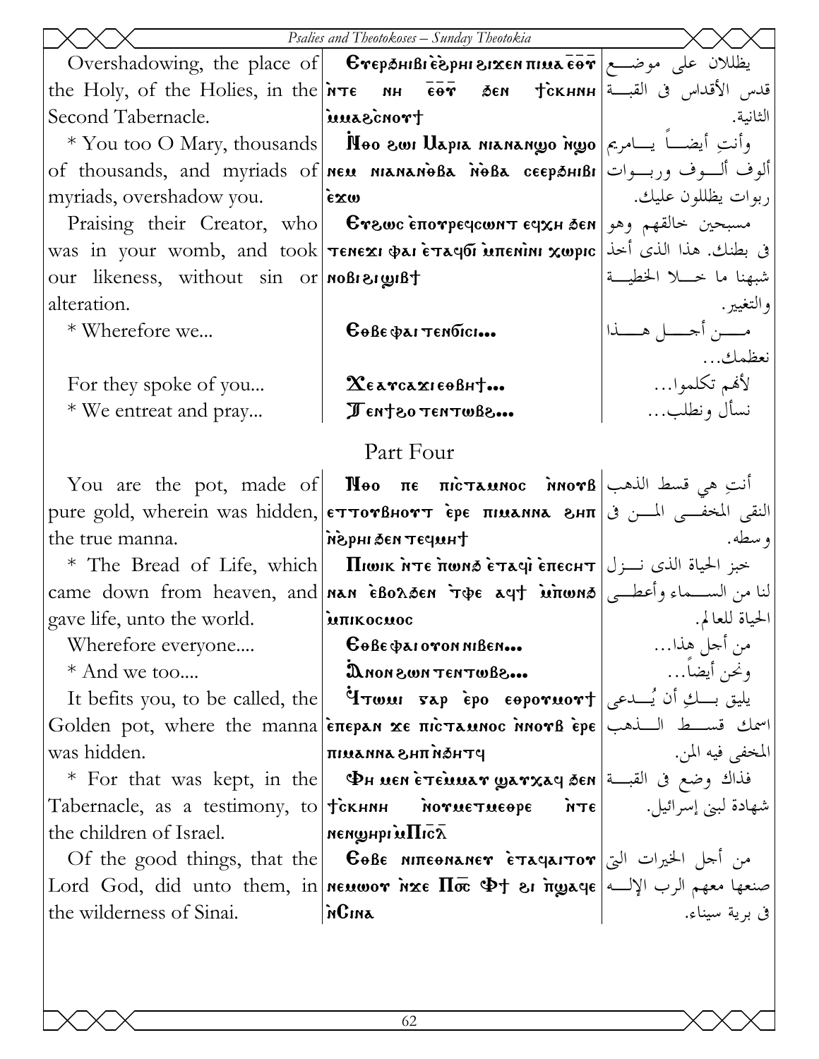| English | Coptic | Arabic |
|---|---|---|
| Overshadowing, the place of the Holy, of the Holies, in the Second Tabernacle. | Ⲉⲩⲉⲣϧⲏⲓⲃⲓ ⲉ̀ϩ̀ⲣⲏⲓ ϩⲓϫⲉⲛ ⲡⲓⲙⲁ ⲉ̅ⲑ̅ⲩ̅ ⲛ̀ⲧⲉ ⲛⲏ ⲉ̅ⲑ̅ⲩ̅ ϧⲉⲛ ϯⲥ̀ⲕⲏⲛⲏ ⲙ̀ⲙⲁϩ̀ⲥⲛⲟⲩϯ | يظللان على موضع قدس الأقداس في القبة الثانية. |
| * You too O Mary, thousands of thousands, and myriads of myriads, overshadow you. | Ⲛ̀ⲑⲟ ϩⲱⲓ Ⲙⲁⲣⲓⲁ ⲛⲓⲁ̀ⲛⲁⲛϣⲟ ⲛ̀ϣⲟ ⲛⲉⲙ ⲛⲓⲁ̀ⲛⲁⲛ̀ⲑⲃⲁ ⲛ̀ⲑⲃⲁ ⲥⲉⲉⲣϧⲏⲓⲃⲓ ⲉ̀ϫⲱ | وأنتِ أيضاً يامريم ألوف ألوف وربوات ربوات يظللون عليك. |
| Praising their Creator, who was in your womb, and took our likeness, without sin or alteration. | Ⲉⲩϩⲱⲥ ⲉ̀ⲡⲟⲩⲣⲉϥⲥⲱⲛⲧ ⲉϥⲭⲏ ϧⲉⲛ ⲧⲉⲛⲉϫⲓ ⲫⲁⲓ ⲉ̀ⲧⲁϥϭⲓ ⲙ̀ⲡⲉⲛⲓ̀ⲛⲓ ⲭⲱⲣⲓⲥ ⲛⲟⲃⲓ ϩⲓ ϣⲓⲃϯ | مسبحين خالقهم وهو في بطنك. هذا الذي أخذ شبهنا ما خلا الخطية والتغيير. |
| * Wherefore we... | Ⲉⲑⲃⲉ ⲫⲁⲓ ⲧⲉⲛϭⲓⲥⲓ... | من أجل هذا نعظمك... |
| For they spoke of you... | Ϫⲉ ⲁⲩⲥⲁϫⲓ ⲉⲑⲃⲏϯ... | لأنهم تكلموا... |
| * We entreat and pray... | Ϯⲉⲛϯϩⲟ ⲧⲉⲛⲧⲱⲃϩ... | نسأل ونطلب... |

## Part Four

| English | Coptic | Arabic |
|---|---|---|
| You are the pot, made of pure gold, wherein was hidden, the true manna. | Ⲛ̀ⲑⲟ ⲡⲉ ⲡⲓ̀ⲥⲧⲁⲙⲛⲟⲥ ⲛ̀ⲛⲟⲩⲃ ⲉⲧⲧⲟⲩⲃⲏⲟⲩⲧ ⲉ̀ⲣⲉ ⲡⲓⲙⲁⲛⲛⲁ ϩⲏⲡ ⲛ̀ϩ̀ⲣⲏⲓ ϧⲉⲛ ⲧⲉϥⲙⲏϯ | أنتِ هي قسط الذهب النقي المخفي المن في وسطه. |
| * The Bread of Life, which came down from heaven, and gave life, unto the world. | Ⲡⲓⲱⲓⲕ ⲛ̀ⲧⲉ ⲡ̀ⲱⲛϧ ⲉ̀ⲧⲁϥⲓ̀ ⲉ̀ⲡⲉⲥⲏⲧ ⲛⲁⲛ ⲉ̀ⲃⲟⲗϧⲉⲛ ⲧ̀ⲫⲉ ⲁϥϯ ⲙ̀ⲡⲱⲛϧ ⲙ̀ⲡⲓⲕⲟⲥⲙⲟⲥ | خبز الحياة الذي نزل لنا من السماء وأعطى الحياة للعالم. |
| Wherefore everyone.... | Ⲉⲑⲃⲉ ⲫⲁⲓ ⲟⲩⲟⲛ ⲛⲓⲃⲉⲛ... | من أجل هذا... |
| * And we too.... | Ⲁ̀ⲛⲟⲛ ϩⲱⲛ ⲧⲉⲛⲧⲱⲃϩ... | ونحن أيضاً... |
| It befits you, to be called, the Golden pot, where the manna was hidden. | Ϥ̀ⲧⲱⲙ ⲅⲁⲣ ⲉ̀ⲣⲟ ⲉⲑⲣⲟⲩⲙⲟⲩϯ ⲉ̀ⲡⲉⲣⲁⲛ ϫⲉ ⲡⲓ̀ⲥⲧⲁⲙⲛⲟⲥ ⲛ̀ⲛⲟⲩⲃ ⲉ̀ⲣⲉ ⲡⲓⲙⲁⲛⲛⲁ ϩⲏⲡ ⲛ̀ϧⲏⲧϥ | يليق بكِ أن يُدعى اسمك قسط الذهب المخفى فيه المن. |
| * For that was kept, in the Tabernacle, as a testimony, to the children of Israel. | Ⲫⲏ ⲙⲉⲛ ⲉ̀ⲧⲉ̀ⲙⲙⲁⲩ ϣⲁⲩⲭⲁϥ ϧⲉⲛ ϯⲥ̀ⲕⲏⲛⲏ ⲛ̀ⲟⲩⲙⲉⲧⲙⲉⲑⲣⲉ ⲛ̀ⲧⲉ ⲛⲉⲛϣⲏⲣⲓ ⲙ̀Ⲡⲓ̅ⲥ̅ⲗ̅ | فذاك وضع في القبة شهادة لبني إسرائيل. |
| Of the good things, that the Lord God, did unto them, in the wilderness of Sinai. | Ⲉⲑⲃⲉ ⲛⲓⲡⲉⲑⲛⲁⲛⲉⲩ ⲉ̀ⲧⲁϥⲁⲓⲧⲟⲩ ⲛⲉⲙⲱⲟⲩ ⲛ̀ϫⲉ Ⲡ̅ⲟ̅ⲥ̅ Ⲫϯ ϩⲓ ⲡ̀ϣⲁϥⲉ ⲛ̀Ⲥⲓⲛⲁ | من أجل الخيرات التي صنعها معهم الرب الإله في برية سيناء. |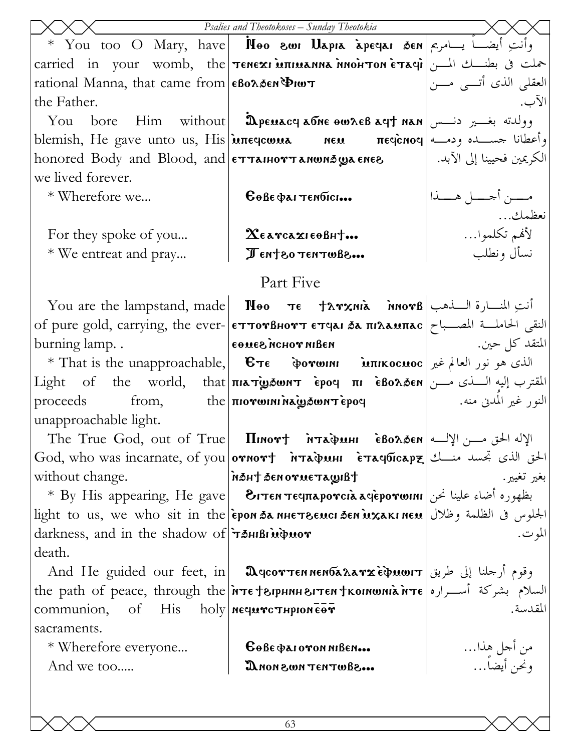| English | Coptic | Arabic |
|---|---|---|
| * You too O Mary, have carried in your womb, the rational Manna, that came from the Father. | Ⲛ̀ⲑⲟ ϩⲱⲓ Ⲙⲁⲣⲓⲁ ⲁ̀ⲣⲉϥⲁⲓ ϧⲉⲛ ⲧⲉⲛⲉϫⲓ ⲙ̀ⲡⲓⲙⲁⲛⲛⲁ ⲛ̀ⲛⲟⲏ̀ⲧⲟⲛ ⲉ̀ⲧⲁϥⲓ̀ ⲉⲃⲟⲗϧⲉⲛ Ⲫ̀ⲓⲱⲧ | وأنتِ أيضاً يامريم حملت فى بطنك المن العقلى الذى أتى من الآب. |
| You bore Him without blemish, He gave unto us, His honored Body and Blood, and we lived forever. | Ⲁ̀ⲣⲉⲙⲁⲥϥ ⲁϭⲛⲉ ⲑⲱⲗⲉⲃ ⲁϥϯ ⲛⲁⲛ ⲙ̀ⲡⲉϥⲥⲱⲙⲁ ⲛⲉⲙ ⲡⲉϥⲥ̀ⲛⲟϥ ⲉⲧⲧⲁⲓⲏⲟⲩⲧ ⲁⲛⲱⲛϧ ϣⲁ ⲉⲛⲉϩ | وولدته بغير دنس وأعطانا جسده ودمه الكريمين فحيينا إلى الآبد. |
| * Wherefore we... | Ⲉⲑⲃⲉ ⲫⲁⲓ ⲧⲉⲛϭⲓⲥⲓ... | من أجل هذا نعظمك... |
| For they spoke of you... | Ϫⲉ ⲁⲩⲥⲁϫⲓ ⲉⲑⲃⲏϯ... | لأنهم تكلموا... |
| * We entreat and pray... | Ⲧⲉⲛϯϩⲟ ⲧⲉⲛⲧⲱⲃϩ... | نسأل ونطلب |

## Part Five

| English | Coptic | Arabic |
|---|---|---|
| You are the lampstand, made of pure gold, carrying, the ever-burning lamp. . | Ⲛ̀ⲑⲟ ⲧⲉ ϯⲗⲩⲭⲛⲓⲁ̀ ⲛ̀ⲛⲟⲩⲃ ⲉⲧⲧⲟⲩⲃⲏⲟⲩⲧ ⲉⲧϥⲁⲓ ϧⲁ ⲡⲓⲗⲁⲙⲡⲁⲥ ⲉⲑⲙⲉϩ ⲛ̀ⲥⲏⲟⲩ ⲛⲓⲃⲉⲛ | أنتِ المنارة الذهب النقى الحاملة المصباح المتقد كل حين. |
| * That is the unapproachable, Light of the world, that proceeds from, the unapproachable light. | Ⲉⲧⲉ ⲫ̀ⲟⲩⲱⲓⲛⲓ ⲙ̀ⲡⲓⲕⲟⲥⲙⲟⲥ ⲡⲓⲁⲧⲱ̀ϧⲱⲛⲧ ⲉ̀ⲣⲟϥ ⲡⲓ ⲉ̀ⲃⲟⲗϧⲉⲛ ⲡⲓⲟⲩⲱⲓⲛⲓ ⲛⲁⲱ̀ϧⲱⲛⲧ ⲉ̀ⲣⲟϥ | الذى هو نور العالم غير المقترب إليه الذى من النور غير المُدنى منه. |
| The True God, out of True God, who was incarnate, of you without change. | Ⲡⲓⲛⲟⲩϯ ⲛ̀ⲧⲁⲫ̀ⲙⲏⲓ ⲉ̀ⲃⲟⲗϧⲉⲛ ⲟⲩⲛⲟⲩϯ ⲛ̀ⲧⲁⲫ̀ⲙⲏⲓ ⲉ̀ⲧⲁϥϭⲓⲥⲁⲣⲝ ⲛ̀ϧⲏϯ ϧⲉⲛ ⲟⲩⲙⲉⲧⲁϣⲓⲃϯ | الإله الحق من الإله الحق الذى تجسد منك بغير تغيير. |
| * By His appearing, He gave light to us, we who sit in the darkness, and in the shadow of death. | Ϩⲓⲧⲉⲛ ⲧⲉϥⲡⲁⲣⲟⲩⲥⲓⲁ̀ ⲁϥⲉ̀ⲣⲟⲩⲱⲓⲛⲓ ⲉ̀ⲣⲟⲛ ϧⲁ ⲛⲏⲉⲧϩⲉⲙⲥⲓ ϧⲉⲛ ⲡ̀ⲭⲁⲕⲓ ⲛⲉⲙ ⲧ̀ϧⲏⲓⲃⲓ ⲙ̀ⲫ̀ⲙⲟⲩ | بظهوره أضاء علينا نحن الجلوس فى الظلمة وظلال الموت. |
| And He guided our feet, in the path of peace, through the communion, of His holy sacraments. | Ⲁϥⲥⲟⲩⲧⲉⲛ ⲛⲉⲛϭⲁⲗⲁⲩϫ ⲉ̀ⲫ̀ⲙⲱⲓⲧ ⲛ̀ⲧⲉ ϯϩⲓⲣⲏⲛⲏ ϩⲓⲧⲉⲛ ϯⲕⲟⲓⲛⲱⲛⲓⲁ̀ ⲛ̀ⲧⲉ ⲛⲉϥⲙⲩⲥⲧⲏⲣⲓⲟⲛ ⲉ̅ⲑ̅ⲩ̅ | وقوم أرجلنا إلى طريق السلام بشركة أسراره المقدسة. |
| * Wherefore everyone... | Ⲉⲑⲃⲉ ⲫⲁⲓ ⲟⲩⲟⲛ ⲛⲓⲃⲉⲛ... | من أجل هذا... |
| And we too..... | Ⲁⲛⲟⲛ ϩⲱⲛ ⲧⲉⲛⲧⲱⲃϩ... | ونحن أيضاً... |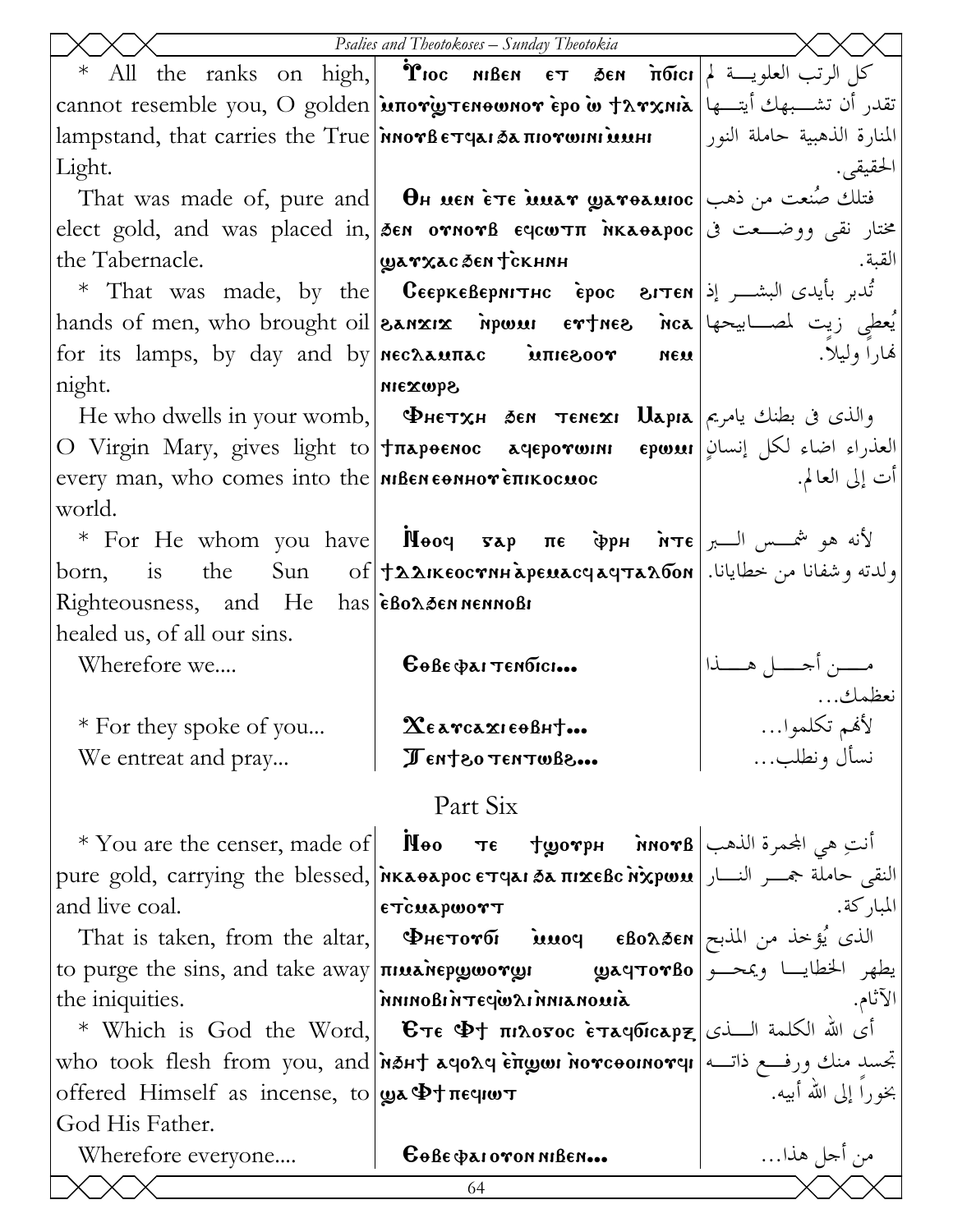| | | |
|---|---|---|
| * All the ranks on high, cannot resemble you, O golden lampstand, that carries the True Light. | Ⲟⲩⲟⲥ ⲛⲓⲃⲉⲛ ⲉⲧ ϧⲉⲛ ⲛ̀ϭⲓⲥⲓ ⲙ̀ⲡⲟⲩϣⲧⲉⲙⲑⲱⲛⲟⲩ ⲉ̀ⲣⲟ ⲱ ϯⲗⲩⲭⲛⲓⲁ ⲛ̀ⲛⲟⲩⲃ ⲉⲧϥⲁⲓ ϧⲁ ⲡⲓⲟⲩⲱⲓⲛⲓ ⲙ̀ⲙⲏⲓ | كل الرتب العلوية لم تقدر أن تشبهك أيتها المنارة الذهبية حاملة النور الحقيقى. |
| That was made of, pure and elect gold, and was placed in, the Tabernacle. | Ⲑⲏ ⲙⲉⲛ ⲉ̀ⲧⲉ ⲙ̀ⲙⲁⲩ ϣⲁⲩⲑⲁⲙⲓⲟⲥ ϧⲉⲛ ⲟⲩⲛⲟⲩⲃ ⲉϥⲥⲱⲧⲡ ⲛ̀ⲕⲁⲑⲁⲣⲟⲥ ϣⲁⲩⲭⲁⲥ ϧⲉⲛ ϯⲥⲕⲏⲛⲏ | فتلك صُنعت من ذهب مختار نقى ووضعت فى القبة. |
| * That was made, by the hands of men, who brought oil for its lamps, by day and by night. | Ⲥⲉⲉⲣⲕⲉⲃⲉⲣⲛⲓⲧⲏⲥ ⲉ̀ⲣⲟⲥ ϩⲓⲧⲉⲛ ϩⲁⲛϫⲓϫ ⲛ̀ⲣⲱⲙⲓ ⲉⲩϯⲛⲉϩ ⲛ̀ⲥⲁ ⲛⲉⲥⲗⲁⲙⲡⲁⲥ ⲙ̀ⲡⲓⲉϩⲟⲟⲩ ⲛⲉⲙ ⲡⲓⲉϫⲱⲣϩ | تُدبر بأيدى البشر إذ يُعطى زيت لمصابيحها نهاراً وليلاً. |
| He who dwells in your womb, O Virgin Mary, gives light to every man, who comes into the world. | Ⲫⲏⲉⲧϫⲏ ϧⲉⲛ ⲧⲉⲛⲉϫⲓ Ⲙⲁⲣⲓⲁ ϯⲡⲁⲣⲑⲉⲛⲟⲥ ⲁϥⲉⲣⲟⲩⲱⲓⲛⲓ ⲉ̀ⲣⲱⲙⲓ ⲛⲓⲃⲉⲛ ⲉⲑⲛⲏⲟⲩ ⲉ̀ⲡⲓⲕⲟⲥⲙⲟⲥ | والذى فى بطنك يامريم العذراء اضاء لكل إنسانٍ أت إلى العالم. |
| * For He whom you have born, is the Sun of Righteousness, and He has healed us, of all our sins. | Ⲛ̀ⲑⲟϥ ⲅⲁⲣ ⲡⲉ ⲫ̀ⲣⲏ ⲛ̀ⲧⲉ ϯⲇⲓⲕⲉⲟⲥⲩⲛⲏ ⲁ̀ⲣⲉⲙⲁⲥϥ ⲁϥⲧⲁⲗϭⲟⲛ ⲉ̀ⲃⲟⲗ ϧⲉⲛ ⲛⲉⲛⲛⲟⲃⲓ | لأنه هو شمس البر ولدته وشفانا من خطايانا. |
| Wherefore we.... | Ⲉⲑⲃⲉ ⲫⲁⲓ ⲧⲉⲛϭⲓⲥⲓ... | من أجل هذا نعظمك... |
| * For they spoke of you... | Ⲭⲉⲁⲩⲥⲁϫⲓ ⲉⲑⲃⲏϯ... | لأنهم تكلموا... |
| We entreat and pray... | Ⲧⲉⲛϯϩⲟ ⲧⲉⲛⲧⲱⲃϩ... | نسأل ونطلب... |

## Part Six

| | | |
|---|---|---|
| * You are the censer, made of pure gold, carrying the blessed, and live coal. | Ⲛ̀ⲑⲟ ⲧⲉ ϯϣⲟⲩⲣⲏ ⲛ̀ⲛⲟⲩⲃ ⲛ̀ⲕⲁⲑⲁⲣⲟⲥ ⲉⲧϥⲁⲓ ϧⲁ ⲡⲓϫⲉⲃⲥ ⲛ̀ⲭⲣⲱⲙ ⲉⲧⲥ̀ⲙⲁⲣⲱⲟⲩⲧ | أنتِ هي المجمرة الذهب النقى حاملة جمر النار المباركة. |
| That is taken, from the altar, to purge the sins, and take away the iniquities. | Ⲫⲏⲉⲧⲟⲩϭⲓ ⲙ̀ⲙⲟϥ ⲉⲃⲟⲗϧⲉⲛ ⲡⲓⲙⲁⲛ̀ⲉⲣϣⲱⲟⲩϣⲓ ϣⲁϥⲧⲟⲩⲃⲟ ⲛ̀ⲛⲓⲛⲟⲃⲓ ⲛ̀ⲧⲉϥⲱ̀ⲗⲓ ⲛ̀ⲛⲓⲁⲛⲟⲙⲓⲁ | الذى يُؤخذ من المذبح يطهر الخطايا ويمحو الآثام. |
| * Which is God the Word, who took flesh from you, and offered Himself as incense, to God His Father. | Ⲉⲧⲉ Ⲫϯ ⲡⲓⲗⲟⲅⲟⲥ ⲉ̀ⲧⲁϥϭⲓⲥⲁⲣⲝ ⲛ̀ϧⲏϯ ⲁϥⲟⲗϥ ⲉ̀ⲡϣⲱⲓ ⲛ̀ⲟⲩⲥⲑⲟⲓⲛⲟⲩϥⲓ ϣⲁ Ⲫϯ ⲡⲉϥⲓⲱⲧ | أى الله الكلمة الذى تجسد منك ورفع ذاته بخوراً إلى الله أبيه. |
| Wherefore everyone.... | Ⲉⲑⲃⲉ ⲫⲁⲓ ⲟⲩⲟⲛ ⲛⲓⲃⲉⲛ... | من أجل هذا... |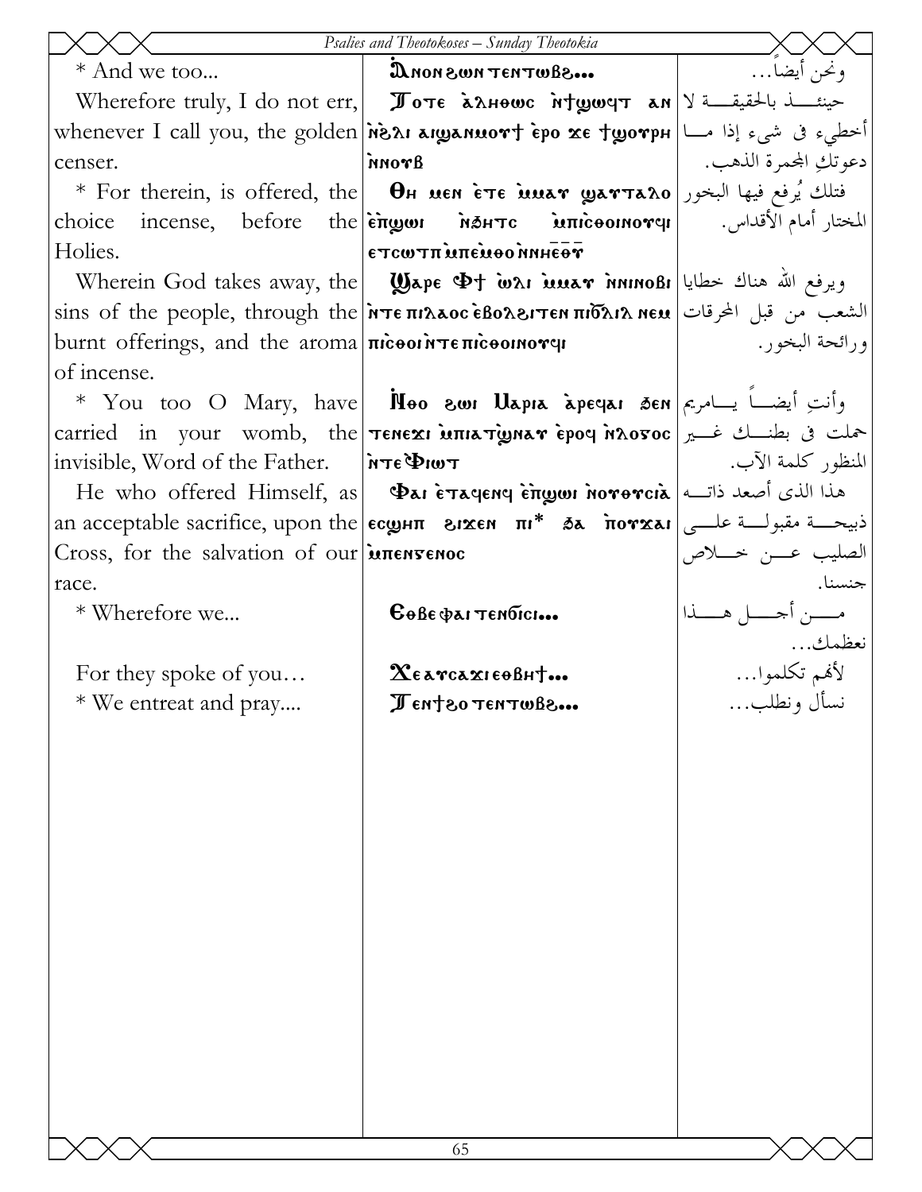| English | Coptic | Arabic |
|---|---|---|
| * And we too... | Ⲁ̀ⲛⲟⲛ ϩⲱⲛ ⲧⲉⲛⲧⲱⲃϩ... | ونحن أيضاً... |
| Wherefore truly, I do not err, whenever I call you, the golden censer. | Ⲧⲟⲧⲉ ⲁ̀ⲗⲏⲑⲱⲥ ⲛ̀ϯϣⲱϥⲧ ⲁⲛ ⲛ̀ϩⲗⲓ ⲁⲓϣⲁⲛⲙⲟⲩϯ ⲉ̀ⲣⲟ ϫⲉ ϯϣⲟⲩⲣⲏ ⲛ̀ⲛⲟⲩⲃ | حينئذ بالحقيقة لا أخطيء فى شيء إذا ما دعوتكِ المجمرة الذهب. |
| * For therein, is offered, the choice incense, before the Holies. | Ⲑⲏ ⲙⲉⲛ ⲉ̀ⲧⲉ ⲙ̀ⲙⲁⲩ ϣⲁⲩⲧⲁⲗⲟ ⲉ̀ⲡ̀ϣⲱⲓ ⲛ̀ϧⲏⲧⲥ ⲙ̀ⲡⲓⲥ̀ⲑⲟⲓⲛⲟⲩϥⲓ ⲉⲧⲥⲱⲧⲡ ⲙ̀ⲡⲉ̀ⲙ̀ⲑⲟ ⲛ̀ⲛⲏⲉ̅ⲑ̅ⲩ̅ | فتلك يُرفع فيها البخور المختار أمام الأقداس. |
| Wherein God takes away, the sins of the people, through the burnt offerings, and the aroma of incense. | Ϣⲁⲣⲉ Ⲫϯ ⲱ̀ⲗⲓ ⲙ̀ⲙⲁⲩ ⲛ̀ⲛⲓⲛⲟⲃⲓ ⲛ̀ⲧⲉ ⲡⲓⲗⲁⲟⲥ ⲉ̀ⲃⲟⲗϩⲓⲧⲉⲛ ⲡⲓϭⲗⲓⲗ ⲛⲉⲙ ⲡⲓⲥ̀ⲑⲟⲓ ⲛ̀ⲧⲉ ⲡⲓⲥ̀ⲑⲟⲓⲛⲟⲩϥⲓ | ويرفع الله هناك خطايا الشعب من قبل المحرقات ورائحة البخور. |
| * You too O Mary, have carried in your womb, the invisible, Word of the Father. | Ⲛ̀ⲑⲟ ϩⲱⲓ Ⲙⲁⲣⲓⲁ ⲁ̀ⲣⲉϥⲁⲓ ϧⲉⲛ ⲧⲉⲛⲉϫⲓ ⲙ̀ⲡⲓⲁⲧ̀ϣⲛⲁⲩ ⲉ̀ⲣⲟϥ ⲛ̀ⲗⲟⲅⲟⲥ ⲛ̀ⲧⲉ Ⲫ̀ⲓⲱⲧ | وأنتِ أيضاً يامريم حملت فى بطنك غير المنظور كلمة الآب. |
| He who offered Himself, as an acceptable sacrifice, upon the Cross, for the salvation of our race. | Ⲫⲁⲓ ⲉ̀ⲧⲁϥⲉⲛϥ ⲉ̀ⲡ̀ϣⲱⲓ ⲛ̀ⲟⲩⲑⲩⲥⲓⲁ̀ ⲉⲥϣⲏⲡ ϩⲓϫⲉⲛ ⲡⲓ* ϧⲁ ⲡ̀ⲟⲩϫⲁⲓ ⲙ̀ⲡⲉⲛⲅⲉⲛⲟⲥ | هذا الذى أصعد ذاته ذبيحة مقبولة على الصليب عن خلاص جنسنا. |
| * Wherefore we... | Ⲉⲑⲃⲉ ⲫⲁⲓ ⲧⲉⲛϭⲓⲥⲓ... | من أجل هذا نعظمك... |
| For they spoke of you… | Ⲭⲉⲁⲩⲥⲁϫⲓ ⲉⲑⲃⲏϯ... | لأنهم تكلموا... |
| * We entreat and pray.... | Ⲧⲉⲛϯϩⲟ ⲧⲉⲛⲧⲱⲃϩ... | نسأل ونطلب... |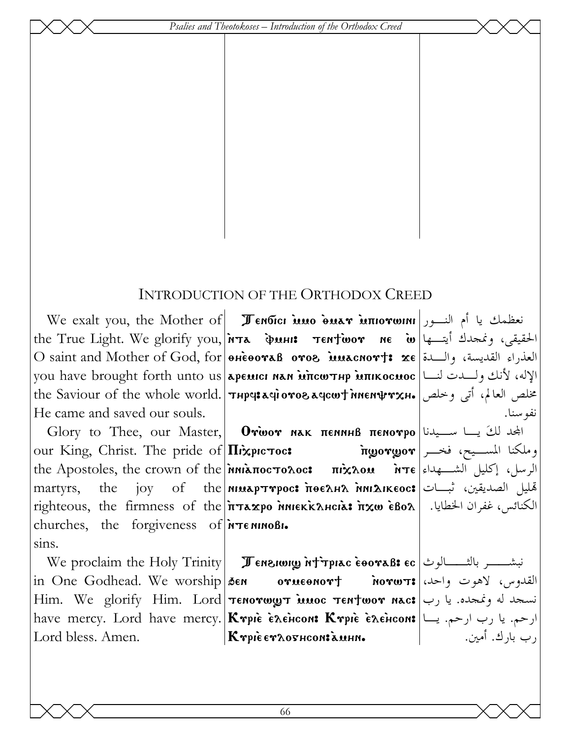## Introduction of the Orthodox Creed

| | | |
|---|---|---|
| We exalt you, the Mother of the True Light. We glorify you, O saint and Mother of God, for you have brought forth unto us the Saviour of the whole world. He came and saved our souls. | Ⲧⲉⲛϭⲓⲥⲓ ⲙ̀ⲙⲟ ⲑ̀ⲙⲁⲩ ⲙ̀ⲡⲓⲟⲩⲱⲓⲛⲓ ⲛ̀ⲧⲁ ⲫ̀ⲙⲏⲓ: ⲧⲉⲛϯⲱⲟⲩ ⲛⲉ ⲱ̀ ⲑⲏⲉ̀ⲑⲟⲩⲁⲃ ⲟⲩⲟϩ ⲙ̀ⲙⲁⲥⲛⲟⲩϯ: ϫⲉ ⲁⲣⲉⲙⲓⲥⲓ ⲛⲁⲛ ⲙ̀ⲡⲥⲱⲧⲏⲣ ⲙ̀ⲡⲓⲕⲟⲥⲙⲟⲥ ⲧⲏⲣϥ: ⲁϥⲓ̀ ⲟⲩⲟϩ ⲁϥⲥⲱϯ ⲛ̀ⲛⲉⲛⲯⲩⲭⲏ. | نعظمك يا أم النور الحقيقي، ونمجدك أيتها العذراء القديسة، والدة الإله، لأنك ولدت لنا مخلص العالم، أتى وخلص نفوسنا. |
| Glory to Thee, our Master, our King, Christ. The pride of the Apostoles, the crown of the martyrs, the joy of the righteous, the firmness of the churches, the forgiveness of sins. | Ⲟⲩⲱ̀ⲟⲩ ⲛⲁⲕ ⲡⲉⲛⲛⲏⲃ ⲡⲉⲛⲟⲩⲣⲟ Ⲡⲓⲭ̀ⲣⲓⲥⲧⲟⲥ: ⲡ̀ϣⲟⲩϣⲟⲩ ⲛ̀ⲛⲓⲁ̀ⲡⲟⲥⲧⲟⲗⲟⲥ: ⲡⲓⲭ̀ⲗⲟⲙ ⲛ̀ⲧⲉ ⲛⲓⲙⲁⲣⲧⲩⲣⲟⲥ: ⲡ̀ⲑⲉⲗⲏⲗ ⲛ̀ⲛⲓⲇⲓⲕⲉⲟⲥ: ⲡ̀ⲧⲁϫⲣⲟ ⲛ̀ⲛⲓⲉⲕ̀ⲕⲗⲏⲥⲓⲁ: ⲡ̀ⲭⲱ ⲉ̀ⲃⲟⲗ ⲛ̀ⲧⲉ ⲛⲓⲛⲟⲃⲓ. | المجد لكَ يا سيدنا وملكنا المسيح، فخر الرسل، إكليل الشهداء تهليل الصديقين، ثبات الكنائس، غفران الخطايا. |
| We proclaim the Holy Trinity in One Godhead. We worship Him. We glorify Him. Lord have mercy. Lord have mercy. Lord bless. Amen. | Ⲧⲉⲛϩⲓⲱⲓϣ ⲛ̀ϯⲧ̀ⲣⲓⲁⲥ ⲉ̀ⲑⲟⲩⲁⲃ: ⲉⲥ ϧⲉⲛ ⲟⲩⲙⲉⲑⲛⲟⲩϯ ⲛ̀ⲟⲩⲱⲧ: ⲧⲉⲛⲟⲩⲱϣⲧ ⲙ̀ⲙⲟⲥ ⲧⲉⲛϯⲱⲟⲩ ⲛⲁⲥ: Ⲕⲩⲣⲓⲉ̀ ⲉ̀ⲗⲉ̀ⲏⲥⲟⲛ: Ⲕⲩⲣⲓⲉ̀ ⲉ̀ⲗⲉ̀ⲏⲥⲟⲛ: Ⲕⲩⲣⲓⲉ̀ ⲉⲩⲗⲟⲅⲏⲥⲟⲛ: ⲁ̀ⲙⲏⲛ. | نبشر بالثالوث القدوس، لاهوت واحد، نسجد له ونمجده. يا رب ارحم. يا رب ارحم. يا رب بارك. أمين. |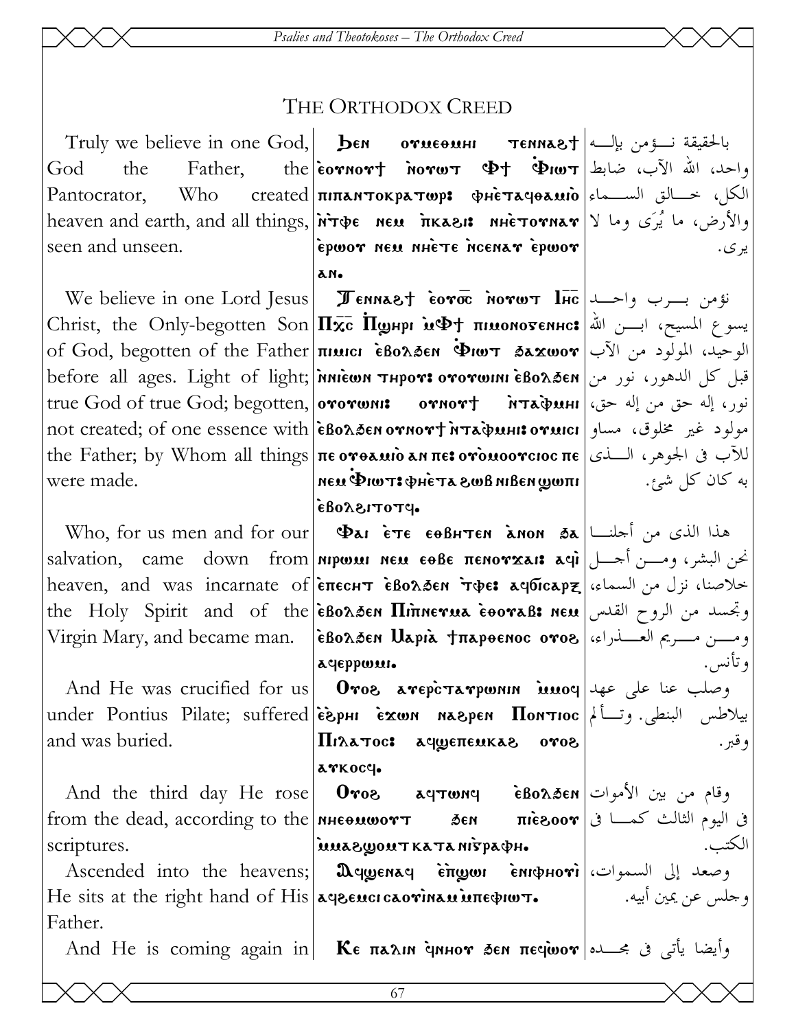# THE ORTHODOX CREED

| English | Coptic | Arabic |
|---|---|---|
| Truly we believe in one God, God the Father, the Pantocrator, Who created heaven and earth, and all things, seen and unseen. | Ϧⲉⲛ ⲟⲩⲙⲉⲑⲙⲏⲓ ⲧⲉⲛⲛⲁϩϯ ⲉ̀ⲟⲩⲛⲟⲩϯ ⲛ̀ⲟⲩⲱⲧ Ⲫϯ Ⲫ̀ⲓⲱⲧ ⲡⲓⲡⲁⲛⲧⲟⲕⲣⲁⲧⲱⲣ: ⲫⲏⲉ̀ⲧⲁϥⲑⲁⲙⲓⲟ ⲛ̀ⲧ̀ⲫⲉ ⲛⲉⲙ ⲡ̀ⲕⲁϩⲓ: ⲛⲏⲉ̀ⲧⲟⲩⲛⲁⲩ ⲉ̀ⲣⲱⲟⲩ ⲛⲉⲙ ⲛⲏⲉ̀ⲧⲉ ⲛ̀ⲥⲉⲛⲁⲩ ⲉ̀ⲣⲱⲟⲩ ⲁⲛ. | بالحقيقة نؤمن بإله واحد، الله الآب، ضابط الكل، خالق السماء والأرض، ما يُرَى وما لا يرى. |
| We believe in one Lord Jesus Christ, the Only-begotten Son of God, begotten of the Father before all ages. Light of light; true God of true God; begotten, not created; of one essence with the Father; by Whom all things were made. | Ⲧⲉⲛⲛⲁϩϯ ⲉ̀ⲟⲩⲟ̅ⲥ̅ ⲛ̀ⲟⲩⲱⲧ Ⲓⲏ̅ⲥ̅ Ⲡⲭ̅ⲥ̅ Ⲡ̀ϣⲏⲣⲓ ⲙ̀Ⲫϯ ⲡⲓⲙⲟⲛⲟⲅⲉⲛⲏⲥ: ⲡⲓⲙⲓⲥⲓ ⲉ̀ⲃⲟⲗϧⲉⲛ Ⲫ̀ⲓⲱⲧ ϧⲁϫⲱⲟⲩ ⲛ̀ⲛⲓⲉ̀ⲱⲛ ⲧⲏⲣⲟⲩ: ⲟⲩⲟⲩⲱⲓⲛⲓ ⲉ̀ⲃⲟⲗϧⲉⲛ ⲟⲩⲟⲩⲱⲓⲛⲓ: ⲟⲩⲛⲟⲩϯ ⲛ̀ⲧⲁ̀ⲫⲙⲏⲓ ⲉ̀ⲃⲟⲗϧⲉⲛ ⲟⲩⲛⲟⲩϯ ⲛ̀ⲧⲁ̀ⲫⲙⲏⲓ: ⲟⲩⲙⲓⲥⲓ ⲡⲉ ⲟⲩⲑⲁⲙⲓⲟ̀ ⲁⲛ ⲡⲉ: ⲟⲩⲟ̀ⲙⲟⲟⲩⲥⲓⲟⲥ ⲡⲉ ⲛⲉⲙ Ⲫ̀ⲓⲱⲧ: ⲫⲏⲉ̀ⲧⲁ ϩⲱⲃ ⲛⲓⲃⲉⲛ ϣⲱⲡⲓ ⲉ̀ⲃⲟⲗϩⲓⲧⲟⲧϥ. | نؤمن برب واحد يسوع المسيح، ابن الله الوحيد، المولود من الآب قبل كل الدهور، نور من نور، إله حق من إله حق، مولود غير مخلوق، مساوٍ للآب في الجوهر، الذى به كان كل شئ. |
| Who, for us men and for our salvation, came down from heaven, and was incarnate of the Holy Spirit and of the Virgin Mary, and became man. | Ⲫⲁⲓ ⲉ̀ⲧⲉ ⲉⲑⲃⲏⲧⲉⲛ ⲁ̀ⲛⲟⲛ ϧⲁ ⲛⲓⲣⲱⲙⲓ ⲛⲉⲙ ⲉⲑⲃⲉ ⲡⲉⲛⲟⲩϫⲁⲓ: ⲁϥⲓ̀ ⲉ̀ⲡⲉⲥⲏⲧ ⲉ̀ⲃⲟⲗϧⲉⲛ ⲧ̀ⲫⲉ: ⲁϥϭⲓⲥⲁⲣⲝ ⲉ̀ⲃⲟⲗϧⲉⲛ Ⲡⲓ̀ⲡ̀ⲛⲉⲩⲙⲁ ⲉ̀ⲑⲟⲩⲁⲃ: ⲛⲉⲙ ⲉ̀ⲃⲟⲗϧⲉⲛ Ⲙⲁⲣⲓⲁ̀ ϯⲡⲁⲣⲑⲉⲛⲟⲥ ⲟⲩⲟϩ ⲁϥⲉⲣⲣⲱⲙⲓ. | هذا الذى من أجلنا نحن البشر، ومن أجل خلاصنا، نزل من السماء، وتجسد من الروح القدس ومن مريم العذراء، وتأنس. |
| And He was crucified for us under Pontius Pilate; suffered and was buried. | Ⲟⲩⲟϩ ⲁⲩⲉⲣ̀ⲥⲧⲁⲩⲣⲱⲛⲓⲛ ⲙ̀ⲙⲟϥ ⲉ̀ϩ̀ⲣⲏⲓ ⲉ̀ϫⲱⲛ ⲛⲁϩⲣⲉⲛ Ⲡⲟⲛⲧⲓⲟⲥ Ⲡⲓⲗⲁⲧⲟⲥ: ⲁϥϣⲉⲡⲉⲙⲕⲁϩ ⲟⲩⲟϩ ⲁⲩⲕⲟⲥϥ. | وصلب عنا على عهد بيلاطس البنطى. وتألم وقبر. |
| And the third day He rose from the dead, according to the scriptures. | Ⲟⲩⲟϩ ⲁϥⲧⲱⲛϥ ⲉ̀ⲃⲟⲗϧⲉⲛ ⲛⲏⲉⲑⲙⲱⲟⲩⲧ ϧⲉⲛ ⲡⲓⲉ̀ϩⲟⲟⲩ ⲙ̀ⲙⲁϩϣⲟⲙⲧ ⲕⲁⲧⲁ ⲛⲓ̀ⲅ̀ⲣⲁⲫⲏ. | وقام من بين الأموات فى اليوم الثالث كما فى الكتب. |
| Ascended into the heavens; He sits at the right hand of His Father. | Ⲁϥϣⲉⲛⲁϥ ⲉ̀ⲡ̀ϣⲱⲓ ⲉ̀ⲛⲓⲫⲏⲟⲩⲓ̀ ⲁϥϩⲉⲙⲥⲓ ⲥⲁⲟⲩⲓ̀ⲛⲁⲙ ⲙ̀ⲡⲉϥⲓⲱⲧ. | وصعد إلى السموات، وجلس عن يمين أبيه. |
| And He is coming again in | Ⲕⲉ ⲡⲁⲗⲓⲛ ϥ̀ⲛⲏⲟⲩ ϧⲉⲛ ⲡⲉϥⲱ̀ⲟⲩ | وأيضا يأتى فى مجده |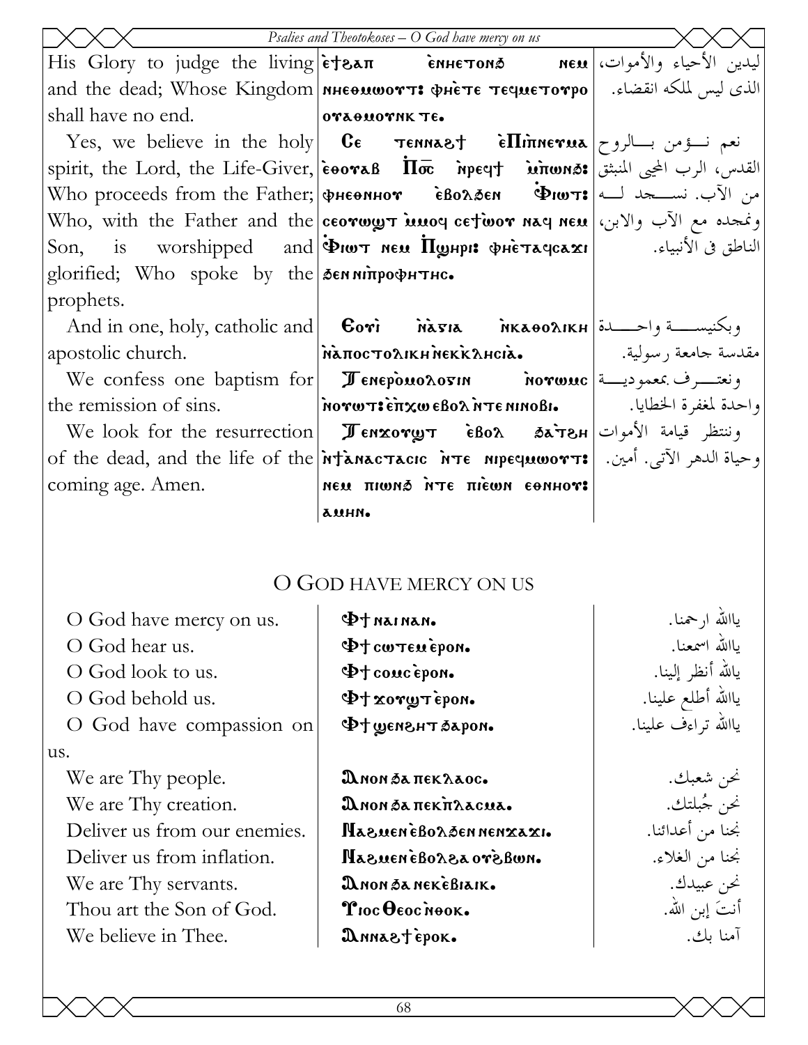| | | |
|---|---|---|
| His Glory to judge the living and the dead; Whose Kingdom shall have no end. | ⲉϯϩⲁⲡ ⲉ̀ⲛⲏⲉⲧⲟⲛϧ ⲛⲉⲙ ⲛⲏⲉⲑⲙⲱⲟⲩⲧ: ⲫⲏⲉ̀ⲧⲉ ⲧⲉϥⲙⲉⲧⲟⲩⲣⲟ ⲟⲩⲁⲑⲙⲟⲩⲛⲕ ⲧⲉ. | ليدين الأحياء والأموات، الذى ليس لملكه انقضاء. |
| Yes, we believe in the holy spirit, the Lord, the Life-Giver, Who proceeds from the Father; Who, with the Father and the Son, is worshipped and glorified; Who spoke by the prophets. | Ⲥⲉ ⲧⲉⲛⲛⲁϩϯ ⲉ̀Ⲡⲓⲡ̀ⲛⲉⲩⲙⲁ ⲉ̀ⲑⲟⲩⲁⲃ Ⲡ̀ⲟ̅ⲥ̅ ⲛ̀ⲣⲉϥϯ ⲙ̀ⲡⲱⲛϧ: ⲫⲏⲉⲑⲛⲏⲟⲩ ⲉ̀ⲃⲟⲗϧⲉⲛ Ⲫ̀ⲓⲱⲧ: ⲥⲉⲟⲩⲱϣⲧ ⲙ̀ⲙⲟϥ ⲥⲉϯⲱ̀ⲟⲩ ⲛⲁϥ ⲛⲉⲙ Ⲫ̀ⲓⲱⲧ ⲛⲉⲙ Ⲡ̀ϣⲏⲣⲓ: ⲫⲏⲉ̀ⲧⲁϥⲥⲁϫⲓ ϧⲉⲛ ⲛⲓⲡ̀ⲣⲟⲫⲏⲧⲏⲥ. | نعم نـؤمن بـالروح القدس، الرب المحيى المنبثق من الآب. نسـجد لـه ونمجده مع الآب والابن، الناطق فى الأنبياء. |
| And in one, holy, catholic and apostolic church. | Ⲉⲟⲩⲓ ⲛ̀ⲁ̀ⲅⲓⲁ ⲛ̀ⲕⲁⲑⲟⲗⲓⲕⲏ ⲛ̀ⲁ̀ⲡⲟⲥⲧⲟⲗⲓⲕⲏ ⲛ̀ⲉⲕ̀ⲕ̀ⲗⲏⲥⲓⲁ̀. | وبكنيسـة واحـدة مقدسة جامعة رسولية. |
| We confess one baptism for the remission of sins. | Ⲧⲉⲛⲉⲣⲟ̀ⲙⲟⲗⲟⲅⲓⲛ ⲛ̀ⲟⲩⲱⲙⲥ ⲛ̀ⲟⲩⲱⲧ: ⲉ̀ⲡ̀ⲭⲱ ⲉⲃⲟⲗ ⲛ̀ⲧⲉ ⲛⲓⲛⲟⲃⲓ. | ونعتـرف بمعمودية واحدة لمغفرة الخطايا. |
| We look for the resurrection of the dead, and the life of the coming age. Amen. | Ⲧⲉⲛϫⲟⲩϣⲧ ⲉ̀ⲃⲟⲗ ϧⲁ̀ⲧϩⲏ ⲛ̀ϯⲁ̀ⲛⲁⲥⲧⲁⲥⲓⲥ ⲛ̀ⲧⲉ ⲛⲓⲣⲉϥⲙⲱⲟⲩⲧ: ⲛⲉⲙ ⲡⲓⲱⲛϧ ⲛ̀ⲧⲉ ⲡⲓⲉ̀ⲱⲛ ⲉⲑⲛⲏⲟⲩ: ⲁⲙⲏⲛ. | وننتظر قيامة الأموات وحياة الدهر الآتى. أمين. |

## O GOD HAVE MERCY ON US

| | | |
|---|---|---|
| O God have mercy on us. | Ⲫϯ ⲛⲁⲓ ⲛⲁⲛ. | ياالله ارحمنا. |
| O God hear us. | Ⲫϯ ⲥⲱⲧⲉⲙ ⲉ̀ⲣⲟⲛ. | ياالله اسمعنا. |
| O God look to us. | Ⲫϯ ⲥⲟⲙⲥ ⲉ̀ⲣⲟⲛ. | ياالله أنظر إلينا. |
| O God behold us. | Ⲫϯ ϫⲟⲩϣⲧ ⲉ̀ⲣⲟⲛ. | ياالله أطلع علينا. |
| O God have compassion on us. | Ⲫϯ ϣⲉⲛϩⲏⲧ ϧⲁⲣⲟⲛ. | ياالله تراءف علينا. |
| We are Thy people. | Ⲁⲛⲟⲛ ϧⲁ ⲡⲉⲕⲗⲁⲟⲥ. | نحن شعبك. |
| We are Thy creation. | Ⲁⲛⲟⲛ ϧⲁ ⲡⲉⲕⲡ̀ⲗⲁⲥⲙⲁ. | نحن جُبلتك. |
| Deliver us from our enemies. | Ⲛⲁϩⲙⲉⲛ ⲉ̀ⲃⲟⲗϧⲉⲛ ⲛⲉⲛϫⲁϫⲓ. | نجنا من أعدائنا. |
| Deliver us from inflation. | Ⲛⲁϩⲙⲉⲛ ⲉ̀ⲃⲟⲗϩⲁ ⲟⲩϩ̀ⲃⲱⲛ. | نجنا من الغلاء. |
| We are Thy servants. | Ⲁⲛⲟⲛ ϧⲁ ⲛⲉⲕⲉ̀ⲃⲓⲁⲓⲕ. | نحن عبيدك. |
| Thou art the Son of God. | Ⲩⲓⲟⲥ Ⲑⲉⲟⲥ ⲛ̀ⲑⲟⲕ. | أنتَ إبن الله. |
| We believe in Thee. | Ⲁⲛⲛⲁϩϯ ⲉ̀ⲣⲟⲕ. | آمنا بك. |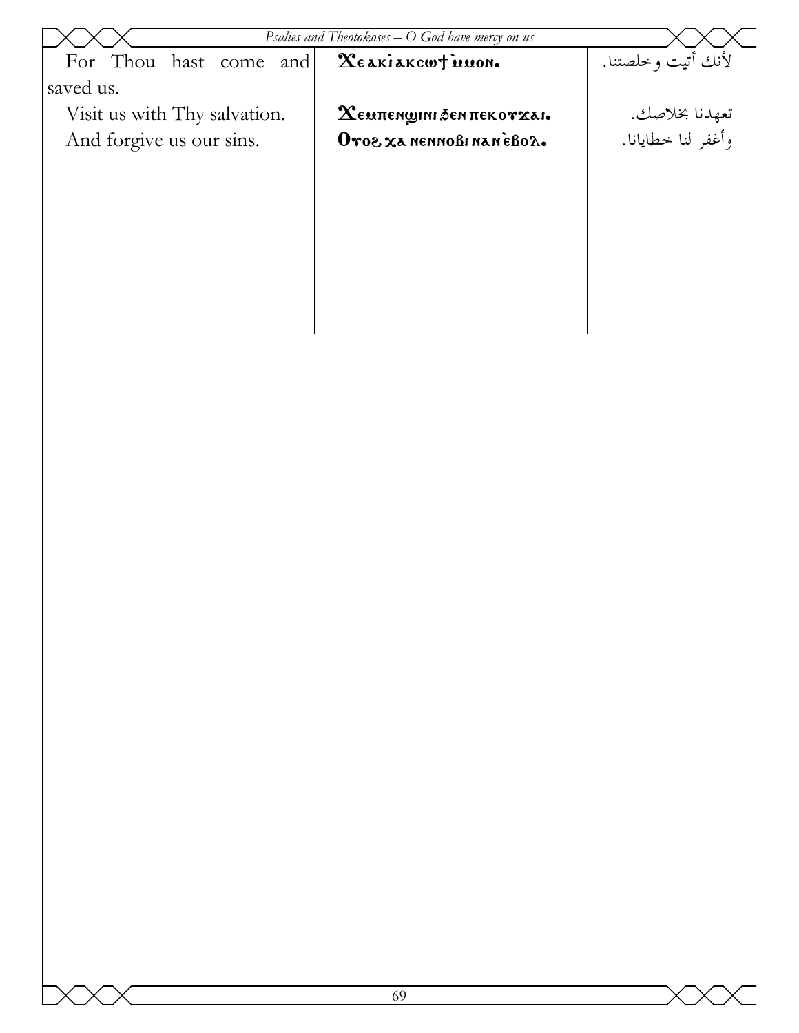| | | |
|---|---|---|
| For Thou hast come and saved us. | Ϫⲉⲁⲕⲓ̀ⲁⲕⲥⲱϯ ⲙ̀ⲙⲟⲛ. | لأنك أتيت وخلصتنا. |
| Visit us with Thy salvation. | Ϫⲉⲙⲡⲉⲛϣⲓⲛⲓ ϧⲉⲛ ⲡⲉⲕⲟⲩϫⲁⲓ. | تعهدنا بخلاصك. |
| And forgive us our sins. | Ⲟⲩⲟϩ ⲭⲁ ⲛⲉⲛⲛⲟⲃⲓ ⲛⲁⲛ ⲉ̀ⲃⲟⲗ. | وأغفر لنا خطايانا. |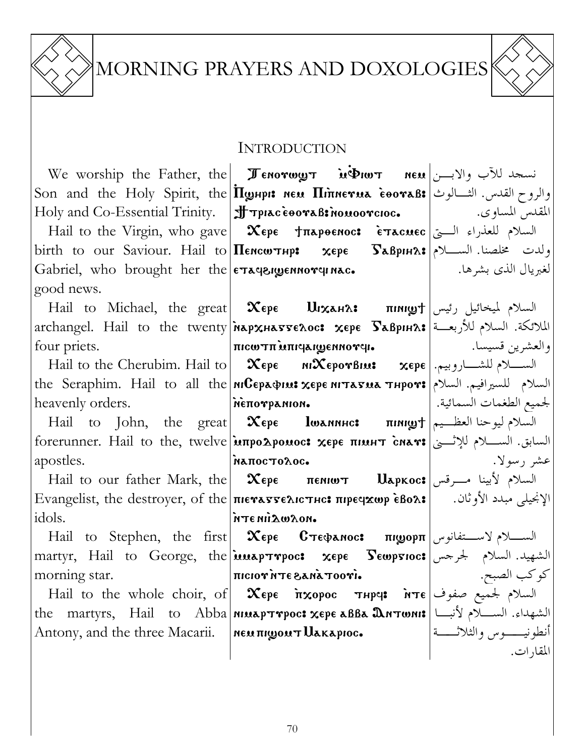# MORNING PRAYERS AND DOXOLOGIES

## Introduction

| English | Coptic | Arabic |
|---|---|---|
| We worship the Father, the Son and the Holy Spirit, the Holy and Co-Essential Trinity. | Ⲧⲉⲛⲟⲩⲱϣⲧ ⲙ̀Ⲫⲓⲱⲧ ⲛⲉⲙ Ⲡϣⲏⲣⲓ: ⲛⲉⲙ Ⲡⲓⲡⲛⲉⲩⲙⲁ ⲉ̀ⲑⲟⲩⲁⲃ: ϯⲧⲣⲓⲁⲥ ⲉ̀ⲑⲟⲩⲁⲃ: ⲛ̀ⲟⲙⲟⲟⲩⲥⲓⲟⲥ. | نسجد للآب والابن والروح القدس. الثالوث المقدس المساوى. |
| Hail to the Virgin, who gave birth to our Saviour. Hail to Gabriel, who brought her the good news. | Ⲭⲉⲣⲉ ϯⲡⲁⲣⲑⲉⲛⲟⲥ: ⲉ̀ⲧⲁⲥⲙⲉⲥ Ⲡⲉⲛⲥⲱⲧⲏⲣ: ⲭⲉⲣⲉ Ⲅⲁⲃⲣⲓⲏⲗ: ⲉⲧⲁϥϩⲓϣⲉⲛⲛⲟⲩϥⲓ ⲛⲁⲥ. | السلام للعذراء التى ولدت مخلصنا. السلام لغبريال الذى بشرها. |
| Hail to Michael, the great archangel. Hail to the twenty four priets. | Ⲭⲉⲣⲉ Ⲙⲓⲭⲁⲏⲗ: ⲡⲓⲛⲓϣϯ ⲛ̀ⲁⲣⲭⲏⲁⲅⲅⲉⲗⲟⲥ: ⲭⲉⲣⲉ Ⲅⲁⲃⲣⲓⲏⲗ: ⲡⲓⲥⲱⲧⲡ ⲙ̀ⲡⲓϥⲁⲓϣⲉⲛⲛⲟⲩϥⲓ. | السلام لميخائيل رئيس الملائكة. السلام للأربعة والعشرين قسيسا. |
| Hail to the Cherubim. Hail to the Seraphim. Hail to all the heavenly orders. | Ⲭⲉⲣⲉ ⲛⲓⲬⲉⲣⲟⲩⲃⲓⲙ: ⲭⲉⲣⲉ ⲛⲓⲤⲉⲣⲁⲫⲓⲙ: ⲭⲉⲣⲉ ⲛⲓⲧⲁⲅⲙⲁ ⲧⲏⲣⲟⲩ: ⲛ̀ⲉ̀ⲡⲟⲩⲣⲁⲛⲓⲟⲛ. | السلام للشاروبيم. السلام للسيرافيم. السلام لجميع الطغمات السمائية. |
| Hail to John, the great forerunner. Hail to the, twelve apostles. | Ⲭⲉⲣⲉ Ⲓⲱⲁⲛⲛⲏⲥ: ⲡⲓⲛⲓϣϯ ⲙ̀ⲡⲣⲟⲇⲣⲟⲙⲟⲥ: ⲭⲉⲣⲉ ⲡⲓⲙⲏⲧ ⲥ̀ⲛⲁⲩ: ⲛ̀ⲁⲡⲟⲥⲧⲟⲗⲟⲥ. | السلام ليوحنا العظيم السابق. السلام للإثنى عشر رسولا. |
| Hail to our father Mark, the Evangelist, the destroyer, of the idols. | Ⲭⲉⲣⲉ ⲡⲉⲛⲓⲱⲧ Ⲙⲁⲣⲕⲟⲥ: ⲡⲓⲉⲩⲁⲅⲅⲉⲗⲓⲥⲧⲏⲥ: ⲡⲓⲣⲉϥϫⲱⲣ ⲉ̀ⲃⲟⲗ: ⲛ̀ⲧⲉ ⲛⲓⲓ̀ⲇⲱⲗⲟⲛ. | السلام لأبينا مرقس الإنجيلى مبدد الأوثان. |
| Hail to Stephen, the first martyr, Hail to George, the morning star. | Ⲭⲉⲣⲉ Ⲥⲧⲉⲫⲁⲛⲟⲥ: ⲡⲓϣⲟⲣⲡ ⲙ̀ⲙⲁⲣⲧⲩⲣⲟⲥ: ⲭⲉⲣⲉ Ⲅⲉⲱⲣⲅⲓⲟⲥ: ⲡⲓⲥⲓⲟⲩ ⲛ̀ⲧⲉ ϩⲁⲛⲁ̀ⲧⲟⲟⲩⲓ̀. | السلام لاستفانوس الشهيد. السلام لجرجس كوكب الصبح. |
| Hail to the whole choir, of the martyrs, Hail to Abba Antony, and the three Macarii. | Ⲭⲉⲣⲉ ⲡ̀ⲭⲟⲣⲟⲥ ⲧⲏⲣϥ: ⲛ̀ⲧⲉ ⲛⲓⲙⲁⲣⲧⲩⲣⲟⲥ: ⲭⲉⲣⲉ ⲁⲃⲃⲁ Ⲁⲛⲧⲱⲛⲓ: ⲛⲉⲙ ⲡⲓϣⲟⲙⲧ Ⲙⲁⲕⲁⲣⲓⲟⲥ. | السلام لجميع صفوف الشهداء. السلام لأنبا أنطونيوس والثلاثة المقارات. |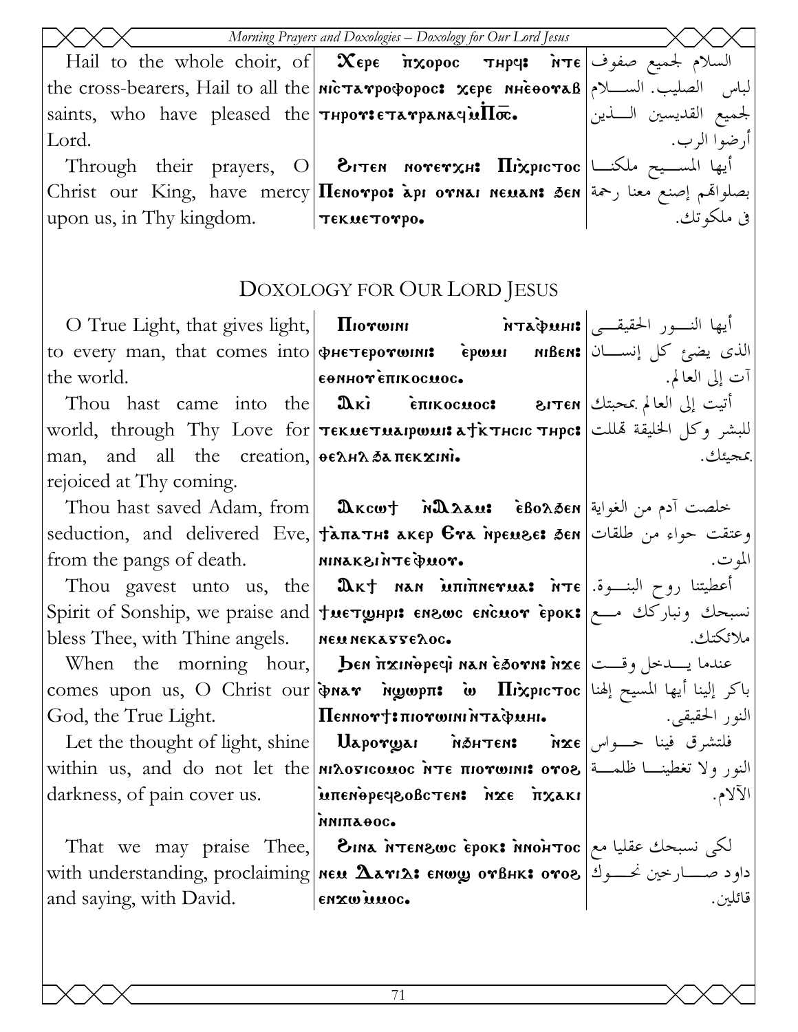| | | |
|---|---|---|
| Hail to the whole choir, of the cross-bearers, Hail to all the saints, who have pleased the Lord. | Ⲭⲉⲣⲉ ⲡⲓⲭⲟⲣⲟⲥ ⲧⲏⲣϥ: ⲛ̀ⲧⲉ ⲛⲓⲥⲧⲁⲩⲣⲟⲫⲟⲣⲟⲥ: ⲭⲉⲣⲉ ⲛⲏⲉ̀ⲑⲟⲩⲁⲃ ⲧⲏⲣⲟⲩ: ⲉⲧⲁⲩⲣⲁⲛⲁϥ ⲙ̀Ⲡⲟ̅ⲥ̅. | السلام لجميع صفوف لباس الصليب. السلام لجميع القديسين الذين أرضوا الرب. |
| Through their prayers, O Christ our King, have mercy upon us, in Thy kingdom. | Ϩⲓⲧⲉⲛ ⲛⲟⲩⲉⲩⲭⲏ: Ⲡⲓⲭ̀ⲣⲓⲥⲧⲟⲥ Ⲡⲉⲛⲟⲩⲣⲟ: ⲁ̀ⲣⲓ ⲟⲩⲛⲁⲓ ⲛⲉⲙⲁⲛ: ϧⲉⲛ ⲧⲉⲕⲙⲉⲧⲟⲩⲣⲟ. | أيها المسيح ملكنا بصلواتهم إصنع معنا رحمة في ملكوتك. |

## Doxology for Our Lord Jesus

| | | |
|---|---|---|
| O True Light, that gives light, to every man, that comes into the world. | Ⲡⲓⲟⲩⲱⲓⲛⲓ ⲛ̀ⲧⲁ̀ⲫⲙⲏⲓ: ⲫⲏⲉⲧⲉⲣⲟⲩⲱⲓⲛⲓ: ⲉ̀ⲣⲱⲙⲓ ⲛⲓⲃⲉⲛ: ⲉⲑⲛⲏⲟⲩ ⲉ̀ⲡⲓⲕⲟⲥⲙⲟⲥ. | أيها النور الحقيقي الذي يضئ كل إنسان آت إلى العالم. |
| Thou hast came into the world, through Thy Love for man, and all the creation, rejoiced at Thy coming. | Ⲁⲕⲓ̀ ⲉ̀ⲡⲓⲕⲟⲥⲙⲟⲥ: ϩⲓⲧⲉⲛ ⲧⲉⲕⲙⲉⲧⲙⲁⲓⲣⲱⲙⲓ: ⲁ ϯⲕⲧⲏⲥⲓⲥ ⲧⲏⲣⲥ: ⲑⲉⲗⲏⲗ ϧⲁ ⲡⲉⲕϫⲓⲛⲓ̀. | أتيت إلى العالم بمحبتك للبشر وكل الخليقة تهللت بمجيئك. |
| Thou hast saved Adam, from seduction, and delivered Eve, from the pangs of death. | Ⲁⲕⲥⲱϯ ⲛ̀Ⲁⲇⲁⲙ: ⲉ̀ⲃⲟⲗϧⲉⲛ ϯⲁ̀ⲡⲁⲧⲏ: ⲁⲕⲉⲣ Ⲉⲩⲁ ⲛ̀ⲣⲉⲙϩⲉ: ϧⲉⲛ ⲛⲓⲛⲁⲕϩⲓ ⲛ̀ⲧⲉ ⲫ̀ⲙⲟⲩ. | خلصت آدم من الغواية وعتقت حواء من طلقات الموت. |
| Thou gavest unto us, the Spirit of Sonship, we praise and bless Thee, with Thine angels. | Ⲁⲕϯ ⲛⲁⲛ ⲙ̀ⲡⲓⲡⲛⲉⲩⲙⲁ: ⲛ̀ⲧⲉ ϯⲙⲉⲧϣⲏⲣⲓ: ⲉⲛϩⲱⲥ ⲉⲛ̀ⲥⲙⲟⲩ ⲉ̀ⲣⲟⲕ: ⲛⲉⲙ ⲛⲉⲕⲁⲅⲅⲉⲗⲟⲥ. | أعطيتنا روح البنوة. نسبحك ونباركك مع ملائكتك. |
| When the morning hour, comes upon us, O Christ our God, the True Light. | Ϧⲉⲛ ⲡ̀ϫⲓⲛⲑ̀ⲣⲉϥⲓ̀ ⲛⲁⲛ ⲉ̀ϧⲟⲩⲛ: ⲛ̀ϫⲉ ⲫ̀ⲛⲁⲩ ⲛ̀ϣⲱⲣⲡ: ⲱ̀ Ⲡⲓⲭ̀ⲣⲓⲥⲧⲟⲥ Ⲡⲉⲛⲛⲟⲩϯ: ⲡⲓⲟⲩⲱⲓⲛⲓ ⲛ̀ⲧⲁ̀ⲫⲙⲏⲓ. | عندما يدخل وقت باكر إلينا أيها المسيح إلهنا النور الحقيقي. |
| Let the thought of light, shine within us, and do not let the darkness, of pain cover us. | Ⲙⲁⲣⲟⲩϣⲁⲓ ⲛ̀ϧⲏⲧⲉⲛ: ⲛ̀ϫⲉ ⲛⲓⲗⲟⲅⲓⲥⲙⲟⲥ ⲛ̀ⲧⲉ ⲡⲓⲟⲩⲱⲓⲛⲓ: ⲟⲩⲟϩ ⲙ̀ⲡⲉⲛ̀ⲑⲣⲉϥϩⲟⲃⲥⲧⲉⲛ: ⲛ̀ϫⲉ ⲡ̀ⲭⲁⲕⲓ ⲛ̀ⲛⲓⲡⲁⲑⲟⲥ. | فلتشرق فينا حواس النور ولا تغطينا ظلمة الآلام. |
| That we may praise Thee, with understanding, proclaiming and saying, with David. | Ϩⲓⲛⲁ ⲛ̀ⲧⲉⲛϩⲱⲥ ⲉ̀ⲣⲟⲕ: ⲛ̀ⲛⲟⲏ̀ⲧⲟⲥ ⲛⲉⲙ Ⲇⲁⲩⲓⲇ: ⲉⲛⲱϣ ⲟⲩⲃⲏⲕ: ⲟⲩⲟϩ ⲉⲛϫⲱ ⲙ̀ⲙⲟⲥ. | لكي نسبحك عقليا مع داود صارخين نحوك قائلين. |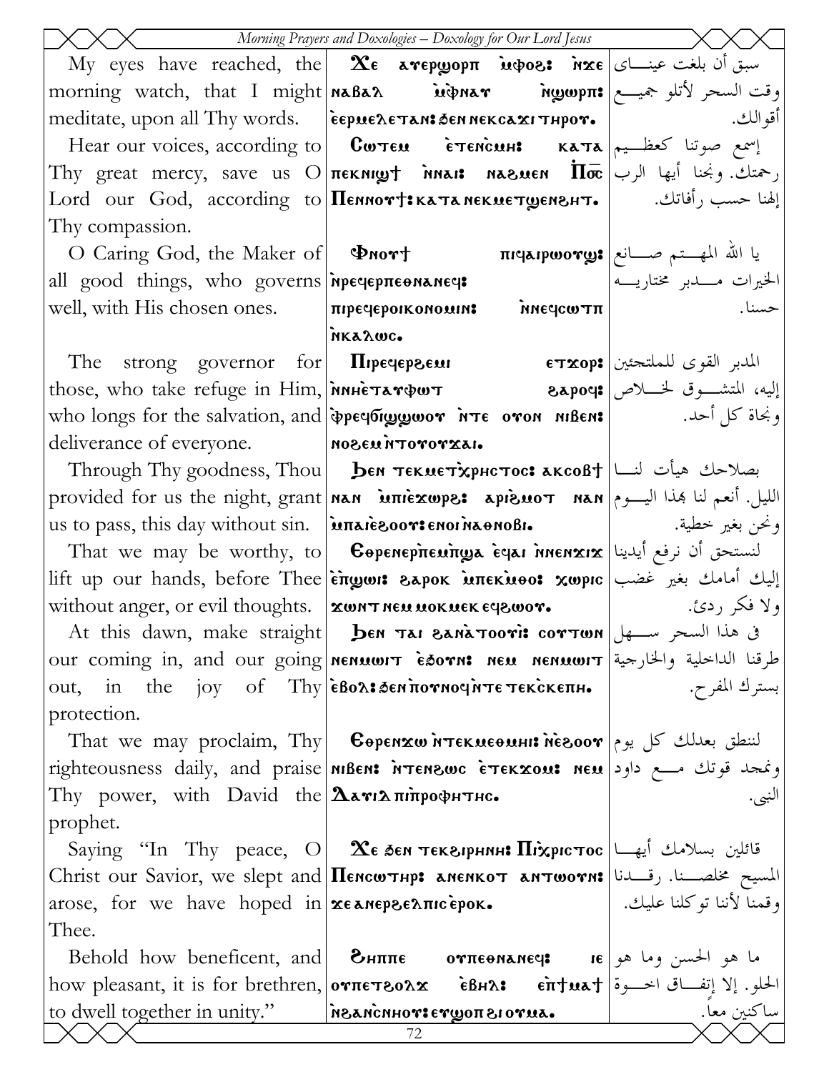| | | |
|---|---|---|
| My eyes have reached, the morning watch, that I might meditate, upon all Thy words. | Ϫⲉ ⲁⲩⲉⲣϣⲟⲣⲡ ⲙ̀ⲫⲟϩ: ⲛ̀ϫⲉ ⲛⲁⲃⲁⲗ ⲙ̀ⲫⲛⲁⲩ ⲛ̀ϣⲱⲣⲡ: ⲉ̀ⲉⲣⲙⲉⲗⲉⲧⲁⲛ: ϧⲉⲛ ⲛⲉⲕⲥⲁϫⲓ ⲧⲏⲣⲟⲩ. | سبق أن بلغت عيناى وقت السحر لأتلو جميع أقوالك. |
| Hear our voices, according to Thy great mercy, save us O Lord our God, according to Thy compassion. | Ⲥⲱⲧⲉⲙ ⲉ̀ⲧⲉⲛ̀ⲥⲙⲏ: ⲕⲁⲧⲁ ⲡⲉⲕⲛⲓϣϯ ⲛ̀ⲛⲁⲓ: ⲛⲁϩⲙⲉⲛ Ⲡⲟ̅ⲥ̅ Ⲡⲉⲛⲛⲟⲩϯ: ⲕⲁⲧⲁ ⲛⲉⲕⲙⲉⲧϣⲉⲛϩⲏⲧ. | إسمع صوتنا كعظيم رحمتك. ونجنا أيها الرب إلهنا حسب رأفاتك. |
| O Caring God, the Maker of all good things, who governs well, with His chosen ones. | Ⲫⲛⲟⲩϯ ⲡⲓϥⲁⲓⲣⲱⲟⲩϣ: ⲛ̀ⲣⲉϥⲉⲣⲡⲉⲑⲛⲁⲛⲉϥ: ⲡⲓⲣⲉϥⲉⲣⲟⲓⲕⲟⲛⲟⲙⲓⲛ: ⲛ̀ⲛⲉϥⲥⲱⲧⲡ ⲛ̀ⲕⲁⲗⲱⲥ. | يا الله المهتم صانع الخيرات مدبر مختاريه حسنا. |
| The strong governor for those, who take refuge in Him, who longs for the salvation, and deliverance of everyone. | Ⲡⲓⲣⲉϥⲉⲣϩⲉⲙⲓ ⲉⲧϫⲟⲣ: ⲛ̀ⲛⲏⲉ̀ⲧⲁⲩⲫⲱⲧ ϩⲁⲣⲟϥ: ⲫ̀ⲣⲉϥϭⲓϣϣⲱⲟⲩ ⲛ̀ⲧⲉ ⲟⲩⲟⲛ ⲛⲓⲃⲉⲛ: ⲛⲟϩⲉⲙ ⲛ̀ⲧⲟⲩⲟⲩϫⲁⲓ. | المدبر القوى للملتجئين إليه، المتشوق لخلاص ونجاة كل أحد. |
| Through Thy goodness, Thou provided for us the night, grant us to pass, this day without sin. | Ϧⲉⲛ ⲧⲉⲕⲙⲉⲧⲭ̀ⲣⲏⲥⲧⲟⲥ: ⲁⲕⲥⲟⲃϯ ⲛⲁⲛ ⲙ̀ⲡⲓⲉ̀ϫⲱⲣϩ: ⲁⲣⲓϩⲙⲟⲧ ⲛⲁⲛ ⲙ̀ⲡⲁⲓⲉ̀ϩⲟⲟⲩ: ⲉⲛⲟⲓ ⲛ̀ⲁⲑⲛⲟⲃⲓ. | بصلاحك هيأت لنا الليل. أنعم لنا بهذا اليوم ونحن بغير خطية. |
| That we may be worthy, to lift up our hands, before Thee without anger, or evil thoughts. | Ⲉⲑⲣⲉⲛⲉⲣⲡ̀ⲉⲙⲡ̀ϣⲁ ⲉ̀ϥⲁⲓ ⲛ̀ⲛⲉⲛϫⲓϫ ⲉ̀ⲡ̀ϣⲱⲓ: ϩⲁⲣⲟⲕ ⲙ̀ⲡⲉⲕ̀ⲙ̀ⲑⲟ: ⲭⲱⲣⲓⲥ ϫⲱⲛⲧ ⲛⲉⲙ ⲙⲟⲕⲙⲉⲕ ⲉϥϩⲱⲟⲩ. | لنستحق أن نرفع أيدينا إليك أمامك بغير غضب ولا فكر ردئ. |
| At this dawn, make straight our coming in, and our going out, in the joy of Thy protection. | Ϧⲉⲛ ⲧⲁⲓ ϩⲁⲛⲁ̀ⲧⲟⲟⲩⲓ: ⲥⲟⲩⲧⲱⲛ ⲛⲉⲛⲙⲱⲓⲧ ⲉ̀ϧⲟⲩⲛ: ⲛⲉⲙ ⲛⲉⲛⲙⲱⲓⲧ ⲉ̀ⲃⲟⲗ: ϧⲉⲛ ⲡ̀ⲟⲩⲛⲟϥ ⲛ̀ⲧⲉ ⲧⲉⲕ̀ⲥⲕⲉⲡⲏ. | فى هذا السحر سهل طرقنا الداخلية والخارجية بسترك المفرح. |
| That we may proclaim, Thy righteousness daily, and praise Thy power, with David the prophet. | Ⲉⲑⲣⲉⲛϫⲱ ⲛ̀ⲧⲉⲕⲙⲉⲑⲙⲏⲓ: ⲙ̀ⲙⲏⲛⲓ: ⲛ̀ⲉ̀ϩⲟⲟⲩ ⲛⲓⲃⲉⲛ: ⲛ̀ⲧⲉⲛϩⲱⲥ ⲉ̀ⲧⲉⲕϫⲟⲙ: ⲛⲉⲙ Ⲇⲁⲩⲓⲇ ⲡⲓⲡ̀ⲣⲟⲫⲏⲧⲏⲥ. | لننطق بعدلك كل يوم ونمجد قوتك مع داود النبى. |
| Saying "In Thy peace, O Christ our Savior, we slept and arose, for we have hoped in Thee. | Ϫⲉ ϧⲉⲛ ⲧⲉⲕϩⲓⲣⲏⲛⲏ: Ⲡⲓⲭ̀ⲣⲓⲥⲧⲟⲥ Ⲡⲉⲛⲥⲱⲧⲏⲣ: ⲁⲛⲉⲛⲕⲟⲧ ⲁⲛⲧⲱⲟⲩⲛ: ϫⲉ ⲁⲛⲉⲣϩⲉⲗⲡⲓⲥ ⲉ̀ⲣⲟⲕ. | قائلين بسلامك أيها المسيح مخلصنا. رقدنا وقمنا لأننا توكلنا عليك. |
| Behold how beneficent, and how pleasant, it is for brethren, to dwell together in unity." | Ϩⲏⲡⲡⲉ ⲟⲩⲡⲉⲑⲛⲁⲛⲉϥ: ⲓⲉ ⲟⲩⲡⲉⲧϩⲟⲗϫ ⲉ̀ⲃⲏⲗ: ⲉ̀ⲡ̀ϯⲙⲁϯ ⲛ̀ϩⲁⲛ̀ⲥⲛⲏⲟⲩ: ⲉⲩϣⲟⲡ ϩⲓ ⲟⲩⲙⲁ. | ما هو الحسن وما هو الحلو. إلا إتفاق اخوة ساكنين معاً. |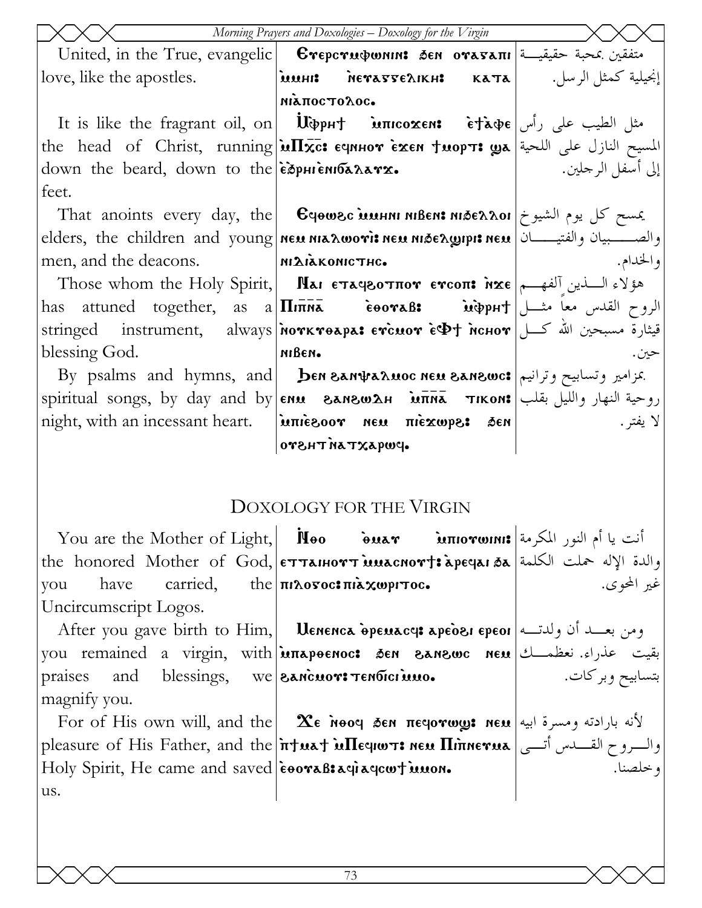| | | |
|---|---|---|
| United, in the True, evangelic love, like the apostles. | Ⲉⲩⲉⲣⲥⲩⲙⲫⲱⲛⲓⲛ: ϧⲉⲛ ⲟⲩⲁⲅⲁⲡⲓ ⲙ̀ⲙⲏⲓ: ⲛ̀ⲉⲩⲁⲅⲅⲉⲗⲓⲕⲏ: ⲕⲁⲧⲁ ⲛⲓⲁ̀ⲡⲟⲥⲧⲟⲗⲟⲥ. | متفقين بمحبة حقيقية إنجيلية كمثل الرسل. |
| It is like the fragrant oil, on the head of Christ, running down the beard, down to the feet. | Ⲙ̀ⲫⲣⲏϯ ⲙ̀ⲡⲓⲥⲟϫⲉⲛ: ⲉ̀ϯⲁ̀ⲫⲉ ⲙ̀Ⲡⲭ̅ⲥ̅: ⲉϥⲛⲏⲟⲩ ⲉ̀ϫⲉⲛ ϯⲙⲟⲣⲧ: ϣⲁ ⲉ̀ϧⲣⲏⲓ ⲉ̀ⲛⲓϭⲁⲗⲁⲩϫ. | مثل الطيب على رأس المسيح النازل على اللحية إلى أسفل الرجلين. |
| That anoints every day, the elders, the children and young men, and the deacons. | Ⲉϥⲑⲱϩⲥ ⲙ̀ⲙⲏⲛⲓ ⲛⲓⲃⲉⲛ: ⲛⲓϧⲉⲗⲗⲟⲓ ⲛⲉⲙ ⲛⲓⲁⲗⲱⲟⲩⲓ: ⲛⲉⲙ ⲛⲓϧⲉⲗϣⲓⲣⲓ: ⲛⲉⲙ ⲛⲓⲇⲓⲁ̀ⲕⲟⲛⲓⲥⲧⲏⲥ. | يمسح كل يوم الشيوخ والصبيان والفتيان والخدام. |
| Those whom the Holy Spirit, has attuned together, as a stringed instrument, always blessing God. | Ⲛⲁⲓ ⲉⲧⲁϥϩⲟⲧⲡⲟⲩ ⲉⲩⲥⲟⲡ: ⲛ̀ϫⲉ Ⲡⲓⲡ̅ⲛ̅ⲁ̅ ⲉ̀ⲑⲟⲩⲁⲃ: ⲙ̀ⲫⲣⲏϯ ⲛ̀ⲟⲩⲕⲩⲑⲁⲣⲁ: ⲉⲩⲥ̀ⲙⲟⲩ ⲉ̀Ⲫϯ ⲛ̀ⲥⲏⲟⲩ ⲛⲓⲃⲉⲛ. | هؤلاء الذين ألفهم الروح القدس معاً مثل قيثارة مسبحين الله كل حين. |
| By psalms and hymns, and spiritual songs, by day and by night, with an incessant heart. | Ϧⲉⲛ ϩⲁⲛⲯⲁⲗⲙⲟⲥ ⲛⲉⲙ ϩⲁⲛϩⲱⲥ: ⲛⲉⲙ ϩⲁⲛϩⲱⲇⲏ ⲙ̀ⲡ̅ⲛ̅ⲁ̅ ⲧⲓⲕⲟⲛ: ⲙ̀ⲡⲓⲉ̀ϩⲟⲟⲩ ⲛⲉⲙ ⲡⲓⲉ̀ϫⲱⲣϩ: ϧⲉⲛ ⲟⲩϩⲏⲧ ⲛ̀ⲁⲧϫⲁⲣⲱϥ. | بمزامير وتسابيح وترانيم روحية النهار والليل بقلب لا يفتر. |

## DOXOLOGY FOR THE VIRGIN

| | | |
|---|---|---|
| You are the Mother of Light, the honored Mother of God, you have carried, the Uncircumscript Logos. | Ⲛ̀ⲑⲟ ⲑ̀ⲙⲁⲩ ⲙ̀ⲡⲓⲟⲩⲱⲓⲛⲓ: ⲉⲧⲧⲁⲓⲏⲟⲩⲧ ⲙ̀ⲙⲁⲥⲛⲟⲩϯ: ⲁ̀ⲣⲉϥⲁⲓ ϧⲁ ⲡⲓⲗⲟⲅⲟⲥ: ⲡⲓⲁ̀ⲭⲱⲣⲓⲧⲟⲥ. | أنت يا أم النور المكرمة والدة الإله حملت الكلمة غير المحوى. |
| After you gave birth to Him, you remained a virgin, with praises and blessings, we magnify you. | Ⲙⲉⲛⲉⲛⲥⲁ ⲑ̀ⲣⲉⲙⲁⲥϥ: ⲁⲣⲉⲟ̀ϩⲓ ⲉⲣⲉⲟⲓ ⲙ̀ⲡⲁⲣⲑⲉⲛⲟⲥ: ϧⲉⲛ ϩⲁⲛϩⲱⲥ ⲛⲉⲙ ϩⲁⲛⲥ̀ⲙⲟⲩ: ⲧⲉⲛϭⲓⲥⲓ ⲙ̀ⲙⲟ. | ومن بعد أن ولدته بقيت عذراء. نعظمك بتسابيح وبركات. |
| For of His own will, and the pleasure of His Father, and the Holy Spirit, He came and saved us. | Ϫⲉ ⲛ̀ⲑⲟϥ ϧⲉⲛ ⲡⲉϥⲟⲩⲱϣ: ⲛⲉⲙ ⲡ̀ϯⲙⲁϯ ⲙ̀Ⲡⲉϥⲓⲱⲧ: ⲛⲉⲙ Ⲡⲓⲡ̅ⲛ̅ⲉⲩⲙⲁ ⲉ̀ⲑⲟⲩⲁⲃ: ⲁϥⲓ̀ ⲁϥⲥⲱϯ ⲙ̀ⲙⲟⲛ. | لأنه بارادته ومسرة ابيه والروح القدس أتى وخلصنا. |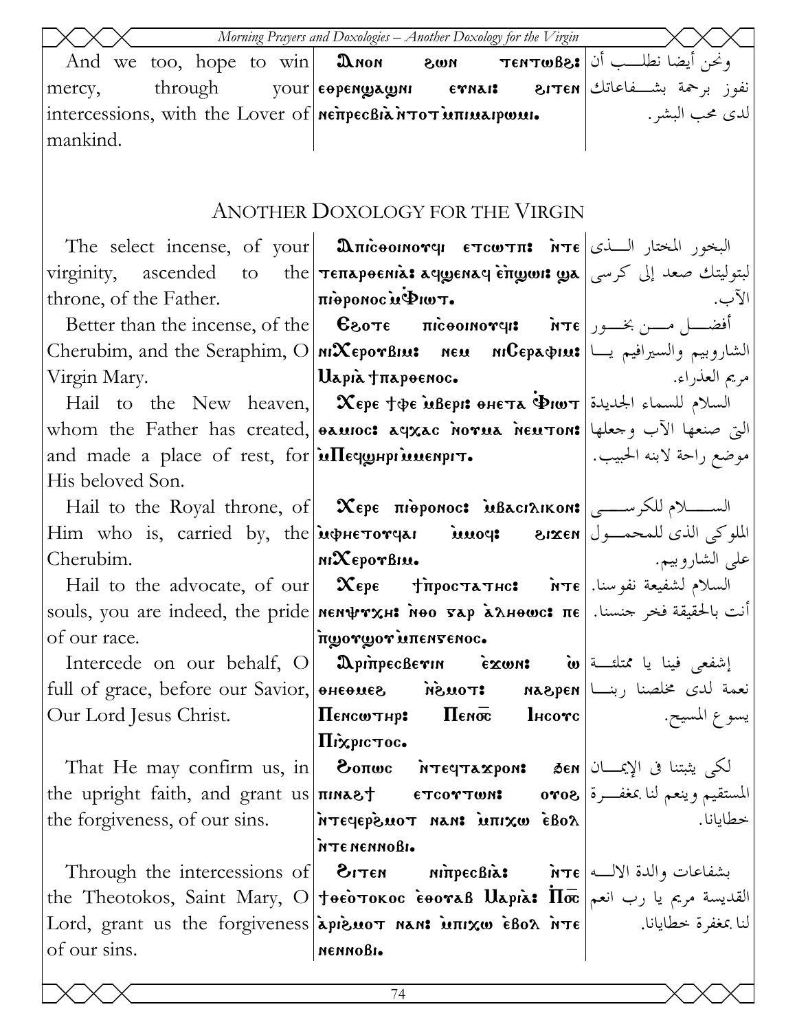| | | |
|---|---|---|
| And we too, hope to win mercy, through your intercessions, with the Lover of mankind. | Ⲁⲛⲟⲛ ϩⲱⲛ ⲧⲉⲛⲧⲱⲃϩ: ⲉⲑⲣⲉⲛϣⲁϣⲛⲓ ⲉⲩⲛⲁⲓ: ϩⲓⲧⲉⲛ ⲛⲉⲡⲣⲉⲥⲃⲓⲁ ⲛ̀ⲧⲟⲧ ⲙ̀ⲡⲓⲙⲁⲓⲣⲱⲙⲓ. | ونحن أيضا نطلب أن نفوز برحمة بشفاعاتك لدى محب البشر. |

## ANOTHER DOXOLOGY FOR THE VIRGIN

| | | |
|---|---|---|
| The select incense, of your virginity, ascended to the throne, of the Father. | Ⲡⲓⲥ̀ⲑⲟⲓⲛⲟⲩϥⲓ ⲉⲧⲥⲱⲧⲡ: ⲛ̀ⲧⲉ ⲧⲉⲡⲁⲣⲑⲉⲛⲓⲁ: ⲁϥϣⲉⲛⲁϥ ⲉ̀ⲡϣⲱⲓ: ϣⲁ ⲡⲓⲑ̀ⲣⲟⲛⲟⲥ ⲙ̀Ⲫⲓⲱⲧ. | البخور المختار الذى لبتوليتك صعد إلى كرسى الآب. |
| Better than the incense, of the Cherubim, and the Seraphim, O Virgin Mary. | Ⲉϩⲟⲧⲉ ⲡⲓⲥ̀ⲑⲟⲓⲛⲟⲩϥⲓ: ⲛ̀ⲧⲉ ⲛⲓⲬⲉⲣⲟⲩⲃⲓⲙ: ⲛⲉⲙ ⲛⲓⲤⲉⲣⲁⲫⲓⲙ: Ⲙⲁⲣⲓⲁ ϯⲡⲁⲣⲑⲉⲛⲟⲥ. | أفضل من بخور الشاروبيم والسيرافيم يا مريم العذراء. |
| Hail to the New heaven, whom the Father has created, and made a place of rest, for His beloved Son. | Ⲭⲉⲣⲉ ϯⲫⲉ ⲙ̀ⲃⲉⲣⲓ: ⲑⲏⲉⲧⲁ Ⲫⲓⲱⲧ ⲑⲁⲙⲓⲟⲥ: ⲁϥⲭⲁⲥ ⲛ̀ⲟⲩⲙⲁ ⲛ̀ⲉⲙⲧⲟⲛ: ⲙ̀Ⲡⲉϥϣⲏⲣⲓ ⲙ̀ⲙⲉⲛⲣⲓⲧ. | السلام للسماء الجديدة التى صنعها الآب وجعلها موضع راحة لابنه الحبيب. |
| Hail to the Royal throne, of Him who is, carried by, the Cherubim. | Ⲭⲉⲣⲉ ⲡⲓⲑ̀ⲣⲟⲛⲟⲥ: ⲙ̀ⲃⲁⲥⲓⲗⲓⲕⲟⲛ: ⲙ̀ⲫⲏⲉⲧⲟⲩϥⲁⲓ ⲙ̀ⲙⲟϥ: ϩⲓϫⲉⲛ ⲛⲓⲬⲉⲣⲟⲩⲃⲓⲙ. | السلام للكرسى الملوكى الذى للمحمول على الشاروبيم. |
| Hail to the advocate, of our souls, you are indeed, the pride of our race. | Ⲭⲉⲣⲉ ϯⲡ̀ⲣⲟⲥⲧⲁⲧⲏⲥ: ⲛ̀ⲧⲉ ⲛⲉⲛⲯⲩⲭⲏ: ⲛ̀ⲑⲟ ⲅⲁⲣ ⲁ̀ⲗⲏⲑⲱⲥ: ⲡⲉ ⲡ̀ϣⲟⲩϣⲟⲩ ⲙ̀ⲡⲉⲛⲅⲉⲛⲟⲥ. | السلام لشفيعة نفوسنا. أنت بالحقيقة فخر جنسنا. |
| Intercede on our behalf, O full of grace, before our Savior, Our Lord Jesus Christ. | Ⲁⲣⲓⲡ̀ⲣⲉⲥⲃⲉⲩⲓⲛ ⲉ̀ϫⲱⲛ: ⲱ̀ ⲑⲏⲉⲑⲙⲉϩ ⲛ̀ϩ̀ⲙⲟⲧ: ⲛⲁϩⲣⲉⲛ Ⲡⲉⲛⲥⲱⲧⲏⲣ: Ⲡⲉⲛⲟ̅ⲥ̅ Ⲓⲏⲥⲟⲩⲥ Ⲡⲓⲭ̀ⲣⲓⲥⲧⲟⲥ. | إشفعى فينا يا ممتلئة نعمة لدى مخلصنا ربنا يسوع المسيح. |
| That He may confirm us, in the upright faith, and grant us the forgiveness, of our sins. | Ϩⲟⲡⲱⲥ ⲛ̀ⲧⲉϥⲧⲁϫⲣⲟⲛ: ϧⲉⲛ ⲡⲓⲛⲁϩϯ ⲉⲧⲥⲟⲩⲧⲱⲛ: ⲟⲩⲟϩ ⲛ̀ⲧⲉϥⲉⲣϩ̀ⲙⲟⲧ ⲛⲁⲛ: ⲙ̀ⲡⲓⲭⲱ ⲉ̀ⲃⲟⲗ ⲛ̀ⲧⲉ ⲛⲉⲛⲛⲟⲃⲓ. | لكى يثبتنا فى الإيمان المستقيم وينعم لنا بمغفرة خطايانا. |
| Through the intercessions of the Theotokos, Saint Mary, O Lord, grant us the forgiveness of our sins. | Ϩⲓⲧⲉⲛ ⲛⲓⲡ̀ⲣⲉⲥⲃⲓⲁ: ⲛ̀ⲧⲉ ϯⲑⲉⲟ̀ⲧⲟⲕⲟⲥ ⲉ̀ⲑⲟⲩⲁⲃ Ⲙⲁⲣⲓⲁ: Ⲡ̀ⲟ̅ⲥ̅ ⲁ̀ⲣⲓϩ̀ⲙⲟⲧ ⲛⲁⲛ: ⲙ̀ⲡⲓⲭⲱ ⲉ̀ⲃⲟⲗ ⲛ̀ⲧⲉ ⲛⲉⲛⲛⲟⲃⲓ. | بشفاعات والدة الاله القديسة مريم يا رب انعم لنا بمغفرة خطايانا. |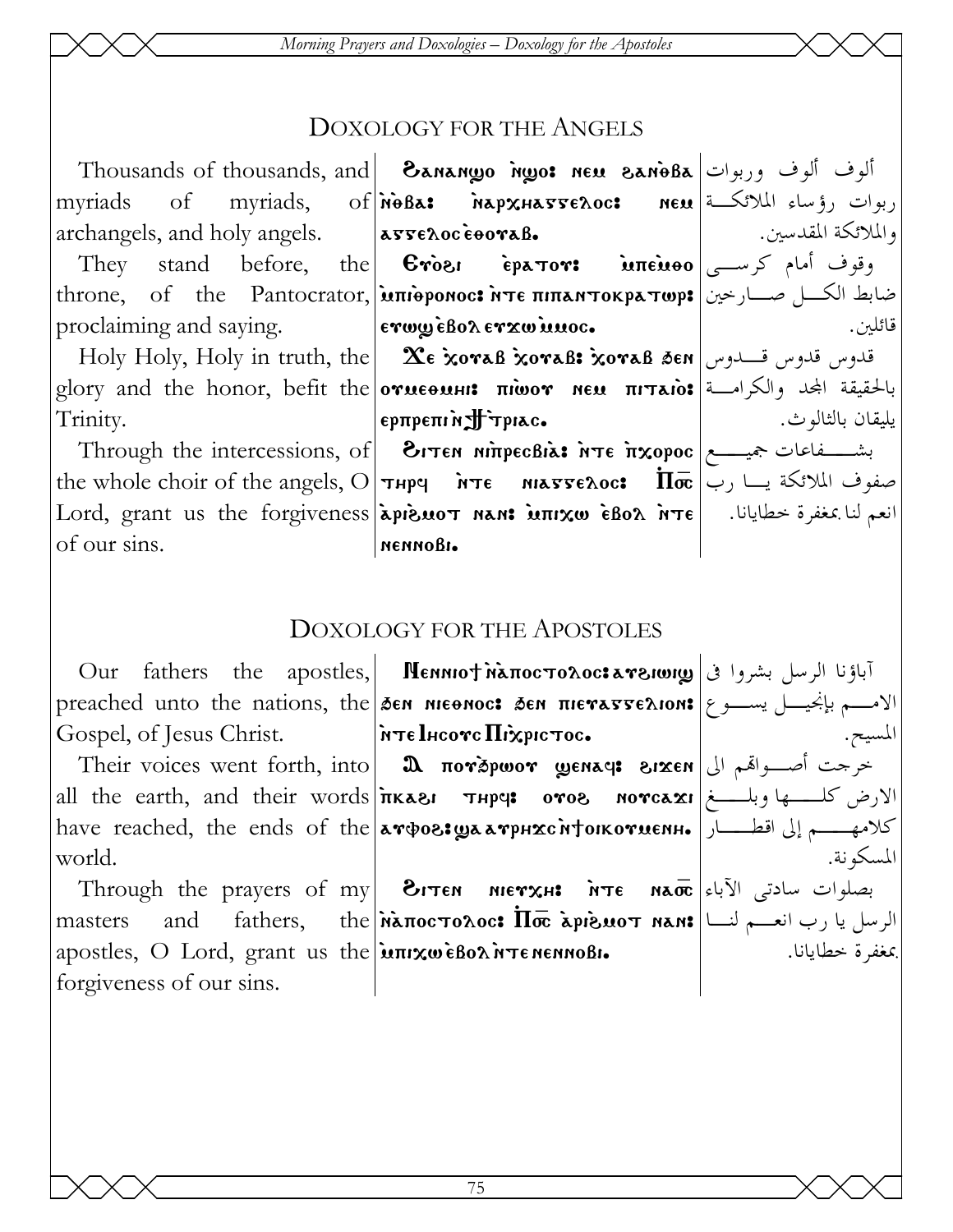## Doxology for the Angels

| English | Coptic | Arabic |
|---|---|---|
| Thousands of thousands, and myriads of myriads, of archangels, and holy angels. | Ϩⲁⲛⲁⲛϣⲟ ⲛ̀ϣⲟ: ⲛⲉⲙ ϩⲁⲛ̀ⲑⲃⲁ ⲛ̀ⲑⲃⲁ: ⲛ̀ⲁⲣⲭⲏⲁⲅⲅⲉⲗⲟⲥ: ⲛⲉⲙ ⲁⲅⲅⲉⲗⲟⲥ ⲉ̀ⲑⲟⲩⲁⲃ. | ألوف ألوف وربوات ربوات رؤساء الملائكة والملائكة المقدسين. |
| They stand before, the throne, of the Pantocrator, proclaiming and saying. | Ⲉⲩⲟ̀ϩⲓ ⲉ̀ⲣⲁⲧⲟⲩ: ⲙ̀ⲡⲉⲙ̀ⲑⲟ ⲙ̀ⲡⲓ̀ⲑⲣⲟⲛⲟⲥ: ⲛ̀ⲧⲉ ⲡⲓⲡⲁⲛⲧⲟⲕⲣⲁⲧⲱⲣ: ⲉⲩⲱϣ ⲉ̀ⲃⲟⲗ ⲉⲩϫⲱ ⲙ̀ⲙⲟⲥ. | وقوف أمام كرسي ضابط الكل صارخين قائلين. |
| Holy Holy, Holy in truth, the glory and the honor, befit the Trinity. | Ϫⲉ ⲭ̀ⲟⲩⲁⲃ ⲭ̀ⲟⲩⲁⲃ: ⲭ̀ⲟⲩⲁⲃ ϧⲉⲛ ⲟⲩⲙⲉⲑⲙⲏⲓ: ⲡⲓ̀ⲱⲟⲩ ⲛⲉⲙ ⲡⲓⲧⲁⲓ̀ⲟ: ⲉⲣⲡⲣⲉⲡⲓ ⲛ̀ϯⲦ̀ⲣⲓⲁⲥ. | قدوس قدوس قدوس بالحقيقة المجد والكرامة يليقان بالثالوث. |
| Through the intercessions, of the whole choir of the angels, O Lord, grant us the forgiveness of our sins. | Ϩⲓⲧⲉⲛ ⲛⲓⲡ̀ⲣⲉⲥⲃⲓⲁ: ⲛ̀ⲧⲉ ⲡ̀ⲭⲟⲣⲟⲥ ⲧⲏⲣϥ ⲛ̀ⲧⲉ ⲛⲓⲁⲅⲅⲉⲗⲟⲥ: Ⲡ̀ⲟ̅ⲥ̅ ⲁ̀ⲣⲓϩ̀ⲙⲟⲧ ⲛⲁⲛ: ⲙ̀ⲡⲓⲭⲱ ⲉ̀ⲃⲟⲗ ⲛ̀ⲧⲉ ⲛⲉⲛⲛⲟⲃⲓ. | بشفاعات جميع صفوف الملائكة يا رب انعم لنا بمغفرة خطايانا. |

## Doxology for the Apostoles

| English | Coptic | Arabic |
|---|---|---|
| Our fathers the apostles, preached unto the nations, the Gospel, of Jesus Christ. | Ⲛⲉⲛⲓⲟϯ ⲛ̀ⲁ̀ⲡⲟⲥⲧⲟⲗⲟⲥ: ⲁⲩϩⲓⲱⲓϣ ϧⲉⲛ ⲛⲓⲉⲑⲛⲟⲥ: ϧⲉⲛ ⲡⲓⲉⲩⲁⲅⲅⲉⲗⲓⲟⲛ: ⲛ̀ⲧⲉ Ⲓⲏⲥⲟⲩⲥ Ⲡⲓⲭ̀ⲣⲓⲥⲧⲟⲥ. | آباؤنا الرسل بشروا في الامم بإنجيل يسوع المسيح. |
| Their voices went forth, into all the earth, and their words have reached, the ends of the world. | Ⲁ ⲡⲟⲩϧ̀ⲣⲱⲟⲩ ϣⲉⲛⲁϥ: ϩⲓϫⲉⲛ ⲡ̀ⲕⲁϩⲓ ⲧⲏⲣϥ: ⲟⲩⲟϩ ⲛⲟⲩⲥⲁϫⲓ ⲁⲩⲫⲟϩ: ϣⲁ ⲁⲩⲣⲏϫⲥ ⲛ̀ϯⲟⲓⲕⲟⲩⲙⲉⲛⲏ. | خرجت أصواتهم الى الارض كلها وبلغ كلامهم إلى اقطار المسكونة. |
| Through the prayers of my masters and fathers, the apostles, O Lord, grant us the forgiveness of our sins. | Ϩⲓⲧⲉⲛ ⲛⲓⲉⲩⲭⲏ: ⲛ̀ⲧⲉ ⲛⲁⲟ̅ⲥ̅ ⲛ̀ⲁ̀ⲡⲟⲥⲧⲟⲗⲟⲥ: Ⲡ̀ⲟ̅ⲥ̅ ⲁ̀ⲣⲓϩ̀ⲙⲟⲧ ⲛⲁⲛ: ⲙ̀ⲡⲓⲭⲱ ⲉ̀ⲃⲟⲗ ⲛ̀ⲧⲉ ⲛⲉⲛⲛⲟⲃⲓ. | بصلوات سادتي الآباء الرسل يا رب انعم لنا بمغفرة خطايانا. |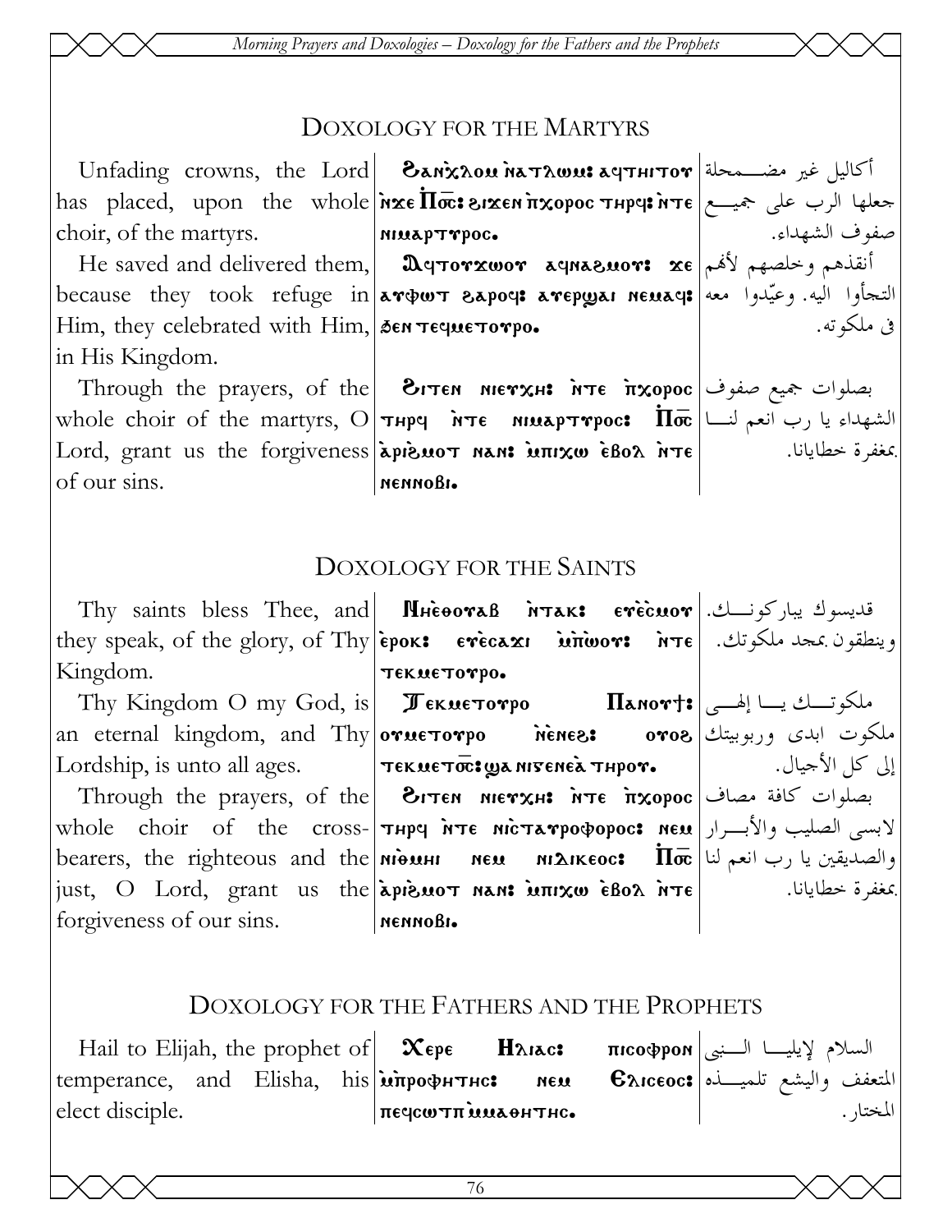## Doxology for the Martyrs

| | | |
|---|---|---|
| Unfading crowns, the Lord has placed, upon the whole choir, of the martyrs. | Ϩⲁⲛ̀ⲭⲗⲟⲙ ⲛ̀ⲁⲧⲗⲱⲙ: ⲁϥⲧⲏⲓⲧⲟⲩ ⲛ̀ϫⲉ Ⲡⲟ̅ⲥ̅: ϩⲓϫⲉⲛ ⲡ̀ⲭⲟⲣⲟⲥ ⲧⲏⲣϥ: ⲛ̀ⲧⲉ ⲛⲓⲙⲁⲣⲧⲩⲣⲟⲥ. | أكاليل غير مضمحلة جعلها الرب على جميع صفوف الشهداء. |
| He saved and delivered them, because they took refuge in Him, they celebrated with Him, in His Kingdom. | Ⲁϥⲧⲟⲩϫⲱⲟⲩ ⲁϥⲛⲁϩⲙⲟⲩ: ϫⲉ ⲁⲩⲫⲱⲧ ϩⲁⲣⲟϥ: ⲁⲩⲉⲣϣⲁⲓ ⲛⲉⲙⲁϥ: ϧⲉⲛ ⲧⲉϥⲙⲉⲧⲟⲩⲣⲟ. | أنقذهم وخلصهم لأنهم التجأوا اليه. وعيّدوا معه في ملكوته. |
| Through the prayers, of the whole choir of the martyrs, O Lord, grant us the forgiveness of our sins. | Ϩⲓⲧⲉⲛ ⲛⲓⲉⲩⲭⲏ: ⲛ̀ⲧⲉ ⲡ̀ⲭⲟⲣⲟⲥ ⲧⲏⲣϥ ⲛ̀ⲧⲉ ⲛⲓⲙⲁⲣⲧⲩⲣⲟⲥ: Ⲡⲟ̅ⲥ̅ ⲁ̀ⲣⲓϩⲙⲟⲧ ⲛⲁⲛ: ⲙ̀ⲡⲓⲭⲱ ⲉ̀ⲃⲟⲗ ⲛ̀ⲧⲉ ⲛⲉⲛⲛⲟⲃⲓ. | بصلوات جميع صفوف الشهداء يا رب انعم لنا بمغفرة خطايانا. |

## Doxology for the Saints

| | | |
|---|---|---|
| Thy saints bless Thee, and they speak, of the glory, of Thy Kingdom. | Ⲛⲏⲉ̀ⲑⲟⲩⲁⲃ ⲛ̀ⲧⲁⲕ: ⲉⲩⲉ̀ⲥⲙⲟⲩ ⲉ̀ⲣⲟⲕ: ⲉⲩⲉ̀ⲥⲁϫⲓ ⲙ̀ⲡⲱ̀ⲟⲩ: ⲛ̀ⲧⲉ ⲧⲉⲕⲙⲉⲧⲟⲩⲣⲟ. | قديسوك يباركونك. وينطقون بمجد ملكوتك. |
| Thy Kingdom O my God, is an eternal kingdom, and Thy Lordship, is unto all ages. | Ⲧⲉⲕⲙⲉⲧⲟⲩⲣⲟ Ⲡⲁⲛⲟⲩϯ: ⲟⲩⲙⲉⲧⲟⲩⲣⲟ ⲛ̀ⲉⲛⲉϩ: ⲟⲩⲟϩ ⲧⲉⲕⲙⲉⲧⲟ̅ⲥ̅: ϣⲁ ⲛⲓⲅⲉⲛⲉⲁ̀ ⲧⲏⲣⲟⲩ. | ملكوتك يا إلهي ملكوت ابدى وربوبيتك إلى كل الأجيال. |
| Through the prayers, of the whole choir of the cross-bearers, the righteous and the just, O Lord, grant us the forgiveness of our sins. | Ϩⲓⲧⲉⲛ ⲛⲓⲉⲩⲭⲏ: ⲛ̀ⲧⲉ ⲡ̀ⲭⲟⲣⲟⲥ ⲧⲏⲣϥ ⲛ̀ⲧⲉ ⲛⲓ̀ⲥⲧⲁⲩⲣⲟⲫⲟⲣⲟⲥ: ⲛⲉⲙ ⲛⲓ̀ⲑⲙⲏⲓ ⲛⲉⲙ ⲛⲓⲇⲓⲕⲉⲟⲥ: Ⲡⲟ̅ⲥ̅ ⲁ̀ⲣⲓϩⲙⲟⲧ ⲛⲁⲛ: ⲙ̀ⲡⲓⲭⲱ ⲉ̀ⲃⲟⲗ ⲛ̀ⲧⲉ ⲛⲉⲛⲛⲟⲃⲓ. | بصلوات كافة مصاف لابسي الصليب والأبرار والصديقين يا رب انعم لنا بمغفرة خطايانا. |

## Doxology for the Fathers and the Prophets

| | | |
|---|---|---|
| Hail to Elijah, the prophet of temperance, and Elisha, his elect disciple. | Ⲭⲉⲣⲉ Ⲏⲗⲓⲁⲥ: ⲡⲓⲥⲱⲫⲣⲟⲛ ⲙ̀ⲡⲣⲟⲫⲏⲧⲏⲥ: ⲛⲉⲙ Ⲉⲗⲓⲥⲉⲟⲥ: ⲡⲉϥⲥⲱⲧⲡ ⲙ̀ⲙⲁⲑⲏⲧⲏⲥ. | السلام لإيليا النبي المتعفف واليشع تلميذه المختار. |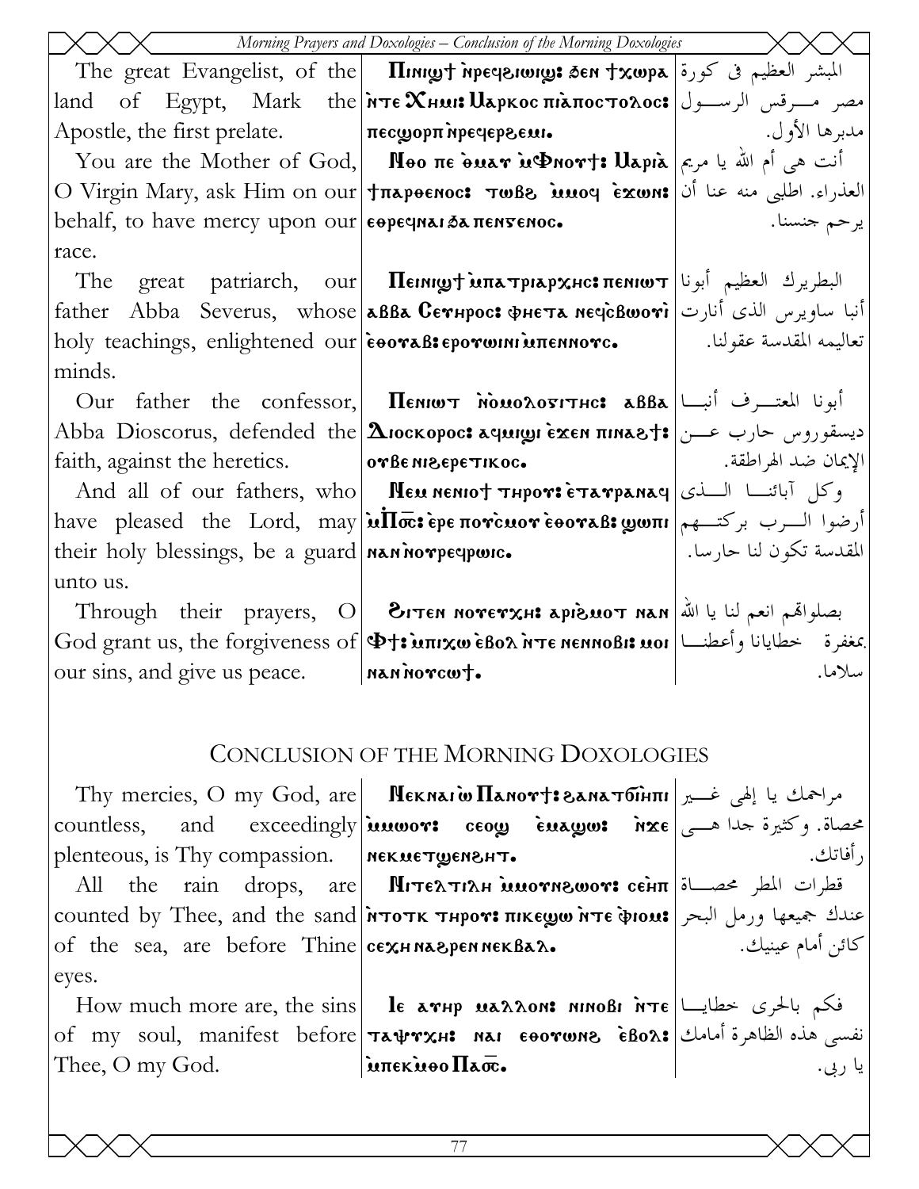| | | |
|---|---|---|
| The great Evangelist, of the land of Egypt, Mark the Apostle, the first prelate. | Πινιϣϯ ⲛ̀ⲣⲉϥϩⲓⲱⲓϣ: ϧⲉⲛ ϯⲭⲱⲣⲁ ⲛ̀ⲧⲉ Ⲭⲏⲙⲓ: Ⲙⲁⲣⲕⲟⲥ ⲡⲓⲁ̀ⲡⲟⲥⲧⲟⲗⲟⲥ: ⲡⲉⲥϣⲟⲣⲡ ⲛ̀ⲣⲉϥⲉⲣϩⲉⲙⲓ. | المبشر العظيم فى كورة مصر مـــرقس الرســـول مدبرها الأول. |
| You are the Mother of God, O Virgin Mary, ask Him on our behalf, to have mercy upon our race. | Ⲛ̀ⲑⲟ ⲡⲉ ⲑ̀ⲙⲁⲩ ⲙ̀Ⲫⲛⲟⲩϯ: Ⲙⲁⲣⲓⲁ ϯⲡⲁⲣⲑⲉⲛⲟⲥ: ⲧⲱⲃϩ ⲙ̀ⲙⲟϥ ⲉ̀ϫⲱⲛ: ⲉⲑⲣⲉϥⲛⲁⲓ ϧⲁ ⲡⲉⲛⲅⲉⲛⲟⲥ. | أنت هى أم الله يا مريم العذراء. اطلبى منه عنا أن يرحم جنسنا. |
| The great patriarch, our father Abba Severus, whose holy teachings, enlightened our minds. | Ⲡⲓⲛⲓϣϯ ⲙ̀ⲡⲁⲧⲣⲓⲁⲣⲭⲏⲥ: ⲡⲉⲛⲓⲱⲧ ⲁⲃⲃⲁ Ⲥⲉⲩⲏⲣⲟⲥ: ⲫⲏⲉⲧⲁ ⲛⲉϥⲥ̀ⲃⲱⲟⲩⲓ ⲉ̀ⲑⲟⲩⲁⲃ: ⲉⲣⲟⲩⲱⲓⲛⲓ ⲙ̀ⲡⲉⲛⲛⲟⲩⲥ. | البطريرك العظيم أبونا أنبا ساويرس الذى أنارت تعاليمه المقدسة عقولنا. |
| Our father the confessor, Abba Dioscorus, defended the faith, against the heretics. | Ⲡⲉⲛⲓⲱⲧ ⲛ̀ⲟⲙⲟⲗⲟⲅⲓⲧⲏⲥ: ⲁⲃⲃⲁ Ⲇⲓⲟⲥⲕⲟⲣⲟⲥ: ⲁϥⲙⲓϣⲓ ⲉ̀ϫⲉⲛ ⲡⲓⲛⲁϩϯ: ⲟⲩⲃⲉ ⲛⲓϩⲉⲣⲉⲧⲓⲕⲟⲥ. | أبونا المعتـــرف أنبـــا ديسقوروس حارب عـــن الإيمان ضد الهراطقة. |
| And all of our fathers, who have pleased the Lord, may their holy blessings, be a guard unto us. | Ⲛⲉⲙ ⲛⲉⲛⲓⲟϯ ⲧⲏⲣⲟⲩ: ⲉ̀ⲧⲁⲩⲣⲁⲛⲁϥ ⲙ̀Ⲡ̅ⲟ̅ⲥ̅: ⲉ̀ⲣⲉ ⲡⲟⲩⲥ̀ⲙⲟⲩ ⲉ̀ⲑⲟⲩⲁⲃ: ϣⲱⲡⲓ ⲛⲁⲛ ⲛ̀ⲟⲩⲣⲉϥⲣⲱⲓⲥ. | وكل آبائنـــا الـــذى أرضوا الـــرب بركتـــهم المقدسة تكون لنا حارسا. |
| Through their prayers, O God grant us, the forgiveness of our sins, and give us peace. | Ϩⲓⲧⲉⲛ ⲛⲟⲩⲉⲩⲭⲏ: ⲁ̀ⲣⲓϩ̀ⲙⲟⲧ ⲛⲁⲛ Ⲫϯ: ⲙ̀ⲡⲓⲭⲱ ⲉ̀ⲃⲟⲗ ⲛ̀ⲧⲉ ⲛⲉⲛⲛⲟⲃⲓ: ⲙⲟⲓ ⲛⲁⲛ ⲛ̀ⲟⲩⲥⲱϯ. | بصلواتهم انعم لنا يا الله بمغفرة خطايانا وأعطنـــا سلاما. |

## Conclusion of the Morning Doxologies

| | | |
|---|---|---|
| Thy mercies, O my God, are countless, and exceedingly plenteous, is Thy compassion. | Ⲛⲉⲕⲛⲁⲓ ⲱ̀ Ⲡⲁⲛⲟⲩϯ: ϩⲁⲛⲁⲧϭⲓⲏⲡⲓ ⲙ̀ⲙⲱⲟⲩ: ⲥⲉⲟϣ ⲉ̀ⲙⲁϣⲱ: ⲛ̀ϫⲉ ⲛⲉⲕⲙⲉⲧϣⲉⲛϩⲏⲧ. | مراحمك يا إلهى غـــير محصاة. وكثيرة جدا هـــى رأفاتك. |
| All the rain drops, are counted by Thee, and the sand of the sea, are before Thine eyes. | Ⲛⲓⲧⲉⲗⲧⲓⲗⲏ ⲙ̀ⲙⲟⲩⲛϩⲱⲟⲩ: ⲥⲉⲏⲡ ⲛ̀ⲧⲟⲧⲕ ⲧⲏⲣⲟⲩ: ⲡⲓⲕⲉϣⲱ ⲛ̀ⲧⲉ ⲫⲓⲟⲙ: ⲥⲉⲭⲏ ⲛⲁϩⲣⲉⲛ ⲛⲉⲕⲃⲁⲗ. | قطرات المطر محصـــاة عندك جميعها ورمل البحر كائن أمام عينيك. |
| How much more are, the sins of my soul, manifest before Thee, O my God. | Ⲓⲉ ⲁⲩⲏⲣ ⲙⲁⲗⲗⲟⲛ: ⲛⲓⲛⲟⲃⲓ ⲛ̀ⲧⲉ ⲧⲁⲯⲩⲭⲏ: ⲛⲁⲓ ⲉⲑⲟⲩⲱⲛϩ ⲉ̀ⲃⲟⲗ: ⲙ̀ⲡⲉⲕⲙ̀ⲑⲟ Ⲡ̅ⲁ̅ⲟ̅ⲥ̅. | فكم بالحرى خطايـــا نفسى هذه الظاهرة أمامك يا ربى. |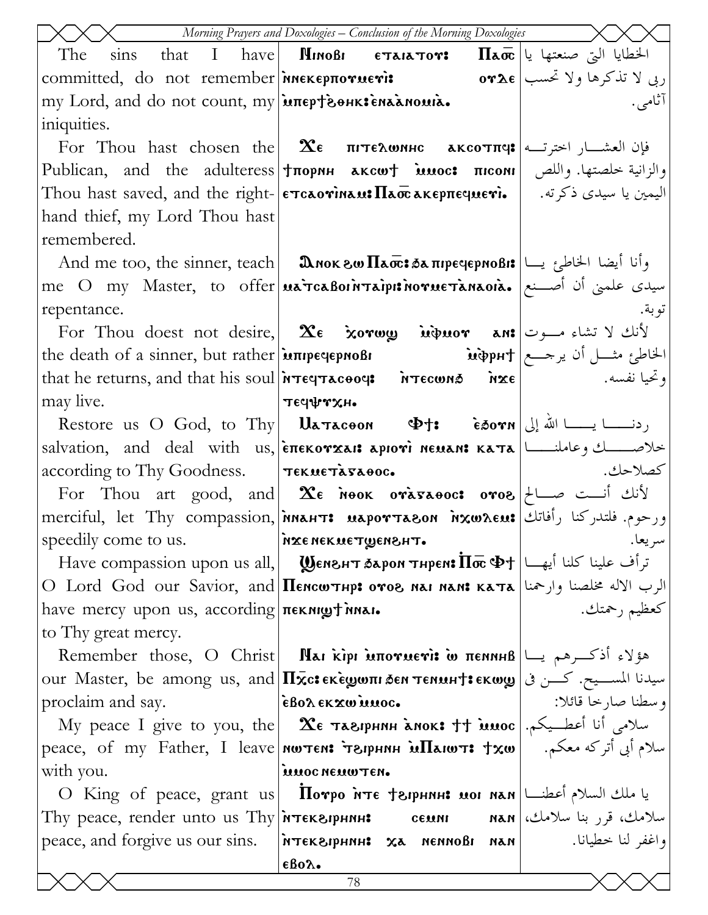| English | Coptic | Arabic |
|---|---|---|
| The sins that I have committed, do not remember my Lord, and do not count, my iniquities. | Ⲛⲓⲛⲟⲃⲓ ⲉⲧⲁⲓⲁⲓⲧⲟⲩ: Ⲡⲁⲟ̅ⲥ̅ ⲟⲩⲇⲉ ⲙ̀ⲛⲉⲕⲉⲣⲡⲟⲩⲙⲉⲩⲓ: ⲙ̀ⲡⲉⲣϯϩⲟⲛⲕ: ⲉ̀ⲛⲁⲁ̀ⲛⲟⲙⲓⲁ. | الخطايا التى صنعتها يا ربى لا تذكرها ولا تحسب آثامى. |
| For Thou hast chosen the Publican, and the adulteress Thou hast saved, and the right-hand thief, my Lord Thou hast remembered. | Ϫⲉ ⲡⲓⲧⲉⲗⲱⲛⲏⲥ ⲁⲕⲥⲟⲧⲡϥ: ϯⲡⲟⲣⲛⲏ ⲁⲕⲥⲱϯ ⲙ̀ⲙⲟⲥ: ⲡⲓⲥⲟⲛⲓ ⲉⲧⲥⲁⲟⲩⲓⲛⲁⲙ: Ⲡⲁⲟ̅ⲥ̅ ⲁⲕⲉⲣⲡⲉϥⲙⲉⲩⲓ. | فإن العشار اخترته والزانية خلصتها. واللص اليمين يا سيدى ذكرته. |
| And me too, the sinner, teach me O my Master, to offer repentance. | Ⲁ̀ⲛⲟⲕ ϩⲱ Ⲡⲁⲟ̅ⲥ̅: ϧⲁ ⲡⲓⲣⲉϥⲉⲣⲛⲟⲃⲓ: ⲙⲁ̀ⲧⲥⲁⲃⲟⲓ ⲛ̀ⲧⲁⲓⲣⲓ: ⲛ̀ⲟⲩⲙⲉⲧⲁ̀ⲛⲟⲓⲁ. | وأنا أيضا الخاطئ يا سيدى علمنى أن أصنع توبة. |
| For Thou doest not desire, the death of a sinner, but rather that he returns, and that his soul may live. | Ϫⲉ ⲭ̀ⲟⲩⲱϣ ⲙ̀ⲫ̀ⲙⲟⲩ ⲁⲛ: ⲙ̀ⲡⲓⲣⲉϥⲉⲣⲛⲟⲃⲓ ⲙ̀ⲫ̀ⲣⲏϯ ⲛ̀ⲧⲉϥⲧⲁⲥⲑⲟϥ: ⲛ̀ⲧⲉⲥⲱⲛϧ ⲛ̀ϫⲉ ⲧⲉϥⲯⲩⲭⲏ. | لأنك لا تشاء موت الخاطئ مثل أن يرجع وتحيا نفسه. |
| Restore us O God, to Thy salvation, and deal with us, according to Thy Goodness. | Ⲙⲁⲧⲁⲥⲑⲟⲛ Ⲫϯ: ⲉ̀ϧⲟⲩⲛ ⲉ̀ⲡⲉⲕⲟⲩϫⲁⲓ: ⲁ̀ⲣⲓⲟⲩⲓ ⲛⲉⲙⲁⲛ: ⲕⲁⲧⲁ ⲧⲉⲕⲙⲉⲧⲁ̀ⲅⲁⲑⲟⲥ. | ردنا يا الله إلى خلاصك وعاملنا كصلاحك. |
| For Thou art good, and merciful, let Thy compassion, speedily come to us. | Ϫⲉ ⲛ̀ⲑⲟⲕ ⲟⲩⲁ̀ⲅⲁⲑⲟⲥ: ⲟⲩⲟϩ ⲛ̀ⲛⲁⲏⲧ: ⲙⲁⲣⲟⲩⲧⲁϩⲟⲛ ⲛ̀ⲭⲱⲗⲉⲙ: ⲛ̀ϫⲉ ⲛⲉⲕⲙⲉⲧϣⲉⲛϩⲏⲧ. | لأنك أنت صالح ورحوم. فلتدركنا رأفاتك سريعا. |
| Have compassion upon us all, O Lord God our Savior, and have mercy upon us, according to Thy great mercy. | Ϣⲉⲛϩⲏⲧ ϧⲁⲣⲟⲛ ⲧⲏⲣⲉⲛ: Ⲡ̀ⲟ̅ⲥ̅ Ⲫϯ Ⲡⲉⲛⲥⲱⲧⲏⲣ: ⲟⲩⲟϩ ⲛⲁⲓ ⲛⲁⲛ: ⲕⲁⲧⲁ ⲡⲉⲕⲛⲓϣϯ ⲛ̀ⲛⲁⲓ. | ترأف علينا كلنا أيها الرب الاله مخلصنا وارحمنا كعظيم رحمتك. |
| Remember those, O Christ our Master, be among us, and proclaim and say. | Ⲛⲁⲓ ⲕ̀ⲓⲣⲓ ⲙ̀ⲡⲟⲩⲙⲉⲩⲓ: ⲱ ⲡⲉⲛⲛⲏⲃ Ⲡ̅ⲭ̅ⲥ̅: ⲉⲕⲉ̀ϣⲱⲡⲓ ϧⲉⲛ ⲧⲉⲛⲙⲏϯ: ⲉⲕⲱϣ ⲉ̀ⲃⲟⲗ ⲉⲕϫⲱ ⲙ̀ⲙⲟⲥ. | هؤلاء أذكرهم يا سيدنا المسيح. كن فى وسطنا صارخا قائلا: |
| My peace I give to you, the peace, of my Father, I leave with you. | Ϫⲉ ⲧⲁϩⲓⲣⲏⲛⲏ ⲁ̀ⲛⲟⲕ: ϯϯ ⲙ̀ⲙⲟⲥ ⲛⲱⲧⲉⲛ: ⲧ̀ϩⲓⲣⲏⲛⲏ ⲙ̀Ⲡⲁⲓⲱⲧ: ϯϫⲱ ⲙ̀ⲙⲟⲥ ⲛⲉⲙⲱⲧⲉⲛ. | سلامى أنا أعطيكم. سلام أبى أتركه معكم. |
| O King of peace, grant us Thy peace, render unto us Thy peace, and forgive us our sins. | Ⲡ̀ⲟⲩⲣⲟ ⲛ̀ⲧⲉ ϯϩⲓⲣⲏⲛⲏ: ⲙⲟⲓ ⲛⲁⲛ ⲛ̀ⲧⲉⲕϩⲓⲣⲏⲛⲏ: ⲥⲉⲙⲛⲓ ⲛⲁⲛ ⲛ̀ⲧⲉⲕϩⲓⲣⲏⲛⲏ: ⲭⲁ ⲛⲉⲛⲛⲟⲃⲓ ⲛⲁⲛ ⲉ̀ⲃⲟⲗ. | يا ملك السلام أعطنا سلامك، قرر بنا سلامك، واغفر لنا خطيانا. |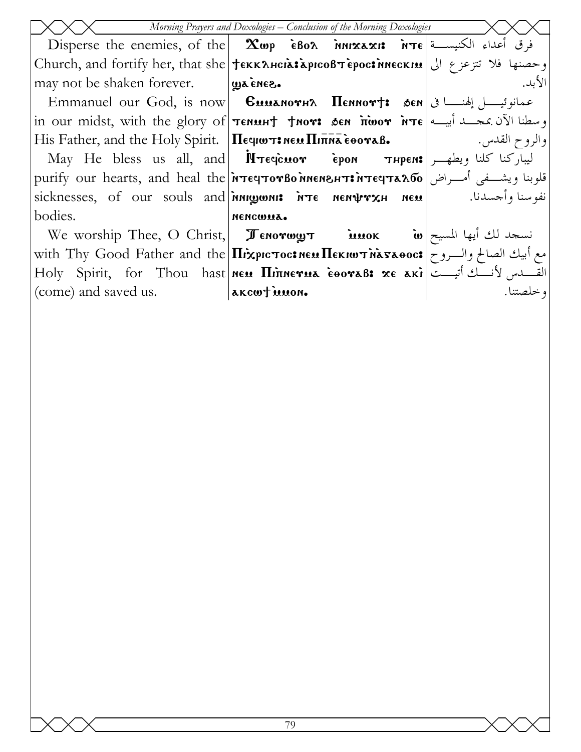| | | |
|---|---|---|
| Disperse the enemies, of the Church, and fortify her, that she may not be shaken forever. | Ⲭⲱⲣ ⲉ̀ⲃⲟⲗ ⲛ̀ⲛⲓϫⲁϫⲓ: ⲛ̀ⲧⲉ ϯⲉⲕⲕⲗⲏⲥⲓⲁ̀: ⲁ̀ⲣⲓⲥⲟⲃⲧ ⲉ̀ⲣⲟⲥ: ⲛ̀ⲛⲉⲥⲕⲓⲙ ϣⲁ ⲉ̀ⲛⲉϩ. | فرق أعداء الكنيسة وحصنها فلا تتزعزع الى الأبد. |
| Emmanuel our God, is now in our midst, with the glory of His Father, and the Holy Spirit. | Ⲉⲙⲙⲁⲛⲟⲩⲏⲗ Ⲡⲉⲛⲛⲟⲩϯ: ϧⲉⲛ ⲧⲉⲛⲙⲏϯ ϯⲛⲟⲩ: ϧⲉⲛ ⲡ̀ⲱ̀ⲟⲩ ⲛ̀ⲧⲉ Ⲡⲉϥⲓⲱⲧ: ⲛⲉⲙ Ⲡⲓⲡ̅ⲛ̅ⲁ̅ ⲉ̀ⲑⲟⲩⲁⲃ. | عمانوئيل إلهنا فى وسطنا الآن بمجد أبيه والروح القدس. |
| May He bless us all, and purify our hearts, and heal the sicknesses, of our souls and bodies. | Ⲛ̀ⲧⲉϥ̀ⲥⲙⲟⲩ ⲉ̀ⲣⲟⲛ ⲧⲏⲣⲉⲛ: ⲛ̀ⲧⲉϥⲧⲟⲩⲃⲟ ⲛ̀ⲛⲉⲛϩⲏⲧ: ⲛ̀ⲧⲉϥⲧⲁⲗϭⲟ ⲛ̀ⲛⲓϣⲱⲛⲓ: ⲛ̀ⲧⲉ ⲛⲉⲛⲯⲩⲭⲏ ⲛⲉⲙ ⲛⲉⲛⲥⲱⲙⲁ. | ليباركنا كلنا ويطهر قلوبنا ويشفى أمراض نفوسنا وأجسدنا. |
| We worship Thee, O Christ, with Thy Good Father and the Holy Spirit, for Thou hast (come) and saved us. | Ⲧⲉⲛⲟⲩⲱϣⲧ ⲙ̀ⲙⲟⲕ ⲱ̀ Ⲡⲓ̀ⲭⲣⲓⲥⲧⲟⲥ: ⲛⲉⲙ Ⲡⲉⲕⲓⲱⲧ ⲛ̀ⲁ̀ⲅⲁⲑⲟⲥ: ⲛⲉⲙ Ⲡⲓⲡ̀ⲛⲉⲩⲙⲁ ⲉ̀ⲑⲟⲩⲁⲃ: ϫⲉ ⲁⲕⲓ̀ ⲁⲕⲥⲱϯ ⲙ̀ⲙⲟⲛ. | نسجد لك أيها المسيح مع أبيك الصالح والروح القدس لأنك أتيت وخلصتنا. |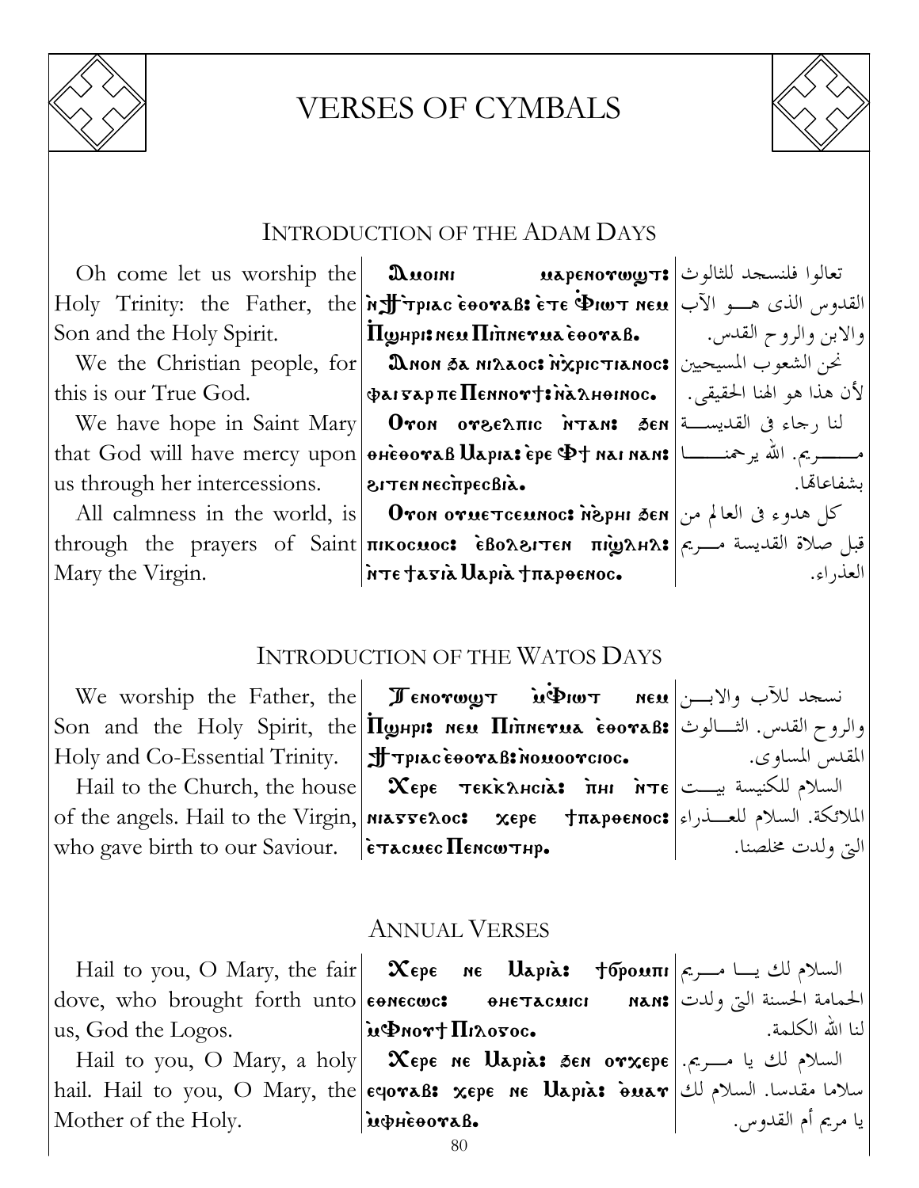# VERSES OF CYMBALS

## INTRODUCTION OF THE ADAM DAYS

| | | |
|---|---|---|
| Oh come let us worship the Holy Trinity: the Father, the Son and the Holy Spirit. | Ⲁⲙⲱⲓⲛⲓ ⲙⲁⲣⲉⲛⲟⲩⲱϣⲧ: ⲛ̀ϯⲧ̀ⲣⲓⲁⲥ ⲉ̀ⲑⲟⲩⲁⲃ: ⲉ̀ⲧⲉ Ⲫⲓⲱⲧ ⲛⲉⲙ Ⲡ̀ϣⲏⲣⲓ: ⲛⲉⲙ Ⲡⲓⲡ̀ⲛⲉⲩⲙⲁ ⲉ̀ⲑⲟⲩⲁⲃ. | تعالوا فلنسجد للثالوث القدوس الذى هو الآب والابن والروح القدس. |
| We the Christian people, for this is our True God. | Ⲁⲛⲟⲛ ϧⲁ ⲛⲓⲗⲁⲟⲥ: ⲛ̀ⲭ̀ⲣⲓⲥⲧⲓⲁⲛⲟⲥ: ⲫⲁⲓ ⲅⲁⲣ ⲡⲉ Ⲡⲉⲛⲛⲟⲩϯ: ⲛ̀ⲁ̀ⲗⲏⲑⲓⲛⲟⲥ. | نحن الشعوب المسيحيين لأن هذا هو الهنا الحقيقى. |
| We have hope in Saint Mary that God will have mercy upon us through her intercessions. | Ⲟⲩⲟⲛ ⲟⲩϩⲉⲗⲡⲓⲥ ⲛ̀ⲧⲁⲛ: ϧⲉⲛ ⲑⲏⲉ̀ⲑⲟⲩⲁⲃ Ⲙⲁⲣⲓⲁ: ⲉ̀ⲣⲉ Ⲫ̀ϯ ⲛⲁⲓ ⲛⲁⲛ: ϩⲓⲧⲉⲛ ⲛⲉⲥ̀ⲡ̀ⲣⲉⲥⲃⲓⲁ̀. | لنا رجاء فى القديسة مريم. الله يرحمنا بشفاعاتها. |
| All calmness in the world, is through the prayers of Saint Mary the Virgin. | Ⲟⲩⲟⲛ ⲟⲩⲙⲉⲧⲥⲉⲙⲛⲟⲥ: ⲛ̀ϧ̀ⲣⲏⲓ ϧⲉⲛ ⲡⲓⲕⲟⲥⲙⲟⲥ: ⲉ̀ⲃⲟⲗϩⲓⲧⲉⲛ ⲡⲓ̀ϣ̀ⲗⲏⲗ: ⲛ̀ⲧⲉ ϯⲁ̀ⲅⲓⲁ̀ Ⲙⲁⲣⲓⲁ̀ ϯⲡⲁⲣⲑⲉⲛⲟⲥ. | كل هدوء فى العالم من قبل صلاة القديسة مريم العذراء. |

## INTRODUCTION OF THE WATOS DAYS

| | | |
|---|---|---|
| We worship the Father, the Son and the Holy Spirit, the Holy and Co-Essential Trinity. | Ⲧⲉⲛⲟⲩⲱϣⲧ ⲙ̀Ⲫⲓⲱⲧ ⲛⲉⲙ Ⲡ̀ϣⲏⲣⲓ: ⲛⲉⲙ Ⲡⲓⲡ̀ⲛⲉⲩⲙⲁ ⲉ̀ⲑⲟⲩⲁⲃ: ϯⲧ̀ⲣⲓⲁⲥ ⲉ̀ⲑⲟⲩⲁⲃ: ⲛ̀ⲟⲙⲟⲟⲩⲥⲓⲟⲥ. | نسجد للآب والابن والروح القدس. الثالوث المقدس المساوى. |
| Hail to the Church, the house of the angels. Hail to the Virgin, who gave birth to our Saviour. | Ⲭⲉⲣⲉ ⲧⲉⲕ̀ⲕ̀ⲗⲏⲥⲓⲁ̀: ⲡ̀ⲏⲓ ⲛ̀ⲧⲉ ⲛⲓⲁⲅⲅⲉⲗⲟⲥ: ⲭⲉⲣⲉ ϯⲡⲁⲣⲑⲉⲛⲟⲥ: ⲉ̀ⲧⲁⲥⲙⲉⲥ Ⲡⲉⲛⲥⲱⲧⲏⲣ. | السلام للكنيسة بيت الملائكة. السلام للعذراء التى ولدت مخلصنا. |

## ANNUAL VERSES

| | | |
|---|---|---|
| Hail to you, O Mary, the fair dove, who brought forth unto us, God the Logos. | Ⲭⲉⲣⲉ ⲛⲉ Ⲙⲁⲣⲓⲁ̀: ϯϭ̀ⲣⲟⲙⲡⲓ ⲉⲑⲛⲉⲥⲱⲥ: ⲑⲏⲉ̀ⲧⲁⲥⲙⲓⲥⲓ ⲛⲁⲛ: ⲙ̀Ⲫ̀ⲛⲟⲩϯ Ⲡⲓⲗⲟⲅⲟⲥ. | السلام لك يا مريم الحمامة الحسنة التى ولدت لنا الله الكلمة. |
| Hail to you, O Mary, a holy hail. Hail to you, O Mary, the Mother of the Holy. | Ⲭⲉⲣⲉ ⲛⲉ Ⲙⲁⲣⲓⲁ̀: ϧⲉⲛ ⲟⲩⲭⲉⲣⲉ ⲉϥⲟⲩⲁⲃ: ⲭⲉⲣⲉ ⲛⲉ Ⲙⲁⲣⲓⲁ̀: ⲑ̀ⲙⲁⲩ ⲙ̀ⲫⲏⲉ̀ⲑⲟⲩⲁⲃ. | السلام لك يا مريم. سلاما مقدسا. السلام لك يا مريم أم القدوس. |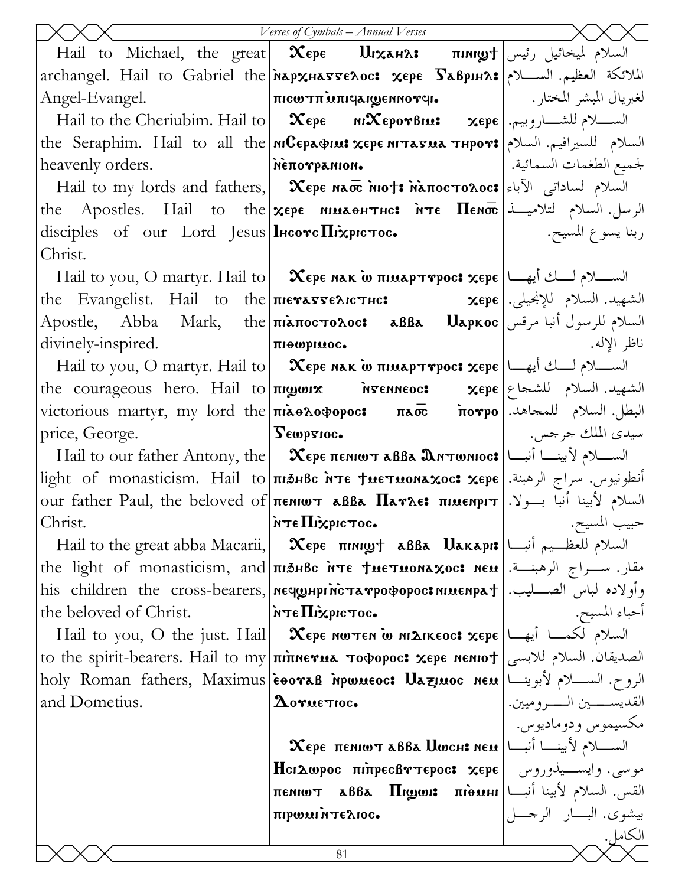| English | Coptic | Arabic |
|---|---|---|
| Hail to Michael, the great archangel. Hail to Gabriel the Angel-Evangel. | Ⲭⲉⲣⲉ Ⲙⲓⲭⲁⲏⲗ: ⲡⲓⲛⲓϣϯ ⲛ̀ⲁⲣⲭⲏⲁⲅⲅⲉⲗⲟⲥ: ⲭⲉⲣⲉ Ⲅⲁⲃⲣⲓⲏⲗ: ⲡⲓⲥⲱⲧⲡ ⲙ̀ⲡⲓϥⲁⲓϣⲉⲛⲛⲟⲩϥⲓ. | السلام لميخائيل رئيس الملائكة العظيم. السلام لغبريال المبشر المختار. |
| Hail to the Cheriubim. Hail to the Seraphim. Hail to all the heavenly orders. | Ⲭⲉⲣⲉ ⲛⲓⲬⲉⲣⲟⲩⲃⲓⲙ: ⲭⲉⲣⲉ ⲛⲓⲤⲉⲣⲁⲫⲓⲙ: ⲭⲉⲣⲉ ⲛⲓⲧⲁⲅⲙⲁ ⲧⲏⲣⲟⲩ: ⲛ̀ⲉ̀ⲡⲟⲩⲣⲁⲛⲓⲟⲛ. | السلام للشاروبيم. السلام للسيرافيم. السلام لجميع الطغمات السمائية. |
| Hail to my lords and fathers, the Apostles. Hail to the disciples of our Lord Jesus Christ. | Ⲭⲉⲣⲉ ⲛⲁⲟ̅ⲥ̅ ⲛ̀ⲓⲟϯ: ⲛ̀ⲁ̀ⲡⲟⲥⲧⲟⲗⲟⲥ: ⲭⲉⲣⲉ ⲛⲓⲙⲁⲑⲏⲧⲏⲥ: ⲛ̀ⲧⲉ Ⲡⲉⲛⲟ̅ⲥ̅ Ⲓⲏⲥⲟⲩⲥ Ⲡⲓⲭ̀ⲣⲓⲥⲧⲟⲥ. | السلام لساداتي الآباء الرسل. السلام لتلاميذ ربنا يسوع المسيح. |
| Hail to you, O martyr. Hail to the Evangelist. Hail to the Apostle, Abba Mark, the divinely-inspired. | Ⲭⲉⲣⲉ ⲛⲁⲕ ⲱ̀ ⲡⲓⲙⲁⲣⲧⲩⲣⲟⲥ: ⲭⲉⲣⲉ ⲡⲓⲉⲩⲁⲅⲅⲉⲗⲓⲥⲧⲏⲥ: ⲭⲉⲣⲉ ⲡⲓⲁ̀ⲡⲟⲥⲧⲟⲗⲟⲥ: ⲁⲃⲃⲁ Ⲙⲁⲣⲕⲟⲥ ⲡⲓⲑⲉⲱⲣⲓⲙⲟⲥ. | السلام لك أيها الشهيد. السلام للإنجيلي. السلام للرسول أنبا مرقس ناظر الإله. |
| Hail to you, O martyr. Hail to the courageous hero. Hail to victorious martyr, my lord the price, George. | Ⲭⲉⲣⲉ ⲛⲁⲕ ⲱ̀ ⲡⲓⲙⲁⲣⲧⲩⲣⲟⲥ: ⲭⲉⲣⲉ ⲡⲓϣⲱⲓϫ ⲛ̀ⲅⲉⲛⲛⲉⲟⲥ: ⲭⲉⲣⲉ ⲡⲓⲁ̀ⲑⲗⲟⲫⲟⲣⲟⲥ: ⲡⲁⲟ̅ⲥ̅ ⲡ̀ⲟⲩⲣⲟ Ⲅⲉⲱⲣⲅⲓⲟⲥ. | السلام لك أيها الشهيد. السلام للشجاع البطل. السلام للمجاهد. سيدى الملك جرجس. |
| Hail to our father Antony, the light of monasticism. Hail to our father Paul, the beloved of Christ. | Ⲭⲉⲣⲉ ⲡⲉⲛⲓⲱⲧ ⲁⲃⲃⲁ Ⲁⲛⲧⲱⲛⲓⲟⲥ: ⲡⲓϧⲏⲃⲥ ⲛ̀ⲧⲉ ϯⲙⲉⲧⲙⲟⲛⲁⲭⲟⲥ: ⲭⲉⲣⲉ ⲡⲉⲛⲓⲱⲧ ⲁⲃⲃⲁ Ⲡⲁⲩⲗⲉ: ⲡⲓⲙⲉⲛⲣⲓⲧ ⲛ̀ⲧⲉ Ⲡⲓⲭ̀ⲣⲓⲥⲧⲟⲥ. | السلام لأبينا أنبا أنطونيوس. سراج الرهبنة. السلام لأبينا أنبا بولا. حبيب المسيح. |
| Hail to the great abba Macarii, the light of monasticism, and his children the cross-bearers, the beloved of Christ. | Ⲭⲉⲣⲉ ⲡⲓⲛⲓϣϯ ⲁⲃⲃⲁ Ⲙⲁⲕⲁⲣⲓ: ⲡⲓϧⲏⲃⲥ ⲛ̀ⲧⲉ ϯⲙⲉⲧⲙⲟⲛⲁⲭⲟⲥ: ⲛⲉⲙ ⲛⲉϥϣⲏⲣⲓ ⲛ̀ⲥⲧⲁⲩⲣⲟⲫⲟⲣⲟⲥ: ⲛⲓⲙⲉⲛⲣⲁϯ ⲛ̀ⲧⲉ Ⲡⲓⲭ̀ⲣⲓⲥⲧⲟⲥ. | السلام للعظيم أنبا مقار. سراج الرهبنة. وأولاده لباس الصليب. أحباء المسيح. |
| Hail to you, O the just. Hail to the spirit-bearers. Hail to my holy Roman fathers, Maximus and Dometius. | Ⲭⲉⲣⲉ ⲛⲱⲧⲉⲛ ⲱ̀ ⲛⲓⲆⲓⲕⲉⲟⲥ: ⲭⲉⲣⲉ ⲡⲓⲡ̀ⲛⲉⲩⲙⲁⲧⲟⲫⲟⲣⲟⲥ: ⲭⲉⲣⲉ ⲛⲉⲛⲓⲟϯ ⲉ̀ⲑⲟⲩⲁⲃ ⲛ̀ⲣⲱⲙⲉⲟⲥ: Ⲙⲁⲝⲓⲙⲟⲥ ⲛⲉⲙ Ⲇⲟⲙⲉⲧⲓⲟⲥ. | السلام لكما أيها الصديقان. السلام للابسى الروح. السلام لأبوينا القديسين الروميين. مكسيموس ودوماديوس. |
| | Ⲭⲉⲣⲉ ⲡⲉⲛⲓⲱⲧ ⲁⲃⲃⲁ Ⲙⲱⲥⲏ: ⲛⲉⲙ Ⲏⲥⲓⲇⲱⲣⲟⲥ ⲡⲓⲡ̀ⲣⲉⲥⲃⲩⲧⲉⲣⲟⲥ: ⲭⲉⲣⲉ ⲡⲉⲛⲓⲱⲧ ⲁⲃⲃⲁ Ⲡⲓϣⲱⲓ: ⲡⲓⲑ̀ⲙⲏⲓ ⲡⲓⲣⲱⲙⲓ ⲛ̀ⲧⲉⲗⲓⲟⲥ. | السلام لأبينا أنبا موسى. وايسيذوروس القس. السلام لأبينا أنبا بيشوى. البار الرجل الكامل. |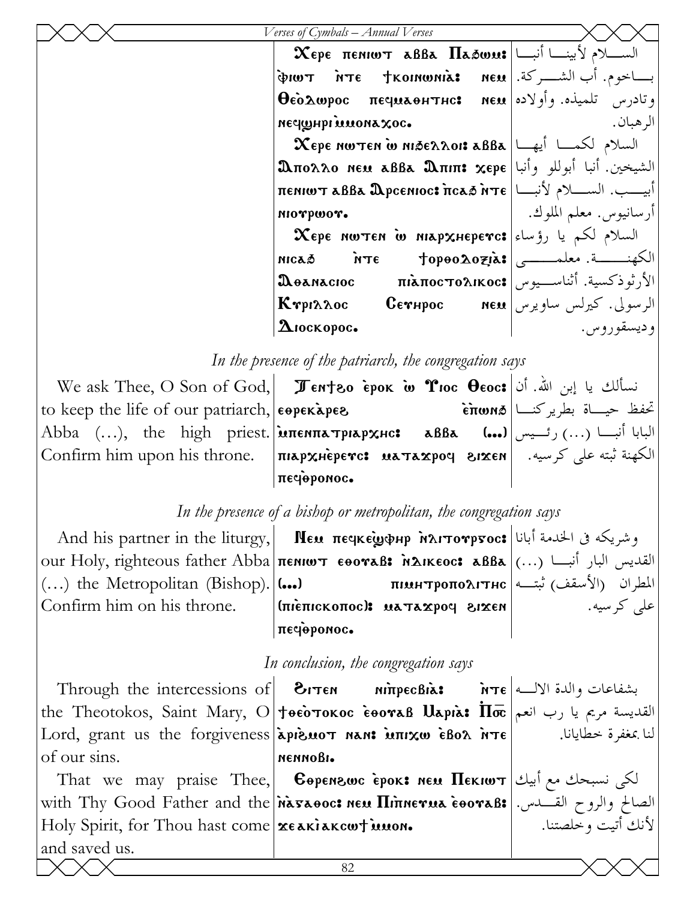| | | |
|---|---|---|
| | Ⲭⲉⲣⲉ ⲡⲉⲛⲓⲱⲧ ⲁⲃⲃⲁ Ⲡⲁϩⲱⲙ: ⲫⲓⲱⲧ ⲛ̀ⲧⲉ ϯⲕⲟⲓⲛⲱⲛⲓⲁ̀: ⲛⲉⲙ Ⲑⲉⲟ̀ⲇⲱⲣⲟⲥ ⲡⲉϥⲙⲁⲑⲏⲧⲏⲥ: ⲛⲉⲙ ⲛⲉϥϣⲏⲣⲓ ⲙ̀ⲙⲟⲛⲁⲭⲟⲥ. | السلام لأبينا أنبا باخوم. أب الشركة. وتادرس تلميذه. وأولاده الرهبان. |
| | Ⲭⲉⲣⲉ ⲛⲱⲧⲉⲛ ⲱ̀ ⲛⲓϩⲉⲗⲗⲟⲓ: ⲁⲃⲃⲁ Ⲁⲡⲟⲗⲗⲟ ⲛⲉⲙ ⲁⲃⲃⲁ Ⲁⲡⲓⲡ: ⲭⲉⲣⲉ ⲡⲉⲛⲓⲱⲧ ⲁⲃⲃⲁ Ⲁⲣⲥⲉⲛⲓⲟⲥ: ⲡ̀ⲥⲁϧ ⲛ̀ⲧⲉ ⲛⲓⲟⲩⲣⲱⲟⲩ. | السلام لكما أيها الشيخين. أنبا أبوللو وأنبا أبيب. السلام لأنبا أرسانيوس. معلم الملوك. |
| | Ⲭⲉⲣⲉ ⲛⲱⲧⲉⲛ ⲱ̀ ⲛⲓⲁⲣⲭⲏⲉⲣⲉⲩⲥ: ⲛⲓⲥⲁϧ ⲛ̀ⲧⲉ ϯⲟⲣⲑⲟⲇⲟⲝⲓⲁ̀: Ⲁⲑⲁⲛⲁⲥⲓⲟⲥ ⲡⲓⲁ̀ⲡⲟⲥⲧⲟⲗⲓⲕⲟⲥ: Ⲕⲩⲣⲓⲗⲗⲟⲥ Ⲥⲉⲩⲏⲣⲟⲥ ⲛⲉⲙ Ⲇⲓⲟⲥⲕⲟⲣⲟⲥ. | السلام لكم يا رؤساء الكهنة. معلمي الأرثوذكسية. أثناسيوس الرسولى. كيرلس ساويرس وديسقوروس. |

*In the presence of the patriarch, the congregation says*

| | | |
|---|---|---|
| We ask Thee, O Son of God, to keep the life of our patriarch, Abba (…), the high priest. Confirm him upon his throne. | Ⲧⲉⲛϯϩⲟ ⲉ̀ⲣⲟⲕ ⲱ̀ Ⲩⲓⲟⲥ Ⲑⲉⲟⲥ: ⲉⲑⲣⲉⲕⲁ̀ⲣⲉϩ ⲉ̀ⲡⲱⲛϧ ⲙ̀ⲡⲉⲛⲡⲁⲧⲣⲓⲁⲣⲭⲏⲥ: ⲁⲃⲃⲁ (…) ⲡⲓⲁⲣⲭⲏⲉ̀ⲣⲉⲩⲥ: ⲙⲁⲧⲁⲭⲣⲟϥ ϩⲓϫⲉⲛ ⲡⲉϥⲑ̀ⲣⲟⲛⲟⲥ. | نسألك يا إبن الله. أن تحفظ حياة بطريركنا البابا أنبا (…) رئيس الكهنة ثبته على كرسيه. |

*In the presence of a bishop or metropolitan, the congregation says*

| | | |
|---|---|---|
| And his partner in the liturgy, our Holy, righteous father Abba (…) the Metropolitan (Bishop). Confirm him on his throne. | Ⲛⲉⲙ ⲡⲉϥⲕⲉϣ̀ⲫⲏⲣ ⲛ̀ⲗⲓⲧⲟⲩⲣⲅⲟⲥ: ⲡⲉⲛⲓⲱⲧ ⲉⲑⲟⲩⲁⲃ: ⲛ̀ⲇⲓⲕⲉⲟⲥ: ⲁⲃⲃⲁ (…) ⲡⲓⲙⲏⲧⲣⲟⲡⲟⲗⲓⲧⲏⲥ (ⲡⲓⲉ̀ⲡⲓⲥⲕⲟⲡⲟⲥ): ⲙⲁⲧⲁⲭⲣⲟϥ ϩⲓϫⲉⲛ ⲡⲉϥⲑ̀ⲣⲟⲛⲟⲥ. | وشريكه فى الخدمة أبانا القديس البار أنبا (…) المطران (الأسقف) ثبته على كرسيه. |

*In conclusion, the congregation says*

| | | |
|---|---|---|
| Through the intercessions of the Theotokos, Saint Mary, O Lord, grant us the forgiveness of our sins. | Ϩⲓⲧⲉⲛ ⲛⲓⲡ̀ⲣⲉⲥⲃⲓⲁ: ⲛ̀ⲧⲉ ϯⲑⲉⲟ̀ⲧⲟⲕⲟⲥ ⲉ̀ⲑⲟⲩⲁⲃ Ⲙⲁⲣⲓⲁ: Ⲡ̄ⲟ̄ⲥ̄ ⲁ̀ⲣⲓϩⲙⲟⲧ ⲛⲁⲛ: ⲙ̀ⲡⲓⲭⲱ ⲉ̀ⲃⲟⲗ ⲛ̀ⲧⲉ ⲛⲉⲛⲛⲟⲃⲓ. | بشفاعات والدة الاله القديسة مريم يا رب انعم لنا بمغفرة خطايانا. |
| That we may praise Thee, with Thy Good Father and the Holy Spirit, for Thou hast come and saved us. | Ⲉⲑⲣⲉⲛϩⲱⲥ ⲉ̀ⲣⲟⲕ: ⲛⲉⲙ Ⲡⲉⲕⲓⲱⲧ ⲛ̀ⲁ̀ⲅⲁⲑⲟⲥ: ⲛⲉⲙ Ⲡⲓⲡ̀ⲛⲉⲩⲙⲁ ⲉ̀ⲑⲟⲩⲁⲃ: ϫⲉ ⲁⲕⲓ̀ ⲁⲕⲥⲱϯ ⲙ̀ⲙⲟⲛ. | لكى نسبحك مع أبيك الصالح والروح القدس. لأنك أتيت وخلصتنا. |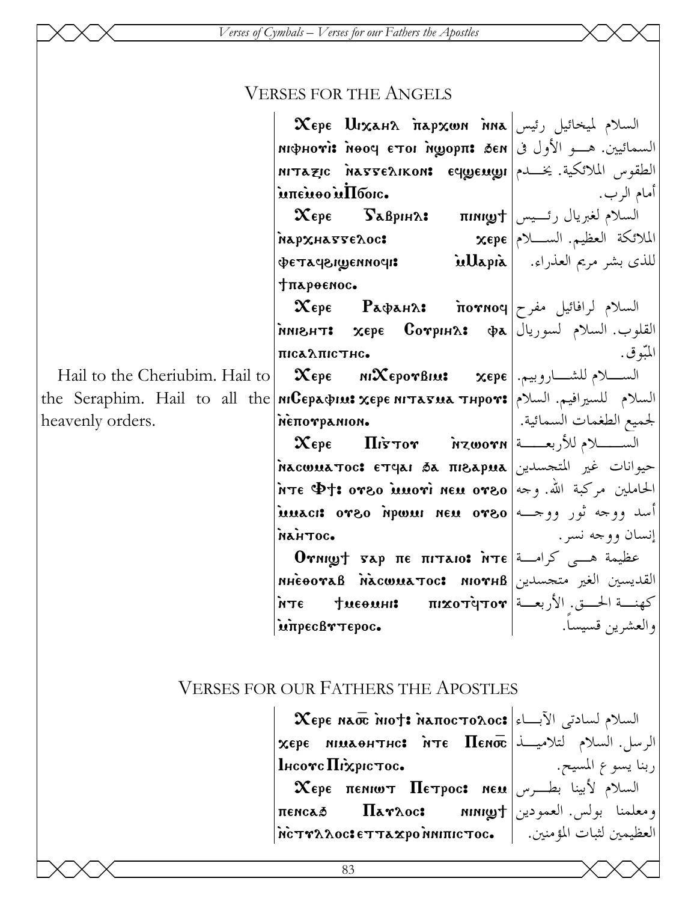## Verses for the Angels

| | | |
|---|---|---|
| | Ⲭⲉⲣⲉ Ⲙⲓⲭⲁⲏⲗ ⲡ̀ⲁⲣⲭⲱⲛ ⲛ̀ⲛⲁ ⲛⲓⲫⲏⲟⲩⲓ: ⲛ̀ⲑⲟϥ ⲉⲧⲟⲓ ⲛ̀ϣⲟⲣⲡ: ϧⲉⲛ ⲛⲓⲧⲁⲝⲓⲥ ⲛ̀ⲁⲅⲅⲉⲗⲓⲕⲟⲛ: ⲉϥϣⲉⲙϣⲓ ⲙ̀ⲡⲉⲙ̀ⲑⲟ ⲙ̀Ⲡⲟ̄ⲥ. | السلام لميخائيل رئيس السمائيين. هـــو الأول فى الطقوس الملائكية. يخـــدم أمام الرب. |
| | Ⲭⲉⲣⲉ Ⲅⲁⲃⲣⲓⲏⲗ: ⲡⲓⲛⲓϣϯ ⲛ̀ⲁⲣⲭⲏⲁⲅⲅⲉⲗⲟⲥ: ⲭⲉⲣⲉ ⲫⲉⲧⲁϥϩⲓϣⲉⲛⲛⲟϥⲓ: ⲙ̀Ⲙⲁⲣⲓⲁ̀ ϯⲡⲁⲣⲑⲉⲛⲟⲥ. | السلام لغبريال رئـــيس الملائكة العظيم. الســـلام للذى بشر مريم العذراء. |
| | Ⲭⲉⲣⲉ Ⲣⲁⲫⲁⲏⲗ: ⲡ̀ⲟⲩⲛⲟϥ ⲛ̀ⲛⲓϩⲏⲧ: ⲭⲉⲣⲉ Ⲥⲟⲩⲣⲓⲏⲗ: ⲫⲁ ⲡⲓⲥⲁⲗⲡⲓⲥⲧⲏⲥ. | السلام لرافائيل مفرح القلوب. السلام لسوريال المبّوق. |
| Hail to the Cheriubim. Hail to the Seraphim. Hail to all the heavenly orders. | Ⲭⲉⲣⲉ ⲛⲓⲬⲉⲣⲟⲩⲃⲓⲙ: ⲭⲉⲣⲉ ⲛⲓⲤⲉⲣⲁⲫⲓⲙ: ⲭⲉⲣⲉ ⲛⲓⲧⲁⲅⲙⲁ ⲧⲏⲣⲟⲩ: ⲛ̀ⲉ̀ⲡⲟⲩⲣⲁⲛⲓⲟⲛ. | الســـلام للشـــاروبيم. السلام للسيرافيم. السلام لجميع الطغمات السمائية. |
| | Ⲭⲉⲣⲉ Ⲡⲓ̅ⲇ̅ ⲛ̀ⲍⲱⲟⲩⲛ ⲛ̀ⲁⲥⲱⲙⲁⲧⲟⲥ: ⲉⲧϥⲁⲓ ϧⲁ ⲡⲓϩⲁⲣⲙⲁ ⲛ̀ⲧⲉ Ⲫϯ: ⲟⲩϩⲟ ⲙ̀ⲙⲟⲩⲓ̀ ⲛⲉⲙ ⲟⲩϩⲟ ⲙ̀ⲙⲁⲥⲓ: ⲟⲩϩⲟ ⲛ̀ⲣⲱⲙⲓ ⲛⲉⲙ ⲟⲩϩⲟ ⲛ̀ⲁ̀ⲏⲧⲟⲥ. | الســـــلام للأربعـــة حيوانات غير المتجسدين الحاملين مركبة الله. وجه أسد ووجه ثور ووجـــه إنسان ووجه نسر. |
| | Ⲟⲩⲛⲓϣϯ ⲅⲁⲣ ⲡⲉ ⲡⲓⲧⲁⲓⲟ: ⲛ̀ⲧⲉ ⲛⲏⲉ̀ⲑⲟⲩⲁⲃ ⲛ̀ⲁ̀ⲥⲱⲙⲁⲧⲟⲥ: ⲛⲓⲟⲩⲏⲃ ⲛ̀ⲧⲉ ϯⲙⲉⲑⲙⲏⲓ: ⲡⲓϫⲟⲩⲧ̀ϥⲧⲟⲩ ⲙ̀ⲡⲣⲉⲥⲃⲩⲧⲉⲣⲟⲥ. | عظيمة هـــى كرامـــة القديسين الغير متجسدين كهنـــة الحـــق. الأربعـــة والعشرين قسيساً. |

## Verses for our Fathers the Apostles

| | | |
|---|---|---|
| | Ⲭⲉⲣⲉ ⲛⲁⲟ̄ⲥ̄ ⲛ̀ⲓⲟϯ: ⲛ̀ⲁⲡⲟⲥⲧⲟⲗⲟⲥ: ⲭⲉⲣⲉ ⲛⲓⲙⲁⲑⲏⲧⲏⲥ: ⲛ̀ⲧⲉ Ⲡⲉⲛⲟ̄ⲥ̄ Ⲓⲏⲥⲟⲩⲥ Ⲡⲓⲭ̀ⲣⲓⲥⲧⲟⲥ. | السلام لسادتى الآبـــاء الرسل. السلام لتلاميـــذ ربنا يسوع المسيح. |
| | Ⲭⲉⲣⲉ ⲡⲉⲛⲓⲱⲧ Ⲡⲉⲧⲣⲟⲥ: ⲛⲉⲙ ⲡⲉⲛⲥⲁϧ Ⲡⲁⲩⲗⲟⲥ: ⲛⲓⲛⲓϣϯ ⲛ̀ⲥⲧⲩⲗⲗⲟⲥ: ⲉⲧⲧⲁϫⲣⲟ ⲛ̀ⲛⲓⲡⲓⲥⲧⲟⲥ. | السلام لأبينا بطـــرس ومعلمنا بولس. العمودين العظيمين لثبات المؤمنين. |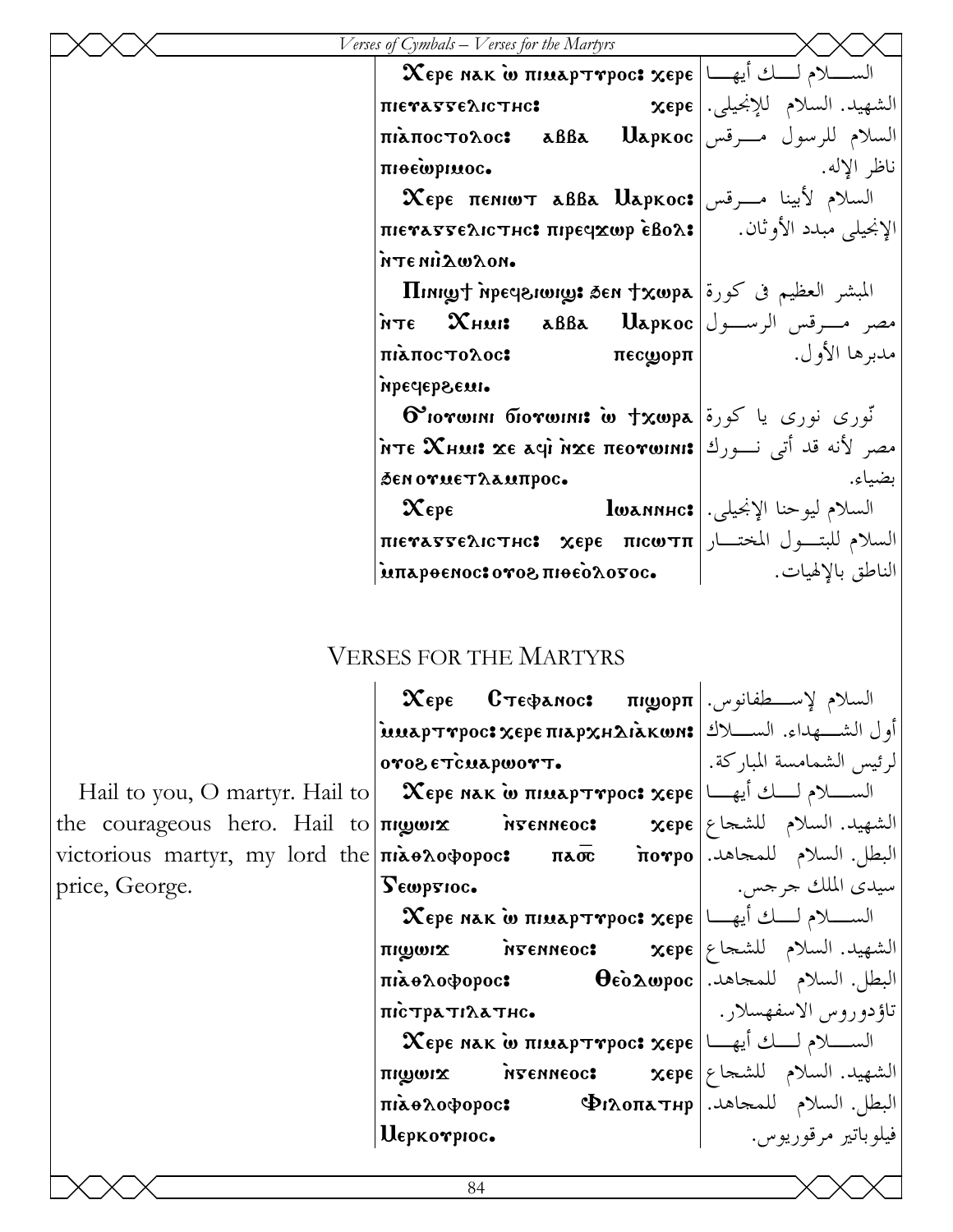| | | |
|---|---|---|
| | Ⲭⲉⲣⲉ ⲛⲁⲕ ⲱ̀ ⲡⲓⲙⲁⲣⲧⲩⲣⲟⲥ: ⲭⲉⲣⲉ ⲡⲓⲉⲩⲁⲅⲅⲉⲗⲓⲥⲧⲏⲥ: ⲭⲉⲣⲉ ⲡⲓⲁ̀ⲡⲟⲥⲧⲟⲗⲟⲥ: ⲁⲃⲃⲁ Ⲙⲁⲣⲕⲟⲥ ⲡⲓⲑⲉⲱ̀ⲣⲓⲙⲟⲥ. | السلام لك أيها الشهيد. السلام للإنجيلى. السلام للرسول مرقس ناظر الإله. |
| | Ⲭⲉⲣⲉ ⲡⲉⲛⲓⲱⲧ ⲁⲃⲃⲁ Ⲙⲁⲣⲕⲟⲥ: ⲡⲓⲉⲩⲁⲅⲅⲉⲗⲓⲥⲧⲏⲥ: ⲡⲓⲣⲉϥϫⲱⲣ ⲉ̀ⲃⲟⲗ: ⲛ̀ⲧⲉ ⲛⲓⲓ̀ⲇⲱⲗⲟⲛ. | السلام لأبينا مرقس الإنجيلى مبدد الأوثان. |
| | Ⲡⲓⲛⲓϣϯ ⲛ̀ⲣⲉϥϩⲓⲱⲓϣ: ϧⲉⲛ ϯⲭⲱⲣⲁ ⲛ̀ⲧⲉ Ⲭⲏⲙⲓ: ⲁⲃⲃⲁ Ⲙⲁⲣⲕⲟⲥ ⲡⲓⲁ̀ⲡⲟⲥⲧⲟⲗⲟⲥ: ⲡⲉⲥϣⲟⲣⲡ ⲛ̀ⲣⲉϥⲉⲣϩⲉⲙⲓ. | المبشر العظيم فى كورة مصر مرقس الرسول مدبرها الأول. |
| | Ϭ̀ⲓⲟⲩⲱⲓⲛⲓ ϭⲓⲟⲩⲱⲓⲛⲓ: ⲱ̀ ϯⲭⲱⲣⲁ ⲛ̀ⲧⲉ Ⲭⲏⲙⲓ: ϫⲉ ⲁϥⲓ̀ ⲛ̀ϫⲉ ⲡⲉⲟⲩⲱⲓⲛⲓ: ϧⲉⲛ ⲟⲩⲙⲉⲧⲗⲁⲙⲡⲣⲟⲥ. | نُورى نورى يا كورة مصر لأنه قد أتى نورك بضياء. |
| | Ⲭⲉⲣⲉ Ⲓⲱⲁⲛⲛⲏⲥ: ⲡⲓⲉⲩⲁⲅⲅⲉⲗⲓⲥⲧⲏⲥ: ⲭⲉⲣⲉ ⲡⲓⲥⲱⲧⲡ ⲙ̀ⲡⲁⲣⲑⲉⲛⲟⲥ: ⲟⲩⲟϩ ⲡⲓⲑⲉⲟ̀ⲗⲟⲅⲟⲥ. | السلام ليوحنا الإنجيلى. السلام للبتول المختار الناطق بالإلهيات. |

## Verses for the Martyrs

| | | |
|---|---|---|
| | Ⲭⲉⲣⲉ Ⲥⲧⲉⲫⲁⲛⲟⲥ: ⲡⲓϣⲟⲣⲡ ⲙ̀ⲙⲁⲣⲧⲩⲣⲟⲥ: ⲭⲉⲣⲉ ⲡⲓⲁⲣⲭⲏⲇⲓⲁ̀ⲕⲱⲛ: ⲟⲩⲟϩ ⲉⲧⲥ̀ⲙⲁⲣⲱⲟⲩⲧ. | السلام لإسطفانوس. أول الشهداء. السلام لرئيس الشمامسة المباركة. |
| Hail to you, O martyr. Hail to the courageous hero. Hail to victorious martyr, my lord the price, George. | Ⲭⲉⲣⲉ ⲛⲁⲕ ⲱ̀ ⲡⲓⲙⲁⲣⲧⲩⲣⲟⲥ: ⲭⲉⲣⲉ ⲡⲓϣⲱⲓϫ ⲛ̀ⲅⲉⲛⲛⲉⲟⲥ: ⲭⲉⲣⲉ ⲡⲓⲁ̀ⲑⲗⲟⲫⲟⲣⲟⲥ: ⲡⲁϭ̅ⲥ̅ ⲡ̀ⲟⲩⲣⲟ Ⲅⲉⲱⲣⲅⲓⲟⲥ. | السلام لك أيها الشهيد. السلام للشجاع البطل. السلام للمجاهد. سيدى الملك جرجس. |
| | Ⲭⲉⲣⲉ ⲛⲁⲕ ⲱ̀ ⲡⲓⲙⲁⲣⲧⲩⲣⲟⲥ: ⲭⲉⲣⲉ ⲡⲓϣⲱⲓϫ ⲛ̀ⲅⲉⲛⲛⲉⲟⲥ: ⲭⲉⲣⲉ ⲡⲓⲁ̀ⲑⲗⲟⲫⲟⲣⲟⲥ: Ⲑⲉⲟ̀ⲇⲱⲣⲟⲥ ⲡⲓⲥ̀ⲧⲣⲁⲧⲓⲗⲁⲧⲏⲥ. | السلام لك أيها الشهيد. السلام للشجاع البطل. السلام للمجاهد. تاؤدوروس الاسفهسلار. |
| | Ⲭⲉⲣⲉ ⲛⲁⲕ ⲱ̀ ⲡⲓⲙⲁⲣⲧⲩⲣⲟⲥ: ⲭⲉⲣⲉ ⲡⲓϣⲱⲓϫ ⲛ̀ⲅⲉⲛⲛⲉⲟⲥ: ⲭⲉⲣⲉ ⲡⲓⲁ̀ⲑⲗⲟⲫⲟⲣⲟⲥ: Ⲫⲓⲗⲟⲡⲁⲧⲏⲣ Ⲙⲉⲣⲕⲟⲩⲣⲓⲟⲥ. | السلام لك أيها الشهيد. السلام للشجاع البطل. السلام للمجاهد. فيلوباتير مرقوريوس. |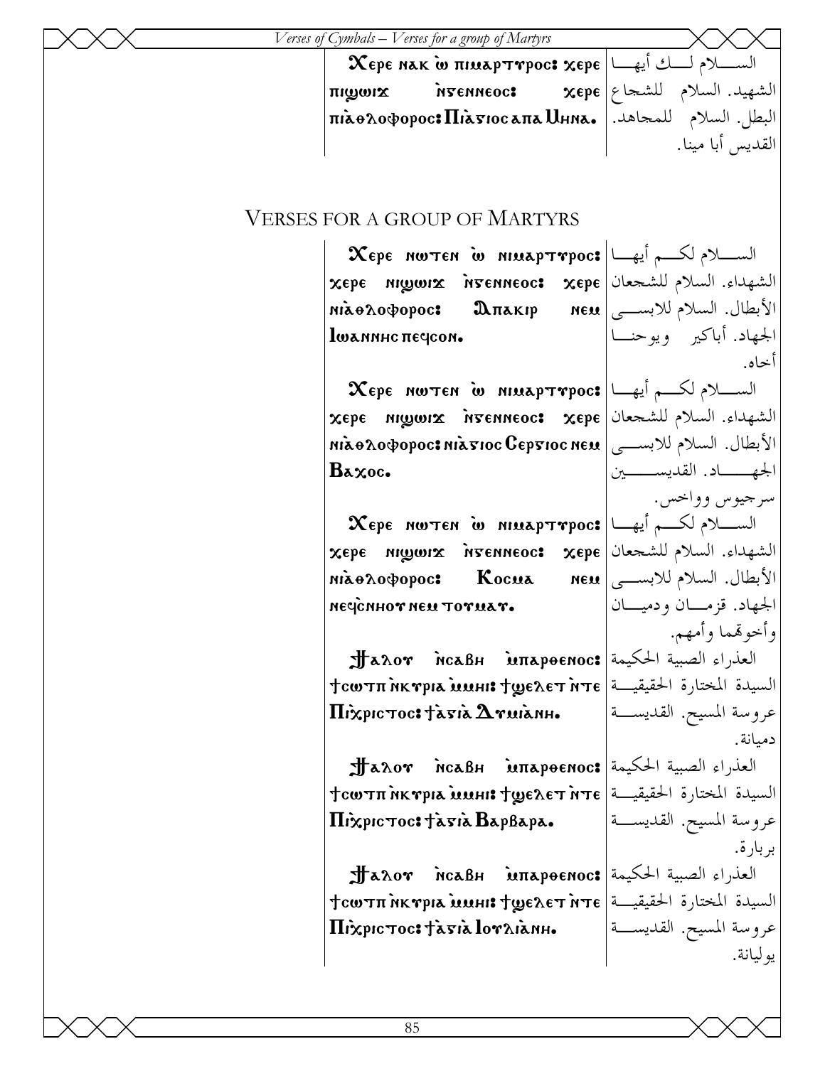| | |
|---|---|
| Ⲭⲉⲣⲉ ⲛⲁⲕ ⲱ̀ ⲡⲓⲙⲁⲣⲧⲩⲣⲟⲥ: ⲭⲉⲣⲉ ⲡⲓϣⲱⲓϫ ⲛ̀ⲅⲉⲛⲛⲉⲟⲥ: ⲭⲉⲣⲉ ⲡⲓⲁ̀ⲑⲗⲟⲫⲟⲣⲟⲥ: Ⲡⲓⲁ̀ⲅⲓⲟⲥ ⲁⲡⲁ Ⲙⲏⲛⲁ. | السلام لك أيها الشهيد. السلام للشجاع البطل. السلام للمجاهد. القديس أبا مينا. |

## Verses for a group of Martyrs

| | |
|---|---|
| Ⲭⲉⲣⲉ ⲛⲱⲧⲉⲛ ⲱ̀ ⲛⲓⲙⲁⲣⲧⲩⲣⲟⲥ: ⲭⲉⲣⲉ ⲛⲓϣⲱⲓϫ ⲛ̀ⲅⲉⲛⲛⲉⲟⲥ: ⲭⲉⲣⲉ ⲛⲓⲁ̀ⲑⲗⲟⲫⲟⲣⲟⲥ: Ⲁⲡⲁⲕⲓⲣ ⲛⲉⲙ Ⲓⲱⲁⲛⲛⲏⲥ ⲡⲉϥⲥⲟⲛ. | السلام لكم أيها الشهداء. السلام للشجعان الأبطال. السلام للابسي الجهاد. أباكير ويوحنا أخاه. |
| Ⲭⲉⲣⲉ ⲛⲱⲧⲉⲛ ⲱ̀ ⲛⲓⲙⲁⲣⲧⲩⲣⲟⲥ: ⲭⲉⲣⲉ ⲛⲓϣⲱⲓϫ ⲛ̀ⲅⲉⲛⲛⲉⲟⲥ: ⲭⲉⲣⲉ ⲛⲓⲁ̀ⲑⲗⲟⲫⲟⲣⲟⲥ: ⲛⲓⲁ̀ⲅⲓⲟⲥ Ⲥⲉⲣⲅⲓⲟⲥ ⲛⲉⲙ Ⲃⲁⲭⲟⲥ. | السلام لكم أيها الشهداء. السلام للشجعان الأبطال. السلام للابسي الجهاد. القديسين سرجيوس وواخس. |
| Ⲭⲉⲣⲉ ⲛⲱⲧⲉⲛ ⲱ̀ ⲛⲓⲙⲁⲣⲧⲩⲣⲟⲥ: ⲭⲉⲣⲉ ⲛⲓϣⲱⲓϫ ⲛ̀ⲅⲉⲛⲛⲉⲟⲥ: ⲭⲉⲣⲉ ⲛⲓⲁ̀ⲑⲗⲟⲫⲟⲣⲟⲥ: Ⲕⲟⲥⲙⲁ ⲛⲉⲙ ⲛⲉϥⲥ̀ⲛⲏⲟⲩ ⲛⲉⲙ ⲧⲟⲩⲙⲁⲩ. | السلام لكم أيها الشهداء. السلام للشجعان الأبطال. السلام للابسي الجهاد. قزمان ودميان وأخوتهما وأمهم. |
| Ϯⲁⲗⲟⲩ ⲛ̀ⲥⲁⲃⲏ ⲙ̀ⲡⲁⲣⲑⲉⲛⲟⲥ: ϯⲥⲱⲧⲡ ⲛ̀ⲕⲩⲣⲓⲁ ⲙ̀ⲙⲏⲓ: ϯϣⲉⲗⲉⲧ ⲛ̀ⲧⲉ Ⲡⲓⲭ̀ⲣⲓⲥⲧⲟⲥ: ϯⲁ̀ⲅⲓⲁ̀ Ⲇⲩⲙⲓⲁ̀ⲛⲏ. | العذراء الصبية الحكيمة السيدة المختارة الحقيقية عروسة المسيح. القديسة دميانة. |
| Ϯⲁⲗⲟⲩ ⲛ̀ⲥⲁⲃⲏ ⲙ̀ⲡⲁⲣⲑⲉⲛⲟⲥ: ϯⲥⲱⲧⲡ ⲛ̀ⲕⲩⲣⲓⲁ ⲙ̀ⲙⲏⲓ: ϯϣⲉⲗⲉⲧ ⲛ̀ⲧⲉ Ⲡⲓⲭ̀ⲣⲓⲥⲧⲟⲥ: ϯⲁ̀ⲅⲓⲁ̀ Ⲃⲁⲣⲃⲁⲣⲁ. | العذراء الصبية الحكيمة السيدة المختارة الحقيقية عروسة المسيح. القديسة بربارة. |
| Ϯⲁⲗⲟⲩ ⲛ̀ⲥⲁⲃⲏ ⲙ̀ⲡⲁⲣⲑⲉⲛⲟⲥ: ϯⲥⲱⲧⲡ ⲛ̀ⲕⲩⲣⲓⲁ ⲙ̀ⲙⲏⲓ: ϯϣⲉⲗⲉⲧ ⲛ̀ⲧⲉ Ⲡⲓⲭ̀ⲣⲓⲥⲧⲟⲥ: ϯⲁ̀ⲅⲓⲁ̀ Ⲓⲟⲩⲗⲓⲁ̀ⲛⲏ. | العذراء الصبية الحكيمة السيدة المختارة الحقيقية عروسة المسيح. القديسة يوليانة. |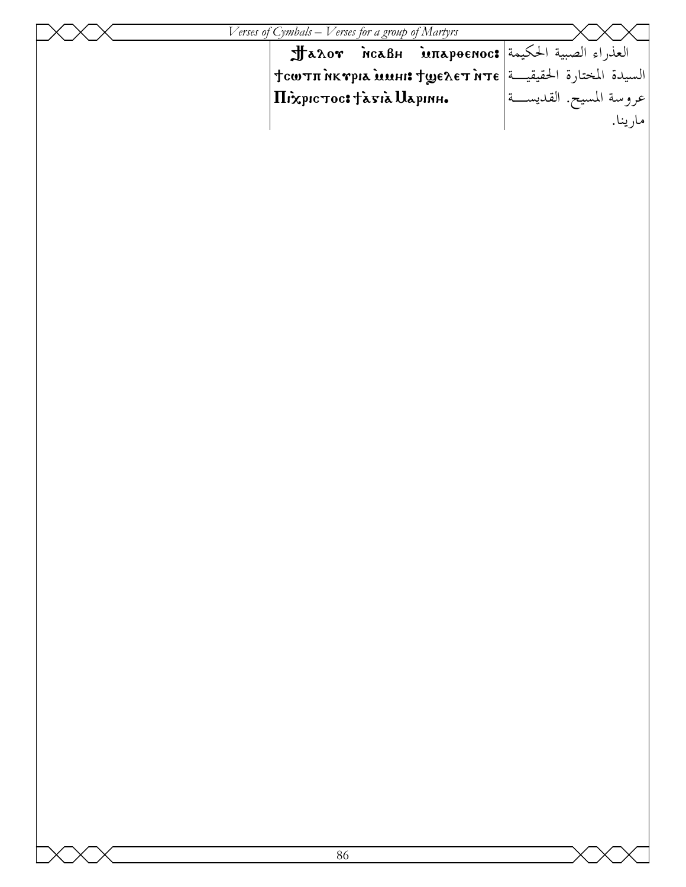| | Ϩⲁⲗⲟⲩ ⲛ̀ⲥⲁⲃⲏ ⲙ̀ⲡⲁⲣⲑⲉⲛⲟⲥ: ϯⲥⲱⲧⲡ ⲛ̀ⲕⲩⲣⲓⲁ ⲙ̀ⲙⲏⲓ: ϯϣⲉⲗⲉⲧ ⲛ̀ⲧⲉ Ⲡⲓⲭ̀ⲣⲓⲥⲧⲟⲥ: ϯⲁ̀ⲅⲓⲁ̀ Ⲙⲁⲣⲓⲛⲏ. | العذراء الصبية الحكيمة السيدة المختارة الحقيقية عروسة المسيح. القديسة مارينا. |
|---|---|---|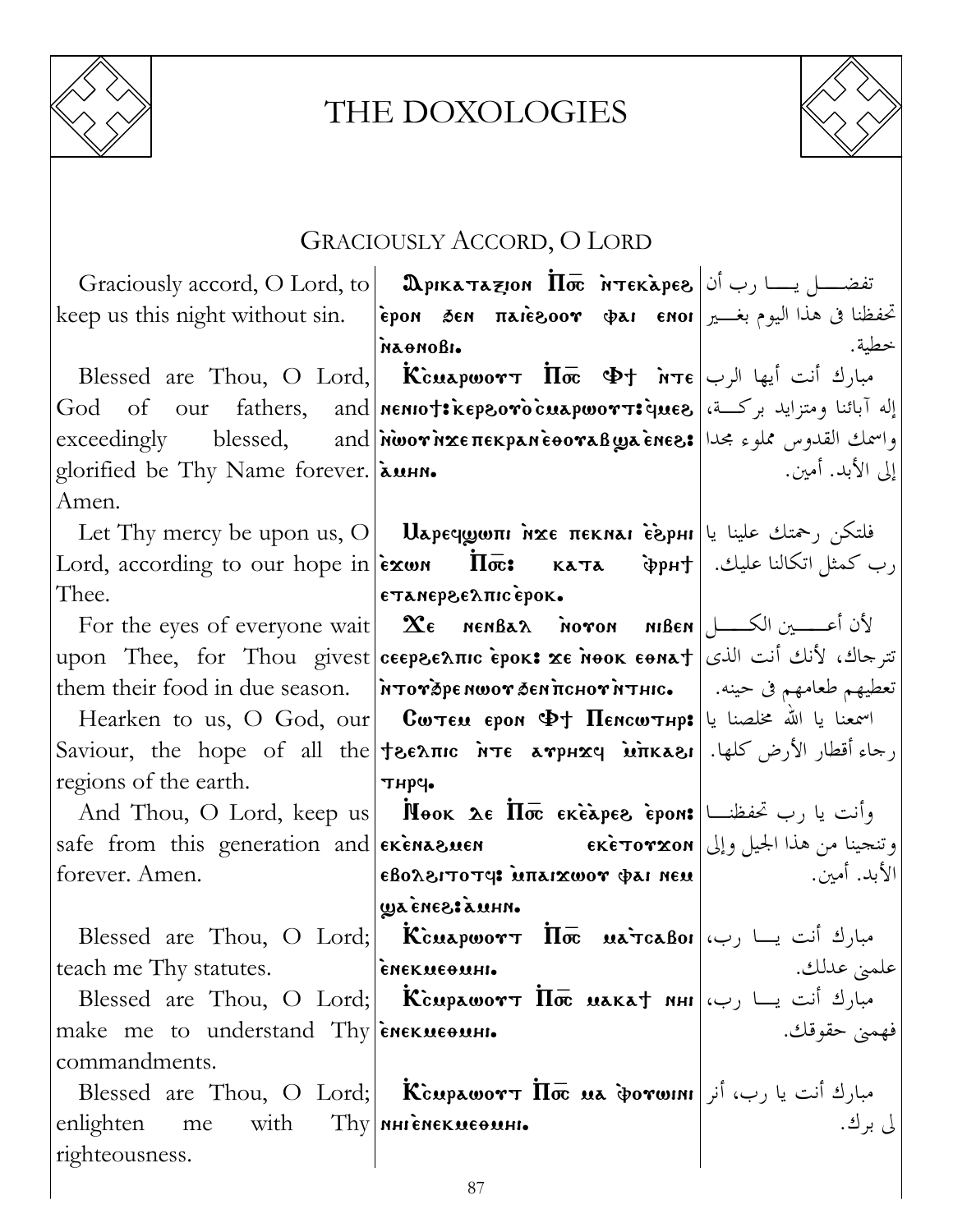## GRACIOUSLY ACCORD, O LORD

| | | |
|---|---|---|
| Graciously accord, O Lord, to keep us this night without sin. | Ⲁⲣⲓⲕⲁⲧⲁⲝⲓⲟⲛ Ⲡⲟ̅ⲥ̅ ⲛ̀ⲧⲉⲕⲁ̀ⲣⲉϩ ⲉ̀ⲣⲟⲛ ϧⲉⲛ ⲡⲁⲓⲉ̀ϩⲟⲟⲩ ⲫⲁⲓ ⲉⲛⲟⲓ ⲛ̀ⲁⲑⲛⲟⲃⲓ. | تفضـــل يـــا رب أن تحفظنا فى هذا اليوم بغـــير خطية. |
| Blessed are Thou, O Lord, God of our fathers, and exceedingly blessed, and glorified be Thy Name forever. Amen. | Ⲕ̀ⲥⲙⲁⲣⲱⲟⲩⲧ Ⲡⲟ̅ⲥ̅ Ⲫϯ ⲛ̀ⲧⲉ ⲛⲉⲛⲓⲟϯ: ⲕⲉⲣϩⲟⲩⲟ̀ ⲥ̀ⲙⲁⲣⲱⲟⲩⲧ: ϥⲙⲉϩ ⲛ̀ⲱⲟⲩ ⲛ̀ϫⲉ ⲡⲉⲕⲣⲁⲛ ⲉ̀ⲑⲟⲩⲁⲃ ϣⲁ ⲉ̀ⲛⲉϩ: ⲁ̀ⲙⲏⲛ. | مبارك أنت أيها الرب إله آبائنا ومتزايد بركـــة، واسمك القدوس مملوء مجدا إلى الأبد. أمين. |
| Let Thy mercy be upon us, O Lord, according to our hope in Thee. | Ⲙⲁⲣⲉϥϣⲱⲡⲓ ⲛ̀ϫⲉ ⲡⲉⲕⲛⲁⲓ ⲉ̀ϩ̀ⲣⲏⲓ ⲉ̀ϫⲱⲛ Ⲡⲟ̅ⲥ̅: ⲕⲁⲧⲁ ⲫ̀ⲣⲏϯ ⲉⲧⲁⲛⲉⲣϩⲉⲗⲡⲓⲥ ⲉ̀ⲣⲟⲕ. | فلتكن رحمتك علينا يا رب كمثل اتكالنا عليك. |
| For the eyes of everyone wait upon Thee, for Thou givest them their food in due season. | Ϫⲉ ⲛⲉⲛⲃⲁⲗ ⲛ̀ⲟⲩⲟⲛ ⲛⲓⲃⲉⲛ ⲥⲉⲉⲣϩⲉⲗⲡⲓⲥ ⲉ̀ⲣⲟⲕ: ϫⲉ ⲛ̀ⲑⲟⲕ ⲉⲑⲛⲁϯ ⲛ̀ⲧⲟⲩϩ̀ⲣⲉ ⲛⲱⲟⲩ ϧⲉⲛ ⲡ̀ⲥⲛⲟⲩ ⲛ̀ⲧⲏⲓⲥ. | لأن أعـــين الكـــل تترجاك، لأنك أنت الذى تعطيهم طعامهم فى حينه. |
| Hearken to us, O God, our Saviour, the hope of all the regions of the earth. | Ⲥⲱⲧⲉⲙ ⲉⲣⲟⲛ Ⲫϯ Ⲡⲉⲛⲥⲱⲧⲏⲣ: ϯϩⲉⲗⲡⲓⲥ ⲛ̀ⲧⲉ ⲁⲩⲣⲏϫϥ ⲙ̀ⲡⲕⲁϩⲓ ⲧⲏⲣϥ. | اسمعنا يا الله مخلصنا يا رجاء أقطار الأرض كلها. |
| And Thou, O Lord, keep us safe from this generation and forever. Amen. | Ⲛ̀ⲑⲟⲕ ⲇⲉ Ⲡⲟ̅ⲥ̅ ⲉⲕⲉ̀ⲁ̀ⲣⲉϩ ⲉ̀ⲣⲟⲛ: ⲉⲕⲉ̀ⲛⲁϩⲙⲉⲛ ⲉⲕⲉ̀ⲧⲟⲩϫⲟⲛ ⲉⲃⲟⲗϩⲓⲧⲟⲧϥ: ⲙ̀ⲡⲁⲓϫⲱⲟⲩ ⲫⲁⲓ ⲛⲉⲙ ϣⲁ ⲉ̀ⲛⲉϩ: ⲁ̀ⲙⲏⲛ. | وأنت يا رب تحفظنـــا وتنجينا من هذا الجيل وإلى الأبد. أمين. |
| Blessed are Thou, O Lord; teach me Thy statutes. | Ⲕ̀ⲥⲙⲁⲣⲱⲟⲩⲧ Ⲡⲟ̅ⲥ̅ ⲙⲁ̀ⲧⲥⲁⲃⲟⲓ ⲉ̀ⲛⲉⲕⲙⲉⲑⲙⲏⲓ. | مبارك أنت يـــا رب، علمنى عدلك. |
| Blessed are Thou, O Lord; make me to understand Thy commandments. | Ⲕ̀ⲥⲙⲁⲣⲱⲟⲩⲧ Ⲡⲟ̅ⲥ̅ ⲙⲁⲕⲁϯ ⲛⲏⲓ ⲉ̀ⲛⲉⲕⲙⲉⲑⲙⲏⲓ. | مبارك أنت يـــا رب، فهمنى حقوقك. |
| Blessed are Thou, O Lord; enlighten me with Thy righteousness. | Ⲕ̀ⲥⲙⲁⲣⲱⲟⲩⲧ Ⲡⲟ̅ⲥ̅ ⲙⲁ ⲫ̀ⲟⲩⲱⲓⲛⲓ ⲛⲏⲓ ⲉ̀ⲛⲉⲕⲙⲉⲑⲙⲏⲓ. | مبارك أنت يا رب، أنر لى برك. |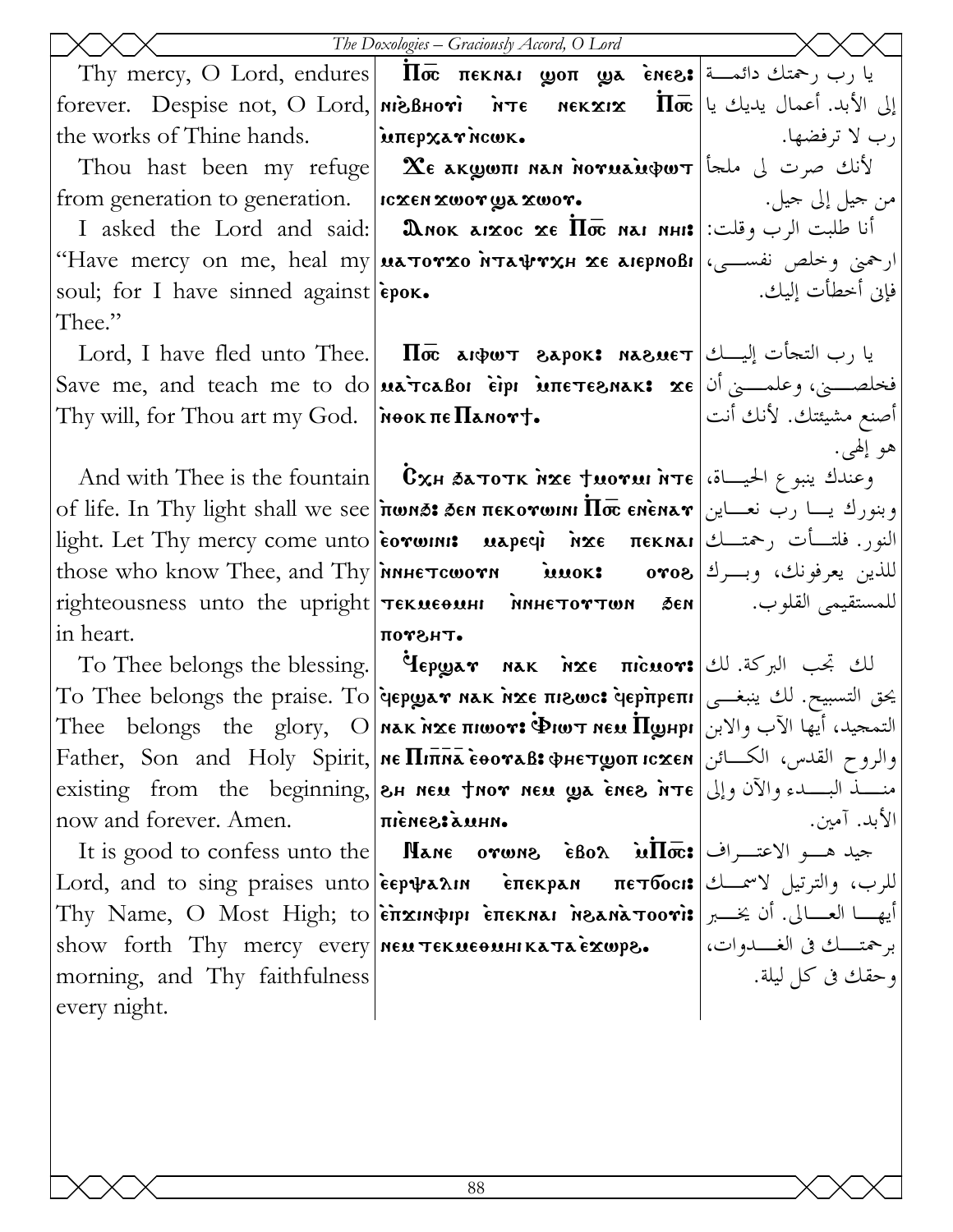| | | |
|---|---|---|
| Thy mercy, O Lord, endures forever. Despise not, O Lord, the works of Thine hands. | Ⲡⲟ̅ⲥ̅ ⲡⲉⲕⲛⲁⲓ ϣⲟⲡ ϣⲁ ⲉ̀ⲛⲉϩ: ⲛⲓϩ̀ⲃⲏⲟⲩⲓ̀ ⲛ̀ⲧⲉ ⲛⲉⲕϫⲓϫ Ⲡⲟ̅ⲥ̅ ⲙ̀ⲡⲉⲣⲭⲁⲩ ⲛ̀ⲥⲱⲕ. | يا رب رحمتك دائمة إلى الأبد. أعمال يديك يا رب لا ترفضها. |
| Thou hast been my refuge from generation to generation. | Ϫⲉ ⲁⲕϣⲱⲡⲓ ⲛⲁⲛ ⲛ̀ⲟⲩⲙⲁⲙ̀ⲫⲱⲧ ⲓⲥϫⲉⲛ ϫⲱⲟⲩ ϣⲁ ϫⲱⲟⲩ. | لأنك صرت لى ملجأ من جيل إلى جيل. |
| I asked the Lord and said: "Have mercy on me, heal my soul; for I have sinned against Thee." | Ⲁ̀ⲛⲟⲕ ⲁⲓϫⲟⲥ ϫⲉ Ⲡⲟ̅ⲥ̅ ⲛⲁⲓ ⲛⲏⲓ: ⲙⲁⲧⲟⲩϫⲟ ⲛ̀ⲧⲁⲯⲩⲭⲏ ϫⲉ ⲁⲓⲉⲣⲛⲟⲃⲓ ⲉ̀ⲣⲟⲕ. | أنا طلبت الرب وقلت: ارحمنى وخلص نفسى، فإنى أخطأت إليك. |
| Lord, I have fled unto Thee. Save me, and teach me to do Thy will, for Thou art my God. | Ⲡⲟ̅ⲥ̅ ⲁⲓⲫⲱⲧ ϩⲁⲣⲟⲕ: ⲛⲁϩⲙⲉⲧ ⲙⲁⲧ̀ⲥⲁⲃⲟⲓ ⲉ̀ⲓ̀ⲣⲓ ⲙ̀ⲡⲉⲧⲉϩⲛⲁⲕ: ϫⲉ ⲛ̀ⲑⲟⲕ ⲡⲉ Ⲡⲁⲛⲟⲩϯ. | يا رب التجأت إليك فخلصنى، وعلمنى أن أصنع مشيئتك. لأنك أنت هو إلهى. |
| And with Thee is the fountain of life. In Thy light shall we see light. Let Thy mercy come unto those who know Thee, and Thy righteousness unto the upright in heart. | Ⲥ̀ⲭⲏ ϧⲁⲧⲟⲧⲕ ⲛ̀ϫⲉ ϯⲙⲟⲩⲙⲓ ⲛ̀ⲧⲉ ⲡ̀ⲱⲛϧ: ϧⲉⲛ ⲡⲉⲕⲟⲩⲱⲓⲛⲓ Ⲡⲟ̅ⲥ̅ ⲉⲛⲉ̀ⲛⲁⲩ ⲉ̀ⲟⲩⲱⲓⲛⲓ: ⲙⲁⲣⲉϥⲓ̀ ⲛ̀ϫⲉ ⲡⲉⲕⲛⲁⲓ ⲛ̀ⲛⲏⲉⲧⲥⲱⲟⲩⲛ ⲙ̀ⲙⲟⲕ: ⲟⲩⲟϩ ⲧⲉⲕⲙⲉⲑⲙⲏⲓ ⲛ̀ⲛⲏⲉⲧⲟⲩⲧⲱⲛ ϧⲉⲛ ⲡⲟⲩϩⲏⲧ. | وعندك ينبوع الحياة، وبنورك يا رب نعاين النور. فلتأت رحمتك للذين يعرفونك، وبرك للمستقيمى القلوب. |
| To Thee belongs the blessing. To Thee belongs the praise. To Thee belongs the glory, O Father, Son and Holy Spirit, existing from the beginning, now and forever. Amen. | Ϥ̀ⲉⲣϣⲁⲩ ⲛⲁⲕ ⲛ̀ϫⲉ ⲡⲓ̀ⲥⲙⲟⲩ: ϥ̀ⲉⲣϣⲁⲩ ⲛⲁⲕ ⲛ̀ϫⲉ ⲡⲓϩⲱⲥ: ϥ̀ⲉⲣ̀ⲡⲣⲉⲡⲓ ⲛⲁⲕ ⲛ̀ϫⲉ ⲡⲓⲱⲟⲩ: Ⲫ̀ⲓⲱⲧ ⲛⲉⲙ Ⲡ̀ϣⲏⲣⲓ ⲛⲉ Ⲡⲓⲡ̅ⲛ̅ⲁ̅ ⲉ̀ⲑⲟⲩⲁⲃ: ⲫⲏⲉⲧϣⲟⲡ ⲓⲥϫⲉⲛ ϩⲏ ⲛⲉⲙ ϯⲛⲟⲩ ⲛⲉⲙ ϣⲁ ⲉ̀ⲛⲉϩ ⲛ̀ⲧⲉ ⲡⲓ̀ⲉ̀ⲛⲉϩ: ⲁ̀ⲙⲏⲛ. | لك تجب البركة. لك يحق التسبيح. لك ينبغى التمجيد، أيها الآب والابن والروح القدس، الكائن منذ البدء والآن وإلى الأبد. آمين. |
| It is good to confess unto the Lord, and to sing praises unto Thy Name, O Most High; to show forth Thy mercy every morning, and Thy faithfulness every night. | Ⲛⲁⲛⲉ ⲟⲩⲱⲛϩ ⲉ̀ⲃⲟⲗ ⲙ̀Ⲡⲟ̅ⲥ̅: ⲉ̀ⲉⲣⲯⲁⲗⲓⲛ ⲉ̀ⲡⲉⲕⲣⲁⲛ ⲡⲉⲧϭⲟⲥⲓ: ⲉ̀ⲡ̀ϫⲓⲛⲫⲓⲣⲓ ⲉ̀ⲡⲉⲕⲛⲁⲓ ⲛ̀ϩⲁⲛⲁ̀ⲧⲟⲟⲩⲓ̀: ⲛⲉⲙ ⲧⲉⲕⲙⲉⲑⲙⲏⲓ ⲕⲁⲧⲁ ⲉ̀ϫⲱⲣϩ. | جيد هو الاعتراف للرب، والترتيل لاسمك أيها العالى. أن يخبر برحمتك فى الغدوات، وحقك فى كل ليلة. |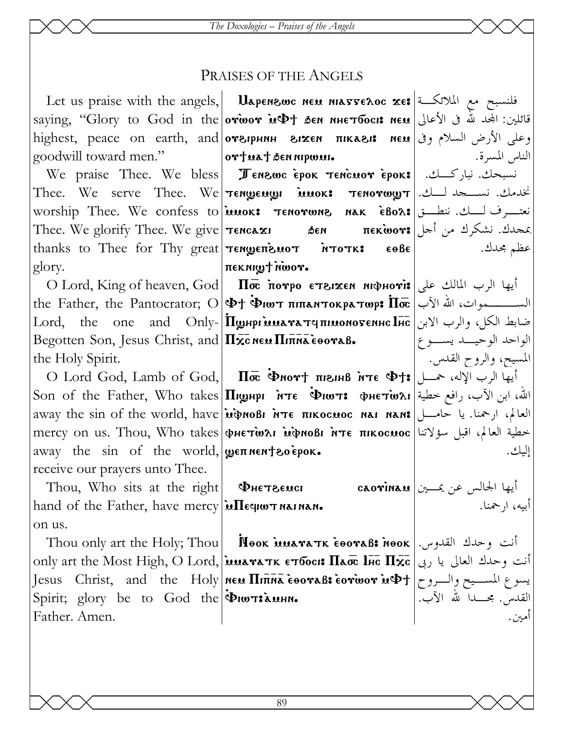# Praises of the Angels

| English | Coptic | Arabic |
|---|---|---|
| Let us praise with the angels, saying, "Glory to God in the highest, peace on earth, and goodwill toward men." | Ⲙⲁⲣⲉⲛϩⲱⲥ ⲛⲉⲙ ⲛⲓⲁⲅⲅⲉⲗⲟⲥ ϫⲉ: ⲟⲩⲱⲟⲩ ⲙ̀Ⲫϯ ϧⲉⲛ ⲛⲏⲉⲧϭⲟⲥⲓ: ⲛⲉⲙ ⲟⲩϩⲓⲣⲏⲛⲏ ϩⲓϫⲉⲛ ⲡⲓⲕⲁϩⲓ: ⲛⲉⲙ ⲟⲩϯⲙⲁϯ ϧⲉⲛ ⲛⲓⲣⲱⲙⲓ. | فلنسبح مع الملائكة قائلين: المجد لله في الأعالي وعلى الأرض السلام وفي الناس المسرة. |
| We praise Thee. We bless Thee. We serve Thee. We worship Thee. We confess to Thee. We glorify Thee. We give thanks to Thee for Thy great glory. | Ⲧⲉⲛϩⲱⲥ ⲉ̀ⲣⲟⲕ ⲧⲉⲛ̀ⲥⲙⲟⲩ ⲉ̀ⲣⲟⲕ: ⲧⲉⲛϣⲉⲙϣⲓ ⲙ̀ⲙⲟⲕ: ⲧⲉⲛⲟⲩⲱϣⲧ ⲙ̀ⲙⲟⲕ: ⲧⲉⲛⲟⲩⲱⲛϩ ⲛⲁⲕ ⲉ̀ⲃⲟⲗ: ⲧⲉⲛⲥⲁϫⲓ ϧⲉⲛ ⲡⲉⲕⲱ̀ⲟⲩ: ⲧⲉⲛϣⲉⲡ̀ϩⲙⲟⲧ ⲛ̀ⲧⲟⲧⲕ: ⲉⲑⲃⲉ ⲡⲉⲕⲛⲓϣϯ ⲛ̀ⲱ̀ⲟⲩ. | نسبحك. نباركك. نخدمك. نسجد لك. نعترف لك. ننطق بمجدك. نشكرك من أجل عظم مجدك. |
| O Lord, King of heaven, God the Father, the Pantocrator; O Lord, the one and Only-Begotten Son, Jesus Christ, and the Holy Spirit. | Ⲡⲟ̅ⲥ̅ ⲡ̀ⲟⲩⲣⲟ ⲉⲧϩⲓϫⲉⲛ ⲛⲓⲫⲏⲟⲩ̀ⲓ: Ⲫϯ Ⲫ̀ⲓⲱⲧ ⲡⲓⲡⲁⲛⲧⲟⲕⲣⲁⲧⲱⲣ: Ⲡⲟ̅ⲥ̅ Ⲡ̀ϣⲏⲣⲓ ⲙ̀ⲙⲁⲩⲁⲧϥ ⲡⲓⲙⲟⲛⲟⲅⲉⲛⲏⲥ Ⲓⲏ̅ⲥ̅ Ⲡⲭ̅ⲥ̅ ⲛⲉⲙ Ⲡⲓⲡ̅ⲛ̅ⲁ̅ ⲉ̀ⲑⲟⲩⲁⲃ. | أيها الرب المالك على السموات، الله الآب ضابط الكل، والرب الابن الواحد الوحيد يسوع المسيح، والروح القدس. |
| O Lord God, Lamb of God, Son of the Father, Who takes away the sin of the world, have mercy on us. Thou, Who takes away the sin of the world, receive our prayers unto Thee. | Ⲡⲟ̅ⲥ̅ Ⲫ̀ⲛⲟⲩϯ ⲡⲓϩⲓⲏⲃ ⲛ̀ⲧⲉ Ⲫϯ: Ⲡⲓϣⲏⲣⲓ ⲛ̀ⲧⲉ Ⲫ̀ⲓⲱⲧ: ⲫⲏⲉⲧⲱ̀ⲗⲓ ⲙ̀ⲫⲛⲟⲃⲓ ⲛ̀ⲧⲉ ⲡⲓⲕⲟⲥⲙⲟⲥ ⲛⲁⲓ ⲛⲁⲛ: ⲫⲏⲉⲧⲱ̀ⲗⲓ ⲙ̀ⲫⲛⲟⲃⲓ ⲛ̀ⲧⲉ ⲡⲓⲕⲟⲥⲙⲟⲥ ϣⲉⲡ ⲛⲉⲛϯϩⲟ ⲉ̀ⲣⲟⲕ. | أيها الرب الإله، حمل الله، ابن الآب، رافع خطية العالم، ارحمنا. يا حامل خطية العالم، اقبل سؤلاتنا إليك. |
| Thou, Who sits at the right hand of the Father, have mercy on us. | Ⲫⲏⲉⲧϩⲉⲙⲥⲓ ⲥⲁⲟⲩ̀ⲓⲛⲁⲙ ⲙ̀Ⲡⲉϥⲓⲱⲧ ⲛⲁⲓ ⲛⲁⲛ. | أيها الجالس عن يمين أبيه، ارحمنا. |
| Thou only art the Holy; Thou only art the Most High, O Lord, Jesus Christ, and the Holy Spirit; glory be to God the Father. Amen. | Ⲛ̀ⲑⲟⲕ ⲙ̀ⲙⲁⲩⲁⲧⲕ ⲉ̀ⲑⲟⲩⲁⲃ: ⲛ̀ⲑⲟⲕ ⲙ̀ⲙⲁⲩⲁⲧⲕ ⲉⲧϭⲟⲥⲓ: Ⲡⲁⲟ̅ⲥ̅ Ⲓⲏ̅ⲥ̅ Ⲡⲭ̅ⲥ̅ ⲛⲉⲙ Ⲡⲓⲡ̅ⲛ̅ⲁ̅ ⲉ̀ⲑⲟⲩⲁⲃ: ⲉ̀ⲟⲩⲱ̀ⲟⲩ ⲙ̀Ⲫϯ Ⲫ̀ⲓⲱⲧ: ⲁ̀ⲙⲏⲛ. | أنت وحدك القدوس. أنت وحدك العالي يا ربي يسوع المسيح والروح القدس. مجدا لله الآب. أمين. |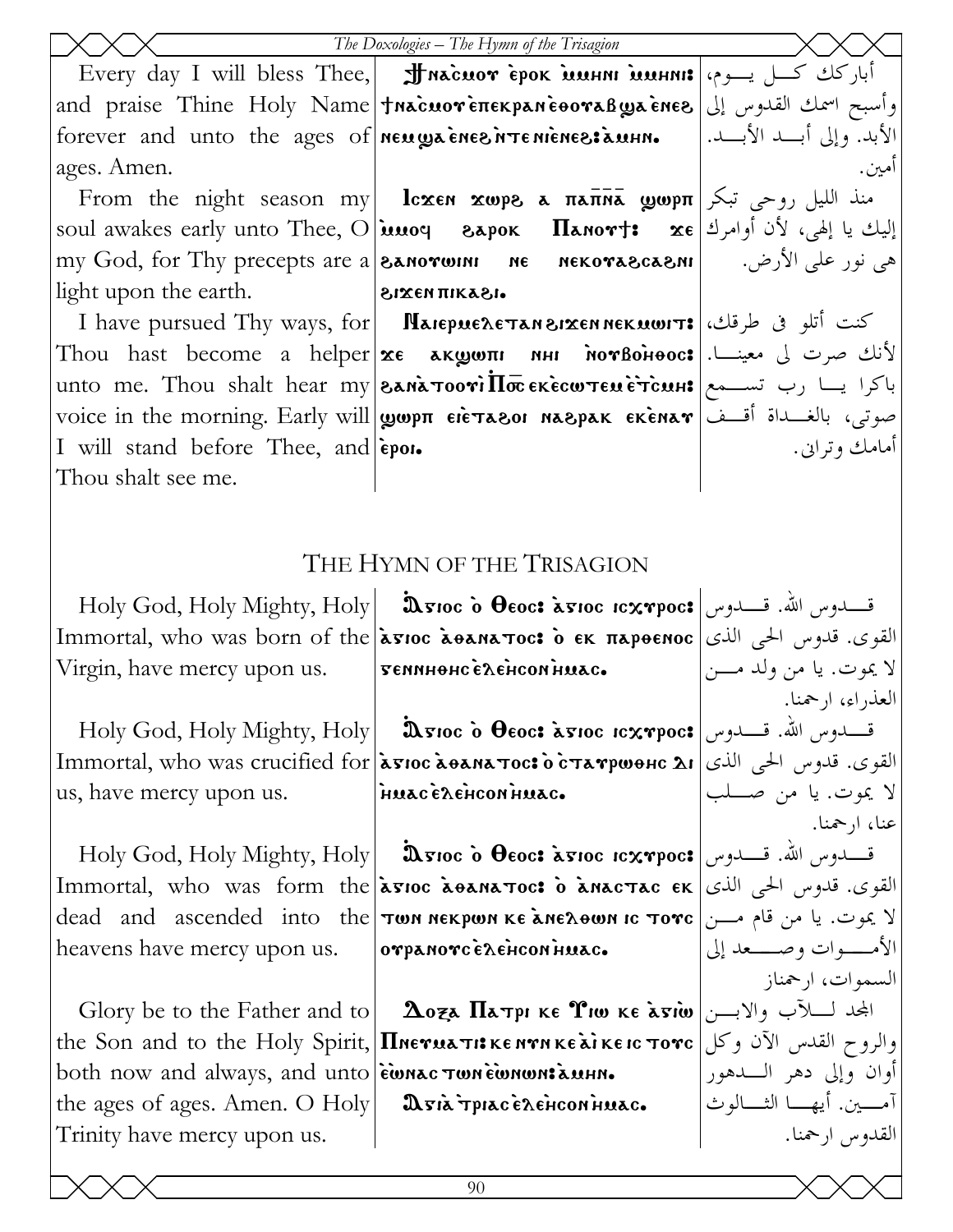| | | |
|---|---|---|
| Every day I will bless Thee, and praise Thine Holy Name forever and unto the ages of ages. Amen. | Ϯⲛⲁⲥ̀ⲙⲟⲩ ⲉ̀ⲣⲟⲕ ⲙ̀ⲙⲏⲛⲓ ⲙ̀ⲙⲏⲛⲓ: ϯⲛⲁⲥ̀ⲙⲟⲩ ⲉ̀ⲡⲉⲕⲣⲁⲛ ⲉ̀ⲑⲟⲩⲁⲃ ϣⲁ ⲉ̀ⲛⲉϩ ⲛⲉⲙ ϣⲁ ⲉ̀ⲛⲉϩ ⲛ̀ⲧⲉ ⲛⲓⲉ̀ⲛⲉϩ: ⲁ̀ⲙⲏⲛ. | أباركك كل يوم، وأسبح اسمك القدوس إلى الأبد. وإلى أبد الأبد. أمين. |
| From the night season my soul awakes early unto Thee, O my God, for Thy precepts are a light upon the earth. | Ⲓⲥϫⲉⲛ ϫⲱⲣϩ ⲁ ⲡⲁⲡ̅ⲛ̅ⲁ̅ ϣⲱⲣⲡ ⲙ̀ⲙⲟϥ ϩⲁⲣⲟⲕ Ⲡⲁⲛⲟⲩϯ: ϫⲉ ϩⲁⲛⲟⲩⲱⲓⲛⲓ ⲛⲉ ⲛⲉⲕⲟⲩⲁϩⲥⲁϩⲛⲓ ϩⲓϫⲉⲛ ⲡⲓⲕⲁϩⲓ. | منذ الليل روحي تبكر إليك يا إلهي، لأن أوامرك هي نور على الأرض. |
| I have pursued Thy ways, for Thou hast become a helper unto me. Thou shalt hear my voice in the morning. Early will I will stand before Thee, and Thou shalt see me. | Ⲛⲁⲓⲉⲣⲙⲉⲗⲉⲧⲁⲛ ϩⲓϫⲉⲛ ⲛⲉⲕⲙⲱⲓⲧ: ϫⲉ ⲁⲕϣⲱⲡⲓ ⲛⲏⲓ ⲛ̀ⲟⲩⲃⲟⲏ̀ⲑⲟⲥ: ϩⲁⲛⲁ̀ⲧⲟⲟⲩⲓ̀ Ⲡ̅ⲟ̅ⲥ̅ ⲉⲕⲉ̀ⲥⲱⲧⲉⲙ ⲉ̀ⲧⲥ̀ⲙⲏ: ϣⲱⲣⲡ ⲉⲓⲉ̀ⲧⲁϩⲟⲓ ⲛⲁϩⲣⲁⲕ ⲉⲕⲉ̀ⲛⲁⲩ ⲉ̀ⲣⲟⲓ. | كنت أتلو في طرقك، لأنك صرت لي معينا. باكرا يا رب تسمع صوتي، بالغداة أقف أمامك وتراني. |

## The Hymn of the Trisagion

| | | |
|---|---|---|
| Holy God, Holy Mighty, Holy Immortal, who was born of the Virgin, have mercy upon us. | Ⲁ̀ⲅⲓⲟⲥ ⲟ̀ Ⲑⲉⲟⲥ: ⲁ̀ⲅⲓⲟⲥ ⲓⲥⲭⲩⲣⲟⲥ: ⲁ̀ⲅⲓⲟⲥ ⲁ̀ⲑⲁⲛⲁⲧⲟⲥ: ⲟ̀ ⲉⲕ ⲡⲁⲣⲑⲉⲛⲟⲥ ⲅⲉⲛⲛⲏⲑⲏⲥ ⲉ̀ⲗⲉ̀ⲏⲥⲟⲛ ⲏ̀ⲙⲁⲥ. | قدوس الله. قدوس القوى. قدوس الحي الذي لا يموت. يا من ولد من العذراء، ارحمنا. |
| Holy God, Holy Mighty, Holy Immortal, who was crucified for us, have mercy upon us. | Ⲁ̀ⲅⲓⲟⲥ ⲟ̀ Ⲑⲉⲟⲥ: ⲁ̀ⲅⲓⲟⲥ ⲓⲥⲭⲩⲣⲟⲥ: ⲁ̀ⲅⲓⲟⲥ ⲁ̀ⲑⲁⲛⲁⲧⲟⲥ: ⲟ̀ ⲥ̀ⲧⲁⲩⲣⲱⲑⲏⲥ ⲇⲓ ⲏ̀ⲙⲁⲥ ⲉ̀ⲗⲉ̀ⲏⲥⲟⲛ ⲏ̀ⲙⲁⲥ. | قدوس الله. قدوس القوى. قدوس الحي الذي لا يموت. يا من صلب عنا، ارحمنا. |
| Holy God, Holy Mighty, Holy Immortal, who was form the dead and ascended into the heavens have mercy upon us. | Ⲁ̀ⲅⲓⲟⲥ ⲟ̀ Ⲑⲉⲟⲥ: ⲁ̀ⲅⲓⲟⲥ ⲓⲥⲭⲩⲣⲟⲥ: ⲁ̀ⲅⲓⲟⲥ ⲁ̀ⲑⲁⲛⲁⲧⲟⲥ: ⲟ̀ ⲁ̀ⲛⲁⲥⲧⲁⲥ ⲉⲕ ⲧⲱⲛ ⲛⲉⲕⲣⲱⲛ ⲕⲉ ⲁ̀ⲛⲉⲗⲑⲱⲛ ⲓⲥ ⲧⲟⲩⲥ ⲟⲩⲣⲁⲛⲟⲩⲥ ⲉ̀ⲗⲉ̀ⲏⲥⲟⲛ ⲏ̀ⲙⲁⲥ. | قدوس الله. قدوس القوى. قدوس الحي الذي لا يموت. يا من قام من الأموات وصعد إلى السموات، ارحمناز |
| Glory be to the Father and to the Son and to the Holy Spirit, both now and always, and unto the ages of ages. Amen. O Holy Trinity have mercy upon us. | Ⲇⲟⲝⲁ Ⲡⲁⲧⲣⲓ ⲕⲉ Ⲩⲓⲱ ⲕⲉ ⲁ̀ⲅⲓⲱ Ⲡⲛⲉⲩⲙⲁⲧⲓ: ⲕⲉ ⲛⲩⲛ ⲕⲉ ⲁ̀ⲓ ⲕⲉ ⲓⲥ ⲧⲟⲩⲥ ⲉ̀ⲱⲛⲁⲥ ⲧⲱⲛ ⲉ̀ⲱⲛⲱⲛ: ⲁ̀ⲙⲏⲛ. Ⲁ̀ⲅⲓⲁ̀ ⲧ̀ⲣⲓⲁⲥ ⲉ̀ⲗⲉ̀ⲏⲥⲟⲛ ⲏ̀ⲙⲁⲥ. | المجد للآب والابن والروح القدس الآن وكل أوان وإلى دهر الدهور آمين. أيها الثالوث القدوس ارحمنا. |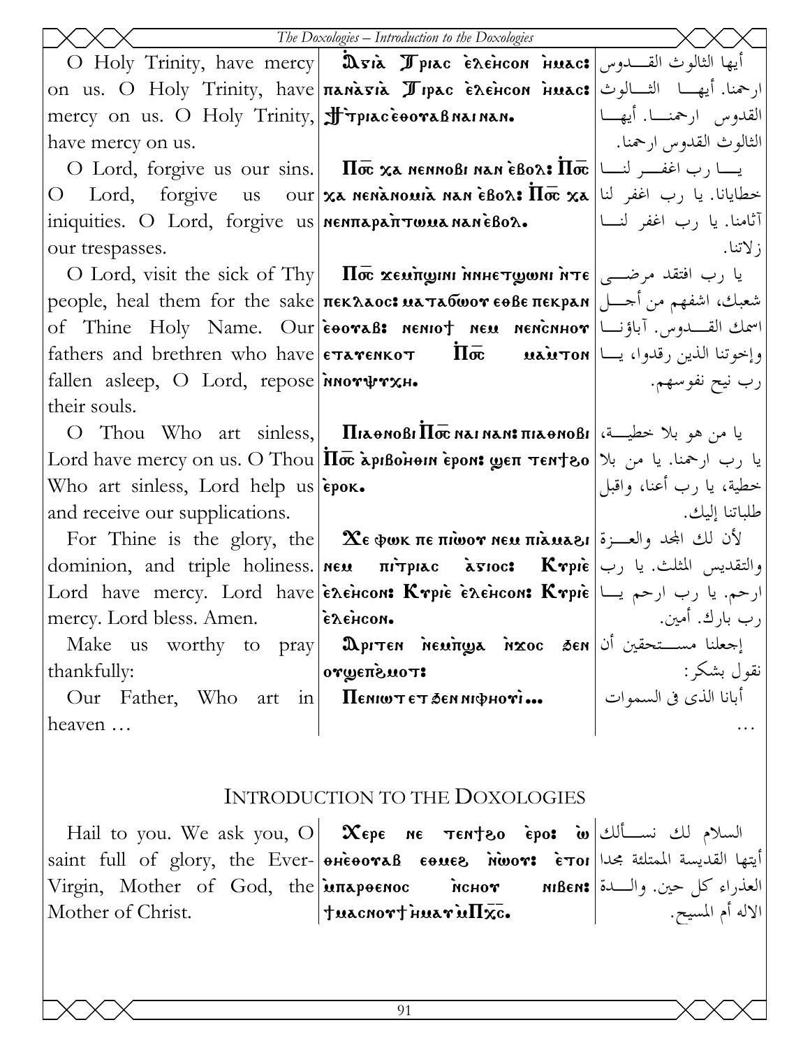| | | |
|---|---|---|
| O Holy Trinity, have mercy on us. O Holy Trinity, have mercy on us. O Holy Trinity, have mercy on us. | Ⲁ̀ⲅⲓⲁ̀ Ⲧⲣⲓⲁⲥ ⲉ̀ⲗⲉ̀ⲏⲥⲟⲛ ⲏ̀ⲙⲁⲥ: ⲡⲁⲛⲁ̀ⲅⲓⲁ̀ Ⲧⲣⲓⲁⲥ ⲉ̀ⲗⲉ̀ⲏⲥⲟⲛ ⲏ̀ⲙⲁⲥ: Ϯⲧ̀ⲣⲓⲁⲥ ⲉ̀ⲑⲟⲩⲁⲃ ⲛⲁⲓ ⲛⲁⲛ. | أيها الثالوث القدوس ارحمنا. أيها الثالوث القدوس ارحمنا. أيها الثالوث القدوس ارحمنا. |
| O Lord, forgive us our sins. O Lord, forgive us our iniquities. O Lord, forgive us our trespasses. | Ⲡ̅ⲟ̅ⲥ̅ ⲭⲁ ⲛⲉⲛⲛⲟⲃⲓ ⲛⲁⲛ ⲉ̀ⲃⲟⲗ: Ⲡ̅ⲟ̅ⲥ̅ ⲭⲁ ⲛⲉⲛⲁ̀ⲛⲟⲙⲓⲁ̀ ⲛⲁⲛ ⲉ̀ⲃⲟⲗ: Ⲡ̅ⲟ̅ⲥ̅ ⲭⲁ ⲛⲉⲛⲡⲁⲣⲁⲡ̀ⲧⲱⲙⲁ ⲛⲁⲛ ⲉ̀ⲃⲟⲗ. | يا رب اغفر لنا خطايانا. يا رب اغفر لنا آثامنا. يا رب اغفر لنا زلاتنا. |
| O Lord, visit the sick of Thy people, heal them for the sake of Thine Holy Name. Our fathers and brethren who have fallen asleep, O Lord, repose their souls. | Ⲡ̅ⲟ̅ⲥ̅ ϫⲉⲙ̀ⲡϣⲓⲛⲓ ⲛ̀ⲛⲏⲉⲧϣⲱⲛⲓ ⲛ̀ⲧⲉ ⲡⲉⲕⲗⲁⲟⲥ: ⲙⲁⲧⲁⲗϭⲱⲟⲩ ⲉⲑⲃⲉ ⲡⲉⲕⲣⲁⲛ ⲉ̀ⲑⲟⲩⲁⲃ: ⲛⲉⲛⲓⲟϯ ⲛⲉⲙ ⲛⲉⲛ̀ⲥⲛⲏⲟⲩ ⲉⲧⲁⲩⲉⲛⲕⲟⲧ Ⲡ̅ⲟ̅ⲥ̅ ⲙⲁⲙ̀ⲧⲟⲛ ⲛ̀ⲛⲟⲩⲯⲩⲭⲏ. | يا رب افتقد مرضى شعبك، اشفهم من أجل اسمك القدوس. آباؤنا وإخوتنا الذين رقدوا، يا رب نيح نفوسهم. |
| O Thou Who art sinless, Lord have mercy on us. O Thou Who art sinless, Lord help us and receive our supplications. | Ⲡⲓⲁⲑⲛⲟⲃⲓ Ⲡ̅ⲟ̅ⲥ̅ ⲛⲁⲓ ⲛⲁⲛ: ⲡⲓⲁⲑⲛⲟⲃⲓ Ⲡ̅ⲟ̅ⲥ̅ ⲁ̀ⲣⲓⲃⲟⲏ̀ⲑⲓⲛ ⲉ̀ⲣⲟⲛ: ϣⲉⲡ ⲧⲉⲛϯϩⲟ ⲉ̀ⲣⲟⲕ. | يا من هو بلا خطية، يا رب ارحمنا. يا من بلا خطية، يا رب أعنا، واقبل طلباتنا إليك. |
| For Thine is the glory, the dominion, and triple holiness. Lord have mercy. Lord have mercy. Lord bless. Amen. | Ϫⲉ ⲫⲱⲕ ⲡⲉ ⲡⲓⲱ̀ⲟⲩ ⲛⲉⲙ ⲡⲓⲁ̀ⲙⲁϩⲓ ⲛⲉⲙ ⲡⲓⲧ̀ⲣⲓⲁⲥ ⲁ̀ⲅⲓⲟⲥ: Ⲕⲩⲣⲓⲉ̀ ⲉ̀ⲗⲉ̀ⲏⲥⲟⲛ: Ⲕⲩⲣⲓⲉ̀ ⲉ̀ⲗⲉ̀ⲏⲥⲟⲛ: Ⲕⲩⲣⲓⲉ̀ ⲉ̀ⲗⲉ̀ⲏⲥⲟⲛ. | لأن لك المجد والعزة والتقديس المثلث. يا رب ارحم. يا رب ارحم يا رب بارك. أمين. |
| Make us worthy to pray thankfully: | Ⲁ̀ⲣⲓⲧⲉⲛ ⲛ̀ⲉⲙ̀ⲡϣⲁ ⲛ̀ϫⲟⲥ ϧⲉⲛ ⲟⲩϣⲉⲡ̀ϩⲙⲟⲧ: | إجعلنا مستحقين أن نقول بشكر: |
| Our Father, Who art in heaven … | Ⲡⲉⲛⲓⲱⲧ ⲉⲧ ϧⲉⲛ ⲛⲓⲫⲏⲟⲩⲓ̀... | أبانا الذى فى السموات … |

## Introduction to the Doxologies

| | | |
|---|---|---|
| Hail to you. We ask you, O saint full of glory, the Ever-Virgin, Mother of God, the Mother of Christ. | Ⲭⲉⲣⲉ ⲛⲉ ⲧⲉⲛϯϩⲟ ⲉ̀ⲣⲟ: ⲱ̀ ⲑⲏⲉ̀ⲑⲟⲩⲁⲃ ⲉⲑⲙⲉϩ ⲛ̀ⲱ̀ⲟⲩ: ⲉ̀ⲧⲟⲓ ⲙ̀ⲡⲁⲣⲑⲉⲛⲟⲥ ⲛ̀ⲥⲏⲟⲩ ⲛⲓⲃⲉⲛ: ϯⲙⲁⲥⲛⲟⲩϯ ⲙ̀ⲙⲁⲩ ⲙ̀Ⲡ̅ⲭ̅ⲥ̅. | السلام لك نسألك أيتها القديسة الممتلئة مجدا العذراء كل حين. والدة الاله أم المسيح. |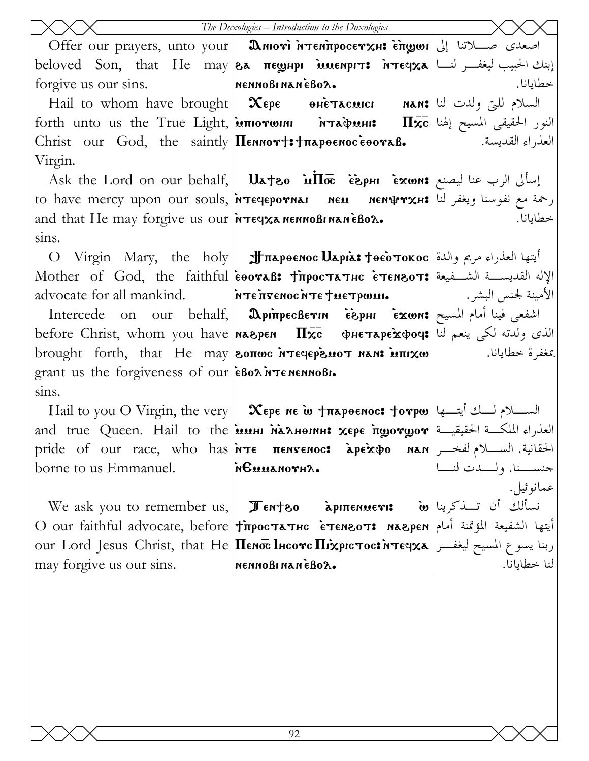| | | |
|---|---|---|
| Offer our prayers, unto your beloved Son, that He may forgive us our sins. | Ⲁⲛⲓⲟⲩⲓ ⲛ̀ⲧⲉⲛⲡ̀ⲣⲟⲥⲉⲩⲭⲏ: ⲉ̀ⲡ̀ϣⲱⲓ ϩⲁ ⲡⲉϣⲏⲣⲓ ⲙ̀ⲙⲉⲛⲣⲓⲧ: ⲛ̀ⲧⲉϥⲭⲁ ⲛⲉⲛⲛⲟⲃⲓ ⲛⲁⲛ ⲉ̀ⲃⲟⲗ. | اصعدى صلاتنا إلى إبنك الحبيب ليغفر لنا خطايانا. |
| Hail to whom have brought forth unto us the True Light, Christ our God, the saintly Virgin. | Ⲭⲉⲣⲉ ⲑⲏⲉ̀ⲧⲁⲥⲙⲓⲥⲓ ⲛⲁⲛ: ⲙ̀ⲡⲓⲟⲩⲱⲓⲛⲓ ⲛ̀ⲧⲁ̀ⲫⲙⲏⲓ: Ⲡⲭ̅ⲥ̅ Ⲡⲉⲛⲛⲟⲩϯ: ϯⲡⲁⲣⲑⲉⲛⲟⲥ ⲉ̀ⲑⲟⲩⲁⲃ. | السلام للتي ولدت لنا النور الحقيقي المسيح إلهنا العذراء القديسة. |
| Ask the Lord on our behalf, to have mercy upon our souls, and that He may forgive us our sins. | Ⲙⲁϯϩⲟ ⲙ̀Ⲡ̅ⲟ̅ⲥ̅ ⲉ̀ϩ̀ⲣⲏⲓ ⲉ̀ϫⲱⲛ: ⲛ̀ⲧⲉϥⲉⲣⲟⲩⲛⲁⲓ ⲛⲉⲙ ⲛⲉⲛⲯⲩⲭⲏ: ⲛ̀ⲧⲉϥⲭⲁ ⲛⲉⲛⲛⲟⲃⲓ ⲛⲁⲛ ⲉ̀ⲃⲟⲗ. | إسألى الرب عنا ليصنع رحمة مع نفوسنا ويغفر لنا خطايانا. |
| O Virgin Mary, the holy Mother of God, the faithful advocate for all mankind. | Ϯⲡⲁⲣⲑⲉⲛⲟⲥ Ⲙⲁⲣⲓⲁ̀: ϯⲑⲉⲟ̀ⲧⲟⲕⲟⲥ ⲉ̀ⲑⲟⲩⲁⲃ: ϯⲡ̀ⲣⲟⲥⲧⲁⲧⲏⲥ ⲉ̀ⲧⲉⲛϩⲟⲧ: ⲛ̀ⲧⲉ ⲡ̀ⲅⲉⲛⲟⲥ ⲛ̀ⲧⲉ ϯⲙⲉⲧⲣⲱⲙⲓ. | أيتها العذراء مريم والدة الإله القديسة الشفيعة الأمينة لجنس البشر. |
| Intercede on our behalf, before Christ, whom you have brought forth, that He may grant us the forgiveness of our sins. | Ⲁ̀ⲣⲓⲡ̀ⲣⲉⲥⲃⲉⲩⲓⲛ ⲉ̀ϩ̀ⲣⲏⲓ ⲉ̀ϫⲱⲛ: ⲛⲁϩⲣⲉⲛ Ⲡⲭ̅ⲥ̅ ⲫⲏⲉ̀ⲧⲁⲣⲉ̀ϫ̀ⲫⲟϥ: ϩⲟⲡⲱⲥ ⲛ̀ⲧⲉϥⲉⲣϩ̀ⲙⲟⲧ ⲛⲁⲛ: ⲙ̀ⲡⲓⲭⲱ ⲉ̀ⲃⲟⲗ ⲛ̀ⲧⲉ ⲛⲉⲛⲛⲟⲃⲓ. | اشفعى فينا أمام المسيح الذى ولدته لكى ينعم لنا بمغفرة خطايانا. |
| Hail to you O Virgin, the very and true Queen. Hail to the pride of our race, who has borne to us Emmanuel. | Ⲭⲉⲣⲉ ⲛⲉ ⲱ̀ ϯⲡⲁⲣⲑⲉⲛⲟⲥ: ϯⲟⲩⲣⲱ ⲙ̀ⲙⲏⲓ ⲛ̀ⲁ̀ⲗⲏⲑⲓⲛⲏ: ⲭⲉⲣⲉ ⲡ̀ϣⲟⲩϣⲟⲩ ⲛ̀ⲧⲉ ⲡⲉⲛⲅⲉⲛⲟⲥ: ⲁⲣⲉ̀ϫ̀ⲫⲟ ⲛⲁⲛ ⲛ̀Ⲉⲙⲙⲁⲛⲟⲩⲏⲗ. | السلام لك أيتها العذراء الملكة الحقيقية الحقانية. السلام لفخر جنسنا. ولدت لنا عمانوئيل. |
| We ask you to remember us, O our faithful advocate, before our Lord Jesus Christ, that He may forgive us our sins. | Ⲧⲉⲛϯϩⲟ ⲁ̀ⲣⲓⲡⲉⲛⲙⲉⲩⲓ: ⲱ̀ ϯⲡ̀ⲣⲟⲥⲧⲁⲧⲏⲥ ⲉ̀ⲧⲉⲛϩⲟⲧ: ⲛⲁϩⲣⲉⲛ Ⲡⲉⲛⲟ̅ⲥ̅ Ⲓⲏⲥⲟⲩⲥ Ⲡⲓⲭ̀ⲣⲓⲥⲧⲟⲥ: ⲛ̀ⲧⲉϥⲭⲁ ⲛⲉⲛⲛⲟⲃⲓ ⲛⲁⲛ ⲉ̀ⲃⲟⲗ. | نسألك أن تذكرينا أيتها الشفيعة المؤتمنة أمام ربنا يسوع المسيح ليغفر لنا خطايانا. |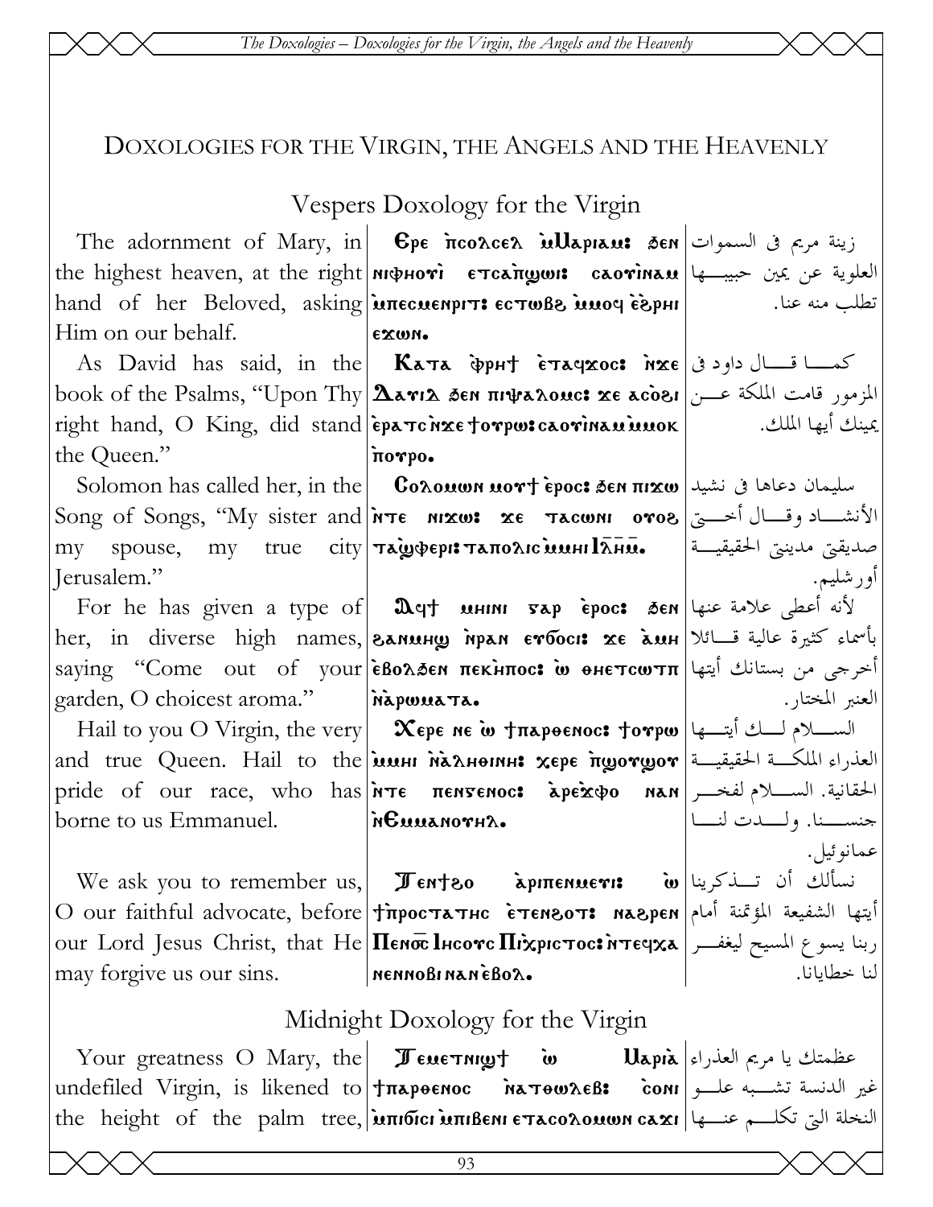# Doxologies for the Virgin, the Angels and the Heavenly

## Vespers Doxology for the Virgin

| English | Coptic | Arabic |
|---|---|---|
| The adornment of Mary, in the highest heaven, at the right hand of her Beloved, asking Him on our behalf. | Ⲉⲣⲉ ⲡ̀ⲥⲟⲗⲥⲉⲗ ⲙ̀Ⲙⲁⲣⲓⲁⲙ: ϧⲉⲛ ⲛⲓⲫⲏⲟⲩⲓ̀ ⲉⲧⲥⲁ̀ⲡ̀ϣⲱⲓ: ⲥⲁⲟⲩⲓ̀ⲛⲁⲙ ⲙ̀ⲡⲉⲥⲙⲉⲛⲣⲓⲧ: ⲉⲥⲧⲱⲃϩ ⲙ̀ⲙⲟϥ ⲉ̀ϩ̀ⲣⲏⲓ ⲉϫⲱⲛ. | زينة مريم فى السموات العلوية عن يمين حبيبها تطلب منه عنا. |
| As David has said, in the book of the Psalms, "Upon Thy right hand, O King, did stand the Queen." | Ⲕⲁⲧⲁ ⲫ̀ⲣⲏϯ ⲉ̀ⲧⲁϥϫⲟⲥ: ⲛ̀ϫⲉ Ⲇⲁⲩⲓⲇ ϧⲉⲛ ⲡⲓⲯⲁⲗⲙⲟⲥ: ϫⲉ ⲁⲥⲟ̀ϩⲓ ⲉ̀ⲣⲁⲧⲥ ⲛ̀ϫⲉ ϯⲟⲩⲣⲱ: ⲥⲁⲟⲩⲓ̀ⲛⲁⲙ ⲙ̀ⲙⲟⲕ ⲡ̀ⲟⲩⲣⲟ. | كما قال داود فى المزمور قامت الملكة عن يمينك أيها الملك. |
| Solomon has called her, in the Song of Songs, "My sister and my spouse, my true city Jerusalem." | Ⲥⲟⲗⲟⲙⲱⲛ ⲙⲟⲩϯ ⲉ̀ⲣⲟⲥ: ϧⲉⲛ ⲡⲓϫⲱ ⲛ̀ⲧⲉ ⲛⲓϫⲱ: ϫⲉ ⲧⲁⲥⲱⲛⲓ ⲟⲩⲟϩ ⲧⲁϣ̀ⲫⲉⲣⲓ: ⲧⲁⲡⲟⲗⲓⲥ ⲙ̀ⲙⲏⲓ Ⲓ̅ⲗ̅ⲏ̅ⲙ̅. | سليمان دعاها فى نشيد الأنشاد وقال أختى صديقتى مدينتى الحقيقية أورشليم. |
| For he has given a type of her, in diverse high names, saying "Come out of your garden, O choicest aroma." | Ⲁϥϯ ⲙⲏⲓⲛⲓ ⲅⲁⲣ ⲉ̀ⲣⲟⲥ: ϧⲉⲛ ϩⲁⲛⲙⲏϣ ⲛ̀ⲣⲁⲛ ⲉⲩϭⲟⲥⲓ: ϫⲉ ⲁ̀ⲙⲏ ⲉ̀ⲃⲟⲗϧⲉⲛ ⲡⲉⲕ̀ⲕⲏⲡⲟⲥ: ⲱ ⲑⲏⲉⲧⲥⲱⲧⲡ ⲛ̀ⲁ̀ⲣⲱⲙⲁⲧⲁ. | لأنه أعطى علامة عنها بأسماء كثيرة عالية قائلا أخرجى من بستانك أيتها العنبر المختار. |
| Hail to you O Virgin, the very and true Queen. Hail to the pride of our race, who has borne to us Emmanuel. | Ⲭⲉⲣⲉ ⲛⲉ ⲱ̀ ϯⲡⲁⲣⲑⲉⲛⲟⲥ: ϯⲟⲩⲣⲱ ⲙ̀ⲙⲏⲓ ⲛ̀ⲁ̀ⲗⲏⲑⲓⲛⲏ: ⲭⲉⲣⲉ ⲡ̀ϣⲟⲩϣⲟⲩ ⲛ̀ⲧⲉ ⲡⲉⲛⲅⲉⲛⲟⲥ: ⲁ̀ⲣⲉ̀ϫⲫⲟ ⲛⲁⲛ ⲛ̀Ⲉⲙⲙⲁⲛⲟⲩⲏⲗ. | السلام لك أيتها العذراء الملكة الحقيقية الحقانية. السلام لفخر جنسنا. ولدت لنا عمانوئيل. |
| We ask you to remember us, O our faithful advocate, before our Lord Jesus Christ, that He may forgive us our sins. | Ⲧⲉⲛϯϩⲟ ⲁ̀ⲣⲓⲡⲉⲛⲙⲉⲩⲓ: ⲱ̀ ϯ̀ⲡ̀ⲣⲟⲥⲧⲁⲧⲏⲥ ⲉ̀ⲧⲉⲛϩⲟⲧ: ⲛⲁϩⲣⲉⲛ Ⲡⲉⲛⲟ̅ⲥ̅ Ⲓⲏⲥⲟⲩⲥ Ⲡⲓ̀Ⲭⲣⲓⲥⲧⲟⲥ: ⲛ̀ⲧⲉϥⲭⲁ ⲛⲉⲛⲛⲟⲃⲓ ⲛⲁⲛ ⲉ̀ⲃⲟⲗ. | نسألك أن تذكرينا أيتها الشفيعة المؤتمنة أمام ربنا يسوع المسيح ليغفر لنا خطايانا. |

## Midnight Doxology for the Virgin

| English | Coptic | Arabic |
|---|---|---|
| Your greatness O Mary, the undefiled Virgin, is likened to the height of the palm tree, | Ⲧⲉⲙⲉⲧⲛⲓϣϯ ⲱ̀ Ⲙⲁⲣⲓⲁ̀ ϯⲡⲁⲣⲑⲉⲛⲟⲥ ⲛ̀ⲁⲧⲑⲱⲗⲉⲃ: ⲥ̀ⲟⲛⲓ ⲙ̀ⲡⲓϭⲓⲥⲓ ⲙ̀ⲡⲓⲃⲉⲛⲓ ⲉⲧⲁⲥⲟⲗⲟⲙⲱⲛ ⲥⲁϫⲓ | عظمتك يا مريم العذراء غير الدنسة تشبه علو النخلة التى تكلم عنها |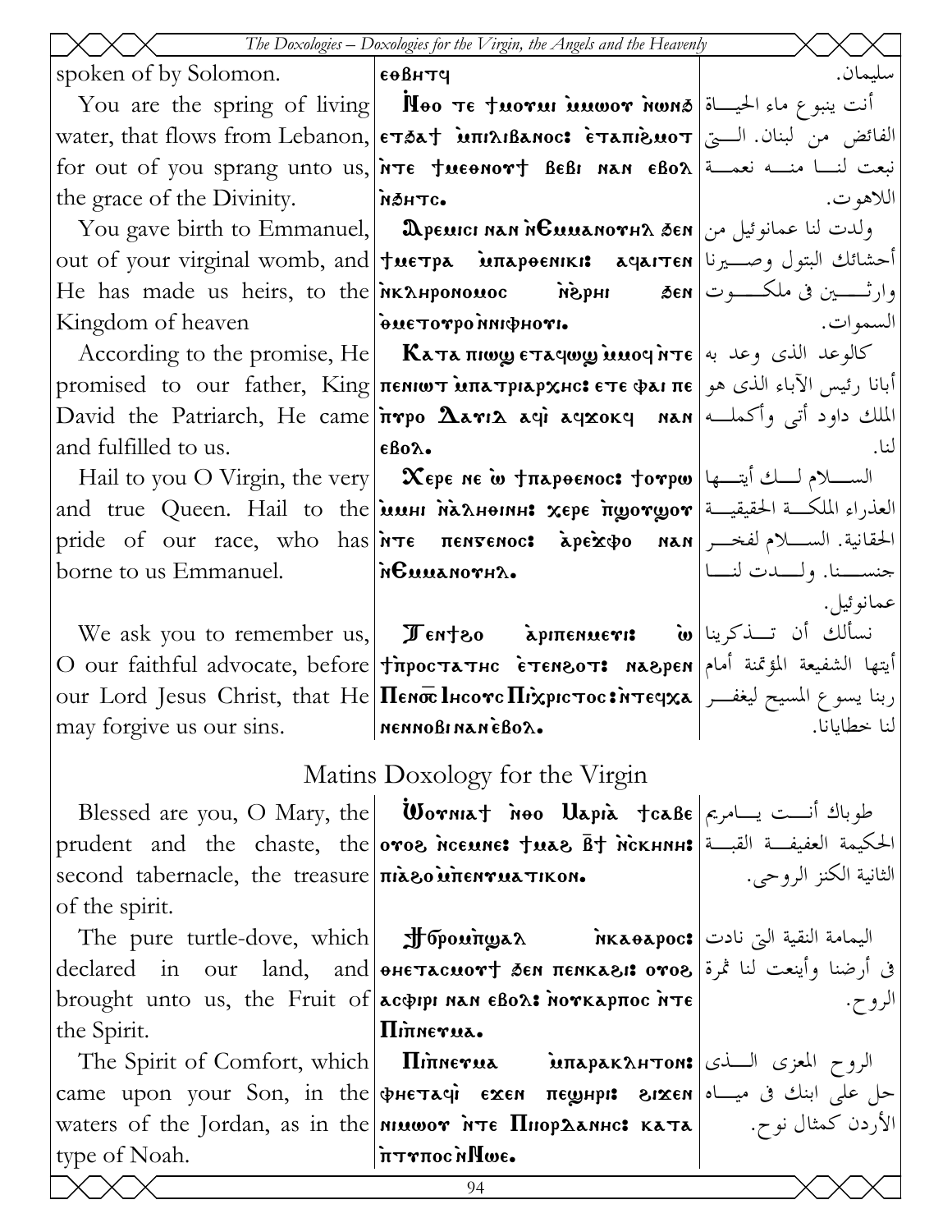| | | |
|---|---|---|
| spoken of by Solomon. | ϵⲑⲃⲏⲧϥ | سليمان. |
| You are the spring of living water, that flows from Lebanon, for out of you sprang unto us, the grace of the Divinity. | Ⲛ̀ⲑⲟ ⲧⲉ ϯⲙⲟⲩⲙⲓ ⲙ̀ⲙⲱⲟⲩ ⲛ̀ⲱⲛϧ ⲉⲧϧⲁϯ ⲙ̀ⲡⲓⲖⲓⲃⲁⲛⲟⲥ: ⲉ̀ⲧⲁⲡⲓϩ̀ⲙⲟⲧ ⲛ̀ⲧⲉ ϯⲙⲉⲑⲛⲟⲩϯ ⲃⲉⲃⲓ ⲛⲁⲛ ⲉⲃⲟⲗ ⲛ̀ϧⲏⲧⲥ. | أنت ينبوع ماء الحياة الفائض من لبنان. التي نبعت لنا منه نعمة اللاهوت. |
| You gave birth to Emmanuel, out of your virginal womb, and He has made us heirs, to the Kingdom of heaven | Ⲁ̀ⲣⲉⲙⲓⲥⲓ ⲛⲁⲛ ⲛ̀Ⲉⲙⲙⲁⲛⲟⲩⲏⲗ ϧⲉⲛ ϯⲙⲉⲧⲣⲁ ⲙ̀ⲡⲁⲣⲑⲉⲛⲓⲕⲓ: ⲁϥⲁⲓⲧⲉⲛ ⲛ̀ⲕⲗⲏⲣⲟⲛⲟⲙⲟⲥ ⲛ̀ϩⲣⲏⲓ ϧⲉⲛ ⲑ̀ⲙⲉⲧⲟⲩⲣⲟ ⲛ̀ⲛⲓⲫⲏⲟⲩⲓ. | ولدت لنا عمانوئيل من أحشائك البتول وصيرنا وارثين في ملكوت السموات. |
| According to the promise, He promised to our father, King David the Patriarch, He came and fulfilled to us. | Ⲕⲁⲧⲁ ⲡⲓⲱϣ ⲉⲧⲁϥⲱϣ ⲙ̀ⲙⲟϥ ⲛ̀ⲧⲉ ⲡⲉⲛⲓⲱⲧ ⲙ̀ⲡⲁⲧⲣⲓⲁⲣⲭⲏⲥ: ⲉⲧⲉ ⲫⲁⲓ ⲡⲉ ⲡ̀ⲟⲩⲣⲟ Ⲇⲁⲩⲓⲇ ⲁϥⲓ̀ ⲁϥϫⲟⲕϥ ⲛⲁⲛ ⲉ̀ⲃⲟⲗ. | كالوعد الذي وعد به أبانا رئيس الآباء الذي هو الملك داود أتى وأكمله لنا. |
| Hail to you O Virgin, the very and true Queen. Hail to the pride of our race, who has borne to us Emmanuel. | Ⲭⲉⲣⲉ ⲛⲉ ⲱ̀ ϯⲡⲁⲣⲑⲉⲛⲟⲥ: ϯⲟⲩⲣⲱ ⲙ̀ⲙⲏⲓ ⲛ̀ⲁ̀ⲗⲏⲑⲓⲛⲏ: ⲭⲉⲣⲉ ⲡ̀ϣⲟⲩϣⲟⲩ ⲛ̀ⲧⲉ ⲡⲉⲛⲅⲉⲛⲟⲥ: ⲁ̀ⲣⲉϫ̀ⲫⲟ ⲛⲁⲛ ⲛ̀Ⲉⲙⲙⲁⲛⲟⲩⲏⲗ. | السلام لك أيتها العذراء الملكة الحقيقية الحقانية. السلام لفخر جنسنا. ولدت لنا عمانوئيل. |
| We ask you to remember us, O our faithful advocate, before our Lord Jesus Christ, that He may forgive us our sins. | Ⲧⲉⲛϯϩⲟ ⲁ̀ⲣⲓⲡⲉⲛⲙⲉⲩⲓ: ⲱ̀ ϯⲡ̀ⲣⲟⲥⲧⲁⲧⲏⲥ ⲉ̀ⲧⲉⲛϩⲟⲧ: ⲛⲁϩⲣⲉⲛ Ⲡⲉⲛⲟ̅ⲥ̅ Ⲓⲏⲥⲟⲩⲥ Ⲡⲓⲭ̀ⲣⲓⲥⲧⲟⲥ: ⲛ̀ⲧⲉϥⲭⲁ ⲛⲉⲛⲛⲟⲃⲓ ⲛⲁⲛ ⲉ̀ⲃⲟⲗ. | نسألك أن تذكرينا أيتها الشفيعة المؤتمنة أمام ربنا يسوع المسيح ليغفر لنا خطايانا. |

## Matins Doxology for the Virgin

| | | |
|---|---|---|
| Blessed are you, O Mary, the prudent and the chaste, the second tabernacle, the treasure of the spirit. | Ⲱⲟⲩⲛⲓⲁϯ ⲛ̀ⲑⲟ Ⲙⲁⲣⲓⲁ̀ ϯⲥⲁⲃⲉ ⲟⲩⲟϩ ⲛ̀ⲥⲉⲙⲛⲉ: ϯⲙⲁϩ ⲃ̅ϯ ⲛ̀ⲥⲕⲏⲛⲏ: ⲡⲓⲁ̀ϩⲟ ⲙ̀ⲡⲛⲉⲩⲙⲁⲧⲓⲕⲟⲛ. | طوباك أنت يامريم الحكيمة العفيفة القبة الثانية الكنز الروحي. |
| The pure turtle-dove, which declared in our land, and brought unto us, the Fruit of the Spirit. | Ϯϭⲣⲟⲙⲡⲓϣⲁⲗ ⲛ̀ⲕⲁⲑⲁⲣⲟⲥ: ⲑⲏⲉⲧⲁⲥⲙⲟⲩϯ ϧⲉⲛ ⲡⲉⲛⲕⲁϩⲓ: ⲟⲩⲟϩ ⲁⲥⲫⲓⲣⲓ ⲛⲁⲛ ⲉⲃⲟⲗ: ⲛ̀ⲟⲩⲕⲁⲣⲡⲟⲥ ⲛ̀ⲧⲉ Ⲡⲓⲡ̀ⲛⲉⲩⲙⲁ. | اليمامة النقية التي نادت في أرضنا وأينعت لنا ثمرة الروح. |
| The Spirit of Comfort, which came upon your Son, in the waters of the Jordan, as in the type of Noah. | Ⲡⲓⲡ̀ⲛⲉⲩⲙⲁ ⲙ̀ⲡⲁⲣⲁⲕⲗⲏⲧⲟⲛ: ⲫⲏⲉⲧⲁϥⲓ̀ ⲉϫⲉⲛ ⲡⲉϣⲏⲣⲓ: ϩⲓϫⲉⲛ ⲛⲓⲙⲱⲟⲩ ⲛ̀ⲧⲉ Ⲡⲓⲓⲟⲣⲇⲁⲛⲏⲥ: ⲕⲁⲧⲁ ⲡ̀ⲧⲩⲡⲟⲥ ⲛ̀Ⲛⲱⲉ. | الروح المعزى الذي حل على ابنك في مياه الأردن كمثال نوح. |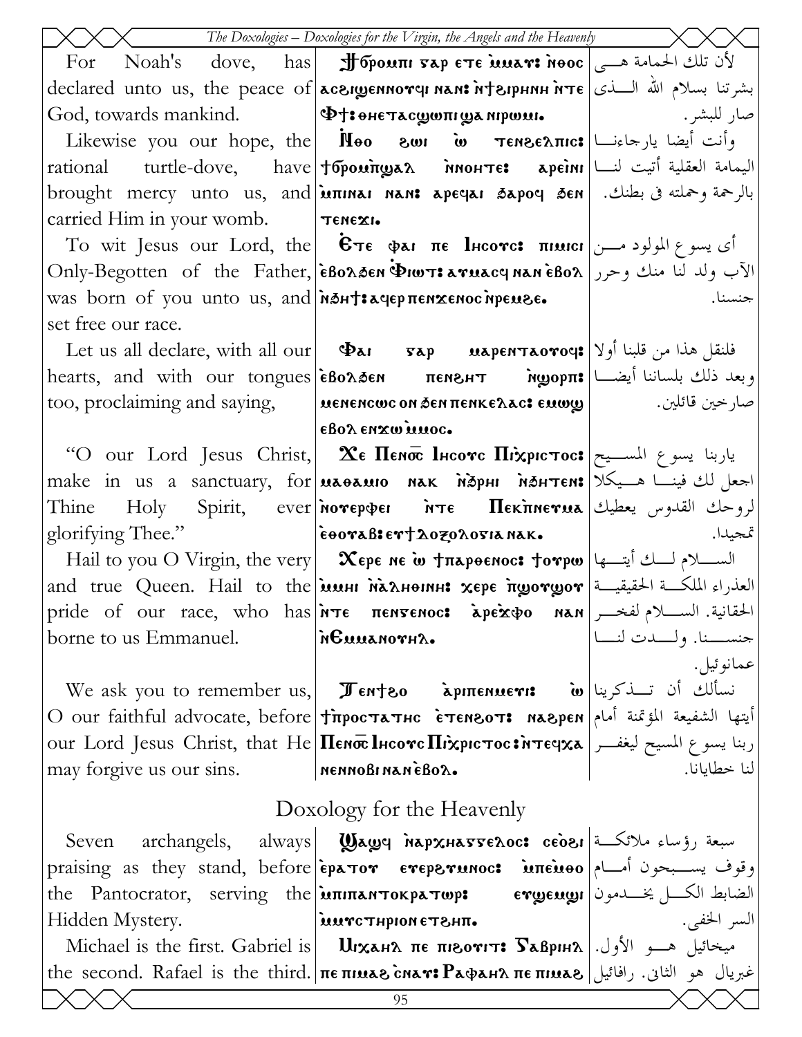| | | |
|---|---|---|
| For Noah's dove, has declared unto us, the peace of God, towards mankind. | Ϯϭⲣⲟⲙⲡⲓ ⲅⲁⲣ ⲉⲧⲉ ⲙ̀ⲙⲁⲩ: ⲛ̀ⲑⲟⲥ ⲁⲥϩⲓϣⲉⲛⲛⲟⲩϥⲓ ⲛⲁⲛ: ⲛ̀Ϯϩⲓⲣⲏⲛⲏ ⲛ̀ⲧⲉ Ⲫϯ: ⲑⲏⲉⲧⲁⲥϣⲱⲡⲓ ϣⲁ ⲛⲓⲣⲱⲙⲓ. | لأن تلك الحمامة هي بشرتنا بسلام الله الذي صار للبشر. |
| Likewise you our hope, the rational turtle-dove, have brought mercy unto us, and carried Him in your womb. | Ⲛ̀ⲑⲟ ϩⲱⲓ ⲱ̀ ⲧⲉⲛϩⲉⲗⲡⲓⲥ: Ϯϭⲣⲟⲙⲡϣⲁⲗ ⲛ̀ⲛⲟⲏⲧⲉ: ⲁⲣⲉⲓ̀ⲛⲓ ⲙ̀ⲡⲓⲛⲁⲓ ⲛⲁⲛ: ⲁⲣⲉϥⲁⲓ ϧⲁⲣⲟϥ ϧⲉⲛ ⲧⲉⲛⲉϫⲓ. | وأنت أيضا يارجاءنا اليمامة العقلية أتيت لنا بالرحمة وحملته في بطنك. |
| To wit Jesus our Lord, the Only-Begotten of the Father, was born of you unto us, and set free our race. | Ⲉ̀ⲧⲉ ⲫⲁⲓ ⲡⲉ Ⲓⲏⲥⲟⲩⲥ: ⲡⲓⲙⲓⲥⲓ ⲉ̀ⲃⲟⲗϧⲉⲛ Ⲫ̀ⲓⲱⲧ: ⲁⲩⲙⲁⲥϥ ⲛⲁⲛ ⲉ̀ⲃⲟⲗ ⲛ̀ϧⲏϯ: ⲁϥⲉⲣ ⲡⲉⲛϫⲉⲛⲟⲥ ⲛ̀ⲣⲉⲙϩⲉ. | أي يسوع المولود من الآب ولد لنا منك وحرر جنسنا. |
| Let us all declare, with all our hearts, and with our tongues too, proclaiming and saying, | Ⲫⲁⲓ ⲅⲁⲣ ⲙⲁⲣⲉⲛⲧⲁⲟⲩⲟϥ: ⲉ̀ⲃⲟⲗϧⲉⲛ ⲡⲉⲛϩⲏⲧ ⲛ̀ϣⲟⲣⲡ: ⲙⲉⲛⲉⲛⲥⲱⲥ ⲟⲛ ϧⲉⲛ ⲡⲉⲛⲕⲉⲗⲁⲥ: ⲉⲛⲱϣ ⲉ̀ⲃⲟⲗ ⲉⲛϫⲱ ⲙ̀ⲙⲟⲥ. | فلنقل هذا من قلبنا أولا وبعد ذلك بلساننا أيضا صارخين قائلين. |
| "O our Lord Jesus Christ, make in us a sanctuary, for Thine Holy Spirit, ever glorifying Thee." | Ⲡ̀ϭⲟⲓⲥ Ⲡⲉⲛⲟ̅ⲥ̅ Ⲓⲏⲥⲟⲩⲥ Ⲡⲓⲭ̀ⲣⲓⲥⲧⲟⲥ: ⲙⲁⲑⲁⲙⲓⲟ ⲛⲁⲕ ⲛ̀ϧⲣⲏⲓ ⲛ̀ϧⲏⲧⲉⲛ: ⲛ̀ⲟⲩⲉⲣⲫⲉⲓ ⲛ̀ⲧⲉ Ⲡⲉⲕⲡ̀ⲛⲉⲩⲙⲁ ⲉ̀ⲑⲟⲩⲁⲃ: ⲉⲩϯ ⲇⲟⲝⲟⲗⲟⲅⲓⲁ ⲛⲁⲕ. | يا ربنا يسوع المسيح اجعل لك فينا هيكلا لروحك القدوس يعطيك تمجيدا. |
| Hail to you O Virgin, the very and true Queen. Hail to the pride of our race, who has borne to us Emmanuel. | Ⲭⲉⲣⲉ ⲛⲉ ⲱ̀ ϯⲡⲁⲣⲑⲉⲛⲟⲥ: ϯⲟⲩⲣⲱ ⲙ̀ⲙⲏⲓ ⲛ̀ⲁ̀ⲗⲏⲑⲓⲛⲏ: ⲭⲉⲣⲉ ⲡ̀ϣⲟⲩϣⲟⲩ ⲛ̀ⲧⲉ ⲡⲉⲛⲅⲉⲛⲟⲥ: ⲁ̀ⲣⲉϫ̀ⲫⲟ ⲛⲁⲛ ⲛ̀Ⲉⲙⲙⲁⲛⲟⲩⲏⲗ. | السلام لك أيتها العذراء الملكة الحقيقية الحقانية. السلام لفخر جنسنا. ولدت لنا عمانوئيل. |
| We ask you to remember us, O our faithful advocate, before our Lord Jesus Christ, that He may forgive us our sins. | Ⲧⲉⲛϯϩⲟ ⲁ̀ⲣⲓⲡⲉⲛⲙⲉⲩⲓ: ⲱ̀ ϯⲡ̀ⲣⲟⲥⲧⲁⲧⲏⲥ ⲉ̀ⲧⲉⲛϩⲟⲧ: ⲛⲁϩⲣⲉⲛ Ⲡⲉⲛⲟ̅ⲥ̅ Ⲓⲏⲥⲟⲩⲥ Ⲡⲓⲭ̀ⲣⲓⲥⲧⲟⲥ: ⲛ̀ⲧⲉϥⲭⲁ ⲛⲉⲛⲛⲟⲃⲓ ⲛⲁⲛ ⲉ̀ⲃⲟⲗ. | نسألك أن تذكرينا أيتها الشفيعة المؤتمنة أمام ربنا يسوع المسيح ليغفر لنا خطايانا. |

## Doxology for the Heavenly

| | | |
|---|---|---|
| Seven archangels, always praising as they stand, before the Pantocrator, serving the Hidden Mystery. | Ϣⲁϣϥ ⲛ̀ⲁⲣⲭⲏⲁⲅⲅⲉⲗⲟⲥ: ⲥⲉⲟ̀ϩⲓ ⲉ̀ⲣⲁⲧⲟⲩ ⲉⲩⲉⲣϩⲩⲙⲛⲟⲥ: ⲙ̀ⲡⲉⲙ̀ⲑⲟ ⲙ̀ⲡⲓⲡⲁⲛⲧⲟⲕⲣⲁⲧⲱⲣ: ⲉⲩϣⲉⲙϣⲓ ⲙ̀ⲙⲩⲥⲧⲏⲣⲓⲟⲛ ⲉⲧϩⲏⲡ. | سبعة رؤساء ملائكة وقوف يسبحون أمام الضابط الكل يخدمون السر الخفي. |
| Michael is the first. Gabriel is the second. Rafael is the third. | Ⲙⲓⲭⲁⲏⲗ ⲡⲉ ⲡⲓϩⲟⲩⲓⲧ: Ⲅⲁⲃⲣⲓⲏⲗ ⲡⲉ ⲡⲓⲙⲁϩ ⲥ̀ⲛⲁⲩ: Ⲣⲁⲫⲁⲏⲗ ⲡⲉ ⲡⲓⲙⲁϩ | ميخائيل هو الأول. غبريال هو الثاني. رافائيل |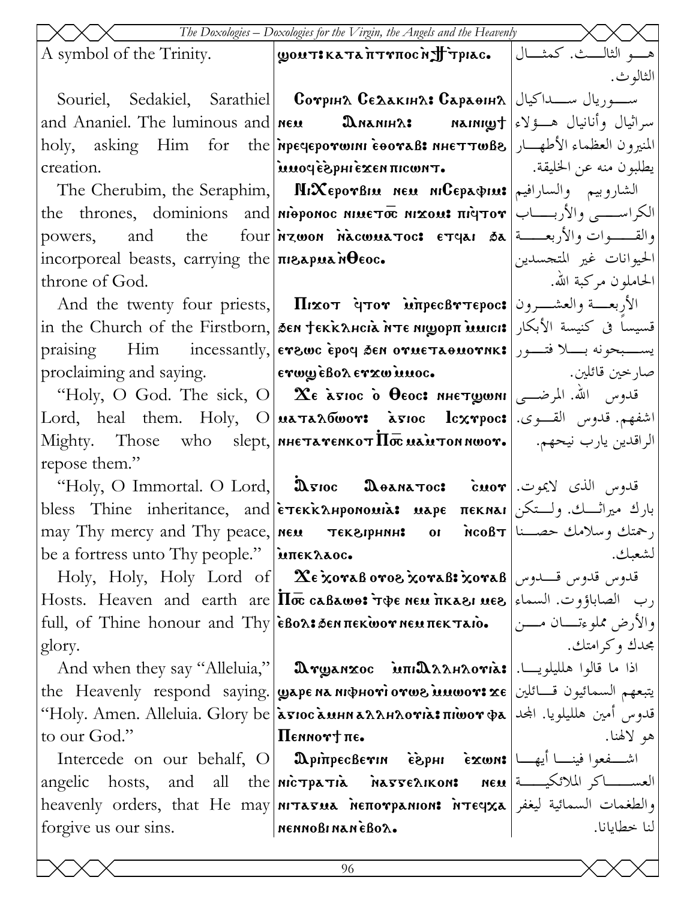| | | |
|---|---|---|
| A symbol of the Trinity. | ϣⲟⲙⲧ: ⲕⲁⲧⲁ ⲡ̀ⲧⲩⲡⲟⲥ ⲛ̀ϯⲦⲣⲓⲁⲥ. | هو الثالث. كمثال الثالوث. |
| Souriel, Sedakiel, Sarathiel and Ananiel. The luminous and holy, asking Him for the creation. | Ⲥⲟⲩⲣⲓⲏⲗ: Ⲥⲉⲇⲁⲕⲓⲏⲗ: Ⲥⲁⲣⲁⲑⲓⲏⲗ ⲛⲉⲙ Ⲁⲛⲁⲛⲓⲏⲗ: ⲛⲁⲓⲛⲓϣϯ ⲛ̀ⲣⲉϥⲉⲣⲟⲩⲱⲓⲛⲓ ⲉ̀ⲑⲟⲩⲁⲃ: ⲛⲏⲉⲧⲧⲱⲃϩ ⲙ̀ⲙⲟϥ ⲉ̀ϩ̀ⲣⲏⲓ ⲉ̀ϫⲉⲛ ⲡⲓⲥⲱⲛⲧ. | سوريال سداكيال سراثيال وأنانيال هؤلاء المنيرون العظماء الأطهار يطلبون منه عن الخليقة. |
| The Cherubim, the Seraphim, the thrones, dominions and powers, and the four incorporeal beasts, carrying the throne of God. | ⲚⲓⲬⲉⲣⲟⲩⲃⲓⲙ ⲛⲉⲙ ⲛⲓⲤⲉⲣⲁⲫⲓⲙ: ⲛⲓⲑ̀ⲣⲟⲛⲟⲥ ⲛⲓⲙⲉⲧⲟ̅ⲥ̅ ⲛⲓϫⲟⲙ: ⲡⲓϥ̀ⲧⲟⲩ ⲛ̀ⲍⲱⲟⲛ ⲛ̀ⲁ̀ⲥⲱⲙⲁⲧⲟⲥ: ⲉⲧϥⲁⲓ ϧⲁ ⲡⲓϩⲁⲣⲙⲁ ⲛ̀Ⲑⲉⲟⲥ. | الشاروبيم والسارافيم الكراسي والأرباب والقوات والأربعة الحيوانات غير المتجسدين الحاملون مركبة الله. |
| And the twenty four priests, in the Church of the Firstborn, praising Him incessantly, proclaiming and saying. | Ⲡⲓϫⲟⲧ ϥ̀ⲧⲟⲩ ⲙ̀ⲡ̀ⲣⲉⲥⲃⲩⲧⲉⲣⲟⲥ: ϧⲉⲛ ϯⲉⲕ̀ⲕⲗⲏⲥⲓⲁ̀ ⲛ̀ⲧⲉ ⲛⲓϣⲟⲣⲡ ⲙ̀ⲙⲓⲥⲓ: ⲉⲩϩⲱⲥ ⲉ̀ⲣⲟϥ ϧⲉⲛ ⲟⲩⲙⲉⲧⲁⲑⲙⲟⲩⲛⲕ: ⲉⲩⲱϣ ⲉ̀ⲃⲟⲗ ⲉⲩϫⲱ ⲙ̀ⲙⲟⲥ. | الأربعة والعشرون قسيساً في كنيسة الأبكار يسبحونه بلا فتور صارخين قائلين. |
| "Holy, O God. The sick, O Lord, heal them. Holy, O Mighty. Those who slept, repose them." | Ϫⲉ ⲁ̀ⲅⲓⲟⲥ ⲟ̀ Ⲑⲉⲟⲥ: ⲛⲏⲉⲧϣⲱⲛⲓ ⲙⲁⲧⲁⲗϭⲱⲟⲩ: ⲁ̀ⲅⲓⲟⲥ Ⲓⲥⲭⲩⲣⲟⲥ: ⲛⲏⲉⲧⲁⲩⲉⲛⲕⲟⲧ Ⲡ̀ⲟ̅ⲥ̅ ⲙⲁ̀ⲙ̀ⲧⲟⲛ ⲛⲱⲟⲩ. | قدوس الله. المرضى اشفهم. قدوس القوى. الراقدين يارب نيحهم. |
| "Holy, O Immortal. O Lord, bless Thine inheritance, and may Thy mercy and Thy peace, be a fortress unto Thy people." | Ⲁ̀ⲅⲓⲟⲥ Ⲁⲑⲁⲛⲁⲧⲟⲥ: ⲥ̀ⲙⲟⲩ ⲉ̀ⲧⲉⲕ̀ⲕⲗⲏⲣⲟⲛⲟⲙⲓⲁ̀: ⲙⲁⲣⲉ ⲡⲉⲕⲛⲁⲓ ⲛⲉⲙ ⲧⲉⲕϩⲓⲣⲏⲛⲏ: ⲟⲓ ⲛ̀ⲥⲟⲃⲧ ⲙ̀ⲡⲉⲕⲗⲁⲟⲥ. | قدوس الذى لايموت. بارك ميراثك. ولتكن رحمتك وسلامك حصنا لشعبك. |
| Holy, Holy, Holy Lord of Hosts. Heaven and earth are full, of Thine honour and Thy glory. | Ϫⲉ ⲭ̀ⲟⲩⲁⲃ ⲟⲩⲟϩ ⲭ̀ⲟⲩⲁⲃ: ⲭ̀ⲟⲩⲁⲃ Ⲡ̀ⲟ̅ⲥ̅ ⲥⲁⲃⲁⲱⲑ: ⲧ̀ⲫⲉ ⲛⲉⲙ ⲡ̀ⲕⲁϩⲓ ⲙⲉϩ ⲉ̀ⲃⲟⲗ: ϧⲉⲛ ⲡⲉⲕ̀ⲱⲟⲩ ⲛⲉⲙ ⲡⲉⲕⲧⲁⲓⲟ̀. | قدوس قدوس قدوس رب الصاباؤوت. السماء والأرض مملوءتان من مجدك وكرامتك. |
| And when they say "Alleluia," the Heavenly respond saying. "Holy. Amen. Alleluia. Glory be to our God." | Ⲁⲩϣⲁⲛϫⲟⲥ ⲙ̀ⲡⲓⲀⲗⲗⲏⲗⲟⲩⲓⲁ̀: ϣⲁⲣⲉ ⲛⲁ ⲛⲓⲫⲏⲟⲩⲓ̀ ⲟⲩⲱϩ ⲙ̀ⲙⲱⲟⲩ: ϫⲉ ⲁ̀ⲅⲓⲟⲥ ⲁ̀ⲙⲏⲛ ⲁⲗⲗⲏⲗⲟⲩⲓⲁ̀: ⲡⲓ̀ⲱⲟⲩ ⲫⲁ Ⲡⲉⲛⲛⲟⲩϯ ⲡⲉ. | اذا ما قالوا هلليلويا. يتبعهم السمائيون قائلين قدوس أمين هلليلويا. المجد هو لالهنا. |
| Intercede on our behalf, O angelic hosts, and all the heavenly orders, that He may forgive us our sins. | Ⲁⲣⲓⲡ̀ⲣⲉⲥⲃⲉⲩⲓⲛ ⲉ̀ϩ̀ⲣⲏⲓ ⲉ̀ϫⲱⲛ: ⲛⲓⲥ̀ⲧⲣⲁⲧⲓⲁ̀ ⲛ̀ⲁⲅⲅⲉⲗⲓⲕⲟⲛ: ⲛⲉⲙ ⲛⲓⲧⲁⲅⲙⲁ ⲛ̀ⲉ̀ⲡⲟⲩⲣⲁⲛⲓⲟⲛ: ⲛ̀ⲧⲉϥⲭⲁ ⲛⲉⲛⲛⲟⲃⲓ ⲛⲁⲛ ⲉ̀ⲃⲟⲗ. | اشفعوا فينا أيها العساكر الملائكية والطغمات السمائية ليغفر لنا خطايانا. |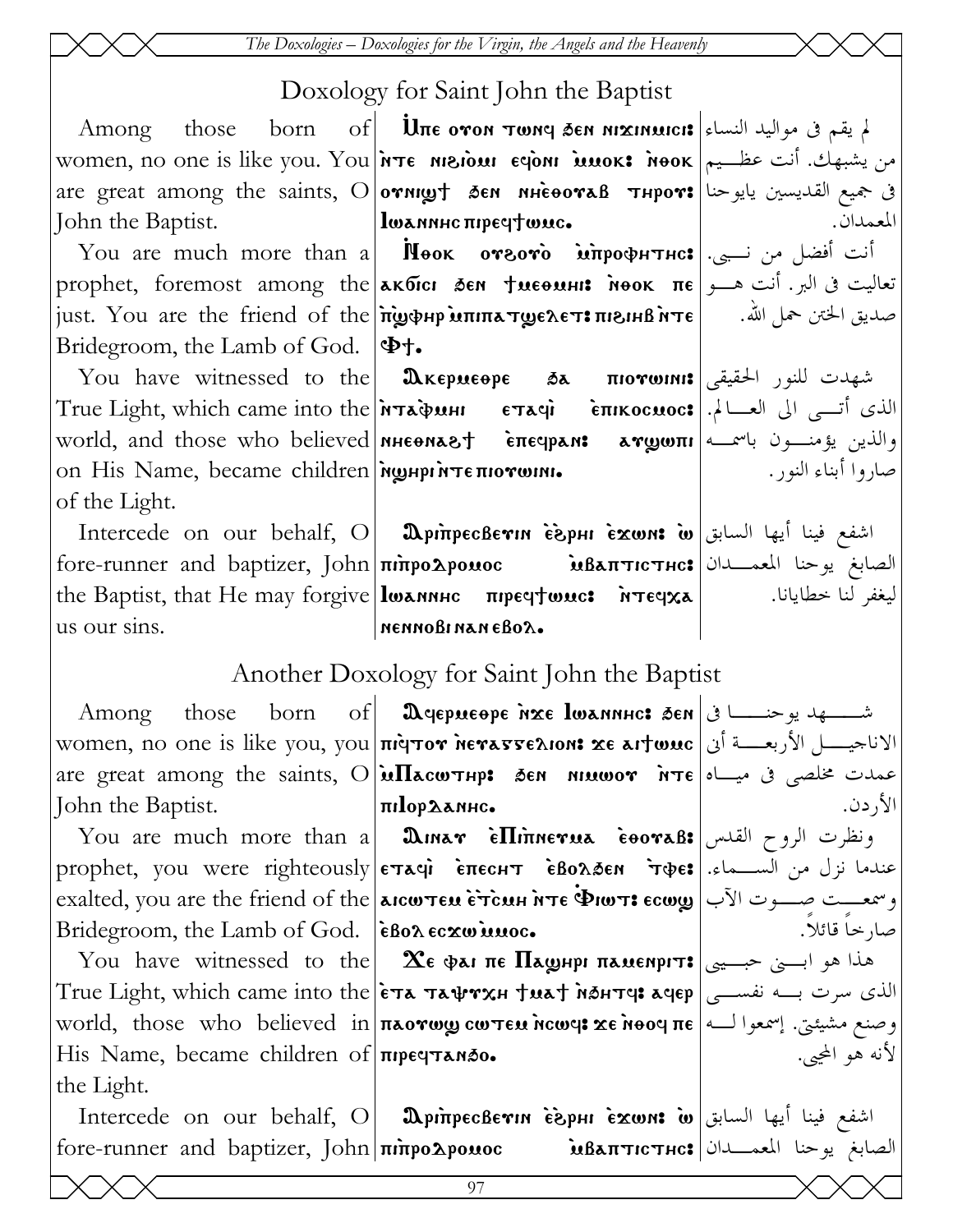## Doxology for Saint John the Baptist

| | | |
|---|---|---|
| Among those born of women, no one is like you. You are great among the saints, O John the Baptist. | Ⲙⲡⲉ ⲟⲩⲟⲛ ⲧⲱⲛϥ ϧⲉⲛ ⲛⲓϫⲓⲛⲙⲓⲥⲓ: ⲛ̀ⲧⲉ ⲛⲓϩⲓⲟⲙⲓ ⲉϥⲟ̀ⲛⲓ ⲙ̀ⲙⲟⲕ: ⲛ̀ⲑⲟⲕ ⲟⲩⲛⲓϣϯ ϧⲉⲛ ⲛⲏⲉ̀ⲑⲟⲩⲁⲃ ⲧⲏⲣⲟⲩ: Ⲓⲱⲁⲛⲛⲏⲥ ⲡⲓⲣⲉϥϯⲱⲙⲥ. | لم يقم في مواليد النساء من يشبهك. أنت عظيم في جميع القديسين يايوحنا المعمدان. |
| You are much more than a prophet, foremost among the just. You are the friend of the Bridegroom, the Lamb of God. | Ⲛ̀ⲑⲟⲕ ⲟⲩϩⲟⲩⲟ̀ ⲙ̀ⲡⲣⲟⲫⲏⲧⲏⲥ: ⲁⲕϭⲓⲥⲓ ϧⲉⲛ ϯⲙⲉⲑⲙⲏⲓ: ⲛ̀ⲑⲟⲕ ⲡⲉ ⲡ̀ϣⲫⲏⲣ ⲙ̀ⲡⲓⲡⲁⲧϣⲉⲗⲉⲧ: ⲡⲓϩⲓⲏⲃ ⲛ̀ⲧⲉ Ⲫϯ. | أنت أفضل من نبي. تعاليت في البر. أنت هو صديق الختن حمل الله. |
| You have witnessed to the True Light, which came into the world, and those who believed on His Name, became children of the Light. | Ⲁⲕⲉⲣⲙⲉⲑⲣⲉ ϧⲁ ⲡⲓⲟⲩⲱⲓⲛⲓ: ⲛ̀ⲧⲁⲫⲙⲏⲓ ⲉⲧⲁϥⲓ̀ ⲉ̀ⲡⲓⲕⲟⲥⲙⲟⲥ: ⲛⲏⲉⲑⲛⲁϩϯ ⲉ̀ⲡⲉϥⲣⲁⲛ: ⲁⲩϣⲱⲡⲓ ⲛ̀ϣⲏⲣⲓ ⲛ̀ⲧⲉ ⲡⲓⲟⲩⲱⲓⲛⲓ. | شهدت للنور الحقيقي الذي أتى الى العالم. والذين يؤمنون باسمه صاروا أبناء النور. |
| Intercede on our behalf, O fore-runner and baptizer, John the Baptist, that He may forgive us our sins. | Ⲁⲣⲓⲡ̀ⲣⲉⲥⲃⲉⲩⲓⲛ ⲉ̀ϩ̀ⲣⲏⲓ ⲉ̀ϫⲱⲛ: ⲱ ⲡⲓⲡ̀ⲣⲟⲇⲣⲟⲙⲟⲥ ⲙ̀ⲃⲁⲡⲧⲓⲥⲧⲏⲥ: Ⲓⲱⲁⲛⲛⲏⲥ ⲡⲓⲣⲉϥϯⲱⲙⲥ: ⲛ̀ⲧⲉϥⲭⲁ ⲛⲉⲛⲛⲟⲃⲓ ⲛⲁⲛ ⲉⲃⲟⲗ. | اشفع فينا أيها السابق الصابغ يوحنا المعمدان ليغفر لنا خطايانا. |

## Another Doxology for Saint John the Baptist

| | | |
|---|---|---|
| Among those born of women, no one is like you, you are great among the saints, O John the Baptist. | Ⲁϥⲉⲣⲙⲉⲑⲣⲉ ⲛ̀ϫⲉ Ⲓⲱⲁⲛⲛⲏⲥ: ϧⲉⲛ ⲡⲓϥ̀ⲧⲟⲩ ⲛ̀ⲉⲩⲁⲅⲅⲉⲗⲓⲟⲛ: ϫⲉ ⲁⲓϯⲱⲙⲥ ⲙ̀Ⲡⲁⲥⲱⲧⲏⲣ: ϧⲉⲛ ⲛⲓⲙⲱⲟⲩ ⲛ̀ⲧⲉ ⲡⲓⲒⲟⲣⲇⲁⲛⲏⲥ. | شهد يوحنا في الاناجيل الأربعة أني عمدت مخلصي في مياه الأردن. |
| You are much more than a prophet, you were righteously exalted, you are the friend of the Bridegroom, the Lamb of God. | Ⲁⲓⲛⲁⲩ ⲉ̀Ⲡⲓⲡ̀ⲛⲉⲩⲙⲁ ⲉ̀ⲑⲟⲩⲁⲃ: ⲉⲧⲁϥⲓ̀ ⲉ̀ⲡⲉⲥⲏⲧ ⲉ̀ⲃⲟⲗϧⲉⲛ ⲧ̀ⲫⲉ: ⲁⲓⲥⲱⲧⲉⲙ ⲉ̀ⲧ̀ⲥⲙⲏ ⲛ̀ⲧⲉ Ⲫ̀ⲓⲱⲧ: ⲉⲥⲱϣ ⲉ̀ⲃⲟⲗ ⲉⲥϫⲱ ⲙ̀ⲙⲟⲥ. | ونظرت الروح القدس عندما نزل من السماء. وسمعت صوت الآب صارخاً قائلاً. |
| You have witnessed to the True Light, which came into the world, those who believed in His Name, became children of the Light. | Ϫⲉ ⲫⲁⲓ ⲡⲉ Ⲡⲁϣⲏⲣⲓ ⲡⲁⲙⲉⲛⲣⲓⲧ: ⲉ̀ⲧⲁ ⲧⲁⲯⲩⲭⲏ ϯⲙⲁϯ ⲛ̀ϧⲏⲧϥ: ⲁϥⲉⲣ ⲡⲁⲟⲩⲱϣ ⲥⲱⲧⲉⲙ ⲛ̀ⲥⲱϥ: ϫⲉ ⲛ̀ⲑⲟϥ ⲡⲉ ⲡⲓⲣⲉϥⲧⲁⲛϧⲟ. | هذا هو ابني حبيبي الذي سرت به نفسي وصنع مشيئتي. إسمعوا له لأنه هو المحيي. |
| Intercede on our behalf, O fore-runner and baptizer, John | Ⲁⲣⲓⲡ̀ⲣⲉⲥⲃⲉⲩⲓⲛ ⲉ̀ϩ̀ⲣⲏⲓ ⲉ̀ϫⲱⲛ: ⲱ ⲡⲓⲡ̀ⲣⲟⲇⲣⲟⲙⲟⲥ ⲙ̀ⲃⲁⲡⲧⲓⲥⲧⲏⲥ: | اشفع فينا أيها السابق الصابغ يوحنا المعمدان |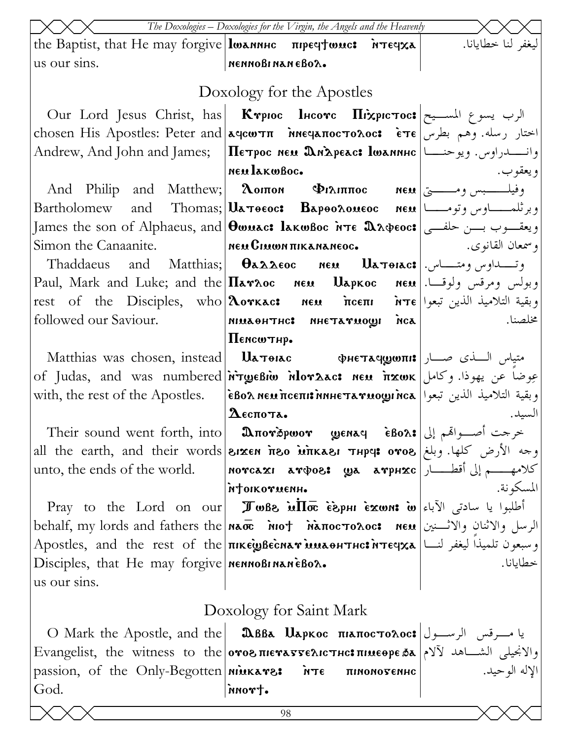| | | |
|---|---|---|
| the Baptist, that He may forgive us our sins. | Iωαnnhc πιρεϥϯωμc: ǹτεϥχα nennobi nan eboⲗ. | ليغفر لنا خطايانا. |

## Doxology for the Apostles

| | | |
|---|---|---|
| Our Lord Jesus Christ, has chosen His Apostles: Peter and Andrew, And John and James; | Kγpioc Ihcoγc Πiχpictoc: aϥcωτπ ǹneϥapoctoλoc: ète Πetpoc neⲙ Ⲁnδpeac: Iωannhc neⲙ Iakωboc. | الرب يسوع المسيح اختار رسله. وهم بطرس وانـدراوس. ويوحنا ويعقوب. |
| And Philip and Matthew; Bartholomew and Thomas; James the son of Alphaeus, and Simon the Canaanite. | Ⲗoiπon Φiλiππoc neⲙ Ⲙatθeoc: Bapθoλoⲙeoc neⲙ Θωⲙac: Iakωboc ǹte Ⲁλφeoc: neⲙ Ciⲙωn πikananeoc. | وفيلبس ومتى وبرثلماوس وتوما ويعقوب بن حلفى وسمعان القانوى. |
| Thaddaeus and Matthias; Paul, Mark and Luke; and the rest of the Disciples, who followed our Saviour. | Θaδδeoc neⲙ Ⲙatθiac: Πaγλoc neⲙ Ⲙapkoc neⲙ Ⲗoγkac: neⲙ πcepi ǹte niⲙaθhthc: nhetaγⲙoϣi ǹca Πencωthp. | وتـداوس ومتـاس. وبولس ومرقس ولوقـا. وبقية التلاميذ الذين تبعوا مخلصنا. |
| Matthias was chosen, instead of Judas, and was numbered with, the rest of the Apostles. | Ⲙatθiac φhetaϥϣωπi: ǹtϣebiω ǹIoγδac: neⲙ πχωk eboⲗ neⲙ πcepi: ǹnhetaγⲙoϣi ǹca Ⲇecπota. | متياس الذى صار عوضاً عن يهوذا. وكامل وبقية التلاميذ الذين تبعوا السيد. |
| Their sound went forth, into all the earth, and their words unto, the ends of the world. | Ⲁπoγϧpωoγ ϣenaϥ eboⲗ: ϩiχen πϩo ⲙπkaϩi thpϥ: oγoϩ noγcaχi aγφoϩ: ϣa aγphχc ǹϯoikoγⲙenh. | خرجت أصـواقم إلى وجه الأرض كلها. وبلغ كلامهـم إلى أقطـار المسكونة. |
| Pray to the Lord on our behalf, my lords and fathers the Apostles, and the rest of the Disciples, that He may forgive us our sins. | Ⲧωbϩ ⲙΠⲟ̅c̅ eϩphi eχωn: ω naⲟ̅c̅ nioϯ ǹaπoctoλoc: neⲙ πikeϣbecnaγ ⲙⲙaθhthc: ǹteϥχa nennobi nan eboⲗ. | أطلبوا يا سادتى الآباء الرسل والاثنان والاثـنين وسبعون تلميذاً ليغفر لنـا خطايانا. |

## Doxology for Saint Mark

| | | |
|---|---|---|
| O Mark the Apostle, and the Evangelist, the witness to the passion, of the Only-Begotten God. | Ⲁbba Ⲙapkoc πiaπoctoλoc: oγoϩ πieγaγγeλicthc: πiⲙeθpe ϧa niⲙkaγϩ: ǹte πiⲙonoγenhc ǹnoγϯ. | يا مـرقس الرسـول والانجيلى الشـاهد لآلام الإله الوحيد. |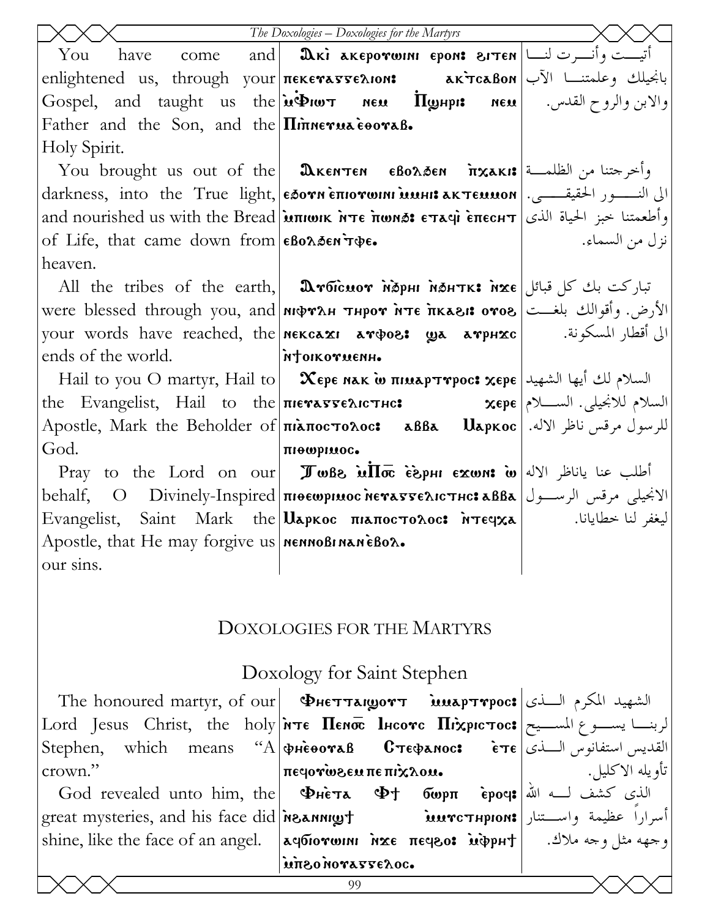| | | |
|---|---|---|
| You have come and enlightened us, through your Gospel, and taught us the Father and the Son, and the Holy Spirit. | Ⲁⲕⲓ ⲁⲕⲉⲣⲟⲩⲱⲓⲛⲓ ⲉⲣⲟⲛ: ϩⲓⲧⲉⲛ ⲡⲉⲕⲉⲩⲁⲅⲅⲉⲗⲓⲟⲛ: ⲁⲕ̀ⲧⲥⲁⲃⲟⲛ ⲙ̀Ⲫⲓⲱⲧ ⲛⲉⲙ Ⲡ̀ϣⲏⲣⲓ: ⲛⲉⲙ Ⲡⲓⲡ̀ⲛⲉⲩⲙⲁ ⲉ̀ⲑⲟⲩⲁⲃ. | أتيــت وأنــرت لنــا بانجيلك وعلمتنــا الآب والابن والروح القدس. |
| You brought us out of the darkness, into the True light, and nourished us with the Bread of Life, that came down from heaven. | Ⲁⲕⲉⲛⲧⲉⲛ ⲉⲃⲟⲗϧⲉⲛ ⲡ̀ⲭⲁⲕⲓ: ⲉϧⲟⲩⲛ ⲉ̀ⲡⲓⲟⲩⲱⲓⲛⲓ ⲙ̀ⲙⲏⲓ: ⲁⲕⲧⲉⲙⲙⲟⲛ ⲙ̀ⲡⲓⲱⲓⲕ ⲛ̀ⲧⲉ ⲡ̀ⲱⲛϧ: ⲉⲧⲁϥⲓ ⲉ̀ⲡⲉⲥⲏⲧ ⲉⲃⲟⲗϧⲉⲛ ⲧ̀ⲫⲉ. | وأخرجتنا من الظلمــة الى النــــور الحقيقــــى. وأطعمتنا خبز الحياة الذى نزل من السماء. |
| All the tribes of the earth, were blessed through you, and your words have reached, the ends of the world. | Ⲁⲩϭⲓⲥⲙⲟⲩ ⲛ̀ϧⲣⲏⲓ ⲛ̀ϧⲏⲧⲕ: ⲛ̀ϫⲉ ⲛⲓⲫⲩⲗⲏ ⲧⲏⲣⲟⲩ ⲛ̀ⲧⲉ ⲡ̀ⲕⲁϩⲓ: ⲟⲩⲟϩ ⲛⲉⲕⲥⲁϫⲓ ⲁⲩⲫⲟϩ: ϣⲁ ⲁⲩⲣⲏϫⲥ ⲛ̀ϯⲟⲓⲕⲟⲩⲙⲉⲛⲏ. | تباركت بك كل قبائل الأرض. وأقوالك بلغــت الى أقطار المسكونة. |
| Hail to you O martyr, Hail to the Evangelist, Hail to the Apostle, Mark the Beholder of God. | Ⲭⲉⲣⲉ ⲛⲁⲕ ⲱ̀ ⲡⲓⲙⲁⲣⲧⲩⲣⲟⲥ: ⲭⲉⲣⲉ ⲡⲓⲉⲩⲁⲅⲅⲉⲗⲓⲥⲧⲏⲥ: ⲭⲉⲣⲉ ⲡⲓⲁ̀ⲡⲟⲥⲧⲟⲗⲟⲥ: ⲁⲃⲃⲁ Ⲙⲁⲣⲕⲟⲥ ⲡⲓⲑⲉⲱⲣⲓⲙⲟⲥ. | السلام لك أيها الشهيد السلام للانجيلى. الســلام للرسول مرقس ناظر الاله. |
| Pray to the Lord on our behalf, O Divinely-Inspired Evangelist, Saint Mark the Apostle, that He may forgive us our sins. | Ⲧⲱⲃϩ ⲙ̀Ⲡ̀ⲟ̅ⲥ̅ ⲉ̀ϩⲣⲏⲓ ⲉϫⲱⲛ: ⲱ̀ ⲡⲓⲑⲉⲱⲣⲓⲙⲟⲥ ⲛ̀ⲉⲩⲁⲅⲅⲉⲗⲓⲥⲧⲏⲥ: ⲁⲃⲃⲁ Ⲙⲁⲣⲕⲟⲥ ⲡⲓⲁ̀ⲡⲟⲥⲧⲟⲗⲟⲥ: ⲛ̀ⲧⲉϥⲭⲁ ⲛⲉⲛⲛⲟⲃⲓ ⲛⲁⲛ ⲉ̀ⲃⲟⲗ. | أطلب عنا ياناظر الاله الانجيلى مرقس الرســول ليغفر لنا خطايانا. |

# DOXOLOGIES FOR THE MARTYRS

## Doxology for Saint Stephen

| | | |
|---|---|---|
| The honoured martyr, of our Lord Jesus Christ, the holy Stephen, which means "A crown." | Ⲫⲏⲉⲧⲧⲁⲓⲏⲟⲩⲧ ⲙ̀ⲙⲁⲣⲧⲩⲣⲟⲥ: ⲛ̀ⲧⲉ Ⲡⲉⲛ̅ⲟ̅ⲥ̅ Ⲓⲏⲥⲟⲩⲥ Ⲡⲓⲭ̀ⲣⲓⲥⲧⲟⲥ: ⲫⲏⲉ̀ⲑⲟⲩⲁⲃ Ⲥⲧⲉⲫⲁⲛⲟⲥ: ⲉ̀ⲧⲉ ⲡⲉϥⲟⲩⲱ̀ϩⲉⲙ ⲡⲉ ⲡⲓⲭ̀ⲗⲟⲙ. | الشهيد المكرم الــذى لربنــا يســوع المســيح القديس استفانوس الــذى تأويله الاكليل. |
| God revealed unto him, the great mysteries, and his face did shine, like the face of an angel. | Ⲫⲏⲉ̀ⲧⲁ Ⲫϯ ϭⲱⲣⲡ ⲉ̀ⲣⲟϥ: ⲛ̀ϩⲁⲛⲛⲓϣϯ ⲙ̀ⲙⲩⲥⲧⲏⲣⲓⲟⲛ: ⲁϥϭⲓⲟⲩⲱⲓⲛⲓ ⲛ̀ϫⲉ ⲡⲉϥϩⲟ: ⲙ̀ⲫ̀ⲣⲏϯ ⲙ̀ⲡ̀ϩⲟ ⲛ̀ⲟⲩⲁⲅⲅⲉⲗⲟⲥ. | الذى كشف لــه الله أسراراً عظيمة واســتنار وجهه مثل وجه ملاك. |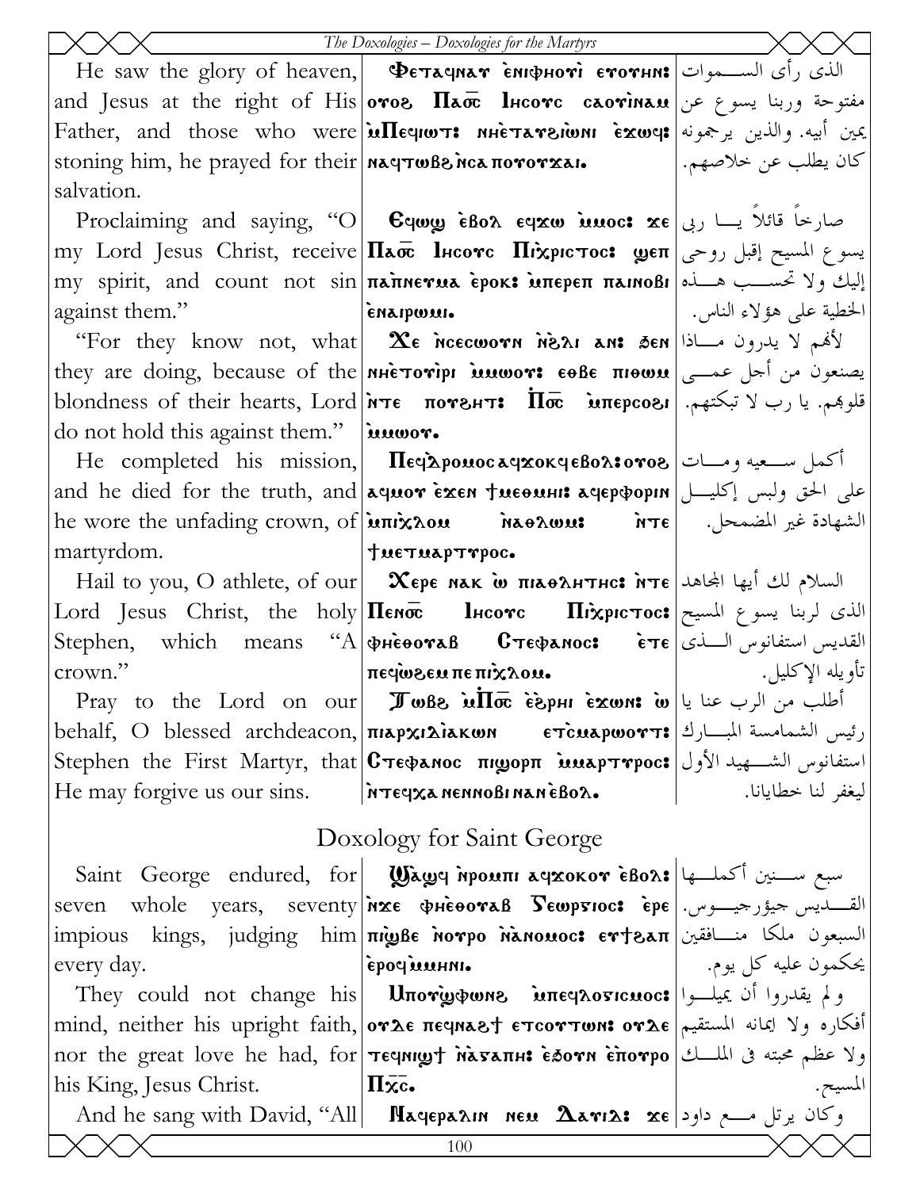| | | |
|---|---|---|
| He saw the glory of heaven, and Jesus at the right of His Father, and those who were stoning him, he prayed for their salvation. | Ϥⲉⲧⲁϥⲛⲁⲩ ⲉ̀ⲛⲓⲫⲏⲟⲩⲓ̀ ⲉⲩⲟⲩⲏⲛ: ⲟⲩⲟϩ Ⲡⲁⲟ̅ⲥ̅ Ⲓⲏⲥⲟⲩⲥ ⲥⲁⲟⲩⲓ̀ⲛⲁⲙ ⲙ̀Ⲡⲉϥⲓⲱⲧ: ⲛⲏⲉ̀ⲧⲁⲩϩⲓⲱⲛⲓ ⲉ̀ϫⲱϥ: ⲛⲁϥⲧⲱⲃϩ ⲛ̀ⲥⲁ ⲡⲟⲩⲟⲩϫⲁⲓ. | الذى رأى السموات مفتوحة وربنا يسوع عن يمين أبيه. والذين يرجمونه كان يطلب عن خلاصهم. |
| Proclaiming and saying, "O my Lord Jesus Christ, receive my spirit, and count not sin against them." | Ⲉϥⲱϣ ⲉ̀ⲃⲟⲗ ⲉϥϫⲱ ⲙ̀ⲙⲟⲥ: ϫⲉ Ⲡⲁⲟ̅ⲥ̅ Ⲓⲏⲥⲟⲩⲥ Ⲡⲓⲭ̀ⲣⲓⲥⲧⲟⲥ: ϣⲉⲡ ⲡⲁⲡ̀ⲛⲉⲩⲙⲁ ⲉ̀ⲣⲟⲕ: ⲙ̀ⲡⲉⲣⲉⲡ ⲡⲁⲓⲛⲟⲃⲓ ⲉ̀ⲛⲁⲓⲣⲱⲙⲓ. | صارخاً قائلاً يا ربى يسوع المسيح إقبل روحى إليك ولا تحسب هذه الخطية على هؤلاء الناس. |
| "For they know not, what they are doing, because of the blondness of their hearts, Lord do not hold this against them." | Ϫⲉ ⲛ̀ⲥⲉⲥⲱⲟⲩⲛ ⲛ̀ϩⲗⲓ ⲁⲛ: ϧⲉⲛ ⲛⲏⲉ̀ⲧⲟⲩⲓ̀ⲣⲓ ⲙ̀ⲙⲱⲟⲩ: ⲉⲑⲃⲉ ⲡⲓⲑⲱⲙ ⲛ̀ⲧⲉ ⲡⲟⲩϩⲏⲧ: Ⲡⲟ̅ⲥ̅ ⲙ̀ⲡⲉⲣⲥⲟϩⲓ ⲙ̀ⲙⲱⲟⲩ. | لأنهم لا يدرون ماذا يصنعون من أجل عمى قلوبهم. يا رب لا تبكتهم. |
| He completed his mission, and he died for the truth, and he wore the unfading crown, of martyrdom. | Ⲡⲉϥⲇ̀ⲣⲟⲙⲟⲥ ⲁϥϫⲟⲕϥ ⲉ̀ⲃⲟⲗ: ⲟⲩⲟϩ ⲁϥⲙⲟⲩ ⲉ̀ϫⲉⲛ ϯⲙⲉⲑⲙⲏⲓ: ⲁϥⲉⲣⲫⲟⲣⲓⲛ ⲙ̀ⲡⲓⲭ̀ⲗⲟⲙ ⲛ̀ⲁⲧⲗⲱⲙ: ⲛ̀ⲧⲉ ϯⲙⲉⲧⲙⲁⲣⲧⲩⲣⲟⲥ. | أكمل سعيه ومات على الحق ولبس إكليل الشهادة غير المضمحل. |
| Hail to you, O athlete, of our Lord Jesus Christ, the holy Stephen, which means "A crown." | Ⲭⲉⲣⲉ ⲛⲁⲕ ⲱ̀ ⲡⲓⲁⲑⲗⲏⲧⲏⲥ: ⲛ̀ⲧⲉ Ⲡⲉⲛⲟ̅ⲥ̅ Ⲓⲏⲥⲟⲩⲥ Ⲡⲓⲭ̀ⲣⲓⲥⲧⲟⲥ: ⲫⲏⲉ̀ⲑⲟⲩⲁⲃ Ⲥⲧⲉⲫⲁⲛⲟⲥ: ⲉ̀ⲧⲉ ⲡⲉϥⲱ̀ϩⲉⲙ ⲡⲉ ⲡⲓⲭ̀ⲗⲟⲙ. | السلام لك أيها المجاهد الذى لربنا يسوع المسيح القديس استفانوس الذى تأويله الإكليل. |
| Pray to the Lord on our behalf, O blessed archdeacon, Stephen the First Martyr, that He may forgive us our sins. | Ⲧⲱⲃϩ ⲙ̀Ⲡⲟ̅ⲥ̅ ⲉ̀ϩ̀ⲣⲏⲓ ⲉ̀ϫⲱⲛ: ⲱ̀ ⲡⲓⲁⲣⲭⲓⲇⲓⲁⲕⲱⲛ ⲉⲧⲥ̀ⲙⲁⲣⲱⲟⲩⲧ: Ⲥⲧⲉⲫⲁⲛⲟⲥ ⲡⲓϣⲟⲣⲡ ⲙ̀ⲙⲁⲣⲧⲩⲣⲟⲥ: ⲛ̀ⲧⲉϥⲭⲁ ⲛⲉⲛⲛⲟⲃⲓ ⲛⲁⲛ ⲉ̀ⲃⲟⲗ. | أطلب من الرب عنا يا رئيس الشمامسة المبارك استفانوس الشهيد الأول ليغفر لنا خطايانا. |

## Doxology for Saint George

| | | |
|---|---|---|
| Saint George endured, for seven whole years, seventy impious kings, judging him every day. | Ϣⲁϣϥ ⲛ̀ⲣⲟⲙⲡⲓ ⲁϥϫⲟⲕⲟⲩ ⲉ̀ⲃⲟⲗ: ⲛ̀ϫⲉ ⲫⲏⲉ̀ⲑⲟⲩⲁⲃ Ⲅⲉⲱⲣⲅⲓⲟⲥ: ⲉ̀ⲣⲉ ⲡⲓϣⲃⲉ ⲛ̀ⲟⲩⲣⲟ ⲛ̀ⲁ̀ⲛⲟⲙⲟⲥ: ⲉⲩϯϩⲁⲡ ⲉ̀ⲣⲟϥ ⲙ̀ⲙⲏⲛⲓ. | سبع سنين أكملها القديس جيؤرجيوس. السبعون ملكا منافقين يحكمون عليه كل يوم. |
| They could not change his mind, neither his upright faith, nor the great love he had, for his King, Jesus Christ. | Ⲙ̀ⲡⲟⲩϣ̀ϫⲉⲙϫⲟⲙ ϣ̀ⲫⲱⲛϩ ⲙ̀ⲡⲉϥⲗⲟⲅⲓⲥⲙⲟⲥ: ⲟⲩⲇⲉ ⲡⲉϥⲛⲁϩϯ ⲉⲧⲥⲟⲩⲧⲱⲛ: ⲟⲩⲇⲉ ⲧⲉϥⲛⲓϣϯ ⲛ̀ⲁ̀ⲅⲁⲡⲏ: ⲉ̀ϧⲟⲩⲛ ⲉ̀ⲡⲟⲩⲣⲟ Ⲡⲭ̅ⲥ̅. | ولم يقدروا أن يميلوا أفكاره ولا إيمانه المستقيم ولا عظم محبته فى الملك المسيح. |
| And he sang with David, "All | Ⲛⲁϥⲉⲣⲯⲁⲗⲓⲛ ⲛⲉⲙ Ⲇⲁⲩⲓⲇ: ϫⲉ | وكان يرتل مع داود |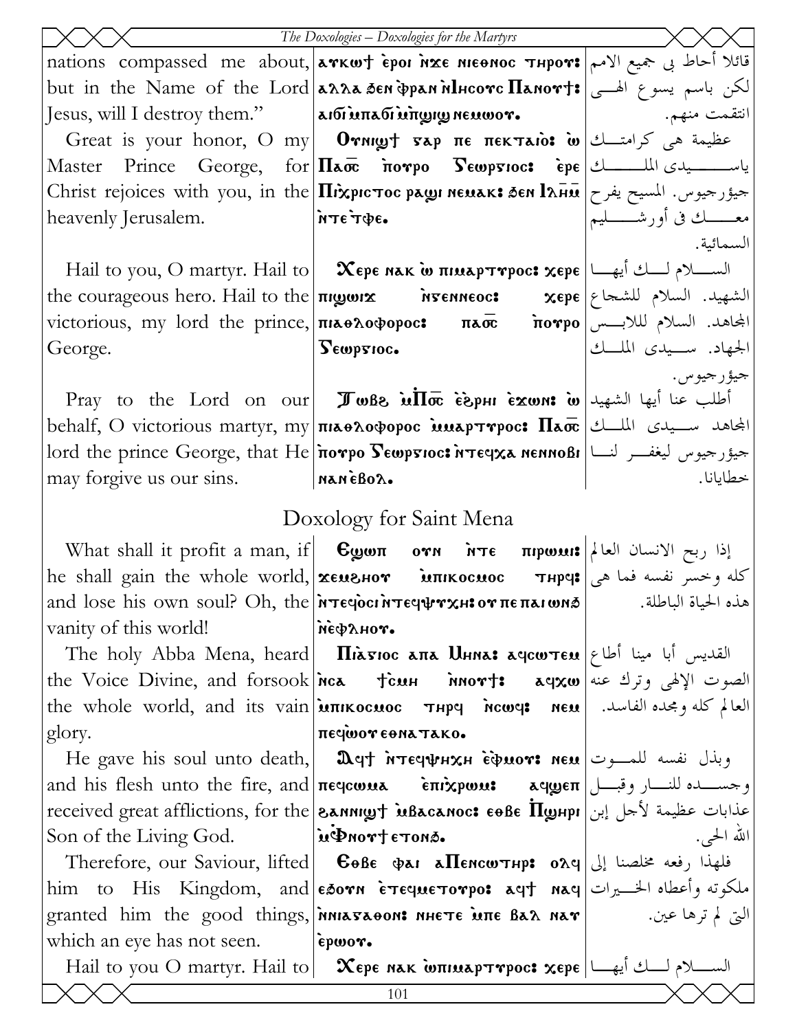| | | |
|---|---|---|
| nations compassed me about, but in the Name of the Lord Jesus, will I destroy them." | ⲁⲩⲕⲱϯ ⲉ̀ⲣⲟⲓ ⲛ̀ϫⲉ ⲛⲓⲉⲑⲛⲟⲥ ⲧⲏⲣⲟⲩ: ⲁⲗⲗⲁ ϧⲉⲛ ⲫ̀ⲣⲁⲛ ⲛ̀Ⲓⲏⲥⲟⲩⲥ Ⲡⲁⲛⲟⲩϯ: ⲁⲓϭⲓⲙ̀ⲡⲁϭⲓⲙ̀ⲡϣⲓϣ ⲛⲉⲙⲱⲟⲩ. | قائلا أحاط بى جميع الامم لكن باسم يسوع الهــى انتقمت منهم. |
| Great is your honor, O my Master Prince George, for Christ rejoices with you, in the heavenly Jerusalem. | Ⲟⲩⲛⲓϣϯ ⲅⲁⲣ ⲡⲉ ⲡⲉⲕⲧⲁⲓⲟ: ⲱ̀ Ⲡⲁϭ̅ⲥ̅ ⲡ̀ⲟⲩⲣⲟ Ⲅⲉⲱⲣⲅⲓⲟⲥ: ⲉⲣⲉ Ⲡⲓⲭ̀ⲣⲓⲥⲧⲟⲥ ⲣⲁϣⲓ ⲛⲉⲙⲁⲕ: ϧⲉⲛ Ⲓ̅ⲗ̅ⲏ̅ⲙ̅ ⲛ̀ⲧⲉ ⲧ̀ⲫⲉ. | عظيمة هى كرامتــك ياســـــيدى الملــــك جيؤرجيوس. المسيح يفرح معـــك فى أورشـــليم السمائية. |
| Hail to you, O martyr. Hail to the courageous hero. Hail to the victorious, my lord the prince, George. | Ⲭⲉⲣⲉ ⲛⲁⲕ ⲱ̀ ⲡⲓⲙⲁⲣⲧⲩⲣⲟⲥ: ⲭⲉⲣⲉ ⲡⲓϣⲱⲓϫ ⲛ̀ⲅⲉⲛⲛⲉⲟⲥ: ⲭⲉⲣⲉ ⲡⲓⲁⲑⲗⲟⲫⲟⲣⲟⲥ: ⲡⲁϭ̅ⲥ̅ ⲡ̀ⲟⲩⲣⲟ Ⲅⲉⲱⲣⲅⲓⲟⲥ. | الســـلام لـــك أيهـــا الشهيد. السلام للشجاع المجاهد. السلام للابـــس الجهاد. ســـيدى الملـــك جيؤرجيوس. |
| Pray to the Lord on our behalf, O victorious martyr, my lord the prince George, that He may forgive us our sins. | Ⲧⲱⲃϩ ⲙ̀Ⲡϭ̅ⲥ̅ ⲉ̀ϩ̀ⲣⲏⲓ ⲉ̀ϫⲱⲛ: ⲱ̀ ⲡⲓⲁⲑⲗⲟⲫⲟⲣⲟⲥ ⲙ̀ⲙⲁⲣⲧⲩⲣⲟⲥ: Ⲡⲁϭ̅ⲥ̅ ⲡ̀ⲟⲩⲣⲟ Ⲅⲉⲱⲣⲅⲓⲟⲥ: ⲛ̀ⲧⲉϥⲭⲁ ⲛⲉⲛⲛⲟⲃⲓ ⲛⲁⲛ ⲉ̀ⲃⲟⲗ. | أطلب عنا أيها الشهيد المجاهد ســـيدى الملـــك جيؤرجيوس ليغفـــر لنـــا خطايانا. |

## Doxology for Saint Mena

| | | |
|---|---|---|
| What shall it profit a man, if he shall gain the whole world, and lose his own soul? Oh, the vanity of this world! | Ⲉϣⲱⲡ ⲟⲩⲛ ⲛ̀ⲧⲉ ⲡⲓⲣⲱⲙⲓ: ϫⲉⲙϩⲏⲟⲩ ⲙ̀ⲡⲓⲕⲟⲥⲙⲟⲥ ⲧⲏⲣϥ: ⲛ̀ⲧⲉϥⲟ̀ⲥⲓ ⲛ̀ⲧⲉϥⲯⲩⲭⲏ: ⲟⲩ ⲡⲉ ⲡⲁⲓ ⲱⲛϧ ⲛ̀ⲉ̀ⲫⲗⲏⲟⲩ. | إذا ربح الانسان العالم كله وخسر نفسه فما هى هذه الحياة الباطلة. |
| The holy Abba Mena, heard the Voice Divine, and forsook the whole world, and its vain glory. | Ⲡⲓⲁ̀ⲅⲓⲟⲥ ⲁⲡⲁ Ⲙⲏⲛⲁ: ⲁϥⲥⲱⲧⲉⲙ ⲛ̀ⲥⲁ ϯⲥⲙⲏ ⲛ̀ⲛⲟⲩϯ: ⲁϥⲭⲱ ⲙ̀ⲡⲓⲕⲟⲥⲙⲟⲥ ⲧⲏⲣϥ ⲛ̀ⲥⲱϥ: ⲛⲉⲙ ⲡⲉϥⲱ̀ⲟⲩ ⲉⲑⲛⲁⲧⲁⲕⲟ. | القديس أبا مينا أطاع الصوت الإلهى وترك عنه العالم كله ومجده الفاسد. |
| He gave his soul unto death, and his flesh unto the fire, and received great afflictions, for the Son of the Living God. | Ⲁϥϯ ⲛ̀ⲧⲉϥⲯⲏⲭⲏ ⲉ̀ⲫⲙⲟⲩ: ⲛⲉⲙ ⲡⲉϥⲥⲱⲙⲁ ⲉ̀ⲡⲓⲭ̀ⲣⲱⲙ: ⲁϥϣⲉⲡ ϩⲁⲛⲛⲓϣϯ ⲙ̀ⲃⲁⲥⲁⲛⲟⲥ: ⲉⲑⲃⲉ Ⲡ̀ϣⲏⲣⲓ ⲙ̀Ⲫ̀ⲛⲟⲩϯ ⲉⲧⲟⲛϧ. | وبذل نفسه للمـــوت وجســـده للنـــار وقبـــل عذابات عظيمة لأجل إبن الله الحى. |
| Therefore, our Saviour, lifted him to His Kingdom, and granted him the good things, which an eye has not seen. | Ⲉⲑⲃⲉ ⲫⲁⲓ ⲁⲠⲉⲛⲥⲱⲧⲏⲣ: ⲟⲗϥ ⲉϧⲟⲩⲛ ⲉ̀ⲧⲉϥⲙⲉⲧⲟⲩⲣⲟ: ⲁϥϯ ⲛⲁϥ ⲛ̀ⲛⲓⲁ̀ⲅⲁⲑⲟⲛ: ⲛⲏⲉⲧⲉ ⲙ̀ⲡⲉ ⲃⲁⲗ ⲛⲁⲩ ⲉ̀ⲣⲱⲟⲩ. | فلهذا رفعه مخلصنا إلى ملكوته وأعطاه الخـــيرات التى لم ترها عين. |
| Hail to you O martyr. Hail to | Ⲭⲉⲣⲉ ⲛⲁⲕ ⲱ̀ⲡⲓⲙⲁⲣⲧⲩⲣⲟⲥ: ⲭⲉⲣⲉ | الســـلام لـــك أيهـــا |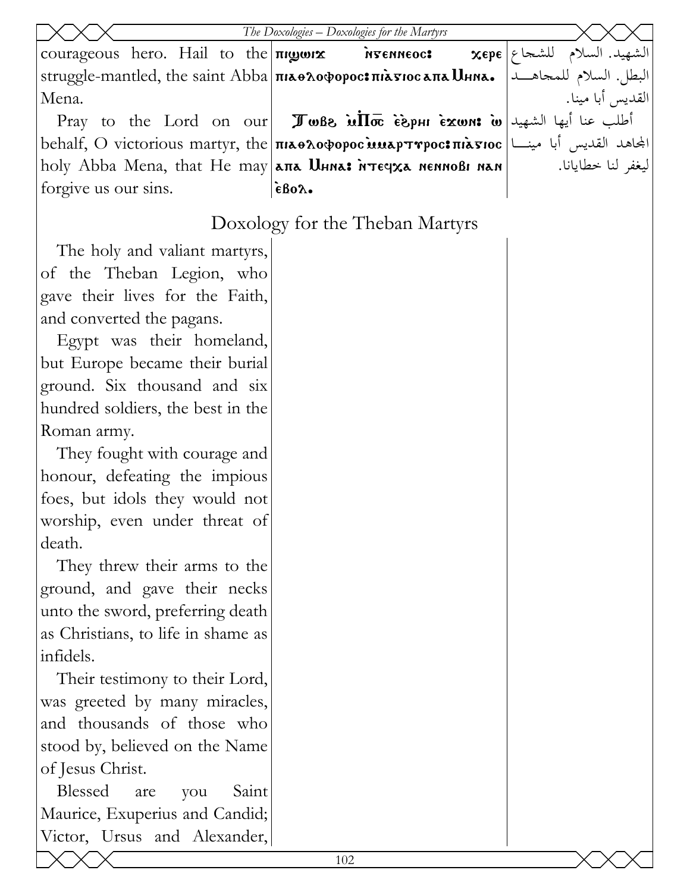| | | |
|---|---|---|
| courageous hero. Hail to the struggle-mantled, the saint Abba Mena. | πιϣⲱⲓϫ ⲛ̀ⲅⲉⲛⲛⲉⲟⲥ: ⲭⲉⲣⲉ ⲡⲓⲁⲑⲗⲟⲫⲟⲣⲟⲥ: ⲡⲓⲁ̀ⲅⲓⲟⲥ ⲁⲡⲁ Ⲙⲏⲛⲁ. | الشهيد. السلام للشجاع البطل. السلام للمجاهد القديس أبا مينا. |
| Pray to the Lord on our behalf, O victorious martyr, the holy Abba Mena, that He may forgive us our sins. | Ⲧⲱⲃϩ ⲙ̀Ⲡⲟ̅ⲥ̅ ⲉ̀ϩⲣⲏⲓ ⲉ̀ϫⲱⲛ: ⲱ ⲡⲓⲁⲑⲗⲟⲫⲟⲣⲟⲥ ⲙ̀ⲙⲁⲣⲧⲩⲣⲟⲥ: ⲡⲓⲁ̀ⲅⲓⲟⲥ ⲁⲡⲁ Ⲙⲏⲛⲁ: ⲛ̀ⲧⲉϥⲭⲁ ⲛⲉⲛⲛⲟⲃⲓ ⲛⲁⲛ ⲉ̀ⲃⲟⲗ. | أطلب عنا أيها الشهيد المجاهد القديس أبا مينا ليغفر لنا خطايانا. |

## Doxology for the Theban Martyrs

The holy and valiant martyrs, of the Theban Legion, who gave their lives for the Faith, and converted the pagans.

Egypt was their homeland, but Europe became their burial ground. Six thousand and six hundred soldiers, the best in the Roman army.

They fought with courage and honour, defeating the impious foes, but idols they would not worship, even under threat of death.

They threw their arms to the ground, and gave their necks unto the sword, preferring death as Christians, to life in shame as infidels.

Their testimony to their Lord, was greeted by many miracles, and thousands of those who stood by, believed on the Name of Jesus Christ.

Blessed are you Saint Maurice, Exuperius and Candid; Victor, Ursus and Alexander,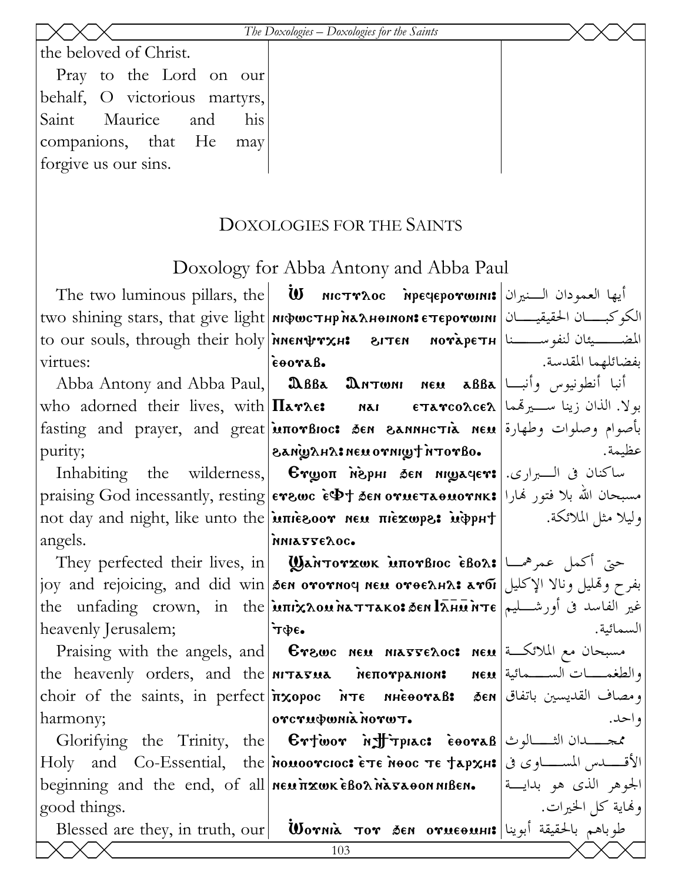the beloved of Christ.

Pray to the Lord on our behalf, O victorious martyrs, Saint Maurice and his companions, that He may forgive us our sins.

## DOXOLOGIES FOR THE SAINTS

### Doxology for Abba Antony and Abba Paul

| English | Coptic | Arabic |
|---|---|---|
| The two luminous pillars, the two shining stars, that give light to our souls, through their holy virtues: | Ⲱ ⲛⲓⲥⲧⲩⲗⲟⲥ ⲛ̀ⲣⲉϥⲉⲣⲟⲩⲱⲓⲛⲓ: ⲛⲓⲫⲱⲥⲧⲏⲣ ⲛ̀ⲁⲗⲏⲑⲓⲛⲟⲛ: ⲉⲧⲉⲣⲟⲩⲱⲓⲛⲓ ⲛ̀ⲛⲉⲛⲯⲩⲭⲏ: ϩⲓⲧⲉⲛ ⲛⲟⲩⲁ̀ⲣⲉⲧⲏ ⲉ̀ⲑⲟⲩⲁⲃ. | أيها العمودان النيران الكوكبان الحقيقيان المضيئان لنفوسنا بفضائلهما المقدسة. |
| Abba Antony and Abba Paul, who adorned their lives, with fasting and prayer, and great purity; | Ⲁⲃⲃⲁ Ⲁⲛⲧⲱⲛⲓ ⲛⲉⲙ ⲁⲃⲃⲁ Ⲡⲁⲩⲗⲉ: ⲛⲁⲓ ⲉⲧⲁⲩⲥⲟⲗⲥⲉⲗ ⲙ̀ⲡⲟⲩⲃⲓⲟⲥ: ϧⲉⲛ ϩⲁⲛⲛⲏⲥⲧⲓⲁ̀ ⲛⲉⲙ ϩⲁⲛϣ̀ⲗⲏⲗ: ⲛⲉⲙ ⲟⲩⲛⲓϣϯ ⲛ̀ⲧⲟⲩⲃⲟ. | أنبا أنطونيوس وأنبا بولا. الذان زينا سيرتهما بأصوام وصلوات وطهارة عظيمة. |
| Inhabiting the wilderness, praising God incessantly, resting not day and night, like unto the angels. | Ⲉⲩϣⲟⲡ ⲛ̀ϩⲣⲏⲓ ϧⲉⲛ ⲛⲓϣⲁϥⲉⲩ: ⲉⲩϩⲱⲥ ⲉ̀Ⲫϯ ϧⲉⲛ ⲟⲩⲙⲉⲧⲁⲑⲙⲟⲩⲛⲕ: ⲙ̀ⲡⲓⲉ̀ϩⲟⲟⲩ ⲛⲉⲙ ⲡⲓⲉ̀ϫⲱⲣϩ: ⲙ̀ⲫ̀ⲣⲏϯ ⲛ̀ⲛⲓⲁⲅⲅⲉⲗⲟⲥ. | ساكنان في البراري. مسبحان الله بلا فتور نهارا وليلا مثل الملائكة. |
| They perfected their lives, in joy and rejoicing, and did win the unfading crown, in the heavenly Jerusalem; | Ϣⲁⲛ̀ⲧⲟⲩϫⲱⲕ ⲙ̀ⲡⲟⲩⲃⲓⲟⲥ ⲉ̀ⲃⲟⲗ: ϧⲉⲛ ⲟⲩⲟⲩⲛⲟϥ ⲛⲉⲙ ⲟⲩⲑⲉⲗⲏⲗ: ⲁⲩϭⲓ ⲙ̀ⲡⲓⲭ̀ⲗⲟⲙ ⲛ̀ⲁⲧⲧⲁⲕⲟ: ϧⲉⲛ Ⲓ̅ⲗ̅ⲏ̅ⲙ̅ ⲛ̀ⲧⲉ ⲧ̀ⲫⲉ. | حتى أكمل عمرهما بفرح وتهليل ونالا الإكليل غير الفاسد في أورشليم السمائية. |
| Praising with the angels, and the heavenly orders, and the choir of the saints, in perfect harmony; | Ⲉⲩϩⲱⲥ ⲛⲉⲙ ⲛⲓⲁⲅⲅⲉⲗⲟⲥ: ⲛⲉⲙ ⲛⲓⲧⲁⲅⲙⲁ ⲛ̀ⲉⲡⲟⲩⲣⲁⲛⲓⲟⲛ: ⲛⲉⲙ ⲡ̀ⲭⲟⲣⲟⲥ ⲛ̀ⲧⲉ ⲛⲏⲉ̀ⲑⲟⲩⲁⲃ: ϧⲉⲛ ⲟⲩⲥⲩⲙⲫⲱⲛⲓⲁ̀ ⲛⲟⲩⲱⲧ. | مسبحان مع الملائكة والطغمات السمائية ومصاف القديسين باتفاق واحد. |
| Glorifying the Trinity, the Holy and Co-Essential, the beginning and the end, of all good things. | Ⲉⲩϯⲱⲟⲩ ⲛ̀ϯⲦ̀ⲣⲓⲁⲥ: ⲉ̀ⲑⲟⲩⲁⲃ ⲛ̀ⲟⲙⲟⲟⲩⲥⲓⲟⲥ: ⲉ̀ⲧⲉ ⲛ̀ⲑⲟⲥ ⲧⲉ ϯⲁⲣⲭⲏ: ⲛⲉⲙ ⲡ̀ϫⲱⲕ ⲉ̀ⲃⲟⲗ ⲛ̀ⲁ̀ⲅⲁⲑⲟⲛ ⲛⲓⲃⲉⲛ. | ممجدان الثالوث الأقدس المساوي في الجوهر الذي هو بداية ونهاية كل الخيرات. |
| Blessed are they, in truth, our | Ⲱⲟⲩⲛⲓⲁ̀ ⲧⲟⲩ ϧⲉⲛ ⲟⲩⲙⲉⲑⲙⲏⲓ: | طوباهم بالحقيقة أبوينا |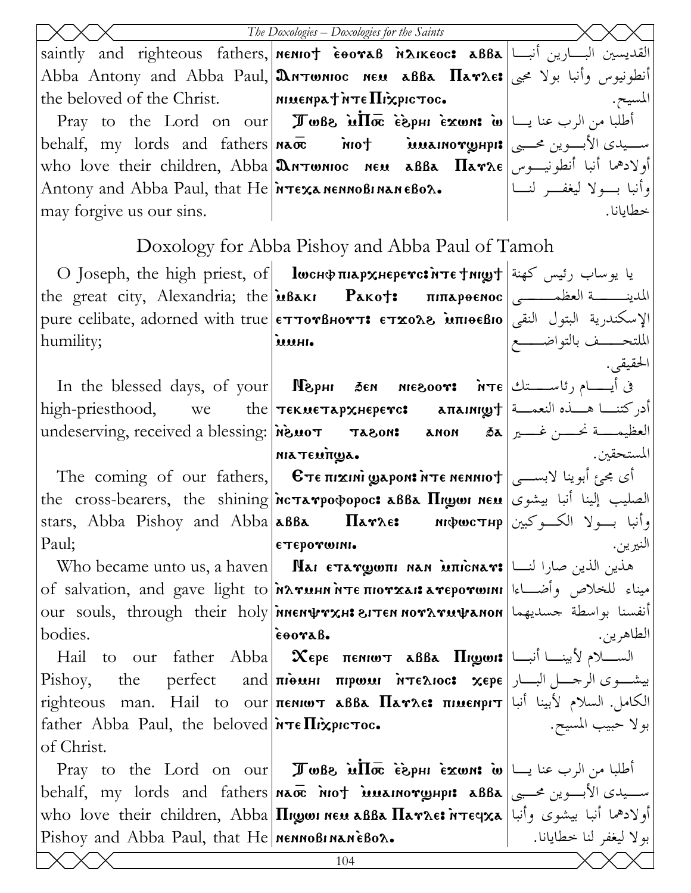| | | |
|---|---|---|
| saintly and righteous fathers, Abba Antony and Abba Paul, the beloved of the Christ. | ⲛⲉⲛⲓⲟϯ ⲉ̀ⲑⲟⲩⲁⲃ ⲛ̀ⲇⲓⲕⲉⲟⲥ: ⲁⲃⲃⲁ Ⲁⲛⲧⲱⲛⲓⲟⲥ ⲛⲉⲙ ⲁⲃⲃⲁ Ⲡⲁⲩⲗⲉ: ⲛⲓⲙⲉⲛⲣⲁϯ ⲛ̀ⲧⲉ Ⲡⲓⲭ̀ⲣⲓⲥⲧⲟⲥ. | القديسين البارين أنبا أنطونيوس وأنبا بولا محبي المسيح. |
| Pray to the Lord on our behalf, my lords and fathers who love their children, Abba Antony and Abba Paul, that He may forgive us our sins. | Ⲧⲱⲃϩ ⲙ̀Ⲡⲟ̅ⲥ̅ ⲉ̀ϩ̀ⲣⲏⲓ ⲉ̀ϫⲱⲛ: ⲱ ⲛⲁⲟ̅ⲥ̅ ⲛ̀ⲓⲟϯ ⲙ̀ⲙⲁⲓⲛⲟⲩϣⲏⲣⲓ: Ⲁⲛⲧⲱⲛⲓⲟⲥ ⲛⲉⲙ ⲁⲃⲃⲁ Ⲡⲁⲩⲗⲉ ⲛ̀ⲧⲉϥⲭⲁ ⲛⲉⲛⲛⲟⲃⲓ ⲛⲁⲛ ⲉ̀ⲃⲟⲗ. | أطلبا من الرب عنا يا سيدي الأبوين محبي أولادهما أنبا أنطونيوس وأنبا بولا ليغفر لنا خطايانا. |

## Doxology for Abba Pishoy and Abba Paul of Tamoh

| | | |
|---|---|---|
| O Joseph, the high priest, of the great city, Alexandria; the pure celibate, adorned with true humility; | Ⲓⲱⲥⲏⲫ ⲡⲓⲁⲣⲭⲏⲉⲣⲉⲩⲥ: ⲛ̀ⲧⲉ ϯⲛⲓϣϯ ⲙ̀ⲃⲁⲕⲓ Ⲣⲁⲕⲟϯ: ⲡⲓⲡⲁⲣⲑⲉⲛⲟⲥ ⲉⲧⲧⲟⲩⲃⲏⲟⲩⲧ: ⲉⲧϫⲟⲗϩ ⲙ̀ⲡⲓⲑⲉⲃⲓⲟ ⲙ̀ⲙⲏⲓ. | يا يوساب رئيس كهنة المدينة العظمى الإسكندرية البتول النقي الملتحف بالتواضع الحقيقي. |
| In the blessed days, of your high-priesthood, we the undeserving, received a blessing: | Ⲛ̀ϩ̀ⲣⲏⲓ ϧⲉⲛ ⲛⲓⲉϩⲟⲟⲩ: ⲛ̀ⲧⲉ ⲧⲉⲕⲙⲉⲧⲁⲣⲭⲏⲉⲣⲉⲩⲥ: ⲁⲡⲁⲓⲛⲓϣϯ ⲛ̀ϩ̀ⲙⲟⲧ ⲧⲁϩⲟⲛ: ⲁⲛⲟⲛ ϧⲁ ⲛⲓⲁⲧⲉⲙ̀ⲡϣⲁ. | في أيام رئاستك أدركتنا هذه النعمة العظيمة نحن غير المستحقين. |
| The coming of our fathers, the cross-bearers, the shining stars, Abba Pishoy and Abba Paul; | Ⲉⲧⲉ ⲡⲓϫⲓⲛⲓ ϣⲁⲣⲟⲛ: ⲛ̀ⲧⲉ ⲛⲉⲛⲛⲓⲟϯ ⲛ̀ⲥⲧⲁⲩⲣⲟⲫⲟⲣⲟⲥ: ⲁⲃⲃⲁ Ⲡⲓϣⲱⲓ ⲛⲉⲙ ⲁⲃⲃⲁ Ⲡⲁⲩⲗⲉ: ⲛⲓⲫⲱⲥⲧⲏⲣ ⲉⲧⲉⲣⲟⲩⲱⲓⲛⲓ. | أي مجئ أبوينا لابسي الصليب إلينا أنبا بيشوي وأنبا بولا الكوكبين النيرين. |
| Who became unto us, a haven of salvation, and gave light to our souls, through their holy bodies. | Ⲛⲁⲓ ⲉⲧⲁⲩϣⲱⲡⲓ ⲛⲁⲛ ⲙ̀ⲡⲓⲥⲛⲁⲩ: ⲛ̀ⲗⲩⲙⲏⲛ ⲛ̀ⲧⲉ ⲡⲓⲟⲩϫⲁⲓ: ⲁⲩⲉⲣⲟⲩⲱⲓⲛⲓ ⲛ̀ⲛⲉⲛⲯⲩⲭⲏ: ϩⲓⲧⲉⲛ ⲛⲟⲩⲗⲩⲙ̀ⲯⲁⲛⲟⲛ ⲉ̀ⲑⲟⲩⲁⲃ. | هذين الذين صارا لنا ميناء للخلاص وأضاءا أنفسنا بواسطة جسديهما الطاهرين. |
| Hail to our father Abba Pishoy, the perfect and righteous man. Hail to our father Abba Paul, the beloved of Christ. | Ⲭⲉⲣⲉ ⲡⲉⲛⲓⲱⲧ ⲁⲃⲃⲁ Ⲡⲓϣⲱⲓ: ⲡⲓ̀ⲑⲙⲏⲓ ⲡⲓⲣⲱⲙⲓ ⲛ̀ⲧⲉⲗⲓⲟⲥ: ⲭⲉⲣⲉ ⲡⲉⲛⲓⲱⲧ ⲁⲃⲃⲁ Ⲡⲁⲩⲗⲉ: ⲡⲓⲙⲉⲛⲣⲓⲧ ⲛ̀ⲧⲉ Ⲡⲓⲭ̀ⲣⲓⲥⲧⲟⲥ. | السلام لأبينا أنبا بيشوي الرجل البار الكامل. السلام لأبينا أنبا بولا حبيب المسيح. |
| Pray to the Lord on our behalf, my lords and fathers who love their children, Abba Pishoy and Abba Paul, that He | Ⲧⲱⲃϩ ⲙ̀Ⲡⲟ̅ⲥ̅ ⲉ̀ϩ̀ⲣⲏⲓ ⲉ̀ϫⲱⲛ: ⲱ ⲛⲁⲟ̅ⲥ̅ ⲛ̀ⲓⲟϯ ⲙ̀ⲙⲁⲓⲛⲟⲩϣⲏⲣⲓ: ⲁⲃⲃⲁ Ⲡⲓϣⲱⲓ ⲛⲉⲙ ⲁⲃⲃⲁ Ⲡⲁⲩⲗⲉ: ⲛ̀ⲧⲉϥⲭⲁ ⲛⲉⲛⲛⲟⲃⲓ ⲛⲁⲛ ⲉ̀ⲃⲟⲗ. | أطلبا من الرب عنا يا سيدي الأبوين محبي أولادهما أنبا بيشوي وأنبا بولا ليغفر لنا خطايانا. |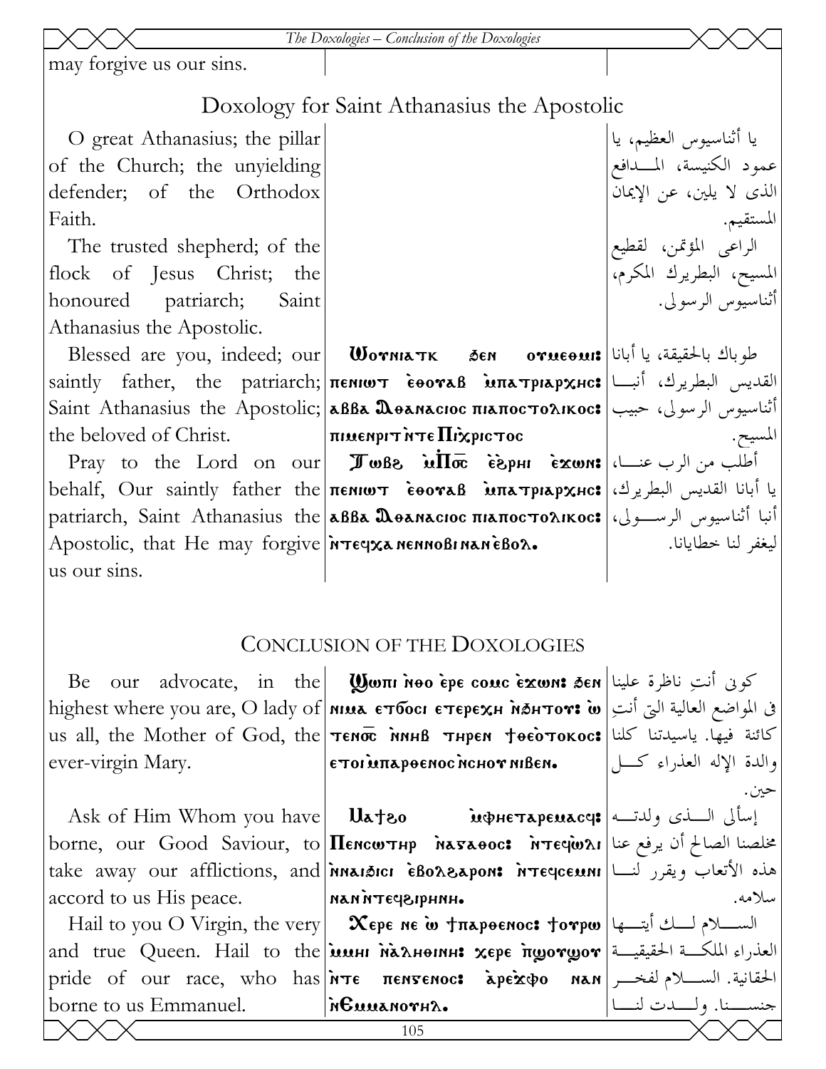may forgive us our sins.

## Doxology for Saint Athanasius the Apostolic

| English | Coptic | Arabic |
| --- | --- | --- |
| O great Athanasius; the pillar of the Church; the unyielding defender; of the Orthodox Faith. | | يا أثناسيوس العظيم، يا عمود الكنيسة، المـــدافع الذى لا يلين، عن الإيمان المستقيم. |
| The trusted shepherd; of the flock of Jesus Christ; the honoured patriarch; Saint Athanasius the Apostolic. | | الراعى المؤتمن، لقطيع المسيح، البطريرك المكرم، أثناسيوس الرسولى. |
| Blessed are you, indeed; our saintly father, the patriarch; Saint Athanasius the Apostolic; the beloved of Christ. | **Ⲱⲟⲩⲛⲓⲁⲧⲕ ϧⲉⲛ ⲟⲩⲙⲉⲑⲙⲏⲓ:** ⲡⲉⲛⲓⲱⲧ ⲉⲑⲟⲩⲁⲃ ⲙ̀ⲡⲁⲧⲣⲓⲁⲣⲭⲏⲥ: ⲁⲃⲃⲁ Ⲁⲑⲁⲛⲁⲥⲓⲟⲥ ⲡⲓⲁⲡⲟⲥⲧⲟⲗⲓⲕⲟⲥ: ⲡⲓⲙⲉⲛⲣⲓⲧ ⲛ̀ⲧⲉ Ⲡⲓⲭ̀ⲣⲓⲥⲧⲟⲥ | طوباك بالحقيقة، يا أبانا القديس البطريرك، أنبـــا أثناسيوس الرسولى، حبيب المسيح. |
| Pray to the Lord on our behalf, Our saintly father the patriarch, Saint Athanasius the Apostolic, that He may forgive us our sins. | **Ⲧⲱⲃϩ ⲙ̀Ⲡⲟ̅ⲥ̅ ⲉ̀ϩ̀ⲣⲏⲓ ⲉ̀ϫⲱⲛ:** ⲡⲉⲛⲓⲱⲧ ⲉⲑⲟⲩⲁⲃ ⲙ̀ⲡⲁⲧⲣⲓⲁⲣⲭⲏⲥ: ⲁⲃⲃⲁ Ⲁⲑⲁⲛⲁⲥⲓⲟⲥ ⲡⲓⲁⲡⲟⲥⲧⲟⲗⲓⲕⲟⲥ: ⲛ̀ⲧⲉϥⲭⲁ ⲛⲉⲛⲛⲟⲃⲓ ⲛⲁⲛ ⲉ̀ⲃⲟⲗ. | أطلب من الرب عنـــا، يا أبانا القديس البطريرك، أنبا أثناسيوس الرســـولى، ليغفر لنا خطايانا. |

## Conclusion of the Doxologies

| English | Coptic | Arabic |
| --- | --- | --- |
| Be our advocate, in the highest where you are, O lady of us all, the Mother of God, the ever-virgin Mary. | **Ϣⲱⲡⲓ ⲛ̀ⲑⲟ ⲉ̀ⲣⲉ ⲥⲟⲙⲥ ⲉ̀ϫⲱⲛ:** ϧⲉⲛ ⲛⲓⲙⲁ ⲉⲧϭⲟⲥⲓ ⲉⲧⲉⲣⲉⲭⲏ ⲛ̀ϧⲏⲧⲟⲩ: ⲱ ⲧⲉⲛⲟ̅ⲥ̅ ⲛ̀ⲛⲏⲃ ⲧⲏⲣⲉⲛ ϯⲑⲉⲟ̀ⲧⲟⲕⲟⲥ: ⲉⲧⲟⲓ ⲙ̀ⲡⲁⲣⲑⲉⲛⲟⲥ ⲛ̀ⲥⲏⲟⲩ ⲛⲓⲃⲉⲛ. | كونى أنتِ ناظرة علينا فى المواضع العالية التى أنتِ كائنة فيها. ياسيدتنا كلنا والدة الإله العذراء كـــل حين. |
| Ask of Him Whom you have borne, our Good Saviour, to take away our afflictions, and accord to us His peace. | **Ⲙⲁϯϩⲟ** ⲙ̀ⲫⲏⲉⲧⲁⲣⲉⲙⲁⲥϥ: Ⲡⲉⲛⲥⲱⲧⲏⲣ ⲛ̀ⲁ̀ⲅⲁⲑⲟⲥ: ⲛ̀ⲧⲉϥⲱ̀ⲗⲓ ⲛ̀ⲛⲁⲓϧⲓⲥⲓ ⲉ̀ⲃⲟⲗϩⲁⲣⲟⲛ: ⲛ̀ⲧⲉϥⲥⲉⲙⲛⲓ ⲛⲁⲛ ⲛ̀ⲧⲉϥϩⲓⲣⲏⲛⲏ. | إسألى الـــذى ولدتــه مخلصنا الصالح أن يرفع عنا هذه الأتعاب ويقرر لنـــا سلامه. |
| Hail to you O Virgin, the very and true Queen. Hail to the pride of our race, who has borne to us Emmanuel. | **Ⲭⲉⲣⲉ ⲛⲉ ⲱ̀ ϯⲡⲁⲣⲑⲉⲛⲟⲥ:** ϯⲟⲩⲣⲱ ⲙ̀ⲙⲏⲓ ⲛ̀ⲁ̀ⲗⲏⲑⲓⲛⲏ: ⲭⲉⲣⲉ ⲡ̀ϣⲟⲩϣⲟⲩ ⲛ̀ⲧⲉ ⲡⲉⲛⲅⲉⲛⲟⲥ: ⲁ̀ⲣⲉ̀ϫⲫⲟ ⲛⲁⲛ ⲛ̀Ⲉⲙⲙⲁⲛⲟⲩⲏⲗ. | الســـلام لـــك أيتـــها العذراء الملكـــة الحقيقيـــة الحقانية. الســـلام لفخـــر جنســـنا. ولـــدت لنـــا |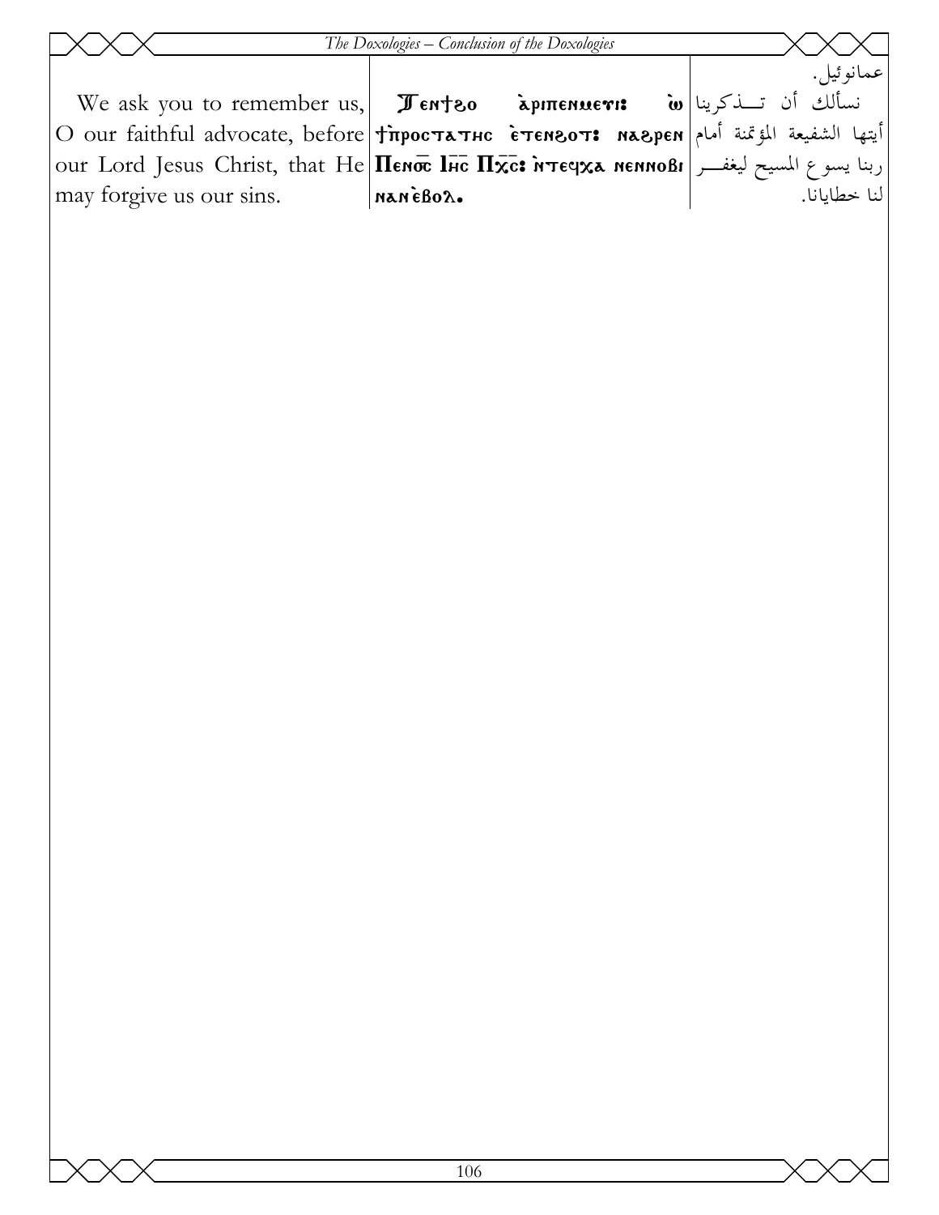| | | |
|---|---|---|
| | | عمانوئيل. |
| We ask you to remember us, O our faithful advocate, before our Lord Jesus Christ, that He may forgive us our sins. | Tentho aripenmeui: ō tiprostatēs etenhot: nahren Penoc Ihc Pxc: ntefxa nennobi nanebol. | نسألك أن تذكرينا أيتها الشفيعة المؤتمنة أمام ربنا يسوع المسيح ليغفر لنا خطايانا. |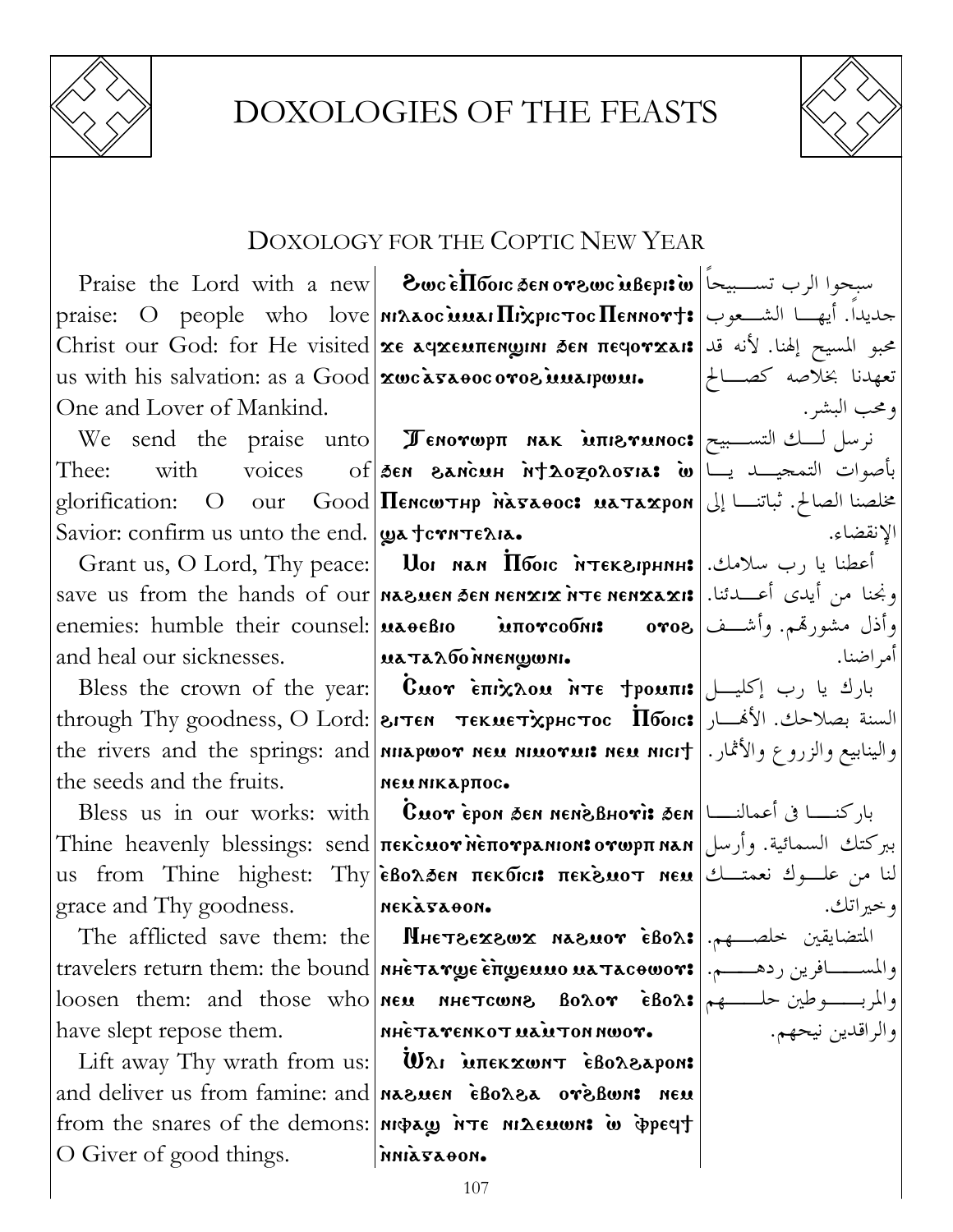# DOXOLOGIES OF THE FEASTS

## DOXOLOGY FOR THE COPTIC NEW YEAR

| English | Coptic | Arabic |
|---|---|---|
| Praise the Lord with a new praise: O people who love Christ our God: for He visited us with his salvation: as a Good One and Lover of Mankind. | Ϩⲱⲥ ⲉ̀Ⲡ̀ϭⲟⲓⲥ ϧⲉⲛ ⲟⲩϩⲱⲥ ⲙ̀ⲃⲉⲣⲓ: ⲱ̀ ⲛⲓⲗⲁⲟⲥ ⲙ̀ⲙⲁⲓ Ⲡⲓ̀Ⲭⲣⲓⲥⲧⲟⲥ Ⲡⲉⲛⲛⲟⲩϯ: ϫⲉ ⲁϥϫⲉⲙⲡⲉⲛϣⲓⲛⲓ ϧⲉⲛ ⲡⲉϥⲟⲩϫⲁⲓ: ϫⲱⲥ ⲁ̀ⲅⲁⲑⲟⲥ ⲟⲩⲟϩ ⲙ̀ⲙⲁⲓⲣⲱⲙⲓ. | سبحوا الرب تسبيحاً جديداً. أيها الشعوب محبو المسيح إلهنا. لأنه قد تعهدنا بخلاصه كصالح ومحب البشر. |
| We send the praise unto Thee: with voices of glorification: O our Good Savior: confirm us unto the end. | Ⲧⲉⲛⲟⲩⲱⲣⲡ ⲛⲁⲕ ⲙ̀ⲡⲓϩⲩⲙⲛⲟⲥ: ϧⲉⲛ ϩⲁⲛ̀ⲥⲙⲏ ⲛ̀ϯⲆⲟⲝⲟⲗⲟⲅⲓⲁ: ⲱ̀ Ⲡⲉⲛⲥⲱⲧⲏⲣ ⲛ̀ⲁ̀ⲅⲁⲑⲟⲥ: ⲙⲁⲧⲁϫⲣⲟⲛ ϣⲁ ϯⲥⲩⲛⲧⲉⲗⲓⲁ. | نرسل لك التسبيح بأصوات التمجيد يا مخلصنا الصالح. ثباتنا إلى الإنقضاء. |
| Grant us, O Lord, Thy peace: save us from the hands of our enemies: humble their counsel: and heal our sicknesses. | Ⲙⲟⲓ ⲛⲁⲛ Ⲡ̀ϭⲟⲓⲥ ⲛ̀ⲧⲉⲕϩⲓⲣⲏⲛⲏ: ⲛⲁϩⲙⲉⲛ ϧⲉⲛ ⲛⲉⲛϫⲓϫ ⲛ̀ⲧⲉ ⲛⲉⲛϫⲁϫⲓ: ⲙⲁⲑⲉⲃⲓⲟ ⲙ̀ⲡⲟⲩⲥⲟϭⲛⲓ: ⲟⲩⲟϩ ⲙⲁⲧⲁⲗϭⲟ ⲛ̀ⲛⲉⲛϣⲱⲛⲓ. | أعطنا يا رب سلامك. ونجنا من أيدى أعدائنا. وأذل مشورتهم. وأشف أمراضنا. |
| Bless the crown of the year: through Thy goodness, O Lord: the rivers and the springs: and the seeds and the fruits. | Ⲥ̀ⲙⲟⲩ ⲉ̀ⲡⲓ̀ⲭⲗⲟⲙ ⲛ̀ⲧⲉ ϯⲣⲟⲙⲡⲓ: ϩⲓⲧⲉⲛ ⲧⲉⲕⲙⲉⲧ̀ⲭⲣⲏⲥⲧⲟⲥ Ⲡ̀ϭⲟⲓⲥ: ⲛⲓⲓⲁⲣⲱⲟⲩ ⲛⲉⲙ ⲛⲓⲙⲟⲩⲙⲓ: ⲛⲉⲙ ⲛⲓⲥⲓϯ ⲛⲉⲙ ⲛⲓⲕⲁⲣⲡⲟⲥ. | بارك يا رب إكليل السنة بصلاحك. الأنهار والينابيع والزروع والأثمار. |
| Bless us in our works: with Thine heavenly blessings: send us from Thine highest: Thy grace and Thy goodness. | Ⲥ̀ⲙⲟⲩ ⲉ̀ⲣⲟⲛ ϧⲉⲛ ⲛⲉⲛ̀ϩⲃⲏⲟⲩⲓ̀: ϧⲉⲛ ⲡⲉⲕ̀ⲥⲙⲟⲩ ⲛ̀ⲉ̀ⲡⲟⲩⲣⲁⲛⲓⲟⲛ: ⲟⲩⲱⲣⲡ ⲛⲁⲛ ⲉ̀ⲃⲟⲗϧⲉⲛ ⲡⲉⲕϭⲓⲥⲓ: ⲡⲉⲕ̀ϩⲙⲟⲧ ⲛⲉⲙ ⲛⲉⲕⲁ̀ⲅⲁⲑⲟⲛ. | باركنا في أعمالنا ببركتك السمائية. وأرسل لنا من علوك نعمتك وخيراتك. |
| The afflicted save them: the travelers return them: the bound loosen them: and those who have slept repose them. | Ⲛⲏⲉⲧϩⲉϫϩⲱϫ ⲛⲁϩⲙⲟⲩ ⲉ̀ⲃⲟⲗ: ⲛⲏⲉ̀ⲧⲁⲩϣⲉ ⲉ̀ⲡ̀ϣⲉⲙⲙⲟ ⲙⲁⲧⲁⲥⲑⲱⲟⲩ: ⲛⲉⲙ ⲛⲏⲉⲧⲥⲱⲛϩ ⲃⲟⲗⲟⲩ ⲉ̀ⲃⲟⲗ: ⲛⲏⲉ̀ⲧⲁⲩⲉⲛⲕⲟⲧ ⲙⲁ̀ⲙ̀ⲧⲟⲛ ⲛⲱⲟⲩ. | المتضايقين خلصهم. والمسافرين ردهم. والمربوطين حلهم والراقدين نيحهم. |
| Lift away Thy wrath from us: and deliver us from famine: and from the snares of the demons: O Giver of good things. | Ⲱ̀ⲗⲓ ⲙ̀ⲡⲉⲕϫⲱⲛⲧ ⲉ̀ⲃⲟⲗϩⲁⲣⲟⲛ: ⲛⲁϩⲙⲉⲛ ⲉ̀ⲃⲟⲗϩⲁ ⲟⲩ̀ϩⲃⲱⲛ: ⲛⲉⲙ ⲛⲓⲫⲁϣ ⲛ̀ⲧⲉ ⲛⲓⲆⲉⲙⲱⲛ: ⲱ̀ ⲫ̀ⲣⲉϥϯ ⲛ̀ⲛⲓⲁ̀ⲅⲁⲑⲟⲛ. | |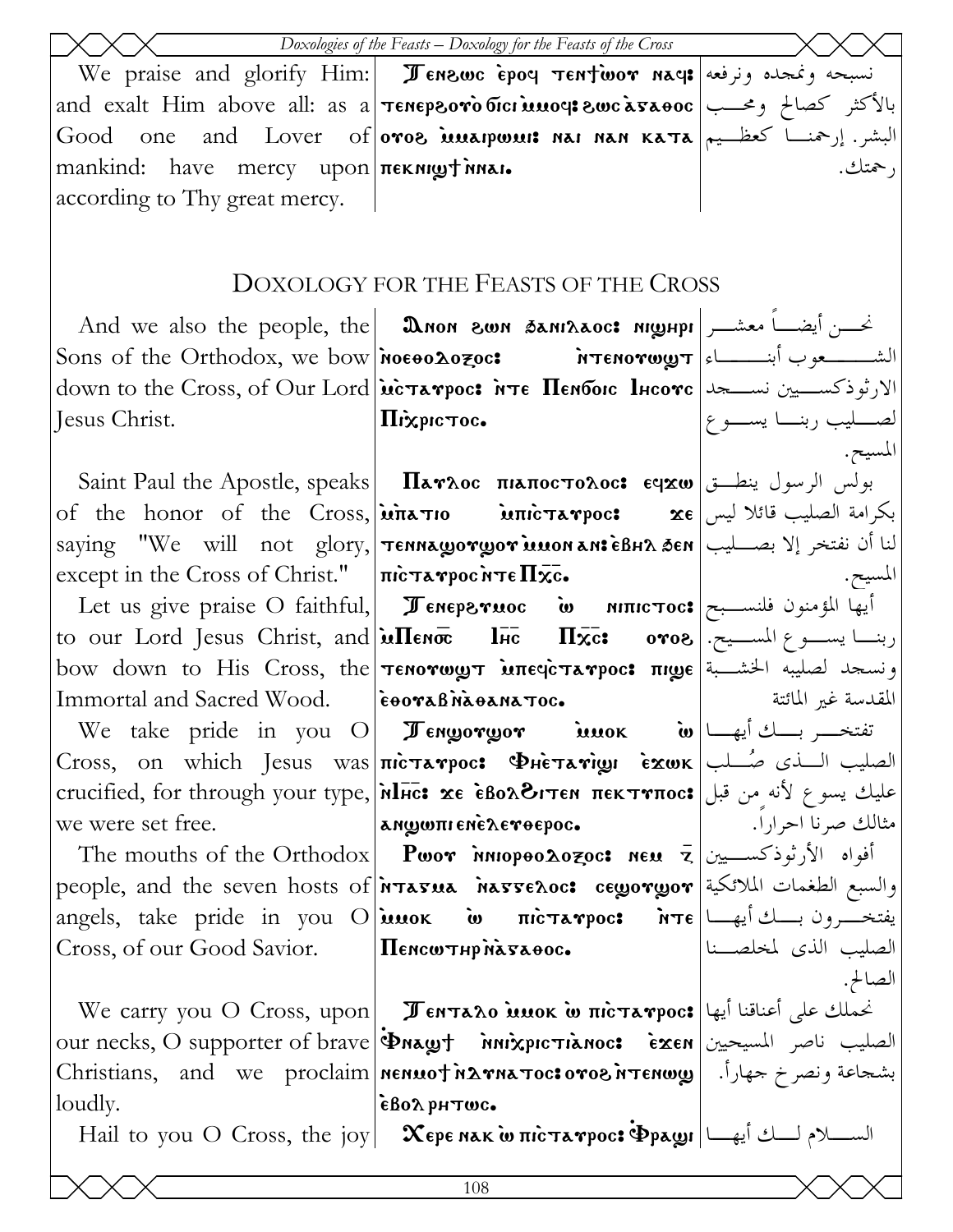| | | |
|---|---|---|
| We praise and glorify Him: and exalt Him above all: as a Good one and Lover of mankind: have mercy upon according to Thy great mercy. | Ⲧⲉⲛϩⲱⲥ ⲉ̀ⲣⲟϥ ⲧⲉⲛϯⲱⲟⲩ ⲛⲁϥ: ⲧⲉⲛⲉⲣϩⲟⲩⲟ̀ ϭⲓⲥⲓ ⲙ̀ⲙⲟϥ: ϩⲱⲥ ⲁ̀ⲅⲁⲑⲟⲥ ⲟⲩⲟϩ ⲙ̀ⲙⲁⲓⲣⲱⲙⲓ: ⲛⲁⲓ ⲛⲁⲛ ⲕⲁⲧⲁ ⲡⲉⲕⲛⲓϣϯ ⲛ̀ⲛⲁⲓ. | نسبحه ونمجده ونرفعه بالأكثر كصالح ومحب البشر. إرحمنا كعظيم رحمتك. |

# DOXOLOGY FOR THE FEASTS OF THE CROSS

| | | |
|---|---|---|
| And we also the people, the Sons of the Orthodox, we bow down to the Cross, of Our Lord Jesus Christ. | Ⲁⲛⲟⲛ ϩⲱⲛ ϧⲁⲛⲓⲗⲁⲟⲥ: ⲛⲓϣⲏⲣⲓ ⲛ̀ⲟⲣⲑⲟⲇⲟⲝⲟⲥ: ⲛ̀ⲧⲉⲛⲟⲩⲱϣⲧ ⲙ̀ⲡⲓⲥ̀ⲧⲁⲩⲣⲟⲥ: ⲛ̀ⲧⲉ Ⲡⲉⲛϭⲟⲓⲥ Ⲓⲏⲥⲟⲩⲥ Ⲡⲓⲭ̀ⲣⲓⲥⲧⲟⲥ. | نحن أيضاً معشر الشعوب أبناء الارثوذكسيين نسجد لصليب ربنا يسوع المسيح. |
| Saint Paul the Apostle, speaks of the honor of the Cross, saying "We will not glory, except in the Cross of Christ." | Ⲡⲁⲩⲗⲟⲥ ⲡⲓⲁⲡⲟⲥⲧⲟⲗⲟⲥ: ⲉϥϫⲱ ⲙ̀ⲡⲁⲧⲓⲟ ⲙ̀ⲡⲓⲥ̀ⲧⲁⲩⲣⲟⲥ: ϫⲉ ⲧⲉⲛⲛⲁϣⲟⲩϣⲟⲩ ⲙ̀ⲙⲟⲛ ⲁⲛ: ⲉ̀ⲃⲏⲗ ϧⲉⲛ ⲡⲓⲥ̀ⲧⲁⲩⲣⲟⲥ ⲛ̀ⲧⲉ Ⲡⲭ̅ⲥ̅. | بولس الرسول ينطق بكرامة الصليب قائلا ليس لنا أن نفتخر إلا بصليب المسيح. |
| Let us give praise O faithful, to our Lord Jesus Christ, and bow down to His Cross, the Immortal and Sacred Wood. | Ⲧⲉⲛⲉⲣϩⲩⲙⲛⲟⲥ ⲱ̀ ⲛⲓⲡⲓⲥⲧⲟⲥ: ⲙ̀Ⲡⲉⲛⲟ̅ⲥ̅ Ⲓⲏ̅ⲥ̅ Ⲡⲭ̅ⲥ̅: ⲟⲩⲟϩ ⲧⲉⲛⲟⲩⲱϣⲧ ⲙ̀ⲡⲉϥⲥ̀ⲧⲁⲩⲣⲟⲥ: ⲡⲓϣⲉ ⲉ̀ⲑⲟⲩⲁⲃ ⲛ̀ⲁ̀ⲑⲁⲛⲁⲧⲟⲥ. | أيها المؤمنون فلنسبح ربنا يسوع المسيح. ونسجد لصليبه الخشبة المقدسة غير المائتة |
| We take pride in you O Cross, on which Jesus was crucified, for through your type, we were set free. | Ⲧⲉⲛϣⲟⲩϣⲟⲩ ⲙ̀ⲙⲟⲕ ⲱ̀ ⲡⲓⲥ̀ⲧⲁⲩⲣⲟⲥ: Ⲫⲏⲉ̀ⲧⲁⲩⲓϣⲓ ⲉ̀ϫⲱⲕ ⲛ̀Ⲓⲏ̅ⲥ̅: ϫⲉ ⲉ̀ⲃⲟⲗϩⲓⲧⲉⲛ ⲡⲉⲕⲧⲩⲡⲟⲥ: ⲁⲛϣⲱⲡⲓ ⲉⲛⲉ̀ⲗⲉⲩⲑⲉⲣⲟⲥ. | تفتخر بك أيها الصليب الذى صُلب عليك يسوع لأنه من قبل مثالك صرنا احراراً. |
| The mouths of the Orthodox people, and the seven hosts of angels, take pride in you O Cross, of our Good Savior. | Ⲣⲱⲟⲩ ⲛ̀ⲛⲓⲟⲣⲑⲟⲇⲟⲝⲟⲥ: ⲛⲉⲙ ⲍ̅ ⲛ̀ⲧⲁⲅⲙⲁ ⲛ̀ⲁⲅⲅⲉⲗⲟⲥ: ⲥⲉϣⲟⲩϣⲟⲩ ⲙ̀ⲙⲟⲕ ⲱ̀ ⲡⲓⲥ̀ⲧⲁⲩⲣⲟⲥ: ⲛ̀ⲧⲉ Ⲡⲉⲛⲥⲱⲧⲏⲣ ⲛ̀ⲁ̀ⲅⲁⲑⲟⲥ. | أفواه الأرثوذكسيين والسبع الطغمات الملائكية يفتخرون بك أيها الصليب الذى لمخلصنا الصالح. |
| We carry you O Cross, upon our necks, O supporter of brave Christians, and we proclaim loudly. | Ⲧⲉⲛⲧⲁⲗⲟ ⲙ̀ⲙⲟⲕ ⲱ̀ ⲡⲓⲥ̀ⲧⲁⲩⲣⲟⲥ: Ⲫⲛⲁϣϯ ⲛ̀ⲛⲓⲭ̀ⲣⲓⲥⲧⲓⲁⲛⲟⲥ: ⲉ̀ϫⲉⲛ ⲛⲉⲛⲙⲟϯ ⲛ̀ⲇⲩⲛⲁⲧⲟⲥ: ⲟⲩⲟϩ ⲛ̀ⲧⲉⲛⲱϣ ⲉ̀ⲃⲟⲗ ⲣⲏⲧⲱⲥ. | نحملك على أعناقنا أيها الصليب ناصر المسيحيين بشجاعة ونصرخ جهاراً. |
| Hail to you O Cross, the joy | Ⲭⲉⲣⲉ ⲛⲁⲕ ⲱ̀ ⲡⲓⲥ̀ⲧⲁⲩⲣⲟⲥ: Ⲫ̀ⲣⲁϣⲓ | السلام لك أيها |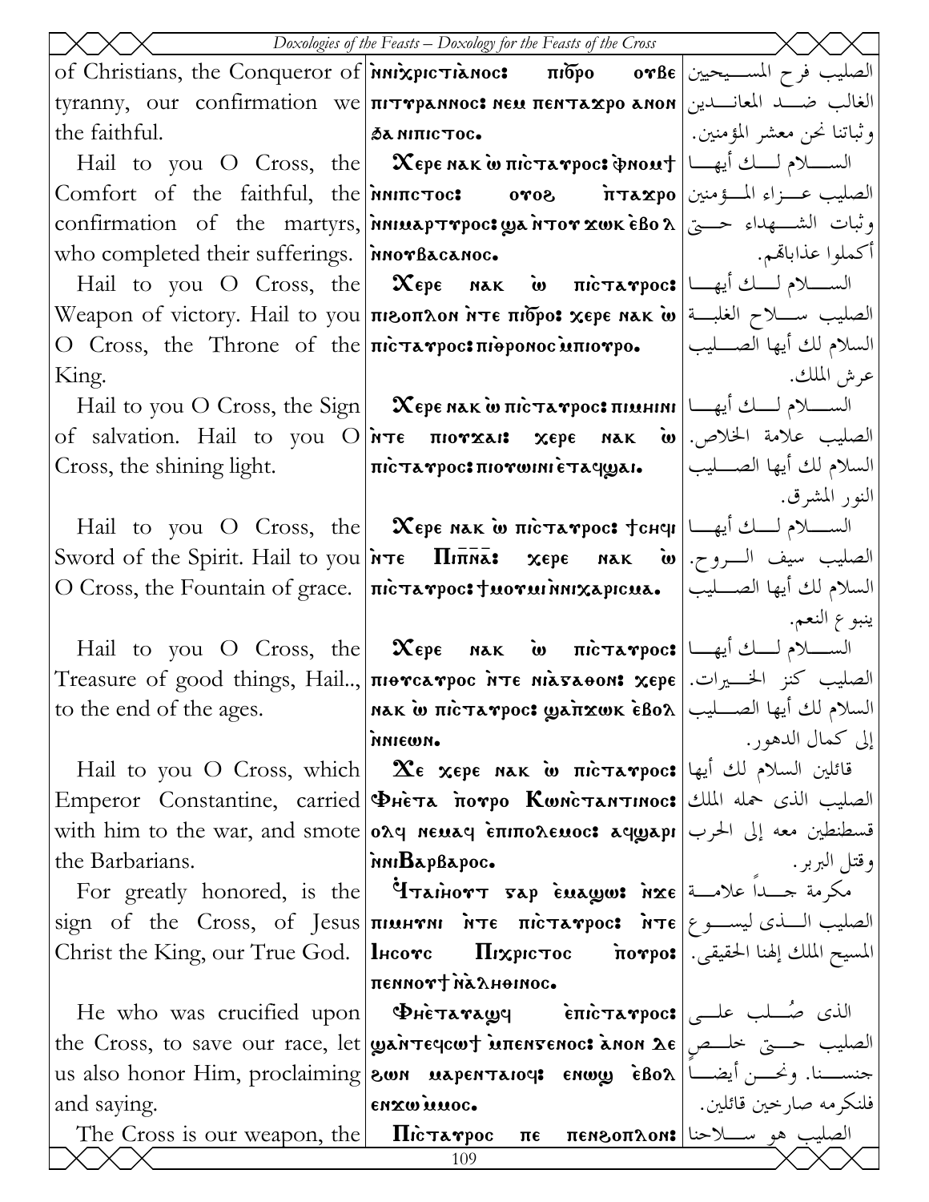| | | |
|---|---|---|
| of Christians, the Conqueror of tyranny, our confirmation we the faithful. | ⲛ̀ⲛⲓⲭ̀ⲣⲓⲥⲧⲓⲁ̀ⲛⲟⲥ: ⲡⲓϭ̀ⲣⲟ ⲟⲩⲃⲉ ⲡⲓⲧⲩⲣⲁⲛⲛⲟⲥ: ⲛⲉⲙ ⲡⲉⲛⲧⲁϫⲣⲟ ⲁⲛⲟⲛ ϧⲁ ⲛⲓⲡⲓⲥⲧⲟⲥ. | الصليب فرح المسيحيين الغالب ضد المعاندين وثباتنا نحن معشر المؤمنين. |
| Hail to you O Cross, the Comfort of the faithful, the confirmation of the martyrs, who completed their sufferings. | Ⲭⲉⲣⲉ ⲛⲁⲕ ⲱ̀ ⲡⲓⲥ̀ⲧⲁⲩⲣⲟⲥ: ⲫ̀ⲛⲟⲙϯ ⲛ̀ⲛⲓⲡⲓⲥⲧⲟⲥ: ⲟⲩⲟϩ ⲡ̀ⲧⲁϫⲣⲟ ⲛ̀ⲛⲓⲙⲁⲣⲧⲩⲣⲟⲥ: ϣⲁ ⲛ̀ⲧⲟⲩ ϫⲱⲕ ⲉ̀ⲃⲟⲗ ⲛ̀ⲛⲟⲩⲃⲁⲥⲁⲛⲟⲥ. | السلام لك أيها الصليب عزاء المؤمنين وثبات الشهداء حتى أكملوا عذاباتهم. |
| Hail to you O Cross, the Weapon of victory. Hail to you O Cross, the Throne of the King. | Ⲭⲉⲣⲉ ⲛⲁⲕ ⲱ̀ ⲡⲓⲥ̀ⲧⲁⲩⲣⲟⲥ: ⲡⲓϩⲟⲡⲗⲟⲛ ⲛ̀ⲧⲉ ⲡⲓϭ̀ⲣⲟ: ⲭⲉⲣⲉ ⲛⲁⲕ ⲱ̀ ⲡⲓⲥ̀ⲧⲁⲩⲣⲟⲥ: ⲡⲓⲑ̀ⲣⲟⲛⲟⲥ ⲙ̀ⲡⲟⲩⲣⲟ. | السلام لك أيها الصليب سلاح الغلبة السلام لك أيها الصليب عرش الملك. |
| Hail to you O Cross, the Sign of salvation. Hail to you O Cross, the shining light. | Ⲭⲉⲣⲉ ⲛⲁⲕ ⲱ̀ ⲡⲓⲥ̀ⲧⲁⲩⲣⲟⲥ: ⲡⲓⲙⲏⲓⲛⲓ ⲛ̀ⲧⲉ ⲡⲓⲟⲩϫⲁⲓ: ⲭⲉⲣⲉ ⲛⲁⲕ ⲱ̀ ⲡⲓⲥ̀ⲧⲁⲩⲣⲟⲥ: ⲡⲓⲟⲩⲱⲓⲛⲓ ⲉ̀ⲧⲁϥϣⲁⲓ. | السلام لك أيها الصليب علامة الخلاص. السلام لك أيها الصليب النور المشرق. |
| Hail to you O Cross, the Sword of the Spirit. Hail to you O Cross, the Fountain of grace. | Ⲭⲉⲣⲉ ⲛⲁⲕ ⲱ̀ ⲡⲓⲥ̀ⲧⲁⲩⲣⲟⲥ: ϯⲥⲏϥⲓ ⲛ̀ⲧⲉ Ⲡⲓⲡ̅ⲛ̅ⲁ̅: ⲭⲉⲣⲉ ⲛⲁⲕ ⲱ̀ ⲡⲓⲥ̀ⲧⲁⲩⲣⲟⲥ: ϯⲙⲟⲩⲙⲓ ⲛ̀ⲛⲓⲭⲁⲣⲓⲥⲙⲁ. | السلام لك أيها الصليب سيف الروح. السلام لك أيها الصليب ينبوع النعم. |
| Hail to you O Cross, the Treasure of good things, Hail.., to the end of the ages. | Ⲭⲉⲣⲉ ⲛⲁⲕ ⲱ̀ ⲡⲓⲥ̀ⲧⲁⲩⲣⲟⲥ: ⲡⲓⲉⲩⲥⲁⲩⲣⲟⲥ ⲛ̀ⲧⲉ ⲛⲓⲁ̀ⲅⲁⲑⲟⲛ: ⲭⲉⲣⲉ ⲛⲁⲕ ⲱ̀ ⲡⲓⲥ̀ⲧⲁⲩⲣⲟⲥ: ϣⲁ ⲡ̀ϫⲱⲕ ⲉ̀ⲃⲟⲗ ⲛ̀ⲛⲓⲉⲱⲛ. | السلام لك أيها الصليب كنز الخيرات. السلام لك أيها الصليب إلى كمال الدهور. |
| Hail to you O Cross, which Emperor Constantine, carried with him to the war, and smote the Barbarians. | Ⲭⲉ ⲭⲉⲣⲉ ⲛⲁⲕ ⲱ̀ ⲡⲓⲥ̀ⲧⲁⲩⲣⲟⲥ: Ⲫⲏⲉ̀ⲧⲁ ⲡ̀ⲟⲩⲣⲟ Ⲕⲱⲛⲥ̀ⲧⲁⲛⲧⲓⲛⲟⲥ: ⲟⲗϥ ⲛⲉⲙⲁϥ ⲉ̀ⲡⲓⲡⲟⲗⲉⲙⲟⲥ: ⲁϥϣⲁⲣⲓ ⲛ̀ⲛⲓⲂⲁⲣⲃⲁⲣⲟⲥ. | قائلين السلام لك أيها الصليب الذى حمله الملك قسطنطين معه إلى الحرب وقتل البربر. |
| For greatly honored, is the sign of the Cross, of Jesus Christ the King, our True God. | Ϥⲧⲁⲓⲏⲟⲩⲧ ⲅⲁⲣ ⲉ̀ⲙⲁϣⲱ: ⲛ̀ϫⲉ ⲡⲓⲙⲏⲓⲛⲓ ⲛ̀ⲧⲉ ⲡⲓⲥ̀ⲧⲁⲩⲣⲟⲥ: ⲛ̀ⲧⲉ Ⲓⲏⲥⲟⲩⲥ Ⲡⲓⲭ̀ⲣⲓⲥⲧⲟⲥ ⲡ̀ⲟⲩⲣⲟ: ⲡⲉⲛⲛⲟⲩϯ ⲛ̀ⲁ̀ⲗⲏⲑⲓⲛⲟⲥ. | مكرمة جداً علامة الصليب الذى ليسوع المسيح الملك إلهنا الحقيقى. |
| He who was crucified upon the Cross, to save our race, let us also honor Him, proclaiming and saying. | Ⲫⲏⲉ̀ⲧⲁⲩⲁϣϥ ⲉ̀ⲡⲓⲥ̀ⲧⲁⲩⲣⲟⲥ: ϣⲁⲛ̀ⲧⲉϥⲥⲱϯ ⲙ̀ⲡⲉⲛⲅⲉⲛⲟⲥ: ⲁ̀ⲛⲟⲛ ⲇⲉ ϩⲱⲛ ⲙⲁⲣⲉⲛⲧⲁⲓⲟϥ: ⲉⲛⲱϣ ⲉ̀ⲃⲟⲗ ⲉⲛϫⲱ ⲙ̀ⲙⲟⲥ. | الذى صُلب على الصليب حتى خلص جنسنا. ونحن أيضاً فلنكرمه صارخين قائلين. |
| The Cross is our weapon, the | Ⲡⲓⲥ̀ⲧⲁⲩⲣⲟⲥ ⲡⲉ ⲡⲉⲛϩⲟⲡⲗⲟⲛ: | الصليب هو سلاحنا |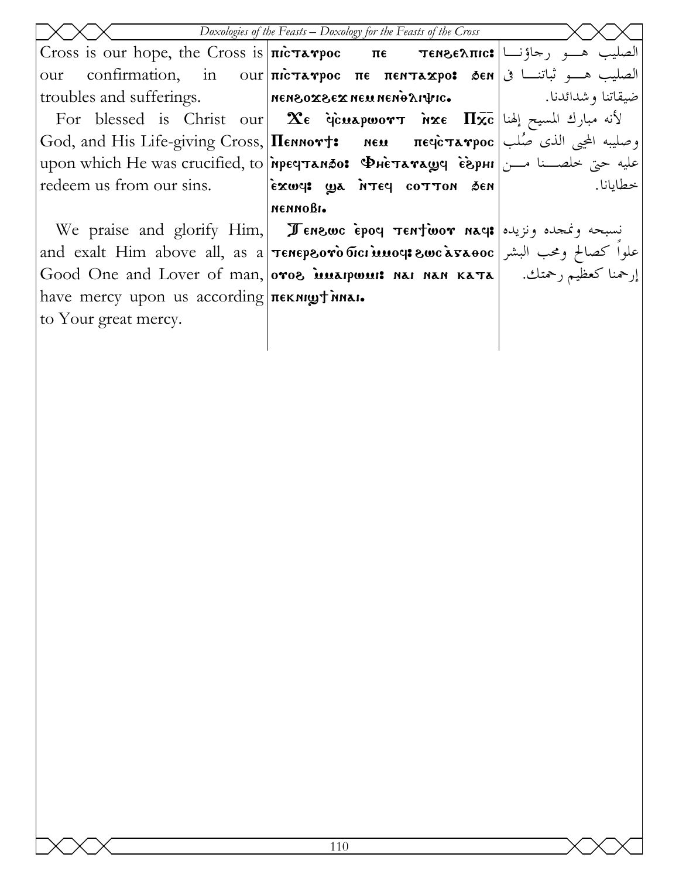| | | |
|---|---|---|
| Cross is our hope, the Cross is our confirmation, in our troubles and sufferings. | Πιⲥ̀ⲧⲁⲩⲣⲟⲥ ⲡⲉ ⲧⲉⲛϩⲉⲗⲡⲓⲥ: ⲡⲓⲥ̀ⲧⲁⲩⲣⲟⲥ ⲡⲉ ⲡⲉⲛⲧⲁϫⲣⲟ: ϧⲉⲛ ⲛⲉⲛϩⲟϫϩⲉϫ ⲛⲉⲙ ⲛⲉⲛⲑ̀ⲗⲓⲯⲓⲥ. | الصليب هو رجاؤنا الصليب هو ثباتنا فى ضيقاتنا وشدائدنا. |
| For blessed is Christ our God, and His Life-giving Cross, upon which He was crucified, to redeem us from our sins. | Ϫⲉ ϥ̀ⲥ̀ⲙⲁⲣⲱⲟⲩⲧ ⲛ̀ϫⲉ Ⲡⲭ̅ⲥ̅ Ⲡⲉⲛⲛⲟⲩϯ: ⲛⲉⲙ ⲡⲉϥⲥ̀ⲧⲁⲩⲣⲟⲥ ⲛ̀ⲣⲉϥⲧⲁⲛϧⲟ: Ⲫⲏⲉ̀ⲧⲁⲩⲁϣϥ ⲉ̀ϩⲣⲏⲓ ⲉ̀ϫⲱϥ: ϣⲁ ⲛ̀ⲧⲉϥ ⲥⲟⲧⲧⲉⲛ ϧⲉⲛ ⲛⲉⲛⲛⲟⲃⲓ. | لأنه مبارك المسيح إلهنا وصليبه المحيى الذى صُلب عليه حتى خلصنا من خطايانا. |
| We praise and glorify Him, and exalt Him above all, as a Good One and Lover of man, have mercy upon us according to Your great mercy. | Ⲧⲉⲛϩⲱⲥ ⲉ̀ⲣⲟϥ ⲧⲉⲛϯⲱ̀ⲟⲩ ⲛⲁϥ: ⲧⲉⲛⲉⲣϩⲟⲩⲟ̀ ϭⲓⲥⲓ ⲙ̀ⲙⲟϥ: ϩⲱⲥ ⲁ̀ⲅⲁⲑⲟⲥ ⲟⲩⲟϩ ⲙ̀ⲙⲁⲓⲣⲱⲙⲓ: ⲛⲁⲓ ⲛⲁⲛ ⲕⲁⲧⲁ ⲡⲉⲕⲛⲓϣϯ ⲛ̀ⲛⲁⲓ. | نسبحه ونمجده ونزيده علواً كصالح ومحب البشر إرحمنا كعظيم رحمتك. |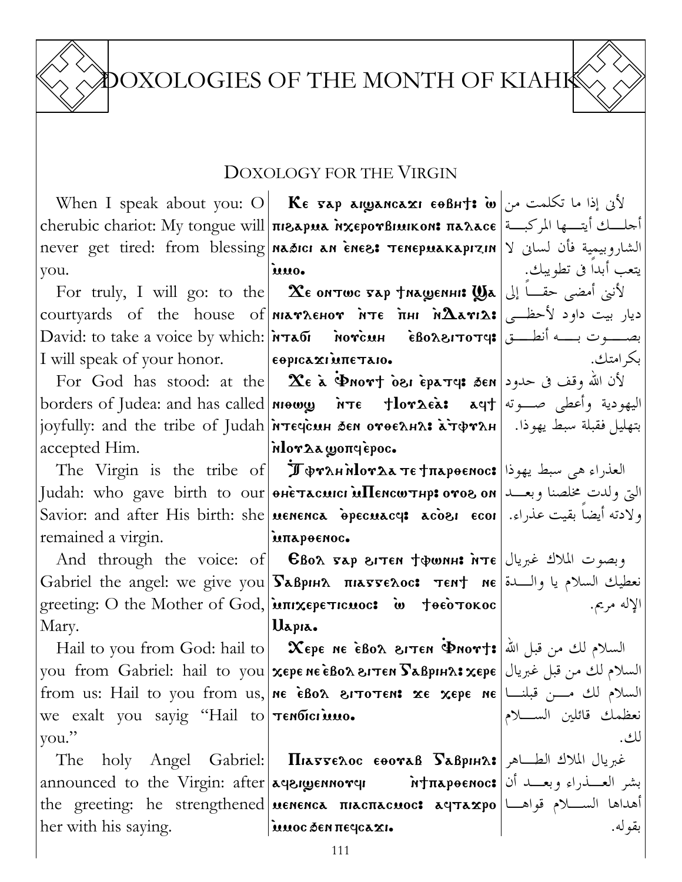# DOXOLOGIES OF THE MONTH OF KIAHK

## DOXOLOGY FOR THE VIRGIN

| English | Coptic | Arabic |
|---|---|---|
| When I speak about you: O cherubic chariot: My tongue will never get tired: from blessing you. | **Ⲕⲉ ⲅⲁⲣ ⲁⲓϣⲁⲛⲥⲁϫⲓ ⲉⲑⲃⲏⲧ︦ⲓ︦: ⲱ** ⲡⲓϩⲁⲣⲙⲁ ⲛ̀ⲭⲉⲣⲟⲩⲃⲓⲙⲓⲕⲟⲛ: ⲡⲁⲗⲁⲥ ⲛⲁϧⲓⲥⲓ ⲁⲛ ⲉ̀ⲛⲉϩ: ⲧⲉⲛⲉⲣⲙⲁⲕⲁⲣⲓⲍⲓⲛ ⲙ̀ⲙⲟ. | لأني إذا ما تكلمت من أجلــك أيتـــها المركبـــة الشاروبيمية فأن لساني لا يتعب أبداً فى تطويبك. |
| For truly, I will go: to the courtyards of the house of David: to take a voice by which: I will speak of your honor. | **Ϫⲉ ⲟⲛⲧⲱⲥ ⲅⲁⲣ ϯⲛⲁϣⲉⲛⲏⲓ: Ϣⲁ** ⲛⲓⲁⲩⲗⲏⲟⲩ ⲛ̀ⲧⲉ ⲡ̀ⲏⲓ ⲛ̀Ⲇⲁⲩⲓⲇ: ⲛ̀ⲧⲁϭⲓ ⲛ̀ⲟⲩⲥ̀ⲙⲏ ⲉ̀ⲃⲟⲗϩⲓⲧⲟⲧϥ: ⲉⲑⲣⲓⲥⲁϫⲓ ⲙ̀ⲡⲉⲧⲁⲓⲟ. | لأنى أمضى حقـــاً إلى ديار بيت داود لأحظـــى بصــــوت بــــه أنطـــق بكرامتك. |
| For God has stood: at the borders of Judea: and has called joyfully: and the tribe of Judah accepted Him. | **Ϫⲉ ⲁ̀ Ⲫ︦ⲛ︦ⲟ︦ⲩ︦ⲧ︦ ⲟ̀ϩⲓ ⲉ̀ⲣⲁⲧϥ: ϧⲉⲛ** ⲛⲓⲑⲱϣ ⲛ̀ⲧⲉ ϯⲒⲟⲩⲇⲉⲁ: ⲁϥϯ ⲛ̀ⲧⲉϥⲥ̀ⲙⲏ ϧⲉⲛ ⲟⲩⲑⲉⲗⲏⲗ: ⲁ̀ ϯⲫⲩⲗⲏ ⲛ̀Ⲓⲟⲩⲇⲁ ϣⲟⲡϥ ⲉ̀ⲣⲟⲥ. | لأن الله وقف فى حدود اليهودية وأعطى صـــوته بتهليل فقبلة سبط يهوذا. |
| The Virgin is the tribe of Judah: who gave birth to our Savior: and after His birth: she remained a virgin. | **Ϯⲫⲩⲗⲏ ⲛ̀Ⲓⲟⲩⲇⲁ ⲧⲉ ϯⲡⲁⲣⲑⲉⲛⲟⲥ:** ⲑⲏⲉ̀ⲧⲁⲥⲙⲓⲥⲓ ⲙ̀Ⲡⲉⲛⲥⲱⲧⲏⲣ: ⲟⲩⲟϩ ⲟⲛ ⲙⲉⲛⲉⲛⲥⲁ ⲑ̀ⲣⲉⲥⲙⲁⲥϥ: ⲁⲥⲟ̀ϩⲓ ⲉⲥⲟⲓ ⲙ̀ⲡⲁⲣⲑⲉⲛⲟⲥ. | العذراء هى سبط يهوذا التى ولدت مخلصنا وبعـــد ولادته أيضاً بقيت عذراء. |
| And through the voice: of Gabriel the angel: we give you greeting: O the Mother of God, Mary. | **Ⲉⲃⲟⲗ ⲅⲁⲣ ϩⲓⲧⲉⲛ ϯⲫⲱⲛⲏ: ⲛ̀ⲧⲉ** Ⲅⲁⲃⲣⲓⲏⲗ ⲡⲓⲁⲅⲅⲉⲗⲟⲥ: ⲧⲉⲛϯ ⲛⲉ ⲙ̀ⲡⲓⲭⲉⲣⲉⲧⲓⲥⲙⲟⲥ: ⲱ ϯⲑⲉⲟ̀ⲧⲟⲕⲟⲥ Ⲙⲁⲣⲓⲁ. | وبصوت الملاك غبريال نعطيك السلام يا والـــدة الإله مريم. |
| Hail to you from God: hail to you from Gabriel: hail to you from us: Hail to you from us, we exalt you sayig "Hail to you." | **Ⲭⲉⲣⲉ ⲛⲉ ⲉ̀ⲃⲟⲗ ϩⲓⲧⲉⲛ Ⲫ︦ⲛ︦ⲟ︦ⲩ︦ⲧ︦:** ⲭⲉⲣⲉ ⲛⲉ ⲉ̀ⲃⲟⲗ ϩⲓⲧⲉⲛ Ⲅⲁⲃⲣⲓⲏⲗ: ⲭⲉⲣⲉ ⲛⲉ ⲉ̀ⲃⲟⲗ ϩⲓⲧⲟⲧⲉⲛ: ϫⲉ ⲭⲉⲣⲉ ⲛⲉ ⲧⲉⲛϭⲓⲥⲓ ⲙ̀ⲙⲟ. | السلام لك من قبل الله السلام لك من قبل غبريال السلام لك مـــن قبلنـــا نعظمك قائلين الســـلام لك. |
| The holy Angel Gabriel: announced to the Virgin: after the greeting: he strengthened her with his saying. | **Ⲡⲓⲁⲅⲅⲉⲗⲟⲥ ⲉⲑⲟⲩⲁⲃ Ⲅⲁⲃⲣⲓⲏⲗ:** ⲁϥϩⲓϣⲉⲛⲛⲟⲩϥⲓ ⲛ̀ϯⲡⲁⲣⲑⲉⲛⲟⲥ: ⲙⲉⲛⲉⲛⲥⲁ ⲡⲓⲁⲥⲡⲁⲥⲙⲟⲥ: ⲁϥⲧⲁϫⲣⲟ ⲙ̀ⲙⲟⲥ ϧⲉⲛ ⲡⲉϥⲥⲁϫⲓ. | غبريال الملاك الطـــاهر بشر العـــذراء وبعـــد أن أهداها الســـلام قواهـــا بقوله. |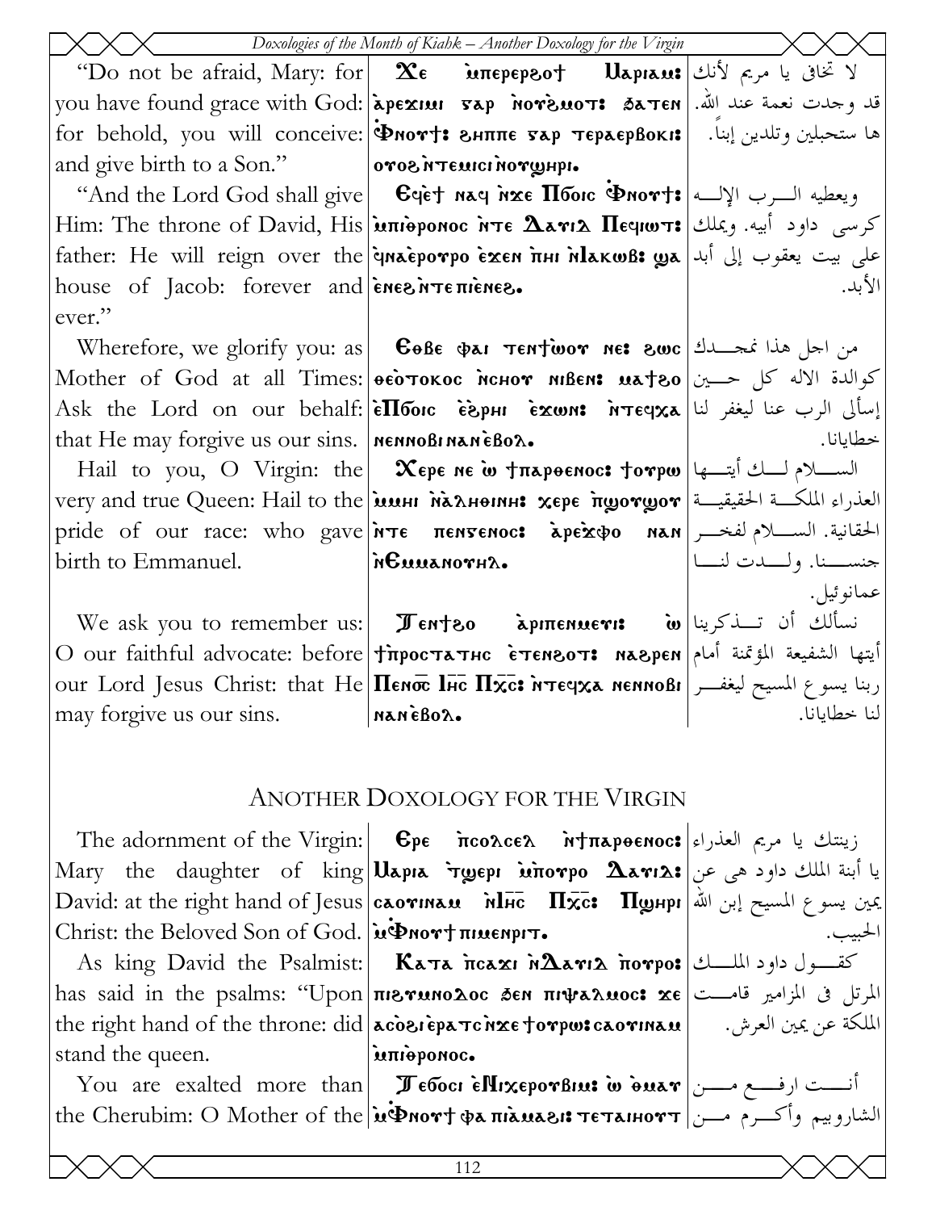| English | Coptic | Arabic |
|---|---|---|
| "Do not be afraid, Mary: for you have found grace with God: for behold, you will conceive: and give birth to a Son." | Ⲙⲡⲉⲣⲉⲣϩⲟϯ Ⲙⲁⲣⲓⲁⲙ: ⲁⲣⲉϫⲓⲙⲓ ⲅⲁⲣ ⲛⲟⲩϩⲙⲟⲧ: ϧⲁⲧⲉⲛ Ⲫⲛⲟⲩϯ: ϩⲏⲡⲡⲉ ⲅⲁⲣ ⲧⲉⲣⲁⲉⲣⲃⲟⲕⲓ: ⲟⲩⲟϩ ⲛⲧⲉⲙⲓⲥⲓ ⲛⲟⲩϣⲏⲣⲓ. | لا تخافي يا مريم لأنك قد وجدت نعمة عند الله. ها ستحبلين وتلدين إبناً. |
| "And the Lord God shall give Him: The throne of David, His father: He will reign over the house of Jacob: forever and ever." | Ⲉϥⲉϯ ⲛⲁϥ ⲛϫⲉ Ⲡⲟ̅ⲥ̅ Ⲫⲛⲟⲩϯ: ⲙⲡⲓⲑⲣⲟⲛⲟⲥ ⲛⲧⲉ Ⲇⲁⲩⲓⲇ Ⲡⲉϥⲓⲱⲧ: ⲉϥⲛⲁⲉⲣⲟⲩⲣⲟ ⲉϫⲉⲛ ⲡⲏⲓ ⲛⲒⲁⲕⲱⲃ: ϣⲁ ⲉⲛⲉϩ ⲛⲧⲉ ⲡⲓⲉⲛⲉϩ. | ويعطيه الرب الإله كرسى داود أبيه. ويملك على بيت يعقوب إلى أبد الأبد. |
| Wherefore, we glorify you: as Mother of God at all Times: Ask the Lord on our behalf: that He may forgive us our sins. | Ⲉⲑⲃⲉ ⲫⲁⲓ ⲧⲉⲛϯⲱⲟⲩ ⲛⲉ: ϩⲱⲥ ⲑⲉⲟⲧⲟⲕⲟⲥ ⲛⲥⲏⲟⲩ ⲛⲓⲃⲉⲛ: ⲙⲁϯϩⲟ ⲉⲠⲟ̅ⲥ̅ ⲉϩⲣⲏⲓ ⲉϫⲱⲛ: ⲛⲧⲉϥⲭⲁ ⲛⲉⲛⲛⲟⲃⲓ ⲛⲁⲛ ⲉⲃⲟⲗ. | من اجل هذا نمجدك كوالدة الاله كل حين إسألى الرب عنا ليغفر لنا خطايانا. |
| Hail to you, O Virgin: the very and true Queen: Hail to the pride of our race: who gave birth to Emmanuel. | Ⲭⲉⲣⲉ ⲛⲉ ⲱ ϯⲡⲁⲣⲑⲉⲛⲟⲥ: ϯⲟⲩⲣⲱ ⲙⲙⲏⲓ ⲛⲁⲗⲏⲑⲓⲛⲏ: ⲭⲉⲣⲉ ⲡϣⲟⲩϣⲟⲩ ⲛⲧⲉ ⲡⲉⲛⲅⲉⲛⲟⲥ: ⲁⲣⲉϫⲫⲟ ⲛⲁⲛ ⲛⲈⲙⲙⲁⲛⲟⲩⲏⲗ. | السلام لك أيتها العذراء الملكة الحقيقية الحقانية. السلام لفخر جنسنا. ولدت لنا عمانوئيل. |
| We ask you to remember us: O our faithful advocate: before our Lord Jesus Christ: that He may forgive us our sins. | Ⲧⲉⲛϯϩⲟ ⲁⲣⲓⲡⲉⲛⲙⲉⲩⲓ: ⲱ ϯⲡⲣⲟⲥⲧⲁⲧⲏⲥ ⲉⲧⲉⲛϩⲟⲧ: ⲛⲁϩⲣⲉⲛ Ⲡⲉⲛⲟ̅ⲥ̅ Ⲓⲏ̅ⲥ̅ Ⲡⲭ̅ⲥ̅: ⲛⲧⲉϥⲭⲁ ⲛⲉⲛⲛⲟⲃⲓ ⲛⲁⲛ ⲉⲃⲟⲗ. | نسألك أن تذكرينا أيتها الشفيعة المؤتمنة أمام ربنا يسوع المسيح ليغفر لنا خطايانا. |

## ANOTHER DOXOLOGY FOR THE VIRGIN

| English | Coptic | Arabic |
|---|---|---|
| The adornment of the Virgin: Mary the daughter of king David: at the right hand of Jesus Christ: the Beloved Son of God. | Ⲉⲣⲉ ⲡⲥⲟⲗⲥⲉⲗ ⲛϯⲡⲁⲣⲑⲉⲛⲟⲥ: Ⲙⲁⲣⲓⲁ ⲧϣⲉⲣⲓ ⲙⲡⲟⲩⲣⲟ Ⲇⲁⲩⲓⲇ: ⲥⲁⲟⲩⲓⲛⲁⲙ ⲛⲒⲏ̅ⲥ̅ Ⲡⲭ̅ⲥ̅: Ⲡϣⲏⲣⲓ ⲙⲪⲛⲟⲩϯ ⲡⲓⲙⲉⲛⲣⲓⲧ. | زينتك يا مريم العذراء يا أبنة الملك داود هى عن يمين يسوع المسيح إبن الله الحبيب. |
| As king David the Psalmist: has said in the psalms: "Upon the right hand of the throne: did stand the queen. | Ⲕⲁⲧⲁ ⲡⲥⲁϫⲓ ⲛⲆⲁⲩⲓⲇ ⲡⲟⲩⲣⲟ: ⲡⲓϩⲩⲙⲛⲟⲇⲟⲥ ϧⲉⲛ ⲡⲓⲯⲁⲗⲙⲟⲥ: ϫⲉ ⲁⲥⲟϩⲓ ⲉⲣⲁⲧⲥ ⲛϫⲉ ϯⲟⲩⲣⲱ: ⲥⲁⲟⲩⲓⲛⲁⲙ ⲙⲡⲓⲑⲣⲟⲛⲟⲥ. | كقول داود الملك المرتل فى المزامير قامت الملكة عن يمين العرش. |
| You are exalted more than the Cherubim: O Mother of the | Ⲧⲉϭⲟⲥⲓ ⲉⲛⲓⲭⲉⲣⲟⲩⲃⲓⲙ: ⲱ ⲑⲙⲁⲩ ⲙⲪⲛⲟⲩϯ ⲫⲁ ⲡⲓⲁⲙⲁϩⲓ: ⲧⲉⲧⲁⲓⲏⲟⲩⲧ | أنت ارفع من الشاروبيم وأكرم من |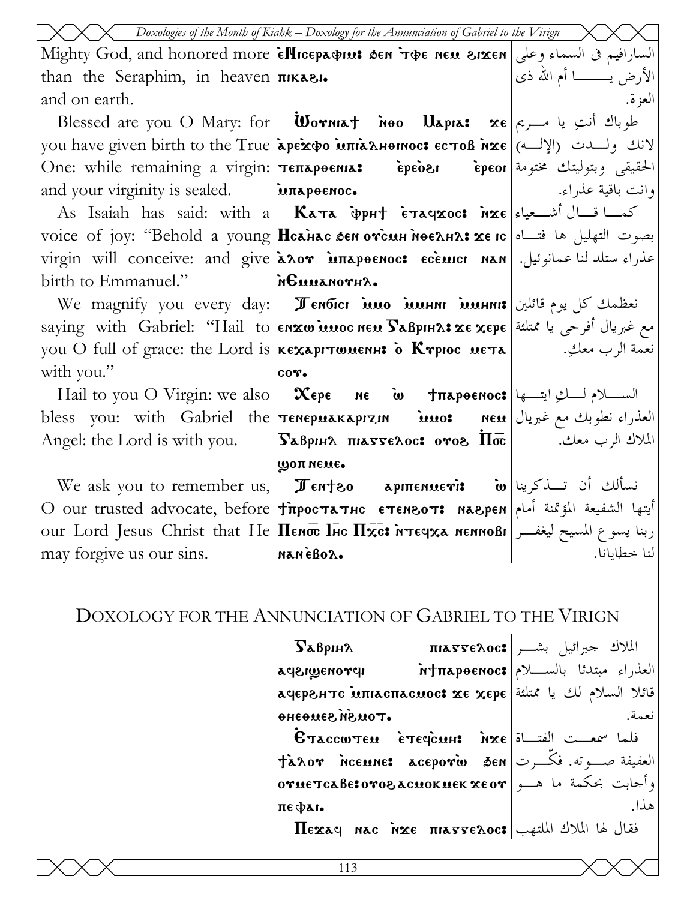| | | |
|---|---|---|
| Mighty God, and honored more than the Seraphim, in heaven and on earth. | ⲉ̀Ⲙⲓⲥⲉⲣⲁⲫⲓⲙ: ϧⲉⲛ ⲧ̀ⲫⲉ ⲛⲉⲙ ϩⲓϫⲉⲛ ⲡⲓⲕⲁϩⲓ. | السارافيم في السماء وعلى الأرض يــــا أم الله ذى العزة. |
| Blessed are you O Mary: for you have given birth to the True One: while remaining a virgin: and your virginity is sealed. | Ⲱⲟⲩⲛⲓⲁⲧ ⲛ̀ⲑⲟ Ⲙⲁⲣⲓⲁ: ϫⲉ ⲁ̀ⲣⲉϫ̀ⲫⲟ ⲙ̀ⲡⲓⲁ̀ⲗⲏⲑⲓⲛⲟⲥ: ⲉⲥⲧⲟⲃ ⲛ̀ϫⲉ ⲧⲉⲡⲁⲣⲑⲉⲛⲓⲁ: ⲉ̀ⲣⲉⲟ̀ϩⲓ ⲉ̀ⲣⲉⲟⲓ ⲙ̀ⲡⲁⲣⲑⲉⲛⲟⲥ. | طوباك أنتِ يا مــريم لانك ولـــدت (الإلــه) الحقيقى وبتوليتك مختومة وانت باقية عذراء. |
| As Isaiah has said: with a voice of joy: "Behold a young virgin will conceive: and give birth to Emmanuel." | Ⲕⲁⲧⲁ ⲫ̀ⲣⲏϯ ⲉ̀ⲧⲁϥϫⲟⲥ: ⲛ̀ϫⲉ Ⲏⲥⲁⲏⲁⲥ ϧⲉⲛ ⲟⲩ̀ⲥⲙⲏ ⲛ̀ⲑⲉⲗⲏⲗ: ϫⲉ ⲓⲥ ⲁ̀ⲗⲟⲩ ⲙ̀ⲡⲁⲣⲑⲉⲛⲟⲥ: ⲉⲥⲉ̀ⲙⲓⲥⲓ ⲛⲁⲛ ⲛ̀Ⲉⲙⲙⲁⲛⲟⲩⲏⲗ. | كمـا قـال أشـعياء بصوت التهليل ها فتـاه عذراء ستلد لنا عمانوئيل. |
| We magnify you every day: saying with Gabriel: "Hail to you O full of grace: the Lord is with you." | Ⲧⲉⲛϭⲓⲥⲓ ⲙ̀ⲙⲟ ⲙ̀ⲙⲏⲛⲓ ⲙ̀ⲙⲏⲛⲓ: ⲉⲛϫⲱ ⲙ̀ⲙⲟⲥ ⲛⲉⲙ Ⲅⲁⲃⲣⲓⲏⲗ: ϫⲉ ⲭⲉⲣⲉ ⲕⲉⲭⲁⲣⲓⲧⲱⲙⲉⲛⲏ: ⲟ̀ Ⲕⲩⲣⲓⲟⲥ ⲙⲉⲧⲁ ⲥⲟⲩ. | نعظمك كل يوم قائلين مع غبريال أفرحى يا ممتلئة نعمة الرب معكِ. |
| Hail to you O Virgin: we also bless you: with Gabriel the Angel: the Lord is with you. | Ⲭⲉⲣⲉ ⲛⲉ ⲱ̀ ϯⲡⲁⲣⲑⲉⲛⲟⲥ: ⲧⲉⲛⲉⲣⲙⲁⲕⲁⲣⲓⲍⲓⲛ ⲙ̀ⲙⲟ: ⲛⲉⲙ Ⲅⲁⲃⲣⲓⲏⲗ ⲡⲓⲁⲅⲅⲉⲗⲟⲥ: ⲟⲩⲟϩ Ⲡⲟ̅ⲥ̅ ϣⲟⲡ ⲛⲉⲙⲉ. | الســلام لــكِ ايتــها العذراء نطوبك مع غبريال الملاك الرب معك. |
| We ask you to remember us, O our trusted advocate, before our Lord Jesus Christ that He may forgive us our sins. | Ⲧⲉⲛϯϩⲟ ⲁⲣⲓⲡⲉⲛⲙⲉⲩ̀ⲓ: ⲱ̀ ϯⲡ̀ⲣⲟⲥⲧⲁⲧⲏⲥ ⲉⲧⲉⲛϩⲟⲧ: ⲛⲁϩⲣⲉⲛ Ⲡⲉⲛⲟ̅ⲥ̅ Ⲓⲏ̅ⲥ̅ Ⲡⲭ̅ⲥ̅: ⲛ̀ⲧⲉϥⲭⲁ ⲛⲉⲛⲛⲟⲃⲓ ⲛⲁⲛ ⲉ̀ⲃⲟⲗ. | نسألك أن تــذكرينا أيتها الشفيعة المؤتمنة أمام ربنا يسوع المسيح ليغفـر لنا خطايانا. |

## DOXOLOGY FOR THE ANNUNCIATION OF GABRIEL TO THE VIRIGN

| | | |
|---|---|---|
| | Ⲅⲁⲃⲣⲓⲏⲗ ⲡⲓⲁⲅⲅⲉⲗⲟⲥ: ⲁϥϩⲓϣⲉⲛⲟⲩϥⲓ ⲛ̀ϯⲡⲁⲣⲑⲉⲛⲟⲥ: ⲁϥⲉⲣϩⲏⲧⲥ ⲙ̀ⲡⲓⲁⲥⲡⲁⲥⲙⲟⲥ: ϫⲉ ⲭⲉⲣⲉ ⲑⲏⲉⲑⲙⲉϩ ⲛ̀ϩⲙⲟⲧ. | الملاك جبرائيل بشـر العذراء مبتدئا بالسـلام قائلا السلام لك يا ممتلئة نعمة. |
| | Ⲉ̀ⲧⲁⲥⲥⲱⲧⲉⲙ ⲉ̀ⲧⲉϥ̀ⲥⲙⲏ: ⲛ̀ϫⲉ ϯⲁ̀ⲗⲟⲩ ⲛ̀ⲥⲉⲙⲛⲉ: ⲁⲥⲉⲣⲟⲩ̀ⲱ ϧⲉⲛ ⲟⲩⲙⲉⲧⲥⲁⲃⲉ: ⲟⲩⲟϩ ⲁⲥⲙⲟⲕⲙⲉⲕ ϫⲉ ⲟⲩ ⲡⲉ ⲫⲁⲓ. | فلما سمعـت الفتـاة العفيفة صــوته. فكّــرت وأجابت بحكمة ما هــو هذا. |
| | Ⲡⲉϫⲁϥ ⲛⲁⲥ ⲛ̀ϫⲉ ⲡⲓⲁⲅⲅⲉⲗⲟⲥ: | فقال لها الملاك الملتهب |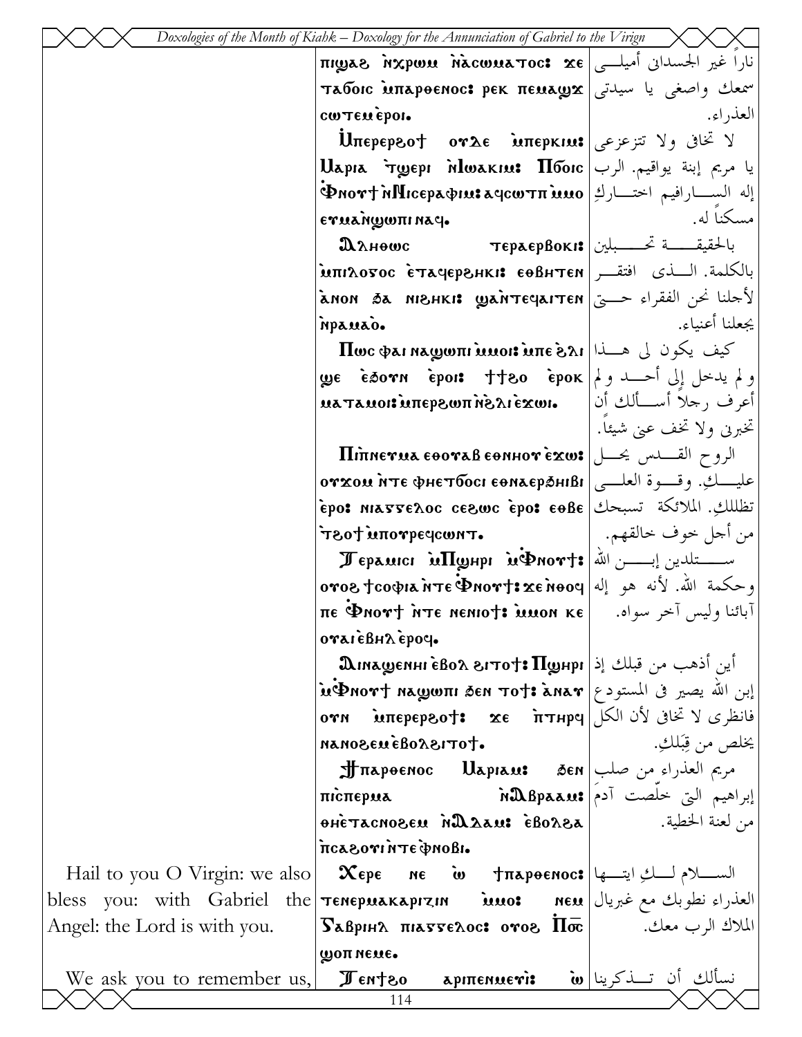| English | Coptic | Arabic |
|---|---|---|
| | ⲡⲓϣⲁϩ ⲛ̀ⲭⲣⲱⲙ ⲛ̀ⲁ̀ⲥⲱⲙⲁⲧⲟⲥ: ϫⲉ ⲧⲁϭⲟⲓⲥ ⲙ̀ⲡⲁⲣⲑⲉⲛⲟⲥ: ⲣⲉⲕ ⲡⲉⲙⲁϣϫ ⲥⲱⲧⲉⲙ ⲉ̀ⲣⲟⲓ. | ناراً غير الجسدانى أميلـى سمعك واصغى يا سيدتى العذراء. |
| | Ⲙ̀ⲡⲉⲣⲉⲣϩⲟϯ ⲟⲩⲇⲉ ⲙ̀ⲡⲉⲣⲕⲓⲙ: Ⲙⲁⲣⲓⲁ ϯϣⲉⲣⲓ ⲛ̀Ⲓⲱⲁⲕⲓⲙ: Ⲡϭⲟⲓⲥ Ⲫ̀ⲛⲟⲩϯ ⲛ̀Ⲛⲓⲥⲉⲣⲁⲫⲓⲙ: ⲁϥⲥⲱⲧⲡ ⲙ̀ⲙⲟ ⲉⲩⲙⲁⲛ̀ϣⲱⲡⲓ ⲛⲁϥ. | لا تخافى ولا تتزعزعى يا مريم إبنة يواقيم. الرب إله السـارافيم اختـارك مسكناً له. |
| | Ⲁⲗⲏⲑⲱⲥ ⲧⲉⲣⲁⲉⲣⲃⲟⲕⲓ: ⲙ̀ⲡⲓⲗⲟⲅⲟⲥ ⲉ̀ⲧⲁϥⲉⲣϩⲏⲕⲓ: ⲉⲑⲃⲏⲧⲉⲛ ⲁ̀ⲛⲟⲛ ϧⲁ ⲛⲓϩⲏⲕⲓ: ϣⲁⲛ̀ⲧⲉϥⲁⲓⲧⲉⲛ ⲛ̀ⲣⲁⲙⲁⲟ̀. | بالحقيقـة تحـبلين بالكلمة. الـذى افتقـر لأجلنا نحن الفقراء حـتى يجعلنا أغنياء. |
| | Ⲡⲱⲥ ⲫⲁⲓ ⲛⲁϣⲱⲡⲓ ⲙ̀ⲙⲟⲓ: ⲙ̀ⲡⲉ ϩ̀ⲗⲓ ϣⲉ ⲉ̀ϧⲟⲩⲛ ⲉ̀ⲣⲟⲓ: ϯϯϩⲟ ⲉ̀ⲣⲟⲕ ⲙⲁⲧⲁⲙⲟⲓ: ⲙ̀ⲡⲉⲣϩⲱⲡ ⲛ̀ϩ̀ⲗⲓ ⲉ̀ϫⲱⲓ. | كيف يكون لى هـذا ولم يدخل إلى أحـد ولم أعرف رجلاً أسـألك أن تخبرنى ولا تخف عنى شيئاً. |
| | Ⲡⲓⲡ̀ⲛⲉⲩⲙⲁ ⲉⲑⲟⲩⲁⲃ ⲉⲑⲛⲏⲟⲩ ⲉ̀ϫⲱ: ⲟⲩϫⲟⲙ ⲛ̀ⲧⲉ ⲫⲏⲉⲧϭⲟⲥⲓ ⲉⲑⲛⲁⲉⲣϧⲏⲓⲃⲓ ⲉ̀ⲣⲟ: ⲛⲓⲁⲅⲅⲉⲗⲟⲥ ⲥⲉϩⲱⲥ ⲉ̀ⲣⲟ: ⲉⲑⲃⲉ ϯϩⲟϯ ⲙ̀ⲡⲟⲩⲣⲉϥⲥⲱⲛⲧ. | الروح القـدس يحـل عليـكِ. وقـوة العلـى تظللكِ. الملائكة تسبحك من أجل خوف خالقهم. |
| | Ⲧⲉⲣⲁⲙⲓⲥⲓ ⲙ̀Ⲡϣⲏⲣⲓ ⲙ̀Ⲫ̀ⲛⲟⲩϯ: ⲟⲩⲟϩ ϯⲥⲟⲫⲓⲁ ⲛ̀ⲧⲉ Ⲫ̀ⲛⲟⲩϯ: ϫⲉ ⲛ̀ⲑⲟϥ ⲡⲉ Ⲫ̀ⲛⲟⲩϯ ⲛ̀ⲧⲉ ⲛⲉⲛⲓⲟϯ: ⲙ̀ⲙⲟⲛ ⲕⲉ ⲟⲩⲁⲓ ⲉ̀ⲃⲏⲗ ⲉ̀ⲣⲟϥ. | سـتلدين إبـن الله وحكمة الله. لأنه هو إله آبائنا وليس آخر سواه. |
| | Ⲁⲓⲛⲁϣⲉⲛⲏⲓ ⲉ̀ⲃⲟⲗ ϩⲓⲧⲟϯ: Ⲡϣⲏⲣⲓ ⲙ̀Ⲫ̀ⲛⲟⲩϯ ⲛⲁϣⲱⲡⲓ ϧⲉⲛ ⲧⲟϯ: ⲁ̀ⲛⲁⲩ ⲟⲩⲛ ⲙ̀ⲡⲉⲣⲉⲣϩⲟϯ: ϫⲉ ⲡ̀ⲧⲏⲣϥ ⲛⲁⲛⲟϩⲉⲙ ⲉ̀ⲃⲟⲗϩⲓⲧⲟϯ. | أين أذهب من قبلك إذ إبن الله يصير فى المستودع فانظرى لا تخافى لأن الكل يخلص من قِبَلكِ. |
| | Ϯⲡⲁⲣⲑⲉⲛⲟⲥ Ⲙⲁⲣⲓⲁⲙ: ϧⲉⲛ ⲡⲓⲥ̀ⲡⲉⲣⲙⲁ ⲛ̀Ⲁⲃⲣⲁⲁⲙ: ⲑⲏⲉ̀ⲧⲁⲥⲛⲟϩⲉⲙ ⲛ̀Ⲁⲇⲁⲙ: ⲉ̀ⲃⲟⲗϩⲁ ⲡ̀ⲥⲁϩⲟⲩⲓ ⲛ̀ⲧⲉ ⲫ̀ⲛⲟⲃⲓ. | مريم العذراء من صلب إبراهيم التى خلّصت آدم من لعنة الخطية. |
| Hail to you O Virgin: we also bless you: with Gabriel the Angel: the Lord is with you. | Ⲭⲉⲣⲉ ⲛⲉ ⲱ̀ ϯⲡⲁⲣⲑⲉⲛⲟⲥ: ⲧⲉⲛⲉⲣⲙⲁⲕⲁⲣⲓⲍⲓⲛ ⲙ̀ⲙⲟ: ⲛⲉⲙ Ⲅⲁⲃⲣⲓⲏⲗ ⲡⲓⲁⲅⲅⲉⲗⲟⲥ: ⲟⲩⲟϩ Ⲡ̀ⲟ̅ⲥ̅ ϣⲟⲡ ⲛⲉⲙⲉ. | السـلام لـكِ ايتـها العذراء نطوبك مع غبريال الملاك الرب معك. |
| We ask you to remember us, | Ⲧⲉⲛϯϩⲟ ⲁ̀ⲣⲓⲡⲉⲛⲙⲉⲩⲓ: ⲱ̀ | نسألك أن تـذكرينا |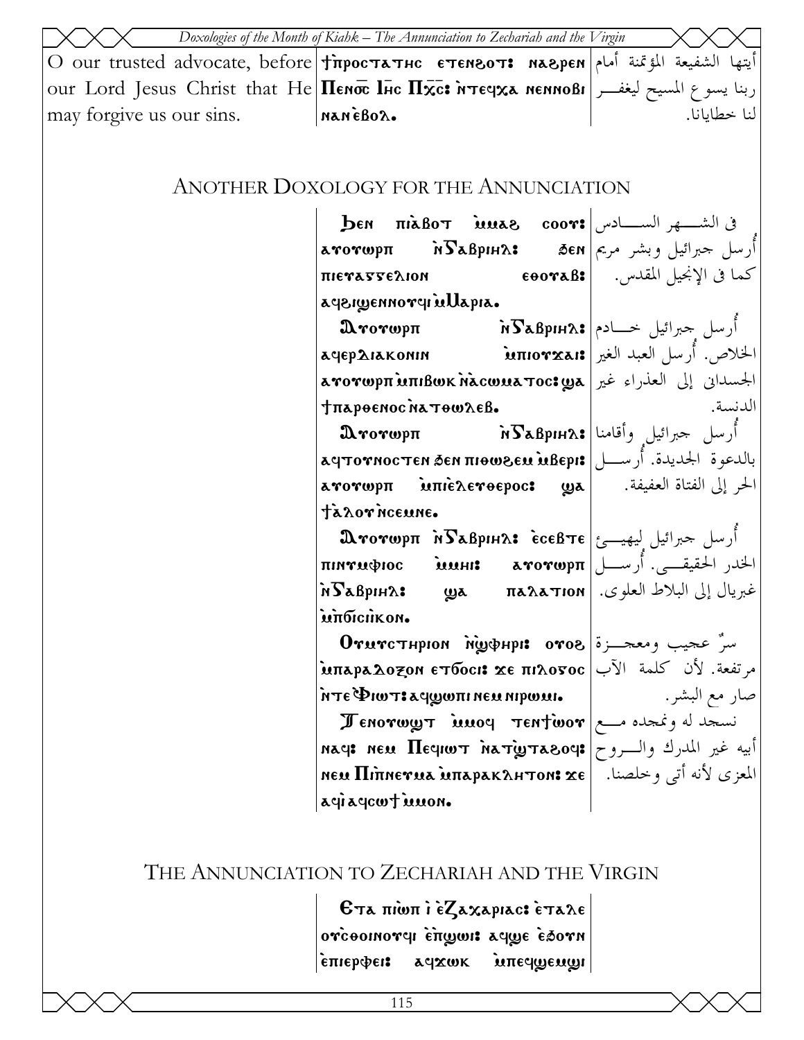| | | |
|---|---|---|
| O our trusted advocate, before our Lord Jesus Christ that He may forgive us our sins. | ϯⲡ̀ⲣⲟⲥⲧⲁⲧⲏⲥ ⲉⲧⲉⲛϩⲟⲧ: ⲛⲁϩⲣⲉⲛ Ⲡⲉⲛⲟ̅ⲥ̅ Ⲓⲏ̅ⲥ̅ Ⲡⲭ̅ⲥ̅: ⲛ̀ⲧⲉϥⲭⲁ ⲛⲉⲛⲛⲟⲃⲓ ⲛⲁⲛ ⲉ̀ⲃⲟⲗ. | أيتها الشفيعة المؤتمنة أمام ربنا يسوع المسيح ليغفر لنا خطايانا. |

## Another Doxology for the Annunciation

| | |
|---|---|
| Ϧⲉⲛ ⲡⲓⲁ̀ⲃⲟⲧ ⲙ̀ⲙⲁϩ ⲥⲟⲟⲩ: ⲁⲩⲟⲩⲱⲣⲡ ⲛ̀Ⲅⲁⲃⲣⲓⲏⲗ: ϧⲉⲛ ⲡⲓⲉⲩⲁⲅⲅⲉⲗⲓⲟⲛ ⲉⲑⲟⲩⲁⲃ: ⲁϥϩⲓϣⲉⲛⲛⲟⲩϥⲓ ⲙ̀Ⲙⲁⲣⲓⲁ. | في الشهر السادس أُرسل جبرائيل وبشر مريم كما في الإنجيل المقدس. |
| Ⲁⲩⲟⲩⲱⲣⲡ ⲛ̀Ⲅⲁⲃⲣⲓⲏⲗ: ⲁϥⲉⲣⲇⲓⲁⲕⲟⲛⲓⲛ ⲙ̀ⲡⲓⲟⲩϫⲁⲓ: ⲁⲩⲟⲩⲱⲣⲡ ⲙ̀ⲡⲓⲃⲱⲕ ⲛ̀ⲁ̀ⲥⲱⲙⲁⲧⲟⲥ: ϣⲁ ϯⲡⲁⲣⲑⲉⲛⲟⲥ ⲛ̀ⲁⲧⲑⲱⲗⲉⲃ. | أُرسل جبرائيل خادم الخلاص. أُرسل العبد الغير الجسداني إلى العذراء غير الدنسة. |
| Ⲁⲩⲟⲩⲱⲣⲡ ⲛ̀Ⲅⲁⲃⲣⲓⲏⲗ: ⲁϥⲧⲟⲩⲛⲟⲥⲧⲉⲛ ϧⲉⲛ ⲡⲓⲑⲱϩⲉⲙ ⲙ̀ⲃⲉⲣⲓ: ⲁⲩⲟⲩⲱⲣⲡ ⲙ̀ⲡⲓⲉ̀ⲗⲉⲩⲑⲉⲣⲟⲥ: ϣⲁ ϯⲁ̀ⲗⲟⲩ ⲛ̀ⲥⲉⲙⲛⲉ. | أُرسل جبرائيل وأقامنا بالدعوة الجديدة. أُرسل الحر إلى الفتاة العفيفة. |
| Ⲁⲩⲟⲩⲱⲣⲡ ⲛ̀Ⲅⲁⲃⲣⲓⲏⲗ: ⲉ̀ⲥⲉⲃⲧⲉ ⲡⲓⲛⲩⲙⲫⲓⲟⲥ ⲙ̀ⲙⲏⲓ: ⲁⲩⲟⲩⲱⲣⲡ ⲛ̀Ⲅⲁⲃⲣⲓⲏⲗ: ϣⲁ ⲡⲁⲗⲁⲧⲓⲟⲛ ⲙ̀ⲡϭⲓⲥⲓⲕⲟⲛ. | أُرسل جبرائيل ليهيئ الخدر الحقيقي. أُرسل غبريال إلى البلاط العلوي. |
| Ⲟⲩⲙⲩⲥⲧⲏⲣⲓⲟⲛ ⲛ̀ϣⲫⲏⲣⲓ: ⲟⲩⲟϩ ⲙ̀ⲡⲁⲣⲁⲇⲟⲝⲟⲛ ⲉⲧϭⲟⲥⲓ: ϫⲉ ⲡⲓⲗⲟⲅⲟⲥ ⲛ̀ⲧⲉ Ⲫⲓⲱⲧ: ⲁϥϣⲱⲡⲓ ⲛⲉⲙ ⲛⲓⲣⲱⲙⲓ. | سرٌ عجيب ومعجزة مرتفعة. لأن كلمة الآب صار مع البشر. |
| Ⲧⲉⲛⲟⲩⲱϣⲧ ⲙ̀ⲙⲟϥ ⲧⲉⲛϯⲱⲟⲩ ⲛⲁϥ: ⲛⲉⲙ Ⲡⲉϥⲓⲱⲧ ⲛ̀ⲁⲧϣ̀ⲧⲁϩⲟϥ: ⲛⲉⲙ Ⲡⲓⲡ̀ⲛⲉⲩⲙⲁ ⲙ̀ⲡⲁⲣⲁⲕⲗⲏⲧⲟⲛ: ϫⲉ ⲁϥⲓ ⲁϥⲥⲱϯ ⲙ̀ⲙⲟⲛ. | نسجد له ونمجده مع أبيه غير المدرك والروح المعزى لأنه أتى وخلصنا. |

## The Annunciation to Zechariah and the Virgin

| |
|---|
| Ⲉⲧⲁ ⲡⲓⲱ̀ⲡ ⲓ̀ ⲉ̀Ⲍⲁⲭⲁⲣⲓⲁⲥ: ⲉ̀ⲧⲁⲗⲉ ⲟⲩ̀ⲥⲑⲟⲓⲛⲟⲩϥⲓ ⲉ̀ⲡ̀ϣⲱⲓ: ⲁϥϣⲉ ⲉ̀ϧⲟⲩⲛ ⲉ̀ⲡⲓⲉⲣⲫⲉⲓ: ⲁϥϫⲱⲕ ⲙ̀ⲡⲉϥϣⲉⲙϣⲓ |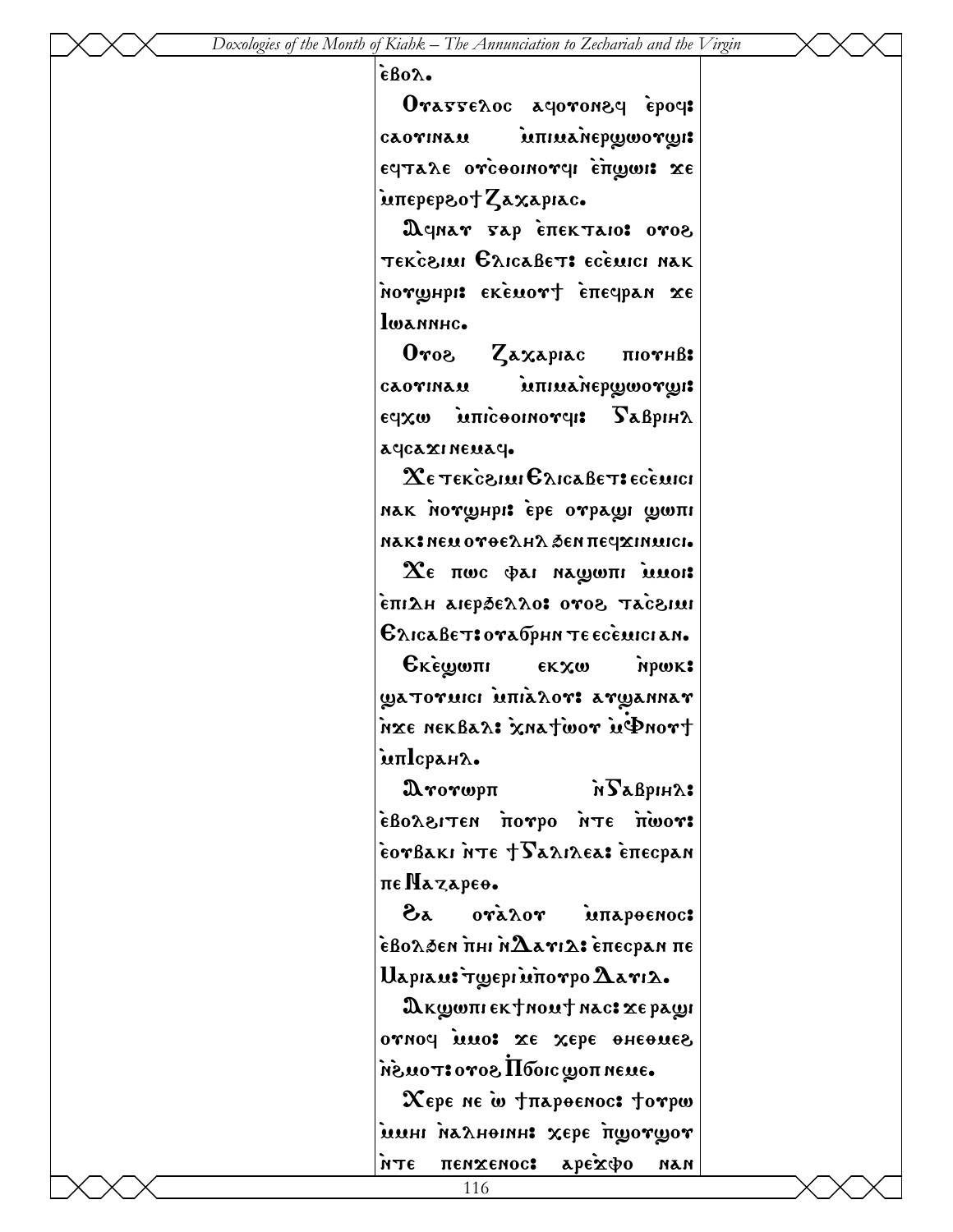ⲉ̀ⲃⲟⲗ.

Ⲟⲩⲁⲅⲅⲉⲗⲟⲥ ⲁϥⲟⲩⲟⲛϩϥ ⲉ̀ⲣⲟϥ: ⲥⲁⲟⲩⲓⲛⲁⲙ ⲙ̀ⲡⲓⲙⲁⲛ̀ⲉⲣϣⲱⲟⲩϣⲓ: ⲉϥⲧⲁⲗⲉ ⲟⲩⲥ̀ⲑⲟⲓⲛⲟⲩϥⲓ ⲉ̀ⲡ̀ϣⲱⲓ: ϫⲉ ⲙ̀ⲡⲉⲣⲉⲣϩⲟϯ Ⲍⲁⲭⲁⲣⲓⲁⲥ.

Ⲁϥⲛⲁⲩ ⲅⲁⲣ ⲉ̀ⲡⲉⲕⲧⲁⲓⲟ: ⲟⲩⲟϩ ⲧⲉⲕⲥ̀ϩⲓⲙⲓ Ⲉⲗⲓⲥⲁⲃⲉⲧ: ⲉⲥⲉ̀ⲙⲓⲥⲓ ⲛⲁⲕ ⲛ̀ⲟⲩϣⲏⲣⲓ: ⲉⲕⲉ̀ⲙⲟⲩϯ ⲉ̀ⲡⲉϥⲣⲁⲛ ϫⲉ Ⲓⲱⲁⲛⲛⲏⲥ.

Ⲟⲩⲟϩ Ⲍⲁⲭⲁⲣⲓⲁⲥ ⲡⲓⲟⲩⲏⲃ: ⲥⲁⲟⲩⲓⲛⲁⲙ ⲙ̀ⲡⲓⲙⲁⲛ̀ⲉⲣϣⲱⲟⲩϣⲓ: ⲉϥϫⲱ ⲙ̀ⲡⲓⲥ̀ⲑⲟⲓⲛⲟⲩϥⲓ: Ⲅⲁⲃⲣⲓⲏⲗ ⲁϥⲥⲁϫⲓ ⲛⲉⲙⲁϥ.

Ϫⲉ ⲧⲉⲕⲥ̀ϩⲓⲙⲓ Ⲉⲗⲓⲥⲁⲃⲉⲧ: ⲉⲥⲉ̀ⲙⲓⲥⲓ ⲛⲁⲕ ⲛ̀ⲟⲩϣⲏⲣⲓ: ⲉ̀ⲣⲉ ⲟⲩⲣⲁϣⲓ ϣⲱⲡⲓ ⲛⲁⲕ: ⲛⲉⲙ ⲟⲩⲑⲉⲗⲏⲗ ϧⲉⲛ ⲡⲉϥϫⲓⲛⲙⲓⲥⲓ.

Ϫⲉ ⲡⲱⲥ ⲫⲁⲓ ⲛⲁϣⲱⲡⲓ ⲙ̀ⲙⲟⲓ: ⲉ̀ⲡⲓⲇⲏ ⲁⲓⲉⲣϧⲉⲗⲗⲟ: ⲟⲩⲟϩ ⲧⲁⲥ̀ϩⲓⲙⲓ Ⲉⲗⲓⲥⲁⲃⲉⲧ: ⲟⲩⲁϭⲣⲏⲛ ⲧⲉ ⲉⲥⲉ̀ⲙⲓⲥⲓ ⲁⲛ.

Ⲉⲕⲉ̀ϣⲱⲡⲓ ⲉⲕϫⲱ ⲛ̀ⲣⲱⲕ: ϣⲁⲧⲟⲩⲙⲓⲥⲓ ⲙ̀ⲡⲓⲁ̀ⲗⲟⲩ: ⲁⲩϣⲁⲛⲛⲁⲩ ⲛ̀ϫⲉ ⲛⲉⲕⲃⲁⲗ: ⲭ̀ⲛⲁϯⲱⲟⲩ ⲙ̀Ⲫ̀ⲛⲟⲩϯ ⲙ̀ⲡⲓⲥⲣⲁⲏⲗ.

Ⲁⲩⲟⲩⲱⲣⲡ ⲛ̀Ⲅⲁⲃⲣⲓⲏⲗ: ⲉ̀ⲃⲟⲗϩⲓⲧⲉⲛ ⲡ̀ⲟⲩⲣⲟ ⲛ̀ⲧⲉ ⲡ̀ⲱⲟⲩ: ⲉ̀ⲟⲩⲃⲁⲕⲓ ⲛ̀ⲧⲉ ϯⲄⲁⲗⲓⲗⲉⲁ: ⲉ̀ⲡⲉⲥⲣⲁⲛ ⲡⲉ Ⲛⲁⲍⲁⲣⲉⲑ.

Ϩⲁ ⲟⲩⲁ̀ⲗⲟⲩ ⲙ̀ⲡⲁⲣⲑⲉⲛⲟⲥ: ⲉ̀ⲃⲟⲗϧⲉⲛ ⲡ̀ⲏⲓ ⲛ̀Ⲇⲁⲩⲓⲇ: ⲉ̀ⲡⲉⲥⲣⲁⲛ ⲡⲉ Ⲙⲁⲣⲓⲁⲙ: ⲧ̀ϣⲉⲣⲓ ⲙ̀ⲡⲟⲩⲣⲟ Ⲇⲁⲩⲓⲇ.

Ⲁⲕϣⲱⲡⲓ ⲉⲕϯⲛⲟⲙϯ ⲛⲁⲥ: ϫⲉ ⲣⲁϣⲓ ⲟⲩⲛⲟϥ ⲙ̀ⲙⲟ: ϫⲉ ⲭⲉⲣⲉ ⲑⲏⲉⲑⲙⲉϩ ⲛ̀ϩ̀ⲙⲟⲧ: ⲟⲩⲟϩ Ⲡ̀ϭⲟⲓⲥ ϣⲟⲡ ⲛⲉⲙⲉ.

Ⲭⲉⲣⲉ ⲛⲉ ⲱ̀ ϯⲡⲁⲣⲑⲉⲛⲟⲥ: ϯⲟⲩⲣⲱ ⲙ̀ⲙⲏⲓ ⲛ̀ⲁⲗⲏⲑⲓⲛⲏ: ⲭⲉⲣⲉ ⲡ̀ϣⲟⲩϣⲟⲩ ⲛ̀ⲧⲉ ⲡⲉⲛϫⲉⲛⲟⲥ: ⲁⲣⲉ̀ϫ̀ⲫⲟ ⲛⲁⲛ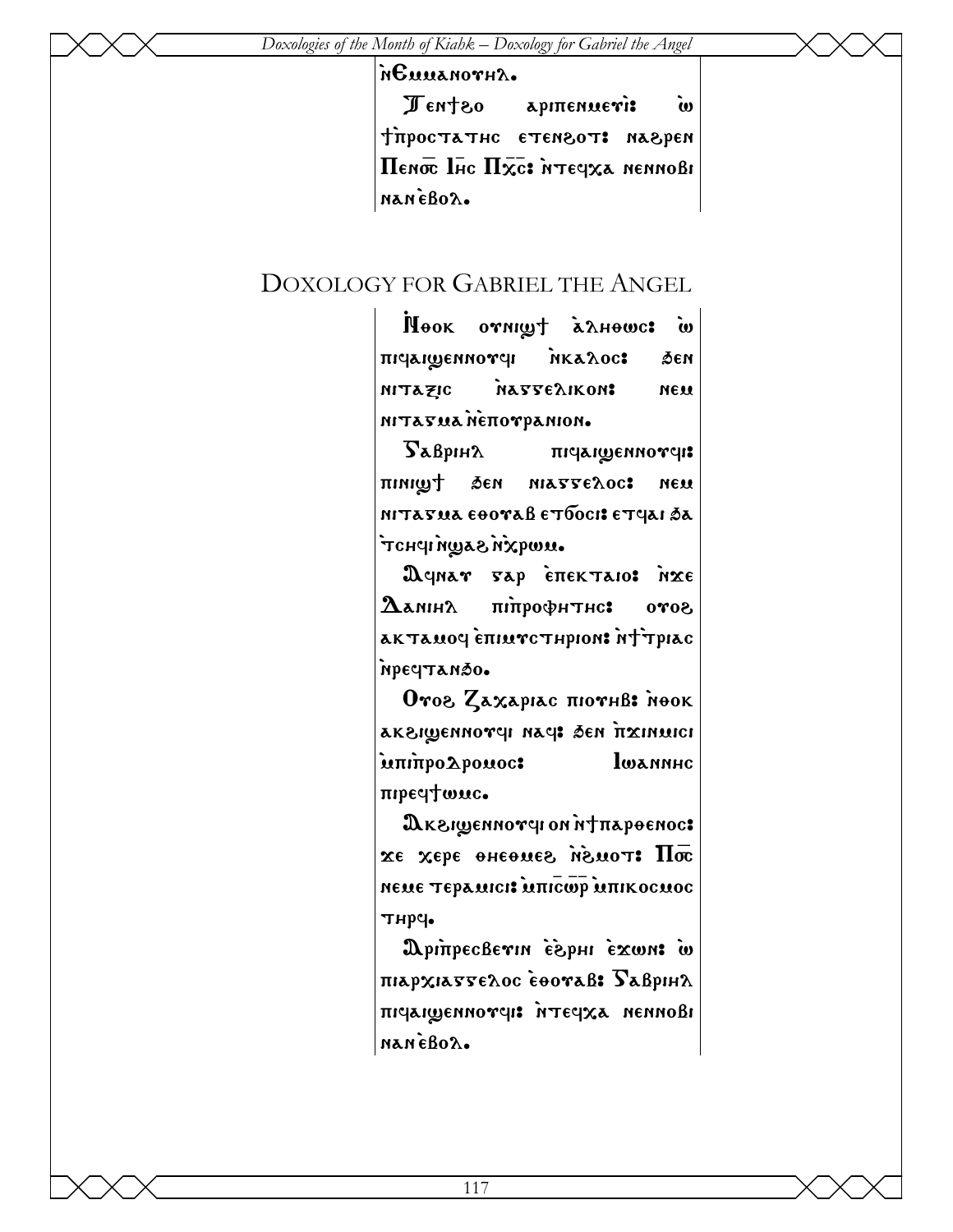ⲛ̀Ⲉⲙⲙⲁⲛⲟⲩⲏⲗ.

Ⲧⲉⲛϯϩⲟ ⲁⲣⲓⲡⲉⲛⲙⲉⲩⲓ: ⲱ ϯⲡ̀ⲣⲟⲥⲧⲁⲧⲏⲥ ⲉⲧⲉⲛϩⲟⲧ: ⲛⲁϩⲣⲉⲛ Ⲡⲉⲛⲟ̅ⲥ̅ Ⲓⲏ̅ⲥ̅ Ⲡⲭ̅ⲥ̅: ⲛ̀ⲧⲉϥⲭⲁ ⲛⲉⲛⲛⲟⲃⲓ ⲛⲁⲛ ⲉ̀ⲃⲟⲗ.

# Doxology for Gabriel the Angel

Ⲛ̀ⲑⲟⲕ ⲟⲩⲛⲓϣϯ ⲁ̀ⲗⲏⲑⲱⲥ: ⲱ ⲡⲓϥⲁⲓϣⲉⲛⲛⲟⲩϥⲓ ⲛ̀ⲕⲁⲗⲟⲥ: ϧⲉⲛ ⲛⲓⲧⲁⲝⲓⲥ ⲛ̀ⲁⲅⲅⲉⲗⲓⲕⲟⲛ: ⲛⲉⲙ ⲛⲓⲧⲁⲅⲙⲁ ⲛ̀ⲉ̀ⲡⲟⲩⲣⲁⲛⲓⲟⲛ.

Ⲅⲁⲃⲣⲓⲏⲗ ⲡⲓϥⲁⲓϣⲉⲛⲛⲟⲩϥⲓ: ⲡⲓⲛⲓϣϯ ϧⲉⲛ ⲛⲓⲁⲅⲅⲉⲗⲟⲥ: ⲛⲉⲙ ⲛⲓⲧⲁⲅⲙⲁ ⲉⲑⲟⲩⲁⲃ ⲉⲧϭⲟⲥⲓ: ⲉⲧϥⲁⲓ ϧⲁ ⲧ̀ⲥⲏϥⲓ ⲛ̀ϣⲁϩ ⲛ̀ⲭ̀ⲣⲱⲙ.

Ⲁϥⲛⲁⲩ ⲅⲁⲣ ⲉ̀ⲡⲉⲕⲧⲁⲓⲟ: ⲛ̀ϫⲉ Ⲇⲁⲛⲓⲏⲗ ⲡⲓⲡ̀ⲣⲟⲫⲏⲧⲏⲥ: ⲟⲩⲟϩ ⲁⲕⲧⲁⲙⲟϥ ⲉ̀ⲡⲓⲙⲩⲥⲧⲏⲣⲓⲟⲛ: ⲛ̀ϯⲧ̀ⲣⲓⲁⲥ ⲛ̀ⲣⲉϥⲧⲁⲛϧⲟ.

Ⲟⲩⲟϩ Ⲍⲁⲭⲁⲣⲓⲁⲥ ⲡⲓⲟⲩⲏⲃ: ⲛ̀ⲑⲟⲕ ⲁⲕϩⲓϣⲉⲛⲛⲟⲩϥⲓ ⲛⲁϥ: ϧⲉⲛ ⲡ̀ϫⲓⲛⲙⲓⲥⲓ ⲙ̀ⲡⲓⲡ̀ⲣⲟⲇⲣⲟⲙⲟⲥ: Ⲓⲱⲁⲛⲛⲏⲥ ⲡⲓⲣⲉϥϯⲱⲙⲥ.

Ⲁⲕϩⲓϣⲉⲛⲛⲟⲩϥⲓ ⲟⲛ ⲛ̀ϯⲡⲁⲣⲑⲉⲛⲟⲥ: ϫⲉ ⲭⲉⲣⲉ ⲑⲏⲉⲑⲙⲉϩ ⲛ̀ϩ̀ⲙⲟⲧ: Ⲡⲟ̅ⲥ̅ ⲛⲉⲙⲉ ⲧⲉⲣⲁⲙⲓⲥⲓ: ⲙ̀ⲡⲓⲥ̅ⲱ̅ⲣ̅ ⲙ̀ⲡⲓⲕⲟⲥⲙⲟⲥ ⲧⲏⲣϥ.

Ⲁⲣⲓⲡ̀ⲣⲉⲥⲃⲉⲩⲓⲛ ⲉ̀ϩ̀ⲣⲏⲓ ⲉ̀ϫⲱⲛ: ⲱ ⲡⲓⲁⲣⲭⲏⲁⲅⲅⲉⲗⲟⲥ ⲉ̀ⲑⲟⲩⲁⲃ: Ⲅⲁⲃⲣⲓⲏⲗ ⲡⲓϥⲁⲓϣⲉⲛⲛⲟⲩϥⲓ: ⲛ̀ⲧⲉϥⲭⲁ ⲛⲉⲛⲛⲟⲃⲓ ⲛⲁⲛ ⲉ̀ⲃⲟⲗ.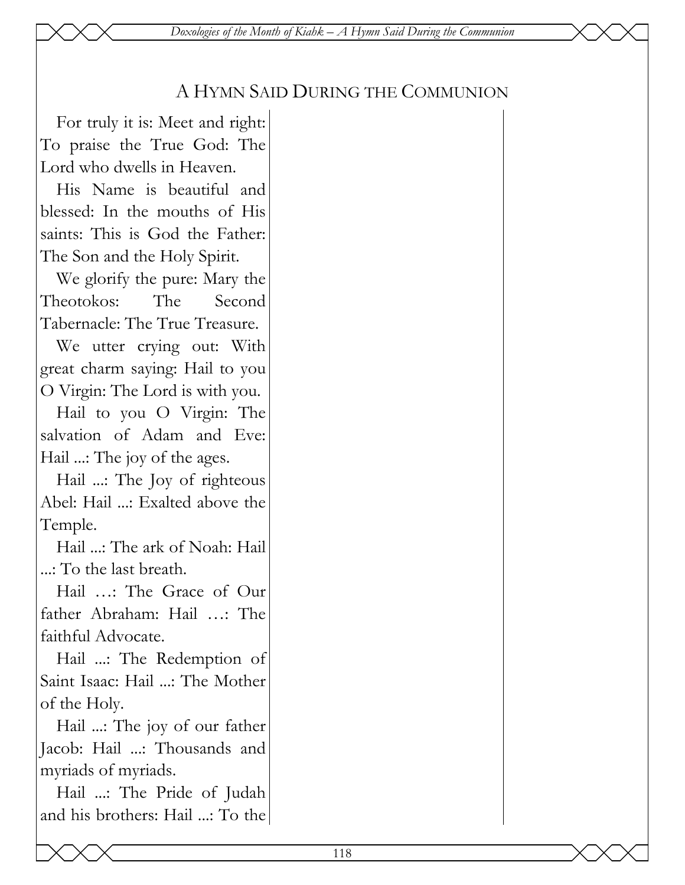## A Hymn Said During the Communion

For truly it is: Meet and right: To praise the True God: The Lord who dwells in Heaven.

His Name is beautiful and blessed: In the mouths of His saints: This is God the Father: The Son and the Holy Spirit.

We glorify the pure: Mary the Theotokos: The Second Tabernacle: The True Treasure.

We utter crying out: With great charm saying: Hail to you O Virgin: The Lord is with you.

Hail to you O Virgin: The salvation of Adam and Eve: Hail ...: The joy of the ages.

Hail ...: The Joy of righteous Abel: Hail ...: Exalted above the Temple.

Hail ...: The ark of Noah: Hail ...: To the last breath.

Hail …: The Grace of Our father Abraham: Hail …: The faithful Advocate.

Hail ...: The Redemption of Saint Isaac: Hail ...: The Mother of the Holy.

Hail ...: The joy of our father Jacob: Hail ...: Thousands and myriads of myriads.

Hail ...: The Pride of Judah and his brothers: Hail ...: To the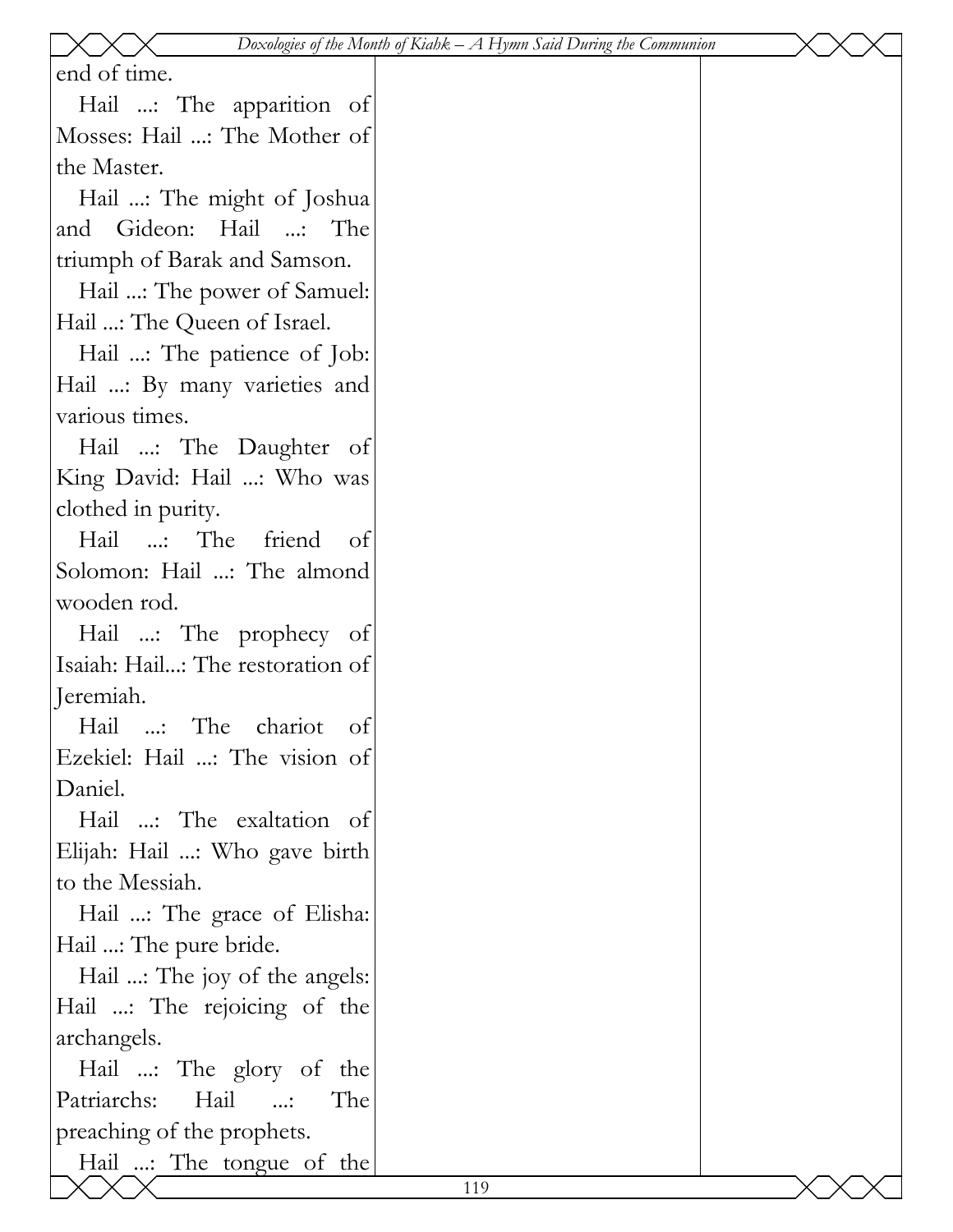end of time.

Hail ...: The apparition of Mosses: Hail ...: The Mother of the Master.

Hail ...: The might of Joshua and Gideon: Hail ...: The triumph of Barak and Samson.

Hail ...: The power of Samuel: Hail ...: The Queen of Israel.

Hail ...: The patience of Job: Hail ...: By many varieties and various times.

Hail ...: The Daughter of King David: Hail ...: Who was clothed in purity.

Hail ...: The friend of Solomon: Hail ...: The almond wooden rod.

Hail ...: The prophecy of Isaiah: Hail...: The restoration of Jeremiah.

Hail ...: The chariot of Ezekiel: Hail ...: The vision of Daniel.

Hail ...: The exaltation of Elijah: Hail ...: Who gave birth to the Messiah.

Hail ...: The grace of Elisha: Hail ...: The pure bride.

Hail ...: The joy of the angels: Hail ...: The rejoicing of the archangels.

Hail ...: The glory of the Patriarchs: Hail ...: The preaching of the prophets.

Hail ...: The tongue of the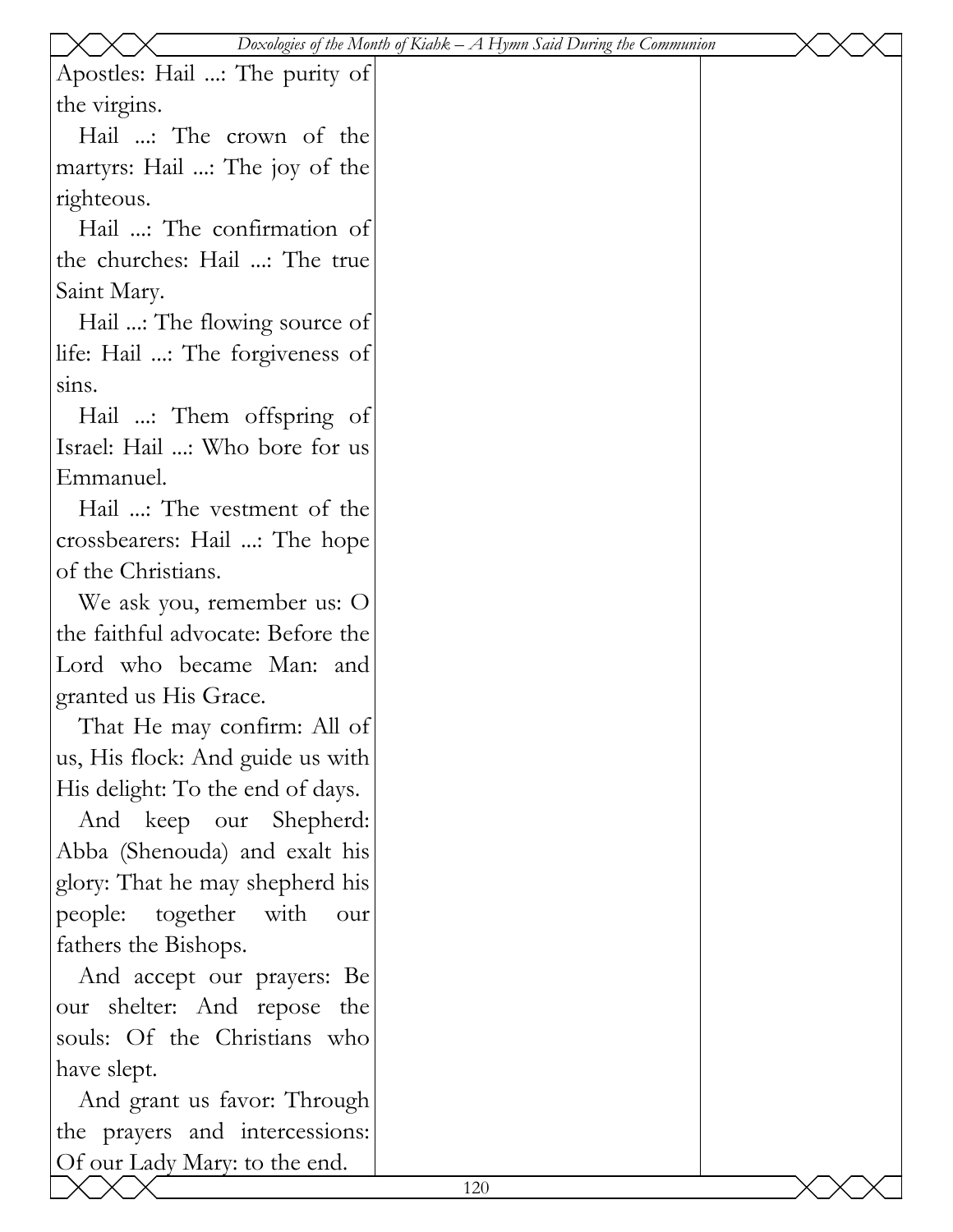Apostles: Hail ...: The purity of the virgins.

Hail ...: The crown of the martyrs: Hail ...: The joy of the righteous.

Hail ...: The confirmation of the churches: Hail ...: The true Saint Mary.

Hail ...: The flowing source of life: Hail ...: The forgiveness of sins.

Hail ...: Them offspring of Israel: Hail ...: Who bore for us Emmanuel.

Hail ...: The vestment of the crossbearers: Hail ...: The hope of the Christians.

We ask you, remember us: O the faithful advocate: Before the Lord who became Man: and granted us His Grace.

That He may confirm: All of us, His flock: And guide us with His delight: To the end of days.

And keep our Shepherd: Abba (Shenouda) and exalt his glory: That he may shepherd his people: together with our fathers the Bishops.

And accept our prayers: Be our shelter: And repose the souls: Of the Christians who have slept.

And grant us favor: Through the prayers and intercessions: Of our Lady Mary: to the end.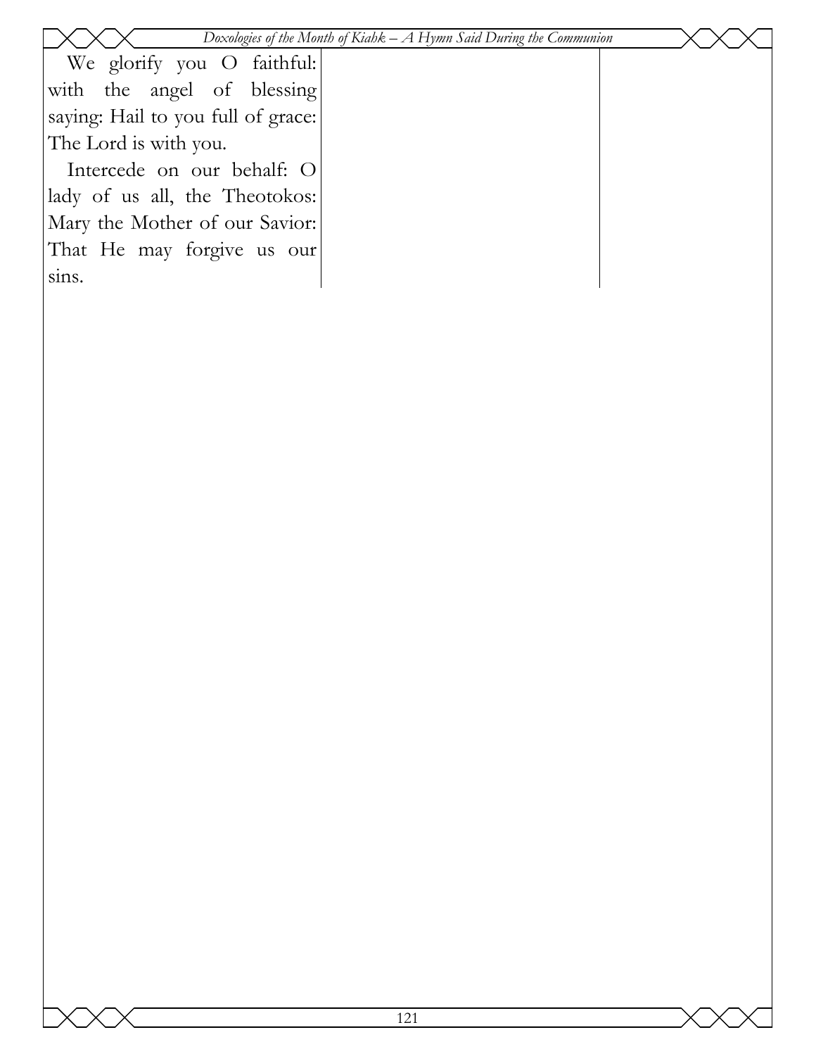We glorify you O faithful: with the angel of blessing saying: Hail to you full of grace: The Lord is with you.

Intercede on our behalf: O lady of us all, the Theotokos: Mary the Mother of our Savior: That He may forgive us our sins.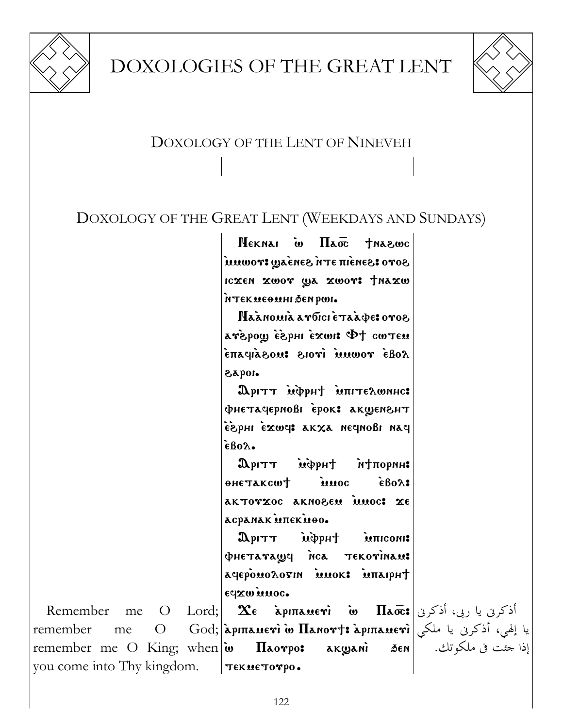# DOXOLOGIES OF THE GREAT LENT

## DOXOLOGY OF THE LENT OF NINEVEH

## DOXOLOGY OF THE GREAT LENT (WEEKDAYS AND SUNDAYS)

| English | Coptic | Arabic |
|---|---|---|
| | Ⲛⲉⲕⲛⲁⲓ ⲱ̀ Ⲡⲁ⳪ ϯⲛⲁϩⲱⲥ ⲙ̀ⲙⲱⲟⲩ: ϣⲁ̀ⲉ̀ⲛⲉϩ ⲛ̀ⲧⲉ ⲡⲓⲉ̀ⲛⲉϩ: ⲟⲩⲟϩ ⲓⲥϫⲉⲛ ϫⲱⲟⲩ ϣⲁ ϫⲱⲟⲩ: ϯⲛⲁϫⲱ ⲛ̀ⲧⲉⲕⲙⲉⲑⲙⲏⲓ ϧⲉⲛ ⲣⲱⲓ. | |
| | Ⲛⲁⲁ̀ⲛⲟⲙⲓⲁ̀ ⲁⲩϭⲓⲥⲓ ⲉ̀ⲧⲁⲁ̀ⲫⲉ: ⲟⲩⲟϩ ⲁⲩϩ̀ⲣⲟϣ ⲉ̀ϩ̀ⲣⲏⲓ ⲉ̀ϫⲱⲓ: Ⲫϯ ⲥⲱⲧⲉⲙ ⲉ̀ⲡⲁⲥⲓⲁ̀ϩⲟⲙ: ϩⲓⲟⲩⲓ̀ ⲙ̀ⲙⲱⲟⲩ ⲉ̀ⲃⲟⲗ ϩⲁⲣⲟⲓ. | |
| | Ⲁⲣⲓⲧⲧ ⲙ̀ⲫ̀ⲣⲏϯ ⲙ̀ⲡⲓⲧⲉⲗⲱⲛⲏⲥ: ⲫⲏⲉⲧⲁϥⲉⲣⲛⲟⲃⲓ ⲉ̀ⲣⲟⲕ: ⲁⲕϣⲉⲛϩⲏⲧ ⲉ̀ϩ̀ⲣⲏⲓ ⲉ̀ϫⲱϥ: ⲁⲕⲭⲁ ⲛⲉϥⲛⲟⲃⲓ ⲛⲁϥ ⲉ̀ⲃⲟⲗ. | |
| | Ⲁⲣⲓⲧⲧ ⲙ̀ⲫ̀ⲣⲏϯ ⲛ̀ϯⲡⲟⲣⲛⲏ: ⲑⲏⲉⲧⲁⲕⲥⲱϯ ⲙ̀ⲙⲟⲥ ⲉ̀ⲃⲟⲗ: ⲁⲕⲧⲟⲩϫⲟⲥ ⲁⲕⲛⲟϩⲉⲙ ⲙ̀ⲙⲟⲥ: ϫⲉ ⲁⲥⲣⲁⲛⲁⲕ ⲙ̀ⲡⲉⲕⲙ̀ⲑⲟ. | |
| | Ⲁⲣⲓⲧⲧ ⲙ̀ⲫ̀ⲣⲏϯ ⲙ̀ⲡⲓⲥⲟⲛⲓ: ⲫⲏⲉⲧⲁⲩⲁϣϥ ⲛ̀ⲥⲁ ⲧⲉⲕⲟⲩⲓ̀ⲛⲁⲙ: ⲁϥⲉⲣⲟ̀ⲙⲟⲗⲟⲅⲓⲛ ⲙ̀ⲙⲟⲕ: ⲙ̀ⲡⲁⲓⲣⲏϯ ⲉϥϫⲱ ⲙ̀ⲙⲟⲥ. | |
| Remember me O Lord; remember me O God; remember me O King; when you come into Thy kingdom. | Ϫⲉ ⲁ̀ⲣⲓⲡⲁⲙⲉⲩⲓ̀ ⲱ̀ Ⲡⲁ⳪: ⲁ̀ⲣⲓⲡⲁⲙⲉⲩⲓ̀ ⲱ̀ Ⲡⲁⲛⲟⲩϯ: ⲁ̀ⲣⲓⲡⲁⲙⲉⲩⲓ̀ ⲱ̀ Ⲡⲁⲟⲩⲣⲟ: ⲁⲕϣⲁⲛⲓ̀ ϧⲉⲛ ⲧⲉⲕⲙⲉⲧⲟⲩⲣⲟ. | أذكرني يا ربي، أذكرني يا إلهي، أذكرني يا ملكي إذا جئت في ملكوتك. |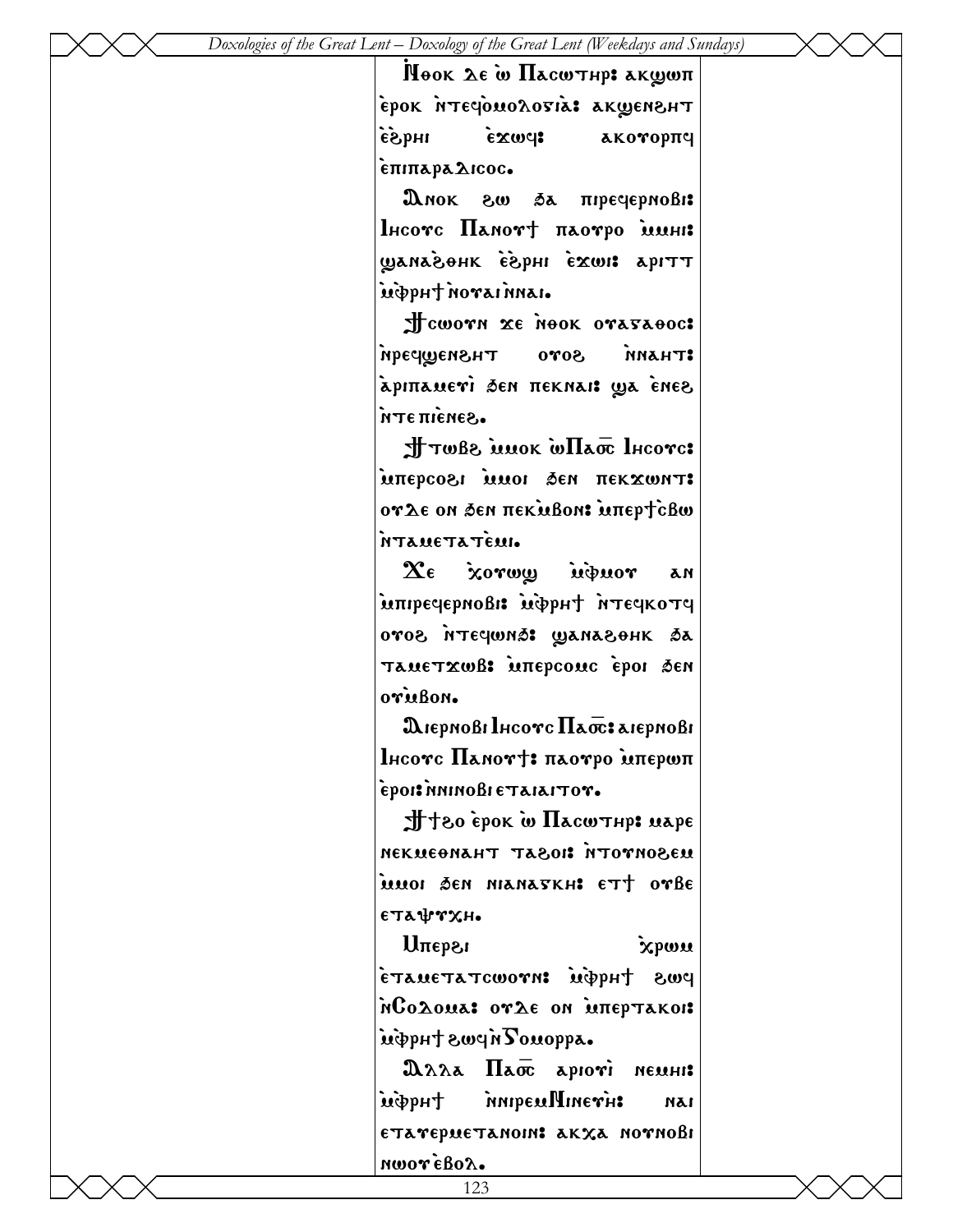Ⲛ̀ⲑⲟⲕ ⲇⲉ ⲱ̀ Ⲡⲁⲥⲱⲧⲏⲣ: ⲁⲕϣⲱⲡ ⲉ̀ⲣⲟⲕ ⲛ̀ⲧⲉϥⲟ̀ⲙⲟⲗⲟⲅⲓⲁ̀: ⲁⲕϣⲉⲛϩⲏⲧ ⲉ̀ϩⲣⲏⲓ ⲉ̀ϫⲱϥ: ⲁⲕⲟⲩⲟⲣⲡϥ ⲉ̀ⲡⲓⲡⲁⲣⲁⲇⲓⲥⲟⲥ.

Ⲁ̀ⲛⲟⲕ ϩⲱ ϧⲁ ⲡⲓⲣⲉϥⲉⲣⲛⲟⲃⲓ: Ⲓⲏⲥⲟⲩⲥ Ⲡⲁⲛⲟⲩϯ ⲡⲁⲟⲩⲣⲟ ⲙ̀ⲙⲏⲓ: ϣⲁⲛⲁϩⲑⲏⲕ ⲉ̀ϩⲣⲏⲓ ⲉ̀ϫⲱⲓ: ⲁⲣⲓⲧⲧ ⲙ̀ⲫⲣⲏϯ ⲛ̀ⲟⲩⲁⲓ ⲛ̀ⲛⲁⲓ.

Ϯⲥⲱⲟⲩⲛ ϫⲉ ⲛ̀ⲑⲟⲕ ⲟⲩⲁⲅⲁⲑⲟⲥ: ⲛ̀ⲣⲉϥϣⲉⲛϩⲏⲧ ⲟⲩⲟϩ ⲛ̀ⲛⲁⲏⲧ: ⲁ̀ⲣⲓⲡⲁⲙⲉⲩⲓ̀ ϧⲉⲛ ⲡⲉⲕⲛⲁⲓ: ϣⲁ ⲉ̀ⲛⲉϩ ⲛ̀ⲧⲉ ⲡⲓⲉ̀ⲛⲉϩ.

Ϯⲧⲱⲃϩ ⲙ̀ⲙⲟⲕ ⲱ̀Ⲡⲁⲟ̅ⲥ̅ Ⲓⲏⲥⲟⲩⲥ: ⲙ̀ⲡⲉⲣⲥⲟϩⲓ ⲙ̀ⲙⲟⲓ ϧⲉⲛ ⲡⲉⲕϫⲱⲛⲧ: ⲟⲩⲇⲉ ⲟⲛ ϧⲉⲛ ⲡⲉⲕⲙ̀ⲃⲟⲛ: ⲙ̀ⲡⲉⲣϯⲥ̀ⲃⲱ ⲛ̀ⲧⲁⲙⲉⲧⲁⲧⲉ̀ⲙⲓ.

Ϫⲉ ⲭ̀ⲟⲩⲱϣ ⲙ̀ⲫⲙⲟⲩ ⲁⲛ ⲙ̀ⲡⲓⲣⲉϥⲉⲣⲛⲟⲃⲓ: ⲙ̀ⲫⲣⲏϯ ⲛ̀ⲧⲉϥⲕⲟⲧϥ ⲟⲩⲟϩ ⲛ̀ⲧⲉϥⲱⲛϧ: ϣⲁⲛⲁϩⲑⲏⲕ ϧⲁ ⲧⲁⲙⲉⲧϫⲱⲃ: ⲙ̀ⲡⲉⲣⲥⲟⲙⲥ ⲉ̀ⲣⲟⲓ ϧⲉⲛ ⲟⲩⲙ̀ⲃⲟⲛ.

Ⲁⲓⲉⲣⲛⲟⲃⲓ Ⲓⲏⲥⲟⲩⲥ Ⲡⲁⲟ̅ⲥ̅: ⲁⲓⲉⲣⲛⲟⲃⲓ Ⲓⲏⲥⲟⲩⲥ Ⲡⲁⲛⲟⲩϯ: ⲡⲁⲟⲩⲣⲟ ⲙ̀ⲡⲉⲣⲱⲡ ⲉ̀ⲣⲟⲓ: ⲛ̀ⲛⲓⲛⲟⲃⲓ ⲉⲧⲁⲓⲁⲓⲧⲟⲩ.

Ϯϯϩⲟ ⲉ̀ⲣⲟⲕ ⲱ̀ Ⲡⲁⲥⲱⲧⲏⲣ: ⲙⲁⲣⲉ ⲛⲉⲕⲙⲉⲑⲛⲁⲏⲧ ⲧⲁϩⲟⲓ: ⲛ̀ⲧⲟⲩⲛⲟϩⲉⲙ ⲙ̀ⲙⲟⲓ ϧⲉⲛ ⲛⲓⲁⲛⲁⲅⲕⲏ: ⲉⲧϯ ⲟⲩⲃⲉ ⲧⲁⲯⲩⲭⲏ.

Ⲙ̀ⲡⲉⲣϩⲓ ⲭ̀ⲣⲱⲙ ⲉ̀ⲧⲁⲙⲉⲧⲁⲧⲥⲱⲟⲩⲛ: ⲙ̀ⲫⲣⲏϯ ϩⲱϥ ⲛ̀Ⲥⲟⲇⲟⲙⲁ: ⲟⲩⲇⲉ ⲟⲛ ⲙ̀ⲡⲉⲣⲧⲁⲕⲟⲓ: ⲙ̀ⲫⲣⲏϯ ϩⲱϥ ⲛ̀Ⲅⲟⲙⲟⲣⲣⲁ.

Ⲁⲗⲗⲁ Ⲡⲁⲟ̅ⲥ̅ ⲁⲣⲓⲟⲩⲓ̀ ⲛⲉⲙⲏⲓ: ⲙ̀ⲫⲣⲏϯ ⲛ̀ⲛⲓⲣⲉⲙⲚⲓⲛⲉⲩⲏ: ⲛⲁⲓ ⲉⲧⲁⲩⲉⲣⲙⲉⲧⲁⲛⲟⲓⲛ: ⲁⲕⲭⲁ ⲛⲟⲩⲛⲟⲃⲓ ⲛⲱⲟⲩ ⲉ̀ⲃⲟⲗ.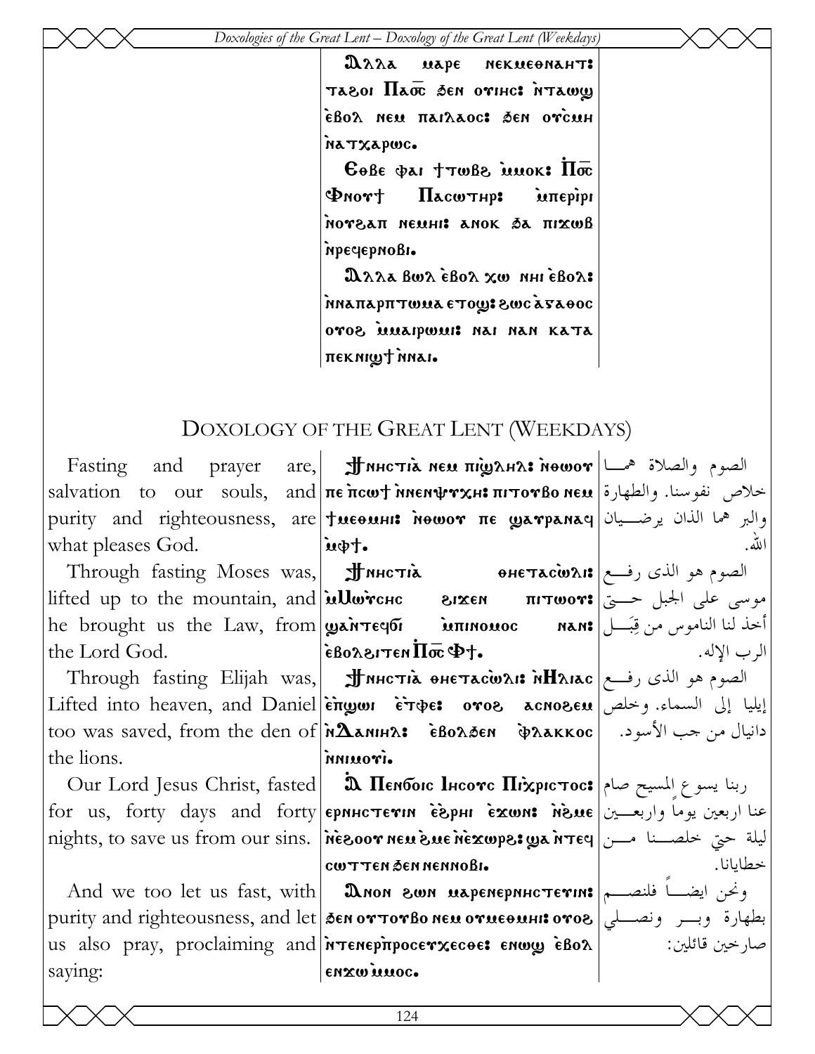| | Ⲁⲗⲗⲁ ⲙⲁⲣⲉ ⲛⲉⲕⲙⲉⲑⲛⲁⲏⲧ: ⲧⲁϩⲟⲓ Ⲡⲁⲟ̄ⲥ̄ ϧⲉⲛ ⲟⲩⲓⲏⲥ: ⲛ̀ⲧⲁⲱϣ ⲉ̀ⲃⲟⲗ ⲛⲉⲙ ⲡⲁⲓⲗⲁⲟⲥ: ϧⲉⲛ ⲟⲩⲥ̀ⲙⲏ ⲛ̀ⲁⲧⲭⲁⲣⲱⲥ. Ⲉⲑⲃⲉ ⲫⲁⲓ ϯⲧⲱⲃϩ ⲙ̀ⲙⲟⲕ: Ⲡ̀ⲟ̄ⲥ̄ Ⲫⲛⲟⲩϯ Ⲡⲁⲥⲱⲧⲏⲣ: ⲙ̀ⲡⲉⲣⲓ̀ⲣⲓ ⲛ̀ⲟⲩϩⲁⲡ ⲛⲉⲙⲏⲓ: ⲁⲛⲟⲕ ϧⲁ ⲡⲓϫⲱⲃ ⲛ̀ⲣⲉϥⲉⲣⲛⲟⲃⲓ. Ⲁⲗⲗⲁ ⲃⲱⲗ ⲉ̀ⲃⲟⲗ ϫⲱ ⲛⲏⲓ ⲉ̀ⲃⲟⲗ: ⲛ̀ⲛⲁⲡⲁⲣⲁⲡⲧⲱⲙⲁ ⲉⲧⲟϣ: ϩⲱⲥ ⲁ̀ⲅⲁⲑⲟⲥ ⲟⲩⲟϩ ⲙ̀ⲙⲁⲓⲣⲱⲙⲓ: ⲛⲁⲓ ⲛⲁⲛ ⲕⲁⲧⲁ ⲡⲉⲕⲛⲓϣϯ ⲛ̀ⲛⲁⲓ. | |
|---|---|---|

## DOXOLOGY OF THE GREAT LENT (WEEKDAYS)

| English | Coptic | Arabic |
|---|---|---|
| Fasting and prayer are, salvation to our souls, and purity and righteousness, are what pleases God. | Ϯⲛⲏⲥⲧⲓⲁ̀ ⲛⲉⲙ ⲡⲓϣ̀ⲗⲏⲗ: ⲛ̀ⲑⲱⲟⲩ ⲡⲉ ⲡ̀ⲥⲱϯ ⲛ̀ⲛⲉⲛⲯⲩⲭⲏ: ⲡⲓⲧⲟⲩⲃⲟ ⲛⲉⲙ ϯⲙⲉⲑⲙⲏⲓ: ⲛ̀ⲑⲱⲟⲩ ⲡⲉ ϣⲁⲩⲣⲁⲛⲁϥ ⲙ̀ⲫϯ. | الصوم والصلاة هما خلاص نفوسنا. والطهارة والبر هما الذان يرضيان الله. |
| Through fasting Moses was, lifted up to the mountain, and he brought us the Law, from the Lord God. | Ϯⲛⲏⲥⲧⲓⲁ̀ ⲑⲏⲉⲧⲁⲥⲱ̀ⲗⲓ: ⲙ̀Ⲙⲱⲩ̀ⲥⲏⲥ ϩⲓϫⲉⲛ ⲡⲓⲧⲱⲟⲩ: ϣⲁⲛ̀ⲧⲉϥϭⲓ ⲙ̀ⲡⲓⲛⲟⲙⲟⲥ ⲛⲁⲛ: ⲉ̀ⲃⲟⲗϩⲓⲧⲉⲛ Ⲡ̀ⲟ̄ⲥ̄ Ⲫϯ. | الصوم هو الذى رفع موسى على الجبل حتى أخذ لنا الناموس من قِبَل الرب الإله. |
| Through fasting Elijah was, Lifted into heaven, and Daniel too was saved, from the den of the lions. | Ϯⲛⲏⲥⲧⲓⲁ̀ ⲑⲏⲉⲧⲁⲥⲱ̀ⲗⲓ: ⲛ̀Ⲏⲗⲓⲁⲥ ⲉ̀ⲡ̀ϣⲱⲓ ⲉ̀ⲧ̀ⲫⲉ: ⲟⲩⲟϩ ⲁⲥⲛⲟϩⲉⲙ ⲛ̀Ⲇⲁⲛⲓⲏⲗ: ⲉ̀ⲃⲟⲗϧⲉⲛ ⲫ̀ⲗⲁⲕⲕⲟⲥ ⲛ̀ⲛⲓⲙⲟⲩⲓ̀. | الصوم هو الذى رفع إيليا إلى السماء. وخلص دانيال من جب الأسود. |
| Our Lord Jesus Christ, fasted for us, forty days and forty nights, to save us from our sins. | Ⲁ Ⲡⲉⲛϭⲟⲓⲥ Ⲓⲏⲥⲟⲩⲥ Ⲡⲓⲭ̀ⲣⲓⲥⲧⲟⲥ: ⲉⲣⲛⲏⲥⲧⲉⲩⲓⲛ ⲉ̀ϩ̀ⲣⲏⲓ ⲉ̀ϫⲱⲛ: ⲛ̀ϩⲙⲉ ⲛ̀ⲉ̀ϩⲟⲟⲩ ⲛⲉⲙ ϩⲙⲉ ⲛ̀ⲉ̀ϫⲱⲣϩ: ϣⲁ ⲛ̀ⲧⲉϥⲥⲱϯ ⲧⲉⲛ ϧⲉⲛ ⲛⲉⲛⲛⲟⲃⲓ. | ربنا يسوع المسيح صام عنا اربعين يوماً واربعين ليلة حتى خلصنا من خطايانا. |
| And we too let us fast, with purity and righteousness, and let us also pray, proclaiming and saying: | Ⲁⲛⲟⲛ ϩⲱⲛ ⲙⲁⲣⲉⲛⲉⲣⲛⲏⲥⲧⲉⲩⲓⲛ: ϧⲉⲛ ⲟⲩⲧⲟⲩⲃⲟ ⲛⲉⲙ ⲟⲩⲙⲉⲑⲙⲏⲓ: ⲟⲩⲟϩ ⲛ̀ⲧⲉⲛⲉⲣⲡ̀ⲣⲟⲥⲉⲩⲭⲉⲥⲑⲉ: ⲉⲛⲱϣ ⲉ̀ⲃⲟⲗ ⲉⲛϫⲱ ⲙ̀ⲙⲟⲥ. | ونحن ايضاً فلنصم بطهارة وبر ونصلي صارخين قائلين: |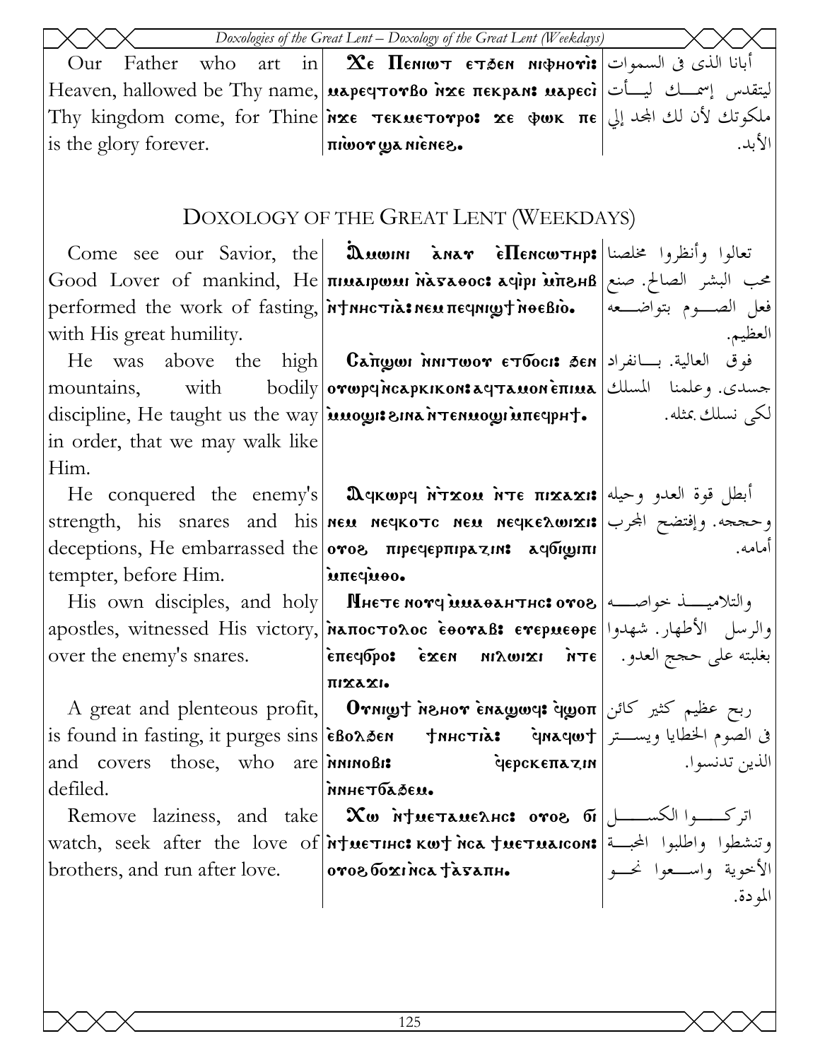| | | |
|---|---|---|
| Our Father who art in Heaven, hallowed be Thy name, Thy kingdom come, for Thine is the glory forever. | Ϫⲉ Ⲡⲉⲛⲓⲱⲧ ⲉⲧϧⲉⲛ ⲛⲓⲫⲏⲟⲩⲓ: ⲙⲁⲣⲉϥⲧⲟⲩⲃⲟ ⲛ̀ϫⲉ ⲡⲉⲕⲣⲁⲛ: ⲙⲁⲣⲉⲥⲓ ⲛ̀ϫⲉ ⲧⲉⲕⲙⲉⲧⲟⲩⲣⲟ: ϫⲉ ⲫⲱⲕ ⲡⲉ ⲡⲓⲱ̀ⲟⲩ ϣⲁ ⲛⲓⲉ̀ⲛⲉϩ. | أبانا الذى فى السموات ليتقدس إسمك ليأت ملكوتك لأن لك المجد إلي الأبد. |

## DOXOLOGY OF THE GREAT LENT (WEEKDAYS)

| | | |
|---|---|---|
| Come see our Savior, the Good Lover of mankind, He performed the work of fasting, with His great humility. | Ⲁ̀ⲙⲱⲓⲛⲓ ⲁ̀ⲛⲁⲩ ⲉ̀Ⲡⲉⲛⲥⲱⲧⲏⲣ: ⲡⲓⲙⲁⲓⲣⲱⲙⲓ ⲛ̀ⲁ̀ⲅⲁⲑⲟⲥ: ⲁϥⲓ̀ⲣⲓ ⲙ̀ⲡϩⲱⲃ ⲛ̀ⲧⲛⲏⲥⲧⲓⲁ̀: ⲛⲉⲙ ⲡⲉϥⲛⲓϣϯ ⲛ̀ⲑⲉⲃⲓⲟ. | تعالوا وأنظروا مخلصنا محب البشر الصالح. صنع فعل الصوم بتواضعه العظيم. |
| He was above the high mountains, with bodily discipline, He taught us the way in order, that we may walk like Him. | Ⲥⲁⲡ̀ϣⲱⲓ ⲛ̀ⲛⲓⲧⲱⲟⲩ ⲉⲧϭⲟⲥⲓ: ϧⲉⲛ ⲟⲩⲱⲣϥ ⲛ̀ⲥⲁⲣⲕⲓⲕⲟⲛ: ⲁϥⲧⲁⲙⲟⲛ ⲉ̀ⲡⲓⲙⲁ ⲙ̀ⲙⲟϣⲓ: ϩⲓⲛⲁ ⲛ̀ⲧⲉⲛⲙⲟϣⲓ ⲙ̀ⲡⲉϥⲣⲏϯ. | فوق العالية. بانفراد جسدى. وعلمنا المسلك لكى نسلك بمثله. |
| He conquered the enemy's strength, his snares and his deceptions, He embarrassed the tempter, before Him. | Ⲁϥⲕⲱⲣϥ ⲛ̀ⲧϫⲟⲙ ⲛ̀ⲧⲉ ⲡⲓϫⲁϫⲓ: ⲛⲉⲙ ⲛⲉϥⲕⲟⲧⲥ ⲛⲉⲙ ⲛⲉϥⲕⲉⲗⲱⲓϫⲓ: ⲟⲩⲟϩ ⲡⲓⲣⲉϥⲉⲣⲡⲓⲣⲁⲍⲓⲛ: ⲁϥϭⲓϣⲓⲡⲓ ⲙ̀ⲡⲉϥⲙ̀ⲑⲟ. | أبطل قوة العدو وحيله وحججه. وإفتضح المجرب أمامه. |
| His own disciples, and holy apostles, witnessed His victory, over the enemy's snares. | Ⲛⲏⲉⲧⲉ ⲛⲟⲩϥ ⲙ̀ⲙⲁⲑⲏⲧⲏⲥ: ⲟⲩⲟϩ ⲛ̀ⲁ̀ⲡⲟⲥⲧⲟⲗⲟⲥ ⲉ̀ⲑⲟⲩⲁⲃ: ⲉⲩⲉⲣⲙⲉⲑⲣⲉ ⲉ̀ⲡⲉϥϭⲣⲟ: ⲉ̀ϫⲉⲛ ⲛⲓⲗⲱⲓϫⲓ ⲛ̀ⲧⲉ ⲡⲓϫⲁϫⲓ. | والتلاميذ خواصه والرسل الأطهار. شهدوا بغلبته على حجج العدو. |
| A great and plenteous profit, is found in fasting, it purges sins and covers those, who are defiled. | Ⲟⲩⲛⲓϣϯ ⲛ̀ϩⲏⲟⲩ ⲉ̀ⲛⲁϣⲱϥ: ϥ̀ϣⲟⲡ ⲉ̀ⲃⲟⲗϧⲉⲛ ϯⲛⲏⲥⲧⲓⲁ̀: ϥ̀ⲛⲁϥⲱϯ ⲛ̀ⲛⲓⲛⲟⲃⲓ: ϥ̀ⲉⲣⲥⲕⲉⲡⲁⲍⲓⲛ ⲛ̀ⲛⲏⲉⲧϭⲁϧⲉⲙ. | ربح عظيم كثير كائن فى الصوم الخطايا ويستر الذين تدنسوا. |
| Remove laziness, and take watch, seek after the love of brothers, and run after love. | Ϫⲱ ⲛ̀ϯⲙⲉⲧⲁⲙⲉⲗⲏⲥ: ⲟⲩⲟϩ ϭⲓ ⲛ̀ϯⲙⲉⲧⲓⲏⲥ: ⲕⲱϯ ⲛ̀ⲥⲁ ϯⲙⲉⲧⲙⲁⲓⲥⲟⲛ: ⲟⲩⲟϩ ϭⲟϫⲓ ⲛ̀ⲥⲁ ϯⲁ̀ⲅⲁⲡⲏ. | اتركوا الكسل وتنشطوا واطلبوا المحبة الأخوية واسعوا نحو المودة. |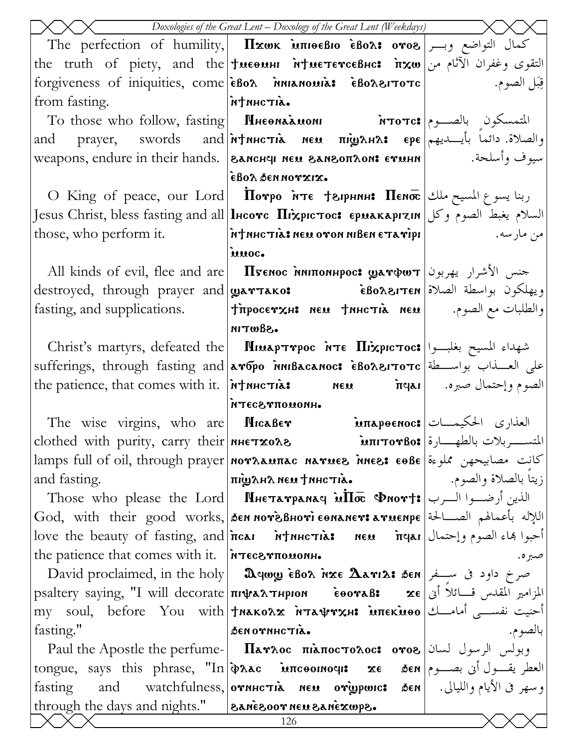| The perfection of humility, the truth of piety, and the forgiveness of iniquities, come from fasting. | Пхωк ⲙ̀пιⲑⲉⲃιⲟ ⲉ̀ⲃⲟⲗ: ⲟⲩⲟϩ ϯⲙⲉⲑⲙⲏι ⲛ̀ϯⲙⲉⲧⲉⲩⲥⲉⲃⲏⲥ: ⲡ̀ϫⲱ ⲉ̀ⲃⲟⲗ ⲛ̀ⲛιⲁⲛⲟⲙιⲁ̀: ⲉ̀ⲃⲟⲗϩιⲧⲟⲧⲥ ⲛ̀ϯⲛⲏⲥⲧιⲁ̀. | كمال التواضع وبر التقوى وغفران الآثام من قِبَل الصوم. |
|---|---|---|
| To those who follow, fasting and prayer, swords and weapons, endure in their hands. | Ⲛⲏⲉⲑⲛⲁⲁ̀ⲙⲟⲛι ⲛ̀ⲧⲟⲧⲥ: ⲛ̀ϯⲛⲏⲥⲧιⲁ̀ ⲛⲉⲙ ⲡιϣ̀ⲗⲏⲗ: ⲉⲣⲉ ϩⲁⲛⲥⲏϥι ⲛⲉⲙ ϩⲁⲛϩⲟⲡⲗⲟⲛ: ⲉⲩⲙⲏⲛ ⲉ̀ⲃⲟⲗ ϧⲉⲛ ⲛⲟⲩϫιϫ. | المتمسكون بالصوم والصلاة. دائماً بأيديهم سيوف وأسلحة. |
| O King of peace, our Lord Jesus Christ, bless fasting and all those, who perform it. | Ⲡ̀ⲟⲩⲣⲟ ⲛ̀ⲧⲉ ϯϩιⲣⲏⲛⲏ: Ⲡⲉⲛⲟ̅ⲥ̅ Ⲓⲏⲥⲟⲩⲥ Ⲡⲓⲭ̀ⲣⲓⲥⲧⲟⲥ: ⲉⲣⲙⲁⲕⲁⲣιⲍιⲛ ⲛ̀ϯⲛⲏⲥⲧιⲁ̀: ⲛⲉⲙ ⲟⲩⲟⲛ ⲛιⲃⲉⲛ ⲉⲧⲁⲩⲓ̀ⲣι ⲙ̀ⲙⲟⲥ. | ربنا يسوع المسيح ملك السلام يغبط الصوم وكل من مارسه. |
| All kinds of evil, flee and are destroyed, through prayer and fasting, and supplications. | Ⲡⲓ̀ⲅⲉⲛⲟⲥ ⲛ̀ⲛιⲡⲟⲛⲏⲣⲟⲥ: ϣⲁⲩⲫⲱⲧ ϣⲁⲩⲧⲁⲕⲟ: ⲉ̀ⲃⲟⲗϩιⲧⲉⲛ ϯⲡ̀ⲣⲟⲥⲉⲩⲭⲏ: ⲛⲉⲙ ϯⲛⲏⲥⲧιⲁ̀ ⲛⲉⲙ ⲛιⲧⲱⲃϩ. | جنس الأشرار يهربون ويهلكون بواسطة الصلاة والطلبات مع الصوم. |
| Christ's martyrs, defeated the sufferings, through fasting and the patience, that comes with it. | Ⲛιⲙⲁⲣⲧⲩⲣⲟⲥ ⲛ̀ⲧⲉ Ⲡⲓⲭ̀ⲣⲓⲥⲧⲟⲥ: ⲁⲩϭⲣⲟ ⲛ̀ⲛιⲃⲁⲥⲁⲛⲟⲥ: ⲉ̀ⲃⲟⲗϩιⲧⲟⲧⲥ ⲛ̀ϯⲛⲏⲥⲧιⲁ̀: ⲛⲉⲙ ⲡ̀ϥⲁι ⲛ̀ⲧⲉⲥϩⲩⲡⲟⲙⲟⲛⲏ. | شهداء المسيح بغلبوا على العذاب بواسطة الصوم وإحتمال صبره. |
| The wise virgins, who are clothed with purity, carry their lamps full of oil, through prayer and fasting. | Ⲛιⲥⲁⲃⲉⲩ ⲙ̀ⲡⲁⲣⲑⲉⲛⲟⲥ: ⲛⲏⲉⲧϫⲟⲗϩ ⲙ̀ⲡιⲧⲟⲩⲃⲟ: ⲛⲟⲩⲗⲁⲙⲡⲁⲥ ⲛⲁⲩⲙⲉϩ ⲛ̀ⲛⲉϩ: ⲉⲑⲃⲉ ⲡιϣ̀ⲗⲏⲗ ⲛⲉⲙ ϯⲛⲏⲥⲧιⲁ̀. | العذارى الحكيمات المتسربلات بالطهارة كانت مصابيحهن مملوءة زيتاً بالصلاة والصوم. |
| Those who please the Lord God, with their good works, love the beauty of fasting, and the patience that comes with it. | Ⲛⲏⲉⲧⲁⲩⲣⲁⲛⲁϥ ⲙ̀Ⲡ̅ⲟ̅ⲥ̅ Ⲫⲛⲟⲩϯ: ϧⲉⲛ ⲛⲟⲩϩ̀ⲃⲏⲟⲩὶ ⲉⲑⲛⲁⲛⲉⲩ: ⲁⲩⲙⲉⲛⲣⲉ ⲡ̀ⲥⲁι ⲛ̀ϯⲛⲏⲥⲧιⲁ̀: ⲛⲉⲙ ⲡ̀ϥⲁι ⲛ̀ⲧⲉⲥϩⲩⲡⲟⲙⲟⲛⲏ. | الذين أرضوا الرب الإله بأعمالهم الصالحة أحبوا بهاء الصوم وإحتمال صبره. |
| David proclaimed, in the holy psaltery saying, "I will decorate my soul, before You with fasting." | Ⲁϥⲱϣ ⲉ̀ⲃⲟⲗ ⲛ̀ϫⲉ Ⲇⲁⲩιⲇ: ϧⲉⲛ ⲡιⲯⲁⲗⲧⲏⲣιⲟⲛ ⲉ̀ⲑⲟⲩⲁⲃ: ϫⲉ ϯⲛⲁⲕⲟⲗϫ ⲛ̀ⲧⲁⲯⲩⲭⲏ: ⲙ̀ⲡⲉⲕⲙ̀ⲑⲟ ϧⲉⲛ ⲟⲩⲛⲏⲥⲧιⲁ̀. | صرخ داود في سفر المزامير المقدس قائلاً أني أحنيت نفسي أمامك بالصوم. |
| Paul the Apostle the perfume-tongue, says this phrase, "In fasting and watchfulness, through the days and nights." | Ⲡⲁⲩⲗⲟⲥ ⲡιⲁ̀ⲡⲟⲥⲧⲟⲗⲟⲥ: ⲟⲩⲟϩ ⲫ̀ⲗⲁⲥ ⲙ̀ⲡⲥⲑⲟιⲛⲟϥι: ϫⲉ ϧⲉⲛ ⲟⲩⲛⲏⲥⲧιⲁ̀ ⲛⲉⲙ ⲟⲩⲓ̀ϣⲣⲱⲓⲥ: ϧⲉⲛ ϩⲁⲛⲉ̀ϩⲟⲟⲩ ⲛⲉⲙ ϩⲁⲛⲉ̀ϫⲱⲣϩ. | وبولس الرسول لسان العطر يقول أني بصوم وسهر في الأيام والليالي. |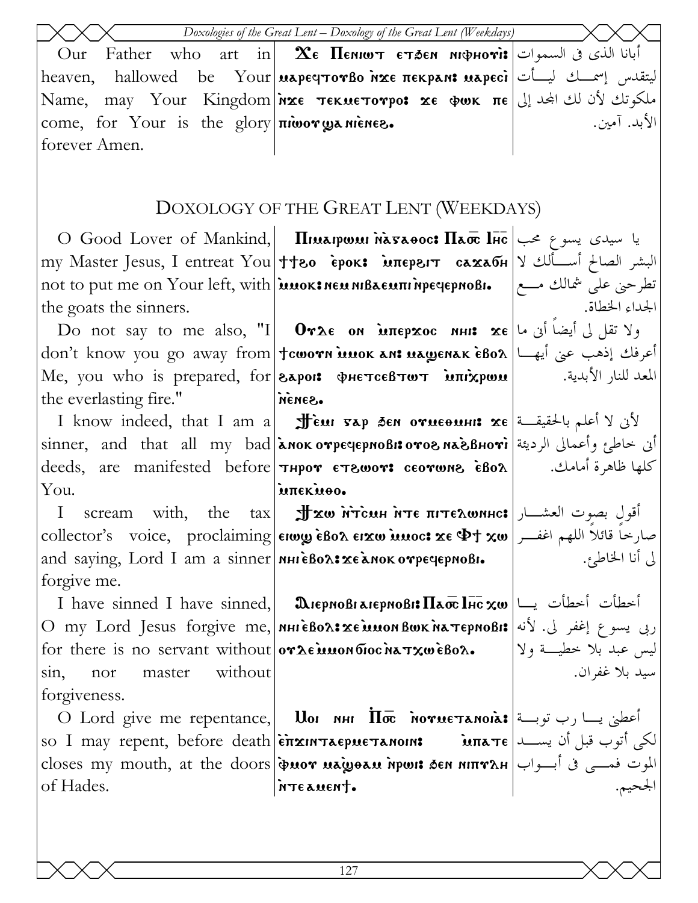| | | |
|---|---|---|
| Our Father who art in heaven, hallowed be Your Name, may Your Kingdom come, for Your is the glory forever Amen. | Ϫⲉ Ⲡⲉⲛⲓⲱⲧ ⲉⲧϧⲉⲛ ⲛⲓⲫⲏⲟⲩⲓ: ⲙⲁⲣⲉϥⲧⲟⲩⲃⲟ ⲛ̀ϫⲉ ⲡⲉⲕⲣⲁⲛ: ⲙⲁⲣⲉⲥⲓ ⲛ̀ϫⲉ ⲧⲉⲕⲙⲉⲧⲟⲩⲣⲟ: ϫⲉ ⲫⲱⲕ ⲡⲉ ⲡⲓⲱ̀ⲟⲩ ϣⲁ ⲛⲓⲉ̀ⲛⲉϩ. | أبانا الذى فى السموات ليتقدس إسمك ليأت ملكوتك لأن لك المجد إلى الأبد. آمين. |

## Doxology of the Great Lent (Weekdays)

| | | |
|---|---|---|
| O Good Lover of Mankind, my Master Jesus, I entreat You not to put me on Your left, with the goats the sinners. | Ⲡⲓⲙⲁⲓⲣⲱⲙⲓ ⲛ̀ⲁ̀ⲅⲁⲑⲟⲥ: Ⲡⲁⲟ̄ⲥ̄ Ⲓⲏ̄ⲥ̄ ϯϯϩⲟ ⲉ̀ⲣⲟⲕ: ⲙ̀ⲡⲉⲣϩⲓⲧ ⲥⲁϫⲁϭⲏ ⲙ̀ⲙⲟⲕ: ⲛⲉⲙ ⲛⲓⲃⲁⲉⲙⲡⲓ ⲛ̀ⲣⲉϥⲉⲣⲛⲟⲃⲓ. | يا سيدى يسوع محب البشر الصالح أسألك لا تطرحنى على شمالك مع الجداء الخطاة. |
| Do not say to me also, "I don't know you go away from Me, you who is prepared, for the everlasting fire." | Ⲟⲩⲇⲉ ⲟⲛ ⲙ̀ⲡⲉⲣϫⲟⲥ ⲛⲏⲓ: ϫⲉ ϯⲥⲱⲟⲩⲛ ⲙ̀ⲙⲟⲕ ⲁⲛ: ⲙⲁϣⲉⲛⲁⲕ ⲉ̀ⲃⲟⲗ ϩⲁⲣⲟⲓ: ⲫⲏⲉⲧⲥⲉⲃⲧⲱⲧ ⲙ̀ⲡⲓⲭ̀ⲣⲱⲙ ⲛ̀ⲉⲛⲉϩ. | ولا تقل لى أيضاً أنى ما أعرفك إذهب عنى أيها المعد للنار الأبدية. |
| I know indeed, that I am a sinner, and that all my bad deeds, are manifested before You. | Ϯⲉⲙⲓ ⲅⲁⲣ ϧⲉⲛ ⲟⲩⲙⲉⲑⲙⲏⲓ: ϫⲉ ⲁ̀ⲛⲟⲕ ⲟⲩⲣⲉϥⲉⲣⲛⲟⲃⲓ: ⲟⲩⲟϩ ⲛⲁϩ̀ⲃⲏⲟⲩⲓ ⲧⲏⲣⲟⲩ ⲉⲧϩⲱⲟⲩ: ⲥⲉⲟⲩⲱⲛϩ ⲉ̀ⲃⲟⲗ ⲙ̀ⲡⲉⲕⲙ̀ⲑⲟ. | لأنى لا أعلم بالحقيقة أنى خاطئ وأعمالى الرديئة كلها ظاهرة أمامك. |
| I scream with, the tax collector's voice, proclaiming and saying, Lord I am a sinner forgive me. | Ϯϫⲱ ⲛ̀ⲧ̀ⲥⲙⲏ ⲛ̀ⲧⲉ ⲡⲓⲧⲉⲗⲱⲛⲏⲥ: ⲉⲓⲱϣ ⲉ̀ⲃⲟⲗ ⲉⲓϫⲱ ⲙ̀ⲙⲟⲥ: ϫⲉ Ⲫϯ ⲭⲱ ⲛⲏⲓ ⲉ̀ⲃⲟⲗ: ϫⲉ ⲁ̀ⲛⲟⲕ ⲟⲩⲣⲉϥⲉⲣⲛⲟⲃⲓ. | أقول بصوت العشار صارخاً قائلاً اللهم اغفر لى أنا الخاطئ. |
| I have sinned I have sinned, O my Lord Jesus forgive me, for there is no servant without sin, nor master without forgiveness. | Ⲁⲓⲉⲣⲛⲟⲃⲓ ⲁⲓⲉⲣⲛⲟⲃⲓ: Ⲡⲁⲟ̄ⲥ̄ Ⲓⲏ̄ⲥ̄ ⲭⲱ ⲛⲏⲓ ⲉ̀ⲃⲟⲗ: ϫⲉ ⲙ̀ⲙⲟⲛ ⲃⲱⲕ ⲛ̀ⲁⲧⲉⲣⲛⲟⲃⲓ: ⲟⲩⲇⲉ ⲙ̀ⲙⲟⲛ ϭⲟⲓⲥ ⲛ̀ⲁⲧⲭⲱ ⲉ̀ⲃⲟⲗ. | أخطأت أخطأت يا ربى يسوع إغفر لى. لأنه ليس عبد بلا خطية ولا سيد بلا غفران. |
| O Lord give me repentance, so I may repent, before death closes my mouth, at the doors of Hades. | Ⲙⲟⲓ ⲛⲏⲓ Ⲡ̀ⲟ̄ⲥ̄ ⲛ̀ⲟⲩⲙⲉⲧⲁⲛⲟⲓⲁ̀: ⲉ̀ⲡ̀ϫⲓⲛⲧⲁⲉⲣⲙⲉⲧⲁⲛⲟⲓⲛ: ⲙ̀ⲡⲁⲧⲉ ⲫ̀ⲙⲟⲩ ⲙⲁϣⲑⲁⲙ ⲛ̀ⲣⲱⲓ: ϧⲉⲛ ⲛⲓⲡⲩⲗⲏ ⲛ̀ⲧⲉ ⲁⲙⲉⲛϯ. | أعطنى يا رب توبة لكى أتوب قبل أن يسد الموت فمى فى أبواب الجحيم. |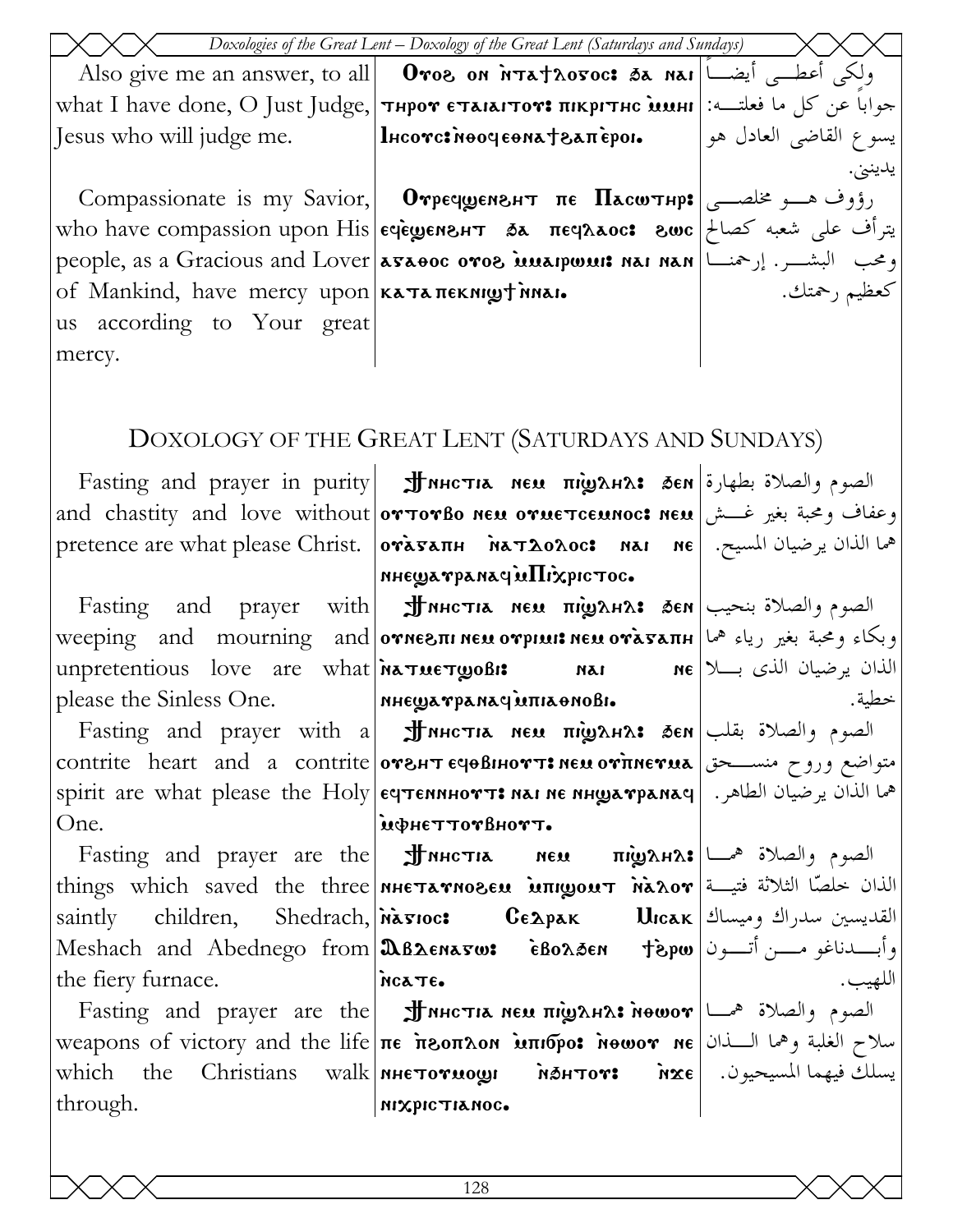| | | |
|---|---|---|
| Also give me an answer, to all what I have done, O Just Judge, Jesus who will judge me. | **Ⲟⲩⲟϩ ⲟⲛ ⲛ̀ⲧⲁϯⲗⲟⲅⲟⲥ: ϧⲁ ⲛⲁⲓ ⲧⲏⲣⲟⲩ ⲉⲧⲁⲓⲁⲓⲧⲟⲩ: ⲡⲓⲕⲣⲓⲧⲏⲥ ⲙ̀ⲙⲏⲓ Ⲓⲏⲥⲟⲩⲥ: ⲛ̀ⲑⲟϥ ⲉⲑⲛⲁϯϩⲁⲡ ⲉ̀ⲣⲟⲓ.** | ولكي أعطـي أيضـاً جواباً عن كل ما فعلتـه: يسوع القاضي العادل هو يدينني. |
| Compassionate is my Savior, who have compassion upon His people, as a Gracious and Lover of Mankind, have mercy upon us according to Your great mercy. | **Ⲟⲩⲣⲉϥϣⲉⲛϩⲏⲧ ⲡⲉ Ⲡⲁⲥⲱⲧⲏⲣ: ⲉϥⲉ̀ϣⲉⲛϩⲏⲧ ϧⲁ ⲡⲉϥⲗⲁⲟⲥ: ϩⲱⲥ ⲁ̀ⲅⲁⲑⲟⲥ ⲟⲩⲟϩ ⲙ̀ⲙⲁⲓⲣⲱⲙⲓ: ⲛⲁⲓ ⲛⲁⲛ ⲕⲁⲧⲁ ⲡⲉⲕⲛⲓϣϯ ⲛ̀ⲛⲁⲓ.** | رؤوف هـو مخلصـي يترأف على شعبه كصالح ومحب البشـر. إرحمنـا كعظيم رحمتك. |

## Doxology of the Great Lent (Saturdays and Sundays)

| | | |
|---|---|---|
| Fasting and prayer in purity and chastity and love without pretence are what please Christ. | **Ϯⲛⲏⲥⲧⲓⲁ ⲛⲉⲙ ⲡⲓϣ̀ⲗⲏⲗ: ϧⲉⲛ ⲟⲩⲧⲟⲩⲃⲟ ⲛⲉⲙ ⲟⲩⲙⲉⲧⲥⲉⲙⲛⲟⲥ: ⲛⲉⲙ ⲟⲩⲁ̀ⲅⲁⲡⲏ ⲛ̀ⲁⲧⲗⲟⲗⲟⲥ: ⲛⲁⲓ ⲛⲉ ⲛⲏⲉϣⲁⲩⲣⲁⲛⲁϥ ⲙ̀Ⲡⲭ̀ⲣⲓⲥⲧⲟⲥ.** | الصوم والصلاة بطهارة وعفاف ومحبة بغير غـش هما الذان يرضيان المسيح. |
| Fasting and prayer with weeping and mourning and unpretentious love are what please the Sinless One. | **Ϯⲛⲏⲥⲧⲓⲁ ⲛⲉⲙ ⲡⲓϣ̀ⲗⲏⲗ: ϧⲉⲛ ⲟⲩⲛⲉϩⲡⲓ ⲛⲉⲙ ⲟⲩⲣⲓⲙⲓ: ⲛⲉⲙ ⲟⲩⲁ̀ⲅⲁⲡⲏ ⲛ̀ⲁⲧⲙⲉⲧϣⲟⲃⲓ: ⲛⲁⲓ ⲛⲉ ⲛⲏⲉϣⲁⲩⲣⲁⲛⲁϥ ⲙ̀ⲡⲓⲁⲑⲛⲟⲃⲓ.** | الصوم والصلاة بنحيب وبكاء ومحبة بغير رياء هما الذان يرضيان الذى بـلا خطية. |
| Fasting and prayer with a contrite heart and a contrite spirit are what please the Holy One. | **Ϯⲛⲏⲥⲧⲓⲁ ⲛⲉⲙ ⲡⲓϣ̀ⲗⲏⲗ: ϧⲉⲛ ⲟⲩϩⲏⲧ ⲉϥⲑⲃⲓⲏⲟⲩⲧ: ⲛⲉⲙ ⲟⲩⲡ̀ⲛⲉⲩⲙⲁ ⲉϥⲧⲉⲛⲛⲏⲟⲩⲧ: ⲛⲁⲓ ⲛⲉ ⲛⲏϣⲁⲩⲣⲁⲛⲁϥ ⲙ̀ⲫⲏⲉⲧⲧⲟⲩⲃⲏⲟⲩⲧ.** | الصوم والصلاة بقلب متواضع وروح منسـحق هما الذان يرضيان الطاهر. |
| Fasting and prayer are the things which saved the three saintly children, Shedrach, Meshach and Abednego from the fiery furnace. | **Ϯⲛⲏⲥⲧⲓⲁ ⲛⲉⲙ ⲡⲓϣ̀ⲗⲏⲗ: ⲛⲏⲉⲧⲁⲩⲛⲟϩⲉⲙ ⲙ̀ⲡⲓϣⲟⲙⲧ ⲛ̀ⲁ̀ⲗⲟⲩ ⲛ̀ⲁ̀ⲅⲓⲟⲥ: Ⲥⲉⲇⲣⲁⲕ Ⲙⲓⲥⲁⲕ Ⲁⲃⲇⲉⲛⲁⲅⲱ: ⲉ̀ⲃⲟⲗϧⲉⲛ ϯϩ̀ⲣⲱ ⲛ̀ⲥⲁⲧⲉ.** | الصوم والصلاة همـا الذان خلصّا الثلاثة فتيـة القديسين سدراك وميساك وأبـدناغو مـن أتـون اللهيب. |
| Fasting and prayer are the weapons of victory and the life which the Christians walk through. | **Ϯⲛⲏⲥⲧⲓⲁ ⲛⲉⲙ ⲡⲓϣ̀ⲗⲏⲗ: ⲛ̀ⲑⲱⲟⲩ ⲡⲉ ⲡ̀ϩⲟⲡⲗⲟⲛ ⲙ̀ⲡⲓϭ̀ⲣⲟ: ⲛ̀ⲑⲱⲟⲩ ⲛⲉ ⲛⲏⲉⲧⲟⲩⲙⲟϣⲓ ⲛ̀ϧⲏⲧⲟⲩ: ⲛ̀ϫⲉ ⲛⲓⲭ̀ⲣⲓⲥⲧⲓⲁⲛⲟⲥ.** | الصوم والصلاة همـا سلاح الغلبة وهما الـذان يسلك فيهما المسيحيون. |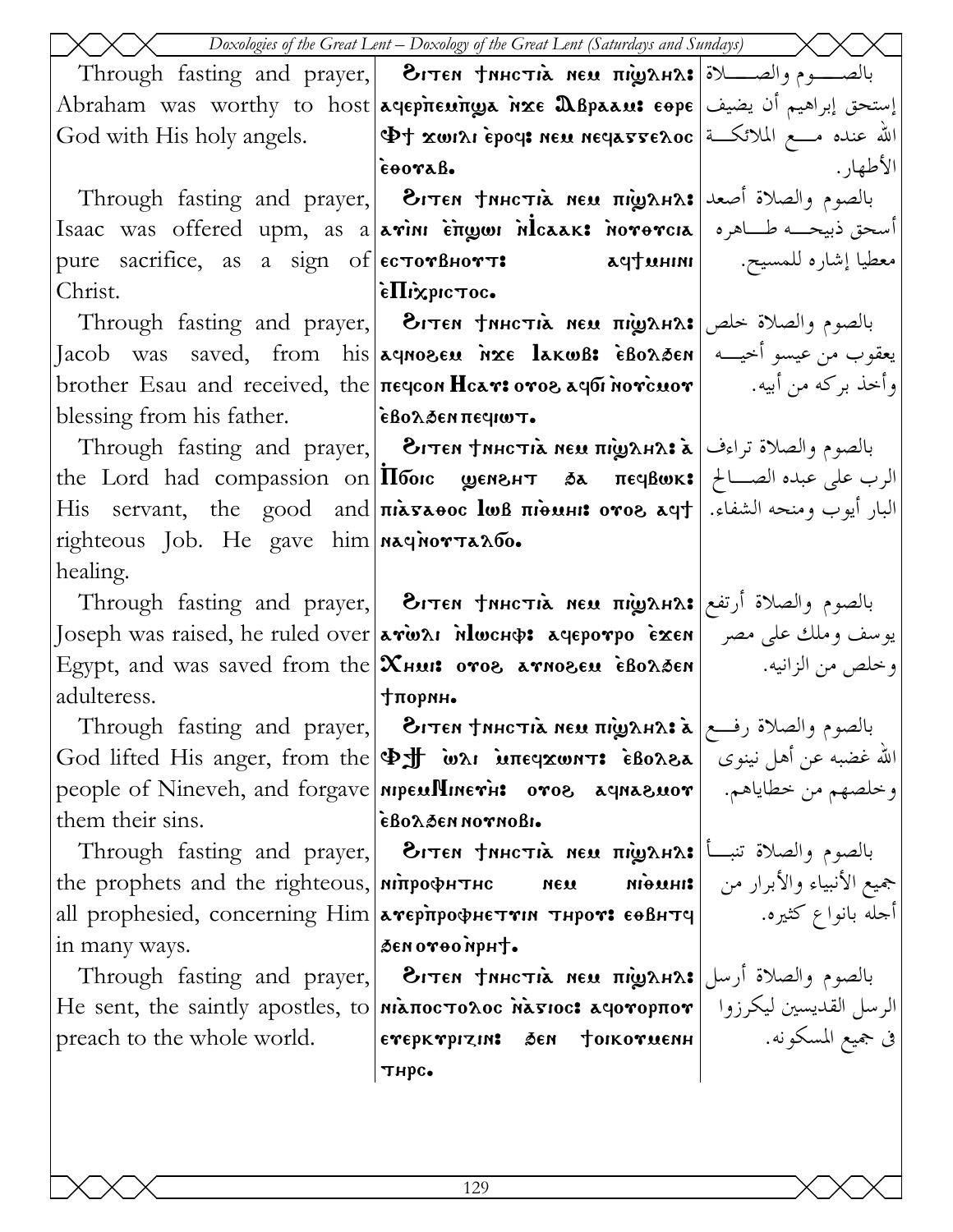| English | Coptic | Arabic |
|---|---|---|
| Through fasting and prayer, Abraham was worthy to host God with His holy angels. | Ϩⲓⲧⲉⲛ ϯⲛⲏⲥⲧⲓⲁ̀ ⲛⲉⲙ ⲡⲓϣ̀ⲗⲏⲗ: ⲁϥⲉⲣⲡⲉⲙⲡ̀ϣⲁ ⲛ̀ϫⲉ Ⲁⲃⲣⲁⲁⲙ: ⲉⲑⲣⲉ Ⲫϯ ϫⲱⲓⲗⲓ ⲉ̀ⲣⲟϥ: ⲛⲉⲙ ⲛⲉϥⲁⲅⲅⲉⲗⲟⲥ ⲉ̀ⲑⲟⲩⲁⲃ. | بالصـــوم والصـــلاة إستحق إبراهيم أن يضيف الله عنده مـــع الملائكـــة الأطهار. |
| Through fasting and prayer, Isaac was offered upm, as a pure sacrifice, as a sign of Christ. | Ϩⲓⲧⲉⲛ ϯⲛⲏⲥⲧⲓⲁ̀ ⲛⲉⲙ ⲡⲓϣ̀ⲗⲏⲗ: ⲁⲩⲓⲛⲓ ⲉ̀ⲡ̀ϣⲱⲓ ⲛ̀Ⲓⲥⲁⲁⲕ: ⲛ̀ⲟⲩⲑⲩⲥⲓⲁ ⲉⲥⲧⲟⲩⲃⲏⲟⲩⲧ: ⲁϥϯⲙⲏⲓⲛⲓ ⲉ̀Ⲡⲓⲭ̀ⲣⲓⲥⲧⲟⲥ. | بالصوم والصلاة أصعد أسحق ذبيحـــه طـــاهره معطيا إشاره للمسيح. |
| Through fasting and prayer, Jacob was saved, from his brother Esau and received, the blessing from his father. | Ϩⲓⲧⲉⲛ ϯⲛⲏⲥⲧⲓⲁ̀ ⲛⲉⲙ ⲡⲓϣ̀ⲗⲏⲗ: ⲁϥⲛⲟϩⲉⲙ ⲛ̀ϫⲉ Ⲓⲁⲕⲱⲃ: ⲉ̀ⲃⲟⲗϧⲉⲛ ⲡⲉϥⲥⲟⲛ Ⲏⲥⲁⲩ: ⲟⲩⲟϩ ⲁϥϭⲓ ⲛ̀ⲟⲩⲥ̀ⲙⲟⲩ ⲉ̀ⲃⲟⲗϧⲉⲛ ⲡⲉϥⲓⲱⲧ. | بالصوم والصلاة خلص يعقوب من عيسو أخيـــه وأخذ بركه من أبيه. |
| Through fasting and prayer, the Lord had compassion on His servant, the good and righteous Job. He gave him healing. | Ϩⲓⲧⲉⲛ ϯⲛⲏⲥⲧⲓⲁ̀ ⲛⲉⲙ ⲡⲓϣ̀ⲗⲏⲗ: ⲁ̀ Ⲡ̀ϭⲟⲓⲥ ϣⲉⲛϩⲏⲧ ϧⲁ ⲡⲉϥⲃⲱⲕ: ⲡⲓⲁ̀ⲅⲁⲑⲟⲥ Ⲓⲱⲃ ⲡⲓⲑ̀ⲙⲏⲓ: ⲟⲩⲟϩ ⲁϥϯ ⲛⲁϥ ⲛ̀ⲟⲩⲧⲁⲗϭⲟ. | بالصوم والصلاة تراءف الرب على عبده الصـــالح البار أيوب ومنحه الشفاء. |
| Through fasting and prayer, Joseph was raised, he ruled over Egypt, and was saved from the adulteress. | Ϩⲓⲧⲉⲛ ϯⲛⲏⲥⲧⲓⲁ̀ ⲛⲉⲙ ⲡⲓϣ̀ⲗⲏⲗ: ⲁⲩⲱ̀ⲗⲓ ⲛ̀Ⲓⲱⲥⲏⲫ: ⲁϥⲉⲣⲟⲩⲣⲟ ⲉ̀ϫⲉⲛ Ⲭⲏⲙⲓ: ⲟⲩⲟϩ ⲁⲩⲛⲟϩⲉⲙ ⲉ̀ⲃⲟⲗϧⲉⲛ ϯⲡⲟⲣⲛⲏ. | بالصوم والصلاة أرتفع يوسف وملك على مصر وخلص من الزانيه. |
| Through fasting and prayer, God lifted His anger, from the people of Nineveh, and forgave them their sins. | Ϩⲓⲧⲉⲛ ϯⲛⲏⲥⲧⲓⲁ̀ ⲛⲉⲙ ⲡⲓϣ̀ⲗⲏⲗ: ⲁ̀ Ⲫ︦ϯ︦ ⲱ̀ⲗⲓ ⲙ̀ⲡⲉϥϫⲱⲛⲧ: ⲉ̀ⲃⲟⲗϩⲁ ⲛⲓⲣⲉⲙⲚⲓⲛⲉⲩⲏ: ⲟⲩⲟϩ ⲁϥⲛⲁϩⲙⲟⲩ ⲉ̀ⲃⲟⲗϧⲉⲛ ⲛⲟⲩⲛⲟⲃⲓ. | بالصوم والصلاة رفـــع الله غضبه عن أهل نينوى وخلصهم من خطاياهم. |
| Through fasting and prayer, the prophets and the righteous, all prophesied, concerning Him in many ways. | Ϩⲓⲧⲉⲛ ϯⲛⲏⲥⲧⲓⲁ̀ ⲛⲉⲙ ⲡⲓϣ̀ⲗⲏⲗ: ⲛⲓⲡ̀ⲣⲟⲫⲏⲧⲏⲥ ⲛⲉⲙ ⲛⲓⲑ̀ⲙⲏⲓ: ⲁⲩⲉⲣⲡ̀ⲣⲟⲫⲏⲧⲉⲩⲓⲛ ⲧⲏⲣⲟⲩ: ⲉⲑⲃⲏⲧϥ ϧⲉⲛ ⲟⲩⲑⲟ ⲛ̀ⲣⲏϯ. | بالصوم والصلاة تنبـــأ جميع الأنبياء والأبرار من أجله بانواع كثيره. |
| Through fasting and prayer, He sent, the saintly apostles, to preach to the whole world. | Ϩⲓⲧⲉⲛ ϯⲛⲏⲥⲧⲓⲁ̀ ⲛⲉⲙ ⲡⲓϣ̀ⲗⲏⲗ: ⲛⲓⲁ̀ⲡⲟⲥⲧⲟⲗⲟⲥ ⲛ̀ⲁ̀ⲅⲓⲟⲥ: ⲁϥⲟⲩⲟⲣⲡⲟⲩ ⲉⲩⲉⲣⲕⲏⲣⲩⲍⲓⲛ: ϧⲉⲛ ϯⲟⲓⲕⲟⲩⲙⲉⲛⲏ ⲧⲏⲣⲥ. | بالصوم والصلاة أرسل الرسل القديسين ليكرزوا في جميع المسكونه. |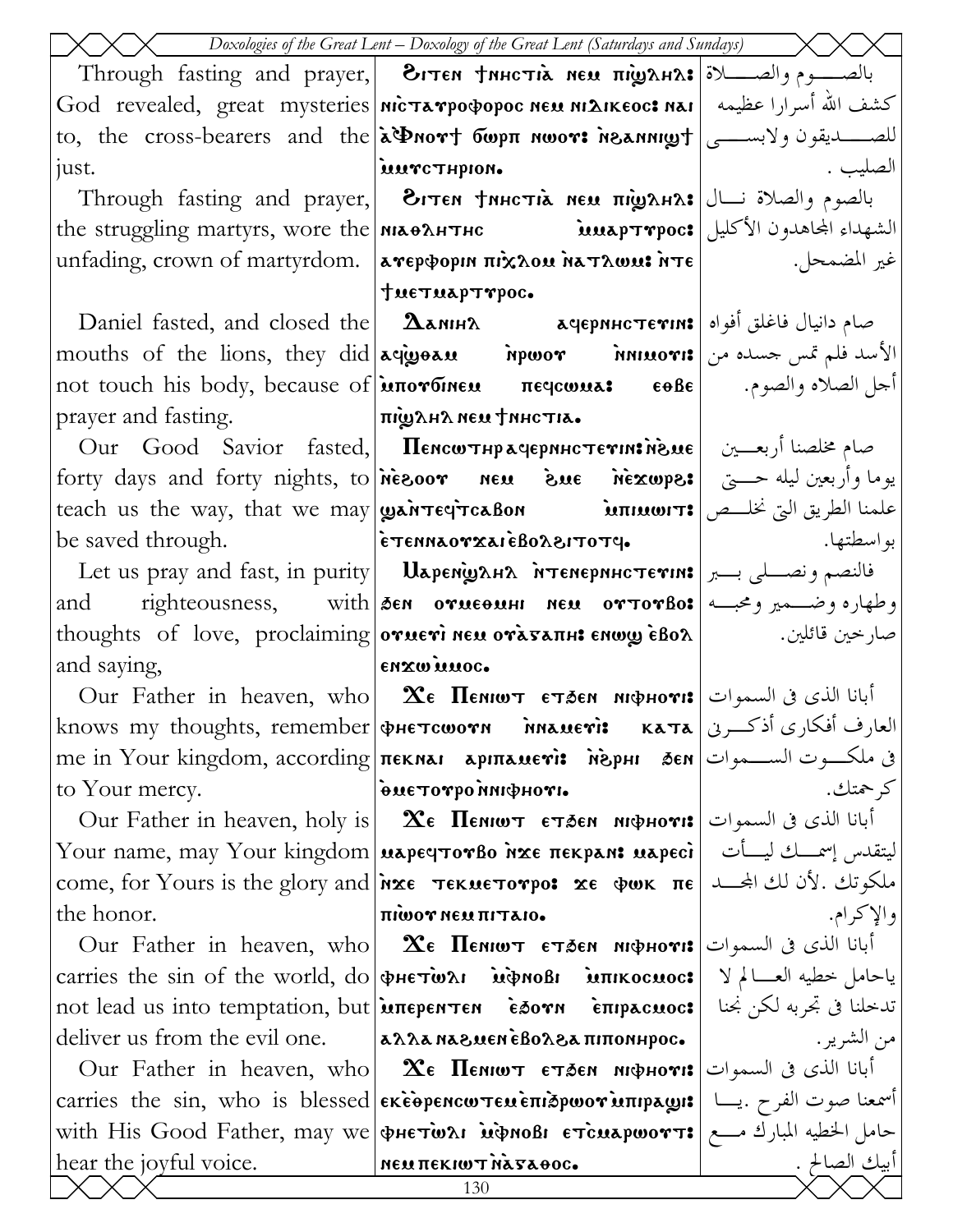| English | Coptic | Arabic |
|---|---|---|
| Through fasting and prayer, God revealed, great mysteries to, the cross-bearers and the just. | Ϩⲓⲧⲉⲛ ϯⲛⲏⲥⲧⲓⲁ ⲛⲉⲙ ⲡⲓϣ̀ⲗⲏⲗ: ⲛⲓⲥ̀ⲧⲁⲩⲣⲟⲫⲟⲣⲟⲥ ⲛⲉⲙ ⲛⲓⲇⲓⲕⲉⲟⲥ: ⲛⲁⲓ ⲁ̀Ⲫⲛⲟⲩϯ ϭⲱⲣⲡ ⲛⲱⲟⲩ: ⲛ̀ϩⲁⲛⲛⲓϣϯ ⲙ̀ⲙⲩⲥⲧⲏⲣⲓⲟⲛ. | بالصوم والصلاة كشف الله أسرارا عظيمه للصديقون ولابسى الصليب . |
| Through fasting and prayer, the struggling martyrs, wore the unfading, crown of martyrdom. | Ϩⲓⲧⲉⲛ ϯⲛⲏⲥⲧⲓⲁ ⲛⲉⲙ ⲡⲓϣ̀ⲗⲏⲗ: ⲛⲓⲁⲑⲗⲏⲧⲏⲥ ⲙ̀ⲙⲁⲣⲧⲩⲣⲟⲥ: ⲁⲩⲉⲣⲫⲟⲣⲓⲛ ⲡⲓⲭ̀ⲗⲟⲙ ⲛ̀ⲁⲧⲗⲱⲙ: ⲛ̀ⲧⲉ ϯⲙⲉⲧⲙⲁⲣⲧⲩⲣⲟⲥ. | بالصوم والصلاة نال الشهداء المجاهدون الأكليل غير المضمحل. |
| Daniel fasted, and closed the mouths of the lions, they did not touch his body, because of prayer and fasting. | Ⲇⲁⲛⲓⲏⲗ ⲁϥⲉⲣⲛⲏⲥⲧⲉⲩⲓⲛ: ⲁϥϣⲟⲙⲙ ⲛ̀ⲣⲱⲟⲩ ⲛ̀ⲛⲓⲙⲟⲩⲓ: ⲙ̀ⲡⲟⲩϭⲓⲛⲉⲙ ⲡⲉϥⲥⲱⲙⲁ: ⲉⲑⲃⲉ ⲡⲓϣ̀ⲗⲏⲗ ⲛⲉⲙ ϯⲛⲏⲥⲧⲓⲁ. | صام دانيال فاغلق أفواه الأسد فلم تمس جسده من أجل الصلاه والصوم. |
| Our Good Savior fasted, forty days and forty nights, to teach us the way, that we may be saved through. | Ⲡⲉⲛⲥⲱⲧⲏⲣ ⲁϥⲉⲣⲛⲏⲥⲧⲉⲩⲓⲛ: ⲛ̀ϩⲙⲉ ⲛ̀ⲉ̀ϩⲟⲟⲩ ⲛⲉⲙ ϩ̀ⲙⲉ ⲛ̀ⲉ̀ϫⲱⲣϩ: ϣⲁⲛ̀ⲧⲉϥ̀ⲧⲥⲁⲃⲟⲛ ⲙ̀ⲡⲓⲙⲱⲓⲧ: ⲉ̀ⲧⲉⲛⲛⲁⲟⲩϫⲁⲓ ⲉ̀ⲃⲟⲗϩⲓⲧⲟⲧϥ. | صام مخلصنا أربعين يوما وأربعين ليله حتى علمنا الطريق التى نخلص بواسطتها. |
| Let us pray and fast, in purity and righteousness, with thoughts of love, proclaiming and saying, | Ⲙⲁⲣⲉⲛϣ̀ⲗⲏⲗ ⲛ̀ⲧⲉⲛⲉⲣⲛⲏⲥⲧⲉⲩⲓⲛ: ϧⲉⲛ ⲟⲩⲙⲉⲑⲙⲏⲓ ⲛⲉⲙ ⲟⲩⲧⲟⲩⲃⲟ: ⲟⲩⲙⲉⲩ̀ⲓ ⲛⲉⲙ ⲟⲩⲁ̀ⲅⲁⲡⲏ: ⲉⲛⲱϣ ⲉ̀ⲃⲟⲗ ⲉⲛϫⲱ ⲙ̀ⲙⲟⲥ. | فالنصم ونصلى ببر وطهاره وضمير ومحبه صارخين قائلين. |
| Our Father in heaven, who knows my thoughts, remember me in Your kingdom, according to Your mercy. | Ϫⲉ Ⲡⲉⲛⲓⲱⲧ ⲉⲧϧⲉⲛ ⲛⲓⲫⲏⲟⲩⲓ: ⲫⲏⲉⲧⲥⲱⲟⲩⲛ ⲛ̀ⲛⲁⲙⲉⲩ̀ⲓ: ⲕⲁⲧⲁ ⲡⲉⲕⲛⲁⲓ ⲁⲣⲓⲡⲁⲙⲉⲩ̀ⲓ: ⲛ̀ϧ̀ⲣⲏⲓ ϧⲉⲛ ⲑ̀ⲙⲉⲧⲟⲩⲣⲟ ⲛ̀ⲛⲓⲫⲏⲟⲩⲓ. | أبانا الذى فى السموات العارف أفكارى أذكرنى فى ملكوت السموات كرحمتك. |
| Our Father in heaven, holy is Your name, may Your kingdom come, for Yours is the glory and the honor. | Ϫⲉ Ⲡⲉⲛⲓⲱⲧ ⲉⲧϧⲉⲛ ⲛⲓⲫⲏⲟⲩⲓ: ⲙⲁⲣⲉϥⲧⲟⲩⲃⲟ ⲛ̀ϫⲉ ⲡⲉⲕⲣⲁⲛ: ⲙⲁⲣⲉⲥ̀ⲓ ⲛ̀ϫⲉ ⲧⲉⲕⲙⲉⲧⲟⲩⲣⲟ: ϫⲉ ⲫⲱⲕ ⲡⲉ ⲡⲓⲱ̀ⲟⲩ ⲛⲉⲙ ⲡⲓⲧⲁⲓⲟ. | أبانا الذى فى السموات ليتقدس إسمك ليأت ملكوتك .لأن لك المجد والإكرام. |
| Our Father in heaven, who carries the sin of the world, do not lead us into temptation, but deliver us from the evil one. | Ϫⲉ Ⲡⲉⲛⲓⲱⲧ ⲉⲧϧⲉⲛ ⲛⲓⲫⲏⲟⲩⲓ: ⲫⲏⲉⲧⲱ̀ⲗⲓ ⲙ̀ⲫ̀ⲛⲟⲃⲓ ⲙ̀ⲡⲓⲕⲟⲥⲙⲟⲥ: ⲙ̀ⲡⲉⲣⲉⲛⲧⲉⲛ ⲉ̀ϧⲟⲩⲛ ⲉ̀ⲡⲓⲣⲁⲥⲙⲟⲥ: ⲁⲗⲗⲁ ⲛⲁϩⲙⲉⲛ ⲉ̀ⲃⲟⲗϩⲁ ⲡⲓⲡⲟⲛⲏⲣⲟⲥ. | أبانا الذى فى السموات ياحامل خطيه العالم لا تدخلنا فى تجربه لكن نجنا من الشرير. |
| Our Father in heaven, who carries the sin, who is blessed with His Good Father, may we hear the joyful voice. | Ϫⲉ Ⲡⲉⲛⲓⲱⲧ ⲉⲧϧⲉⲛ ⲛⲓⲫⲏⲟⲩⲓ: ⲉⲕⲉ̀ⲑⲣⲉⲛⲥⲱⲧⲉⲙ ⲉ̀ⲡⲓϧ̀ⲣⲱⲟⲩ ⲙ̀ⲡⲓⲣⲁϣⲓ: ⲫⲏⲉⲧⲱ̀ⲗⲓ ⲙ̀ⲫ̀ⲛⲟⲃⲓ ⲉⲧ̀ⲥⲙⲁⲣⲱⲟⲩⲧ: ⲛⲉⲙ ⲡⲉⲕⲓⲱⲧ ⲛ̀ⲁ̀ⲅⲁⲑⲟⲥ. | أبانا الذى فى السموات أسمعنا صوت الفرح .يا حامل الخطيه المبارك مع أبيك الصالح . |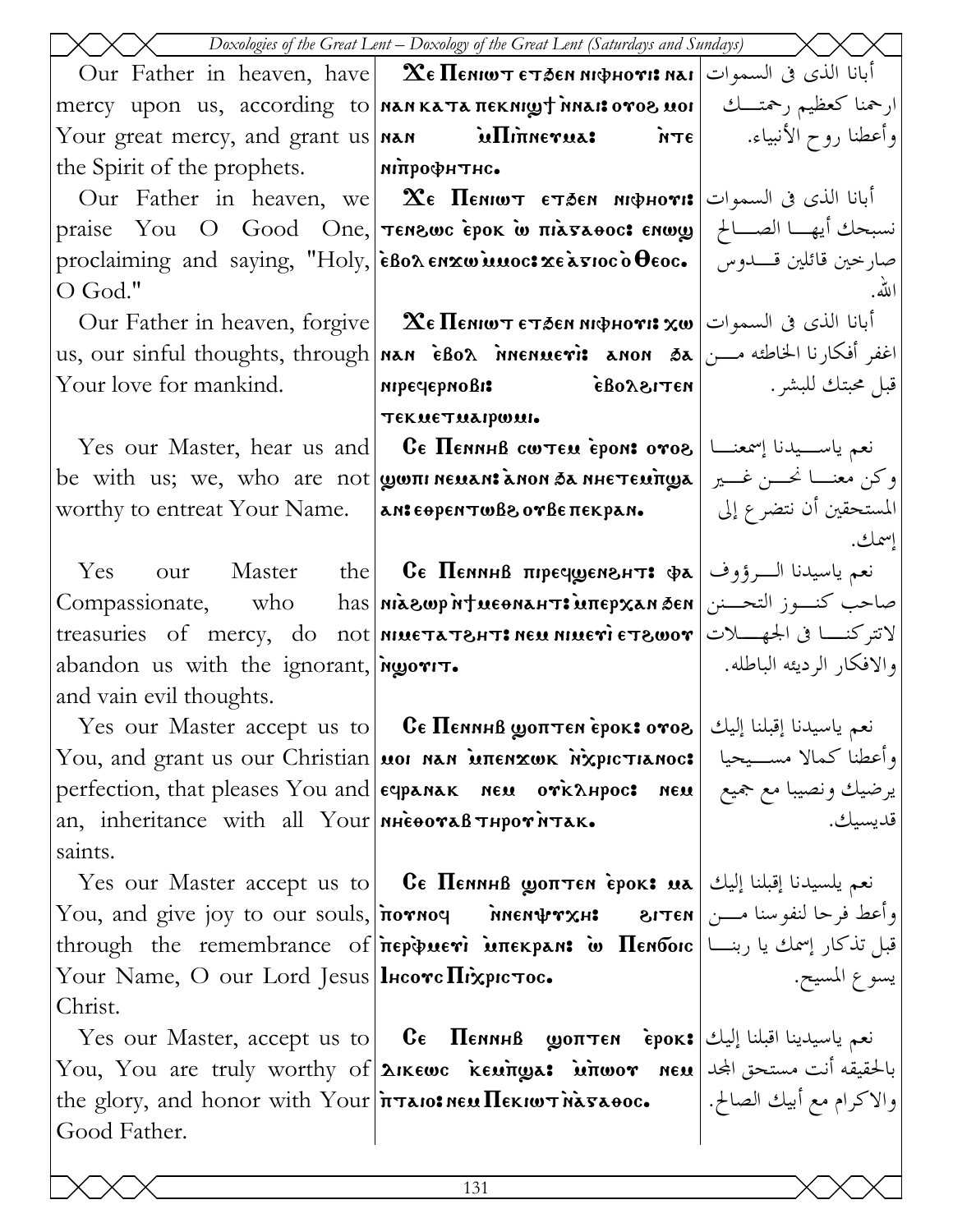| | | |
|---|---|---|
| Our Father in heaven, have mercy upon us, according to Your great mercy, and grant us the Spirit of the prophets. | Ϫⲉ Ⲡⲉⲛⲓⲱⲧ ⲉⲧϧⲉⲛ ⲛⲓⲫⲏⲟⲩⲓ: ⲛⲁⲓ ⲛⲁⲛ ⲕⲁⲧⲁ ⲡⲉⲕⲛⲓϣϯ ⲛ̀ⲛⲁⲓ: ⲟⲩⲟϩ ⲙⲟⲓ ⲛⲁⲛ ⲙ̀Ⲡⲓⲡ̀ⲛⲉⲩⲙⲁ: ⲛ̀ⲧⲉ ⲛⲓⲡ̀ⲣⲟⲫⲏⲧⲏⲥ. | أبانا الذى فى السموات ارحمنا كعظيم رحمتــك وأعطنا روح الأنبياء. |
| Our Father in heaven, we praise You O Good One, proclaiming and saying, "Holy, O God." | Ϫⲉ Ⲡⲉⲛⲓⲱⲧ ⲉⲧϧⲉⲛ ⲛⲓⲫⲏⲟⲩⲓ: ⲧⲉⲛϩⲱⲥ ⲉ̀ⲣⲟⲕ ⲱ̀ ⲡⲓⲁ̀ⲅⲁⲑⲟⲥ: ⲉⲛⲱϣ ⲉ̀ⲃⲟⲗ ⲉⲛϫⲱ ⲙ̀ⲙⲟⲥ: ϫⲉ ⲁ̀ⲅⲓⲟⲥ ⲟ̀ Ⲑⲉⲟⲥ. | أبانا الذى فى السموات نسبحك أيهــا الصــالح صارخين قائلين قــدوس الله. |
| Our Father in heaven, forgive us, our sinful thoughts, through Your love for mankind. | Ϫⲉ Ⲡⲉⲛⲓⲱⲧ ⲉⲧϧⲉⲛ ⲛⲓⲫⲏⲟⲩⲓ: ⲭⲱ ⲛⲁⲛ ⲉ̀ⲃⲟⲗ ⲛ̀ⲛⲉⲛⲙⲉⲩⲓ: ⲁⲛⲟⲛ ϧⲁ ⲛⲓⲣⲉϥⲉⲣⲛⲟⲃⲓ: ⲉ̀ⲃⲟⲗϩⲓⲧⲉⲛ ⲧⲉⲕⲙⲉⲧⲙⲁⲓⲣⲱⲙⲓ. | أبانا الذى فى السموات اغفر أفكارنا الخاطئه مــن قبل محبتك للبشر. |
| Yes our Master, hear us and be with us; we, who are not worthy to entreat Your Name. | Ⲥⲉ Ⲡⲉⲛⲛⲏⲃ ⲥⲱⲧⲉⲙ ⲉ̀ⲣⲟⲛ: ⲟⲩⲟϩ ϣⲱⲡⲓ ⲛⲉⲙⲁⲛ: ⲁ̀ⲛⲟⲛ ϧⲁ ⲛⲏⲉⲧⲉⲙⲡ̀ϣⲁ ⲁⲛ: ⲉⲑⲣⲉⲛⲧⲱⲃϩ ⲟⲩⲃⲉ ⲡⲉⲕⲣⲁⲛ. | نعم ياســيدنا إسمعنــا وكن معنــا نحــن غــير المستحقين أن نتضرع إلى إسمك. |
| Yes our Master the Compassionate, who has treasuries of mercy, do not abandon us with the ignorant, and vain evil thoughts. | Ⲥⲉ Ⲡⲉⲛⲛⲏⲃ ⲡⲓⲣⲉϥϣⲉⲛϩⲏⲧ: ⲫⲁ ⲛⲓⲁ̀ϩⲱⲣ ⲛ̀ϯⲙⲉⲑⲛⲁⲏⲧ: ⲙ̀ⲡⲉⲣⲭⲁⲛ ϧⲉⲛ ⲛⲓⲙⲉⲧⲁⲧϩⲏⲧ: ⲛⲉⲙ ⲛⲓⲙⲉⲩⲓ̀ ⲉⲧϩⲱⲟⲩ ⲛ̀ϣⲟⲩⲓⲧ. | نعم ياسيدنا الــرؤوف صاحب كنــوز التحــنن لاتتركنــا فى الجهــلات والافكار الرديئه الباطله. |
| Yes our Master accept us to You, and grant us our Christian perfection, that pleases You and an, inheritance with all Your saints. | Ⲥⲉ Ⲡⲉⲛⲛⲏⲃ ϣⲟⲡⲧⲉⲛ ⲉ̀ⲣⲟⲕ: ⲟⲩⲟϩ ⲙⲟⲓ ⲛⲁⲛ ⲙ̀ⲡⲉⲛϫⲱⲕ ⲛ̀Ⲭ̀ⲣⲓⲥⲧⲓⲁⲛⲟⲥ: ⲉϥⲣⲁⲛⲁⲕ ⲛⲉⲙ ⲟⲩⲕ̀ⲗⲏⲣⲟⲥ: ⲛⲉⲙ ⲛⲏⲉ̀ⲑⲟⲩⲁⲃ ⲧⲏⲣⲟⲩ ⲛ̀ⲧⲁⲕ. | نعم ياسيدنا إقبلنا إليك وأعطنا كمالا مســيحيا يرضيك ونصيبا مع جميع قديسيك. |
| Yes our Master accept us to You, and give joy to our souls, through the remembrance of Your Name, O our Lord Jesus Christ. | Ⲥⲉ Ⲡⲉⲛⲛⲏⲃ ϣⲟⲡⲧⲉⲛ ⲉ̀ⲣⲟⲕ: ⲙⲁ ⲡ̀ⲟⲩⲛⲟϥ ⲛ̀ⲛⲉⲛⲯⲩⲭⲏ: ϩⲓⲧⲉⲛ ⲡ̀ⲉⲣⲫ̀ⲙⲉⲩⲓ̀ ⲙ̀ⲡⲉⲕⲣⲁⲛ: ⲱ̀ Ⲡⲉⲛϭⲟⲓⲥ Ⲓⲏⲥⲟⲩⲥ Ⲡⲓⲭ̀ⲣⲓⲥⲧⲟⲥ. | نعم يلسيدنا إقبلنا إليك وأعط فرحا لنفوسنا مــن قبل تذكار إسمك يا ربنــا يسوع المسيح. |
| Yes our Master, accept us to You, You are truly worthy of the glory, and honor with Your Good Father. | Ⲥⲉ Ⲡⲉⲛⲛⲏⲃ ϣⲟⲡⲧⲉⲛ ⲉ̀ⲣⲟⲕ: ⲇⲓⲕⲉⲱⲥ ⲕⲉⲙ̀ⲡ̀ϣⲁ: ⲙ̀ⲡ̀ⲱⲟⲩ ⲛⲉⲙ ⲡ̀ⲧⲁⲓⲟ: ⲛⲉⲙ Ⲡⲉⲕⲓⲱⲧ ⲛ̀ⲁ̀ⲅⲁⲑⲟⲥ. | نعم ياسيدينا اقبلنا إليك بالحقيقه أنت مستحق المجد والاكرام مع أبيك الصالح. |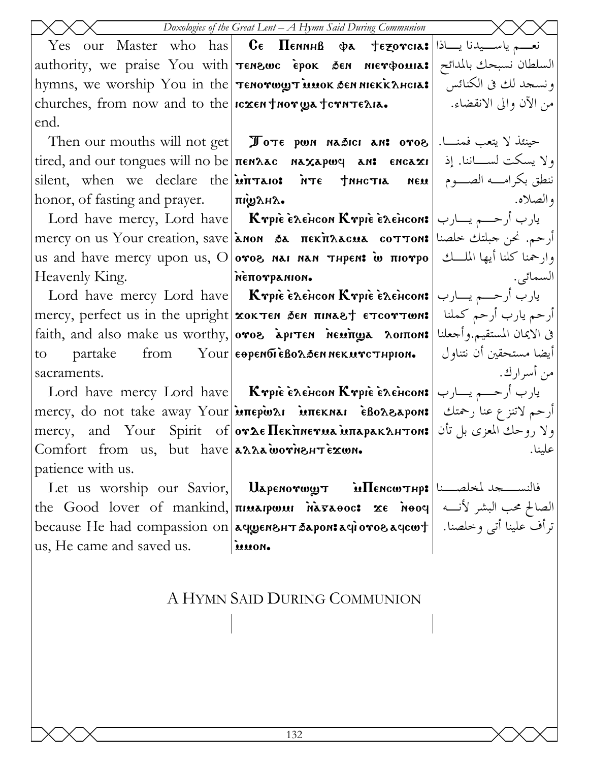| | | |
|---|---|---|
| Yes our Master who has authority, we praise You with hymns, we worship You in the churches, from now and to the end. | Ce Πεννηβ φα †εξoυcια: τενϩωc ἐροκ ϧεν νιευφομια: τενoυωϣτ ὑμoκ ϧεν νιεκκ̀λησια: icϫεν †νoυ ϣα †cυντελια. | نعم ياسيدنا ياذا السلطان نسبحك بالمدائح ونسجد لك فى الكنائس من الآن والى الانقضاء. |
| Then our mouths will not get tired, and our tongues will no be silent, when we declare the honor, of fasting and prayer. | Τoτε ρωн наϧici an: oυoϩ πενλαc naϫαρωq an: encaϫi ὑπταιo: ǹτε †νηcτια neu πιϣλhλ. | حينئذ لا يتعب فمنا. ولا يسكت لساننا. إذ ننطق بكرامه الصوم والصلاه. |
| Lord have mercy, Lord have mercy on us Your creation, save us and have mercy upon us, O Heavenly King. | Κυριε ἐλεηcoν Κυριε ἐλεηcoν: ἀnoν ϧa πεκπ̀λacua coυτoν: oυoϩ nai nan τηρεn: ὦ πioυρo ǹἐπoυρanioν. | يارب أرحم يارب أرحم. نحن جبلتك خلصنا وارحمنا كلنا أيها الملك السمائى. |
| Lord have mercy Lord have mercy, perfect us in the upright faith, and also make us worthy, to partake from Your sacraments. | Κυριε ἐλεηcoν Κυριε ἐλεηcoν: ϫoκτεn ϧεn πinaϩ† ετcoυτωn: oυoϩ ἀρiτεn ǹεuπ̀ϣa λoiπoν: εθρεnϭi ἐβoλϧεn nεκuυcτηριoν. | يارب أرحم يارب أرحم كملنا فى الايمان المستقيم.وأجعلنا أيضا مستحقين أن نتناول من أسرارك. |
| Lord have mercy Lord have mercy, do not take away Your mercy, and Your Spirit of Comfort from us, but have patience with us. | Κυριε ἐλεηcoν Κυριε ἐλεηcoν: ὑπερὼλι ὑπεκnai ἐβoλϩαρoν: oυδε Πεκπ̀nευua ὑπαρακλητoν: αλλα ὼoυǹϩητ ἐϫωn. | يارب أرحم يارب أرحم لاتنزع عنا رحمتك ولا روحك المعزى بل تأن علينا. |
| Let us worship our Savior, the Good lover of mankind, because He had compassion on us, He came and saved us. | Μαρεnoυωϣτ ὑΠεncωτηρ: πιuαiρωui ǹἀγαθoc: ϫε ǹθoq αqϣεnϩητ ϧαρoν: αqi oυoϩ αqcω† ὑuoν. | فالنسجد لمخلصنا الصالح محب البشر لأنه ترأف علينا أتى وخلصنا. |

# A Hymn Said During Communion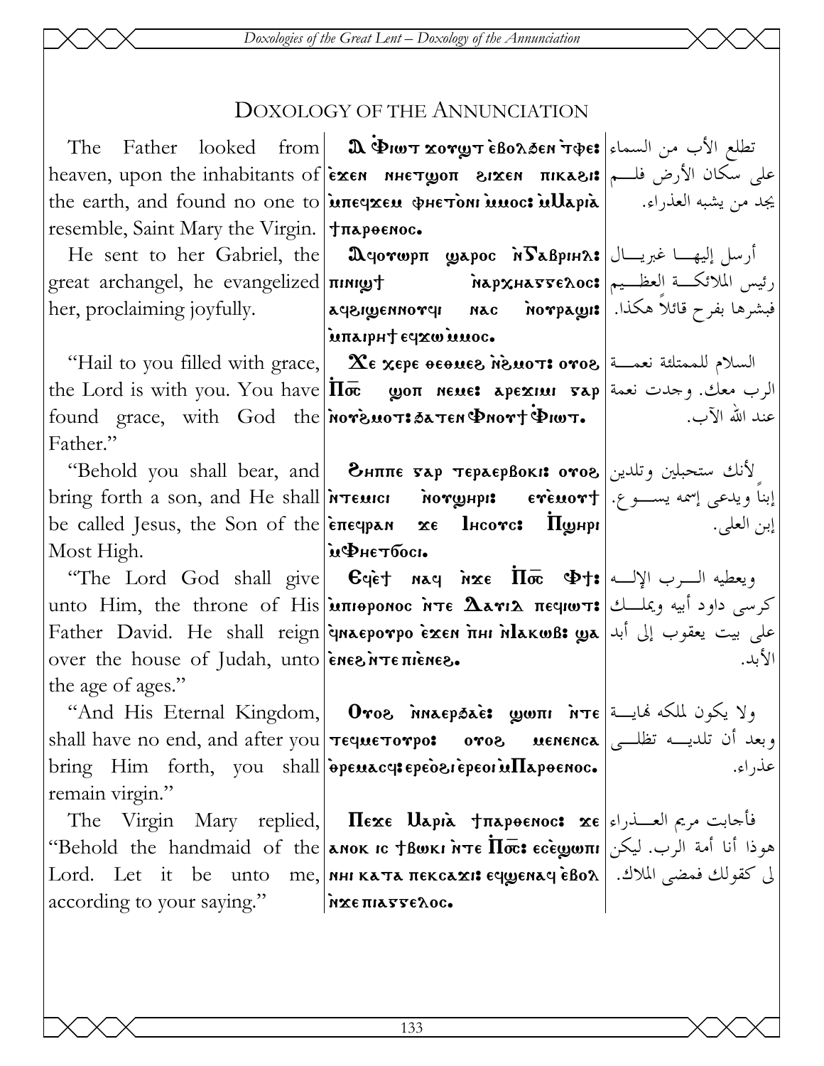# DOXOLOGY OF THE ANNUNCIATION

| English | Coptic | Arabic |
|---|---|---|
| The Father looked from heaven, upon the inhabitants of the earth, and found no one to resemble, Saint Mary the Virgin. | Ⲁ Ⲫⲓⲱⲧ ϫⲟⲩϣⲧ ⲉ̀ⲃⲟⲗϧⲉⲛ ⲧ̀ⲫⲉ: ⲉ̀ϫⲉⲛ ⲛⲏⲉⲧϣⲟⲡ ϩⲓϫⲉⲛ ⲡⲓⲕⲁϩⲓ: ⲙ̀ⲡⲉϥϫⲉⲙ ⲫⲏⲉⲧⲟ̀ⲛⲓ ⲙ̀ⲙⲟⲥ: ⲙ̀Ⲙⲁⲣⲓⲁ̀ ϯⲡⲁⲣⲑⲉⲛⲟⲥ. | تطلع الأب من السماء على سكان الأرض فلم يجد من يشبه العذراء. |
| He sent to her Gabriel, the great archangel, he evangelized her, proclaiming joyfully. | Ⲁϥⲟⲩⲱⲣⲡ ϣⲁⲣⲟⲥ ⲛ̀Ⲅⲁⲃⲣⲓⲏⲗ: ⲡⲓⲛⲓϣϯ ⲛ̀ⲁⲣⲭⲏⲁⲅⲅⲉⲗⲟⲥ: ⲁϥϩⲓϣⲉⲛⲛⲟⲩϥⲓ ⲛⲁⲥ ⲛ̀ⲟⲩⲣⲁϣⲓ: ⲙ̀ⲡⲁⲓⲣⲏϯ ⲉϥϫⲱ ⲙ̀ⲙⲟⲥ. | أرسل إليها غبريال رئيس الملائكة العظيم فبشرها بفرح قائلاً هكذا. |
| "Hail to you filled with grace, the Lord is with you. You have found grace, with God the Father." | Ⲭⲉ ⲭⲉⲣⲉ ⲑⲉⲑⲙⲉϩ ⲛ̀ϩ̀ⲙⲟⲧ: ⲟⲩⲟϩ Ⲡ̅ⲟ̅ⲥ̅ ϣⲟⲡ ⲛⲉⲙⲉ: ⲁⲣⲉϫⲓⲙⲓ ⲅⲁⲣ ⲛ̀ⲟⲩϩ̀ⲙⲟⲧ: ϧⲁⲧⲉⲛ Ⲫⲛⲟⲩϯ Ⲫ̀ⲓⲱⲧ. | السلام للممتلئة نعمة الرب معك. وجدت نعمة عند الله الآب. |
| "Behold you shall bear, and bring forth a son, and He shall be called Jesus, the Son of the Most High. | Ϩⲏⲡⲡⲉ ⲅⲁⲣ ⲧⲉⲣⲁⲉⲣⲃⲟⲕⲓ: ⲟⲩⲟϩ ⲛ̀ⲧⲉⲙⲓⲥⲓ ⲛ̀ⲟⲩϣⲏⲣⲓ: ⲉⲩⲉ̀ⲙⲟⲩϯ ⲉ̀ⲡⲉϥⲣⲁⲛ ϫⲉ Ⲓⲏⲥⲟⲩⲥ: Ⲡϣⲏⲣⲓ ⲙ̀Ⲫⲏⲉⲧϭⲟⲥⲓ. | لأنك ستحبلين وتلدين إبناً ويدعى إسمه يسوع. إبن العلى. |
| "The Lord God shall give unto Him, the throne of His Father David. He shall reign over the house of Judah, unto the age of ages." | Ⲉϥⲉ̀ϯ ⲛⲁϥ ⲛ̀ϫⲉ Ⲡ̅ⲟ̅ⲥ̅ Ⲫϯ: ⲙ̀ⲡⲓⲑⲣⲟⲛⲟⲥ ⲛ̀ⲧⲉ Ⲇⲁⲩⲓⲇ ⲡⲉϥⲓⲱⲧ: ϥ̀ⲛⲁⲉⲣⲟⲩⲣⲟ ⲉ̀ϫⲉⲛ ⲡ̀ⲏⲓ ⲛ̀Ⲓⲁⲕⲱⲃ: ϣⲁ ⲉ̀ⲛⲉϩ ⲛ̀ⲧⲉ ⲡⲓⲉ̀ⲛⲉϩ. | ويعطيه الرب الإله كرسى داود أبيه ويملك على بيت يعقوب إلى أبد الأبد. |
| "And His Eternal Kingdom, shall have no end, and after you bring Him forth, you shall remain virgin." | Ⲟⲩⲟϩ ⲛ̀ⲛⲁⲉⲣϧⲁⲉ̀: ϣⲱⲡⲓ ⲛ̀ⲧⲉ ⲧⲉϥⲙⲉⲧⲟⲩⲣⲟ: ⲟⲩⲟϩ ⲙⲉⲛⲉⲛⲥⲁ ⲑ̀ⲣⲉⲙⲁⲥϥ: ⲉⲣⲉⲟ̀ϩⲓ ⲉ̀ⲣⲉⲟⲓ ⲙ̀Ⲡⲁⲣⲑⲉⲛⲟⲥ. | ولا يكون لملكه نهاية وبعد أن تلديه تظلى عذراء. |
| The Virgin Mary replied, "Behold the handmaid of the Lord. Let it be unto me, according to your saying." | Ⲡⲉϫⲉ Ⲙⲁⲣⲓⲁ̀ ϯⲡⲁⲣⲑⲉⲛⲟⲥ: ϫⲉ ⲁⲛⲟⲕ ⲓⲥ ϯⲃⲱⲕⲓ ⲛ̀ⲧⲉ Ⲡ̅ⲟ̅ⲥ̅: ⲉⲥⲉ̀ϣⲱⲡⲓ ⲛⲏⲓ ⲕⲁⲧⲁ ⲡⲉⲕⲥⲁϫⲓ: ⲉϥϣⲉⲛⲁϥ ⲉ̀ⲃⲟⲗ ⲛ̀ϫⲉ ⲡⲓⲁⲅⲅⲉⲗⲟⲥ. | فأجابت مريم العذراء هوذا أنا أمة الرب. ليكن لى كقولك فمضى الملاك. |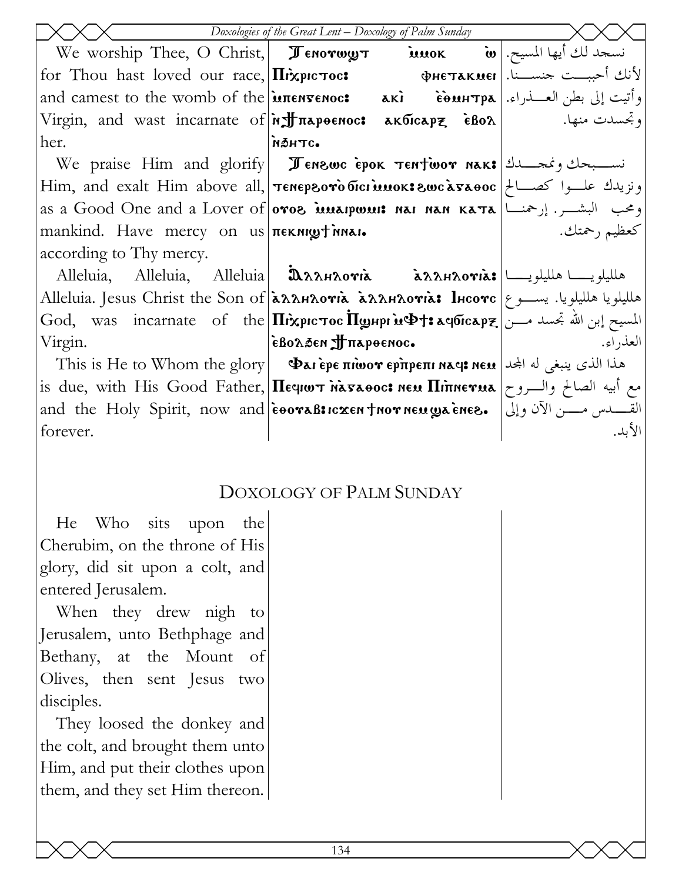| | | |
|---|---|---|
| We worship Thee, O Christ, for Thou hast loved our race, and camest to the womb of the Virgin, and wast incarnate of her. | Ⲧⲉⲛⲟⲩⲱϣⲧ ⲙ̀ⲙⲟⲕ ⲱ̀ Ⲡⲓⲭ̀ⲣⲓⲥⲧⲟⲥ: ⲫⲏⲉⲧⲁⲕⲙⲉⲓ ⲙ̀ⲡⲉⲛⲅⲉⲛⲟⲥ: ⲁⲕⲓ̀ ⲉ̀ⲑⲙⲏⲧⲣⲁ ⲛ̀ϯⲡⲁⲣⲑⲉⲛⲟⲥ: ⲁⲕϭⲓⲥⲁⲣⲝ ⲉ̀ⲃⲟⲗ ⲛ̀ϧⲏⲧⲥ. | نسجد لك أيها المسيح. لأنك أحببت جنسنا. وأتيت إلى بطن العذراء. وتجسدت منها. |
| We praise Him and glorify Him, and exalt Him above all, as a Good One and a Lover of mankind. Have mercy on us according to Thy mercy. | Ⲧⲉⲛϩⲱⲥ ⲉ̀ⲣⲟⲕ ⲧⲉⲛϯⲱ̀ⲟⲩ ⲛⲁⲕ: ⲧⲉⲛⲉⲣϩⲟⲩⲟ̀ ϭⲓⲥⲓ ⲙ̀ⲙⲟⲕ: ϩⲱⲥ ⲁ̀ⲅⲁⲑⲟⲥ ⲟⲩⲟϩ ⲙ̀ⲙⲁⲓⲣⲱⲙⲓ: ⲛⲁⲓ ⲛⲁⲛ ⲕⲁⲧⲁ ⲡⲉⲕⲛⲓϣϯ ⲛ̀ⲛⲁⲓ. | نسبحك ونمجدك ونزيدك علوا كصالح ومحب البشر. إرحمنا كعظيم رحمتك. |
| Alleluia, Alleluia, Alleluia Alleluia. Jesus Christ the Son of God, was incarnate of the Virgin. | Ⲁ̀ⲗⲗⲏⲗⲟⲩⲓ̀ⲁ ⲁ̀ⲗⲗⲏⲗⲟⲩⲓ̀ⲁ: ⲁ̀ⲗⲗⲏⲗⲟⲩⲓ̀ⲁ ⲁ̀ⲗⲗⲏⲗⲟⲩⲓ̀ⲁ: Ⲓⲏⲥⲟⲩⲥ Ⲡⲓⲭ̀ⲣⲓⲥⲧⲟⲥ Ⲡ̀ϣⲏⲣⲓ ⲙ̀Ⲫϯ: ⲁϥϭⲓⲥⲁⲣⲝ ⲉ̀ⲃⲟⲗϧⲉⲛ ϯⲡⲁⲣⲑⲉⲛⲟⲥ. | هلليلويا هلليلويا هلليلويا هلليلويا. يسوع المسيح إبن الله تجسد من العذراء. |
| This is He to Whom the glory is due, with His Good Father, and the Holy Spirit, now and forever. | Ⲫⲁⲓ ⲉ̀ⲣⲉ ⲡⲓⲱ̀ⲟⲩ ⲉⲣⲡ̀ⲣⲉⲡⲓ ⲛⲁϥ: ⲛⲉⲙ Ⲡⲉϥⲓⲱⲧ ⲛ̀ⲁ̀ⲅⲁⲑⲟⲥ: ⲛⲉⲙ Ⲡⲓⲡ̀ⲛⲉⲩⲙⲁ ⲉ̀ⲑⲟⲩⲁⲃ: ⲓⲥϫⲉⲛ ϯⲛⲟⲩ ⲛⲉⲙ ϣⲁ ⲉ̀ⲛⲉϩ. | هذا الذى ينبغى له المجد مع أبيه الصالح والروح القدس من الآن وإلى الأبد. |

## Doxology of Palm Sunday

| | | |
|---|---|---|
| He Who sits upon the Cherubim, on the throne of His glory, did sit upon a colt, and entered Jerusalem. | | |
| When they drew nigh to Jerusalem, unto Bethphage and Bethany, at the Mount of Olives, then sent Jesus two disciples. | | |
| They loosed the donkey and the colt, and brought them unto Him, and put their clothes upon them, and they set Him thereon. | | |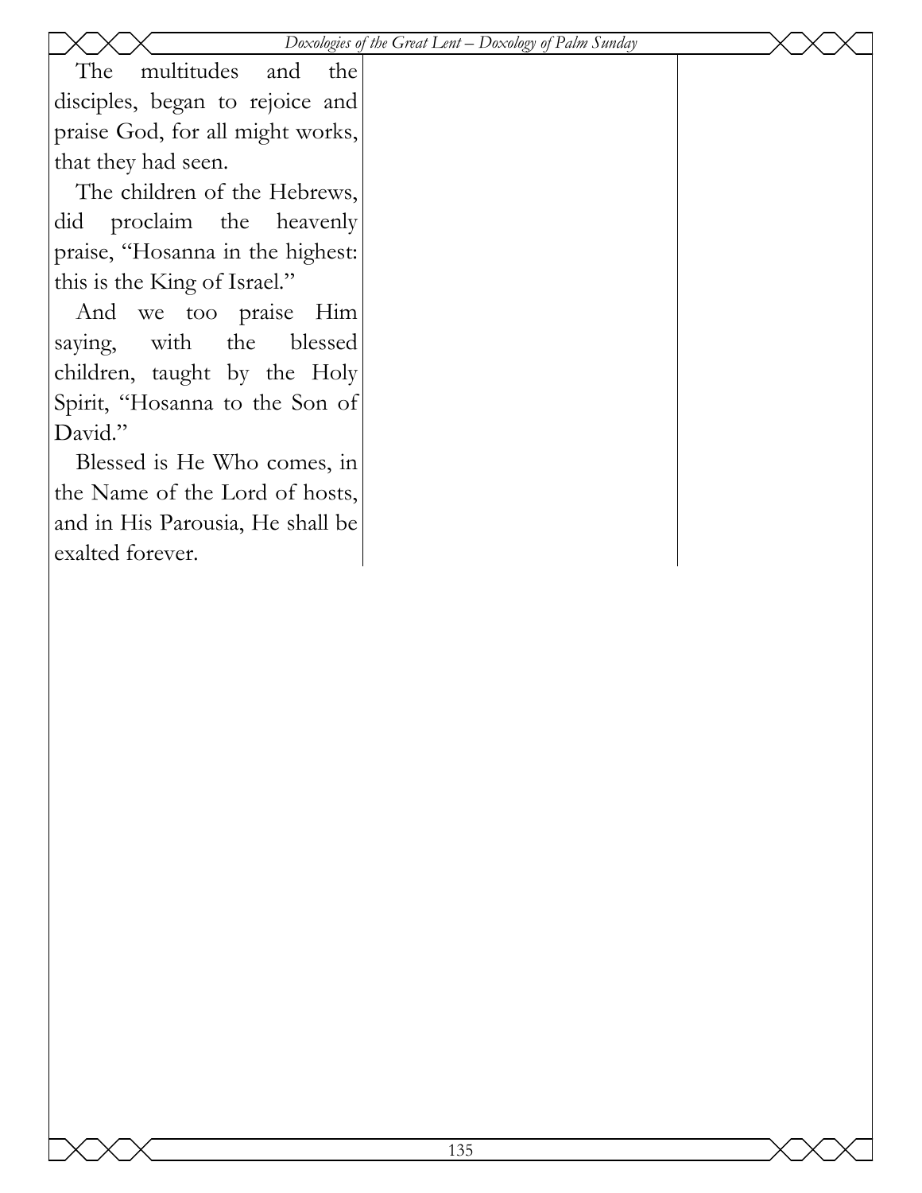The multitudes and the disciples, began to rejoice and praise God, for all might works, that they had seen.

The children of the Hebrews, did proclaim the heavenly praise, "Hosanna in the highest: this is the King of Israel."

And we too praise Him saying, with the blessed children, taught by the Holy Spirit, "Hosanna to the Son of David."

Blessed is He Who comes, in the Name of the Lord of hosts, and in His Parousia, He shall be exalted forever.